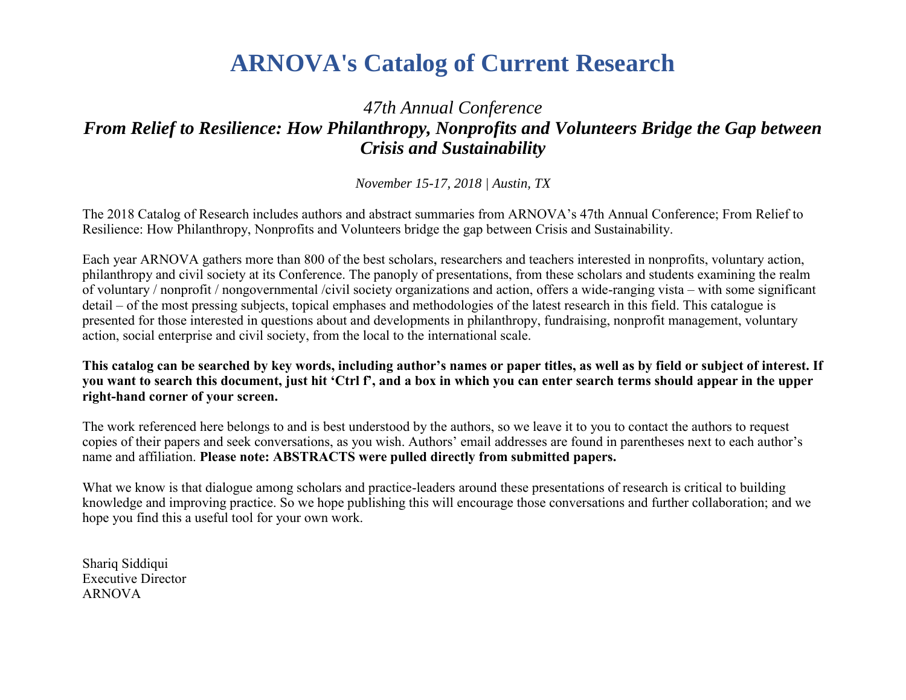# ARNOVA's Catalog of Current Research

*47th Annual Conference*

***From Relief to Resilience: How Philanthropy, Nonprofits and Volunteers Bridge the Gap between Crisis and Sustainability***

*November 15-17, 2018 | Austin, TX*

The 2018 Catalog of Research includes authors and abstract summaries from ARNOVA's 47th Annual Conference; From Relief to Resilience: How Philanthropy, Nonprofits and Volunteers bridge the gap between Crisis and Sustainability.

Each year ARNOVA gathers more than 800 of the best scholars, researchers and teachers interested in nonprofits, voluntary action, philanthropy and civil society at its Conference. The panoply of presentations, from these scholars and students examining the realm of voluntary / nonprofit / nongovernmental /civil society organizations and action, offers a wide-ranging vista – with some significant detail – of the most pressing subjects, topical emphases and methodologies of the latest research in this field. This catalogue is presented for those interested in questions about and developments in philanthropy, fundraising, nonprofit management, voluntary action, social enterprise and civil society, from the local to the international scale.

**This catalog can be searched by key words, including author's names or paper titles, as well as by field or subject of interest. If you want to search this document, just hit 'Ctrl f', and a box in which you can enter search terms should appear in the upper right-hand corner of your screen.**

The work referenced here belongs to and is best understood by the authors, so we leave it to you to contact the authors to request copies of their papers and seek conversations, as you wish. Authors' email addresses are found in parentheses next to each author's name and affiliation. **Please note: ABSTRACTS were pulled directly from submitted papers.**

What we know is that dialogue among scholars and practice-leaders around these presentations of research is critical to building knowledge and improving practice. So we hope publishing this will encourage those conversations and further collaboration; and we hope you find this a useful tool for your own work.

Shariq Siddiqui
Executive Director
ARNOVA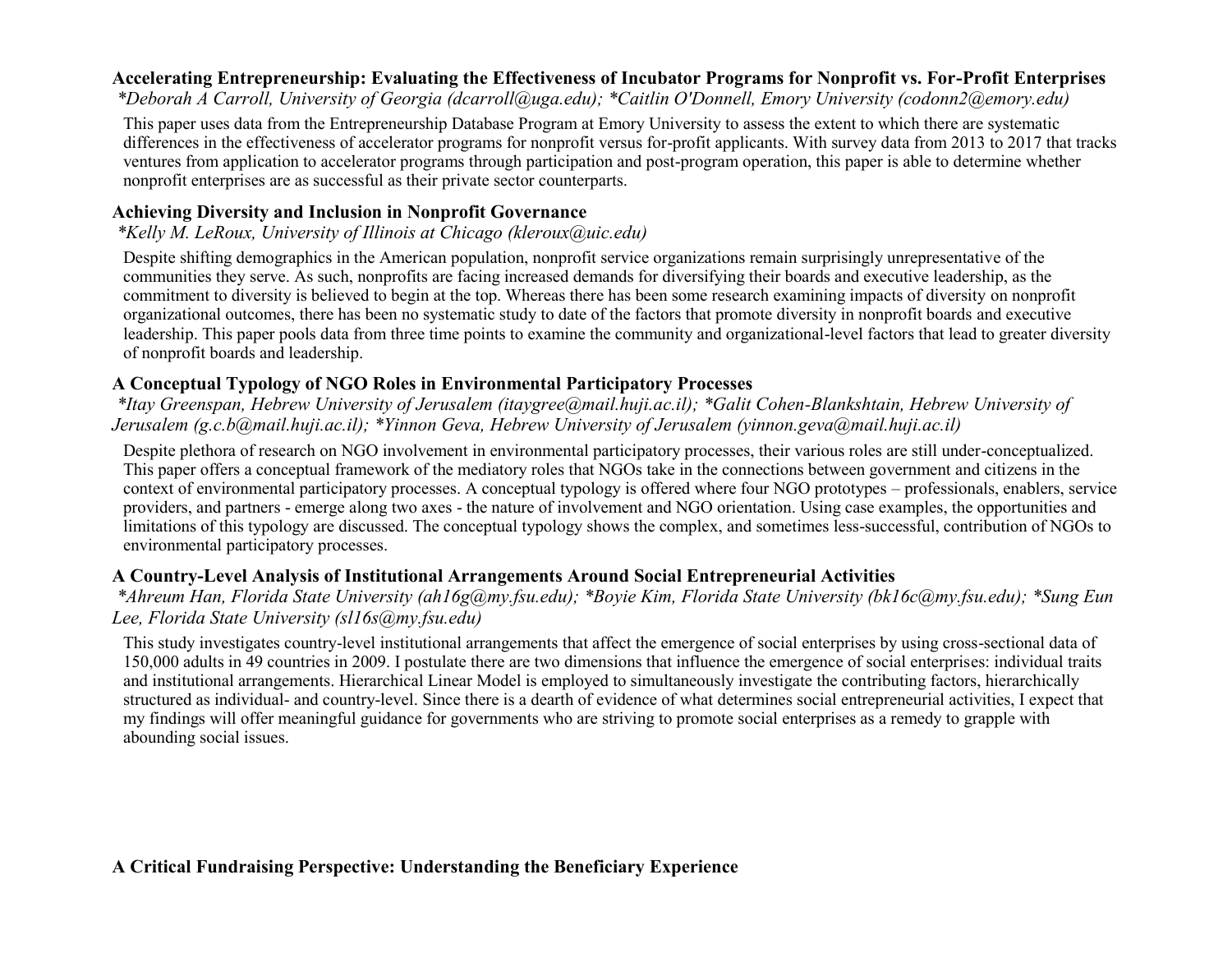**Accelerating Entrepreneurship: Evaluating the Effectiveness of Incubator Programs for Nonprofit vs. For-Profit Enterprises**

*\*Deborah A Carroll, University of Georgia (dcarroll@uga.edu); \*Caitlin O'Donnell, Emory University (codonn2@emory.edu)*

This paper uses data from the Entrepreneurship Database Program at Emory University to assess the extent to which there are systematic differences in the effectiveness of accelerator programs for nonprofit versus for-profit applicants. With survey data from 2013 to 2017 that tracks ventures from application to accelerator programs through participation and post-program operation, this paper is able to determine whether nonprofit enterprises are as successful as their private sector counterparts.

**Achieving Diversity and Inclusion in Nonprofit Governance**

*\*Kelly M. LeRoux, University of Illinois at Chicago (kleroux@uic.edu)*

Despite shifting demographics in the American population, nonprofit service organizations remain surprisingly unrepresentative of the communities they serve. As such, nonprofits are facing increased demands for diversifying their boards and executive leadership, as the commitment to diversity is believed to begin at the top. Whereas there has been some research examining impacts of diversity on nonprofit organizational outcomes, there has been no systematic study to date of the factors that promote diversity in nonprofit boards and executive leadership. This paper pools data from three time points to examine the community and organizational-level factors that lead to greater diversity of nonprofit boards and leadership.

**A Conceptual Typology of NGO Roles in Environmental Participatory Processes**

*\*Itay Greenspan, Hebrew University of Jerusalem (itaygree@mail.huji.ac.il); \*Galit Cohen-Blankshtain, Hebrew University of Jerusalem (g.c.b@mail.huji.ac.il); \*Yinnon Geva, Hebrew University of Jerusalem (yinnon.geva@mail.huji.ac.il)*

Despite plethora of research on NGO involvement in environmental participatory processes, their various roles are still under-conceptualized. This paper offers a conceptual framework of the mediatory roles that NGOs take in the connections between government and citizens in the context of environmental participatory processes. A conceptual typology is offered where four NGO prototypes – professionals, enablers, service providers, and partners - emerge along two axes - the nature of involvement and NGO orientation. Using case examples, the opportunities and limitations of this typology are discussed. The conceptual typology shows the complex, and sometimes less-successful, contribution of NGOs to environmental participatory processes.

**A Country-Level Analysis of Institutional Arrangements Around Social Entrepreneurial Activities**

*\*Ahreum Han, Florida State University (ah16g@my.fsu.edu); \*Boyie Kim, Florida State University (bk16c@my.fsu.edu); \*Sung Eun Lee, Florida State University (sl16s@my.fsu.edu)*

This study investigates country-level institutional arrangements that affect the emergence of social enterprises by using cross-sectional data of 150,000 adults in 49 countries in 2009. I postulate there are two dimensions that influence the emergence of social enterprises: individual traits and institutional arrangements. Hierarchical Linear Model is employed to simultaneously investigate the contributing factors, hierarchically structured as individual- and country-level. Since there is a dearth of evidence of what determines social entrepreneurial activities, I expect that my findings will offer meaningful guidance for governments who are striving to promote social enterprises as a remedy to grapple with abounding social issues.

**A Critical Fundraising Perspective: Understanding the Beneficiary Experience**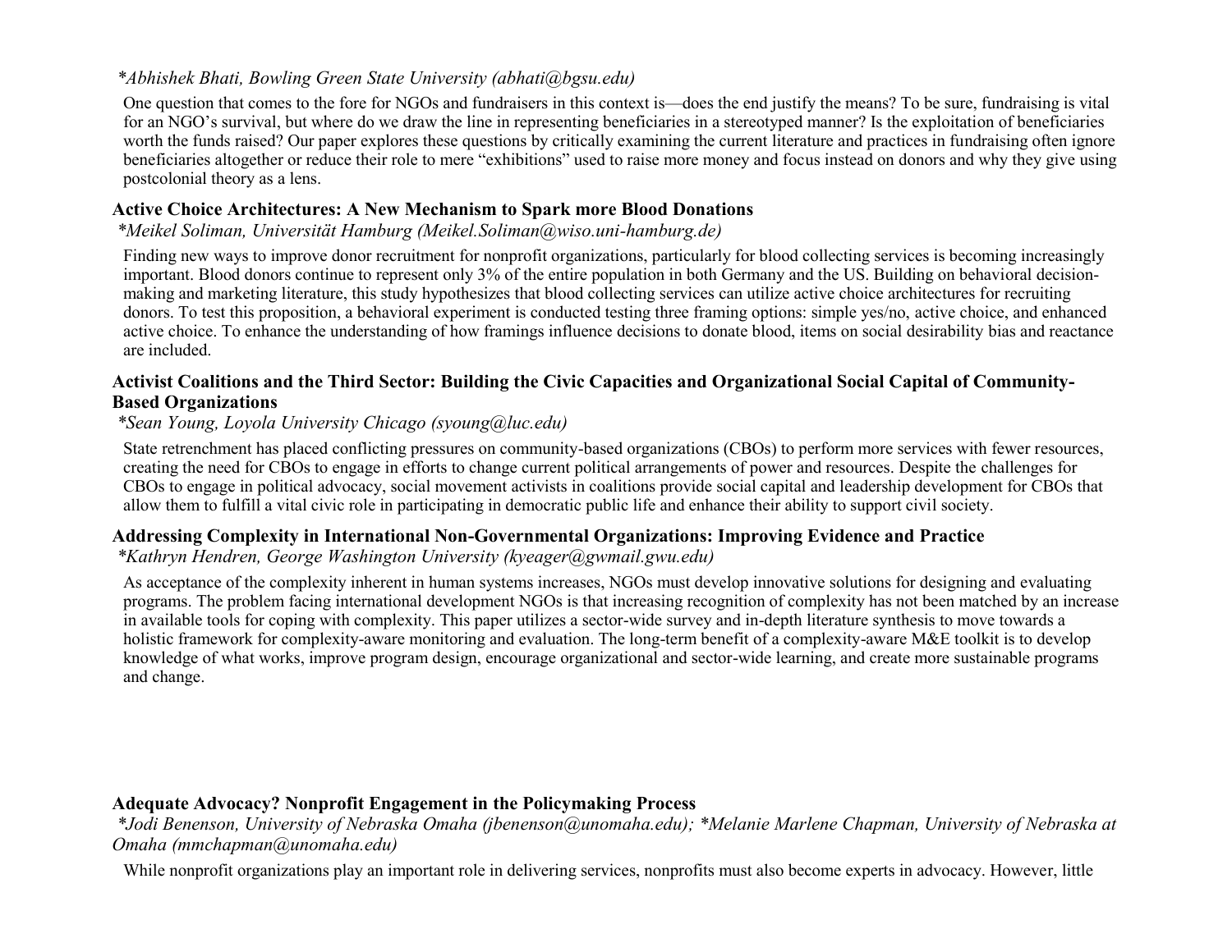*Abhishek Bhati, Bowling Green State University (abhati@bgsu.edu)*

One question that comes to the fore for NGOs and fundraisers in this context is—does the end justify the means? To be sure, fundraising is vital for an NGO's survival, but where do we draw the line in representing beneficiaries in a stereotyped manner? Is the exploitation of beneficiaries worth the funds raised? Our paper explores these questions by critically examining the current literature and practices in fundraising often ignore beneficiaries altogether or reduce their role to mere "exhibitions" used to raise more money and focus instead on donors and why they give using postcolonial theory as a lens.

### Active Choice Architectures: A New Mechanism to Spark more Blood Donations

*Meikel Soliman, Universität Hamburg (Meikel.Soliman@wiso.uni-hamburg.de)*

Finding new ways to improve donor recruitment for nonprofit organizations, particularly for blood collecting services is becoming increasingly important. Blood donors continue to represent only 3% of the entire population in both Germany and the US. Building on behavioral decision-making and marketing literature, this study hypothesizes that blood collecting services can utilize active choice architectures for recruiting donors. To test this proposition, a behavioral experiment is conducted testing three framing options: simple yes/no, active choice, and enhanced active choice. To enhance the understanding of how framings influence decisions to donate blood, items on social desirability bias and reactance are included.

### Activist Coalitions and the Third Sector: Building the Civic Capacities and Organizational Social Capital of Community-Based Organizations

*Sean Young, Loyola University Chicago (syoung@luc.edu)*

State retrenchment has placed conflicting pressures on community-based organizations (CBOs) to perform more services with fewer resources, creating the need for CBOs to engage in efforts to change current political arrangements of power and resources. Despite the challenges for CBOs to engage in political advocacy, social movement activists in coalitions provide social capital and leadership development for CBOs that allow them to fulfill a vital civic role in participating in democratic public life and enhance their ability to support civil society.

### Addressing Complexity in International Non-Governmental Organizations: Improving Evidence and Practice

*Kathryn Hendren, George Washington University (kyeager@gwmail.gwu.edu)*

As acceptance of the complexity inherent in human systems increases, NGOs must develop innovative solutions for designing and evaluating programs. The problem facing international development NGOs is that increasing recognition of complexity has not been matched by an increase in available tools for coping with complexity. This paper utilizes a sector-wide survey and in-depth literature synthesis to move towards a holistic framework for complexity-aware monitoring and evaluation. The long-term benefit of a complexity-aware M&E toolkit is to develop knowledge of what works, improve program design, encourage organizational and sector-wide learning, and create more sustainable programs and change.

### Adequate Advocacy? Nonprofit Engagement in the Policymaking Process

*Jodi Benenson, University of Nebraska Omaha (jbenenson@unomaha.edu); *Melanie Marlene Chapman, University of Nebraska at Omaha (mmchapman@unomaha.edu)*

While nonprofit organizations play an important role in delivering services, nonprofits must also become experts in advocacy. However, little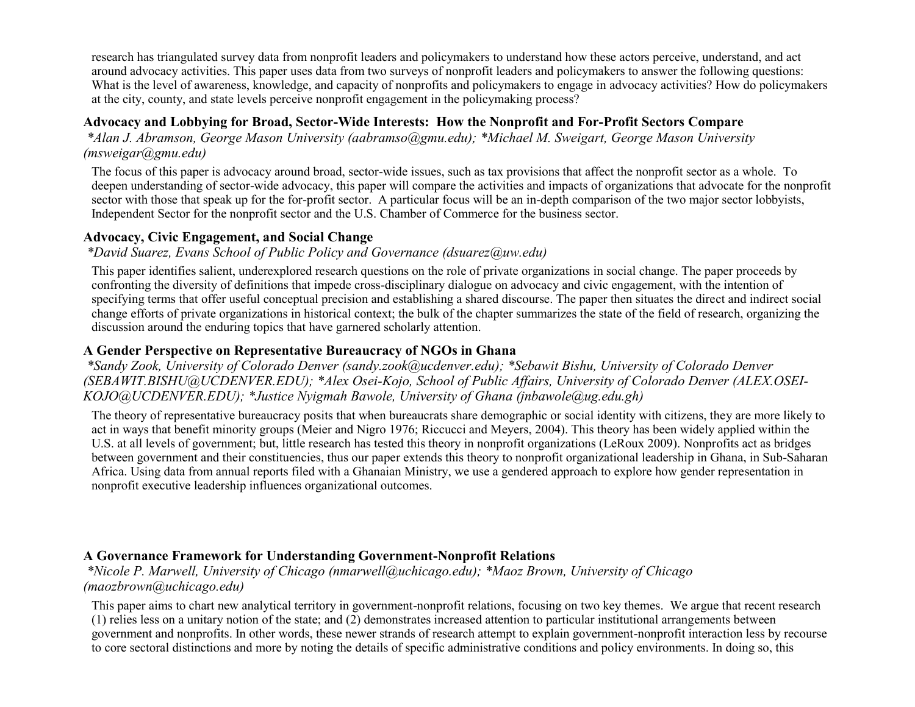research has triangulated survey data from nonprofit leaders and policymakers to understand how these actors perceive, understand, and act around advocacy activities. This paper uses data from two surveys of nonprofit leaders and policymakers to answer the following questions: What is the level of awareness, knowledge, and capacity of nonprofits and policymakers to engage in advocacy activities? How do policymakers at the city, county, and state levels perceive nonprofit engagement in the policymaking process?

### Advocacy and Lobbying for Broad, Sector-Wide Interests: How the Nonprofit and For-Profit Sectors Compare

*\*Alan J. Abramson, George Mason University (aabramso@gmu.edu); \*Michael M. Sweigart, George Mason University (msweigar@gmu.edu)*

The focus of this paper is advocacy around broad, sector-wide issues, such as tax provisions that affect the nonprofit sector as a whole. To deepen understanding of sector-wide advocacy, this paper will compare the activities and impacts of organizations that advocate for the nonprofit sector with those that speak up for the for-profit sector. A particular focus will be an in-depth comparison of the two major sector lobbyists, Independent Sector for the nonprofit sector and the U.S. Chamber of Commerce for the business sector.

### Advocacy, Civic Engagement, and Social Change

*\*David Suarez, Evans School of Public Policy and Governance (dsuarez@uw.edu)*

This paper identifies salient, underexplored research questions on the role of private organizations in social change. The paper proceeds by confronting the diversity of definitions that impede cross-disciplinary dialogue on advocacy and civic engagement, with the intention of specifying terms that offer useful conceptual precision and establishing a shared discourse. The paper then situates the direct and indirect social change efforts of private organizations in historical context; the bulk of the chapter summarizes the state of the field of research, organizing the discussion around the enduring topics that have garnered scholarly attention.

### A Gender Perspective on Representative Bureaucracy of NGOs in Ghana

*\*Sandy Zook, University of Colorado Denver (sandy.zook@ucdenver.edu); \*Sebawit Bishu, University of Colorado Denver (SEBAWIT.BISHU@UCDENVER.EDU); \*Alex Osei-Kojo, School of Public Affairs, University of Colorado Denver (ALEX.OSEI-KOJO@UCDENVER.EDU); \*Justice Nyigmah Bawole, University of Ghana (jnbawole@ug.edu.gh)*

The theory of representative bureaucracy posits that when bureaucrats share demographic or social identity with citizens, they are more likely to act in ways that benefit minority groups (Meier and Nigro 1976; Riccucci and Meyers, 2004). This theory has been widely applied within the U.S. at all levels of government; but, little research has tested this theory in nonprofit organizations (LeRoux 2009). Nonprofits act as bridges between government and their constituencies, thus our paper extends this theory to nonprofit organizational leadership in Ghana, in Sub-Saharan Africa. Using data from annual reports filed with a Ghanaian Ministry, we use a gendered approach to explore how gender representation in nonprofit executive leadership influences organizational outcomes.

### A Governance Framework for Understanding Government-Nonprofit Relations

*\*Nicole P. Marwell, University of Chicago (nmarwell@uchicago.edu); \*Maoz Brown, University of Chicago (maozbrown@uchicago.edu)*

This paper aims to chart new analytical territory in government-nonprofit relations, focusing on two key themes. We argue that recent research (1) relies less on a unitary notion of the state; and (2) demonstrates increased attention to particular institutional arrangements between government and nonprofits. In other words, these newer strands of research attempt to explain government-nonprofit interaction less by recourse to core sectoral distinctions and more by noting the details of specific administrative conditions and policy environments. In doing so, this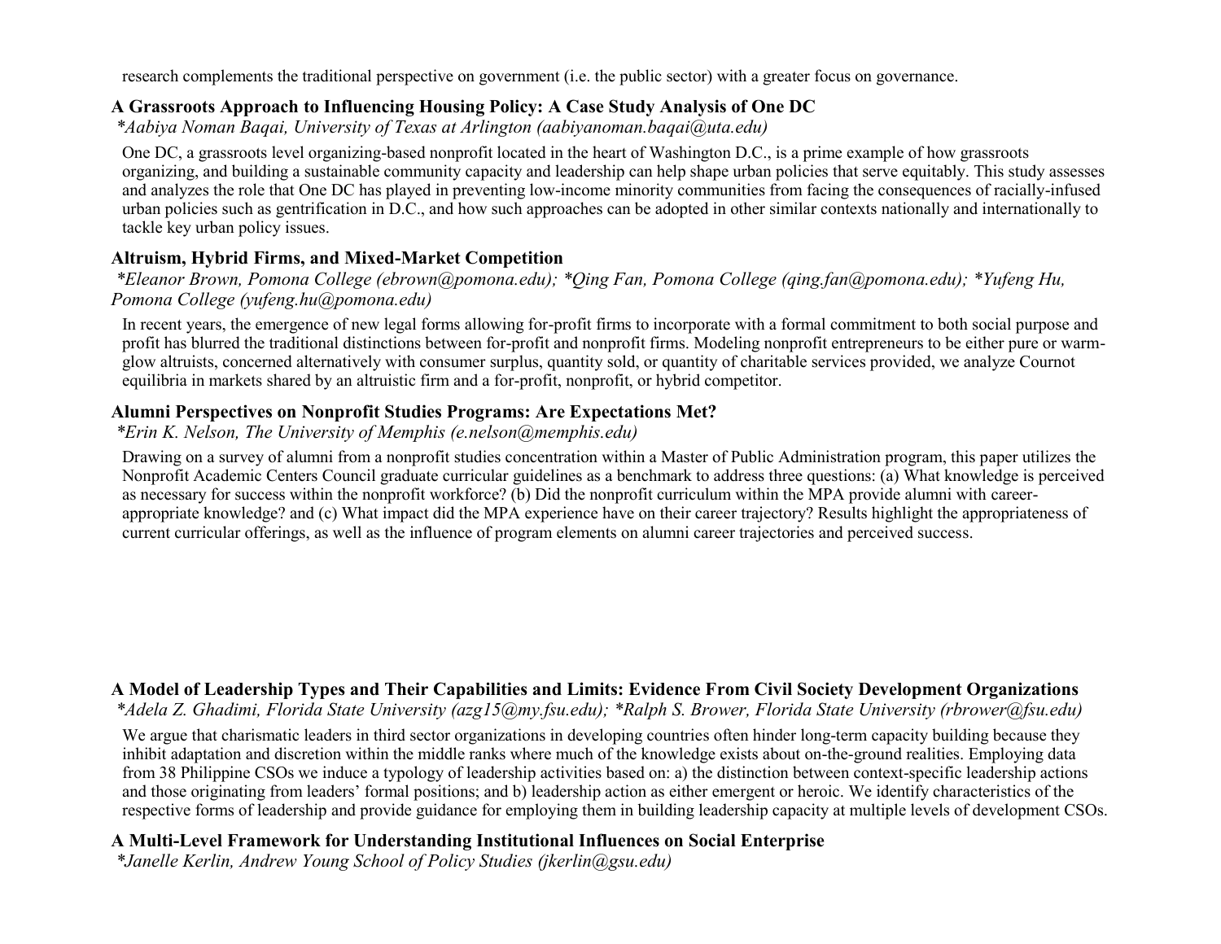research complements the traditional perspective on government (i.e. the public sector) with a greater focus on governance.

### A Grassroots Approach to Influencing Housing Policy: A Case Study Analysis of One DC

*\*Aabiya Noman Baqai, University of Texas at Arlington (aabiyanoman.baqai@uta.edu)*

One DC, a grassroots level organizing-based nonprofit located in the heart of Washington D.C., is a prime example of how grassroots organizing, and building a sustainable community capacity and leadership can help shape urban policies that serve equitably. This study assesses and analyzes the role that One DC has played in preventing low-income minority communities from facing the consequences of racially-infused urban policies such as gentrification in D.C., and how such approaches can be adopted in other similar contexts nationally and internationally to tackle key urban policy issues.

### Altruism, Hybrid Firms, and Mixed-Market Competition

*\*Eleanor Brown, Pomona College (ebrown@pomona.edu); \*Qing Fan, Pomona College (qing.fan@pomona.edu); \*Yufeng Hu, Pomona College (yufeng.hu@pomona.edu)*

In recent years, the emergence of new legal forms allowing for-profit firms to incorporate with a formal commitment to both social purpose and profit has blurred the traditional distinctions between for-profit and nonprofit firms. Modeling nonprofit entrepreneurs to be either pure or warm-glow altruists, concerned alternatively with consumer surplus, quantity sold, or quantity of charitable services provided, we analyze Cournot equilibria in markets shared by an altruistic firm and a for-profit, nonprofit, or hybrid competitor.

### Alumni Perspectives on Nonprofit Studies Programs: Are Expectations Met?

*\*Erin K. Nelson, The University of Memphis (e.nelson@memphis.edu)*

Drawing on a survey of alumni from a nonprofit studies concentration within a Master of Public Administration program, this paper utilizes the Nonprofit Academic Centers Council graduate curricular guidelines as a benchmark to address three questions: (a) What knowledge is perceived as necessary for success within the nonprofit workforce? (b) Did the nonprofit curriculum within the MPA provide alumni with career-appropriate knowledge? and (c) What impact did the MPA experience have on their career trajectory? Results highlight the appropriateness of current curricular offerings, as well as the influence of program elements on alumni career trajectories and perceived success.

### A Model of Leadership Types and Their Capabilities and Limits: Evidence From Civil Society Development Organizations

*\*Adela Z. Ghadimi, Florida State University (azg15@my.fsu.edu); \*Ralph S. Brower, Florida State University (rbrower@fsu.edu)*

We argue that charismatic leaders in third sector organizations in developing countries often hinder long-term capacity building because they inhibit adaptation and discretion within the middle ranks where much of the knowledge exists about on-the-ground realities. Employing data from 38 Philippine CSOs we induce a typology of leadership activities based on: a) the distinction between context-specific leadership actions and those originating from leaders' formal positions; and b) leadership action as either emergent or heroic. We identify characteristics of the respective forms of leadership and provide guidance for employing them in building leadership capacity at multiple levels of development CSOs.

### A Multi-Level Framework for Understanding Institutional Influences on Social Enterprise

*\*Janelle Kerlin, Andrew Young School of Policy Studies (jkerlin@gsu.edu)*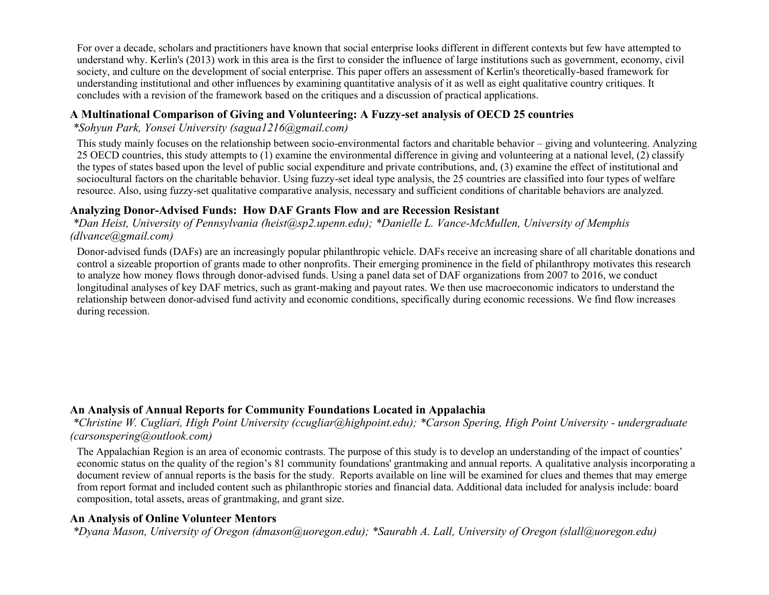For over a decade, scholars and practitioners have known that social enterprise looks different in different contexts but few have attempted to understand why. Kerlin's (2013) work in this area is the first to consider the influence of large institutions such as government, economy, civil society, and culture on the development of social enterprise. This paper offers an assessment of Kerlin's theoretically-based framework for understanding institutional and other influences by examining quantitative analysis of it as well as eight qualitative country critiques. It concludes with a revision of the framework based on the critiques and a discussion of practical applications.

### A Multinational Comparison of Giving and Volunteering: A Fuzzy-set analysis of OECD 25 countries

*\*Sohyun Park, Yonsei University (sagua1216@gmail.com)*

This study mainly focuses on the relationship between socio-environmental factors and charitable behavior – giving and volunteering. Analyzing 25 OECD countries, this study attempts to (1) examine the environmental difference in giving and volunteering at a national level, (2) classify the types of states based upon the level of public social expenditure and private contributions, and, (3) examine the effect of institutional and sociocultural factors on the charitable behavior. Using fuzzy-set ideal type analysis, the 25 countries are classified into four types of welfare resource. Also, using fuzzy-set qualitative comparative analysis, necessary and sufficient conditions of charitable behaviors are analyzed.

### Analyzing Donor-Advised Funds: How DAF Grants Flow and are Recession Resistant

*\*Dan Heist, University of Pennsylvania (heist@sp2.upenn.edu); \*Danielle L. Vance-McMullen, University of Memphis (dlvance@gmail.com)*

Donor-advised funds (DAFs) are an increasingly popular philanthropic vehicle. DAFs receive an increasing share of all charitable donations and control a sizeable proportion of grants made to other nonprofits. Their emerging prominence in the field of philanthropy motivates this research to analyze how money flows through donor-advised funds. Using a panel data set of DAF organizations from 2007 to 2016, we conduct longitudinal analyses of key DAF metrics, such as grant-making and payout rates. We then use macroeconomic indicators to understand the relationship between donor-advised fund activity and economic conditions, specifically during economic recessions. We find flow increases during recession.

### An Analysis of Annual Reports for Community Foundations Located in Appalachia

*\*Christine W. Cugliari, High Point University (ccugliar@highpoint.edu); \*Carson Spering, High Point University - undergraduate (carsonspering@outlook.com)*

The Appalachian Region is an area of economic contrasts. The purpose of this study is to develop an understanding of the impact of counties' economic status on the quality of the region's 81 community foundations' grantmaking and annual reports. A qualitative analysis incorporating a document review of annual reports is the basis for the study. Reports available on line will be examined for clues and themes that may emerge from report format and included content such as philanthropic stories and financial data. Additional data included for analysis include: board composition, total assets, areas of grantmaking, and grant size.

### An Analysis of Online Volunteer Mentors

*\*Dyana Mason, University of Oregon (dmason@uoregon.edu); \*Saurabh A. Lall, University of Oregon (slall@uoregon.edu)*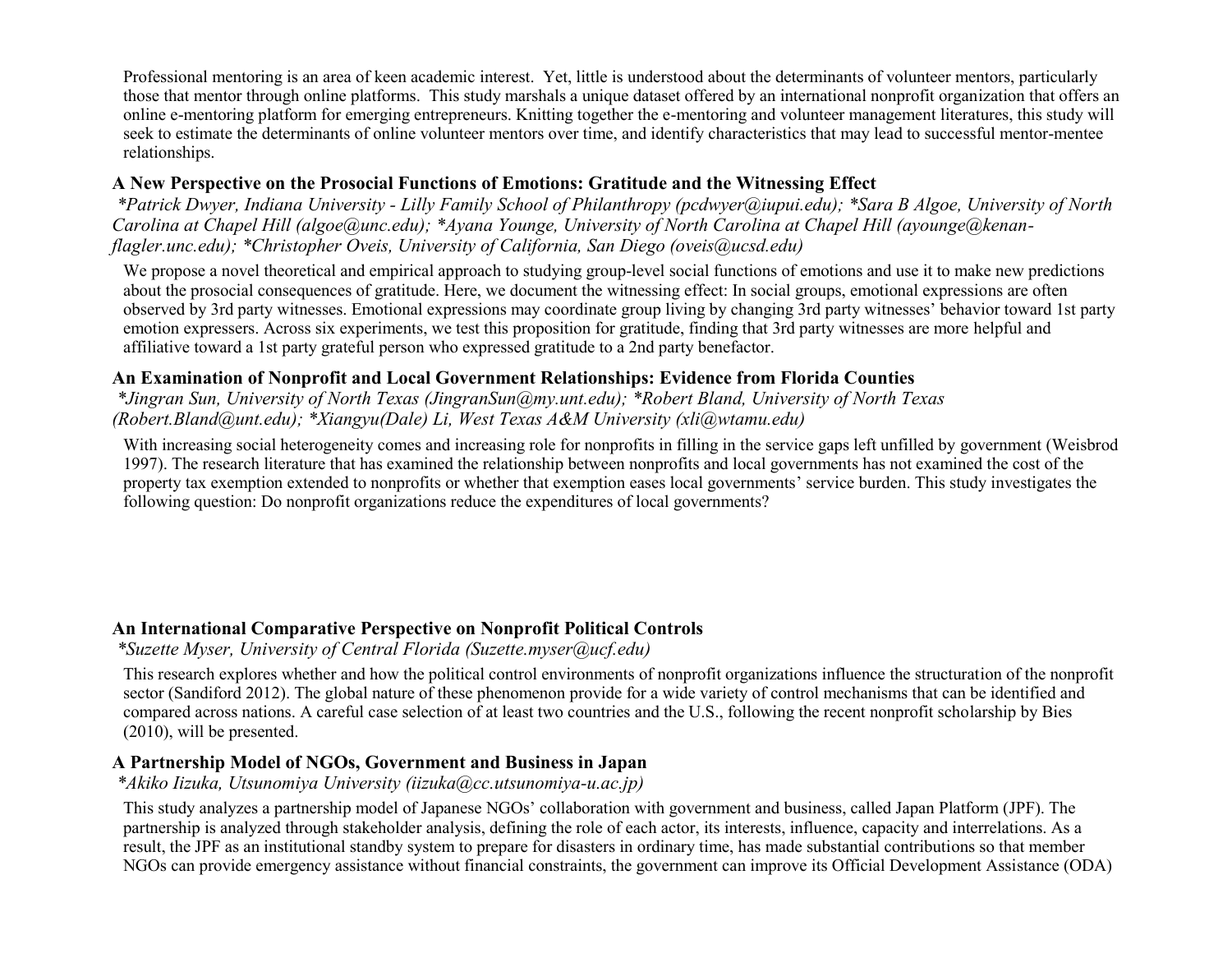Professional mentoring is an area of keen academic interest. Yet, little is understood about the determinants of volunteer mentors, particularly those that mentor through online platforms. This study marshals a unique dataset offered by an international nonprofit organization that offers an online e-mentoring platform for emerging entrepreneurs. Knitting together the e-mentoring and volunteer management literatures, this study will seek to estimate the determinants of online volunteer mentors over time, and identify characteristics that may lead to successful mentor-mentee relationships.

**A New Perspective on the Prosocial Functions of Emotions: Gratitude and the Witnessing Effect**

*\*Patrick Dwyer, Indiana University - Lilly Family School of Philanthropy (pcdwyer@iupui.edu); \*Sara B Algoe, University of North Carolina at Chapel Hill (algoe@unc.edu); \*Ayana Younge, University of North Carolina at Chapel Hill (ayounge@kenan-flagler.unc.edu); \*Christopher Oveis, University of California, San Diego (oveis@ucsd.edu)*

We propose a novel theoretical and empirical approach to studying group-level social functions of emotions and use it to make new predictions about the prosocial consequences of gratitude. Here, we document the witnessing effect: In social groups, emotional expressions are often observed by 3rd party witnesses. Emotional expressions may coordinate group living by changing 3rd party witnesses' behavior toward 1st party emotion expressers. Across six experiments, we test this proposition for gratitude, finding that 3rd party witnesses are more helpful and affiliative toward a 1st party grateful person who expressed gratitude to a 2nd party benefactor.

**An Examination of Nonprofit and Local Government Relationships: Evidence from Florida Counties**

*\*Jingran Sun, University of North Texas (JingranSun@my.unt.edu); \*Robert Bland, University of North Texas (Robert.Bland@unt.edu); \*Xiangyu(Dale) Li, West Texas A&M University (xli@wtamu.edu)*

With increasing social heterogeneity comes and increasing role for nonprofits in filling in the service gaps left unfilled by government (Weisbrod 1997). The research literature that has examined the relationship between nonprofits and local governments has not examined the cost of the property tax exemption extended to nonprofits or whether that exemption eases local governments' service burden. This study investigates the following question: Do nonprofit organizations reduce the expenditures of local governments?

**An International Comparative Perspective on Nonprofit Political Controls**

*\*Suzette Myser, University of Central Florida (Suzette.myser@ucf.edu)*

This research explores whether and how the political control environments of nonprofit organizations influence the structuration of the nonprofit sector (Sandiford 2012). The global nature of these phenomenon provide for a wide variety of control mechanisms that can be identified and compared across nations. A careful case selection of at least two countries and the U.S., following the recent nonprofit scholarship by Bies (2010), will be presented.

**A Partnership Model of NGOs, Government and Business in Japan**

*\*Akiko Iizuka, Utsunomiya University (iizuka@cc.utsunomiya-u.ac.jp)*

This study analyzes a partnership model of Japanese NGOs' collaboration with government and business, called Japan Platform (JPF). The partnership is analyzed through stakeholder analysis, defining the role of each actor, its interests, influence, capacity and interrelations. As a result, the JPF as an institutional standby system to prepare for disasters in ordinary time, has made substantial contributions so that member NGOs can provide emergency assistance without financial constraints, the government can improve its Official Development Assistance (ODA)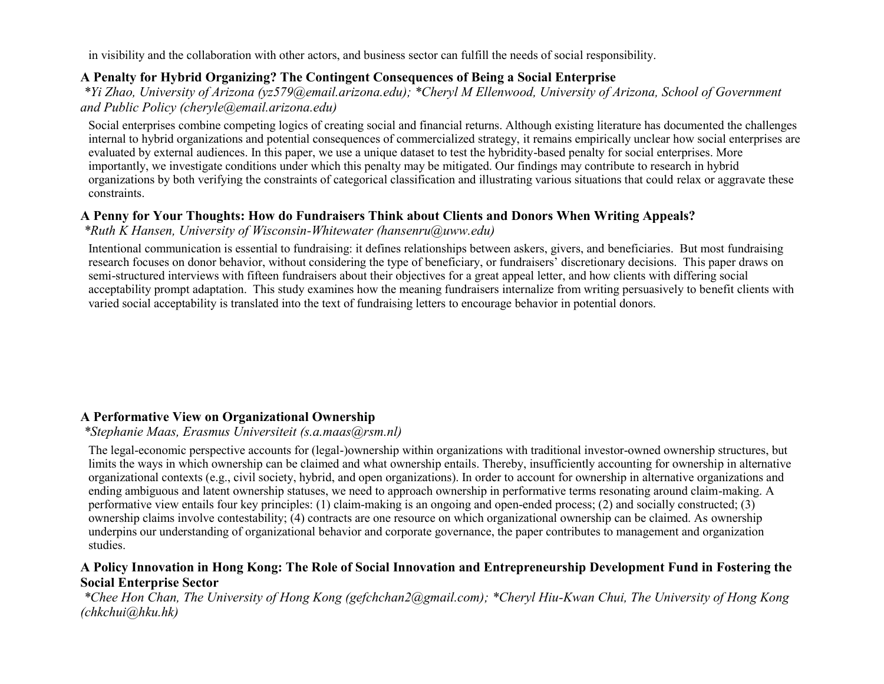in visibility and the collaboration with other actors, and business sector can fulfill the needs of social responsibility.

### A Penalty for Hybrid Organizing? The Contingent Consequences of Being a Social Enterprise

*\*Yi Zhao, University of Arizona (yz579@email.arizona.edu); \*Cheryl M Ellenwood, University of Arizona, School of Government and Public Policy (cheryle@email.arizona.edu)*

Social enterprises combine competing logics of creating social and financial returns. Although existing literature has documented the challenges internal to hybrid organizations and potential consequences of commercialized strategy, it remains empirically unclear how social enterprises are evaluated by external audiences. In this paper, we use a unique dataset to test the hybridity-based penalty for social enterprises. More importantly, we investigate conditions under which this penalty may be mitigated. Our findings may contribute to research in hybrid organizations by both verifying the constraints of categorical classification and illustrating various situations that could relax or aggravate these constraints.

### A Penny for Your Thoughts: How do Fundraisers Think about Clients and Donors When Writing Appeals?

*\*Ruth K Hansen, University of Wisconsin-Whitewater (hansenru@uww.edu)*

Intentional communication is essential to fundraising: it defines relationships between askers, givers, and beneficiaries. But most fundraising research focuses on donor behavior, without considering the type of beneficiary, or fundraisers' discretionary decisions. This paper draws on semi-structured interviews with fifteen fundraisers about their objectives for a great appeal letter, and how clients with differing social acceptability prompt adaptation. This study examines how the meaning fundraisers internalize from writing persuasively to benefit clients with varied social acceptability is translated into the text of fundraising letters to encourage behavior in potential donors.

### A Performative View on Organizational Ownership

*\*Stephanie Maas, Erasmus Universiteit (s.a.maas@rsm.nl)*

The legal-economic perspective accounts for (legal-)ownership within organizations with traditional investor-owned ownership structures, but limits the ways in which ownership can be claimed and what ownership entails. Thereby, insufficiently accounting for ownership in alternative organizational contexts (e.g., civil society, hybrid, and open organizations). In order to account for ownership in alternative organizations and ending ambiguous and latent ownership statuses, we need to approach ownership in performative terms resonating around claim-making. A performative view entails four key principles: (1) claim-making is an ongoing and open-ended process; (2) and socially constructed; (3) ownership claims involve contestability; (4) contracts are one resource on which organizational ownership can be claimed. As ownership underpins our understanding of organizational behavior and corporate governance, the paper contributes to management and organization studies.

### A Policy Innovation in Hong Kong: The Role of Social Innovation and Entrepreneurship Development Fund in Fostering the Social Enterprise Sector

*\*Chee Hon Chan, The University of Hong Kong (gefchchan2@gmail.com); \*Cheryl Hiu-Kwan Chui, The University of Hong Kong (chkchui@hku.hk)*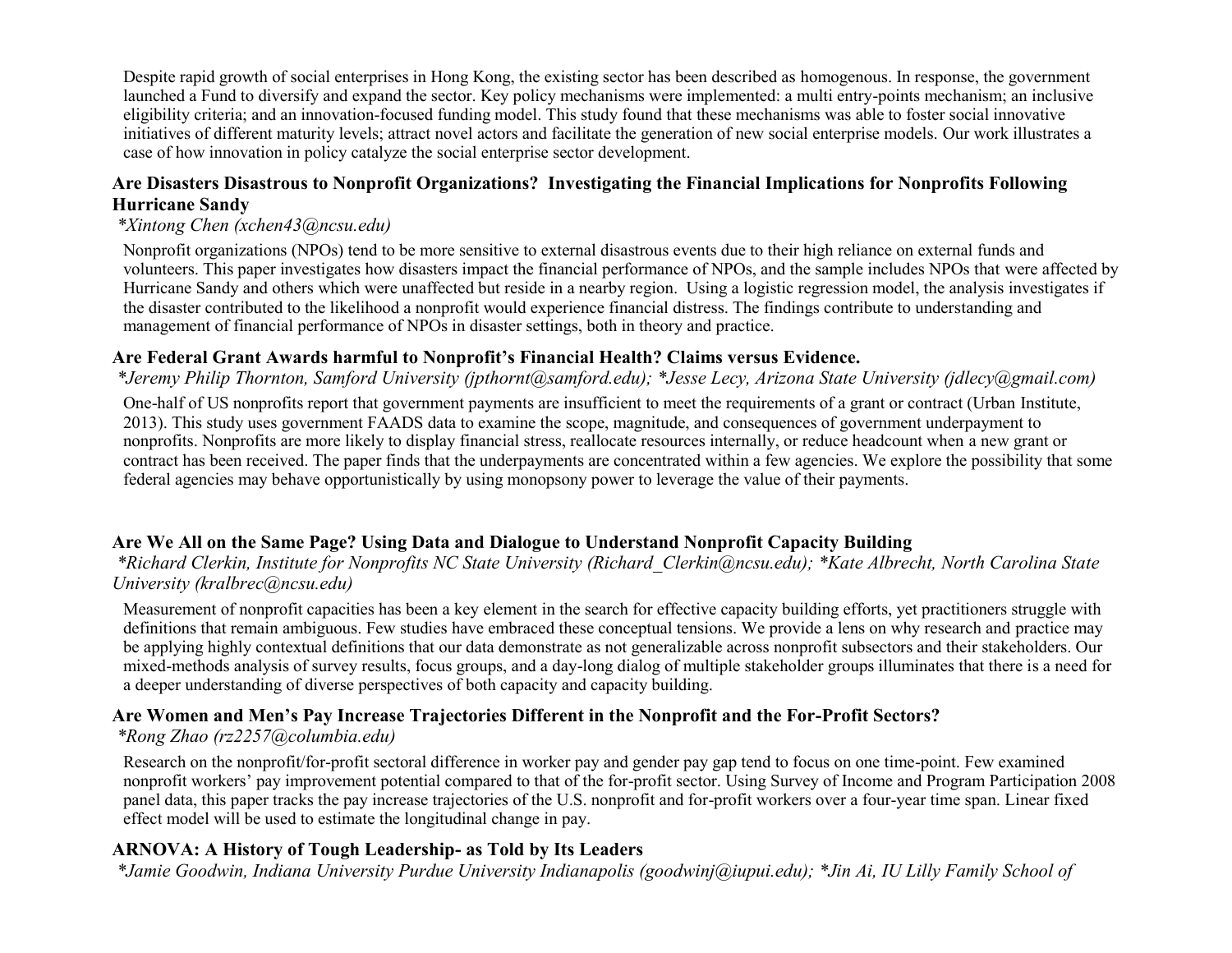Despite rapid growth of social enterprises in Hong Kong, the existing sector has been described as homogenous. In response, the government launched a Fund to diversify and expand the sector. Key policy mechanisms were implemented: a multi entry-points mechanism; an inclusive eligibility criteria; and an innovation-focused funding model. This study found that these mechanisms was able to foster social innovative initiatives of different maturity levels; attract novel actors and facilitate the generation of new social enterprise models. Our work illustrates a case of how innovation in policy catalyze the social enterprise sector development.

### Are Disasters Disastrous to Nonprofit Organizations? Investigating the Financial Implications for Nonprofits Following Hurricane Sandy

*\*Xintong Chen (xchen43@ncsu.edu)*

Nonprofit organizations (NPOs) tend to be more sensitive to external disastrous events due to their high reliance on external funds and volunteers. This paper investigates how disasters impact the financial performance of NPOs, and the sample includes NPOs that were affected by Hurricane Sandy and others which were unaffected but reside in a nearby region. Using a logistic regression model, the analysis investigates if the disaster contributed to the likelihood a nonprofit would experience financial distress. The findings contribute to understanding and management of financial performance of NPOs in disaster settings, both in theory and practice.

### Are Federal Grant Awards harmful to Nonprofit's Financial Health? Claims versus Evidence.

*\*Jeremy Philip Thornton, Samford University (jpthornt@samford.edu); \*Jesse Lecy, Arizona State University (jdlecy@gmail.com)*

One-half of US nonprofits report that government payments are insufficient to meet the requirements of a grant or contract (Urban Institute, 2013). This study uses government FAADS data to examine the scope, magnitude, and consequences of government underpayment to nonprofits. Nonprofits are more likely to display financial stress, reallocate resources internally, or reduce headcount when a new grant or contract has been received. The paper finds that the underpayments are concentrated within a few agencies. We explore the possibility that some federal agencies may behave opportunistically by using monopsony power to leverage the value of their payments.

### Are We All on the Same Page? Using Data and Dialogue to Understand Nonprofit Capacity Building

*\*Richard Clerkin, Institute for Nonprofits NC State University (Richard_Clerkin@ncsu.edu); \*Kate Albrecht, North Carolina State University (kralbrec@ncsu.edu)*

Measurement of nonprofit capacities has been a key element in the search for effective capacity building efforts, yet practitioners struggle with definitions that remain ambiguous. Few studies have embraced these conceptual tensions. We provide a lens on why research and practice may be applying highly contextual definitions that our data demonstrate as not generalizable across nonprofit subsectors and their stakeholders. Our mixed-methods analysis of survey results, focus groups, and a day-long dialog of multiple stakeholder groups illuminates that there is a need for a deeper understanding of diverse perspectives of both capacity and capacity building.

### Are Women and Men's Pay Increase Trajectories Different in the Nonprofit and the For-Profit Sectors?

*\*Rong Zhao (rz2257@columbia.edu)*

Research on the nonprofit/for-profit sectoral difference in worker pay and gender pay gap tend to focus on one time-point. Few examined nonprofit workers' pay improvement potential compared to that of the for-profit sector. Using Survey of Income and Program Participation 2008 panel data, this paper tracks the pay increase trajectories of the U.S. nonprofit and for-profit workers over a four-year time span. Linear fixed effect model will be used to estimate the longitudinal change in pay.

### ARNOVA: A History of Tough Leadership- as Told by Its Leaders

*\*Jamie Goodwin, Indiana University Purdue University Indianapolis (goodwinj@iupui.edu); \*Jin Ai, IU Lilly Family School of*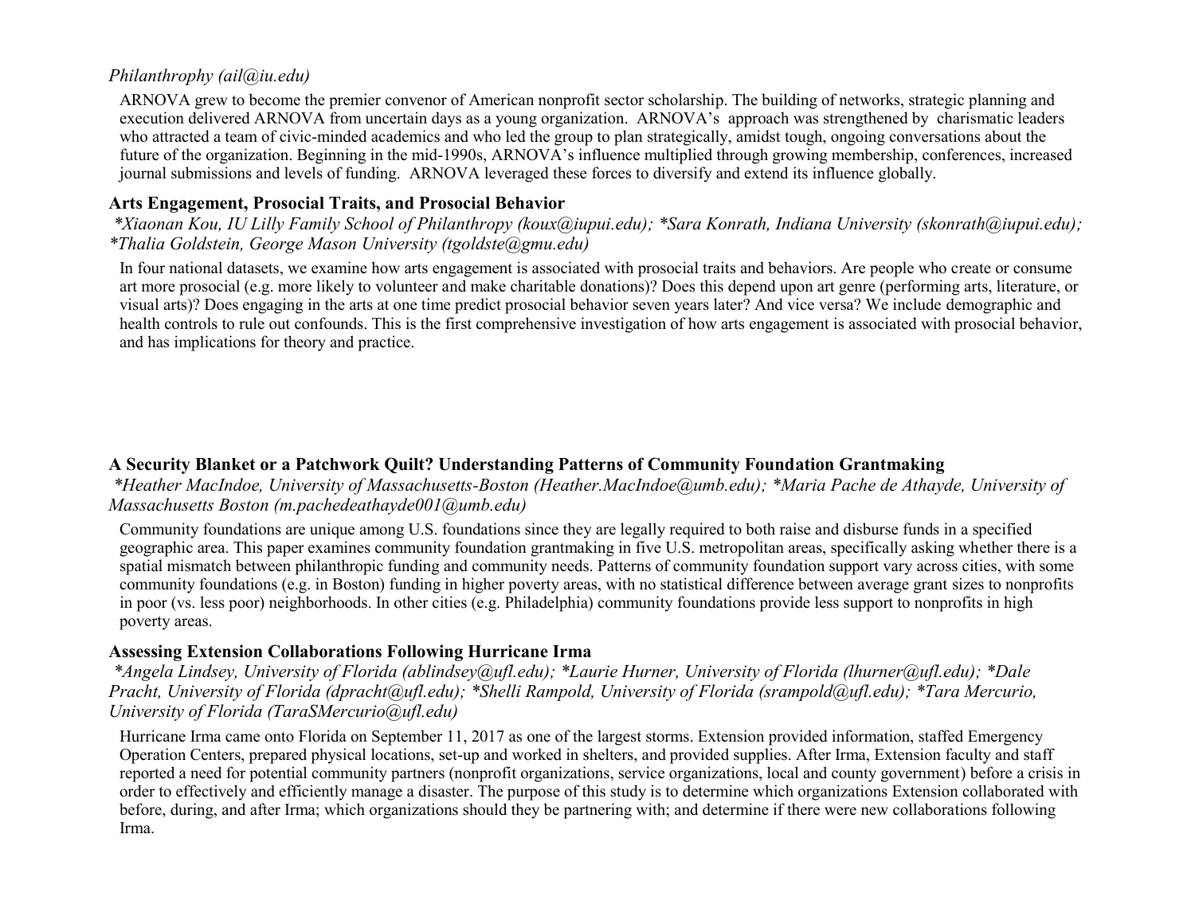*Philanthrophy (ail@iu.edu)*

ARNOVA grew to become the premier convenor of American nonprofit sector scholarship. The building of networks, strategic planning and execution delivered ARNOVA from uncertain days as a young organization. ARNOVA's approach was strengthened by charismatic leaders who attracted a team of civic-minded academics and who led the group to plan strategically, amidst tough, ongoing conversations about the future of the organization. Beginning in the mid-1990s, ARNOVA's influence multiplied through growing membership, conferences, increased journal submissions and levels of funding. ARNOVA leveraged these forces to diversify and extend its influence globally.

### Arts Engagement, Prosocial Traits, and Prosocial Behavior

*\*Xiaonan Kou, IU Lilly Family School of Philanthropy (koux@iupui.edu); \*Sara Konrath, Indiana University (skonrath@iupui.edu); \*Thalia Goldstein, George Mason University (tgoldste@gmu.edu)*

In four national datasets, we examine how arts engagement is associated with prosocial traits and behaviors. Are people who create or consume art more prosocial (e.g. more likely to volunteer and make charitable donations)? Does this depend upon art genre (performing arts, literature, or visual arts)? Does engaging in the arts at one time predict prosocial behavior seven years later? And vice versa? We include demographic and health controls to rule out confounds. This is the first comprehensive investigation of how arts engagement is associated with prosocial behavior, and has implications for theory and practice.

### A Security Blanket or a Patchwork Quilt? Understanding Patterns of Community Foundation Grantmaking

*\*Heather MacIndoe, University of Massachusetts-Boston (Heather.MacIndoe@umb.edu); \*Maria Pache de Athayde, University of Massachusetts Boston (m.pachedeathayde001@umb.edu)*

Community foundations are unique among U.S. foundations since they are legally required to both raise and disburse funds in a specified geographic area. This paper examines community foundation grantmaking in five U.S. metropolitan areas, specifically asking whether there is a spatial mismatch between philanthropic funding and community needs. Patterns of community foundation support vary across cities, with some community foundations (e.g. in Boston) funding in higher poverty areas, with no statistical difference between average grant sizes to nonprofits in poor (vs. less poor) neighborhoods. In other cities (e.g. Philadelphia) community foundations provide less support to nonprofits in high poverty areas.

### Assessing Extension Collaborations Following Hurricane Irma

*\*Angela Lindsey, University of Florida (ablindsey@ufl.edu); \*Laurie Hurner, University of Florida (lhurner@ufl.edu); \*Dale Pracht, University of Florida (dpracht@ufl.edu); \*Shelli Rampold, University of Florida (srampold@ufl.edu); \*Tara Mercurio, University of Florida (TaraSMercurio@ufl.edu)*

Hurricane Irma came onto Florida on September 11, 2017 as one of the largest storms. Extension provided information, staffed Emergency Operation Centers, prepared physical locations, set-up and worked in shelters, and provided supplies. After Irma, Extension faculty and staff reported a need for potential community partners (nonprofit organizations, service organizations, local and county government) before a crisis in order to effectively and efficiently manage a disaster. The purpose of this study is to determine which organizations Extension collaborated with before, during, and after Irma; which organizations should they be partnering with; and determine if there were new collaborations following Irma.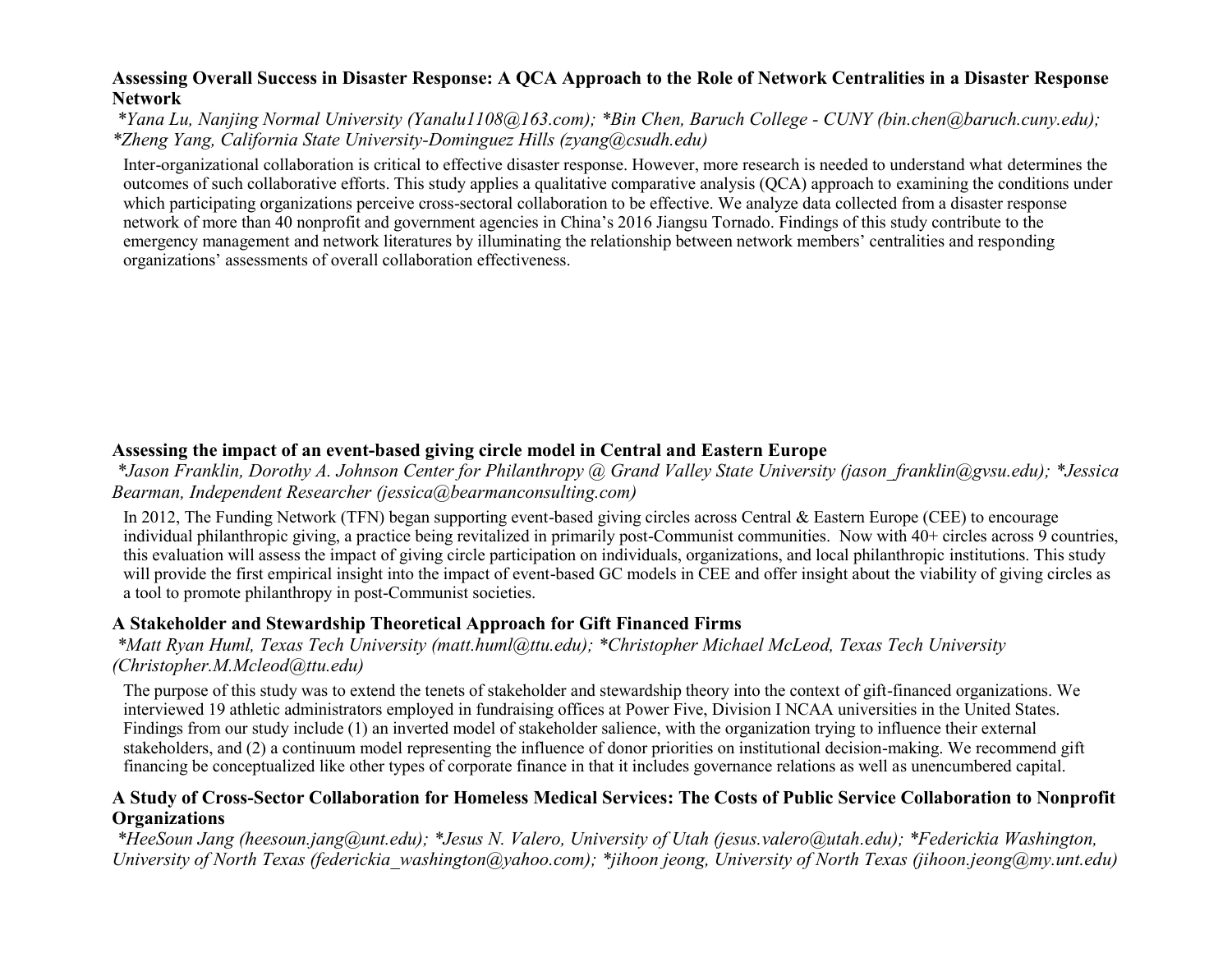### Assessing Overall Success in Disaster Response: A QCA Approach to the Role of Network Centralities in a Disaster Response Network

*\*Yana Lu, Nanjing Normal University (Yanalu1108@163.com); \*Bin Chen, Baruch College - CUNY (bin.chen@baruch.cuny.edu); \*Zheng Yang, California State University-Dominguez Hills (zyang@csudh.edu)*

Inter-organizational collaboration is critical to effective disaster response. However, more research is needed to understand what determines the outcomes of such collaborative efforts. This study applies a qualitative comparative analysis (QCA) approach to examining the conditions under which participating organizations perceive cross-sectoral collaboration to be effective. We analyze data collected from a disaster response network of more than 40 nonprofit and government agencies in China's 2016 Jiangsu Tornado. Findings of this study contribute to the emergency management and network literatures by illuminating the relationship between network members' centralities and responding organizations' assessments of overall collaboration effectiveness.

### Assessing the impact of an event-based giving circle model in Central and Eastern Europe

*\*Jason Franklin, Dorothy A. Johnson Center for Philanthropy @ Grand Valley State University (jason_franklin@gvsu.edu); \*Jessica Bearman, Independent Researcher (jessica@bearmanconsulting.com)*

In 2012, The Funding Network (TFN) began supporting event-based giving circles across Central & Eastern Europe (CEE) to encourage individual philanthropic giving, a practice being revitalized in primarily post-Communist communities. Now with 40+ circles across 9 countries, this evaluation will assess the impact of giving circle participation on individuals, organizations, and local philanthropic institutions. This study will provide the first empirical insight into the impact of event-based GC models in CEE and offer insight about the viability of giving circles as a tool to promote philanthropy in post-Communist societies.

### A Stakeholder and Stewardship Theoretical Approach for Gift Financed Firms

*\*Matt Ryan Huml, Texas Tech University (matt.huml@ttu.edu); \*Christopher Michael McLeod, Texas Tech University (Christopher.M.Mcleod@ttu.edu)*

The purpose of this study was to extend the tenets of stakeholder and stewardship theory into the context of gift-financed organizations. We interviewed 19 athletic administrators employed in fundraising offices at Power Five, Division I NCAA universities in the United States. Findings from our study include (1) an inverted model of stakeholder salience, with the organization trying to influence their external stakeholders, and (2) a continuum model representing the influence of donor priorities on institutional decision-making. We recommend gift financing be conceptualized like other types of corporate finance in that it includes governance relations as well as unencumbered capital.

### A Study of Cross-Sector Collaboration for Homeless Medical Services: The Costs of Public Service Collaboration to Nonprofit Organizations

*\*HeeSoun Jang (heesoun.jang@unt.edu); \*Jesus N. Valero, University of Utah (jesus.valero@utah.edu); \*Federickia Washington, University of North Texas (federickia_washington@yahoo.com); \*jihoon jeong, University of North Texas (jihoon.jeong@my.unt.edu)*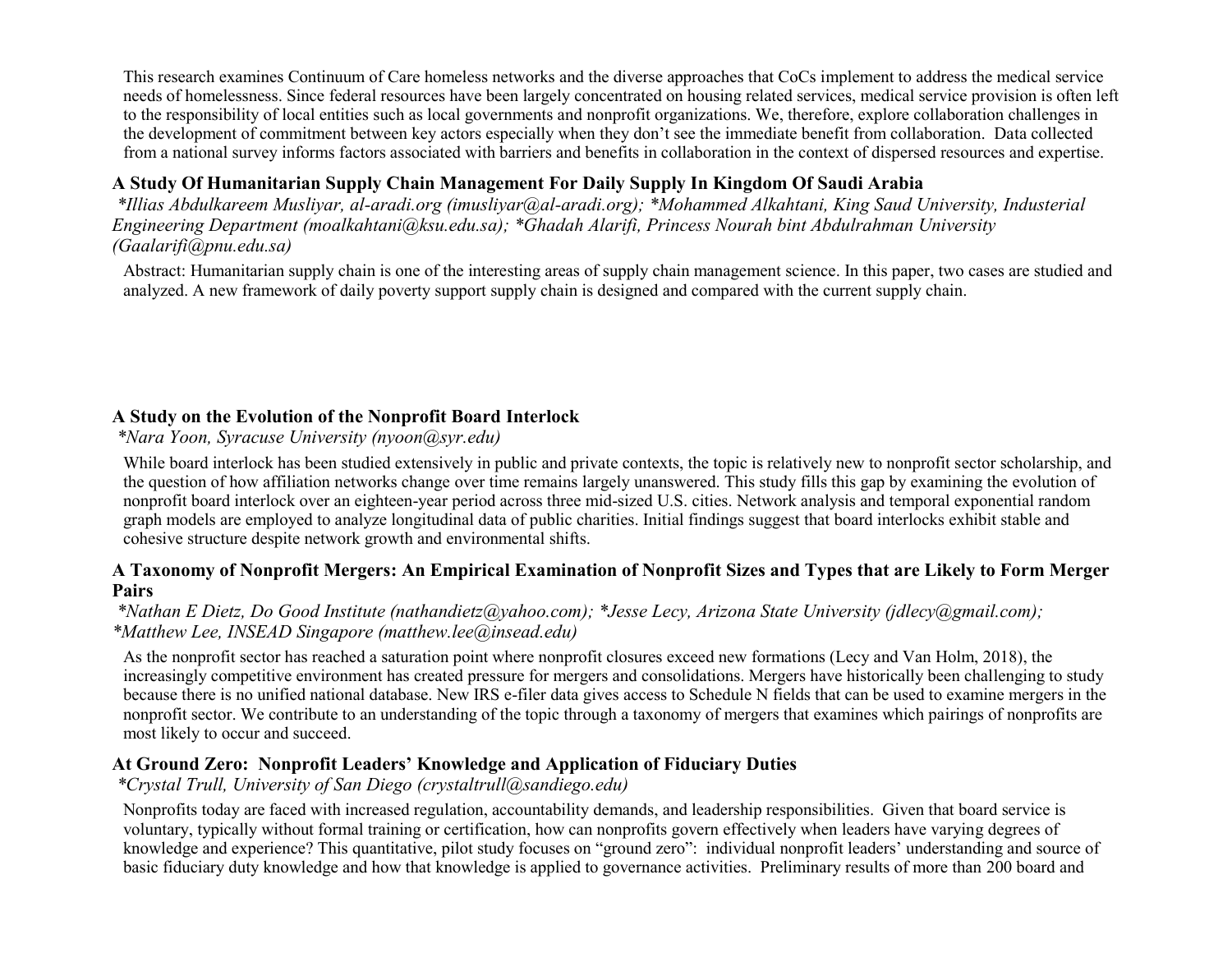This research examines Continuum of Care homeless networks and the diverse approaches that CoCs implement to address the medical service needs of homelessness. Since federal resources have been largely concentrated on housing related services, medical service provision is often left to the responsibility of local entities such as local governments and nonprofit organizations. We, therefore, explore collaboration challenges in the development of commitment between key actors especially when they don't see the immediate benefit from collaboration. Data collected from a national survey informs factors associated with barriers and benefits in collaboration in the context of dispersed resources and expertise.

### A Study Of Humanitarian Supply Chain Management For Daily Supply In Kingdom Of Saudi Arabia

*\*Illias Abdulkareem Musliyar, al-aradi.org (imusliyar@al-aradi.org); \*Mohammed Alkahtani, King Saud University, Industerial Engineering Department (moalkahtani@ksu.edu.sa); \*Ghadah Alarifi, Princess Nourah bint Abdulrahman University (Gaalarifi@pnu.edu.sa)*

Abstract: Humanitarian supply chain is one of the interesting areas of supply chain management science. In this paper, two cases are studied and analyzed. A new framework of daily poverty support supply chain is designed and compared with the current supply chain.

### A Study on the Evolution of the Nonprofit Board Interlock

*\*Nara Yoon, Syracuse University (nyoon@syr.edu)*

While board interlock has been studied extensively in public and private contexts, the topic is relatively new to nonprofit sector scholarship, and the question of how affiliation networks change over time remains largely unanswered. This study fills this gap by examining the evolution of nonprofit board interlock over an eighteen-year period across three mid-sized U.S. cities. Network analysis and temporal exponential random graph models are employed to analyze longitudinal data of public charities. Initial findings suggest that board interlocks exhibit stable and cohesive structure despite network growth and environmental shifts.

### A Taxonomy of Nonprofit Mergers: An Empirical Examination of Nonprofit Sizes and Types that are Likely to Form Merger Pairs

*\*Nathan E Dietz, Do Good Institute (nathandietz@yahoo.com); \*Jesse Lecy, Arizona State University (jdlecy@gmail.com); \*Matthew Lee, INSEAD Singapore (matthew.lee@insead.edu)*

As the nonprofit sector has reached a saturation point where nonprofit closures exceed new formations (Lecy and Van Holm, 2018), the increasingly competitive environment has created pressure for mergers and consolidations. Mergers have historically been challenging to study because there is no unified national database. New IRS e-filer data gives access to Schedule N fields that can be used to examine mergers in the nonprofit sector. We contribute to an understanding of the topic through a taxonomy of mergers that examines which pairings of nonprofits are most likely to occur and succeed.

### At Ground Zero: Nonprofit Leaders' Knowledge and Application of Fiduciary Duties

*\*Crystal Trull, University of San Diego (crystaltrull@sandiego.edu)*

Nonprofits today are faced with increased regulation, accountability demands, and leadership responsibilities. Given that board service is voluntary, typically without formal training or certification, how can nonprofits govern effectively when leaders have varying degrees of knowledge and experience? This quantitative, pilot study focuses on "ground zero": individual nonprofit leaders' understanding and source of basic fiduciary duty knowledge and how that knowledge is applied to governance activities. Preliminary results of more than 200 board and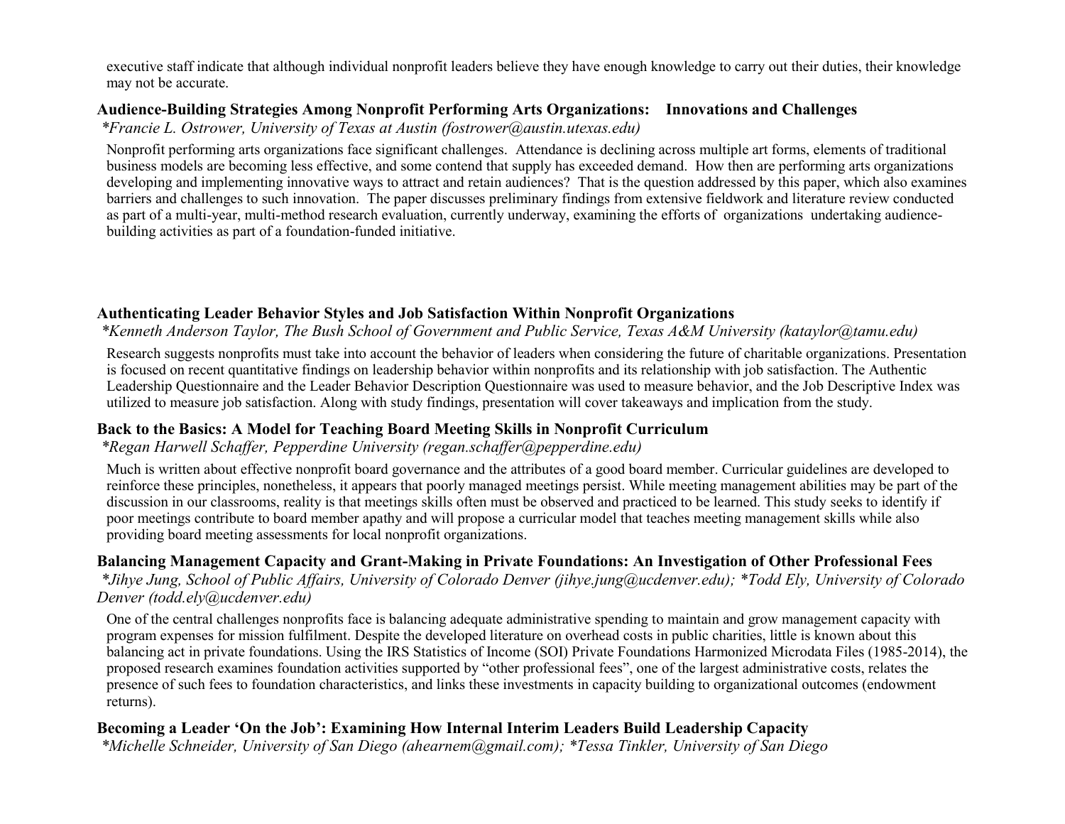executive staff indicate that although individual nonprofit leaders believe they have enough knowledge to carry out their duties, their knowledge may not be accurate.

### Audience-Building Strategies Among Nonprofit Performing Arts Organizations: Innovations and Challenges

*\*Francie L. Ostrower, University of Texas at Austin (fostrower@austin.utexas.edu)*

Nonprofit performing arts organizations face significant challenges. Attendance is declining across multiple art forms, elements of traditional business models are becoming less effective, and some contend that supply has exceeded demand. How then are performing arts organizations developing and implementing innovative ways to attract and retain audiences? That is the question addressed by this paper, which also examines barriers and challenges to such innovation. The paper discusses preliminary findings from extensive fieldwork and literature review conducted as part of a multi-year, multi-method research evaluation, currently underway, examining the efforts of organizations undertaking audience-building activities as part of a foundation-funded initiative.

### Authenticating Leader Behavior Styles and Job Satisfaction Within Nonprofit Organizations

*\*Kenneth Anderson Taylor, The Bush School of Government and Public Service, Texas A&M University (kataylor@tamu.edu)*

Research suggests nonprofits must take into account the behavior of leaders when considering the future of charitable organizations. Presentation is focused on recent quantitative findings on leadership behavior within nonprofits and its relationship with job satisfaction. The Authentic Leadership Questionnaire and the Leader Behavior Description Questionnaire was used to measure behavior, and the Job Descriptive Index was utilized to measure job satisfaction. Along with study findings, presentation will cover takeaways and implication from the study.

### Back to the Basics: A Model for Teaching Board Meeting Skills in Nonprofit Curriculum

*\*Regan Harwell Schaffer, Pepperdine University (regan.schaffer@pepperdine.edu)*

Much is written about effective nonprofit board governance and the attributes of a good board member. Curricular guidelines are developed to reinforce these principles, nonetheless, it appears that poorly managed meetings persist. While meeting management abilities may be part of the discussion in our classrooms, reality is that meetings skills often must be observed and practiced to be learned. This study seeks to identify if poor meetings contribute to board member apathy and will propose a curricular model that teaches meeting management skills while also providing board meeting assessments for local nonprofit organizations.

### Balancing Management Capacity and Grant-Making in Private Foundations: An Investigation of Other Professional Fees

*\*Jihye Jung, School of Public Affairs, University of Colorado Denver (jihye.jung@ucdenver.edu); \*Todd Ely, University of Colorado Denver (todd.ely@ucdenver.edu)*

One of the central challenges nonprofits face is balancing adequate administrative spending to maintain and grow management capacity with program expenses for mission fulfilment. Despite the developed literature on overhead costs in public charities, little is known about this balancing act in private foundations. Using the IRS Statistics of Income (SOI) Private Foundations Harmonized Microdata Files (1985-2014), the proposed research examines foundation activities supported by "other professional fees", one of the largest administrative costs, relates the presence of such fees to foundation characteristics, and links these investments in capacity building to organizational outcomes (endowment returns).

### Becoming a Leader 'On the Job': Examining How Internal Interim Leaders Build Leadership Capacity

*\*Michelle Schneider, University of San Diego (ahearnem@gmail.com); \*Tessa Tinkler, University of San Diego*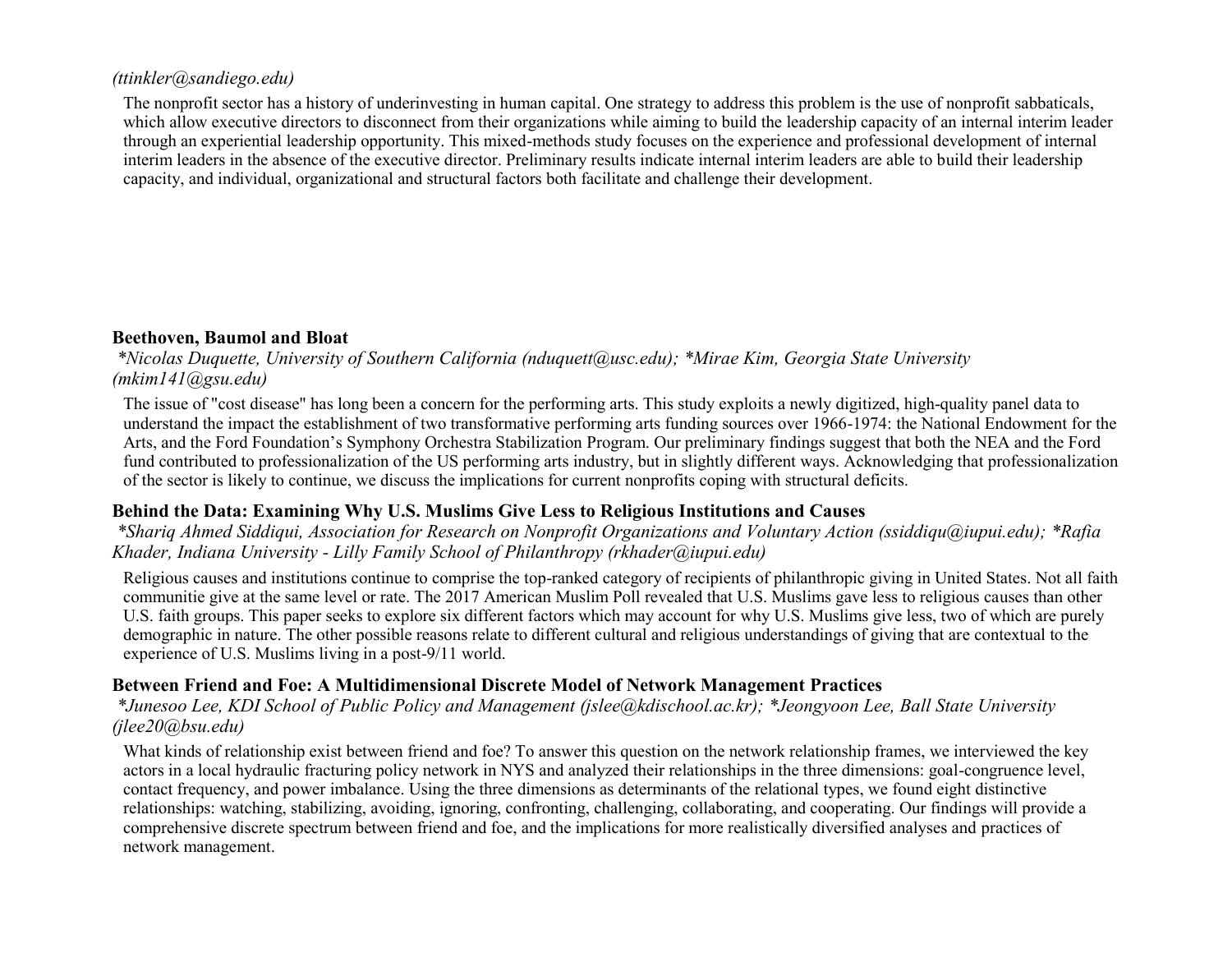*(ttinkler@sandiego.edu)*

The nonprofit sector has a history of underinvesting in human capital. One strategy to address this problem is the use of nonprofit sabbaticals, which allow executive directors to disconnect from their organizations while aiming to build the leadership capacity of an internal interim leader through an experiential leadership opportunity. This mixed-methods study focuses on the experience and professional development of internal interim leaders in the absence of the executive director. Preliminary results indicate internal interim leaders are able to build their leadership capacity, and individual, organizational and structural factors both facilitate and challenge their development.

### Beethoven, Baumol and Bloat

*\*Nicolas Duquette, University of Southern California (nduquett@usc.edu); \*Mirae Kim, Georgia State University (mkim141@gsu.edu)*

The issue of "cost disease" has long been a concern for the performing arts. This study exploits a newly digitized, high-quality panel data to understand the impact the establishment of two transformative performing arts funding sources over 1966-1974: the National Endowment for the Arts, and the Ford Foundation's Symphony Orchestra Stabilization Program. Our preliminary findings suggest that both the NEA and the Ford fund contributed to professionalization of the US performing arts industry, but in slightly different ways. Acknowledging that professionalization of the sector is likely to continue, we discuss the implications for current nonprofits coping with structural deficits.

### Behind the Data: Examining Why U.S. Muslims Give Less to Religious Institutions and Causes

*\*Shariq Ahmed Siddiqui, Association for Research on Nonprofit Organizations and Voluntary Action (ssiddiqu@iupui.edu); \*Rafia Khader, Indiana University - Lilly Family School of Philanthropy (rkhader@iupui.edu)*

Religious causes and institutions continue to comprise the top-ranked category of recipients of philanthropic giving in United States. Not all faith communitie give at the same level or rate. The 2017 American Muslim Poll revealed that U.S. Muslims gave less to religious causes than other U.S. faith groups. This paper seeks to explore six different factors which may account for why U.S. Muslims give less, two of which are purely demographic in nature. The other possible reasons relate to different cultural and religious understandings of giving that are contextual to the experience of U.S. Muslims living in a post-9/11 world.

### Between Friend and Foe: A Multidimensional Discrete Model of Network Management Practices

*\*Junesoo Lee, KDI School of Public Policy and Management (jslee@kdischool.ac.kr); \*Jeongyoon Lee, Ball State University (jlee20@bsu.edu)*

What kinds of relationship exist between friend and foe? To answer this question on the network relationship frames, we interviewed the key actors in a local hydraulic fracturing policy network in NYS and analyzed their relationships in the three dimensions: goal-congruence level, contact frequency, and power imbalance. Using the three dimensions as determinants of the relational types, we found eight distinctive relationships: watching, stabilizing, avoiding, ignoring, confronting, challenging, collaborating, and cooperating. Our findings will provide a comprehensive discrete spectrum between friend and foe, and the implications for more realistically diversified analyses and practices of network management.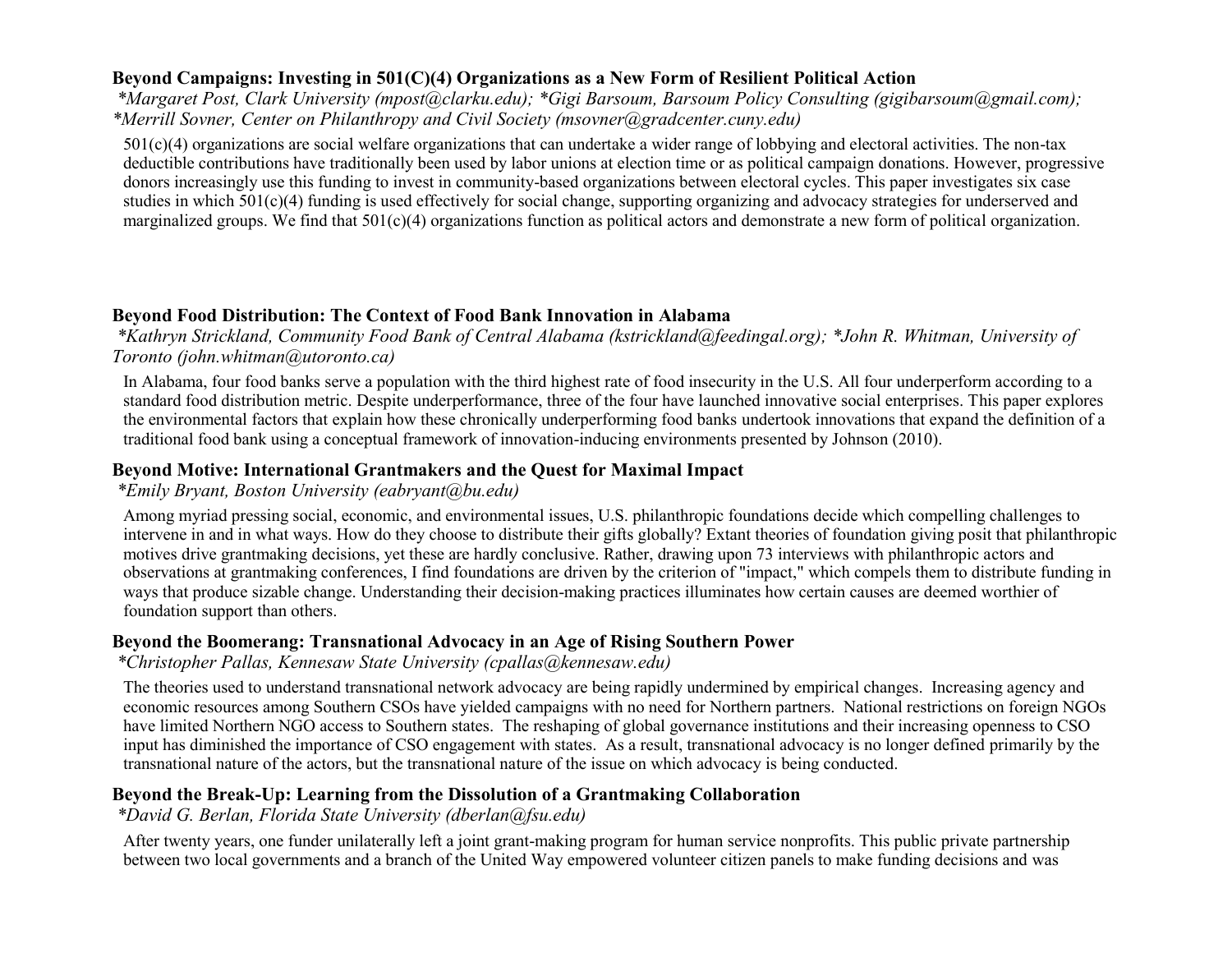**Beyond Campaigns: Investing in 501(C)(4) Organizations as a New Form of Resilient Political Action**

*\*Margaret Post, Clark University (mpost@clarku.edu); \*Gigi Barsoum, Barsoum Policy Consulting (gigibarsoum@gmail.com); \*Merrill Sovner, Center on Philanthropy and Civil Society (msovner@gradcenter.cuny.edu)*

501(c)(4) organizations are social welfare organizations that can undertake a wider range of lobbying and electoral activities. The non-tax deductible contributions have traditionally been used by labor unions at election time or as political campaign donations. However, progressive donors increasingly use this funding to invest in community-based organizations between electoral cycles. This paper investigates six case studies in which 501(c)(4) funding is used effectively for social change, supporting organizing and advocacy strategies for underserved and marginalized groups. We find that 501(c)(4) organizations function as political actors and demonstrate a new form of political organization.

**Beyond Food Distribution: The Context of Food Bank Innovation in Alabama**

*\*Kathryn Strickland, Community Food Bank of Central Alabama (kstrickland@feedingal.org); \*John R. Whitman, University of Toronto (john.whitman@utoronto.ca)*

In Alabama, four food banks serve a population with the third highest rate of food insecurity in the U.S. All four underperform according to a standard food distribution metric. Despite underperformance, three of the four have launched innovative social enterprises. This paper explores the environmental factors that explain how these chronically underperforming food banks undertook innovations that expand the definition of a traditional food bank using a conceptual framework of innovation-inducing environments presented by Johnson (2010).

**Beyond Motive: International Grantmakers and the Quest for Maximal Impact**

*\*Emily Bryant, Boston University (eabryant@bu.edu)*

Among myriad pressing social, economic, and environmental issues, U.S. philanthropic foundations decide which compelling challenges to intervene in and in what ways. How do they choose to distribute their gifts globally? Extant theories of foundation giving posit that philanthropic motives drive grantmaking decisions, yet these are hardly conclusive. Rather, drawing upon 73 interviews with philanthropic actors and observations at grantmaking conferences, I find foundations are driven by the criterion of "impact," which compels them to distribute funding in ways that produce sizable change. Understanding their decision-making practices illuminates how certain causes are deemed worthier of foundation support than others.

**Beyond the Boomerang: Transnational Advocacy in an Age of Rising Southern Power**

*\*Christopher Pallas, Kennesaw State University (cpallas@kennesaw.edu)*

The theories used to understand transnational network advocacy are being rapidly undermined by empirical changes. Increasing agency and economic resources among Southern CSOs have yielded campaigns with no need for Northern partners. National restrictions on foreign NGOs have limited Northern NGO access to Southern states. The reshaping of global governance institutions and their increasing openness to CSO input has diminished the importance of CSO engagement with states. As a result, transnational advocacy is no longer defined primarily by the transnational nature of the actors, but the transnational nature of the issue on which advocacy is being conducted.

**Beyond the Break-Up: Learning from the Dissolution of a Grantmaking Collaboration**

*\*David G. Berlan, Florida State University (dberlan@fsu.edu)*

After twenty years, one funder unilaterally left a joint grant-making program for human service nonprofits. This public private partnership between two local governments and a branch of the United Way empowered volunteer citizen panels to make funding decisions and was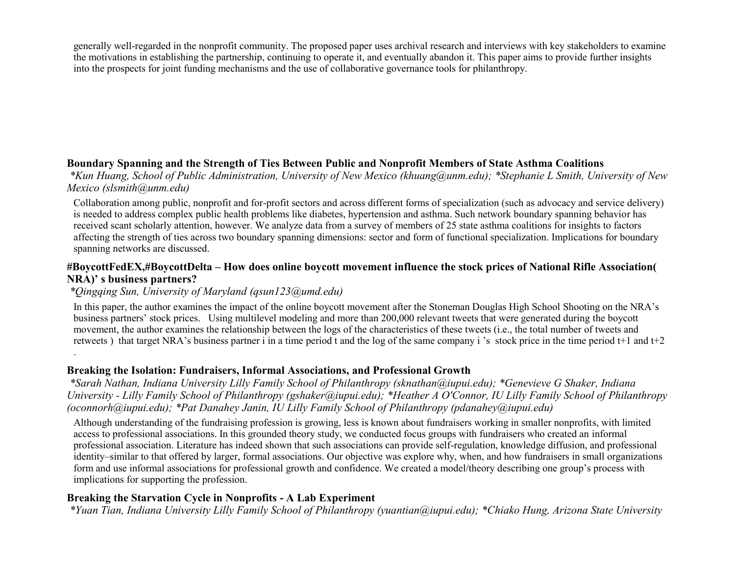generally well-regarded in the nonprofit community. The proposed paper uses archival research and interviews with key stakeholders to examine the motivations in establishing the partnership, continuing to operate it, and eventually abandon it. This paper aims to provide further insights into the prospects for joint funding mechanisms and the use of collaborative governance tools for philanthropy.

### Boundary Spanning and the Strength of Ties Between Public and Nonprofit Members of State Asthma Coalitions

*\*Kun Huang, School of Public Administration, University of New Mexico (khuang@unm.edu); \*Stephanie L Smith, University of New Mexico (slsmith@unm.edu)*

Collaboration among public, nonprofit and for-profit sectors and across different forms of specialization (such as advocacy and service delivery) is needed to address complex public health problems like diabetes, hypertension and asthma. Such network boundary spanning behavior has received scant scholarly attention, however. We analyze data from a survey of members of 25 state asthma coalitions for insights to factors affecting the strength of ties across two boundary spanning dimensions: sector and form of functional specialization. Implications for boundary spanning networks are discussed.

### #BoycottFedEX,#BoycottDelta – How does online boycott movement influence the stock prices of National Rifle Association( NRA)' s business partners?

*\*Qingqing Sun, University of Maryland (qsun123@umd.edu)*

In this paper, the author examines the impact of the online boycott movement after the Stoneman Douglas High School Shooting on the NRA's business partners' stock prices. Using multilevel modeling and more than 200,000 relevant tweets that were generated during the boycott movement, the author examines the relationship between the logs of the characteristics of these tweets (i.e., the total number of tweets and retweets ) that target NRA's business partner i in a time period t and the log of the same company i 's stock price in the time period t+1 and t+2 .

### Breaking the Isolation: Fundraisers, Informal Associations, and Professional Growth

*\*Sarah Nathan, Indiana University Lilly Family School of Philanthropy (sknathan@iupui.edu); \*Genevieve G Shaker, Indiana University - Lilly Family School of Philanthropy (gshaker@iupui.edu); \*Heather A O'Connor, IU Lilly Family School of Philanthropy (oconnorh@iupui.edu); \*Pat Danahey Janin, IU Lilly Family School of Philanthropy (pdanahey@iupui.edu)*

Although understanding of the fundraising profession is growing, less is known about fundraisers working in smaller nonprofits, with limited access to professional associations. In this grounded theory study, we conducted focus groups with fundraisers who created an informal professional association. Literature has indeed shown that such associations can provide self-regulation, knowledge diffusion, and professional identity–similar to that offered by larger, formal associations. Our objective was explore why, when, and how fundraisers in small organizations form and use informal associations for professional growth and confidence. We created a model/theory describing one group's process with implications for supporting the profession.

### Breaking the Starvation Cycle in Nonprofits - A Lab Experiment

*\*Yuan Tian, Indiana University Lilly Family School of Philanthropy (yuantian@iupui.edu); \*Chiako Hung, Arizona State University*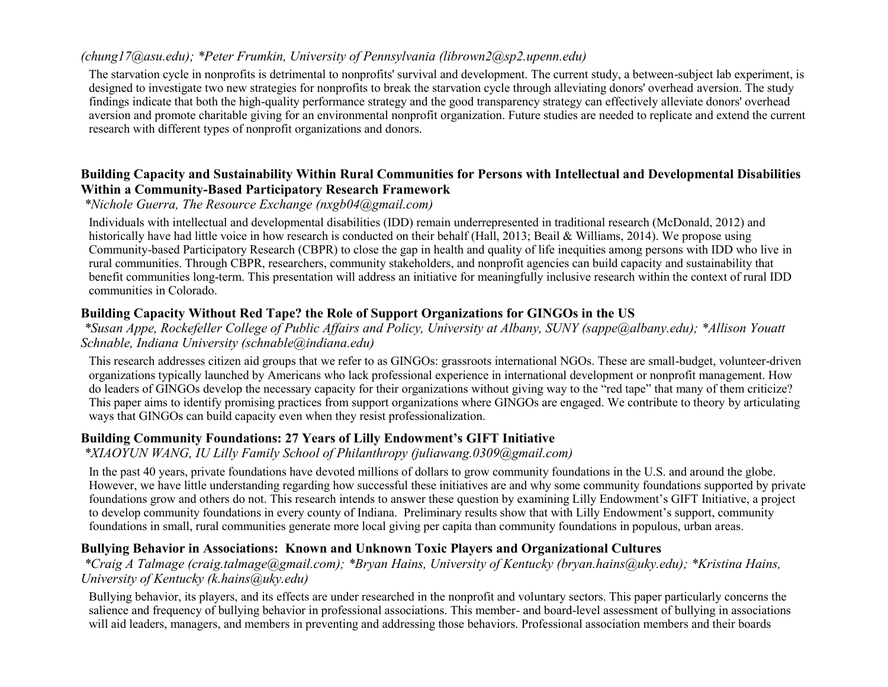*(chung17@asu.edu); *Peter Frumkin, University of Pennsylvania (librown2@sp2.upenn.edu)*

The starvation cycle in nonprofits is detrimental to nonprofits' survival and development. The current study, a between-subject lab experiment, is designed to investigate two new strategies for nonprofits to break the starvation cycle through alleviating donors' overhead aversion. The study findings indicate that both the high-quality performance strategy and the good transparency strategy can effectively alleviate donors' overhead aversion and promote charitable giving for an environmental nonprofit organization. Future studies are needed to replicate and extend the current research with different types of nonprofit organizations and donors.

**Building Capacity and Sustainability Within Rural Communities for Persons with Intellectual and Developmental Disabilities Within a Community-Based Participatory Research Framework**

*\*Nichole Guerra, The Resource Exchange (nxgb04@gmail.com)*

Individuals with intellectual and developmental disabilities (IDD) remain underrepresented in traditional research (McDonald, 2012) and historically have had little voice in how research is conducted on their behalf (Hall, 2013; Beail & Williams, 2014). We propose using Community-based Participatory Research (CBPR) to close the gap in health and quality of life inequities among persons with IDD who live in rural communities. Through CBPR, researchers, community stakeholders, and nonprofit agencies can build capacity and sustainability that benefit communities long-term. This presentation will address an initiative for meaningfully inclusive research within the context of rural IDD communities in Colorado.

**Building Capacity Without Red Tape? the Role of Support Organizations for GINGOs in the US**

*\*Susan Appe, Rockefeller College of Public Affairs and Policy, University at Albany, SUNY (sappe@albany.edu); \*Allison Youatt Schnable, Indiana University (schnable@indiana.edu)*

This research addresses citizen aid groups that we refer to as GINGOs: grassroots international NGOs. These are small-budget, volunteer-driven organizations typically launched by Americans who lack professional experience in international development or nonprofit management. How do leaders of GINGOs develop the necessary capacity for their organizations without giving way to the "red tape" that many of them criticize? This paper aims to identify promising practices from support organizations where GINGOs are engaged. We contribute to theory by articulating ways that GINGOs can build capacity even when they resist professionalization.

**Building Community Foundations: 27 Years of Lilly Endowment's GIFT Initiative**

*\*XIAOYUN WANG, IU Lilly Family School of Philanthropy (juliawang.0309@gmail.com)*

In the past 40 years, private foundations have devoted millions of dollars to grow community foundations in the U.S. and around the globe. However, we have little understanding regarding how successful these initiatives are and why some community foundations supported by private foundations grow and others do not. This research intends to answer these question by examining Lilly Endowment's GIFT Initiative, a project to develop community foundations in every county of Indiana. Preliminary results show that with Lilly Endowment's support, community foundations in small, rural communities generate more local giving per capita than community foundations in populous, urban areas.

**Bullying Behavior in Associations: Known and Unknown Toxic Players and Organizational Cultures**

*\*Craig A Talmage (craig.talmage@gmail.com); \*Bryan Hains, University of Kentucky (bryan.hains@uky.edu); \*Kristina Hains, University of Kentucky (k.hains@uky.edu)*

Bullying behavior, its players, and its effects are under researched in the nonprofit and voluntary sectors. This paper particularly concerns the salience and frequency of bullying behavior in professional associations. This member- and board-level assessment of bullying in associations will aid leaders, managers, and members in preventing and addressing those behaviors. Professional association members and their boards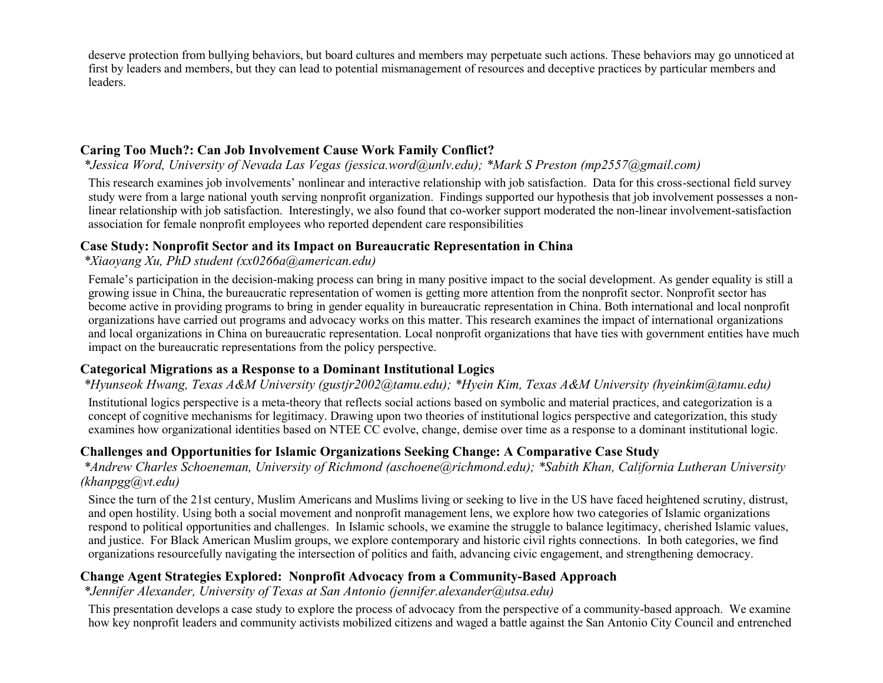deserve protection from bullying behaviors, but board cultures and members may perpetuate such actions. These behaviors may go unnoticed at first by leaders and members, but they can lead to potential mismanagement of resources and deceptive practices by particular members and leaders.

### Caring Too Much?: Can Job Involvement Cause Work Family Conflict?

*\*Jessica Word, University of Nevada Las Vegas (jessica.word@unlv.edu); \*Mark S Preston (mp2557@gmail.com)*

This research examines job involvements' nonlinear and interactive relationship with job satisfaction. Data for this cross-sectional field survey study were from a large national youth serving nonprofit organization. Findings supported our hypothesis that job involvement possesses a non-linear relationship with job satisfaction. Interestingly, we also found that co-worker support moderated the non-linear involvement-satisfaction association for female nonprofit employees who reported dependent care responsibilities

### Case Study: Nonprofit Sector and its Impact on Bureaucratic Representation in China

*\*Xiaoyang Xu, PhD student (xx0266a@american.edu)*

Female's participation in the decision-making process can bring in many positive impact to the social development. As gender equality is still a growing issue in China, the bureaucratic representation of women is getting more attention from the nonprofit sector. Nonprofit sector has become active in providing programs to bring in gender equality in bureaucratic representation in China. Both international and local nonprofit organizations have carried out programs and advocacy works on this matter. This research examines the impact of international organizations and local organizations in China on bureaucratic representation. Local nonprofit organizations that have ties with government entities have much impact on the bureaucratic representations from the policy perspective.

### Categorical Migrations as a Response to a Dominant Institutional Logics

*\*Hyunseok Hwang, Texas A&M University (gustjr2002@tamu.edu); \*Hyein Kim, Texas A&M University (hyeinkim@tamu.edu)*

Institutional logics perspective is a meta-theory that reflects social actions based on symbolic and material practices, and categorization is a concept of cognitive mechanisms for legitimacy. Drawing upon two theories of institutional logics perspective and categorization, this study examines how organizational identities based on NTEE CC evolve, change, demise over time as a response to a dominant institutional logic.

### Challenges and Opportunities for Islamic Organizations Seeking Change: A Comparative Case Study

*\*Andrew Charles Schoeneman, University of Richmond (aschoene@richmond.edu); \*Sabith Khan, California Lutheran University (khanpgg@vt.edu)*

Since the turn of the 21st century, Muslim Americans and Muslims living or seeking to live in the US have faced heightened scrutiny, distrust, and open hostility. Using both a social movement and nonprofit management lens, we explore how two categories of Islamic organizations respond to political opportunities and challenges. In Islamic schools, we examine the struggle to balance legitimacy, cherished Islamic values, and justice. For Black American Muslim groups, we explore contemporary and historic civil rights connections. In both categories, we find organizations resourcefully navigating the intersection of politics and faith, advancing civic engagement, and strengthening democracy.

### Change Agent Strategies Explored: Nonprofit Advocacy from a Community-Based Approach

*\*Jennifer Alexander, University of Texas at San Antonio (jennifer.alexander@utsa.edu)*

This presentation develops a case study to explore the process of advocacy from the perspective of a community-based approach. We examine how key nonprofit leaders and community activists mobilized citizens and waged a battle against the San Antonio City Council and entrenched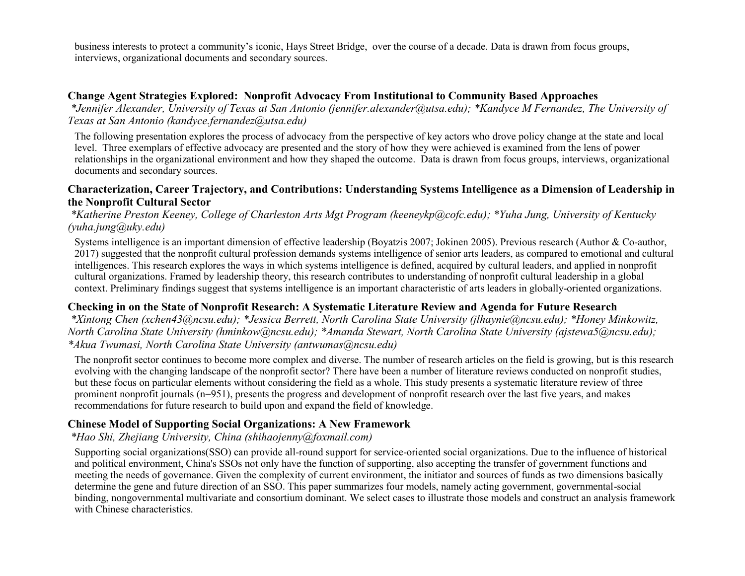business interests to protect a community's iconic, Hays Street Bridge, over the course of a decade. Data is drawn from focus groups, interviews, organizational documents and secondary sources.

### Change Agent Strategies Explored: Nonprofit Advocacy From Institutional to Community Based Approaches

*\*Jennifer Alexander, University of Texas at San Antonio (jennifer.alexander@utsa.edu); \*Kandyce M Fernandez, The University of Texas at San Antonio (kandyce.fernandez@utsa.edu)*

The following presentation explores the process of advocacy from the perspective of key actors who drove policy change at the state and local level. Three exemplars of effective advocacy are presented and the story of how they were achieved is examined from the lens of power relationships in the organizational environment and how they shaped the outcome. Data is drawn from focus groups, interviews, organizational documents and secondary sources.

### Characterization, Career Trajectory, and Contributions: Understanding Systems Intelligence as a Dimension of Leadership in the Nonprofit Cultural Sector

*\*Katherine Preston Keeney, College of Charleston Arts Mgt Program (keeneykp@cofc.edu); \*Yuha Jung, University of Kentucky (yuha.jung@uky.edu)*

Systems intelligence is an important dimension of effective leadership (Boyatzis 2007; Jokinen 2005). Previous research (Author & Co-author, 2017) suggested that the nonprofit cultural profession demands systems intelligence of senior arts leaders, as compared to emotional and cultural intelligences. This research explores the ways in which systems intelligence is defined, acquired by cultural leaders, and applied in nonprofit cultural organizations. Framed by leadership theory, this research contributes to understanding of nonprofit cultural leadership in a global context. Preliminary findings suggest that systems intelligence is an important characteristic of arts leaders in globally-oriented organizations.

### Checking in on the State of Nonprofit Research: A Systematic Literature Review and Agenda for Future Research

*\*Xintong Chen (xchen43@ncsu.edu); \*Jessica Berrett, North Carolina State University (jlhaynie@ncsu.edu); \*Honey Minkowitz, North Carolina State University (hminkow@ncsu.edu); \*Amanda Stewart, North Carolina State University (ajstewa5@ncsu.edu); \*Akua Twumasi, North Carolina State University (antwumas@ncsu.edu)*

The nonprofit sector continues to become more complex and diverse. The number of research articles on the field is growing, but is this research evolving with the changing landscape of the nonprofit sector? There have been a number of literature reviews conducted on nonprofit studies, but these focus on particular elements without considering the field as a whole. This study presents a systematic literature review of three prominent nonprofit journals (n=951), presents the progress and development of nonprofit research over the last five years, and makes recommendations for future research to build upon and expand the field of knowledge.

### Chinese Model of Supporting Social Organizations: A New Framework

*\*Hao Shi, Zhejiang University, China (shihaojenny@foxmail.com)*

Supporting social organizations(SSO) can provide all-round support for service-oriented social organizations. Due to the influence of historical and political environment, China's SSOs not only have the function of supporting, also accepting the transfer of government functions and meeting the needs of governance. Given the complexity of current environment, the initiator and sources of funds as two dimensions basically determine the gene and future direction of an SSO. This paper summarizes four models, namely acting government, governmental-social binding, nongovernmental multivariate and consortium dominant. We select cases to illustrate those models and construct an analysis framework with Chinese characteristics.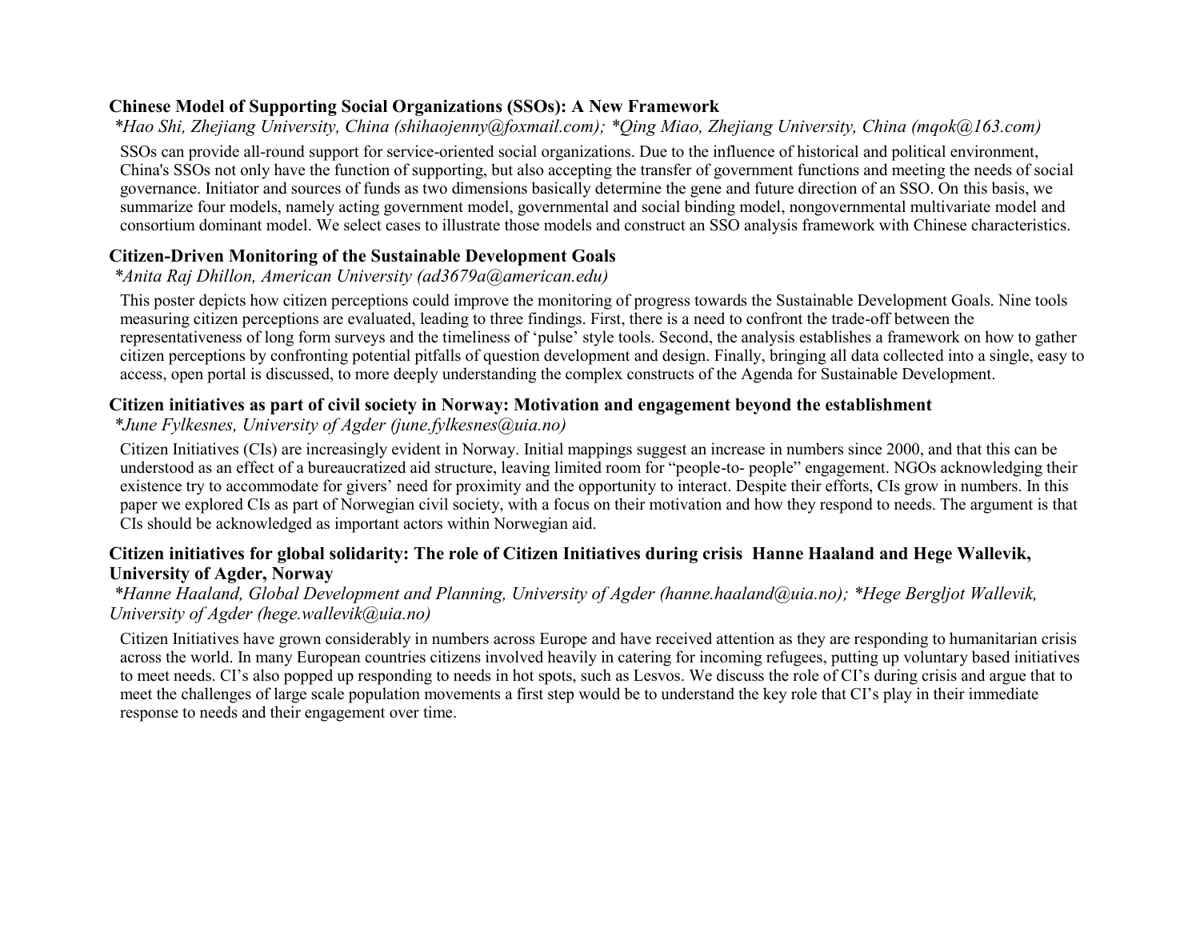**Chinese Model of Supporting Social Organizations (SSOs): A New Framework**

*\*Hao Shi, Zhejiang University, China (shihaojenny@foxmail.com); \*Qing Miao, Zhejiang University, China (mqok@163.com)*

SSOs can provide all-round support for service-oriented social organizations. Due to the influence of historical and political environment, China's SSOs not only have the function of supporting, but also accepting the transfer of government functions and meeting the needs of social governance. Initiator and sources of funds as two dimensions basically determine the gene and future direction of an SSO. On this basis, we summarize four models, namely acting government model, governmental and social binding model, nongovernmental multivariate model and consortium dominant model. We select cases to illustrate those models and construct an SSO analysis framework with Chinese characteristics.

**Citizen-Driven Monitoring of the Sustainable Development Goals**

*\*Anita Raj Dhillon, American University (ad3679a@american.edu)*

This poster depicts how citizen perceptions could improve the monitoring of progress towards the Sustainable Development Goals. Nine tools measuring citizen perceptions are evaluated, leading to three findings. First, there is a need to confront the trade-off between the representativeness of long form surveys and the timeliness of 'pulse' style tools. Second, the analysis establishes a framework on how to gather citizen perceptions by confronting potential pitfalls of question development and design. Finally, bringing all data collected into a single, easy to access, open portal is discussed, to more deeply understanding the complex constructs of the Agenda for Sustainable Development.

**Citizen initiatives as part of civil society in Norway: Motivation and engagement beyond the establishment**

*\*June Fylkesnes, University of Agder (june.fylkesnes@uia.no)*

Citizen Initiatives (CIs) are increasingly evident in Norway. Initial mappings suggest an increase in numbers since 2000, and that this can be understood as an effect of a bureaucratized aid structure, leaving limited room for "people-to- people" engagement. NGOs acknowledging their existence try to accommodate for givers' need for proximity and the opportunity to interact. Despite their efforts, CIs grow in numbers. In this paper we explored CIs as part of Norwegian civil society, with a focus on their motivation and how they respond to needs. The argument is that CIs should be acknowledged as important actors within Norwegian aid.

**Citizen initiatives for global solidarity: The role of Citizen Initiatives during crisis Hanne Haaland and Hege Wallevik, University of Agder, Norway**

*\*Hanne Haaland, Global Development and Planning, University of Agder (hanne.haaland@uia.no); \*Hege Bergljot Wallevik, University of Agder (hege.wallevik@uia.no)*

Citizen Initiatives have grown considerably in numbers across Europe and have received attention as they are responding to humanitarian crisis across the world. In many European countries citizens involved heavily in catering for incoming refugees, putting up voluntary based initiatives to meet needs. CI's also popped up responding to needs in hot spots, such as Lesvos. We discuss the role of CI's during crisis and argue that to meet the challenges of large scale population movements a first step would be to understand the key role that CI's play in their immediate response to needs and their engagement over time.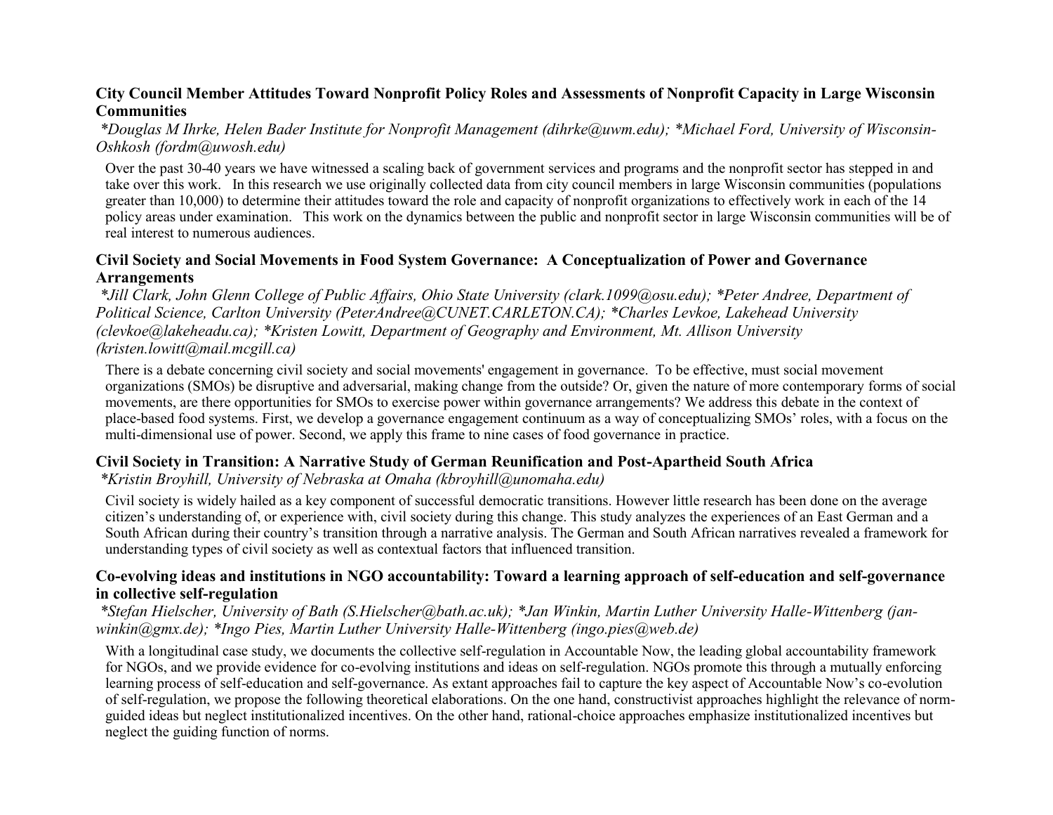### City Council Member Attitudes Toward Nonprofit Policy Roles and Assessments of Nonprofit Capacity in Large Wisconsin Communities

*\*Douglas M Ihrke, Helen Bader Institute for Nonprofit Management (dihrke@uwm.edu); \*Michael Ford, University of Wisconsin-Oshkosh (fordm@uwosh.edu)*

Over the past 30-40 years we have witnessed a scaling back of government services and programs and the nonprofit sector has stepped in and take over this work. In this research we use originally collected data from city council members in large Wisconsin communities (populations greater than 10,000) to determine their attitudes toward the role and capacity of nonprofit organizations to effectively work in each of the 14 policy areas under examination. This work on the dynamics between the public and nonprofit sector in large Wisconsin communities will be of real interest to numerous audiences.

### Civil Society and Social Movements in Food System Governance: A Conceptualization of Power and Governance Arrangements

*\*Jill Clark, John Glenn College of Public Affairs, Ohio State University (clark.1099@osu.edu); \*Peter Andree, Department of Political Science, Carlton University (PeterAndree@CUNET.CARLETON.CA); \*Charles Levkoe, Lakehead University (clevkoe@lakeheadu.ca); \*Kristen Lowitt, Department of Geography and Environment, Mt. Allison University (kristen.lowitt@mail.mcgill.ca)*

There is a debate concerning civil society and social movements' engagement in governance. To be effective, must social movement organizations (SMOs) be disruptive and adversarial, making change from the outside? Or, given the nature of more contemporary forms of social movements, are there opportunities for SMOs to exercise power within governance arrangements? We address this debate in the context of place-based food systems. First, we develop a governance engagement continuum as a way of conceptualizing SMOs' roles, with a focus on the multi-dimensional use of power. Second, we apply this frame to nine cases of food governance in practice.

### Civil Society in Transition: A Narrative Study of German Reunification and Post-Apartheid South Africa

*\*Kristin Broyhill, University of Nebraska at Omaha (kbroyhill@unomaha.edu)*

Civil society is widely hailed as a key component of successful democratic transitions. However little research has been done on the average citizen's understanding of, or experience with, civil society during this change. This study analyzes the experiences of an East German and a South African during their country's transition through a narrative analysis. The German and South African narratives revealed a framework for understanding types of civil society as well as contextual factors that influenced transition.

### Co-evolving ideas and institutions in NGO accountability: Toward a learning approach of self-education and self-governance in collective self-regulation

*\*Stefan Hielscher, University of Bath (S.Hielscher@bath.ac.uk); \*Jan Winkin, Martin Luther University Halle-Wittenberg (jan-winkin@gmx.de); \*Ingo Pies, Martin Luther University Halle-Wittenberg (ingo.pies@web.de)*

With a longitudinal case study, we documents the collective self-regulation in Accountable Now, the leading global accountability framework for NGOs, and we provide evidence for co-evolving institutions and ideas on self-regulation. NGOs promote this through a mutually enforcing learning process of self-education and self-governance. As extant approaches fail to capture the key aspect of Accountable Now's co-evolution of self-regulation, we propose the following theoretical elaborations. On the one hand, constructivist approaches highlight the relevance of norm-guided ideas but neglect institutionalized incentives. On the other hand, rational-choice approaches emphasize institutionalized incentives but neglect the guiding function of norms.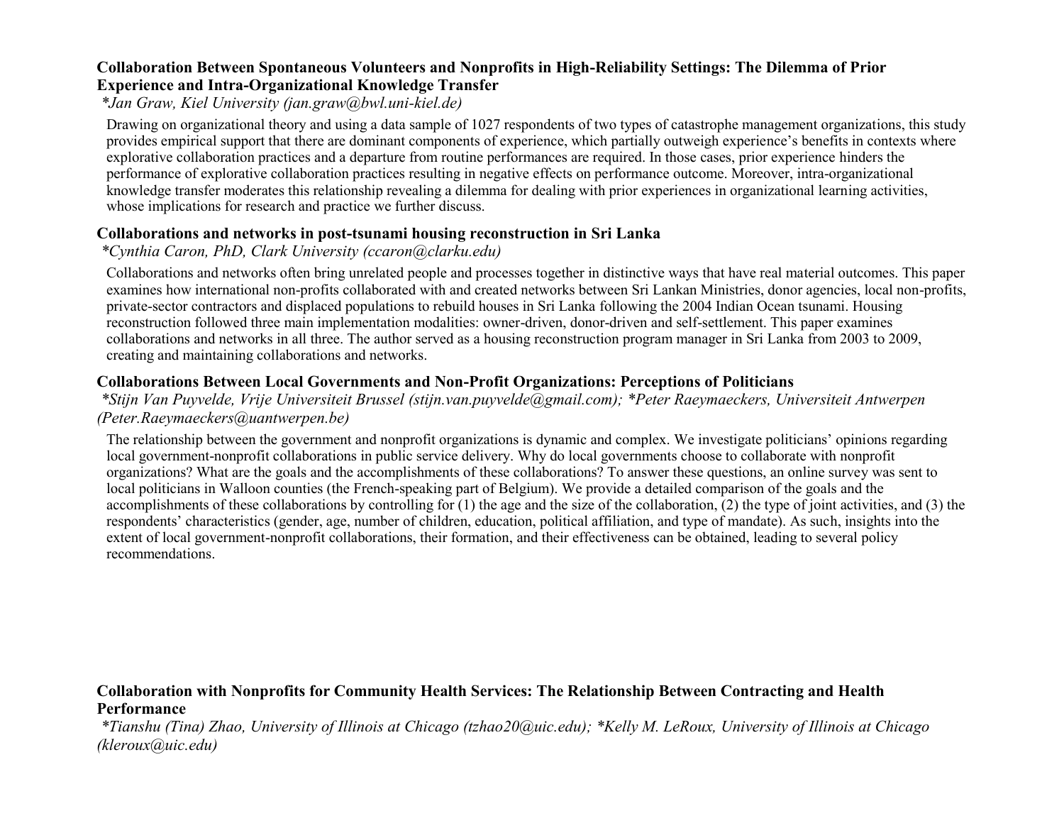### Collaboration Between Spontaneous Volunteers and Nonprofits in High-Reliability Settings: The Dilemma of Prior Experience and Intra-Organizational Knowledge Transfer

*\*Jan Graw, Kiel University (jan.graw@bwl.uni-kiel.de)*

Drawing on organizational theory and using a data sample of 1027 respondents of two types of catastrophe management organizations, this study provides empirical support that there are dominant components of experience, which partially outweigh experience's benefits in contexts where explorative collaboration practices and a departure from routine performances are required. In those cases, prior experience hinders the performance of explorative collaboration practices resulting in negative effects on performance outcome. Moreover, intra-organizational knowledge transfer moderates this relationship revealing a dilemma for dealing with prior experiences in organizational learning activities, whose implications for research and practice we further discuss.

### Collaborations and networks in post-tsunami housing reconstruction in Sri Lanka

*\*Cynthia Caron, PhD, Clark University (ccaron@clarku.edu)*

Collaborations and networks often bring unrelated people and processes together in distinctive ways that have real material outcomes. This paper examines how international non-profits collaborated with and created networks between Sri Lankan Ministries, donor agencies, local non-profits, private-sector contractors and displaced populations to rebuild houses in Sri Lanka following the 2004 Indian Ocean tsunami. Housing reconstruction followed three main implementation modalities: owner-driven, donor-driven and self-settlement. This paper examines collaborations and networks in all three. The author served as a housing reconstruction program manager in Sri Lanka from 2003 to 2009, creating and maintaining collaborations and networks.

### Collaborations Between Local Governments and Non-Profit Organizations: Perceptions of Politicians

*\*Stijn Van Puyvelde, Vrije Universiteit Brussel (stijn.van.puyvelde@gmail.com); \*Peter Raeymaeckers, Universiteit Antwerpen (Peter.Raeymaeckers@uantwerpen.be)*

The relationship between the government and nonprofit organizations is dynamic and complex. We investigate politicians' opinions regarding local government-nonprofit collaborations in public service delivery. Why do local governments choose to collaborate with nonprofit organizations? What are the goals and the accomplishments of these collaborations? To answer these questions, an online survey was sent to local politicians in Walloon counties (the French-speaking part of Belgium). We provide a detailed comparison of the goals and the accomplishments of these collaborations by controlling for (1) the age and the size of the collaboration, (2) the type of joint activities, and (3) the respondents' characteristics (gender, age, number of children, education, political affiliation, and type of mandate). As such, insights into the extent of local government-nonprofit collaborations, their formation, and their effectiveness can be obtained, leading to several policy recommendations.

### Collaboration with Nonprofits for Community Health Services: The Relationship Between Contracting and Health Performance

*\*Tianshu (Tina) Zhao, University of Illinois at Chicago (tzhao20@uic.edu); \*Kelly M. LeRoux, University of Illinois at Chicago (kleroux@uic.edu)*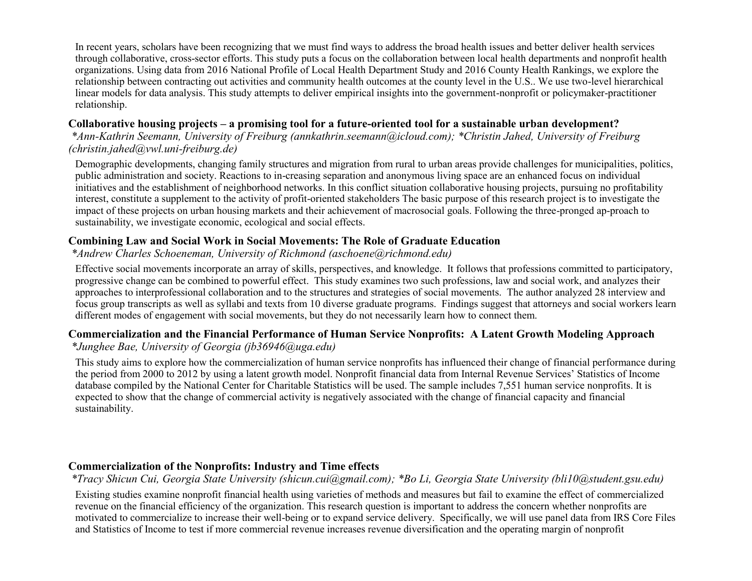In recent years, scholars have been recognizing that we must find ways to address the broad health issues and better deliver health services through collaborative, cross-sector efforts. This study puts a focus on the collaboration between local health departments and nonprofit health organizations. Using data from 2016 National Profile of Local Health Department Study and 2016 County Health Rankings, we explore the relationship between contracting out activities and community health outcomes at the county level in the U.S.. We use two-level hierarchical linear models for data analysis. This study attempts to deliver empirical insights into the government-nonprofit or policymaker-practitioner relationship.

**Collaborative housing projects – a promising tool for a future-oriented tool for a sustainable urban development?**

*\*Ann-Kathrin Seemann, University of Freiburg (annkathrin.seemann@icloud.com); \*Christin Jahed, University of Freiburg (christin.jahed@vwl.uni-freiburg.de)*

Demographic developments, changing family structures and migration from rural to urban areas provide challenges for municipalities, politics, public administration and society. Reactions to in-creasing separation and anonymous living space are an enhanced focus on individual initiatives and the establishment of neighborhood networks. In this conflict situation collaborative housing projects, pursuing no profitability interest, constitute a supplement to the activity of profit-oriented stakeholders The basic purpose of this research project is to investigate the impact of these projects on urban housing markets and their achievement of macrosocial goals. Following the three-pronged ap-proach to sustainability, we investigate economic, ecological and social effects.

**Combining Law and Social Work in Social Movements: The Role of Graduate Education**

*\*Andrew Charles Schoeneman, University of Richmond (aschoene@richmond.edu)*

Effective social movements incorporate an array of skills, perspectives, and knowledge. It follows that professions committed to participatory, progressive change can be combined to powerful effect. This study examines two such professions, law and social work, and analyzes their approaches to interprofessional collaboration and to the structures and strategies of social movements. The author analyzed 28 interview and focus group transcripts as well as syllabi and texts from 10 diverse graduate programs. Findings suggest that attorneys and social workers learn different modes of engagement with social movements, but they do not necessarily learn how to connect them.

**Commercialization and the Financial Performance of Human Service Nonprofits: A Latent Growth Modeling Approach**

*\*Junghee Bae, University of Georgia (jb36946@uga.edu)*

This study aims to explore how the commercialization of human service nonprofits has influenced their change of financial performance during the period from 2000 to 2012 by using a latent growth model. Nonprofit financial data from Internal Revenue Services' Statistics of Income database compiled by the National Center for Charitable Statistics will be used. The sample includes 7,551 human service nonprofits. It is expected to show that the change of commercial activity is negatively associated with the change of financial capacity and financial sustainability.

**Commercialization of the Nonprofits: Industry and Time effects**

*\*Tracy Shicun Cui, Georgia State University (shicun.cui@gmail.com); \*Bo Li, Georgia State University (bli10@student.gsu.edu)*

Existing studies examine nonprofit financial health using varieties of methods and measures but fail to examine the effect of commercialized revenue on the financial efficiency of the organization. This research question is important to address the concern whether nonprofits are motivated to commercialize to increase their well-being or to expand service delivery. Specifically, we will use panel data from IRS Core Files and Statistics of Income to test if more commercial revenue increases revenue diversification and the operating margin of nonprofit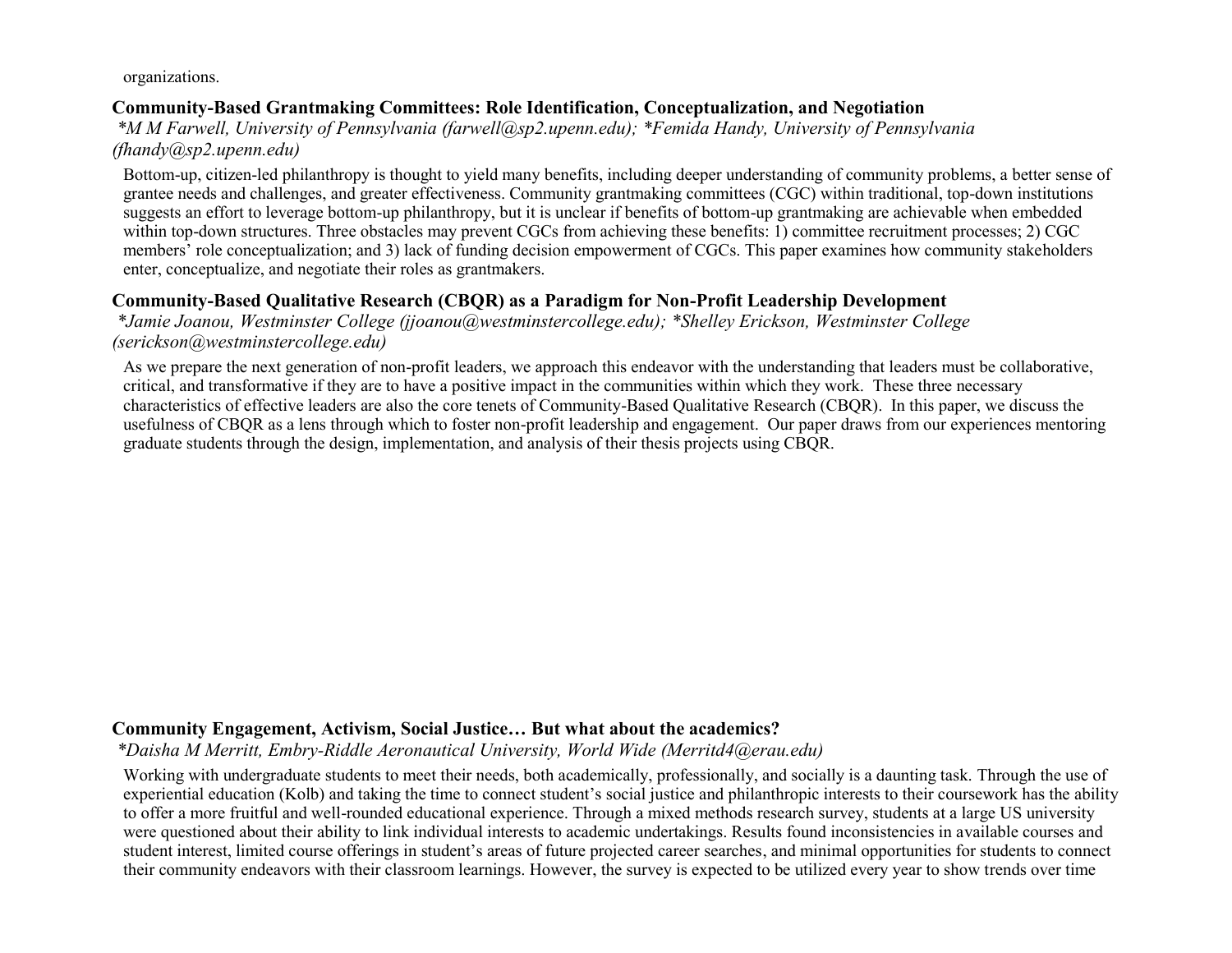organizations.

### Community-Based Grantmaking Committees: Role Identification, Conceptualization, and Negotiation

*\*M M Farwell, University of Pennsylvania (farwell@sp2.upenn.edu); \*Femida Handy, University of Pennsylvania (fhandy@sp2.upenn.edu)*

Bottom-up, citizen-led philanthropy is thought to yield many benefits, including deeper understanding of community problems, a better sense of grantee needs and challenges, and greater effectiveness. Community grantmaking committees (CGC) within traditional, top-down institutions suggests an effort to leverage bottom-up philanthropy, but it is unclear if benefits of bottom-up grantmaking are achievable when embedded within top-down structures. Three obstacles may prevent CGCs from achieving these benefits: 1) committee recruitment processes; 2) CGC members' role conceptualization; and 3) lack of funding decision empowerment of CGCs. This paper examines how community stakeholders enter, conceptualize, and negotiate their roles as grantmakers.

### Community-Based Qualitative Research (CBQR) as a Paradigm for Non-Profit Leadership Development

*\*Jamie Joanou, Westminster College (jjoanou@westminstercollege.edu); \*Shelley Erickson, Westminster College (serickson@westminstercollege.edu)*

As we prepare the next generation of non-profit leaders, we approach this endeavor with the understanding that leaders must be collaborative, critical, and transformative if they are to have a positive impact in the communities within which they work. These three necessary characteristics of effective leaders are also the core tenets of Community-Based Qualitative Research (CBQR). In this paper, we discuss the usefulness of CBQR as a lens through which to foster non-profit leadership and engagement. Our paper draws from our experiences mentoring graduate students through the design, implementation, and analysis of their thesis projects using CBQR.

### Community Engagement, Activism, Social Justice… But what about the academics?

*\*Daisha M Merritt, Embry-Riddle Aeronautical University, World Wide (Merritd4@erau.edu)*

Working with undergraduate students to meet their needs, both academically, professionally, and socially is a daunting task. Through the use of experiential education (Kolb) and taking the time to connect student's social justice and philanthropic interests to their coursework has the ability to offer a more fruitful and well-rounded educational experience. Through a mixed methods research survey, students at a large US university were questioned about their ability to link individual interests to academic undertakings. Results found inconsistencies in available courses and student interest, limited course offerings in student's areas of future projected career searches, and minimal opportunities for students to connect their community endeavors with their classroom learnings. However, the survey is expected to be utilized every year to show trends over time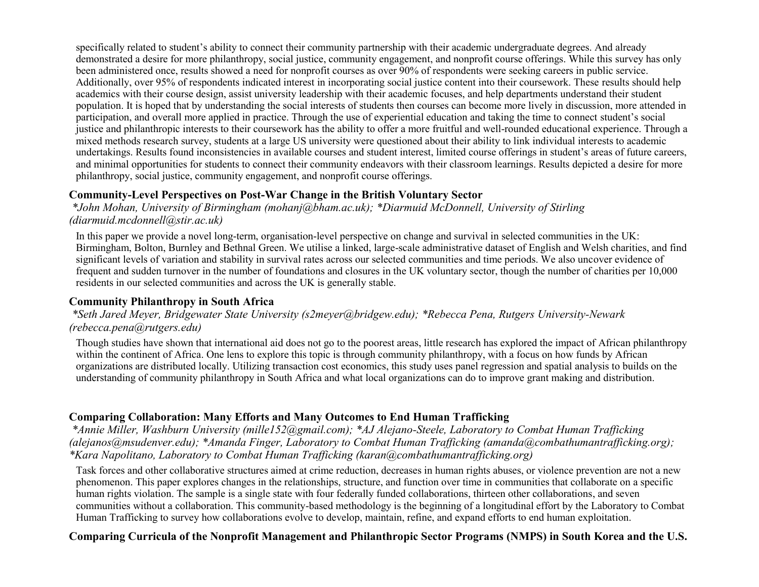specifically related to student's ability to connect their community partnership with their academic undergraduate degrees. And already demonstrated a desire for more philanthropy, social justice, community engagement, and nonprofit course offerings. While this survey has only been administered once, results showed a need for nonprofit courses as over 90% of respondents were seeking careers in public service. Additionally, over 95% of respondents indicated interest in incorporating social justice content into their coursework. These results should help academics with their course design, assist university leadership with their academic focuses, and help departments understand their student population. It is hoped that by understanding the social interests of students then courses can become more lively in discussion, more attended in participation, and overall more applied in practice. Through the use of experiential education and taking the time to connect student's social justice and philanthropic interests to their coursework has the ability to offer a more fruitful and well-rounded educational experience. Through a mixed methods research survey, students at a large US university were questioned about their ability to link individual interests to academic undertakings. Results found inconsistencies in available courses and student interest, limited course offerings in student's areas of future careers, and minimal opportunities for students to connect their community endeavors with their classroom learnings. Results depicted a desire for more philanthropy, social justice, community engagement, and nonprofit course offerings.

### Community-Level Perspectives on Post-War Change in the British Voluntary Sector

*\*John Mohan, University of Birmingham (mohanj@bham.ac.uk); \*Diarmuid McDonnell, University of Stirling (diarmuid.mcdonnell@stir.ac.uk)*

In this paper we provide a novel long-term, organisation-level perspective on change and survival in selected communities in the UK: Birmingham, Bolton, Burnley and Bethnal Green. We utilise a linked, large-scale administrative dataset of English and Welsh charities, and find significant levels of variation and stability in survival rates across our selected communities and time periods. We also uncover evidence of frequent and sudden turnover in the number of foundations and closures in the UK voluntary sector, though the number of charities per 10,000 residents in our selected communities and across the UK is generally stable.

### Community Philanthropy in South Africa

*\*Seth Jared Meyer, Bridgewater State University (s2meyer@bridgew.edu); \*Rebecca Pena, Rutgers University-Newark (rebecca.pena@rutgers.edu)*

Though studies have shown that international aid does not go to the poorest areas, little research has explored the impact of African philanthropy within the continent of Africa. One lens to explore this topic is through community philanthropy, with a focus on how funds by African organizations are distributed locally. Utilizing transaction cost economics, this study uses panel regression and spatial analysis to builds on the understanding of community philanthropy in South Africa and what local organizations can do to improve grant making and distribution.

### Comparing Collaboration: Many Efforts and Many Outcomes to End Human Trafficking

*\*Annie Miller, Washburn University (mille152@gmail.com); \*AJ Alejano-Steele, Laboratory to Combat Human Trafficking (alejanos@msudenver.edu); \*Amanda Finger, Laboratory to Combat Human Trafficking (amanda@combathumantrafficking.org); \*Kara Napolitano, Laboratory to Combat Human Trafficking (karan@combathumantrafficking.org)*

Task forces and other collaborative structures aimed at crime reduction, decreases in human rights abuses, or violence prevention are not a new phenomenon. This paper explores changes in the relationships, structure, and function over time in communities that collaborate on a specific human rights violation. The sample is a single state with four federally funded collaborations, thirteen other collaborations, and seven communities without a collaboration. This community-based methodology is the beginning of a longitudinal effort by the Laboratory to Combat Human Trafficking to survey how collaborations evolve to develop, maintain, refine, and expand efforts to end human exploitation.

### Comparing Curricula of the Nonprofit Management and Philanthropic Sector Programs (NMPS) in South Korea and the U.S.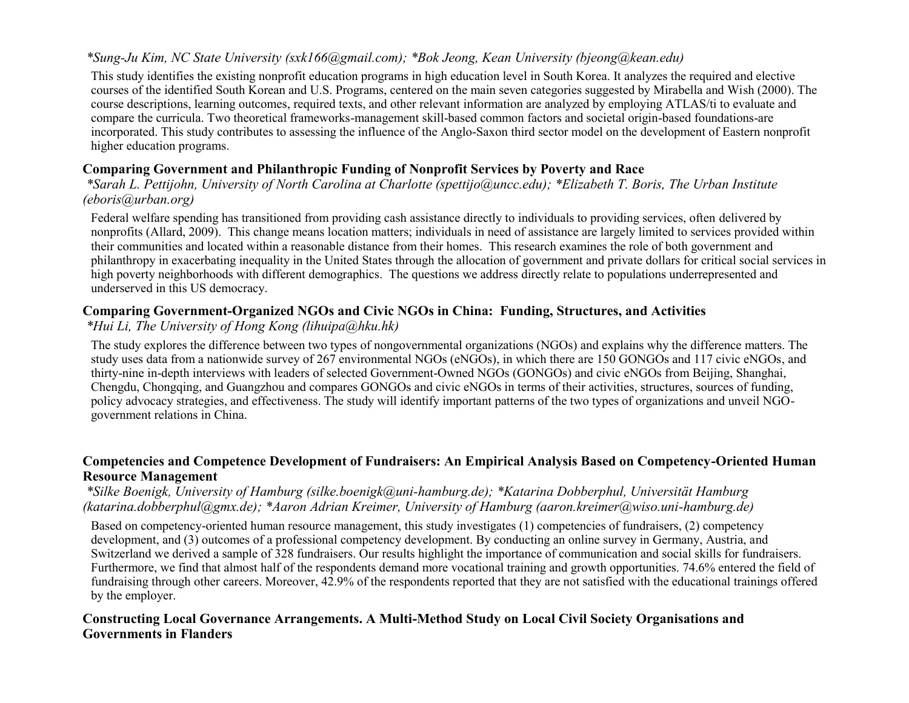*Sung-Ju Kim, NC State University (sxk166@gmail.com); *Bok Jeong, Kean University (bjeong@kean.edu)*

This study identifies the existing nonprofit education programs in high education level in South Korea. It analyzes the required and elective courses of the identified South Korean and U.S. Programs, centered on the main seven categories suggested by Mirabella and Wish (2000). The course descriptions, learning outcomes, required texts, and other relevant information are analyzed by employing ATLAS/ti to evaluate and compare the curricula. Two theoretical frameworks-management skill-based common factors and societal origin-based foundations-are incorporated. This study contributes to assessing the influence of the Anglo-Saxon third sector model on the development of Eastern nonprofit higher education programs.

**Comparing Government and Philanthropic Funding of Nonprofit Services by Poverty and Race**

*Sarah L. Pettijohn, University of North Carolina at Charlotte (spettijo@uncc.edu); *Elizabeth T. Boris, The Urban Institute (eboris@urban.org)*

Federal welfare spending has transitioned from providing cash assistance directly to individuals to providing services, often delivered by nonprofits (Allard, 2009). This change means location matters; individuals in need of assistance are largely limited to services provided within their communities and located within a reasonable distance from their homes. This research examines the role of both government and philanthropy in exacerbating inequality in the United States through the allocation of government and private dollars for critical social services in high poverty neighborhoods with different demographics. The questions we address directly relate to populations underrepresented and underserved in this US democracy.

**Comparing Government-Organized NGOs and Civic NGOs in China: Funding, Structures, and Activities**

*Hui Li, The University of Hong Kong (lihuipa@hku.hk)*

The study explores the difference between two types of nongovernmental organizations (NGOs) and explains why the difference matters. The study uses data from a nationwide survey of 267 environmental NGOs (eNGOs), in which there are 150 GONGOs and 117 civic eNGOs, and thirty-nine in-depth interviews with leaders of selected Government-Owned NGOs (GONGOs) and civic eNGOs from Beijing, Shanghai, Chengdu, Chongqing, and Guangzhou and compares GONGOs and civic eNGOs in terms of their activities, structures, sources of funding, policy advocacy strategies, and effectiveness. The study will identify important patterns of the two types of organizations and unveil NGO-government relations in China.

**Competencies and Competence Development of Fundraisers: An Empirical Analysis Based on Competency-Oriented Human Resource Management**

*Silke Boenigk, University of Hamburg (silke.boenigk@uni-hamburg.de); *Katarina Dobberphul, Universität Hamburg (katarina.dobberphul@gmx.de); *Aaron Adrian Kreimer, University of Hamburg (aaron.kreimer@wiso.uni-hamburg.de)*

Based on competency-oriented human resource management, this study investigates (1) competencies of fundraisers, (2) competency development, and (3) outcomes of a professional competency development. By conducting an online survey in Germany, Austria, and Switzerland we derived a sample of 328 fundraisers. Our results highlight the importance of communication and social skills for fundraisers. Furthermore, we find that almost half of the respondents demand more vocational training and growth opportunities. 74.6% entered the field of fundraising through other careers. Moreover, 42.9% of the respondents reported that they are not satisfied with the educational trainings offered by the employer.

**Constructing Local Governance Arrangements. A Multi-Method Study on Local Civil Society Organisations and Governments in Flanders**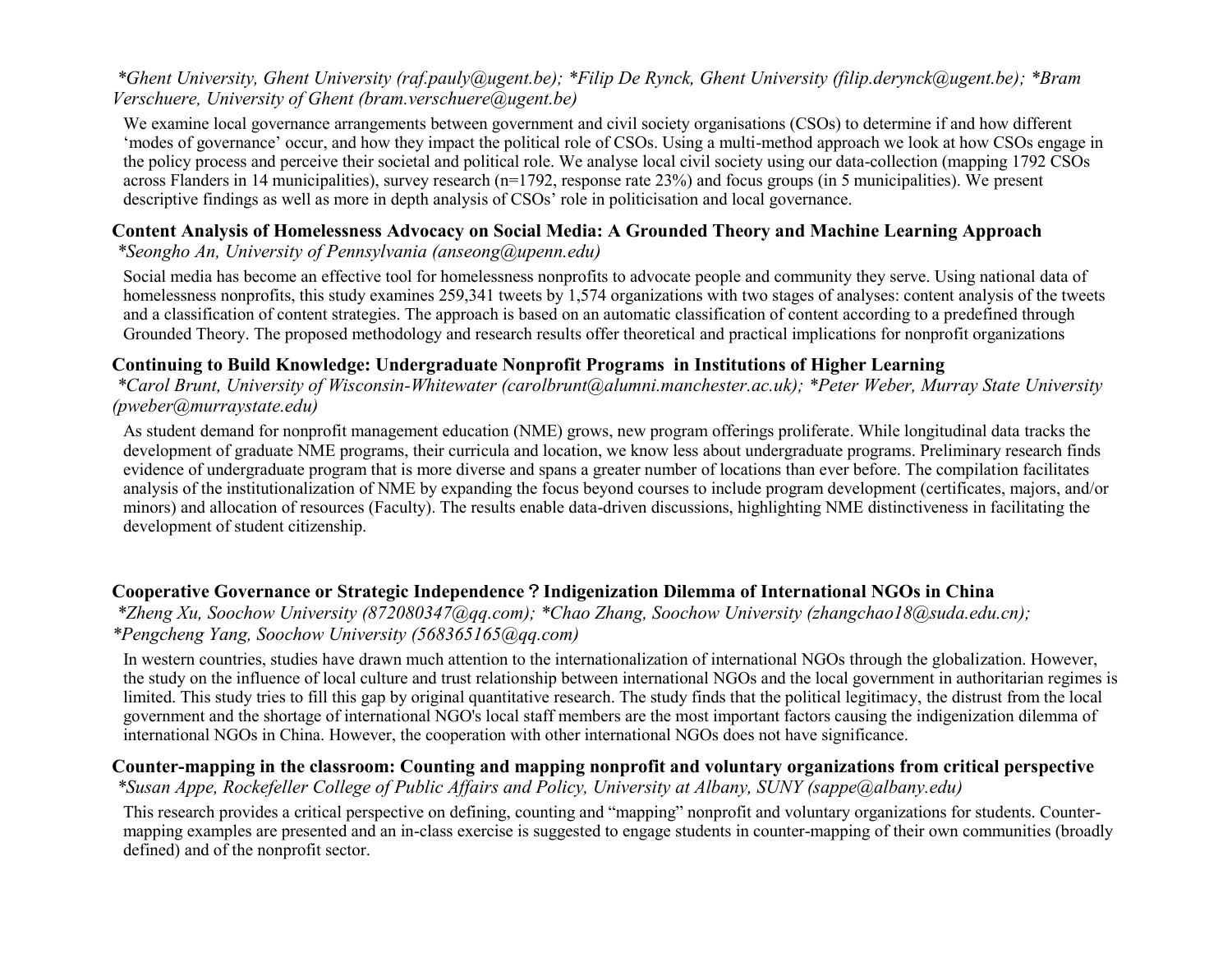*\*Ghent University, Ghent University (raf.pauly@ugent.be); \*Filip De Rynck, Ghent University (filip.derynck@ugent.be); \*Bram Verschuere, University of Ghent (bram.verschuere@ugent.be)*

We examine local governance arrangements between government and civil society organisations (CSOs) to determine if and how different 'modes of governance' occur, and how they impact the political role of CSOs. Using a multi-method approach we look at how CSOs engage in the policy process and perceive their societal and political role. We analyse local civil society using our data-collection (mapping 1792 CSOs across Flanders in 14 municipalities), survey research (n=1792, response rate 23%) and focus groups (in 5 municipalities). We present descriptive findings as well as more in depth analysis of CSOs' role in politicisation and local governance.

### Content Analysis of Homelessness Advocacy on Social Media: A Grounded Theory and Machine Learning Approach

*\*Seongho An, University of Pennsylvania (anseong@upenn.edu)*

Social media has become an effective tool for homelessness nonprofits to advocate people and community they serve. Using national data of homelessness nonprofits, this study examines 259,341 tweets by 1,574 organizations with two stages of analyses: content analysis of the tweets and a classification of content strategies. The approach is based on an automatic classification of content according to a predefined through Grounded Theory. The proposed methodology and research results offer theoretical and practical implications for nonprofit organizations

### Continuing to Build Knowledge: Undergraduate Nonprofit Programs in Institutions of Higher Learning

*\*Carol Brunt, University of Wisconsin-Whitewater (carolbrunt@alumni.manchester.ac.uk); \*Peter Weber, Murray State University (pweber@murraystate.edu)*

As student demand for nonprofit management education (NME) grows, new program offerings proliferate. While longitudinal data tracks the development of graduate NME programs, their curricula and location, we know less about undergraduate programs. Preliminary research finds evidence of undergraduate program that is more diverse and spans a greater number of locations than ever before. The compilation facilitates analysis of the institutionalization of NME by expanding the focus beyond courses to include program development (certificates, majors, and/or minors) and allocation of resources (Faculty). The results enable data-driven discussions, highlighting NME distinctiveness in facilitating the development of student citizenship.

### Cooperative Governance or Strategic Independence？Indigenization Dilemma of International NGOs in China

*\*Zheng Xu, Soochow University (872080347@qq.com); \*Chao Zhang, Soochow University (zhangchao18@suda.edu.cn); \*Pengcheng Yang, Soochow University (568365165@qq.com)*

In western countries, studies have drawn much attention to the internationalization of international NGOs through the globalization. However, the study on the influence of local culture and trust relationship between international NGOs and the local government in authoritarian regimes is limited. This study tries to fill this gap by original quantitative research. The study finds that the political legitimacy, the distrust from the local government and the shortage of international NGO's local staff members are the most important factors causing the indigenization dilemma of international NGOs in China. However, the cooperation with other international NGOs does not have significance.

### Counter-mapping in the classroom: Counting and mapping nonprofit and voluntary organizations from critical perspective

*\*Susan Appe, Rockefeller College of Public Affairs and Policy, University at Albany, SUNY (sappe@albany.edu)*

This research provides a critical perspective on defining, counting and "mapping" nonprofit and voluntary organizations for students. Counter-mapping examples are presented and an in-class exercise is suggested to engage students in counter-mapping of their own communities (broadly defined) and of the nonprofit sector.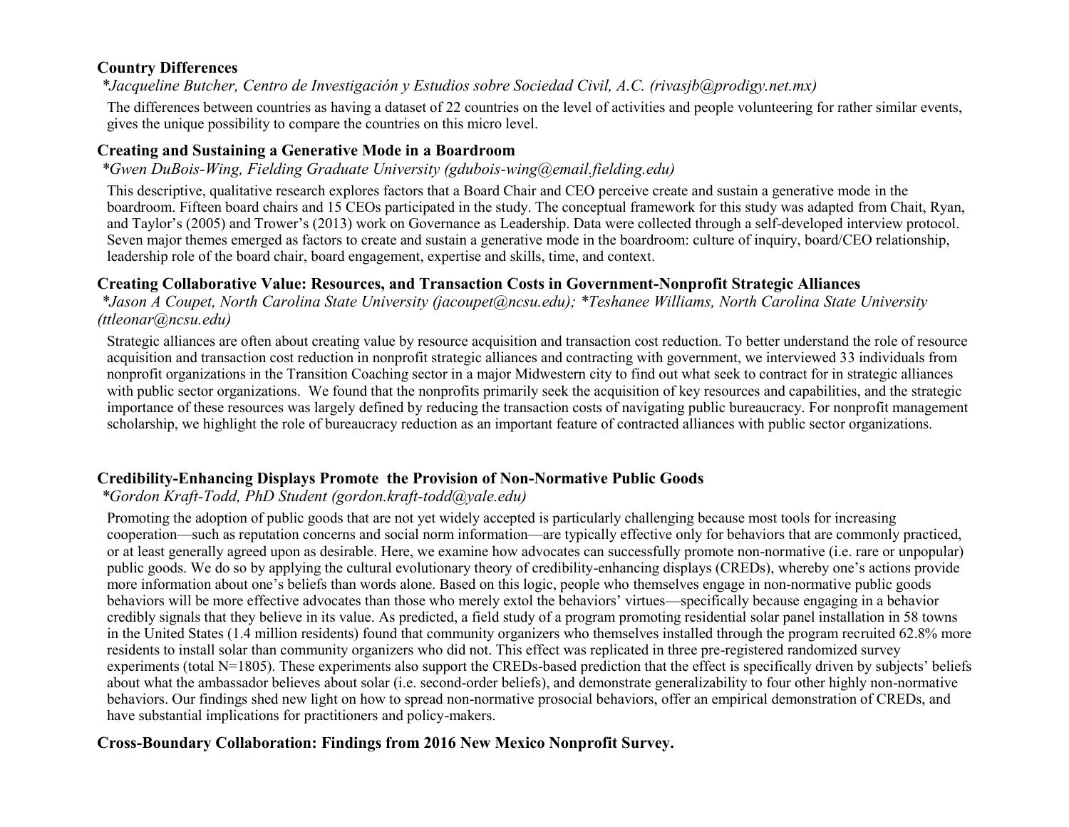### Country Differences

*\*Jacqueline Butcher, Centro de Investigación y Estudios sobre Sociedad Civil, A.C. (rivasjb@prodigy.net.mx)*

The differences between countries as having a dataset of 22 countries on the level of activities and people volunteering for rather similar events, gives the unique possibility to compare the countries on this micro level.

### Creating and Sustaining a Generative Mode in a Boardroom

*\*Gwen DuBois-Wing, Fielding Graduate University (gdubois-wing@email.fielding.edu)*

This descriptive, qualitative research explores factors that a Board Chair and CEO perceive create and sustain a generative mode in the boardroom. Fifteen board chairs and 15 CEOs participated in the study. The conceptual framework for this study was adapted from Chait, Ryan, and Taylor's (2005) and Trower's (2013) work on Governance as Leadership. Data were collected through a self-developed interview protocol. Seven major themes emerged as factors to create and sustain a generative mode in the boardroom: culture of inquiry, board/CEO relationship, leadership role of the board chair, board engagement, expertise and skills, time, and context.

### Creating Collaborative Value: Resources, and Transaction Costs in Government-Nonprofit Strategic Alliances

*\*Jason A Coupet, North Carolina State University (jacoupet@ncsu.edu); \*Teshanee Williams, North Carolina State University (ttleonar@ncsu.edu)*

Strategic alliances are often about creating value by resource acquisition and transaction cost reduction. To better understand the role of resource acquisition and transaction cost reduction in nonprofit strategic alliances and contracting with government, we interviewed 33 individuals from nonprofit organizations in the Transition Coaching sector in a major Midwestern city to find out what seek to contract for in strategic alliances with public sector organizations. We found that the nonprofits primarily seek the acquisition of key resources and capabilities, and the strategic importance of these resources was largely defined by reducing the transaction costs of navigating public bureaucracy. For nonprofit management scholarship, we highlight the role of bureaucracy reduction as an important feature of contracted alliances with public sector organizations.

### Credibility-Enhancing Displays Promote the Provision of Non-Normative Public Goods

*\*Gordon Kraft-Todd, PhD Student (gordon.kraft-todd@yale.edu)*

Promoting the adoption of public goods that are not yet widely accepted is particularly challenging because most tools for increasing cooperation—such as reputation concerns and social norm information—are typically effective only for behaviors that are commonly practiced, or at least generally agreed upon as desirable. Here, we examine how advocates can successfully promote non-normative (i.e. rare or unpopular) public goods. We do so by applying the cultural evolutionary theory of credibility-enhancing displays (CREDs), whereby one's actions provide more information about one's beliefs than words alone. Based on this logic, people who themselves engage in non-normative public goods behaviors will be more effective advocates than those who merely extol the behaviors' virtues—specifically because engaging in a behavior credibly signals that they believe in its value. As predicted, a field study of a program promoting residential solar panel installation in 58 towns in the United States (1.4 million residents) found that community organizers who themselves installed through the program recruited 62.8% more residents to install solar than community organizers who did not. This effect was replicated in three pre-registered randomized survey experiments (total N=1805). These experiments also support the CREDs-based prediction that the effect is specifically driven by subjects' beliefs about what the ambassador believes about solar (i.e. second-order beliefs), and demonstrate generalizability to four other highly non-normative behaviors. Our findings shed new light on how to spread non-normative prosocial behaviors, offer an empirical demonstration of CREDs, and have substantial implications for practitioners and policy-makers.

### Cross-Boundary Collaboration: Findings from 2016 New Mexico Nonprofit Survey.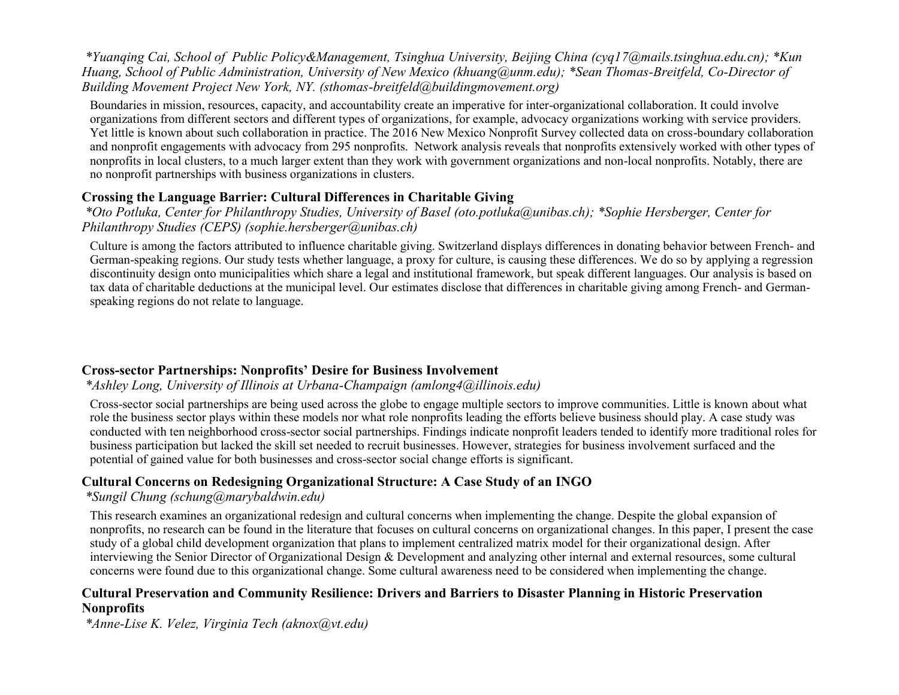*Yuanqing Cai, School of Public Policy&Management, Tsinghua University, Beijing China (cyq17@mails.tsinghua.edu.cn); *Kun Huang, School of Public Administration, University of New Mexico (khuang@unm.edu); *Sean Thomas-Breitfeld, Co-Director of Building Movement Project New York, NY. (sthomas-breitfeld@buildingmovement.org)*

Boundaries in mission, resources, capacity, and accountability create an imperative for inter-organizational collaboration. It could involve organizations from different sectors and different types of organizations, for example, advocacy organizations working with service providers. Yet little is known about such collaboration in practice. The 2016 New Mexico Nonprofit Survey collected data on cross-boundary collaboration and nonprofit engagements with advocacy from 295 nonprofits. Network analysis reveals that nonprofits extensively worked with other types of nonprofits in local clusters, to a much larger extent than they work with government organizations and non-local nonprofits. Notably, there are no nonprofit partnerships with business organizations in clusters.

**Crossing the Language Barrier: Cultural Differences in Charitable Giving**

*Oto Potluka, Center for Philanthropy Studies, University of Basel (oto.potluka@unibas.ch); *Sophie Hersberger, Center for Philanthropy Studies (CEPS) (sophie.hersberger@unibas.ch)*

Culture is among the factors attributed to influence charitable giving. Switzerland displays differences in donating behavior between French- and German-speaking regions. Our study tests whether language, a proxy for culture, is causing these differences. We do so by applying a regression discontinuity design onto municipalities which share a legal and institutional framework, but speak different languages. Our analysis is based on tax data of charitable deductions at the municipal level. Our estimates disclose that differences in charitable giving among French- and German-speaking regions do not relate to language.

**Cross-sector Partnerships: Nonprofits' Desire for Business Involvement**

*Ashley Long, University of Illinois at Urbana-Champaign (amlong4@illinois.edu)*

Cross-sector social partnerships are being used across the globe to engage multiple sectors to improve communities. Little is known about what role the business sector plays within these models nor what role nonprofits leading the efforts believe business should play. A case study was conducted with ten neighborhood cross-sector social partnerships. Findings indicate nonprofit leaders tended to identify more traditional roles for business participation but lacked the skill set needed to recruit businesses. However, strategies for business involvement surfaced and the potential of gained value for both businesses and cross-sector social change efforts is significant.

**Cultural Concerns on Redesigning Organizational Structure: A Case Study of an INGO**

*Sungil Chung (schung@marybaldwin.edu)*

This research examines an organizational redesign and cultural concerns when implementing the change. Despite the global expansion of nonprofits, no research can be found in the literature that focuses on cultural concerns on organizational changes. In this paper, I present the case study of a global child development organization that plans to implement centralized matrix model for their organizational design. After interviewing the Senior Director of Organizational Design & Development and analyzing other internal and external resources, some cultural concerns were found due to this organizational change. Some cultural awareness need to be considered when implementing the change.

**Cultural Preservation and Community Resilience: Drivers and Barriers to Disaster Planning in Historic Preservation Nonprofits**

*Anne-Lise K. Velez, Virginia Tech (aknox@vt.edu)*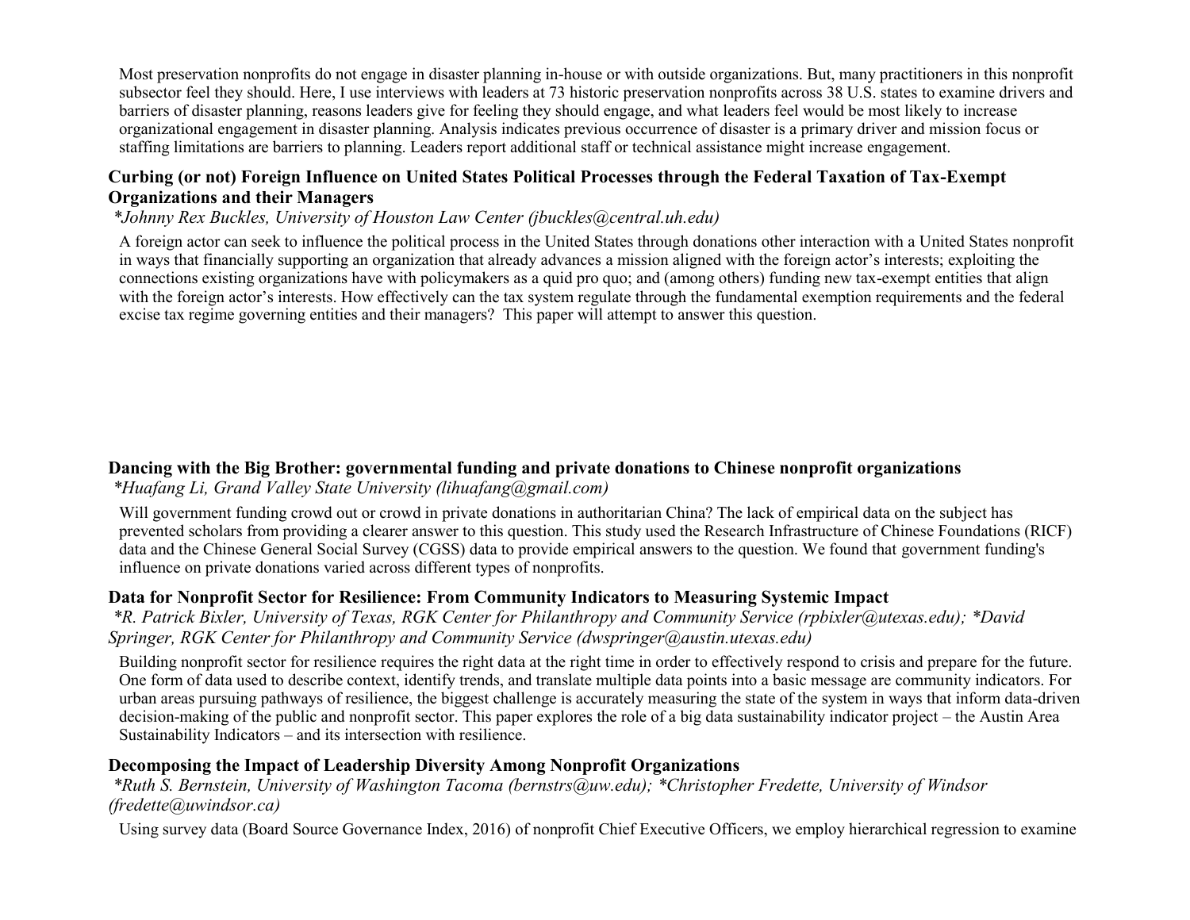Most preservation nonprofits do not engage in disaster planning in-house or with outside organizations. But, many practitioners in this nonprofit subsector feel they should. Here, I use interviews with leaders at 73 historic preservation nonprofits across 38 U.S. states to examine drivers and barriers of disaster planning, reasons leaders give for feeling they should engage, and what leaders feel would be most likely to increase organizational engagement in disaster planning. Analysis indicates previous occurrence of disaster is a primary driver and mission focus or staffing limitations are barriers to planning. Leaders report additional staff or technical assistance might increase engagement.

### Curbing (or not) Foreign Influence on United States Political Processes through the Federal Taxation of Tax-Exempt Organizations and their Managers

*\*Johnny Rex Buckles, University of Houston Law Center (jbuckles@central.uh.edu)*

A foreign actor can seek to influence the political process in the United States through donations other interaction with a United States nonprofit in ways that financially supporting an organization that already advances a mission aligned with the foreign actor's interests; exploiting the connections existing organizations have with policymakers as a quid pro quo; and (among others) funding new tax-exempt entities that align with the foreign actor's interests. How effectively can the tax system regulate through the fundamental exemption requirements and the federal excise tax regime governing entities and their managers? This paper will attempt to answer this question.

### Dancing with the Big Brother: governmental funding and private donations to Chinese nonprofit organizations

*\*Huafang Li, Grand Valley State University (lihuafang@gmail.com)*

Will government funding crowd out or crowd in private donations in authoritarian China? The lack of empirical data on the subject has prevented scholars from providing a clearer answer to this question. This study used the Research Infrastructure of Chinese Foundations (RICF) data and the Chinese General Social Survey (CGSS) data to provide empirical answers to the question. We found that government funding's influence on private donations varied across different types of nonprofits.

### Data for Nonprofit Sector for Resilience: From Community Indicators to Measuring Systemic Impact

*\*R. Patrick Bixler, University of Texas, RGK Center for Philanthropy and Community Service (rpbixler@utexas.edu); \*David Springer, RGK Center for Philanthropy and Community Service (dwspringer@austin.utexas.edu)*

Building nonprofit sector for resilience requires the right data at the right time in order to effectively respond to crisis and prepare for the future. One form of data used to describe context, identify trends, and translate multiple data points into a basic message are community indicators. For urban areas pursuing pathways of resilience, the biggest challenge is accurately measuring the state of the system in ways that inform data-driven decision-making of the public and nonprofit sector. This paper explores the role of a big data sustainability indicator project – the Austin Area Sustainability Indicators – and its intersection with resilience.

### Decomposing the Impact of Leadership Diversity Among Nonprofit Organizations

*\*Ruth S. Bernstein, University of Washington Tacoma (bernstrs@uw.edu); \*Christopher Fredette, University of Windsor (fredette@uwindsor.ca)*

Using survey data (Board Source Governance Index, 2016) of nonprofit Chief Executive Officers, we employ hierarchical regression to examine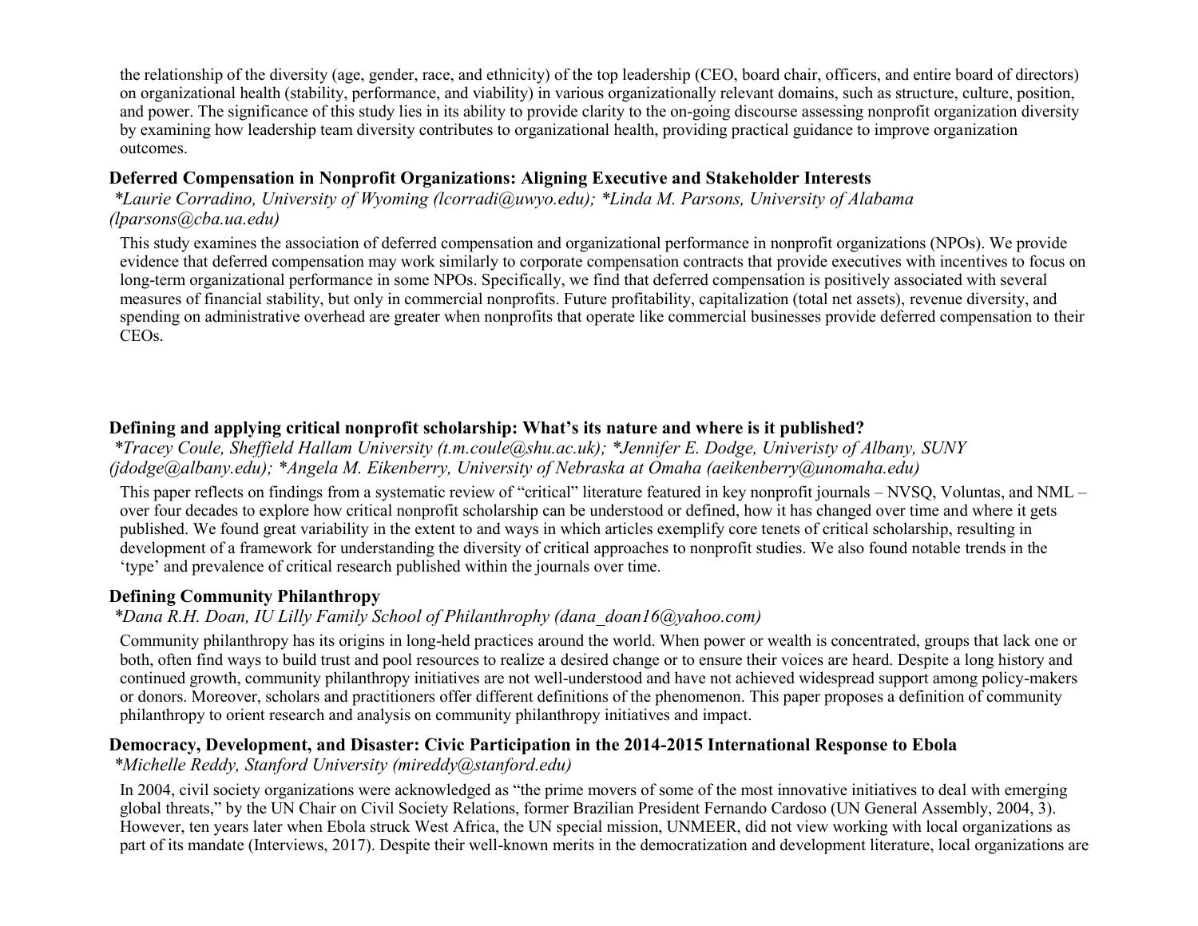the relationship of the diversity (age, gender, race, and ethnicity) of the top leadership (CEO, board chair, officers, and entire board of directors) on organizational health (stability, performance, and viability) in various organizationally relevant domains, such as structure, culture, position, and power. The significance of this study lies in its ability to provide clarity to the on-going discourse assessing nonprofit organization diversity by examining how leadership team diversity contributes to organizational health, providing practical guidance to improve organization outcomes.

### Deferred Compensation in Nonprofit Organizations: Aligning Executive and Stakeholder Interests

*\*Laurie Corradino, University of Wyoming (lcorradi@uwyo.edu); \*Linda M. Parsons, University of Alabama (lparsons@cba.ua.edu)*

This study examines the association of deferred compensation and organizational performance in nonprofit organizations (NPOs). We provide evidence that deferred compensation may work similarly to corporate compensation contracts that provide executives with incentives to focus on long-term organizational performance in some NPOs. Specifically, we find that deferred compensation is positively associated with several measures of financial stability, but only in commercial nonprofits. Future profitability, capitalization (total net assets), revenue diversity, and spending on administrative overhead are greater when nonprofits that operate like commercial businesses provide deferred compensation to their CEOs.

### Defining and applying critical nonprofit scholarship: What's its nature and where is it published?

*\*Tracey Coule, Sheffield Hallam University (t.m.coule@shu.ac.uk); \*Jennifer E. Dodge, Univeristy of Albany, SUNY (jdodge@albany.edu); \*Angela M. Eikenberry, University of Nebraska at Omaha (aeikenberry@unomaha.edu)*

This paper reflects on findings from a systematic review of "critical" literature featured in key nonprofit journals – NVSQ, Voluntas, and NML – over four decades to explore how critical nonprofit scholarship can be understood or defined, how it has changed over time and where it gets published. We found great variability in the extent to and ways in which articles exemplify core tenets of critical scholarship, resulting in development of a framework for understanding the diversity of critical approaches to nonprofit studies. We also found notable trends in the 'type' and prevalence of critical research published within the journals over time.

### Defining Community Philanthropy

*\*Dana R.H. Doan, IU Lilly Family School of Philanthrophy (dana_doan16@yahoo.com)*

Community philanthropy has its origins in long-held practices around the world. When power or wealth is concentrated, groups that lack one or both, often find ways to build trust and pool resources to realize a desired change or to ensure their voices are heard. Despite a long history and continued growth, community philanthropy initiatives are not well-understood and have not achieved widespread support among policy-makers or donors. Moreover, scholars and practitioners offer different definitions of the phenomenon. This paper proposes a definition of community philanthropy to orient research and analysis on community philanthropy initiatives and impact.

### Democracy, Development, and Disaster: Civic Participation in the 2014-2015 International Response to Ebola

*\*Michelle Reddy, Stanford University (mireddy@stanford.edu)*

In 2004, civil society organizations were acknowledged as "the prime movers of some of the most innovative initiatives to deal with emerging global threats," by the UN Chair on Civil Society Relations, former Brazilian President Fernando Cardoso (UN General Assembly, 2004, 3). However, ten years later when Ebola struck West Africa, the UN special mission, UNMEER, did not view working with local organizations as part of its mandate (Interviews, 2017). Despite their well-known merits in the democratization and development literature, local organizations are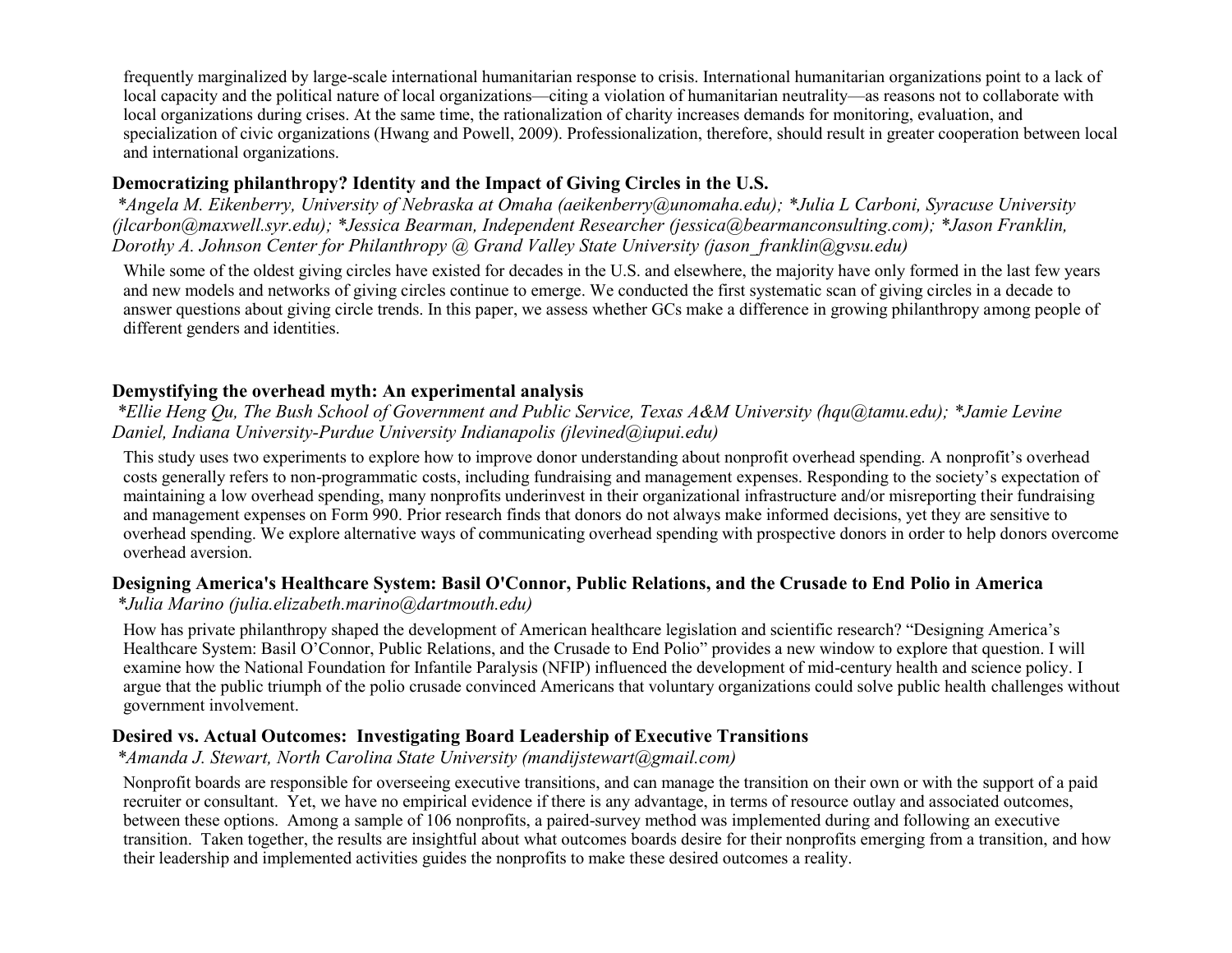frequently marginalized by large-scale international humanitarian response to crisis. International humanitarian organizations point to a lack of local capacity and the political nature of local organizations—citing a violation of humanitarian neutrality—as reasons not to collaborate with local organizations during crises. At the same time, the rationalization of charity increases demands for monitoring, evaluation, and specialization of civic organizations (Hwang and Powell, 2009). Professionalization, therefore, should result in greater cooperation between local and international organizations.

### Democratizing philanthropy? Identity and the Impact of Giving Circles in the U.S.

*\*Angela M. Eikenberry, University of Nebraska at Omaha (aeikenberry@unomaha.edu); \*Julia L Carboni, Syracuse University (jlcarbon@maxwell.syr.edu); \*Jessica Bearman, Independent Researcher (jessica@bearmanconsulting.com); \*Jason Franklin, Dorothy A. Johnson Center for Philanthropy @ Grand Valley State University (jason_franklin@gvsu.edu)*

While some of the oldest giving circles have existed for decades in the U.S. and elsewhere, the majority have only formed in the last few years and new models and networks of giving circles continue to emerge. We conducted the first systematic scan of giving circles in a decade to answer questions about giving circle trends. In this paper, we assess whether GCs make a difference in growing philanthropy among people of different genders and identities.

### Demystifying the overhead myth: An experimental analysis

*\*Ellie Heng Qu, The Bush School of Government and Public Service, Texas A&M University (hqu@tamu.edu); \*Jamie Levine Daniel, Indiana University-Purdue University Indianapolis (jlevined@iupui.edu)*

This study uses two experiments to explore how to improve donor understanding about nonprofit overhead spending. A nonprofit's overhead costs generally refers to non-programmatic costs, including fundraising and management expenses. Responding to the society's expectation of maintaining a low overhead spending, many nonprofits underinvest in their organizational infrastructure and/or misreporting their fundraising and management expenses on Form 990. Prior research finds that donors do not always make informed decisions, yet they are sensitive to overhead spending. We explore alternative ways of communicating overhead spending with prospective donors in order to help donors overcome overhead aversion.

### Designing America's Healthcare System: Basil O'Connor, Public Relations, and the Crusade to End Polio in America

*\*Julia Marino (julia.elizabeth.marino@dartmouth.edu)*

How has private philanthropy shaped the development of American healthcare legislation and scientific research? "Designing America's Healthcare System: Basil O'Connor, Public Relations, and the Crusade to End Polio" provides a new window to explore that question. I will examine how the National Foundation for Infantile Paralysis (NFIP) influenced the development of mid-century health and science policy. I argue that the public triumph of the polio crusade convinced Americans that voluntary organizations could solve public health challenges without government involvement.

### Desired vs. Actual Outcomes: Investigating Board Leadership of Executive Transitions

*\*Amanda J. Stewart, North Carolina State University (mandijstewart@gmail.com)*

Nonprofit boards are responsible for overseeing executive transitions, and can manage the transition on their own or with the support of a paid recruiter or consultant. Yet, we have no empirical evidence if there is any advantage, in terms of resource outlay and associated outcomes, between these options. Among a sample of 106 nonprofits, a paired-survey method was implemented during and following an executive transition. Taken together, the results are insightful about what outcomes boards desire for their nonprofits emerging from a transition, and how their leadership and implemented activities guides the nonprofits to make these desired outcomes a reality.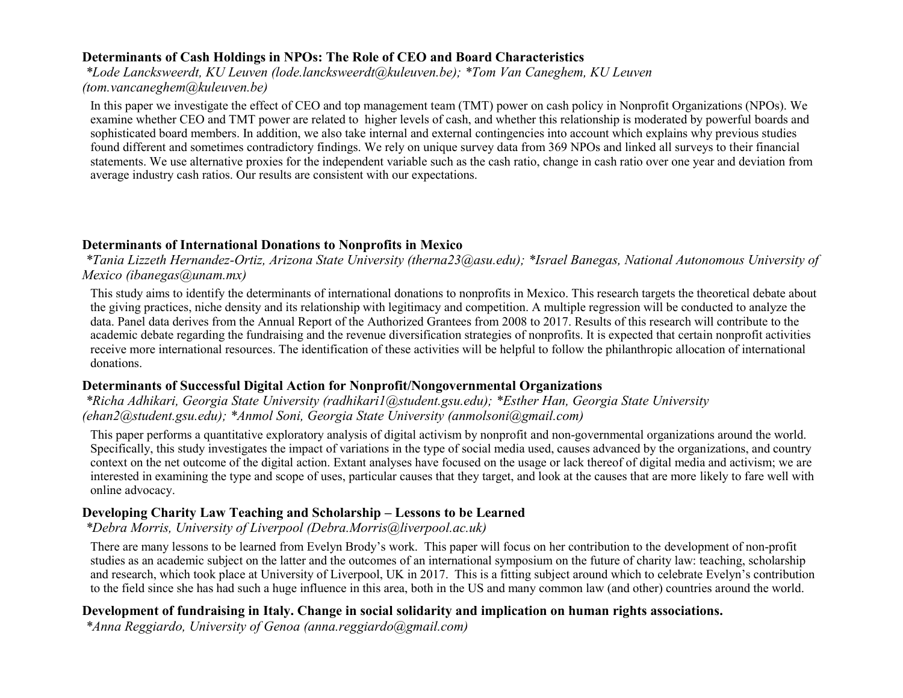### Determinants of Cash Holdings in NPOs: The Role of CEO and Board Characteristics

*\*Lode Lancksweerdt, KU Leuven (lode.lancksweerdt@kuleuven.be); \*Tom Van Caneghem, KU Leuven (tom.vancaneghem@kuleuven.be)*

In this paper we investigate the effect of CEO and top management team (TMT) power on cash policy in Nonprofit Organizations (NPOs). We examine whether CEO and TMT power are related to higher levels of cash, and whether this relationship is moderated by powerful boards and sophisticated board members. In addition, we also take internal and external contingencies into account which explains why previous studies found different and sometimes contradictory findings. We rely on unique survey data from 369 NPOs and linked all surveys to their financial statements. We use alternative proxies for the independent variable such as the cash ratio, change in cash ratio over one year and deviation from average industry cash ratios. Our results are consistent with our expectations.

### Determinants of International Donations to Nonprofits in Mexico

*\*Tania Lizzeth Hernandez-Ortiz, Arizona State University (therna23@asu.edu); \*Israel Banegas, National Autonomous University of Mexico (ibanegas@unam.mx)*

This study aims to identify the determinants of international donations to nonprofits in Mexico. This research targets the theoretical debate about the giving practices, niche density and its relationship with legitimacy and competition. A multiple regression will be conducted to analyze the data. Panel data derives from the Annual Report of the Authorized Grantees from 2008 to 2017. Results of this research will contribute to the academic debate regarding the fundraising and the revenue diversification strategies of nonprofits. It is expected that certain nonprofit activities receive more international resources. The identification of these activities will be helpful to follow the philanthropic allocation of international donations.

### Determinants of Successful Digital Action for Nonprofit/Nongovernmental Organizations

*\*Richa Adhikari, Georgia State University (radhikari1@student.gsu.edu); \*Esther Han, Georgia State University (ehan2@student.gsu.edu); \*Anmol Soni, Georgia State University (anmolsoni@gmail.com)*

This paper performs a quantitative exploratory analysis of digital activism by nonprofit and non-governmental organizations around the world. Specifically, this study investigates the impact of variations in the type of social media used, causes advanced by the organizations, and country context on the net outcome of the digital action. Extant analyses have focused on the usage or lack thereof of digital media and activism; we are interested in examining the type and scope of uses, particular causes that they target, and look at the causes that are more likely to fare well with online advocacy.

### Developing Charity Law Teaching and Scholarship – Lessons to be Learned

*\*Debra Morris, University of Liverpool (Debra.Morris@liverpool.ac.uk)*

There are many lessons to be learned from Evelyn Brody's work. This paper will focus on her contribution to the development of non-profit studies as an academic subject on the latter and the outcomes of an international symposium on the future of charity law: teaching, scholarship and research, which took place at University of Liverpool, UK in 2017. This is a fitting subject around which to celebrate Evelyn's contribution to the field since she has had such a huge influence in this area, both in the US and many common law (and other) countries around the world.

### Development of fundraising in Italy. Change in social solidarity and implication on human rights associations.

*\*Anna Reggiardo, University of Genoa (anna.reggiardo@gmail.com)*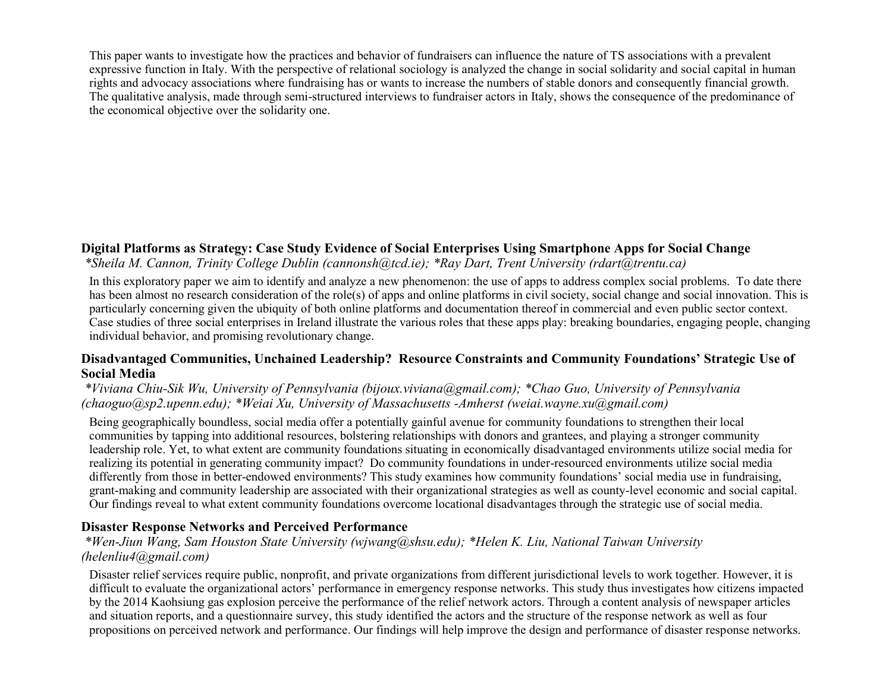This paper wants to investigate how the practices and behavior of fundraisers can influence the nature of TS associations with a prevalent expressive function in Italy. With the perspective of relational sociology is analyzed the change in social solidarity and social capital in human rights and advocacy associations where fundraising has or wants to increase the numbers of stable donors and consequently financial growth. The qualitative analysis, made through semi-structured interviews to fundraiser actors in Italy, shows the consequence of the predominance of the economical objective over the solidarity one.

**Digital Platforms as Strategy: Case Study Evidence of Social Enterprises Using Smartphone Apps for Social Change**

*\*Sheila M. Cannon, Trinity College Dublin (cannonsh@tcd.ie); \*Ray Dart, Trent University (rdart@trentu.ca)*

In this exploratory paper we aim to identify and analyze a new phenomenon: the use of apps to address complex social problems. To date there has been almost no research consideration of the role(s) of apps and online platforms in civil society, social change and social innovation. This is particularly concerning given the ubiquity of both online platforms and documentation thereof in commercial and even public sector context. Case studies of three social enterprises in Ireland illustrate the various roles that these apps play: breaking boundaries, engaging people, changing individual behavior, and promising revolutionary change.

**Disadvantaged Communities, Unchained Leadership? Resource Constraints and Community Foundations' Strategic Use of Social Media**

*\*Viviana Chiu-Sik Wu, University of Pennsylvania (bijoux.viviana@gmail.com); \*Chao Guo, University of Pennsylvania (chaoguo@sp2.upenn.edu); \*Weiai Xu, University of Massachusetts -Amherst (weiai.wayne.xu@gmail.com)*

Being geographically boundless, social media offer a potentially gainful avenue for community foundations to strengthen their local communities by tapping into additional resources, bolstering relationships with donors and grantees, and playing a stronger community leadership role. Yet, to what extent are community foundations situating in economically disadvantaged environments utilize social media for realizing its potential in generating community impact? Do community foundations in under-resourced environments utilize social media differently from those in better-endowed environments? This study examines how community foundations' social media use in fundraising, grant-making and community leadership are associated with their organizational strategies as well as county-level economic and social capital. Our findings reveal to what extent community foundations overcome locational disadvantages through the strategic use of social media.

**Disaster Response Networks and Perceived Performance**

*\*Wen-Jiun Wang, Sam Houston State University (wjwang@shsu.edu); \*Helen K. Liu, National Taiwan University (helenliu4@gmail.com)*

Disaster relief services require public, nonprofit, and private organizations from different jurisdictional levels to work together. However, it is difficult to evaluate the organizational actors' performance in emergency response networks. This study thus investigates how citizens impacted by the 2014 Kaohsiung gas explosion perceive the performance of the relief network actors. Through a content analysis of newspaper articles and situation reports, and a questionnaire survey, this study identified the actors and the structure of the response network as well as four propositions on perceived network and performance. Our findings will help improve the design and performance of disaster response networks.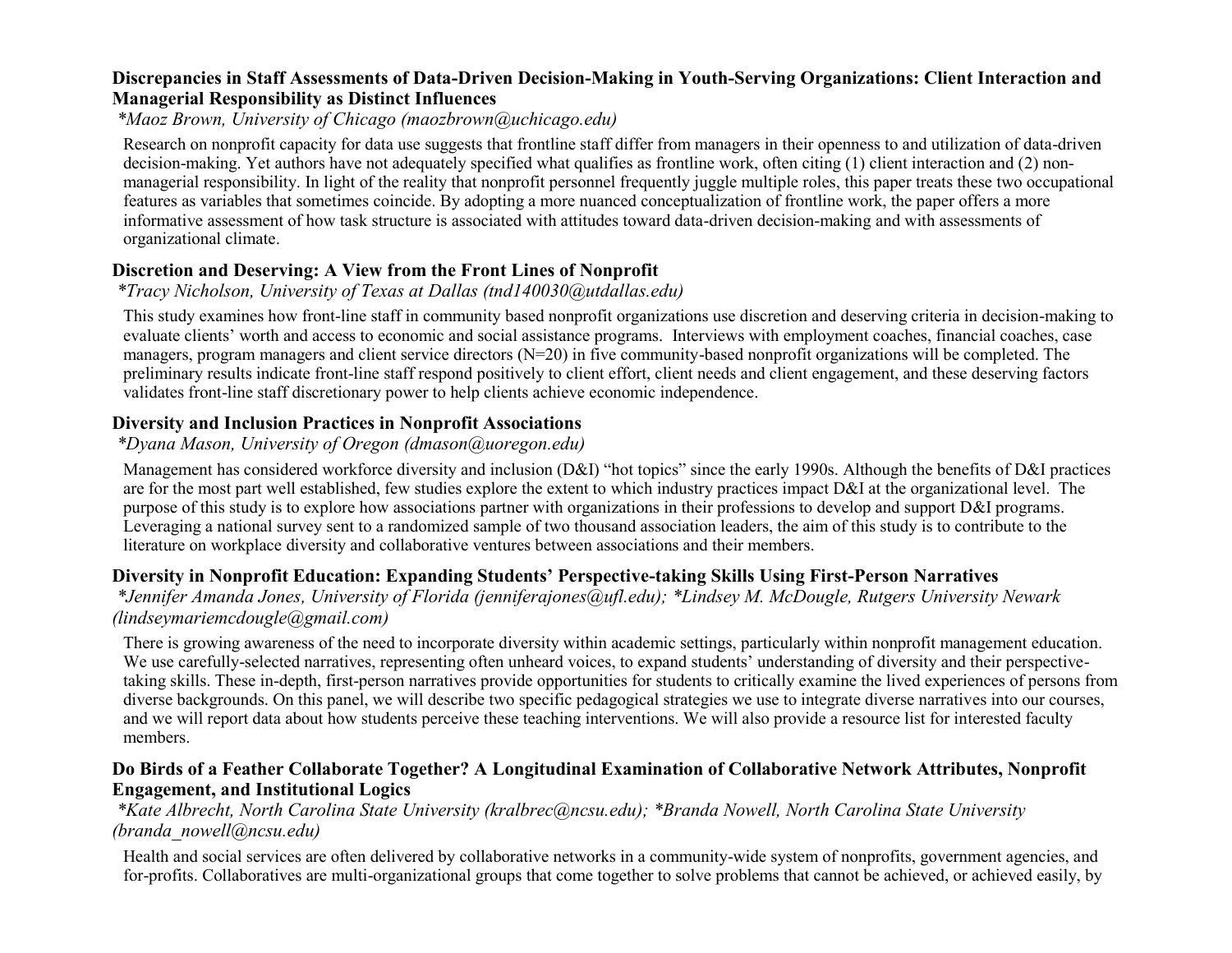### Discrepancies in Staff Assessments of Data-Driven Decision-Making in Youth-Serving Organizations: Client Interaction and Managerial Responsibility as Distinct Influences

*\*Maoz Brown, University of Chicago (maozbrown@uchicago.edu)*

Research on nonprofit capacity for data use suggests that frontline staff differ from managers in their openness to and utilization of data-driven decision-making. Yet authors have not adequately specified what qualifies as frontline work, often citing (1) client interaction and (2) non-managerial responsibility. In light of the reality that nonprofit personnel frequently juggle multiple roles, this paper treats these two occupational features as variables that sometimes coincide. By adopting a more nuanced conceptualization of frontline work, the paper offers a more informative assessment of how task structure is associated with attitudes toward data-driven decision-making and with assessments of organizational climate.

### Discretion and Deserving: A View from the Front Lines of Nonprofit

*\*Tracy Nicholson, University of Texas at Dallas (tnd140030@utdallas.edu)*

This study examines how front-line staff in community based nonprofit organizations use discretion and deserving criteria in decision-making to evaluate clients' worth and access to economic and social assistance programs. Interviews with employment coaches, financial coaches, case managers, program managers and client service directors (N=20) in five community-based nonprofit organizations will be completed. The preliminary results indicate front-line staff respond positively to client effort, client needs and client engagement, and these deserving factors validates front-line staff discretionary power to help clients achieve economic independence.

### Diversity and Inclusion Practices in Nonprofit Associations

*\*Dyana Mason, University of Oregon (dmason@uoregon.edu)*

Management has considered workforce diversity and inclusion (D&I) "hot topics" since the early 1990s. Although the benefits of D&I practices are for the most part well established, few studies explore the extent to which industry practices impact D&I at the organizational level. The purpose of this study is to explore how associations partner with organizations in their professions to develop and support D&I programs. Leveraging a national survey sent to a randomized sample of two thousand association leaders, the aim of this study is to contribute to the literature on workplace diversity and collaborative ventures between associations and their members.

### Diversity in Nonprofit Education: Expanding Students' Perspective-taking Skills Using First-Person Narratives

*\*Jennifer Amanda Jones, University of Florida (jenniferajones@ufl.edu); \*Lindsey M. McDougle, Rutgers University Newark (lindseymariemcdougle@gmail.com)*

There is growing awareness of the need to incorporate diversity within academic settings, particularly within nonprofit management education. We use carefully-selected narratives, representing often unheard voices, to expand students' understanding of diversity and their perspective-taking skills. These in-depth, first-person narratives provide opportunities for students to critically examine the lived experiences of persons from diverse backgrounds. On this panel, we will describe two specific pedagogical strategies we use to integrate diverse narratives into our courses, and we will report data about how students perceive these teaching interventions. We will also provide a resource list for interested faculty members.

### Do Birds of a Feather Collaborate Together? A Longitudinal Examination of Collaborative Network Attributes, Nonprofit Engagement, and Institutional Logics

*\*Kate Albrecht, North Carolina State University (kralbrec@ncsu.edu); \*Branda Nowell, North Carolina State University (branda_nowell@ncsu.edu)*

Health and social services are often delivered by collaborative networks in a community-wide system of nonprofits, government agencies, and for-profits. Collaboratives are multi-organizational groups that come together to solve problems that cannot be achieved, or achieved easily, by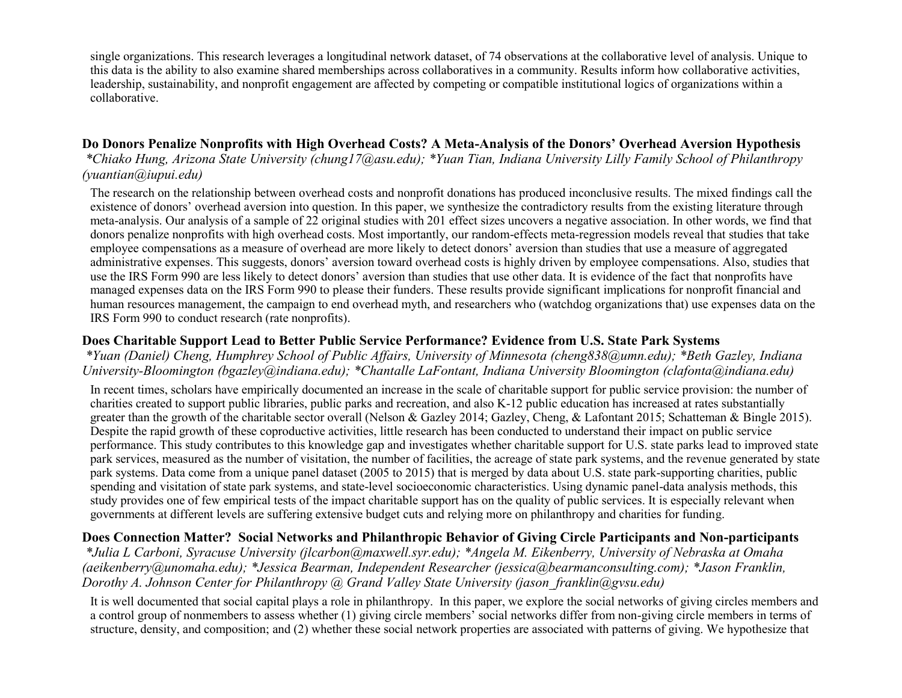single organizations. This research leverages a longitudinal network dataset, of 74 observations at the collaborative level of analysis. Unique to this data is the ability to also examine shared memberships across collaboratives in a community. Results inform how collaborative activities, leadership, sustainability, and nonprofit engagement are affected by competing or compatible institutional logics of organizations within a collaborative.

### Do Donors Penalize Nonprofits with High Overhead Costs? A Meta-Analysis of the Donors' Overhead Aversion Hypothesis

*\*Chiako Hung, Arizona State University (chung17@asu.edu); \*Yuan Tian, Indiana University Lilly Family School of Philanthropy (yuantian@iupui.edu)*

The research on the relationship between overhead costs and nonprofit donations has produced inconclusive results. The mixed findings call the existence of donors' overhead aversion into question. In this paper, we synthesize the contradictory results from the existing literature through meta-analysis. Our analysis of a sample of 22 original studies with 201 effect sizes uncovers a negative association. In other words, we find that donors penalize nonprofits with high overhead costs. Most importantly, our random-effects meta-regression models reveal that studies that take employee compensations as a measure of overhead are more likely to detect donors' aversion than studies that use a measure of aggregated administrative expenses. This suggests, donors' aversion toward overhead costs is highly driven by employee compensations. Also, studies that use the IRS Form 990 are less likely to detect donors' aversion than studies that use other data. It is evidence of the fact that nonprofits have managed expenses data on the IRS Form 990 to please their funders. These results provide significant implications for nonprofit financial and human resources management, the campaign to end overhead myth, and researchers who (watchdog organizations that) use expenses data on the IRS Form 990 to conduct research (rate nonprofits).

### Does Charitable Support Lead to Better Public Service Performance? Evidence from U.S. State Park Systems

*\*Yuan (Daniel) Cheng, Humphrey School of Public Affairs, University of Minnesota (cheng838@umn.edu); \*Beth Gazley, Indiana University-Bloomington (bgazley@indiana.edu); \*Chantalle LaFontant, Indiana University Bloomington (clafonta@indiana.edu)*

In recent times, scholars have empirically documented an increase in the scale of charitable support for public service provision: the number of charities created to support public libraries, public parks and recreation, and also K-12 public education has increased at rates substantially greater than the growth of the charitable sector overall (Nelson & Gazley 2014; Gazley, Cheng, & Lafontant 2015; Schatteman & Bingle 2015). Despite the rapid growth of these coproductive activities, little research has been conducted to understand their impact on public service performance. This study contributes to this knowledge gap and investigates whether charitable support for U.S. state parks lead to improved state park services, measured as the number of visitation, the number of facilities, the acreage of state park systems, and the revenue generated by state park systems. Data come from a unique panel dataset (2005 to 2015) that is merged by data about U.S. state park-supporting charities, public spending and visitation of state park systems, and state-level socioeconomic characteristics. Using dynamic panel-data analysis methods, this study provides one of few empirical tests of the impact charitable support has on the quality of public services. It is especially relevant when governments at different levels are suffering extensive budget cuts and relying more on philanthropy and charities for funding.

### Does Connection Matter? Social Networks and Philanthropic Behavior of Giving Circle Participants and Non-participants

*\*Julia L Carboni, Syracuse University (jlcarbon@maxwell.syr.edu); \*Angela M. Eikenberry, University of Nebraska at Omaha (aeikenberry@unomaha.edu); \*Jessica Bearman, Independent Researcher (jessica@bearmanconsulting.com); \*Jason Franklin, Dorothy A. Johnson Center for Philanthropy @ Grand Valley State University (jason_franklin@gvsu.edu)*

It is well documented that social capital plays a role in philanthropy. In this paper, we explore the social networks of giving circles members and a control group of nonmembers to assess whether (1) giving circle members' social networks differ from non-giving circle members in terms of structure, density, and composition; and (2) whether these social network properties are associated with patterns of giving. We hypothesize that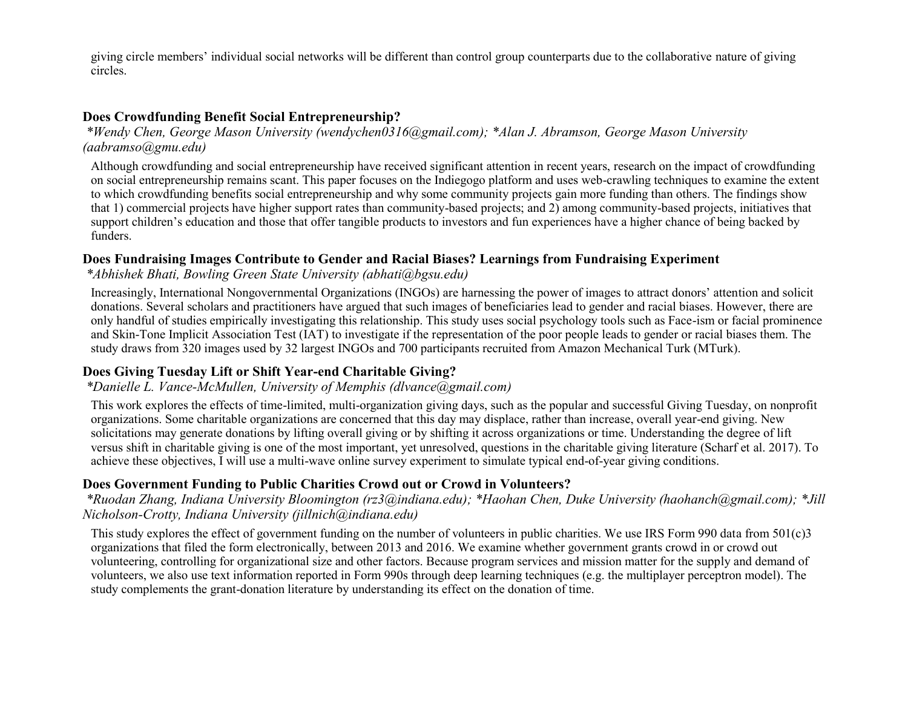giving circle members' individual social networks will be different than control group counterparts due to the collaborative nature of giving circles.

### Does Crowdfunding Benefit Social Entrepreneurship?

*\*Wendy Chen, George Mason University (wendychen0316@gmail.com); \*Alan J. Abramson, George Mason University (aabramso@gmu.edu)*

Although crowdfunding and social entrepreneurship have received significant attention in recent years, research on the impact of crowdfunding on social entrepreneurship remains scant. This paper focuses on the Indiegogo platform and uses web-crawling techniques to examine the extent to which crowdfunding benefits social entrepreneurship and why some community projects gain more funding than others. The findings show that 1) commercial projects have higher support rates than community-based projects; and 2) among community-based projects, initiatives that support children's education and those that offer tangible products to investors and fun experiences have a higher chance of being backed by funders.

### Does Fundraising Images Contribute to Gender and Racial Biases? Learnings from Fundraising Experiment

*\*Abhishek Bhati, Bowling Green State University (abhati@bgsu.edu)*

Increasingly, International Nongovernmental Organizations (INGOs) are harnessing the power of images to attract donors' attention and solicit donations. Several scholars and practitioners have argued that such images of beneficiaries lead to gender and racial biases. However, there are only handful of studies empirically investigating this relationship. This study uses social psychology tools such as Face-ism or facial prominence and Skin-Tone Implicit Association Test (IAT) to investigate if the representation of the poor people leads to gender or racial biases them. The study draws from 320 images used by 32 largest INGOs and 700 participants recruited from Amazon Mechanical Turk (MTurk).

### Does Giving Tuesday Lift or Shift Year-end Charitable Giving?

*\*Danielle L. Vance-McMullen, University of Memphis (dlvance@gmail.com)*

This work explores the effects of time-limited, multi-organization giving days, such as the popular and successful Giving Tuesday, on nonprofit organizations. Some charitable organizations are concerned that this day may displace, rather than increase, overall year-end giving. New solicitations may generate donations by lifting overall giving or by shifting it across organizations or time. Understanding the degree of lift versus shift in charitable giving is one of the most important, yet unresolved, questions in the charitable giving literature (Scharf et al. 2017). To achieve these objectives, I will use a multi-wave online survey experiment to simulate typical end-of-year giving conditions.

### Does Government Funding to Public Charities Crowd out or Crowd in Volunteers?

*\*Ruodan Zhang, Indiana University Bloomington (rz3@indiana.edu); \*Haohan Chen, Duke University (haohanch@gmail.com); \*Jill Nicholson-Crotty, Indiana University (jillnich@indiana.edu)*

This study explores the effect of government funding on the number of volunteers in public charities. We use IRS Form 990 data from 501(c)3 organizations that filed the form electronically, between 2013 and 2016. We examine whether government grants crowd in or crowd out volunteering, controlling for organizational size and other factors. Because program services and mission matter for the supply and demand of volunteers, we also use text information reported in Form 990s through deep learning techniques (e.g. the multiplayer perceptron model). The study complements the grant-donation literature by understanding its effect on the donation of time.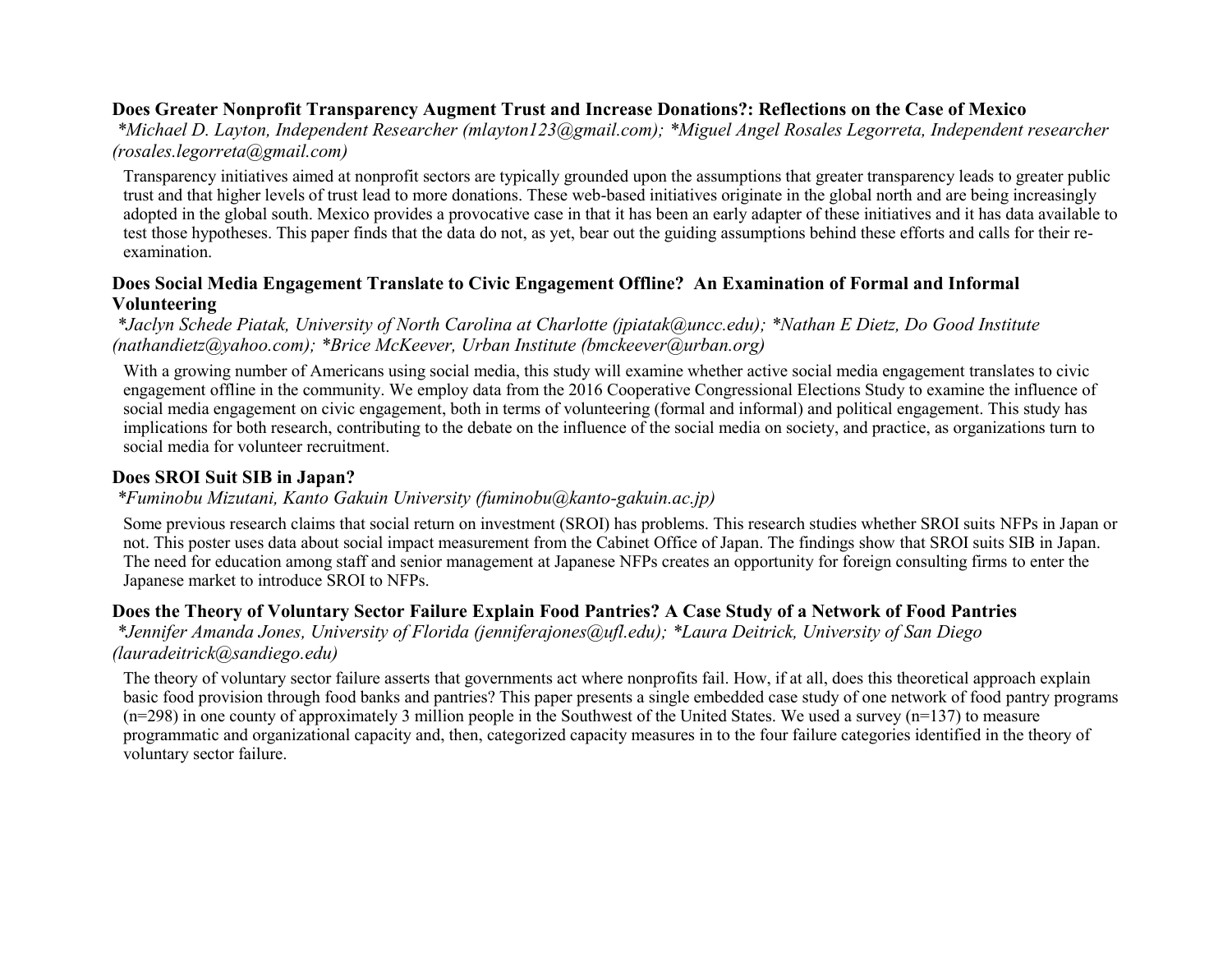### Does Greater Nonprofit Transparency Augment Trust and Increase Donations?: Reflections on the Case of Mexico

*\*Michael D. Layton, Independent Researcher (mlayton123@gmail.com); \*Miguel Angel Rosales Legorreta, Independent researcher (rosales.legorreta@gmail.com)*

Transparency initiatives aimed at nonprofit sectors are typically grounded upon the assumptions that greater transparency leads to greater public trust and that higher levels of trust lead to more donations. These web-based initiatives originate in the global north and are being increasingly adopted in the global south. Mexico provides a provocative case in that it has been an early adapter of these initiatives and it has data available to test those hypotheses. This paper finds that the data do not, as yet, bear out the guiding assumptions behind these efforts and calls for their re-examination.

### Does Social Media Engagement Translate to Civic Engagement Offline? An Examination of Formal and Informal Volunteering

*\*Jaclyn Schede Piatak, University of North Carolina at Charlotte (jpiatak@uncc.edu); \*Nathan E Dietz, Do Good Institute (nathandietz@yahoo.com); \*Brice McKeever, Urban Institute (bmckeever@urban.org)*

With a growing number of Americans using social media, this study will examine whether active social media engagement translates to civic engagement offline in the community. We employ data from the 2016 Cooperative Congressional Elections Study to examine the influence of social media engagement on civic engagement, both in terms of volunteering (formal and informal) and political engagement. This study has implications for both research, contributing to the debate on the influence of the social media on society, and practice, as organizations turn to social media for volunteer recruitment.

### Does SROI Suit SIB in Japan?

*\*Fuminobu Mizutani, Kanto Gakuin University (fuminobu@kanto-gakuin.ac.jp)*

Some previous research claims that social return on investment (SROI) has problems. This research studies whether SROI suits NFPs in Japan or not. This poster uses data about social impact measurement from the Cabinet Office of Japan. The findings show that SROI suits SIB in Japan. The need for education among staff and senior management at Japanese NFPs creates an opportunity for foreign consulting firms to enter the Japanese market to introduce SROI to NFPs.

### Does the Theory of Voluntary Sector Failure Explain Food Pantries? A Case Study of a Network of Food Pantries

*\*Jennifer Amanda Jones, University of Florida (jenniferajones@ufl.edu); \*Laura Deitrick, University of San Diego (lauradeitrick@sandiego.edu)*

The theory of voluntary sector failure asserts that governments act where nonprofits fail. How, if at all, does this theoretical approach explain basic food provision through food banks and pantries? This paper presents a single embedded case study of one network of food pantry programs (n=298) in one county of approximately 3 million people in the Southwest of the United States. We used a survey (n=137) to measure programmatic and organizational capacity and, then, categorized capacity measures in to the four failure categories identified in the theory of voluntary sector failure.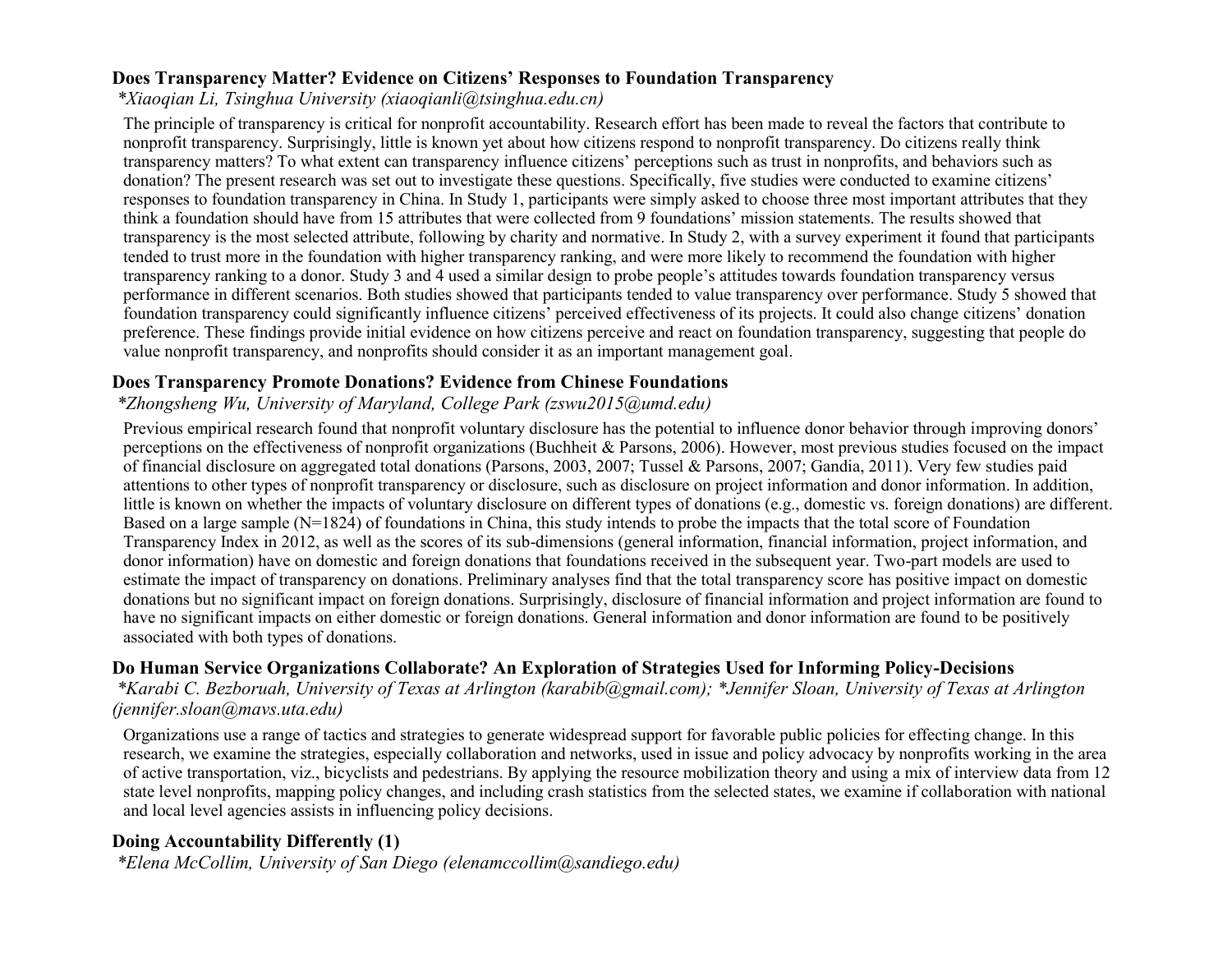### Does Transparency Matter? Evidence on Citizens' Responses to Foundation Transparency

*\*Xiaoqian Li, Tsinghua University (xiaoqianli@tsinghua.edu.cn)*

The principle of transparency is critical for nonprofit accountability. Research effort has been made to reveal the factors that contribute to nonprofit transparency. Surprisingly, little is known yet about how citizens respond to nonprofit transparency. Do citizens really think transparency matters? To what extent can transparency influence citizens' perceptions such as trust in nonprofits, and behaviors such as donation? The present research was set out to investigate these questions. Specifically, five studies were conducted to examine citizens' responses to foundation transparency in China. In Study 1, participants were simply asked to choose three most important attributes that they think a foundation should have from 15 attributes that were collected from 9 foundations' mission statements. The results showed that transparency is the most selected attribute, following by charity and normative. In Study 2, with a survey experiment it found that participants tended to trust more in the foundation with higher transparency ranking, and were more likely to recommend the foundation with higher transparency ranking to a donor. Study 3 and 4 used a similar design to probe people's attitudes towards foundation transparency versus performance in different scenarios. Both studies showed that participants tended to value transparency over performance. Study 5 showed that foundation transparency could significantly influence citizens' perceived effectiveness of its projects. It could also change citizens' donation preference. These findings provide initial evidence on how citizens perceive and react on foundation transparency, suggesting that people do value nonprofit transparency, and nonprofits should consider it as an important management goal.

### Does Transparency Promote Donations? Evidence from Chinese Foundations

*\*Zhongsheng Wu, University of Maryland, College Park (zswu2015@umd.edu)*

Previous empirical research found that nonprofit voluntary disclosure has the potential to influence donor behavior through improving donors' perceptions on the effectiveness of nonprofit organizations (Buchheit & Parsons, 2006). However, most previous studies focused on the impact of financial disclosure on aggregated total donations (Parsons, 2003, 2007; Tussel & Parsons, 2007; Gandia, 2011). Very few studies paid attentions to other types of nonprofit transparency or disclosure, such as disclosure on project information and donor information. In addition, little is known on whether the impacts of voluntary disclosure on different types of donations (e.g., domestic vs. foreign donations) are different. Based on a large sample (N=1824) of foundations in China, this study intends to probe the impacts that the total score of Foundation Transparency Index in 2012, as well as the scores of its sub-dimensions (general information, financial information, project information, and donor information) have on domestic and foreign donations that foundations received in the subsequent year. Two-part models are used to estimate the impact of transparency on donations. Preliminary analyses find that the total transparency score has positive impact on domestic donations but no significant impact on foreign donations. Surprisingly, disclosure of financial information and project information are found to have no significant impacts on either domestic or foreign donations. General information and donor information are found to be positively associated with both types of donations.

### Do Human Service Organizations Collaborate? An Exploration of Strategies Used for Informing Policy-Decisions

*\*Karabi C. Bezboruah, University of Texas at Arlington (karabib@gmail.com); \*Jennifer Sloan, University of Texas at Arlington (jennifer.sloan@mavs.uta.edu)*

Organizations use a range of tactics and strategies to generate widespread support for favorable public policies for effecting change. In this research, we examine the strategies, especially collaboration and networks, used in issue and policy advocacy by nonprofits working in the area of active transportation, viz., bicyclists and pedestrians. By applying the resource mobilization theory and using a mix of interview data from 12 state level nonprofits, mapping policy changes, and including crash statistics from the selected states, we examine if collaboration with national and local level agencies assists in influencing policy decisions.

### Doing Accountability Differently (1)

*\*Elena McCollim, University of San Diego (elenamccollim@sandiego.edu)*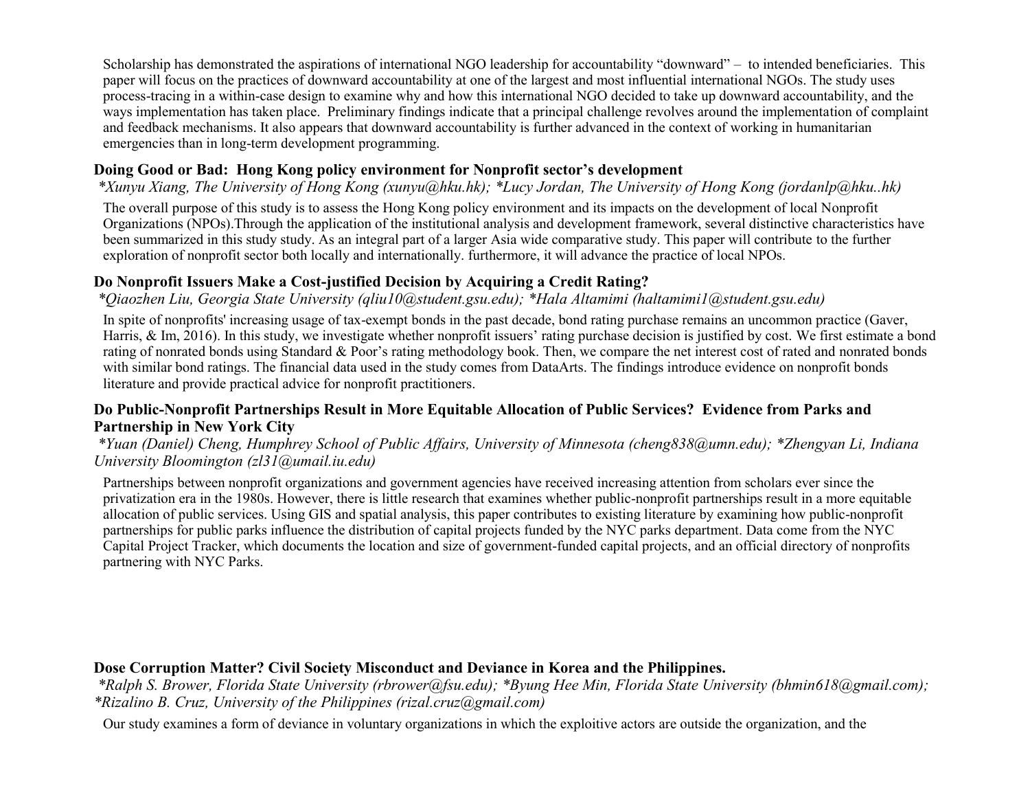Scholarship has demonstrated the aspirations of international NGO leadership for accountability "downward" – to intended beneficiaries. This paper will focus on the practices of downward accountability at one of the largest and most influential international NGOs. The study uses process-tracing in a within-case design to examine why and how this international NGO decided to take up downward accountability, and the ways implementation has taken place. Preliminary findings indicate that a principal challenge revolves around the implementation of complaint and feedback mechanisms. It also appears that downward accountability is further advanced in the context of working in humanitarian emergencies than in long-term development programming.

### Doing Good or Bad: Hong Kong policy environment for Nonprofit sector's development

*\*Xunyu Xiang, The University of Hong Kong (xunyu@hku.hk); \*Lucy Jordan, The University of Hong Kong (jordanlp@hku..hk)*

The overall purpose of this study is to assess the Hong Kong policy environment and its impacts on the development of local Nonprofit Organizations (NPOs).Through the application of the institutional analysis and development framework, several distinctive characteristics have been summarized in this study study. As an integral part of a larger Asia wide comparative study. This paper will contribute to the further exploration of nonprofit sector both locally and internationally. furthermore, it will advance the practice of local NPOs.

### Do Nonprofit Issuers Make a Cost-justified Decision by Acquiring a Credit Rating?

*\*Qiaozhen Liu, Georgia State University (qliu10@student.gsu.edu); \*Hala Altamimi (haltamimi1@student.gsu.edu)*

In spite of nonprofits' increasing usage of tax-exempt bonds in the past decade, bond rating purchase remains an uncommon practice (Gaver, Harris, & Im, 2016). In this study, we investigate whether nonprofit issuers' rating purchase decision is justified by cost. We first estimate a bond rating of nonrated bonds using Standard & Poor's rating methodology book. Then, we compare the net interest cost of rated and nonrated bonds with similar bond ratings. The financial data used in the study comes from DataArts. The findings introduce evidence on nonprofit bonds literature and provide practical advice for nonprofit practitioners.

### Do Public-Nonprofit Partnerships Result in More Equitable Allocation of Public Services? Evidence from Parks and Partnership in New York City

*\*Yuan (Daniel) Cheng, Humphrey School of Public Affairs, University of Minnesota (cheng838@umn.edu); \*Zhengyan Li, Indiana University Bloomington (zl31@umail.iu.edu)*

Partnerships between nonprofit organizations and government agencies have received increasing attention from scholars ever since the privatization era in the 1980s. However, there is little research that examines whether public-nonprofit partnerships result in a more equitable allocation of public services. Using GIS and spatial analysis, this paper contributes to existing literature by examining how public-nonprofit partnerships for public parks influence the distribution of capital projects funded by the NYC parks department. Data come from the NYC Capital Project Tracker, which documents the location and size of government-funded capital projects, and an official directory of nonprofits partnering with NYC Parks.

### Dose Corruption Matter? Civil Society Misconduct and Deviance in Korea and the Philippines.

*\*Ralph S. Brower, Florida State University (rbrower@fsu.edu); \*Byung Hee Min, Florida State University (bhmin618@gmail.com); \*Rizalino B. Cruz, University of the Philippines (rizal.cruz@gmail.com)*

Our study examines a form of deviance in voluntary organizations in which the exploitive actors are outside the organization, and the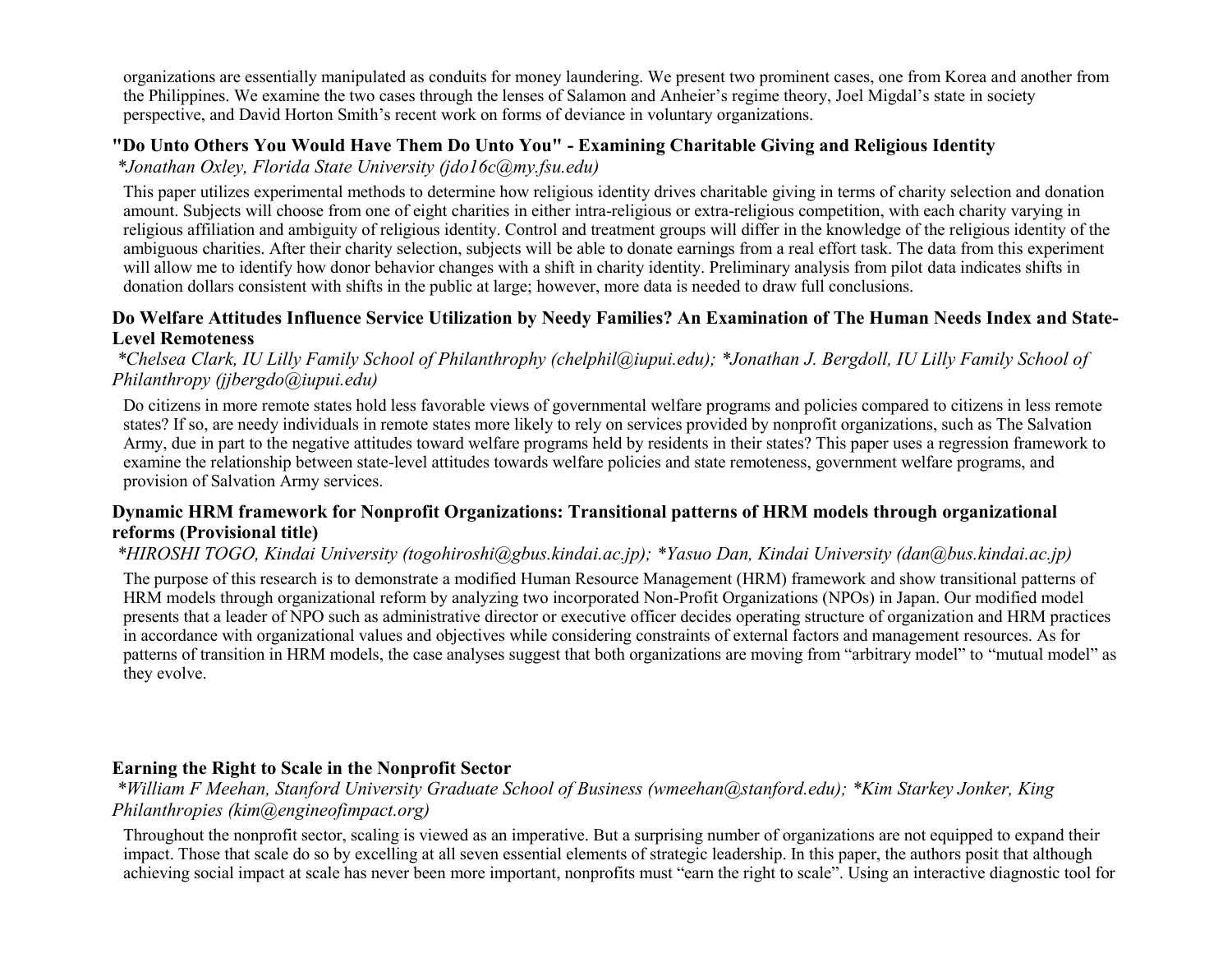organizations are essentially manipulated as conduits for money laundering. We present two prominent cases, one from Korea and another from the Philippines. We examine the two cases through the lenses of Salamon and Anheier's regime theory, Joel Migdal's state in society perspective, and David Horton Smith's recent work on forms of deviance in voluntary organizations.

### "Do Unto Others You Would Have Them Do Unto You" - Examining Charitable Giving and Religious Identity

*\*Jonathan Oxley, Florida State University (jdo16c@my.fsu.edu)*

This paper utilizes experimental methods to determine how religious identity drives charitable giving in terms of charity selection and donation amount. Subjects will choose from one of eight charities in either intra-religious or extra-religious competition, with each charity varying in religious affiliation and ambiguity of religious identity. Control and treatment groups will differ in the knowledge of the religious identity of the ambiguous charities. After their charity selection, subjects will be able to donate earnings from a real effort task. The data from this experiment will allow me to identify how donor behavior changes with a shift in charity identity. Preliminary analysis from pilot data indicates shifts in donation dollars consistent with shifts in the public at large; however, more data is needed to draw full conclusions.

### Do Welfare Attitudes Influence Service Utilization by Needy Families? An Examination of The Human Needs Index and State-Level Remoteness

*\*Chelsea Clark, IU Lilly Family School of Philanthrophy (chelphil@iupui.edu); \*Jonathan J. Bergdoll, IU Lilly Family School of Philanthropy (jjbergdo@iupui.edu)*

Do citizens in more remote states hold less favorable views of governmental welfare programs and policies compared to citizens in less remote states? If so, are needy individuals in remote states more likely to rely on services provided by nonprofit organizations, such as The Salvation Army, due in part to the negative attitudes toward welfare programs held by residents in their states? This paper uses a regression framework to examine the relationship between state-level attitudes towards welfare policies and state remoteness, government welfare programs, and provision of Salvation Army services.

### Dynamic HRM framework for Nonprofit Organizations: Transitional patterns of HRM models through organizational reforms (Provisional title)

*\*HIROSHI TOGO, Kindai University (togohiroshi@gbus.kindai.ac.jp); \*Yasuo Dan, Kindai University (dan@bus.kindai.ac.jp)*

The purpose of this research is to demonstrate a modified Human Resource Management (HRM) framework and show transitional patterns of HRM models through organizational reform by analyzing two incorporated Non-Profit Organizations (NPOs) in Japan. Our modified model presents that a leader of NPO such as administrative director or executive officer decides operating structure of organization and HRM practices in accordance with organizational values and objectives while considering constraints of external factors and management resources. As for patterns of transition in HRM models, the case analyses suggest that both organizations are moving from "arbitrary model" to "mutual model" as they evolve.

### Earning the Right to Scale in the Nonprofit Sector

*\*William F Meehan, Stanford University Graduate School of Business (wmeehan@stanford.edu); \*Kim Starkey Jonker, King Philanthropies (kim@engineofimpact.org)*

Throughout the nonprofit sector, scaling is viewed as an imperative. But a surprising number of organizations are not equipped to expand their impact. Those that scale do so by excelling at all seven essential elements of strategic leadership. In this paper, the authors posit that although achieving social impact at scale has never been more important, nonprofits must "earn the right to scale". Using an interactive diagnostic tool for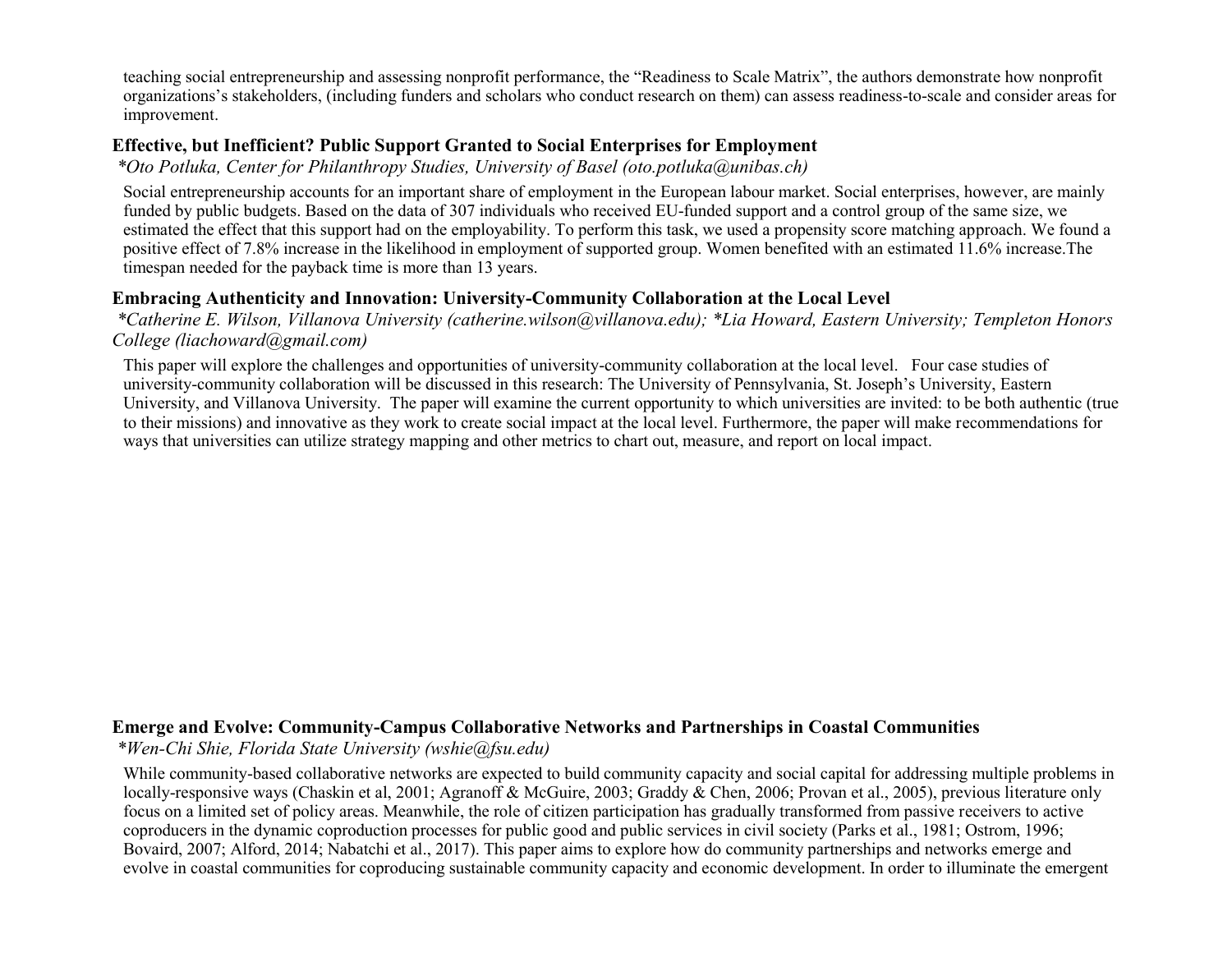teaching social entrepreneurship and assessing nonprofit performance, the “Readiness to Scale Matrix”, the authors demonstrate how nonprofit organizations’s stakeholders, (including funders and scholars who conduct research on them) can assess readiness-to-scale and consider areas for improvement.

### Effective, but Inefficient? Public Support Granted to Social Enterprises for Employment

*\*Oto Potluka, Center for Philanthropy Studies, University of Basel (oto.potluka@unibas.ch)*

Social entrepreneurship accounts for an important share of employment in the European labour market. Social enterprises, however, are mainly funded by public budgets. Based on the data of 307 individuals who received EU-funded support and a control group of the same size, we estimated the effect that this support had on the employability. To perform this task, we used a propensity score matching approach. We found a positive effect of 7.8% increase in the likelihood in employment of supported group. Women benefited with an estimated 11.6% increase.The timespan needed for the payback time is more than 13 years.

### Embracing Authenticity and Innovation: University-Community Collaboration at the Local Level

*\*Catherine E. Wilson, Villanova University (catherine.wilson@villanova.edu); \*Lia Howard, Eastern University; Templeton Honors College (liachoward@gmail.com)*

This paper will explore the challenges and opportunities of university-community collaboration at the local level. Four case studies of university-community collaboration will be discussed in this research: The University of Pennsylvania, St. Joseph’s University, Eastern University, and Villanova University. The paper will examine the current opportunity to which universities are invited: to be both authentic (true to their missions) and innovative as they work to create social impact at the local level. Furthermore, the paper will make recommendations for ways that universities can utilize strategy mapping and other metrics to chart out, measure, and report on local impact.

### Emerge and Evolve: Community-Campus Collaborative Networks and Partnerships in Coastal Communities

*\*Wen-Chi Shie, Florida State University (wshie@fsu.edu)*

While community-based collaborative networks are expected to build community capacity and social capital for addressing multiple problems in locally-responsive ways (Chaskin et al, 2001; Agranoff & McGuire, 2003; Graddy & Chen, 2006; Provan et al., 2005), previous literature only focus on a limited set of policy areas. Meanwhile, the role of citizen participation has gradually transformed from passive receivers to active coproducers in the dynamic coproduction processes for public good and public services in civil society (Parks et al., 1981; Ostrom, 1996; Bovaird, 2007; Alford, 2014; Nabatchi et al., 2017). This paper aims to explore how do community partnerships and networks emerge and evolve in coastal communities for coproducing sustainable community capacity and economic development. In order to illuminate the emergent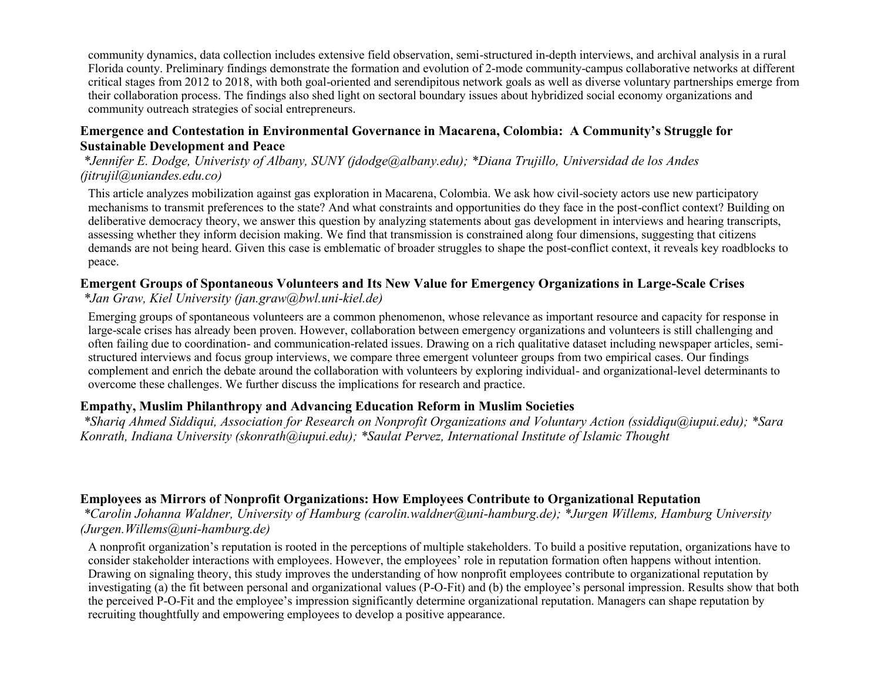community dynamics, data collection includes extensive field observation, semi-structured in-depth interviews, and archival analysis in a rural Florida county. Preliminary findings demonstrate the formation and evolution of 2-mode community-campus collaborative networks at different critical stages from 2012 to 2018, with both goal-oriented and serendipitous network goals as well as diverse voluntary partnerships emerge from their collaboration process. The findings also shed light on sectoral boundary issues about hybridized social economy organizations and community outreach strategies of social entrepreneurs.

### Emergence and Contestation in Environmental Governance in Macarena, Colombia: A Community's Struggle for Sustainable Development and Peace

*\*Jennifer E. Dodge, Univeristy of Albany, SUNY (jdodge@albany.edu); \*Diana Trujillo, Universidad de los Andes (jitrujil@uniandes.edu.co)*

This article analyzes mobilization against gas exploration in Macarena, Colombia. We ask how civil-society actors use new participatory mechanisms to transmit preferences to the state? And what constraints and opportunities do they face in the post-conflict context? Building on deliberative democracy theory, we answer this question by analyzing statements about gas development in interviews and hearing transcripts, assessing whether they inform decision making. We find that transmission is constrained along four dimensions, suggesting that citizens demands are not being heard. Given this case is emblematic of broader struggles to shape the post-conflict context, it reveals key roadblocks to peace.

### Emergent Groups of Spontaneous Volunteers and Its New Value for Emergency Organizations in Large-Scale Crises

*\*Jan Graw, Kiel University (jan.graw@bwl.uni-kiel.de)*

Emerging groups of spontaneous volunteers are a common phenomenon, whose relevance as important resource and capacity for response in large-scale crises has already been proven. However, collaboration between emergency organizations and volunteers is still challenging and often failing due to coordination- and communication-related issues. Drawing on a rich qualitative dataset including newspaper articles, semi-structured interviews and focus group interviews, we compare three emergent volunteer groups from two empirical cases. Our findings complement and enrich the debate around the collaboration with volunteers by exploring individual- and organizational-level determinants to overcome these challenges. We further discuss the implications for research and practice.

### Empathy, Muslim Philanthropy and Advancing Education Reform in Muslim Societies

*\*Shariq Ahmed Siddiqui, Association for Research on Nonprofit Organizations and Voluntary Action (ssiddiqu@iupui.edu); \*Sara Konrath, Indiana University (skonrath@iupui.edu); \*Saulat Pervez, International Institute of Islamic Thought*

### Employees as Mirrors of Nonprofit Organizations: How Employees Contribute to Organizational Reputation

*\*Carolin Johanna Waldner, University of Hamburg (carolin.waldner@uni-hamburg.de); \*Jurgen Willems, Hamburg University (Jurgen.Willems@uni-hamburg.de)*

A nonprofit organization's reputation is rooted in the perceptions of multiple stakeholders. To build a positive reputation, organizations have to consider stakeholder interactions with employees. However, the employees' role in reputation formation often happens without intention. Drawing on signaling theory, this study improves the understanding of how nonprofit employees contribute to organizational reputation by investigating (a) the fit between personal and organizational values (P-O-Fit) and (b) the employee's personal impression. Results show that both the perceived P-O-Fit and the employee's impression significantly determine organizational reputation. Managers can shape reputation by recruiting thoughtfully and empowering employees to develop a positive appearance.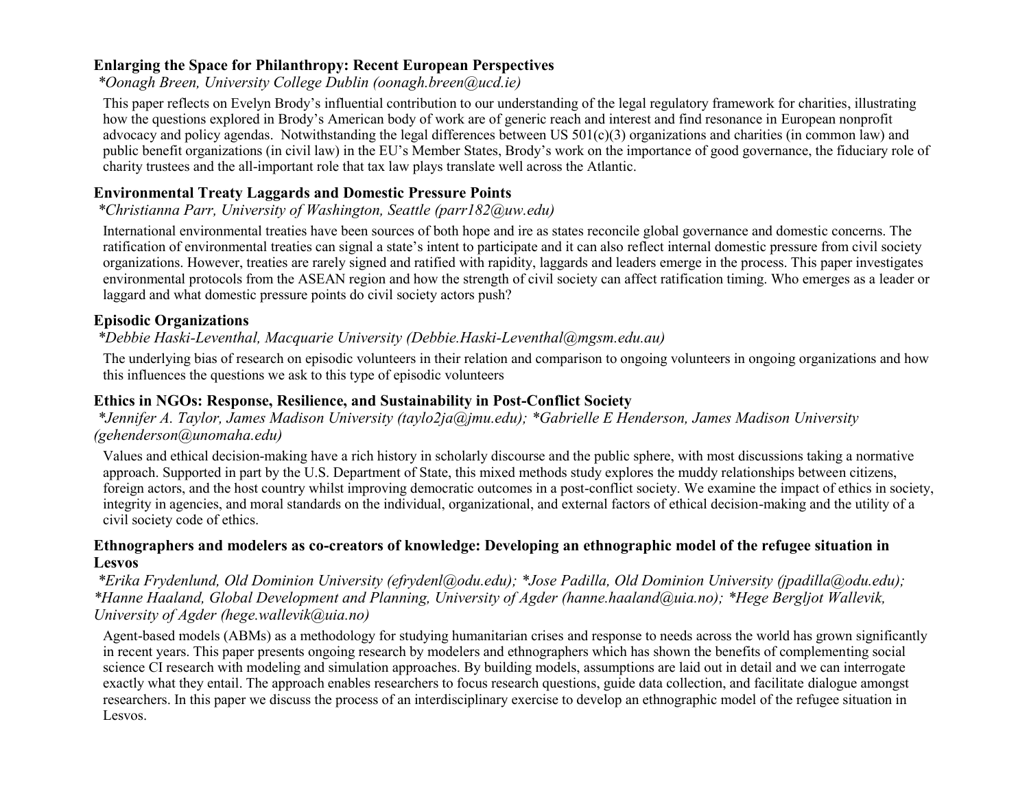### Enlarging the Space for Philanthropy: Recent European Perspectives

*\*Oonagh Breen, University College Dublin (oonagh.breen@ucd.ie)*

This paper reflects on Evelyn Brody's influential contribution to our understanding of the legal regulatory framework for charities, illustrating how the questions explored in Brody's American body of work are of generic reach and interest and find resonance in European nonprofit advocacy and policy agendas. Notwithstanding the legal differences between US 501(c)(3) organizations and charities (in common law) and public benefit organizations (in civil law) in the EU's Member States, Brody's work on the importance of good governance, the fiduciary role of charity trustees and the all-important role that tax law plays translate well across the Atlantic.

### Environmental Treaty Laggards and Domestic Pressure Points

*\*Christianna Parr, University of Washington, Seattle (parr182@uw.edu)*

International environmental treaties have been sources of both hope and ire as states reconcile global governance and domestic concerns. The ratification of environmental treaties can signal a state's intent to participate and it can also reflect internal domestic pressure from civil society organizations. However, treaties are rarely signed and ratified with rapidity, laggards and leaders emerge in the process. This paper investigates environmental protocols from the ASEAN region and how the strength of civil society can affect ratification timing. Who emerges as a leader or laggard and what domestic pressure points do civil society actors push?

### Episodic Organizations

*\*Debbie Haski-Leventhal, Macquarie University (Debbie.Haski-Leventhal@mgsm.edu.au)*

The underlying bias of research on episodic volunteers in their relation and comparison to ongoing volunteers in ongoing organizations and how this influences the questions we ask to this type of episodic volunteers

### Ethics in NGOs: Response, Resilience, and Sustainability in Post-Conflict Society

*\*Jennifer A. Taylor, James Madison University (taylo2ja@jmu.edu); \*Gabrielle E Henderson, James Madison University (gehenderson@unomaha.edu)*

Values and ethical decision-making have a rich history in scholarly discourse and the public sphere, with most discussions taking a normative approach. Supported in part by the U.S. Department of State, this mixed methods study explores the muddy relationships between citizens, foreign actors, and the host country whilst improving democratic outcomes in a post-conflict society. We examine the impact of ethics in society, integrity in agencies, and moral standards on the individual, organizational, and external factors of ethical decision-making and the utility of a civil society code of ethics.

### Ethnographers and modelers as co-creators of knowledge: Developing an ethnographic model of the refugee situation in Lesvos

*\*Erika Frydenlund, Old Dominion University (efrydenl@odu.edu); \*Jose Padilla, Old Dominion University (jpadilla@odu.edu); \*Hanne Haaland, Global Development and Planning, University of Agder (hanne.haaland@uia.no); \*Hege Bergljot Wallevik, University of Agder (hege.wallevik@uia.no)*

Agent-based models (ABMs) as a methodology for studying humanitarian crises and response to needs across the world has grown significantly in recent years. This paper presents ongoing research by modelers and ethnographers which has shown the benefits of complementing social science CI research with modeling and simulation approaches. By building models, assumptions are laid out in detail and we can interrogate exactly what they entail. The approach enables researchers to focus research questions, guide data collection, and facilitate dialogue amongst researchers. In this paper we discuss the process of an interdisciplinary exercise to develop an ethnographic model of the refugee situation in Lesvos.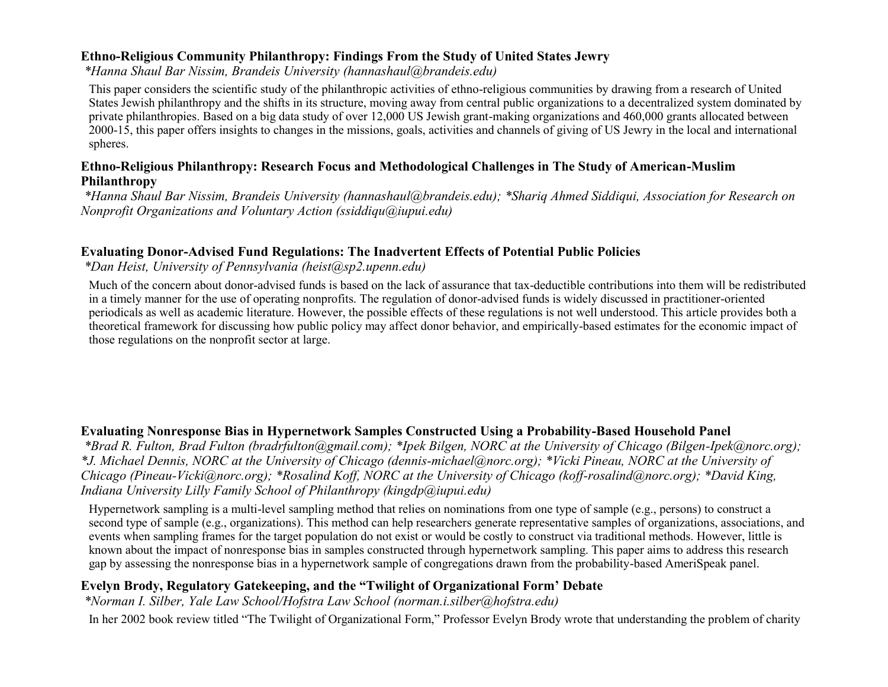**Ethno-Religious Community Philanthropy: Findings From the Study of United States Jewry**

*\*Hanna Shaul Bar Nissim, Brandeis University (hannashaul@brandeis.edu)*

This paper considers the scientific study of the philanthropic activities of ethno-religious communities by drawing from a research of United States Jewish philanthropy and the shifts in its structure, moving away from central public organizations to a decentralized system dominated by private philanthropies. Based on a big data study of over 12,000 US Jewish grant-making organizations and 460,000 grants allocated between 2000-15, this paper offers insights to changes in the missions, goals, activities and channels of giving of US Jewry in the local and international spheres.

**Ethno-Religious Philanthropy: Research Focus and Methodological Challenges in The Study of American-Muslim Philanthropy**

*\*Hanna Shaul Bar Nissim, Brandeis University (hannashaul@brandeis.edu); \*Shariq Ahmed Siddiqui, Association for Research on Nonprofit Organizations and Voluntary Action (ssiddiqu@iupui.edu)*

**Evaluating Donor-Advised Fund Regulations: The Inadvertent Effects of Potential Public Policies**

*\*Dan Heist, University of Pennsylvania (heist@sp2.upenn.edu)*

Much of the concern about donor-advised funds is based on the lack of assurance that tax-deductible contributions into them will be redistributed in a timely manner for the use of operating nonprofits. The regulation of donor-advised funds is widely discussed in practitioner-oriented periodicals as well as academic literature. However, the possible effects of these regulations is not well understood. This article provides both a theoretical framework for discussing how public policy may affect donor behavior, and empirically-based estimates for the economic impact of those regulations on the nonprofit sector at large.

**Evaluating Nonresponse Bias in Hypernetwork Samples Constructed Using a Probability-Based Household Panel**

*\*Brad R. Fulton, Brad Fulton (bradrfulton@gmail.com); \*Ipek Bilgen, NORC at the University of Chicago (Bilgen-Ipek@norc.org); \*J. Michael Dennis, NORC at the University of Chicago (dennis-michael@norc.org); \*Vicki Pineau, NORC at the University of Chicago (Pineau-Vicki@norc.org); \*Rosalind Koff, NORC at the University of Chicago (koff-rosalind@norc.org); \*David King, Indiana University Lilly Family School of Philanthropy (kingdp@iupui.edu)*

Hypernetwork sampling is a multi-level sampling method that relies on nominations from one type of sample (e.g., persons) to construct a second type of sample (e.g., organizations). This method can help researchers generate representative samples of organizations, associations, and events when sampling frames for the target population do not exist or would be costly to construct via traditional methods. However, little is known about the impact of nonresponse bias in samples constructed through hypernetwork sampling. This paper aims to address this research gap by assessing the nonresponse bias in a hypernetwork sample of congregations drawn from the probability-based AmeriSpeak panel.

**Evelyn Brody, Regulatory Gatekeeping, and the "Twilight of Organizational Form' Debate**

*\*Norman I. Silber, Yale Law School/Hofstra Law School (norman.i.silber@hofstra.edu)*

In her 2002 book review titled "The Twilight of Organizational Form," Professor Evelyn Brody wrote that understanding the problem of charity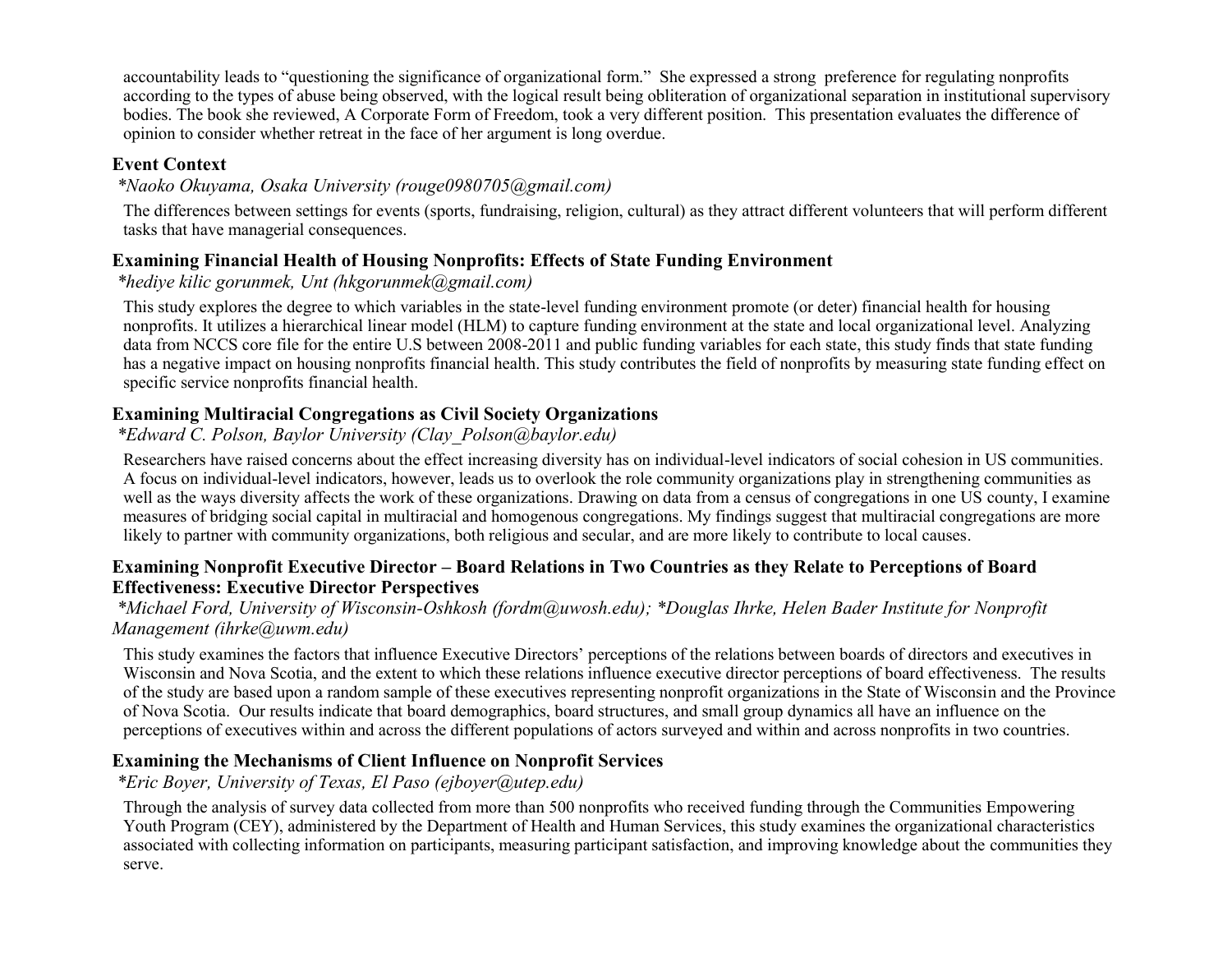accountability leads to "questioning the significance of organizational form." She expressed a strong preference for regulating nonprofits according to the types of abuse being observed, with the logical result being obliteration of organizational separation in institutional supervisory bodies. The book she reviewed, A Corporate Form of Freedom, took a very different position. This presentation evaluates the difference of opinion to consider whether retreat in the face of her argument is long overdue.

### Event Context

*\*Naoko Okuyama, Osaka University (rouge0980705@gmail.com)*

The differences between settings for events (sports, fundraising, religion, cultural) as they attract different volunteers that will perform different tasks that have managerial consequences.

### Examining Financial Health of Housing Nonprofits: Effects of State Funding Environment

*\*hediye kilic gorunmek, Unt (hkgorunmek@gmail.com)*

This study explores the degree to which variables in the state-level funding environment promote (or deter) financial health for housing nonprofits. It utilizes a hierarchical linear model (HLM) to capture funding environment at the state and local organizational level. Analyzing data from NCCS core file for the entire U.S between 2008-2011 and public funding variables for each state, this study finds that state funding has a negative impact on housing nonprofits financial health. This study contributes the field of nonprofits by measuring state funding effect on specific service nonprofits financial health.

### Examining Multiracial Congregations as Civil Society Organizations

*\*Edward C. Polson, Baylor University (Clay_Polson@baylor.edu)*

Researchers have raised concerns about the effect increasing diversity has on individual-level indicators of social cohesion in US communities. A focus on individual-level indicators, however, leads us to overlook the role community organizations play in strengthening communities as well as the ways diversity affects the work of these organizations. Drawing on data from a census of congregations in one US county, I examine measures of bridging social capital in multiracial and homogenous congregations. My findings suggest that multiracial congregations are more likely to partner with community organizations, both religious and secular, and are more likely to contribute to local causes.

### Examining Nonprofit Executive Director – Board Relations in Two Countries as they Relate to Perceptions of Board Effectiveness: Executive Director Perspectives

*\*Michael Ford, University of Wisconsin-Oshkosh (fordm@uwosh.edu); \*Douglas Ihrke, Helen Bader Institute for Nonprofit Management (ihrke@uwm.edu)*

This study examines the factors that influence Executive Directors' perceptions of the relations between boards of directors and executives in Wisconsin and Nova Scotia, and the extent to which these relations influence executive director perceptions of board effectiveness. The results of the study are based upon a random sample of these executives representing nonprofit organizations in the State of Wisconsin and the Province of Nova Scotia. Our results indicate that board demographics, board structures, and small group dynamics all have an influence on the perceptions of executives within and across the different populations of actors surveyed and within and across nonprofits in two countries.

### Examining the Mechanisms of Client Influence on Nonprofit Services

*\*Eric Boyer, University of Texas, El Paso (ejboyer@utep.edu)*

Through the analysis of survey data collected from more than 500 nonprofits who received funding through the Communities Empowering Youth Program (CEY), administered by the Department of Health and Human Services, this study examines the organizational characteristics associated with collecting information on participants, measuring participant satisfaction, and improving knowledge about the communities they serve.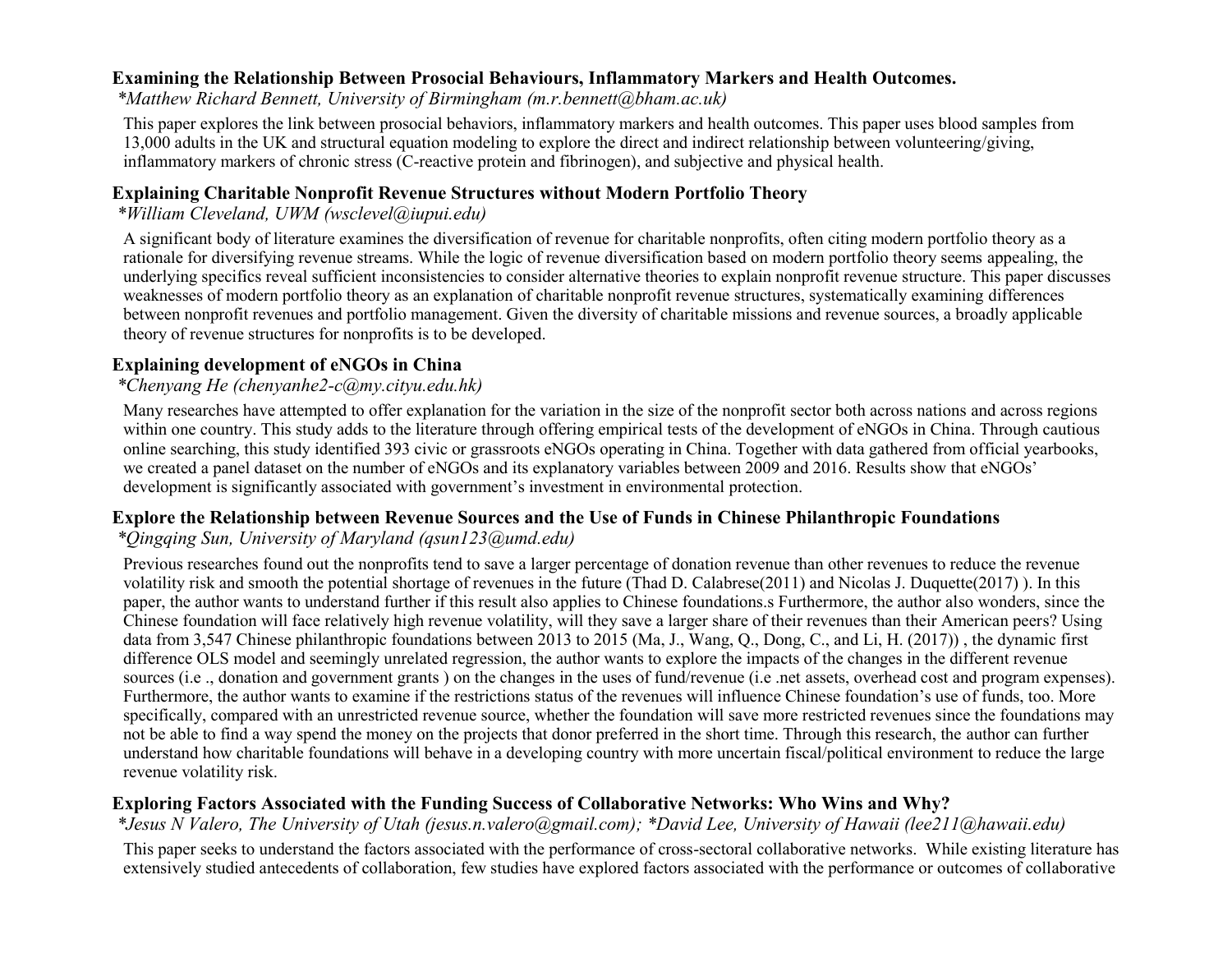### Examining the Relationship Between Prosocial Behaviours, Inflammatory Markers and Health Outcomes.

*\*Matthew Richard Bennett, University of Birmingham (m.r.bennett@bham.ac.uk)*

This paper explores the link between prosocial behaviors, inflammatory markers and health outcomes. This paper uses blood samples from 13,000 adults in the UK and structural equation modeling to explore the direct and indirect relationship between volunteering/giving, inflammatory markers of chronic stress (C-reactive protein and fibrinogen), and subjective and physical health.

### Explaining Charitable Nonprofit Revenue Structures without Modern Portfolio Theory

*\*William Cleveland, UWM (wsclevel@iupui.edu)*

A significant body of literature examines the diversification of revenue for charitable nonprofits, often citing modern portfolio theory as a rationale for diversifying revenue streams. While the logic of revenue diversification based on modern portfolio theory seems appealing, the underlying specifics reveal sufficient inconsistencies to consider alternative theories to explain nonprofit revenue structure. This paper discusses weaknesses of modern portfolio theory as an explanation of charitable nonprofit revenue structures, systematically examining differences between nonprofit revenues and portfolio management. Given the diversity of charitable missions and revenue sources, a broadly applicable theory of revenue structures for nonprofits is to be developed.

### Explaining development of eNGOs in China

*\*Chenyang He (chenyanhe2-c@my.cityu.edu.hk)*

Many researches have attempted to offer explanation for the variation in the size of the nonprofit sector both across nations and across regions within one country. This study adds to the literature through offering empirical tests of the development of eNGOs in China. Through cautious online searching, this study identified 393 civic or grassroots eNGOs operating in China. Together with data gathered from official yearbooks, we created a panel dataset on the number of eNGOs and its explanatory variables between 2009 and 2016. Results show that eNGOs' development is significantly associated with government's investment in environmental protection.

### Explore the Relationship between Revenue Sources and the Use of Funds in Chinese Philanthropic Foundations

*\*Qingqing Sun, University of Maryland (qsun123@umd.edu)*

Previous researches found out the nonprofits tend to save a larger percentage of donation revenue than other revenues to reduce the revenue volatility risk and smooth the potential shortage of revenues in the future (Thad D. Calabrese(2011) and Nicolas J. Duquette(2017) ). In this paper, the author wants to understand further if this result also applies to Chinese foundations.s Furthermore, the author also wonders, since the Chinese foundation will face relatively high revenue volatility, will they save a larger share of their revenues than their American peers? Using data from 3,547 Chinese philanthropic foundations between 2013 to 2015 (Ma, J., Wang, Q., Dong, C., and Li, H. (2017)) , the dynamic first difference OLS model and seemingly unrelated regression, the author wants to explore the impacts of the changes in the different revenue sources (i.e ., donation and government grants ) on the changes in the uses of fund/revenue (i.e .net assets, overhead cost and program expenses). Furthermore, the author wants to examine if the restrictions status of the revenues will influence Chinese foundation's use of funds, too. More specifically, compared with an unrestricted revenue source, whether the foundation will save more restricted revenues since the foundations may not be able to find a way spend the money on the projects that donor preferred in the short time. Through this research, the author can further understand how charitable foundations will behave in a developing country with more uncertain fiscal/political environment to reduce the large revenue volatility risk.

### Exploring Factors Associated with the Funding Success of Collaborative Networks: Who Wins and Why?

*\*Jesus N Valero, The University of Utah (jesus.n.valero@gmail.com); \*David Lee, University of Hawaii (lee211@hawaii.edu)*

This paper seeks to understand the factors associated with the performance of cross-sectoral collaborative networks. While existing literature has extensively studied antecedents of collaboration, few studies have explored factors associated with the performance or outcomes of collaborative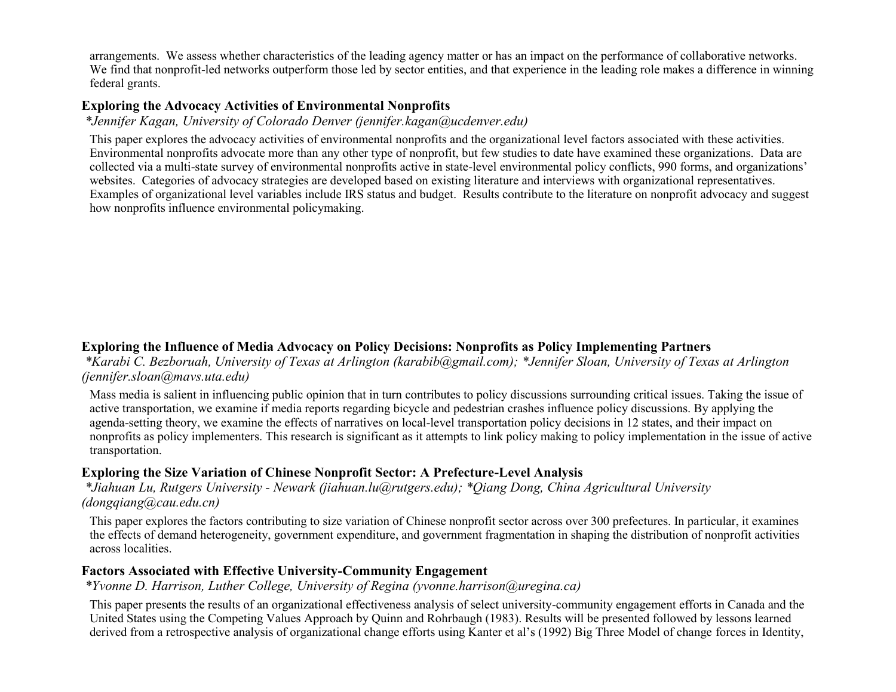arrangements. We assess whether characteristics of the leading agency matter or has an impact on the performance of collaborative networks. We find that nonprofit-led networks outperform those led by sector entities, and that experience in the leading role makes a difference in winning federal grants.

### Exploring the Advocacy Activities of Environmental Nonprofits

*\*Jennifer Kagan, University of Colorado Denver (jennifer.kagan@ucdenver.edu)*

This paper explores the advocacy activities of environmental nonprofits and the organizational level factors associated with these activities. Environmental nonprofits advocate more than any other type of nonprofit, but few studies to date have examined these organizations. Data are collected via a multi-state survey of environmental nonprofits active in state-level environmental policy conflicts, 990 forms, and organizations' websites. Categories of advocacy strategies are developed based on existing literature and interviews with organizational representatives. Examples of organizational level variables include IRS status and budget. Results contribute to the literature on nonprofit advocacy and suggest how nonprofits influence environmental policymaking.

### Exploring the Influence of Media Advocacy on Policy Decisions: Nonprofits as Policy Implementing Partners

*\*Karabi C. Bezboruah, University of Texas at Arlington (karabib@gmail.com); \*Jennifer Sloan, University of Texas at Arlington (jennifer.sloan@mavs.uta.edu)*

Mass media is salient in influencing public opinion that in turn contributes to policy discussions surrounding critical issues. Taking the issue of active transportation, we examine if media reports regarding bicycle and pedestrian crashes influence policy discussions. By applying the agenda-setting theory, we examine the effects of narratives on local-level transportation policy decisions in 12 states, and their impact on nonprofits as policy implementers. This research is significant as it attempts to link policy making to policy implementation in the issue of active transportation.

### Exploring the Size Variation of Chinese Nonprofit Sector: A Prefecture-Level Analysis

*\*Jiahuan Lu, Rutgers University - Newark (jiahuan.lu@rutgers.edu); \*Qiang Dong, China Agricultural University (dongqiang@cau.edu.cn)*

This paper explores the factors contributing to size variation of Chinese nonprofit sector across over 300 prefectures. In particular, it examines the effects of demand heterogeneity, government expenditure, and government fragmentation in shaping the distribution of nonprofit activities across localities.

### Factors Associated with Effective University-Community Engagement

*\*Yvonne D. Harrison, Luther College, University of Regina (yvonne.harrison@uregina.ca)*

This paper presents the results of an organizational effectiveness analysis of select university-community engagement efforts in Canada and the United States using the Competing Values Approach by Quinn and Rohrbaugh (1983). Results will be presented followed by lessons learned derived from a retrospective analysis of organizational change efforts using Kanter et al's (1992) Big Three Model of change forces in Identity,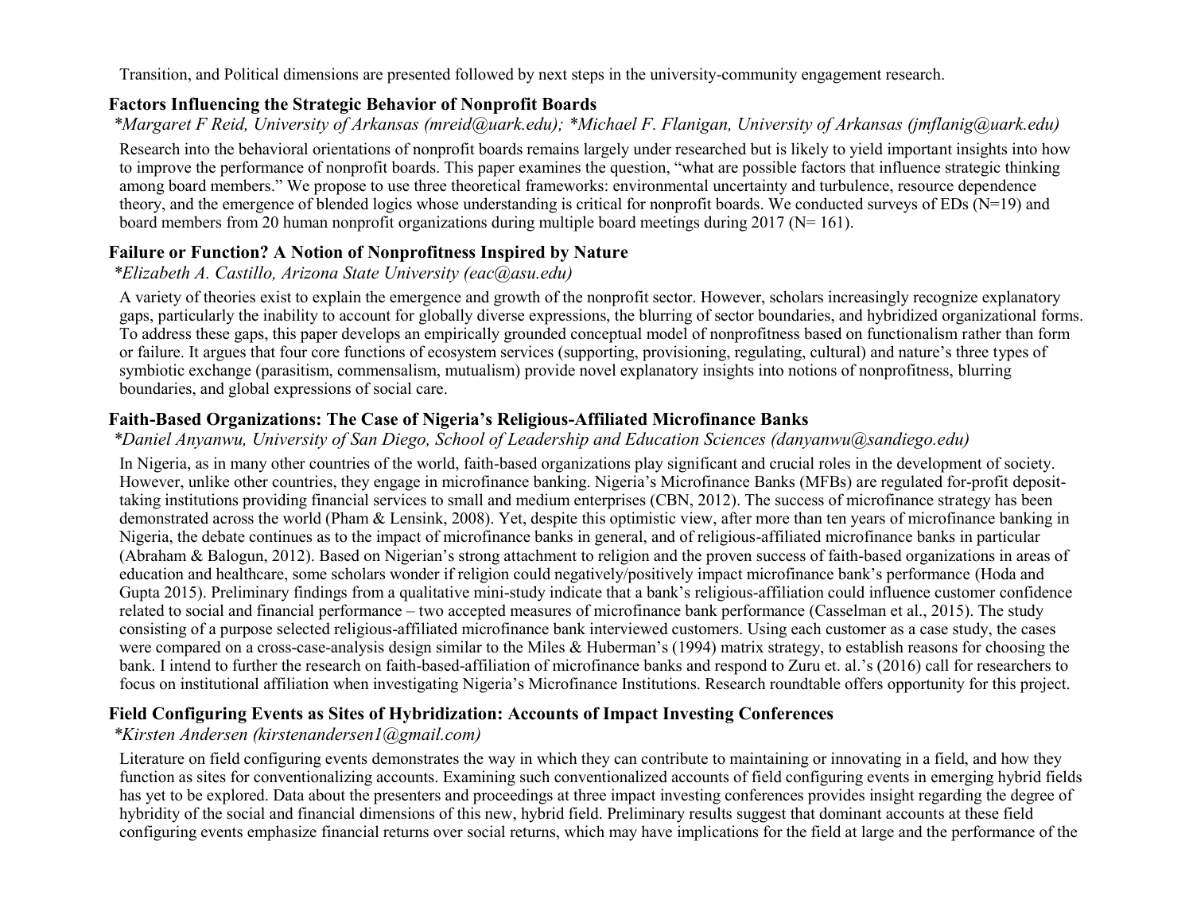Transition, and Political dimensions are presented followed by next steps in the university-community engagement research.

### Factors Influencing the Strategic Behavior of Nonprofit Boards

*\*Margaret F Reid, University of Arkansas (mreid@uark.edu); \*Michael F. Flanigan, University of Arkansas (jmflanig@uark.edu)*

Research into the behavioral orientations of nonprofit boards remains largely under researched but is likely to yield important insights into how to improve the performance of nonprofit boards. This paper examines the question, "what are possible factors that influence strategic thinking among board members." We propose to use three theoretical frameworks: environmental uncertainty and turbulence, resource dependence theory, and the emergence of blended logics whose understanding is critical for nonprofit boards. We conducted surveys of EDs (N=19) and board members from 20 human nonprofit organizations during multiple board meetings during 2017 (N= 161).

### Failure or Function? A Notion of Nonprofitness Inspired by Nature

*\*Elizabeth A. Castillo, Arizona State University (eac@asu.edu)*

A variety of theories exist to explain the emergence and growth of the nonprofit sector. However, scholars increasingly recognize explanatory gaps, particularly the inability to account for globally diverse expressions, the blurring of sector boundaries, and hybridized organizational forms. To address these gaps, this paper develops an empirically grounded conceptual model of nonprofitness based on functionalism rather than form or failure. It argues that four core functions of ecosystem services (supporting, provisioning, regulating, cultural) and nature's three types of symbiotic exchange (parasitism, commensalism, mutualism) provide novel explanatory insights into notions of nonprofitness, blurring boundaries, and global expressions of social care.

### Faith-Based Organizations: The Case of Nigeria's Religious-Affiliated Microfinance Banks

*\*Daniel Anyanwu, University of San Diego, School of Leadership and Education Sciences (danyanwu@sandiego.edu)*

In Nigeria, as in many other countries of the world, faith-based organizations play significant and crucial roles in the development of society. However, unlike other countries, they engage in microfinance banking. Nigeria's Microfinance Banks (MFBs) are regulated for-profit deposit-taking institutions providing financial services to small and medium enterprises (CBN, 2012). The success of microfinance strategy has been demonstrated across the world (Pham & Lensink, 2008). Yet, despite this optimistic view, after more than ten years of microfinance banking in Nigeria, the debate continues as to the impact of microfinance banks in general, and of religious-affiliated microfinance banks in particular (Abraham & Balogun, 2012). Based on Nigerian's strong attachment to religion and the proven success of faith-based organizations in areas of education and healthcare, some scholars wonder if religion could negatively/positively impact microfinance bank's performance (Hoda and Gupta 2015). Preliminary findings from a qualitative mini-study indicate that a bank's religious-affiliation could influence customer confidence related to social and financial performance – two accepted measures of microfinance bank performance (Casselman et al., 2015). The study consisting of a purpose selected religious-affiliated microfinance bank interviewed customers. Using each customer as a case study, the cases were compared on a cross-case-analysis design similar to the Miles & Huberman's (1994) matrix strategy, to establish reasons for choosing the bank. I intend to further the research on faith-based-affiliation of microfinance banks and respond to Zuru et. al.'s (2016) call for researchers to focus on institutional affiliation when investigating Nigeria's Microfinance Institutions. Research roundtable offers opportunity for this project.

### Field Configuring Events as Sites of Hybridization: Accounts of Impact Investing Conferences

*\*Kirsten Andersen (kirstenandersen1@gmail.com)*

Literature on field configuring events demonstrates the way in which they can contribute to maintaining or innovating in a field, and how they function as sites for conventionalizing accounts. Examining such conventionalized accounts of field configuring events in emerging hybrid fields has yet to be explored. Data about the presenters and proceedings at three impact investing conferences provides insight regarding the degree of hybridity of the social and financial dimensions of this new, hybrid field. Preliminary results suggest that dominant accounts at these field configuring events emphasize financial returns over social returns, which may have implications for the field at large and the performance of the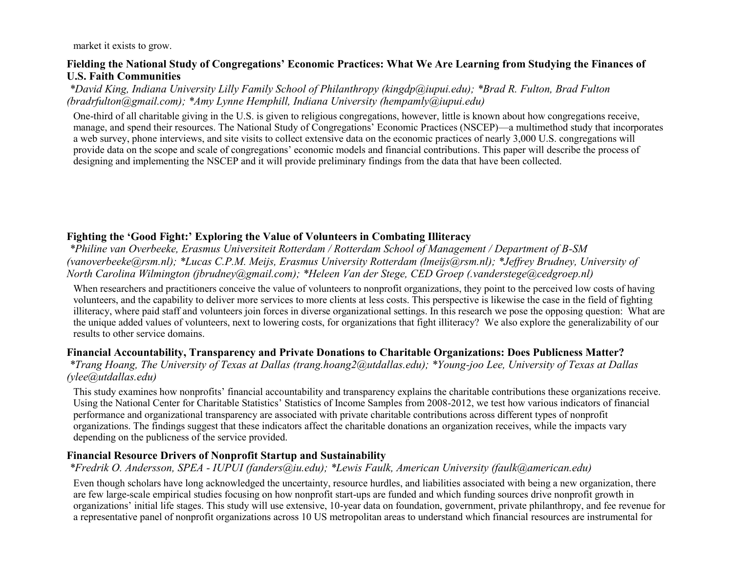market it exists to grow.

**Fielding the National Study of Congregations' Economic Practices: What We Are Learning from Studying the Finances of U.S. Faith Communities**

*\*David King, Indiana University Lilly Family School of Philanthropy (kingdp@iupui.edu); \*Brad R. Fulton, Brad Fulton (bradrfulton@gmail.com); \*Amy Lynne Hemphill, Indiana University (hempamly@iupui.edu)*

One-third of all charitable giving in the U.S. is given to religious congregations, however, little is known about how congregations receive, manage, and spend their resources. The National Study of Congregations' Economic Practices (NSCEP)—a multimethod study that incorporates a web survey, phone interviews, and site visits to collect extensive data on the economic practices of nearly 3,000 U.S. congregations will provide data on the scope and scale of congregations' economic models and financial contributions. This paper will describe the process of designing and implementing the NSCEP and it will provide preliminary findings from the data that have been collected.

**Fighting the 'Good Fight:' Exploring the Value of Volunteers in Combating Illiteracy**

*\*Philine van Overbeeke, Erasmus Universiteit Rotterdam / Rotterdam School of Management / Department of B-SM (vanoverbeeke@rsm.nl); \*Lucas C.P.M. Meijs, Erasmus University Rotterdam (lmeijs@rsm.nl); \*Jeffrey Brudney, University of North Carolina Wilmington (jbrudney@gmail.com); \*Heleen Van der Stege, CED Groep (.vanderstege@cedgroep.nl)*

When researchers and practitioners conceive the value of volunteers to nonprofit organizations, they point to the perceived low costs of having volunteers, and the capability to deliver more services to more clients at less costs. This perspective is likewise the case in the field of fighting illiteracy, where paid staff and volunteers join forces in diverse organizational settings. In this research we pose the opposing question: What are the unique added values of volunteers, next to lowering costs, for organizations that fight illiteracy? We also explore the generalizability of our results to other service domains.

**Financial Accountability, Transparency and Private Donations to Charitable Organizations: Does Publicness Matter?**

*\*Trang Hoang, The University of Texas at Dallas (trang.hoang2@utdallas.edu); \*Young-joo Lee, University of Texas at Dallas (ylee@utdallas.edu)*

This study examines how nonprofits' financial accountability and transparency explains the charitable contributions these organizations receive. Using the National Center for Charitable Statistics' Statistics of Income Samples from 2008-2012, we test how various indicators of financial performance and organizational transparency are associated with private charitable contributions across different types of nonprofit organizations. The findings suggest that these indicators affect the charitable donations an organization receives, while the impacts vary depending on the publicness of the service provided.

**Financial Resource Drivers of Nonprofit Startup and Sustainability**

*\*Fredrik O. Andersson, SPEA - IUPUI (fanders@iu.edu); \*Lewis Faulk, American University (faulk@american.edu)*

Even though scholars have long acknowledged the uncertainty, resource hurdles, and liabilities associated with being a new organization, there are few large-scale empirical studies focusing on how nonprofit start-ups are funded and which funding sources drive nonprofit growth in organizations' initial life stages. This study will use extensive, 10-year data on foundation, government, private philanthropy, and fee revenue for a representative panel of nonprofit organizations across 10 US metropolitan areas to understand which financial resources are instrumental for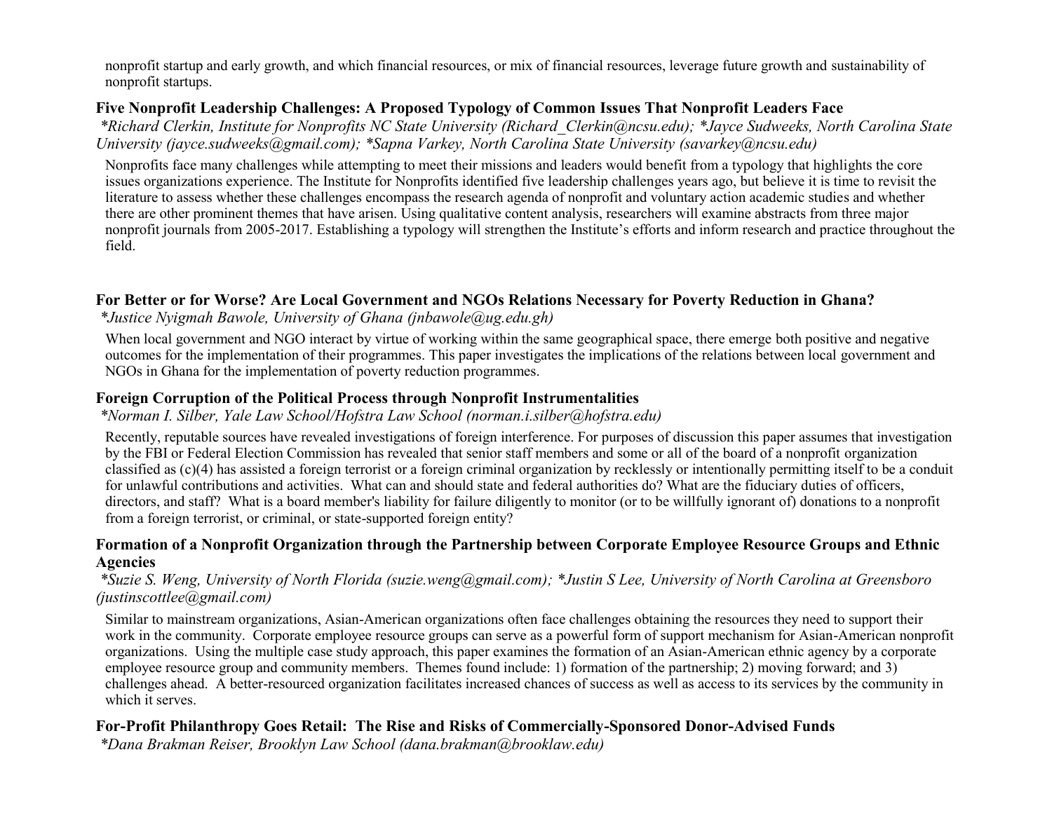nonprofit startup and early growth, and which financial resources, or mix of financial resources, leverage future growth and sustainability of nonprofit startups.

### Five Nonprofit Leadership Challenges: A Proposed Typology of Common Issues That Nonprofit Leaders Face

*\*Richard Clerkin, Institute for Nonprofits NC State University (Richard_Clerkin@ncsu.edu); \*Jayce Sudweeks, North Carolina State University (jayce.sudweeks@gmail.com); \*Sapna Varkey, North Carolina State University (savarkey@ncsu.edu)*

Nonprofits face many challenges while attempting to meet their missions and leaders would benefit from a typology that highlights the core issues organizations experience. The Institute for Nonprofits identified five leadership challenges years ago, but believe it is time to revisit the literature to assess whether these challenges encompass the research agenda of nonprofit and voluntary action academic studies and whether there are other prominent themes that have arisen. Using qualitative content analysis, researchers will examine abstracts from three major nonprofit journals from 2005-2017. Establishing a typology will strengthen the Institute's efforts and inform research and practice throughout the field.

### For Better or for Worse? Are Local Government and NGOs Relations Necessary for Poverty Reduction in Ghana?

*\*Justice Nyigmah Bawole, University of Ghana (jnbawole@ug.edu.gh)*

When local government and NGO interact by virtue of working within the same geographical space, there emerge both positive and negative outcomes for the implementation of their programmes. This paper investigates the implications of the relations between local government and NGOs in Ghana for the implementation of poverty reduction programmes.

### Foreign Corruption of the Political Process through Nonprofit Instrumentalities

*\*Norman I. Silber, Yale Law School/Hofstra Law School (norman.i.silber@hofstra.edu)*

Recently, reputable sources have revealed investigations of foreign interference. For purposes of discussion this paper assumes that investigation by the FBI or Federal Election Commission has revealed that senior staff members and some or all of the board of a nonprofit organization classified as (c)(4) has assisted a foreign terrorist or a foreign criminal organization by recklessly or intentionally permitting itself to be a conduit for unlawful contributions and activities. What can and should state and federal authorities do? What are the fiduciary duties of officers, directors, and staff? What is a board member's liability for failure diligently to monitor (or to be willfully ignorant of) donations to a nonprofit from a foreign terrorist, or criminal, or state-supported foreign entity?

### Formation of a Nonprofit Organization through the Partnership between Corporate Employee Resource Groups and Ethnic Agencies

*\*Suzie S. Weng, University of North Florida (suzie.weng@gmail.com); \*Justin S Lee, University of North Carolina at Greensboro (justinscottlee@gmail.com)*

Similar to mainstream organizations, Asian-American organizations often face challenges obtaining the resources they need to support their work in the community. Corporate employee resource groups can serve as a powerful form of support mechanism for Asian-American nonprofit organizations. Using the multiple case study approach, this paper examines the formation of an Asian-American ethnic agency by a corporate employee resource group and community members. Themes found include: 1) formation of the partnership; 2) moving forward; and 3) challenges ahead. A better-resourced organization facilitates increased chances of success as well as access to its services by the community in which it serves.

### For-Profit Philanthropy Goes Retail: The Rise and Risks of Commercially-Sponsored Donor-Advised Funds

*\*Dana Brakman Reiser, Brooklyn Law School (dana.brakman@brooklaw.edu)*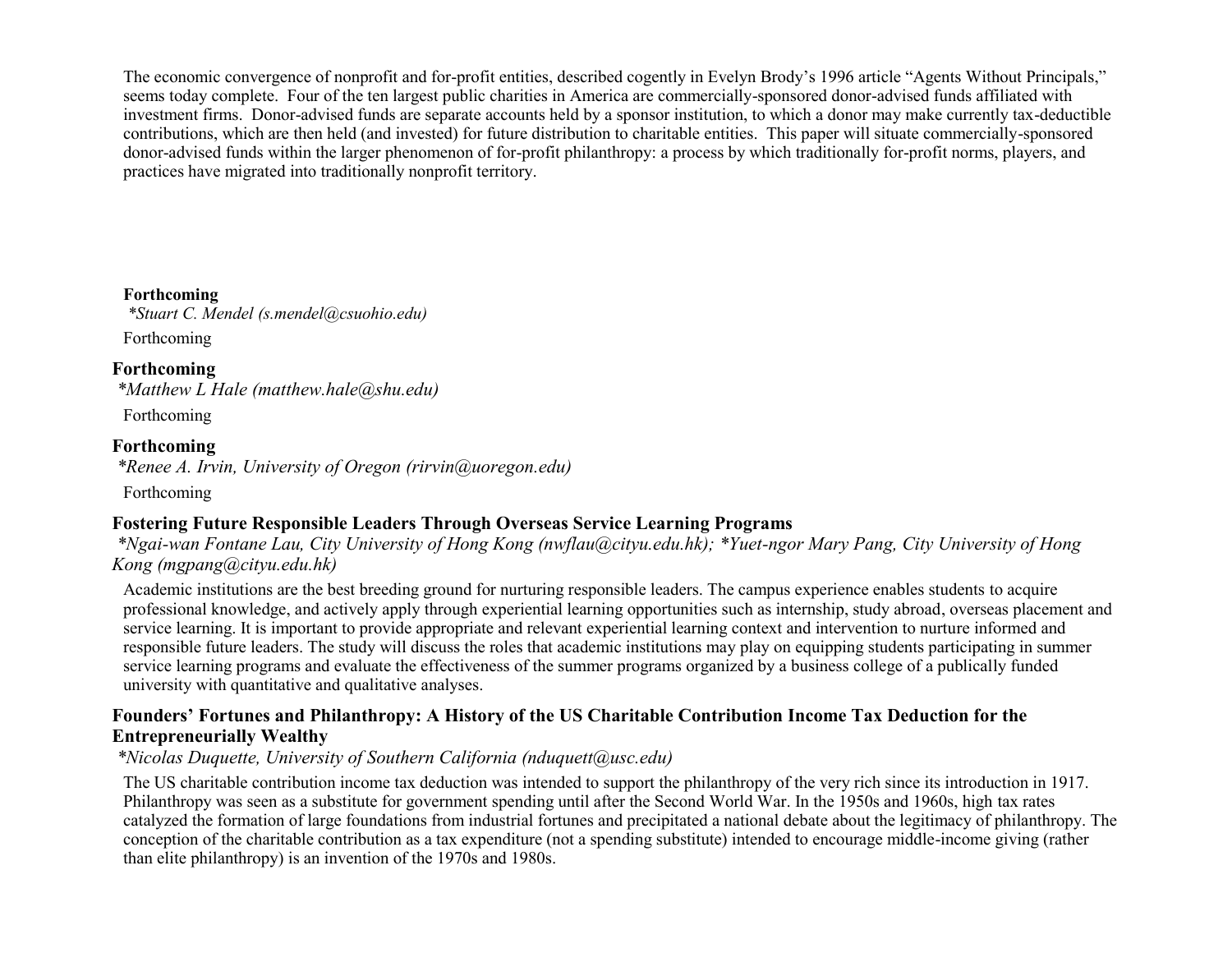The economic convergence of nonprofit and for-profit entities, described cogently in Evelyn Brody's 1996 article "Agents Without Principals," seems today complete. Four of the ten largest public charities in America are commercially-sponsored donor-advised funds affiliated with investment firms. Donor-advised funds are separate accounts held by a sponsor institution, to which a donor may make currently tax-deductible contributions, which are then held (and invested) for future distribution to charitable entities. This paper will situate commercially-sponsored donor-advised funds within the larger phenomenon of for-profit philanthropy: a process by which traditionally for-profit norms, players, and practices have migrated into traditionally nonprofit territory.

**Forthcoming**

*\*Stuart C. Mendel (s.mendel@csuohio.edu)*

Forthcoming

### Forthcoming

*\*Matthew L Hale (matthew.hale@shu.edu)*

Forthcoming

### Forthcoming

*\*Renee A. Irvin, University of Oregon (rirvin@uoregon.edu)*

Forthcoming

### Fostering Future Responsible Leaders Through Overseas Service Learning Programs

*\*Ngai-wan Fontane Lau, City University of Hong Kong (nwflau@cityu.edu.hk); \*Yuet-ngor Mary Pang, City University of Hong Kong (mgpang@cityu.edu.hk)*

Academic institutions are the best breeding ground for nurturing responsible leaders. The campus experience enables students to acquire professional knowledge, and actively apply through experiential learning opportunities such as internship, study abroad, overseas placement and service learning. It is important to provide appropriate and relevant experiential learning context and intervention to nurture informed and responsible future leaders. The study will discuss the roles that academic institutions may play on equipping students participating in summer service learning programs and evaluate the effectiveness of the summer programs organized by a business college of a publically funded university with quantitative and qualitative analyses.

### Founders' Fortunes and Philanthropy: A History of the US Charitable Contribution Income Tax Deduction for the Entrepreneurially Wealthy

*\*Nicolas Duquette, University of Southern California (nduquett@usc.edu)*

The US charitable contribution income tax deduction was intended to support the philanthropy of the very rich since its introduction in 1917. Philanthropy was seen as a substitute for government spending until after the Second World War. In the 1950s and 1960s, high tax rates catalyzed the formation of large foundations from industrial fortunes and precipitated a national debate about the legitimacy of philanthropy. The conception of the charitable contribution as a tax expenditure (not a spending substitute) intended to encourage middle-income giving (rather than elite philanthropy) is an invention of the 1970s and 1980s.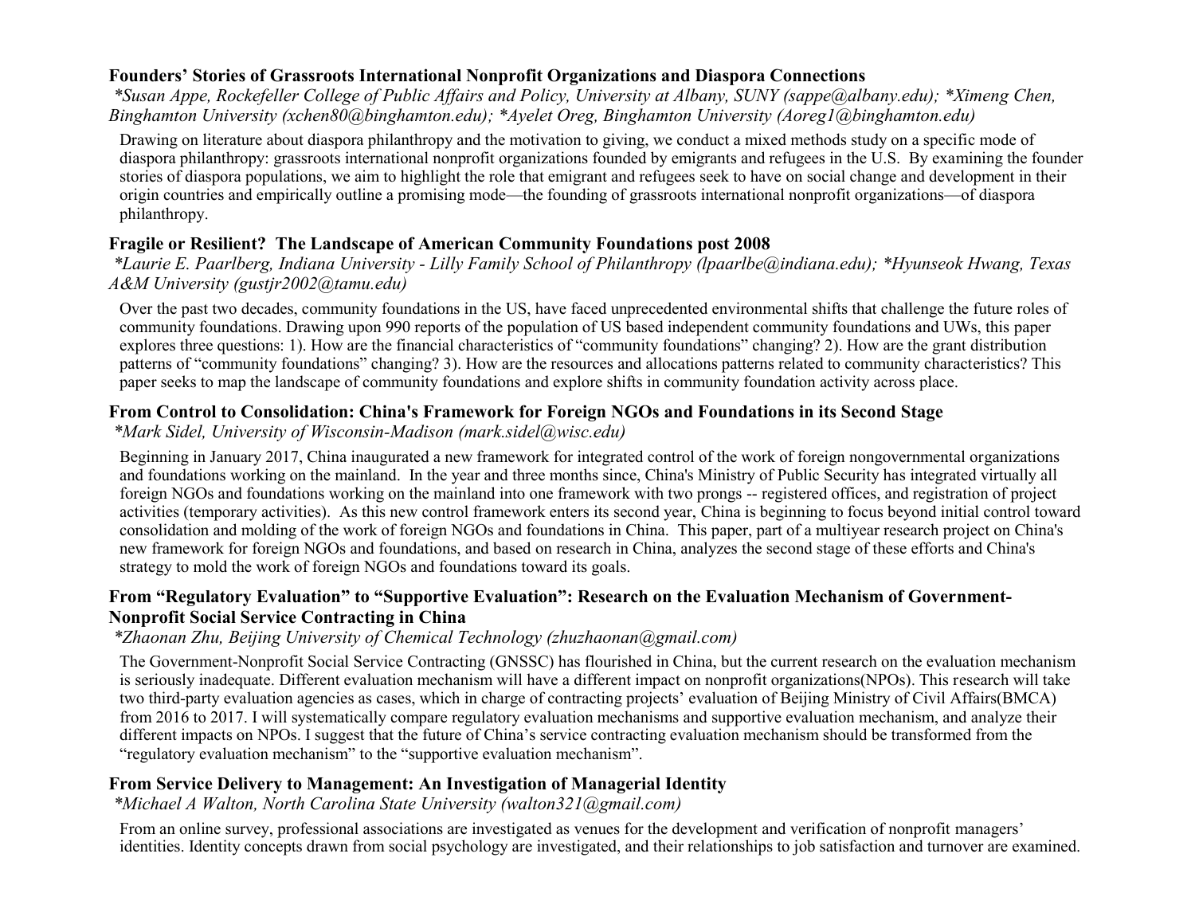### Founders' Stories of Grassroots International Nonprofit Organizations and Diaspora Connections

*\*Susan Appe, Rockefeller College of Public Affairs and Policy, University at Albany, SUNY (sappe@albany.edu); \*Ximeng Chen, Binghamton University (xchen80@binghamton.edu); \*Ayelet Oreg, Binghamton University (Aoreg1@binghamton.edu)*

Drawing on literature about diaspora philanthropy and the motivation to giving, we conduct a mixed methods study on a specific mode of diaspora philanthropy: grassroots international nonprofit organizations founded by emigrants and refugees in the U.S. By examining the founder stories of diaspora populations, we aim to highlight the role that emigrant and refugees seek to have on social change and development in their origin countries and empirically outline a promising mode—the founding of grassroots international nonprofit organizations—of diaspora philanthropy.

### Fragile or Resilient? The Landscape of American Community Foundations post 2008

*\*Laurie E. Paarlberg, Indiana University - Lilly Family School of Philanthropy (lpaarlbe@indiana.edu); \*Hyunseok Hwang, Texas A&M University (gustjr2002@tamu.edu)*

Over the past two decades, community foundations in the US, have faced unprecedented environmental shifts that challenge the future roles of community foundations. Drawing upon 990 reports of the population of US based independent community foundations and UWs, this paper explores three questions: 1). How are the financial characteristics of "community foundations" changing? 2). How are the grant distribution patterns of "community foundations" changing? 3). How are the resources and allocations patterns related to community characteristics? This paper seeks to map the landscape of community foundations and explore shifts in community foundation activity across place.

### From Control to Consolidation: China's Framework for Foreign NGOs and Foundations in its Second Stage

*\*Mark Sidel, University of Wisconsin-Madison (mark.sidel@wisc.edu)*

Beginning in January 2017, China inaugurated a new framework for integrated control of the work of foreign nongovernmental organizations and foundations working on the mainland. In the year and three months since, China's Ministry of Public Security has integrated virtually all foreign NGOs and foundations working on the mainland into one framework with two prongs -- registered offices, and registration of project activities (temporary activities). As this new control framework enters its second year, China is beginning to focus beyond initial control toward consolidation and molding of the work of foreign NGOs and foundations in China. This paper, part of a multiyear research project on China's new framework for foreign NGOs and foundations, and based on research in China, analyzes the second stage of these efforts and China's strategy to mold the work of foreign NGOs and foundations toward its goals.

### From "Regulatory Evaluation" to "Supportive Evaluation": Research on the Evaluation Mechanism of Government-Nonprofit Social Service Contracting in China

*\*Zhaonan Zhu, Beijing University of Chemical Technology (zhuzhaonan@gmail.com)*

The Government-Nonprofit Social Service Contracting (GNSSC) has flourished in China, but the current research on the evaluation mechanism is seriously inadequate. Different evaluation mechanism will have a different impact on nonprofit organizations(NPOs). This research will take two third-party evaluation agencies as cases, which in charge of contracting projects' evaluation of Beijing Ministry of Civil Affairs(BMCA) from 2016 to 2017. I will systematically compare regulatory evaluation mechanisms and supportive evaluation mechanism, and analyze their different impacts on NPOs. I suggest that the future of China's service contracting evaluation mechanism should be transformed from the "regulatory evaluation mechanism" to the "supportive evaluation mechanism".

### From Service Delivery to Management: An Investigation of Managerial Identity

*\*Michael A Walton, North Carolina State University (walton321@gmail.com)*

From an online survey, professional associations are investigated as venues for the development and verification of nonprofit managers' identities. Identity concepts drawn from social psychology are investigated, and their relationships to job satisfaction and turnover are examined.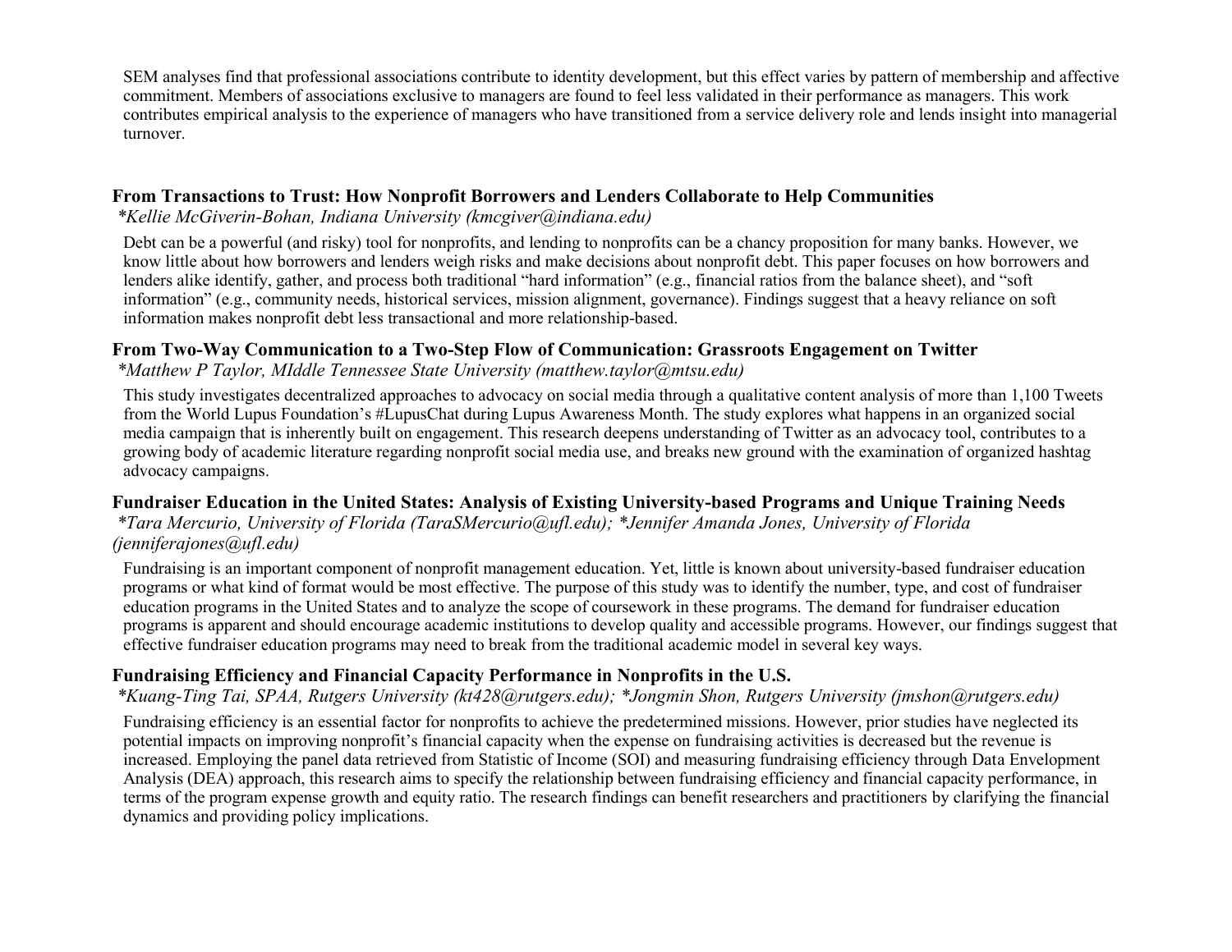SEM analyses find that professional associations contribute to identity development, but this effect varies by pattern of membership and affective commitment. Members of associations exclusive to managers are found to feel less validated in their performance as managers. This work contributes empirical analysis to the experience of managers who have transitioned from a service delivery role and lends insight into managerial turnover.

**From Transactions to Trust: How Nonprofit Borrowers and Lenders Collaborate to Help Communities**
*\*Kellie McGiverin-Bohan, Indiana University (kmcgiver@indiana.edu)*

Debt can be a powerful (and risky) tool for nonprofits, and lending to nonprofits can be a chancy proposition for many banks. However, we know little about how borrowers and lenders weigh risks and make decisions about nonprofit debt. This paper focuses on how borrowers and lenders alike identify, gather, and process both traditional "hard information" (e.g., financial ratios from the balance sheet), and "soft information" (e.g., community needs, historical services, mission alignment, governance). Findings suggest that a heavy reliance on soft information makes nonprofit debt less transactional and more relationship-based.

**From Two-Way Communication to a Two-Step Flow of Communication: Grassroots Engagement on Twitter**
*\*Matthew P Taylor, MIddle Tennessee State University (matthew.taylor@mtsu.edu)*

This study investigates decentralized approaches to advocacy on social media through a qualitative content analysis of more than 1,100 Tweets from the World Lupus Foundation's #LupusChat during Lupus Awareness Month. The study explores what happens in an organized social media campaign that is inherently built on engagement. This research deepens understanding of Twitter as an advocacy tool, contributes to a growing body of academic literature regarding nonprofit social media use, and breaks new ground with the examination of organized hashtag advocacy campaigns.

**Fundraiser Education in the United States: Analysis of Existing University-based Programs and Unique Training Needs**
*\*Tara Mercurio, University of Florida (TaraSMercurio@ufl.edu); \*Jennifer Amanda Jones, University of Florida (jenniferajones@ufl.edu)*

Fundraising is an important component of nonprofit management education. Yet, little is known about university-based fundraiser education programs or what kind of format would be most effective. The purpose of this study was to identify the number, type, and cost of fundraiser education programs in the United States and to analyze the scope of coursework in these programs. The demand for fundraiser education programs is apparent and should encourage academic institutions to develop quality and accessible programs. However, our findings suggest that effective fundraiser education programs may need to break from the traditional academic model in several key ways.

**Fundraising Efficiency and Financial Capacity Performance in Nonprofits in the U.S.**
*\*Kuang-Ting Tai, SPAA, Rutgers University (kt428@rutgers.edu); \*Jongmin Shon, Rutgers University (jmshon@rutgers.edu)*

Fundraising efficiency is an essential factor for nonprofits to achieve the predetermined missions. However, prior studies have neglected its potential impacts on improving nonprofit's financial capacity when the expense on fundraising activities is decreased but the revenue is increased. Employing the panel data retrieved from Statistic of Income (SOI) and measuring fundraising efficiency through Data Envelopment Analysis (DEA) approach, this research aims to specify the relationship between fundraising efficiency and financial capacity performance, in terms of the program expense growth and equity ratio. The research findings can benefit researchers and practitioners by clarifying the financial dynamics and providing policy implications.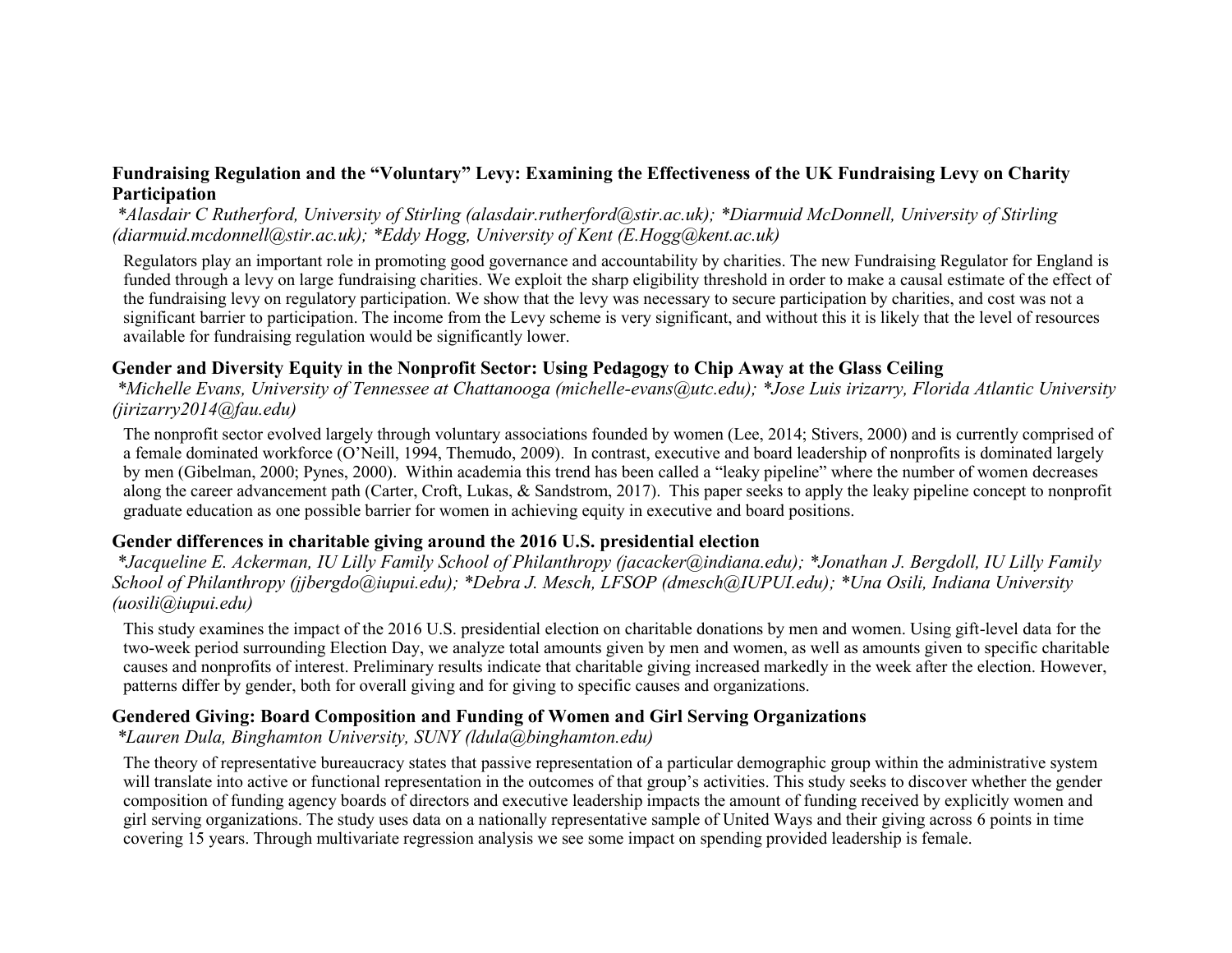### Fundraising Regulation and the "Voluntary" Levy: Examining the Effectiveness of the UK Fundraising Levy on Charity Participation

*\*Alasdair C Rutherford, University of Stirling (alasdair.rutherford@stir.ac.uk); \*Diarmuid McDonnell, University of Stirling (diarmuid.mcdonnell@stir.ac.uk); \*Eddy Hogg, University of Kent (E.Hogg@kent.ac.uk)*

Regulators play an important role in promoting good governance and accountability by charities. The new Fundraising Regulator for England is funded through a levy on large fundraising charities. We exploit the sharp eligibility threshold in order to make a causal estimate of the effect of the fundraising levy on regulatory participation. We show that the levy was necessary to secure participation by charities, and cost was not a significant barrier to participation. The income from the Levy scheme is very significant, and without this it is likely that the level of resources available for fundraising regulation would be significantly lower.

### Gender and Diversity Equity in the Nonprofit Sector: Using Pedagogy to Chip Away at the Glass Ceiling

*\*Michelle Evans, University of Tennessee at Chattanooga (michelle-evans@utc.edu); \*Jose Luis irizarry, Florida Atlantic University (jirizarry2014@fau.edu)*

The nonprofit sector evolved largely through voluntary associations founded by women (Lee, 2014; Stivers, 2000) and is currently comprised of a female dominated workforce (O'Neill, 1994, Themudo, 2009). In contrast, executive and board leadership of nonprofits is dominated largely by men (Gibelman, 2000; Pynes, 2000). Within academia this trend has been called a "leaky pipeline" where the number of women decreases along the career advancement path (Carter, Croft, Lukas, & Sandstrom, 2017). This paper seeks to apply the leaky pipeline concept to nonprofit graduate education as one possible barrier for women in achieving equity in executive and board positions.

### Gender differences in charitable giving around the 2016 U.S. presidential election

*\*Jacqueline E. Ackerman, IU Lilly Family School of Philanthropy (jacacker@indiana.edu); \*Jonathan J. Bergdoll, IU Lilly Family School of Philanthropy (jjbergdo@iupui.edu); \*Debra J. Mesch, LFSOP (dmesch@IUPUI.edu); \*Una Osili, Indiana University (uosili@iupui.edu)*

This study examines the impact of the 2016 U.S. presidential election on charitable donations by men and women. Using gift-level data for the two-week period surrounding Election Day, we analyze total amounts given by men and women, as well as amounts given to specific charitable causes and nonprofits of interest. Preliminary results indicate that charitable giving increased markedly in the week after the election. However, patterns differ by gender, both for overall giving and for giving to specific causes and organizations.

### Gendered Giving: Board Composition and Funding of Women and Girl Serving Organizations

*\*Lauren Dula, Binghamton University, SUNY (ldula@binghamton.edu)*

The theory of representative bureaucracy states that passive representation of a particular demographic group within the administrative system will translate into active or functional representation in the outcomes of that group's activities. This study seeks to discover whether the gender composition of funding agency boards of directors and executive leadership impacts the amount of funding received by explicitly women and girl serving organizations. The study uses data on a nationally representative sample of United Ways and their giving across 6 points in time covering 15 years. Through multivariate regression analysis we see some impact on spending provided leadership is female.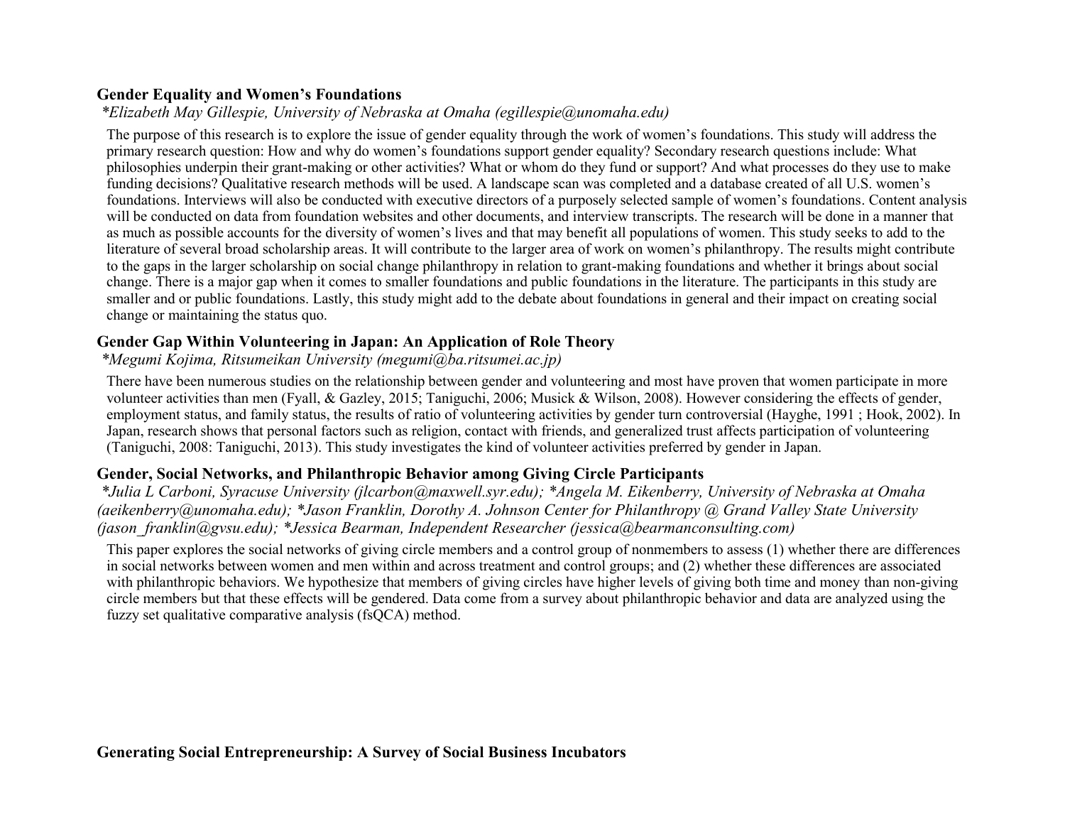### Gender Equality and Women's Foundations

*\*Elizabeth May Gillespie, University of Nebraska at Omaha (egillespie@unomaha.edu)*

The purpose of this research is to explore the issue of gender equality through the work of women's foundations. This study will address the primary research question: How and why do women's foundations support gender equality? Secondary research questions include: What philosophies underpin their grant-making or other activities? What or whom do they fund or support? And what processes do they use to make funding decisions? Qualitative research methods will be used. A landscape scan was completed and a database created of all U.S. women's foundations. Interviews will also be conducted with executive directors of a purposely selected sample of women's foundations. Content analysis will be conducted on data from foundation websites and other documents, and interview transcripts. The research will be done in a manner that as much as possible accounts for the diversity of women's lives and that may benefit all populations of women. This study seeks to add to the literature of several broad scholarship areas. It will contribute to the larger area of work on women's philanthropy. The results might contribute to the gaps in the larger scholarship on social change philanthropy in relation to grant-making foundations and whether it brings about social change. There is a major gap when it comes to smaller foundations and public foundations in the literature. The participants in this study are smaller and or public foundations. Lastly, this study might add to the debate about foundations in general and their impact on creating social change or maintaining the status quo.

### Gender Gap Within Volunteering in Japan: An Application of Role Theory

*\*Megumi Kojima, Ritsumeikan University (megumi@ba.ritsumei.ac.jp)*

There have been numerous studies on the relationship between gender and volunteering and most have proven that women participate in more volunteer activities than men (Fyall, & Gazley, 2015; Taniguchi, 2006; Musick & Wilson, 2008). However considering the effects of gender, employment status, and family status, the results of ratio of volunteering activities by gender turn controversial (Hayghe, 1991 ; Hook, 2002). In Japan, research shows that personal factors such as religion, contact with friends, and generalized trust affects participation of volunteering (Taniguchi, 2008: Taniguchi, 2013). This study investigates the kind of volunteer activities preferred by gender in Japan.

### Gender, Social Networks, and Philanthropic Behavior among Giving Circle Participants

*\*Julia L Carboni, Syracuse University (jlcarbon@maxwell.syr.edu); \*Angela M. Eikenberry, University of Nebraska at Omaha (aeikenberry@unomaha.edu); \*Jason Franklin, Dorothy A. Johnson Center for Philanthropy @ Grand Valley State University (jason_franklin@gvsu.edu); \*Jessica Bearman, Independent Researcher (jessica@bearmanconsulting.com)*

This paper explores the social networks of giving circle members and a control group of nonmembers to assess (1) whether there are differences in social networks between women and men within and across treatment and control groups; and (2) whether these differences are associated with philanthropic behaviors. We hypothesize that members of giving circles have higher levels of giving both time and money than non-giving circle members but that these effects will be gendered. Data come from a survey about philanthropic behavior and data are analyzed using the fuzzy set qualitative comparative analysis (fsQCA) method.

### Generating Social Entrepreneurship: A Survey of Social Business Incubators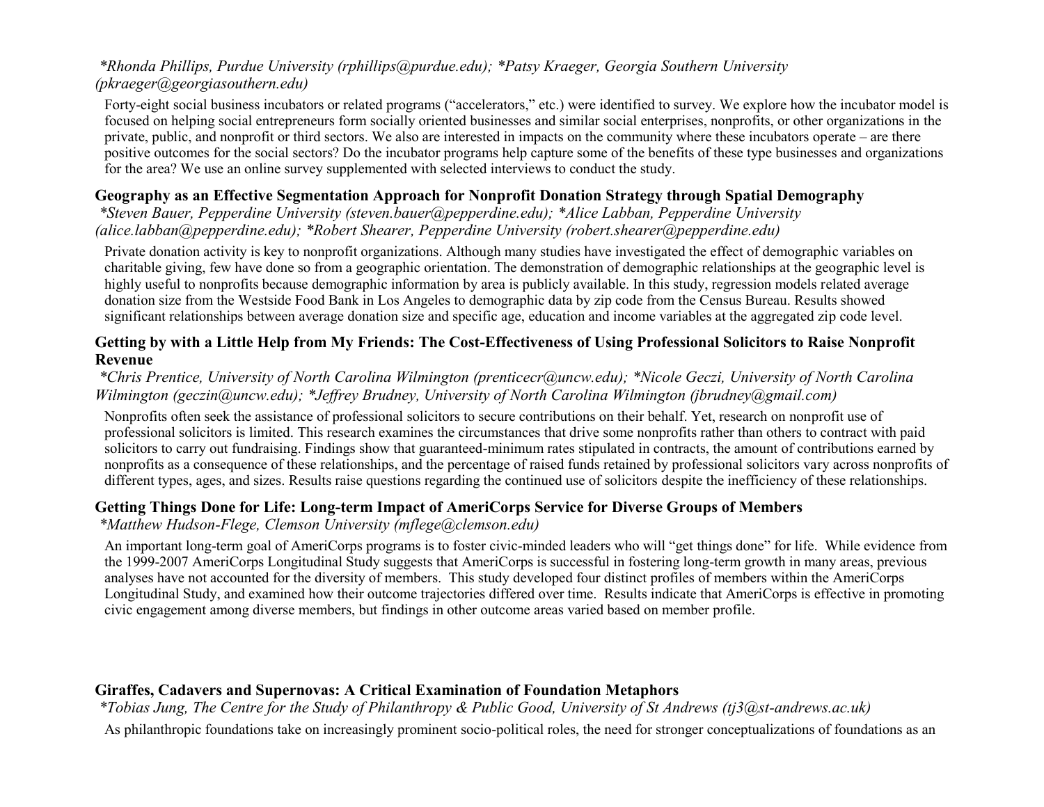*Rhonda Phillips, Purdue University (rphillips@purdue.edu); *Patsy Kraeger, Georgia Southern University (pkraeger@georgiasouthern.edu)*

Forty-eight social business incubators or related programs ("accelerators," etc.) were identified to survey. We explore how the incubator model is focused on helping social entrepreneurs form socially oriented businesses and similar social enterprises, nonprofits, or other organizations in the private, public, and nonprofit or third sectors. We also are interested in impacts on the community where these incubators operate – are there positive outcomes for the social sectors? Do the incubator programs help capture some of the benefits of these type businesses and organizations for the area? We use an online survey supplemented with selected interviews to conduct the study.

### Geography as an Effective Segmentation Approach for Nonprofit Donation Strategy through Spatial Demography

*Steven Bauer, Pepperdine University (steven.bauer@pepperdine.edu); *Alice Labban, Pepperdine University (alice.labban@pepperdine.edu); *Robert Shearer, Pepperdine University (robert.shearer@pepperdine.edu)*

Private donation activity is key to nonprofit organizations. Although many studies have investigated the effect of demographic variables on charitable giving, few have done so from a geographic orientation. The demonstration of demographic relationships at the geographic level is highly useful to nonprofits because demographic information by area is publicly available. In this study, regression models related average donation size from the Westside Food Bank in Los Angeles to demographic data by zip code from the Census Bureau. Results showed significant relationships between average donation size and specific age, education and income variables at the aggregated zip code level.

### Getting by with a Little Help from My Friends: The Cost-Effectiveness of Using Professional Solicitors to Raise Nonprofit Revenue

*Chris Prentice, University of North Carolina Wilmington (prenticecr@uncw.edu); *Nicole Geczi, University of North Carolina Wilmington (geczin@uncw.edu); *Jeffrey Brudney, University of North Carolina Wilmington (jbrudney@gmail.com)*

Nonprofits often seek the assistance of professional solicitors to secure contributions on their behalf. Yet, research on nonprofit use of professional solicitors is limited. This research examines the circumstances that drive some nonprofits rather than others to contract with paid solicitors to carry out fundraising. Findings show that guaranteed-minimum rates stipulated in contracts, the amount of contributions earned by nonprofits as a consequence of these relationships, and the percentage of raised funds retained by professional solicitors vary across nonprofits of different types, ages, and sizes. Results raise questions regarding the continued use of solicitors despite the inefficiency of these relationships.

### Getting Things Done for Life: Long-term Impact of AmeriCorps Service for Diverse Groups of Members

*Matthew Hudson-Flege, Clemson University (mflege@clemson.edu)*

An important long-term goal of AmeriCorps programs is to foster civic-minded leaders who will "get things done" for life. While evidence from the 1999-2007 AmeriCorps Longitudinal Study suggests that AmeriCorps is successful in fostering long-term growth in many areas, previous analyses have not accounted for the diversity of members. This study developed four distinct profiles of members within the AmeriCorps Longitudinal Study, and examined how their outcome trajectories differed over time. Results indicate that AmeriCorps is effective in promoting civic engagement among diverse members, but findings in other outcome areas varied based on member profile.

### Giraffes, Cadavers and Supernovas: A Critical Examination of Foundation Metaphors

*Tobias Jung, The Centre for the Study of Philanthropy & Public Good, University of St Andrews (tj3@st-andrews.ac.uk)*

As philanthropic foundations take on increasingly prominent socio-political roles, the need for stronger conceptualizations of foundations as an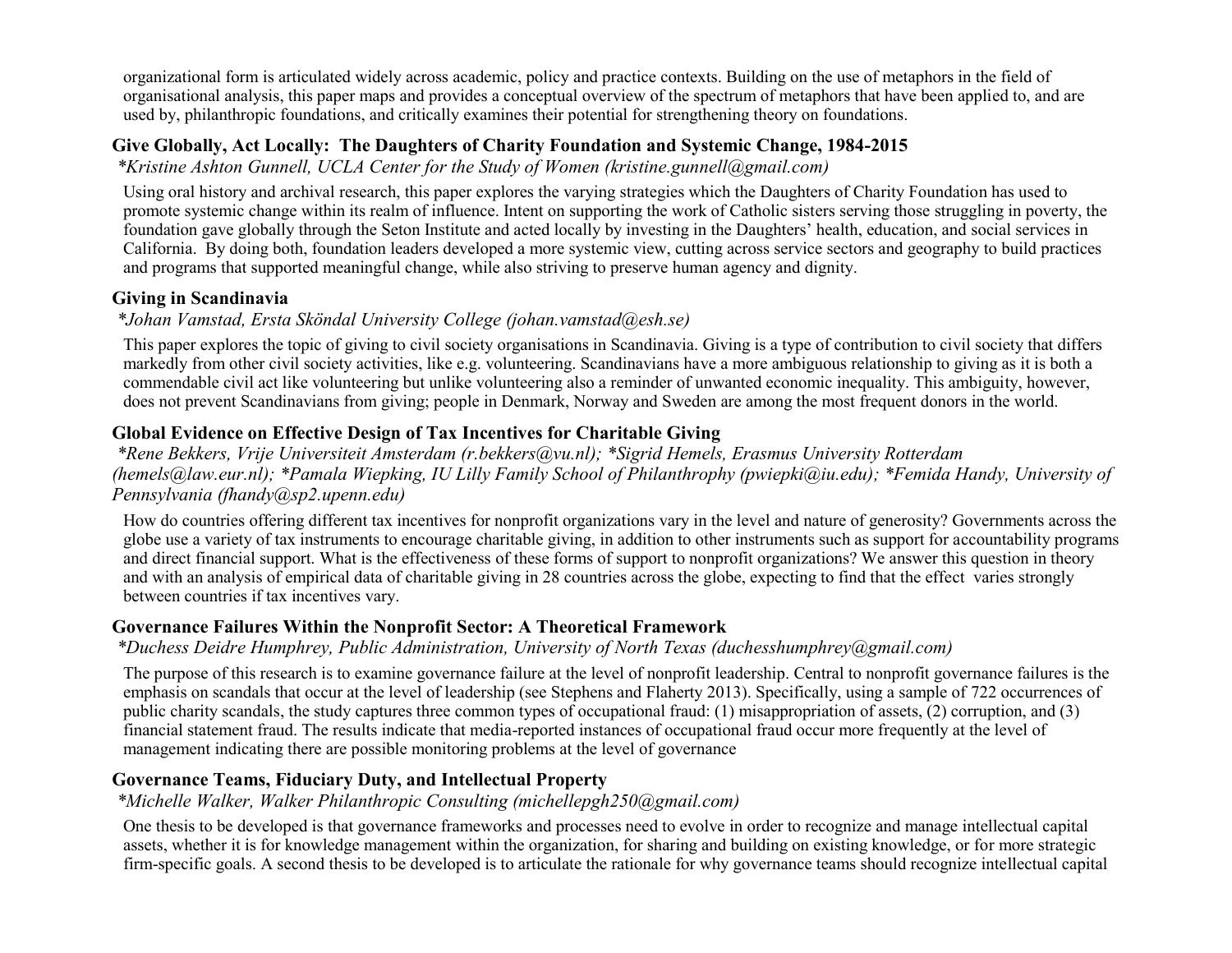organizational form is articulated widely across academic, policy and practice contexts. Building on the use of metaphors in the field of organisational analysis, this paper maps and provides a conceptual overview of the spectrum of metaphors that have been applied to, and are used by, philanthropic foundations, and critically examines their potential for strengthening theory on foundations.

### Give Globally, Act Locally: The Daughters of Charity Foundation and Systemic Change, 1984-2015

*\*Kristine Ashton Gunnell, UCLA Center for the Study of Women (kristine.gunnell@gmail.com)*

Using oral history and archival research, this paper explores the varying strategies which the Daughters of Charity Foundation has used to promote systemic change within its realm of influence. Intent on supporting the work of Catholic sisters serving those struggling in poverty, the foundation gave globally through the Seton Institute and acted locally by investing in the Daughters' health, education, and social services in California. By doing both, foundation leaders developed a more systemic view, cutting across service sectors and geography to build practices and programs that supported meaningful change, while also striving to preserve human agency and dignity.

### Giving in Scandinavia

*\*Johan Vamstad, Ersta Sköndal University College (johan.vamstad@esh.se)*

This paper explores the topic of giving to civil society organisations in Scandinavia. Giving is a type of contribution to civil society that differs markedly from other civil society activities, like e.g. volunteering. Scandinavians have a more ambiguous relationship to giving as it is both a commendable civil act like volunteering but unlike volunteering also a reminder of unwanted economic inequality. This ambiguity, however, does not prevent Scandinavians from giving; people in Denmark, Norway and Sweden are among the most frequent donors in the world.

### Global Evidence on Effective Design of Tax Incentives for Charitable Giving

*\*Rene Bekkers, Vrije Universiteit Amsterdam (r.bekkers@vu.nl); \*Sigrid Hemels, Erasmus University Rotterdam (hemels@law.eur.nl); \*Pamala Wiepking, IU Lilly Family School of Philanthrophy (pwiepki@iu.edu); \*Femida Handy, University of Pennsylvania (fhandy@sp2.upenn.edu)*

How do countries offering different tax incentives for nonprofit organizations vary in the level and nature of generosity? Governments across the globe use a variety of tax instruments to encourage charitable giving, in addition to other instruments such as support for accountability programs and direct financial support. What is the effectiveness of these forms of support to nonprofit organizations? We answer this question in theory and with an analysis of empirical data of charitable giving in 28 countries across the globe, expecting to find that the effect varies strongly between countries if tax incentives vary.

### Governance Failures Within the Nonprofit Sector: A Theoretical Framework

*\*Duchess Deidre Humphrey, Public Administration, University of North Texas (duchesshumphrey@gmail.com)*

The purpose of this research is to examine governance failure at the level of nonprofit leadership. Central to nonprofit governance failures is the emphasis on scandals that occur at the level of leadership (see Stephens and Flaherty 2013). Specifically, using a sample of 722 occurrences of public charity scandals, the study captures three common types of occupational fraud: (1) misappropriation of assets, (2) corruption, and (3) financial statement fraud. The results indicate that media-reported instances of occupational fraud occur more frequently at the level of management indicating there are possible monitoring problems at the level of governance

### Governance Teams, Fiduciary Duty, and Intellectual Property

*\*Michelle Walker, Walker Philanthropic Consulting (michellepgh250@gmail.com)*

One thesis to be developed is that governance frameworks and processes need to evolve in order to recognize and manage intellectual capital assets, whether it is for knowledge management within the organization, for sharing and building on existing knowledge, or for more strategic firm-specific goals. A second thesis to be developed is to articulate the rationale for why governance teams should recognize intellectual capital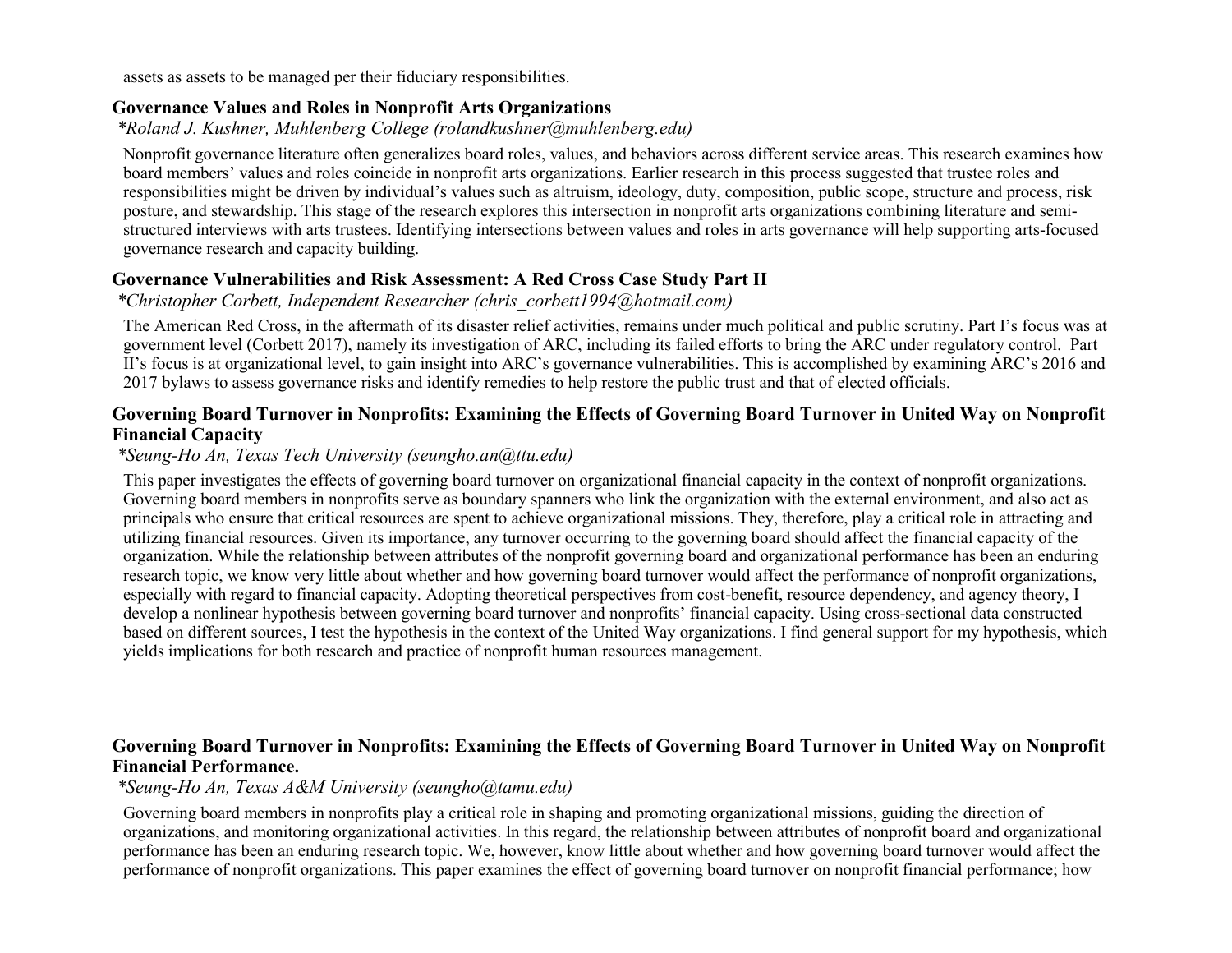assets as assets to be managed per their fiduciary responsibilities.

### Governance Values and Roles in Nonprofit Arts Organizations

*\*Roland J. Kushner, Muhlenberg College (rolandkushner@muhlenberg.edu)*

Nonprofit governance literature often generalizes board roles, values, and behaviors across different service areas. This research examines how board members' values and roles coincide in nonprofit arts organizations. Earlier research in this process suggested that trustee roles and responsibilities might be driven by individual's values such as altruism, ideology, duty, composition, public scope, structure and process, risk posture, and stewardship. This stage of the research explores this intersection in nonprofit arts organizations combining literature and semi-structured interviews with arts trustees. Identifying intersections between values and roles in arts governance will help supporting arts-focused governance research and capacity building.

### Governance Vulnerabilities and Risk Assessment: A Red Cross Case Study Part II

*\*Christopher Corbett, Independent Researcher (chris_corbett1994@hotmail.com)*

The American Red Cross, in the aftermath of its disaster relief activities, remains under much political and public scrutiny. Part I's focus was at government level (Corbett 2017), namely its investigation of ARC, including its failed efforts to bring the ARC under regulatory control. Part II's focus is at organizational level, to gain insight into ARC's governance vulnerabilities. This is accomplished by examining ARC's 2016 and 2017 bylaws to assess governance risks and identify remedies to help restore the public trust and that of elected officials.

### Governing Board Turnover in Nonprofits: Examining the Effects of Governing Board Turnover in United Way on Nonprofit Financial Capacity

*\*Seung-Ho An, Texas Tech University (seungho.an@ttu.edu)*

This paper investigates the effects of governing board turnover on organizational financial capacity in the context of nonprofit organizations. Governing board members in nonprofits serve as boundary spanners who link the organization with the external environment, and also act as principals who ensure that critical resources are spent to achieve organizational missions. They, therefore, play a critical role in attracting and utilizing financial resources. Given its importance, any turnover occurring to the governing board should affect the financial capacity of the organization. While the relationship between attributes of the nonprofit governing board and organizational performance has been an enduring research topic, we know very little about whether and how governing board turnover would affect the performance of nonprofit organizations, especially with regard to financial capacity. Adopting theoretical perspectives from cost-benefit, resource dependency, and agency theory, I develop a nonlinear hypothesis between governing board turnover and nonprofits' financial capacity. Using cross-sectional data constructed based on different sources, I test the hypothesis in the context of the United Way organizations. I find general support for my hypothesis, which yields implications for both research and practice of nonprofit human resources management.

### Governing Board Turnover in Nonprofits: Examining the Effects of Governing Board Turnover in United Way on Nonprofit Financial Performance.

*\*Seung-Ho An, Texas A&M University (seungho@tamu.edu)*

Governing board members in nonprofits play a critical role in shaping and promoting organizational missions, guiding the direction of organizations, and monitoring organizational activities. In this regard, the relationship between attributes of nonprofit board and organizational performance has been an enduring research topic. We, however, know little about whether and how governing board turnover would affect the performance of nonprofit organizations. This paper examines the effect of governing board turnover on nonprofit financial performance; how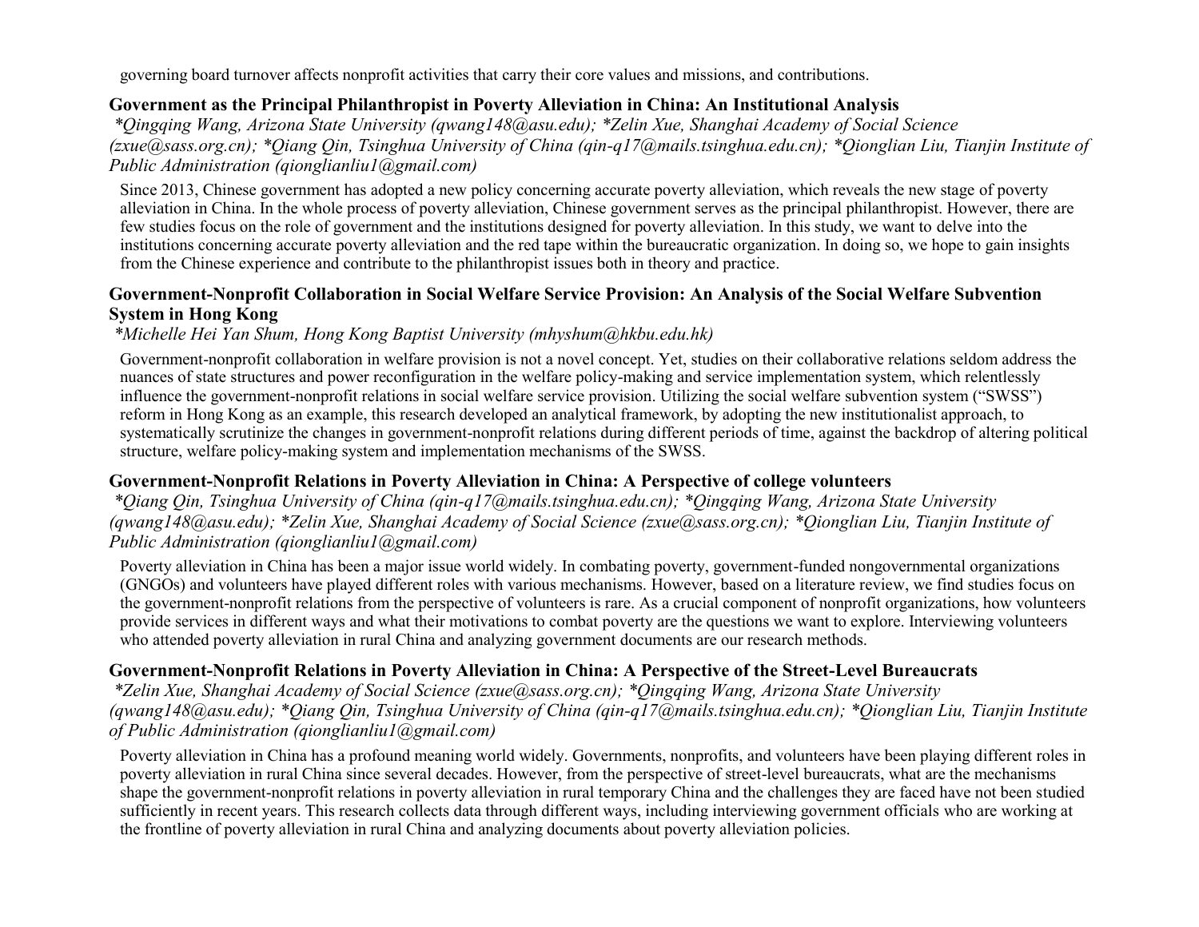governing board turnover affects nonprofit activities that carry their core values and missions, and contributions.

### Government as the Principal Philanthropist in Poverty Alleviation in China: An Institutional Analysis

*\*Qingqing Wang, Arizona State University (qwang148@asu.edu); \*Zelin Xue, Shanghai Academy of Social Science (zxue@sass.org.cn); \*Qiang Qin, Tsinghua University of China (qin-q17@mails.tsinghua.edu.cn); \*Qionglian Liu, Tianjin Institute of Public Administration (qionglianliu1@gmail.com)*

Since 2013, Chinese government has adopted a new policy concerning accurate poverty alleviation, which reveals the new stage of poverty alleviation in China. In the whole process of poverty alleviation, Chinese government serves as the principal philanthropist. However, there are few studies focus on the role of government and the institutions designed for poverty alleviation. In this study, we want to delve into the institutions concerning accurate poverty alleviation and the red tape within the bureaucratic organization. In doing so, we hope to gain insights from the Chinese experience and contribute to the philanthropist issues both in theory and practice.

### Government-Nonprofit Collaboration in Social Welfare Service Provision: An Analysis of the Social Welfare Subvention System in Hong Kong

*\*Michelle Hei Yan Shum, Hong Kong Baptist University (mhyshum@hkbu.edu.hk)*

Government-nonprofit collaboration in welfare provision is not a novel concept. Yet, studies on their collaborative relations seldom address the nuances of state structures and power reconfiguration in the welfare policy-making and service implementation system, which relentlessly influence the government-nonprofit relations in social welfare service provision. Utilizing the social welfare subvention system ("SWSS") reform in Hong Kong as an example, this research developed an analytical framework, by adopting the new institutionalist approach, to systematically scrutinize the changes in government-nonprofit relations during different periods of time, against the backdrop of altering political structure, welfare policy-making system and implementation mechanisms of the SWSS.

### Government-Nonprofit Relations in Poverty Alleviation in China: A Perspective of college volunteers

*\*Qiang Qin, Tsinghua University of China (qin-q17@mails.tsinghua.edu.cn); \*Qingqing Wang, Arizona State University (qwang148@asu.edu); \*Zelin Xue, Shanghai Academy of Social Science (zxue@sass.org.cn); \*Qionglian Liu, Tianjin Institute of Public Administration (qionglianliu1@gmail.com)*

Poverty alleviation in China has been a major issue world widely. In combating poverty, government-funded nongovernmental organizations (GNGOs) and volunteers have played different roles with various mechanisms. However, based on a literature review, we find studies focus on the government-nonprofit relations from the perspective of volunteers is rare. As a crucial component of nonprofit organizations, how volunteers provide services in different ways and what their motivations to combat poverty are the questions we want to explore. Interviewing volunteers who attended poverty alleviation in rural China and analyzing government documents are our research methods.

### Government-Nonprofit Relations in Poverty Alleviation in China: A Perspective of the Street-Level Bureaucrats

*\*Zelin Xue, Shanghai Academy of Social Science (zxue@sass.org.cn); \*Qingqing Wang, Arizona State University (qwang148@asu.edu); \*Qiang Qin, Tsinghua University of China (qin-q17@mails.tsinghua.edu.cn); \*Qionglian Liu, Tianjin Institute of Public Administration (qionglianliu1@gmail.com)*

Poverty alleviation in China has a profound meaning world widely. Governments, nonprofits, and volunteers have been playing different roles in poverty alleviation in rural China since several decades. However, from the perspective of street-level bureaucrats, what are the mechanisms shape the government-nonprofit relations in poverty alleviation in rural temporary China and the challenges they are faced have not been studied sufficiently in recent years. This research collects data through different ways, including interviewing government officials who are working at the frontline of poverty alleviation in rural China and analyzing documents about poverty alleviation policies.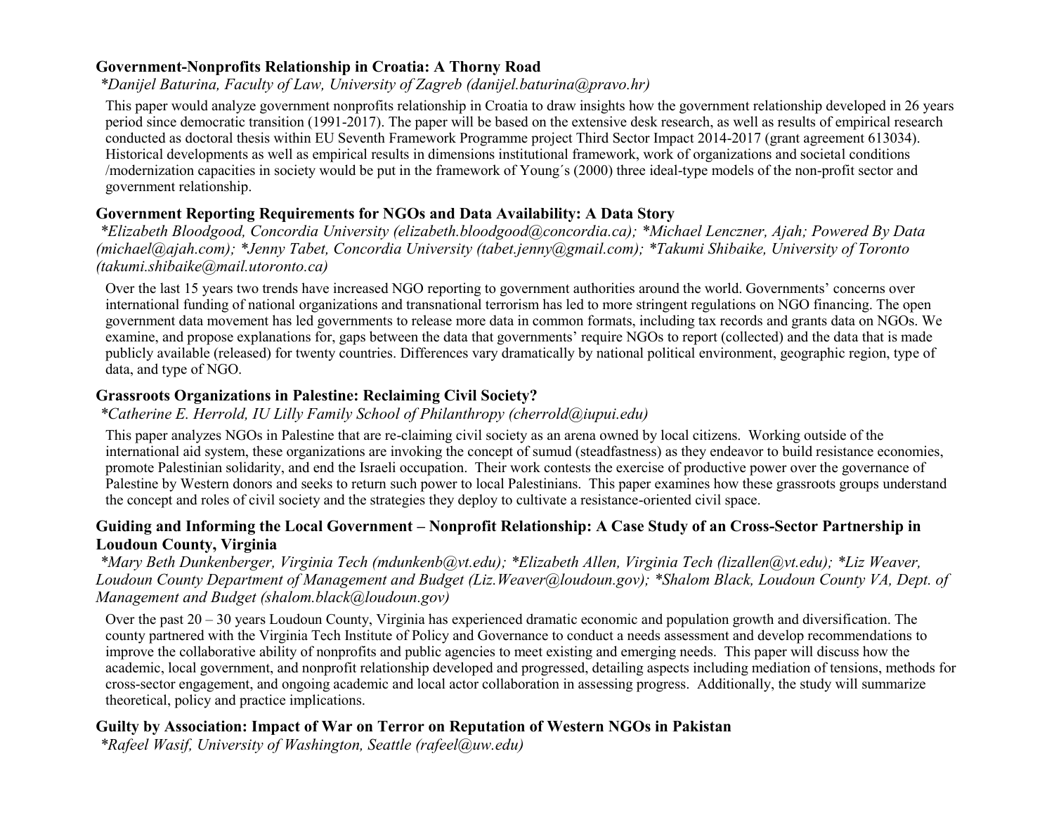### Government-Nonprofits Relationship in Croatia: A Thorny Road

*\*Danijel Baturina, Faculty of Law, University of Zagreb (danijel.baturina@pravo.hr)*

This paper would analyze government nonprofits relationship in Croatia to draw insights how the government relationship developed in 26 years period since democratic transition (1991-2017). The paper will be based on the extensive desk research, as well as results of empirical research conducted as doctoral thesis within EU Seventh Framework Programme project Third Sector Impact 2014-2017 (grant agreement 613034). Historical developments as well as empirical results in dimensions institutional framework, work of organizations and societal conditions /modernization capacities in society would be put in the framework of Young´s (2000) three ideal-type models of the non-profit sector and government relationship.

### Government Reporting Requirements for NGOs and Data Availability: A Data Story

*\*Elizabeth Bloodgood, Concordia University (elizabeth.bloodgood@concordia.ca); \*Michael Lenczner, Ajah; Powered By Data (michael@ajah.com); \*Jenny Tabet, Concordia University (tabet.jenny@gmail.com); \*Takumi Shibaike, University of Toronto (takumi.shibaike@mail.utoronto.ca)*

Over the last 15 years two trends have increased NGO reporting to government authorities around the world. Governments' concerns over international funding of national organizations and transnational terrorism has led to more stringent regulations on NGO financing. The open government data movement has led governments to release more data in common formats, including tax records and grants data on NGOs. We examine, and propose explanations for, gaps between the data that governments' require NGOs to report (collected) and the data that is made publicly available (released) for twenty countries. Differences vary dramatically by national political environment, geographic region, type of data, and type of NGO.

### Grassroots Organizations in Palestine: Reclaiming Civil Society?

*\*Catherine E. Herrold, IU Lilly Family School of Philanthropy (cherrold@iupui.edu)*

This paper analyzes NGOs in Palestine that are re-claiming civil society as an arena owned by local citizens. Working outside of the international aid system, these organizations are invoking the concept of sumud (steadfastness) as they endeavor to build resistance economies, promote Palestinian solidarity, and end the Israeli occupation. Their work contests the exercise of productive power over the governance of Palestine by Western donors and seeks to return such power to local Palestinians. This paper examines how these grassroots groups understand the concept and roles of civil society and the strategies they deploy to cultivate a resistance-oriented civil space.

### Guiding and Informing the Local Government – Nonprofit Relationship: A Case Study of an Cross-Sector Partnership in Loudoun County, Virginia

*\*Mary Beth Dunkenberger, Virginia Tech (mdunkenb@vt.edu); \*Elizabeth Allen, Virginia Tech (lizallen@vt.edu); \*Liz Weaver, Loudoun County Department of Management and Budget (Liz.Weaver@loudoun.gov); \*Shalom Black, Loudoun County VA, Dept. of Management and Budget (shalom.black@loudoun.gov)*

Over the past 20 – 30 years Loudoun County, Virginia has experienced dramatic economic and population growth and diversification. The county partnered with the Virginia Tech Institute of Policy and Governance to conduct a needs assessment and develop recommendations to improve the collaborative ability of nonprofits and public agencies to meet existing and emerging needs. This paper will discuss how the academic, local government, and nonprofit relationship developed and progressed, detailing aspects including mediation of tensions, methods for cross-sector engagement, and ongoing academic and local actor collaboration in assessing progress. Additionally, the study will summarize theoretical, policy and practice implications.

### Guilty by Association: Impact of War on Terror on Reputation of Western NGOs in Pakistan

*\*Rafeel Wasif, University of Washington, Seattle (rafeel@uw.edu)*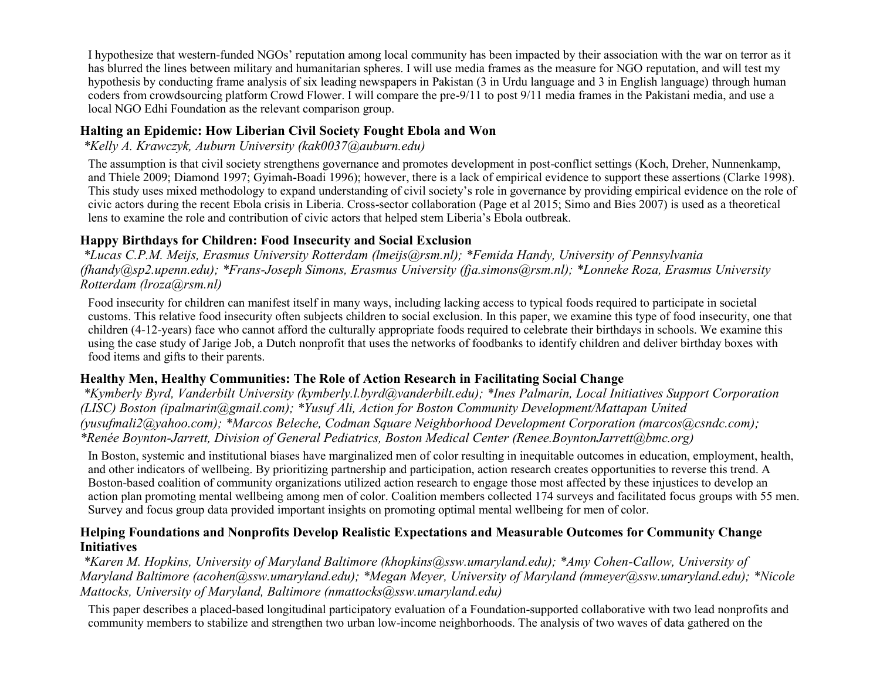I hypothesize that western-funded NGOs' reputation among local community has been impacted by their association with the war on terror as it has blurred the lines between military and humanitarian spheres. I will use media frames as the measure for NGO reputation, and will test my hypothesis by conducting frame analysis of six leading newspapers in Pakistan (3 in Urdu language and 3 in English language) through human coders from crowdsourcing platform Crowd Flower. I will compare the pre-9/11 to post 9/11 media frames in the Pakistani media, and use a local NGO Edhi Foundation as the relevant comparison group.

### Halting an Epidemic: How Liberian Civil Society Fought Ebola and Won

*\*Kelly A. Krawczyk, Auburn University (kak0037@auburn.edu)*

The assumption is that civil society strengthens governance and promotes development in post-conflict settings (Koch, Dreher, Nunnenkamp, and Thiele 2009; Diamond 1997; Gyimah-Boadi 1996); however, there is a lack of empirical evidence to support these assertions (Clarke 1998). This study uses mixed methodology to expand understanding of civil society's role in governance by providing empirical evidence on the role of civic actors during the recent Ebola crisis in Liberia. Cross-sector collaboration (Page et al 2015; Simo and Bies 2007) is used as a theoretical lens to examine the role and contribution of civic actors that helped stem Liberia's Ebola outbreak.

### Happy Birthdays for Children: Food Insecurity and Social Exclusion

*\*Lucas C.P.M. Meijs, Erasmus University Rotterdam (lmeijs@rsm.nl); \*Femida Handy, University of Pennsylvania (fhandy@sp2.upenn.edu); \*Frans-Joseph Simons, Erasmus University (fja.simons@rsm.nl); \*Lonneke Roza, Erasmus University Rotterdam (lroza@rsm.nl)*

Food insecurity for children can manifest itself in many ways, including lacking access to typical foods required to participate in societal customs. This relative food insecurity often subjects children to social exclusion. In this paper, we examine this type of food insecurity, one that children (4-12-years) face who cannot afford the culturally appropriate foods required to celebrate their birthdays in schools. We examine this using the case study of Jarige Job, a Dutch nonprofit that uses the networks of foodbanks to identify children and deliver birthday boxes with food items and gifts to their parents.

### Healthy Men, Healthy Communities: The Role of Action Research in Facilitating Social Change

*\*Kymberly Byrd, Vanderbilt University (kymberly.l.byrd@vanderbilt.edu); \*Ines Palmarin, Local Initiatives Support Corporation (LISC) Boston (ipalmarin@gmail.com); \*Yusuf Ali, Action for Boston Community Development/Mattapan United (yusufmali2@yahoo.com); \*Marcos Beleche, Codman Square Neighborhood Development Corporation (marcos@csndc.com); \*Renée Boynton-Jarrett, Division of General Pediatrics, Boston Medical Center (Renee.BoyntonJarrett@bmc.org)*

In Boston, systemic and institutional biases have marginalized men of color resulting in inequitable outcomes in education, employment, health, and other indicators of wellbeing. By prioritizing partnership and participation, action research creates opportunities to reverse this trend. A Boston-based coalition of community organizations utilized action research to engage those most affected by these injustices to develop an action plan promoting mental wellbeing among men of color. Coalition members collected 174 surveys and facilitated focus groups with 55 men. Survey and focus group data provided important insights on promoting optimal mental wellbeing for men of color.

### Helping Foundations and Nonprofits Develop Realistic Expectations and Measurable Outcomes for Community Change Initiatives

*\*Karen M. Hopkins, University of Maryland Baltimore (khopkins@ssw.umaryland.edu); \*Amy Cohen-Callow, University of Maryland Baltimore (acohen@ssw.umaryland.edu); \*Megan Meyer, University of Maryland (mmeyer@ssw.umaryland.edu); \*Nicole Mattocks, University of Maryland, Baltimore (nmattocks@ssw.umaryland.edu)*

This paper describes a placed-based longitudinal participatory evaluation of a Foundation-supported collaborative with two lead nonprofits and community members to stabilize and strengthen two urban low-income neighborhoods. The analysis of two waves of data gathered on the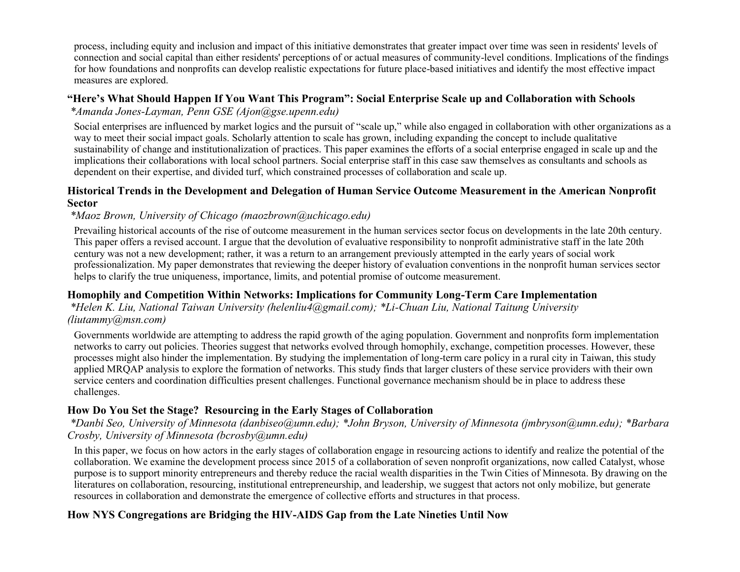process, including equity and inclusion and impact of this initiative demonstrates that greater impact over time was seen in residents' levels of connection and social capital than either residents' perceptions of or actual measures of community-level conditions. Implications of the findings for how foundations and nonprofits can develop realistic expectations for future place-based initiatives and identify the most effective impact measures are explored.

### "Here's What Should Happen If You Want This Program": Social Enterprise Scale up and Collaboration with Schools

*\*Amanda Jones-Layman, Penn GSE (Ajon@gse.upenn.edu)*

Social enterprises are influenced by market logics and the pursuit of "scale up," while also engaged in collaboration with other organizations as a way to meet their social impact goals. Scholarly attention to scale has grown, including expanding the concept to include qualitative sustainability of change and institutionalization of practices. This paper examines the efforts of a social enterprise engaged in scale up and the implications their collaborations with local school partners. Social enterprise staff in this case saw themselves as consultants and schools as dependent on their expertise, and divided turf, which constrained processes of collaboration and scale up.

### Historical Trends in the Development and Delegation of Human Service Outcome Measurement in the American Nonprofit Sector

*\*Maoz Brown, University of Chicago (maozbrown@uchicago.edu)*

Prevailing historical accounts of the rise of outcome measurement in the human services sector focus on developments in the late 20th century. This paper offers a revised account. I argue that the devolution of evaluative responsibility to nonprofit administrative staff in the late 20th century was not a new development; rather, it was a return to an arrangement previously attempted in the early years of social work professionalization. My paper demonstrates that reviewing the deeper history of evaluation conventions in the nonprofit human services sector helps to clarify the true uniqueness, importance, limits, and potential promise of outcome measurement.

### Homophily and Competition Within Networks: Implications for Community Long-Term Care Implementation

*\*Helen K. Liu, National Taiwan University (helenliu4@gmail.com); \*Li-Chuan Liu, National Taitung University (liutammy@msn.com)*

Governments worldwide are attempting to address the rapid growth of the aging population. Government and nonprofits form implementation networks to carry out policies. Theories suggest that networks evolved through homophily, exchange, competition processes. However, these processes might also hinder the implementation. By studying the implementation of long-term care policy in a rural city in Taiwan, this study applied MRQAP analysis to explore the formation of networks. This study finds that larger clusters of these service providers with their own service centers and coordination difficulties present challenges. Functional governance mechanism should be in place to address these challenges.

### How Do You Set the Stage? Resourcing in the Early Stages of Collaboration

*\*Danbi Seo, University of Minnesota (danbiseo@umn.edu); \*John Bryson, University of Minnesota (jmbryson@umn.edu); \*Barbara Crosby, University of Minnesota (bcrosby@umn.edu)*

In this paper, we focus on how actors in the early stages of collaboration engage in resourcing actions to identify and realize the potential of the collaboration. We examine the development process since 2015 of a collaboration of seven nonprofit organizations, now called Catalyst, whose purpose is to support minority entrepreneurs and thereby reduce the racial wealth disparities in the Twin Cities of Minnesota. By drawing on the literatures on collaboration, resourcing, institutional entrepreneurship, and leadership, we suggest that actors not only mobilize, but generate resources in collaboration and demonstrate the emergence of collective efforts and structures in that process.

### How NYS Congregations are Bridging the HIV-AIDS Gap from the Late Nineties Until Now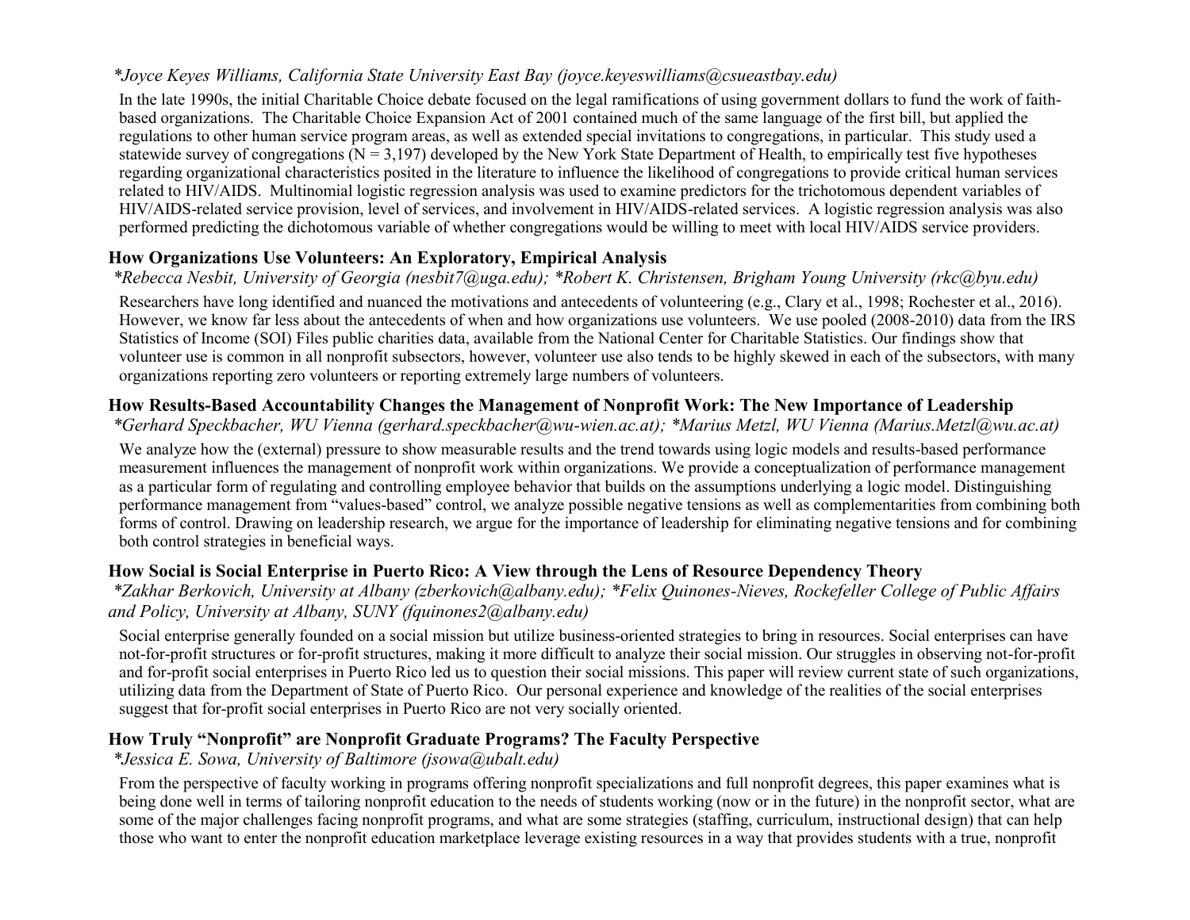*Joyce Keyes Williams, California State University East Bay (joyce.keyeswilliams@csueastbay.edu)*

In the late 1990s, the initial Charitable Choice debate focused on the legal ramifications of using government dollars to fund the work of faith-based organizations. The Charitable Choice Expansion Act of 2001 contained much of the same language of the first bill, but applied the regulations to other human service program areas, as well as extended special invitations to congregations, in particular. This study used a statewide survey of congregations ($N = 3{,}197$) developed by the New York State Department of Health, to empirically test five hypotheses regarding organizational characteristics posited in the literature to influence the likelihood of congregations to provide critical human services related to HIV/AIDS. Multinomial logistic regression analysis was used to examine predictors for the trichotomous dependent variables of HIV/AIDS-related service provision, level of services, and involvement in HIV/AIDS-related services. A logistic regression analysis was also performed predicting the dichotomous variable of whether congregations would be willing to meet with local HIV/AIDS service providers.

### How Organizations Use Volunteers: An Exploratory, Empirical Analysis

*Rebecca Nesbit, University of Georgia (nesbit7@uga.edu); *Robert K. Christensen, Brigham Young University (rkc@byu.edu)*

Researchers have long identified and nuanced the motivations and antecedents of volunteering (e.g., Clary et al., 1998; Rochester et al., 2016). However, we know far less about the antecedents of when and how organizations use volunteers. We use pooled (2008-2010) data from the IRS Statistics of Income (SOI) Files public charities data, available from the National Center for Charitable Statistics. Our findings show that volunteer use is common in all nonprofit subsectors, however, volunteer use also tends to be highly skewed in each of the subsectors, with many organizations reporting zero volunteers or reporting extremely large numbers of volunteers.

### How Results-Based Accountability Changes the Management of Nonprofit Work: The New Importance of Leadership

*Gerhard Speckbacher, WU Vienna (gerhard.speckbacher@wu-wien.ac.at); *Marius Metzl, WU Vienna (Marius.Metzl@wu.ac.at)*

We analyze how the (external) pressure to show measurable results and the trend towards using logic models and results-based performance measurement influences the management of nonprofit work within organizations. We provide a conceptualization of performance management as a particular form of regulating and controlling employee behavior that builds on the assumptions underlying a logic model. Distinguishing performance management from "values-based" control, we analyze possible negative tensions as well as complementarities from combining both forms of control. Drawing on leadership research, we argue for the importance of leadership for eliminating negative tensions and for combining both control strategies in beneficial ways.

### How Social is Social Enterprise in Puerto Rico: A View through the Lens of Resource Dependency Theory

*Zakhar Berkovich, University at Albany (zberkovich@albany.edu); *Felix Quinones-Nieves, Rockefeller College of Public Affairs and Policy, University at Albany, SUNY (fquinones2@albany.edu)*

Social enterprise generally founded on a social mission but utilize business-oriented strategies to bring in resources. Social enterprises can have not-for-profit structures or for-profit structures, making it more difficult to analyze their social mission. Our struggles in observing not-for-profit and for-profit social enterprises in Puerto Rico led us to question their social missions. This paper will review current state of such organizations, utilizing data from the Department of State of Puerto Rico. Our personal experience and knowledge of the realities of the social enterprises suggest that for-profit social enterprises in Puerto Rico are not very socially oriented.

### How Truly "Nonprofit" are Nonprofit Graduate Programs? The Faculty Perspective

*Jessica E. Sowa, University of Baltimore (jsowa@ubalt.edu)*

From the perspective of faculty working in programs offering nonprofit specializations and full nonprofit degrees, this paper examines what is being done well in terms of tailoring nonprofit education to the needs of students working (now or in the future) in the nonprofit sector, what are some of the major challenges facing nonprofit programs, and what are some strategies (staffing, curriculum, instructional design) that can help those who want to enter the nonprofit education marketplace leverage existing resources in a way that provides students with a true, nonprofit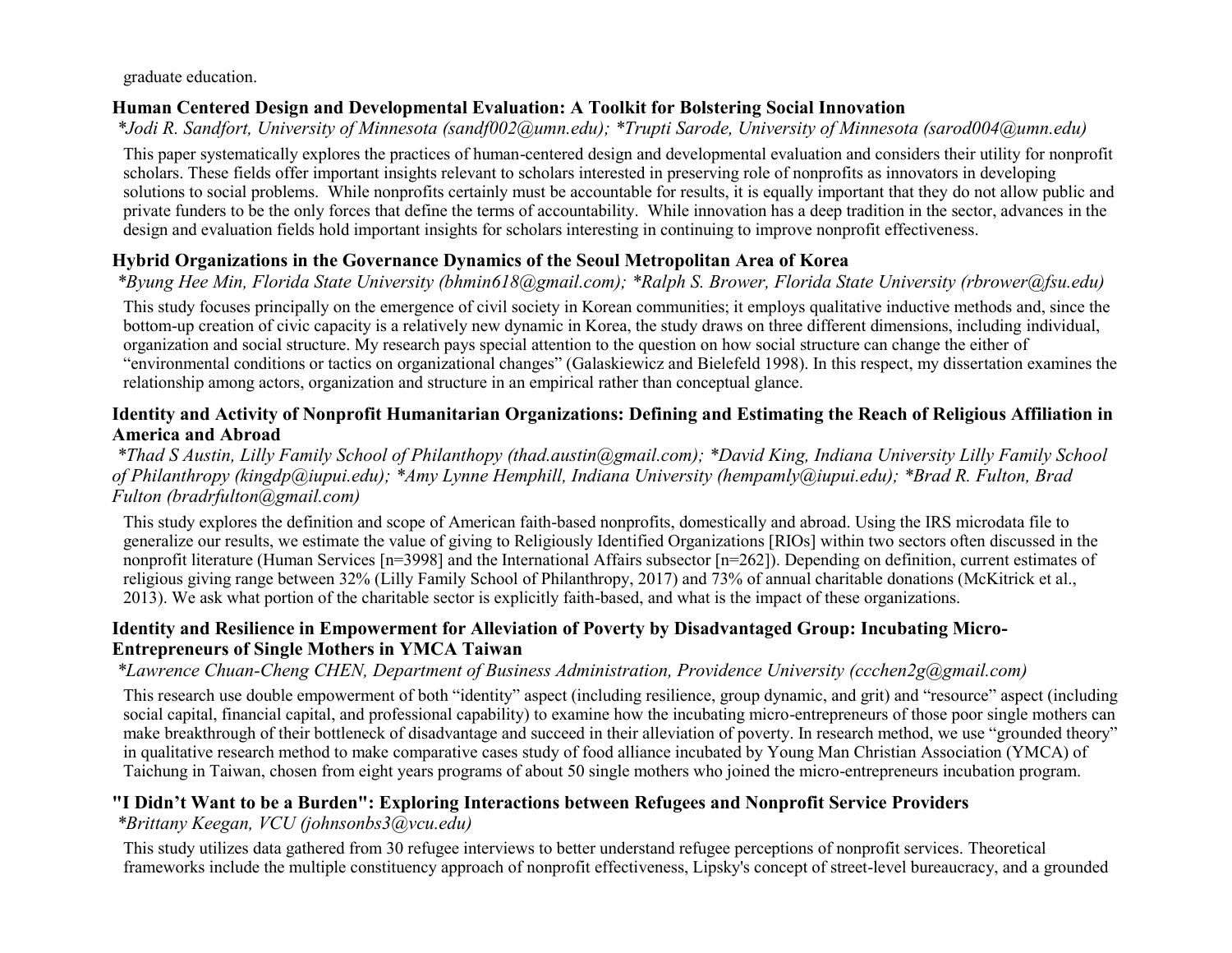graduate education.

### Human Centered Design and Developmental Evaluation: A Toolkit for Bolstering Social Innovation

*\*Jodi R. Sandfort, University of Minnesota (sandf002@umn.edu); \*Trupti Sarode, University of Minnesota (sarod004@umn.edu)*

This paper systematically explores the practices of human-centered design and developmental evaluation and considers their utility for nonprofit scholars. These fields offer important insights relevant to scholars interested in preserving role of nonprofits as innovators in developing solutions to social problems. While nonprofits certainly must be accountable for results, it is equally important that they do not allow public and private funders to be the only forces that define the terms of accountability. While innovation has a deep tradition in the sector, advances in the design and evaluation fields hold important insights for scholars interesting in continuing to improve nonprofit effectiveness.

### Hybrid Organizations in the Governance Dynamics of the Seoul Metropolitan Area of Korea

*\*Byung Hee Min, Florida State University (bhmin618@gmail.com); \*Ralph S. Brower, Florida State University (rbrower@fsu.edu)*

This study focuses principally on the emergence of civil society in Korean communities; it employs qualitative inductive methods and, since the bottom-up creation of civic capacity is a relatively new dynamic in Korea, the study draws on three different dimensions, including individual, organization and social structure. My research pays special attention to the question on how social structure can change the either of "environmental conditions or tactics on organizational changes" (Galaskiewicz and Bielefeld 1998). In this respect, my dissertation examines the relationship among actors, organization and structure in an empirical rather than conceptual glance.

### Identity and Activity of Nonprofit Humanitarian Organizations: Defining and Estimating the Reach of Religious Affiliation in America and Abroad

*\*Thad S Austin, Lilly Family School of Philanthopy (thad.austin@gmail.com); \*David King, Indiana University Lilly Family School of Philanthropy (kingdp@iupui.edu); \*Amy Lynne Hemphill, Indiana University (hempamly@iupui.edu); \*Brad R. Fulton, Brad Fulton (bradrfulton@gmail.com)*

This study explores the definition and scope of American faith-based nonprofits, domestically and abroad. Using the IRS microdata file to generalize our results, we estimate the value of giving to Religiously Identified Organizations [RIOs] within two sectors often discussed in the nonprofit literature (Human Services [n=3998] and the International Affairs subsector [n=262]). Depending on definition, current estimates of religious giving range between 32% (Lilly Family School of Philanthropy, 2017) and 73% of annual charitable donations (McKitrick et al., 2013). We ask what portion of the charitable sector is explicitly faith-based, and what is the impact of these organizations.

### Identity and Resilience in Empowerment for Alleviation of Poverty by Disadvantaged Group: Incubating Micro-Entrepreneurs of Single Mothers in YMCA Taiwan

*\*Lawrence Chuan-Cheng CHEN, Department of Business Administration, Providence University (ccchen2g@gmail.com)*

This research use double empowerment of both "identity" aspect (including resilience, group dynamic, and grit) and "resource" aspect (including social capital, financial capital, and professional capability) to examine how the incubating micro-entrepreneurs of those poor single mothers can make breakthrough of their bottleneck of disadvantage and succeed in their alleviation of poverty. In research method, we use "grounded theory" in qualitative research method to make comparative cases study of food alliance incubated by Young Man Christian Association (YMCA) of Taichung in Taiwan, chosen from eight years programs of about 50 single mothers who joined the micro-entrepreneurs incubation program.

### "I Didn't Want to be a Burden": Exploring Interactions between Refugees and Nonprofit Service Providers

*\*Brittany Keegan, VCU (johnsonbs3@vcu.edu)*

This study utilizes data gathered from 30 refugee interviews to better understand refugee perceptions of nonprofit services. Theoretical frameworks include the multiple constituency approach of nonprofit effectiveness, Lipsky's concept of street-level bureaucracy, and a grounded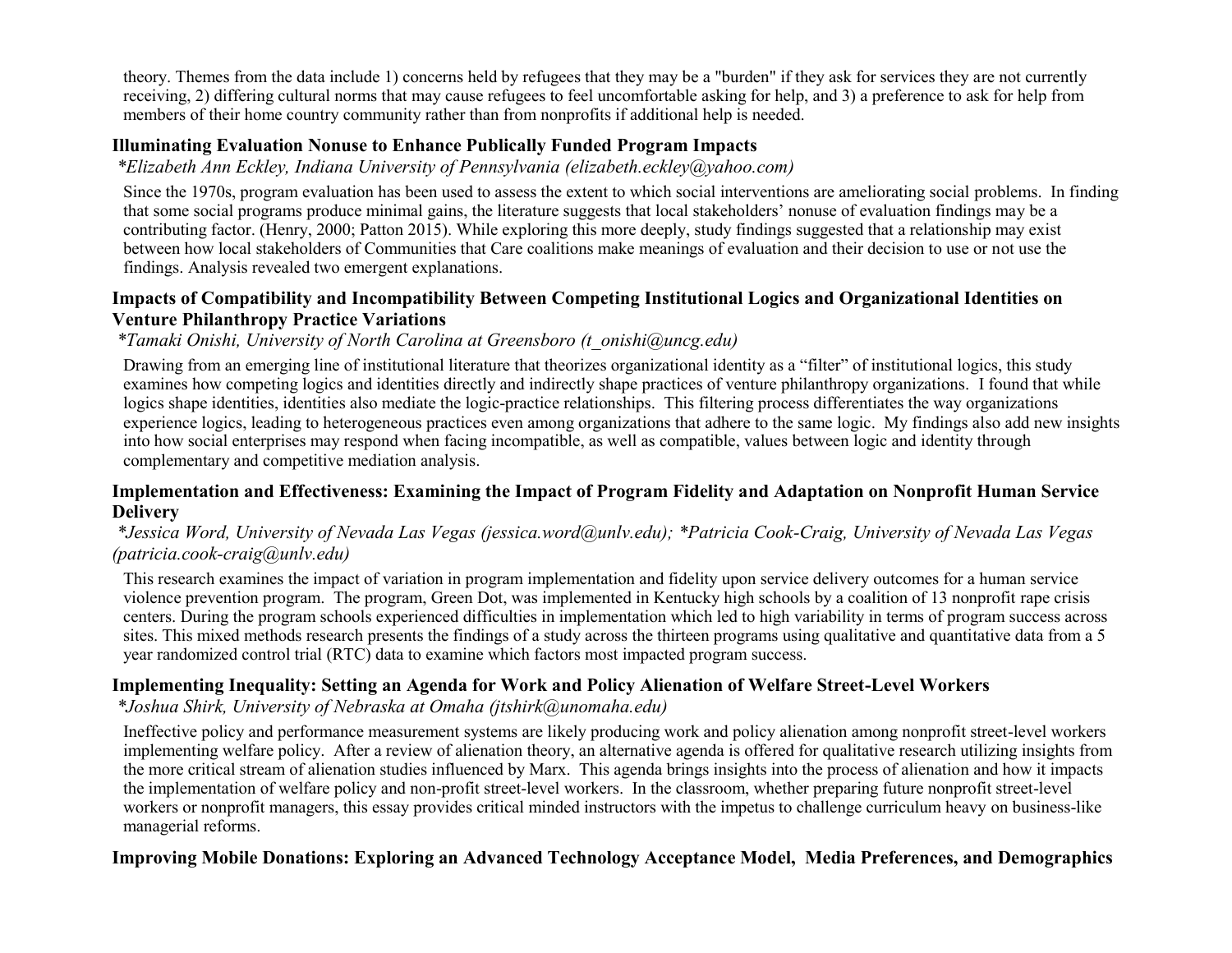theory. Themes from the data include 1) concerns held by refugees that they may be a "burden" if they ask for services they are not currently receiving, 2) differing cultural norms that may cause refugees to feel uncomfortable asking for help, and 3) a preference to ask for help from members of their home country community rather than from nonprofits if additional help is needed.

### Illuminating Evaluation Nonuse to Enhance Publically Funded Program Impacts

*\*Elizabeth Ann Eckley, Indiana University of Pennsylvania (elizabeth.eckley@yahoo.com)*

Since the 1970s, program evaluation has been used to assess the extent to which social interventions are ameliorating social problems. In finding that some social programs produce minimal gains, the literature suggests that local stakeholders' nonuse of evaluation findings may be a contributing factor. (Henry, 2000; Patton 2015). While exploring this more deeply, study findings suggested that a relationship may exist between how local stakeholders of Communities that Care coalitions make meanings of evaluation and their decision to use or not use the findings. Analysis revealed two emergent explanations.

### Impacts of Compatibility and Incompatibility Between Competing Institutional Logics and Organizational Identities on Venture Philanthropy Practice Variations

*\*Tamaki Onishi, University of North Carolina at Greensboro (t_onishi@uncg.edu)*

Drawing from an emerging line of institutional literature that theorizes organizational identity as a "filter" of institutional logics, this study examines how competing logics and identities directly and indirectly shape practices of venture philanthropy organizations. I found that while logics shape identities, identities also mediate the logic-practice relationships. This filtering process differentiates the way organizations experience logics, leading to heterogeneous practices even among organizations that adhere to the same logic. My findings also add new insights into how social enterprises may respond when facing incompatible, as well as compatible, values between logic and identity through complementary and competitive mediation analysis.

### Implementation and Effectiveness: Examining the Impact of Program Fidelity and Adaptation on Nonprofit Human Service Delivery

*\*Jessica Word, University of Nevada Las Vegas (jessica.word@unlv.edu); \*Patricia Cook-Craig, University of Nevada Las Vegas (patricia.cook-craig@unlv.edu)*

This research examines the impact of variation in program implementation and fidelity upon service delivery outcomes for a human service violence prevention program. The program, Green Dot, was implemented in Kentucky high schools by a coalition of 13 nonprofit rape crisis centers. During the program schools experienced difficulties in implementation which led to high variability in terms of program success across sites. This mixed methods research presents the findings of a study across the thirteen programs using qualitative and quantitative data from a 5 year randomized control trial (RTC) data to examine which factors most impacted program success.

### Implementing Inequality: Setting an Agenda for Work and Policy Alienation of Welfare Street-Level Workers

*\*Joshua Shirk, University of Nebraska at Omaha (jtshirk@unomaha.edu)*

Ineffective policy and performance measurement systems are likely producing work and policy alienation among nonprofit street-level workers implementing welfare policy. After a review of alienation theory, an alternative agenda is offered for qualitative research utilizing insights from the more critical stream of alienation studies influenced by Marx. This agenda brings insights into the process of alienation and how it impacts the implementation of welfare policy and non-profit street-level workers. In the classroom, whether preparing future nonprofit street-level workers or nonprofit managers, this essay provides critical minded instructors with the impetus to challenge curriculum heavy on business-like managerial reforms.

### Improving Mobile Donations: Exploring an Advanced Technology Acceptance Model, Media Preferences, and Demographics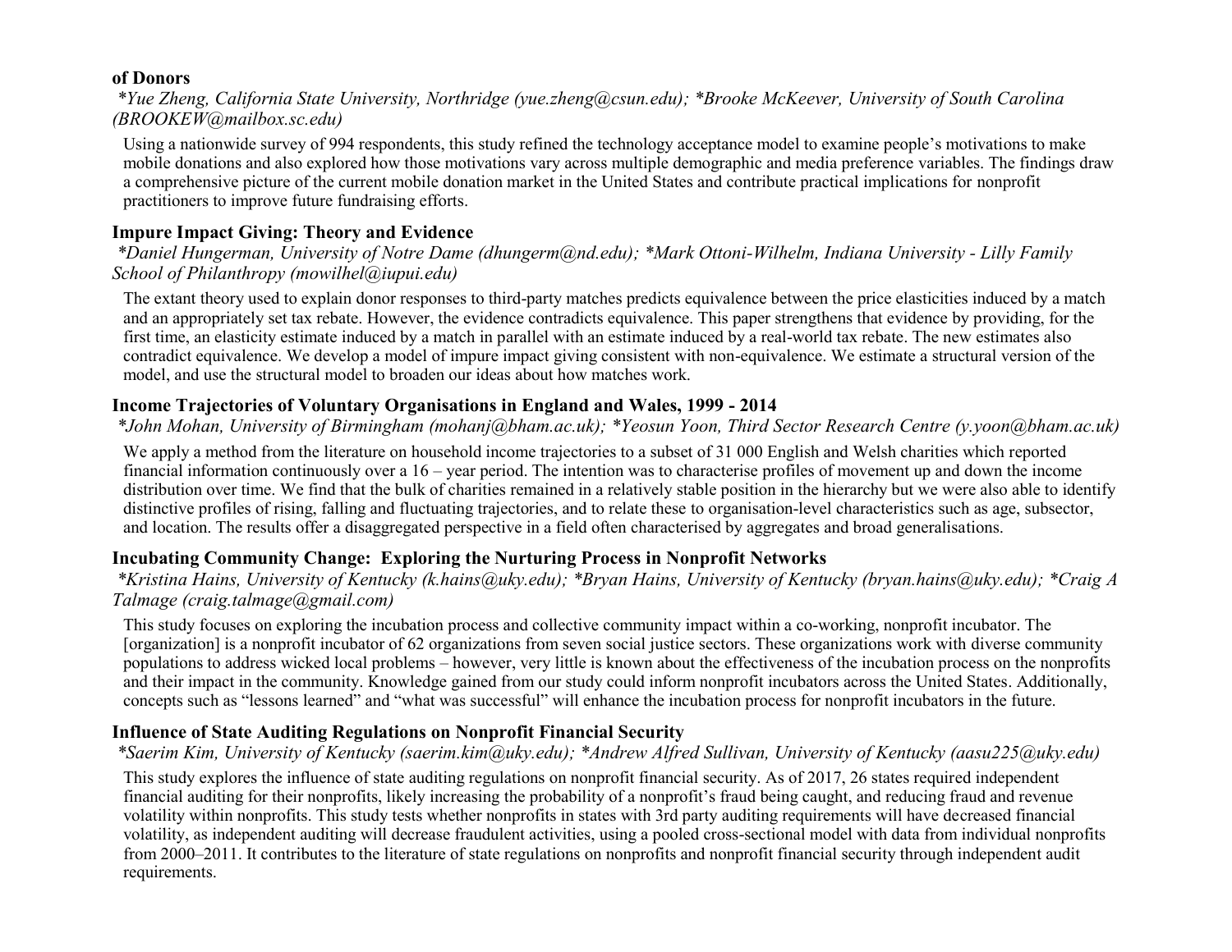### of Donors

*\*Yue Zheng, California State University, Northridge (yue.zheng@csun.edu); \*Brooke McKeever, University of South Carolina (BROOKEW@mailbox.sc.edu)*

Using a nationwide survey of 994 respondents, this study refined the technology acceptance model to examine people's motivations to make mobile donations and also explored how those motivations vary across multiple demographic and media preference variables. The findings draw a comprehensive picture of the current mobile donation market in the United States and contribute practical implications for nonprofit practitioners to improve future fundraising efforts.

### Impure Impact Giving: Theory and Evidence

*\*Daniel Hungerman, University of Notre Dame (dhungerm@nd.edu); \*Mark Ottoni-Wilhelm, Indiana University - Lilly Family School of Philanthropy (mowilhel@iupui.edu)*

The extant theory used to explain donor responses to third-party matches predicts equivalence between the price elasticities induced by a match and an appropriately set tax rebate. However, the evidence contradicts equivalence. This paper strengthens that evidence by providing, for the first time, an elasticity estimate induced by a match in parallel with an estimate induced by a real-world tax rebate. The new estimates also contradict equivalence. We develop a model of impure impact giving consistent with non-equivalence. We estimate a structural version of the model, and use the structural model to broaden our ideas about how matches work.

### Income Trajectories of Voluntary Organisations in England and Wales, 1999 - 2014

*\*John Mohan, University of Birmingham (mohanj@bham.ac.uk); \*Yeosun Yoon, Third Sector Research Centre (y.yoon@bham.ac.uk)*

We apply a method from the literature on household income trajectories to a subset of 31 000 English and Welsh charities which reported financial information continuously over a 16 – year period. The intention was to characterise profiles of movement up and down the income distribution over time. We find that the bulk of charities remained in a relatively stable position in the hierarchy but we were also able to identify distinctive profiles of rising, falling and fluctuating trajectories, and to relate these to organisation-level characteristics such as age, subsector, and location. The results offer a disaggregated perspective in a field often characterised by aggregates and broad generalisations.

### Incubating Community Change: Exploring the Nurturing Process in Nonprofit Networks

*\*Kristina Hains, University of Kentucky (k.hains@uky.edu); \*Bryan Hains, University of Kentucky (bryan.hains@uky.edu); \*Craig A Talmage (craig.talmage@gmail.com)*

This study focuses on exploring the incubation process and collective community impact within a co-working, nonprofit incubator. The [organization] is a nonprofit incubator of 62 organizations from seven social justice sectors. These organizations work with diverse community populations to address wicked local problems – however, very little is known about the effectiveness of the incubation process on the nonprofits and their impact in the community. Knowledge gained from our study could inform nonprofit incubators across the United States. Additionally, concepts such as "lessons learned" and "what was successful" will enhance the incubation process for nonprofit incubators in the future.

### Influence of State Auditing Regulations on Nonprofit Financial Security

*\*Saerim Kim, University of Kentucky (saerim.kim@uky.edu); \*Andrew Alfred Sullivan, University of Kentucky (aasu225@uky.edu)*

This study explores the influence of state auditing regulations on nonprofit financial security. As of 2017, 26 states required independent financial auditing for their nonprofits, likely increasing the probability of a nonprofit's fraud being caught, and reducing fraud and revenue volatility within nonprofits. This study tests whether nonprofits in states with 3rd party auditing requirements will have decreased financial volatility, as independent auditing will decrease fraudulent activities, using a pooled cross-sectional model with data from individual nonprofits from 2000–2011. It contributes to the literature of state regulations on nonprofits and nonprofit financial security through independent audit requirements.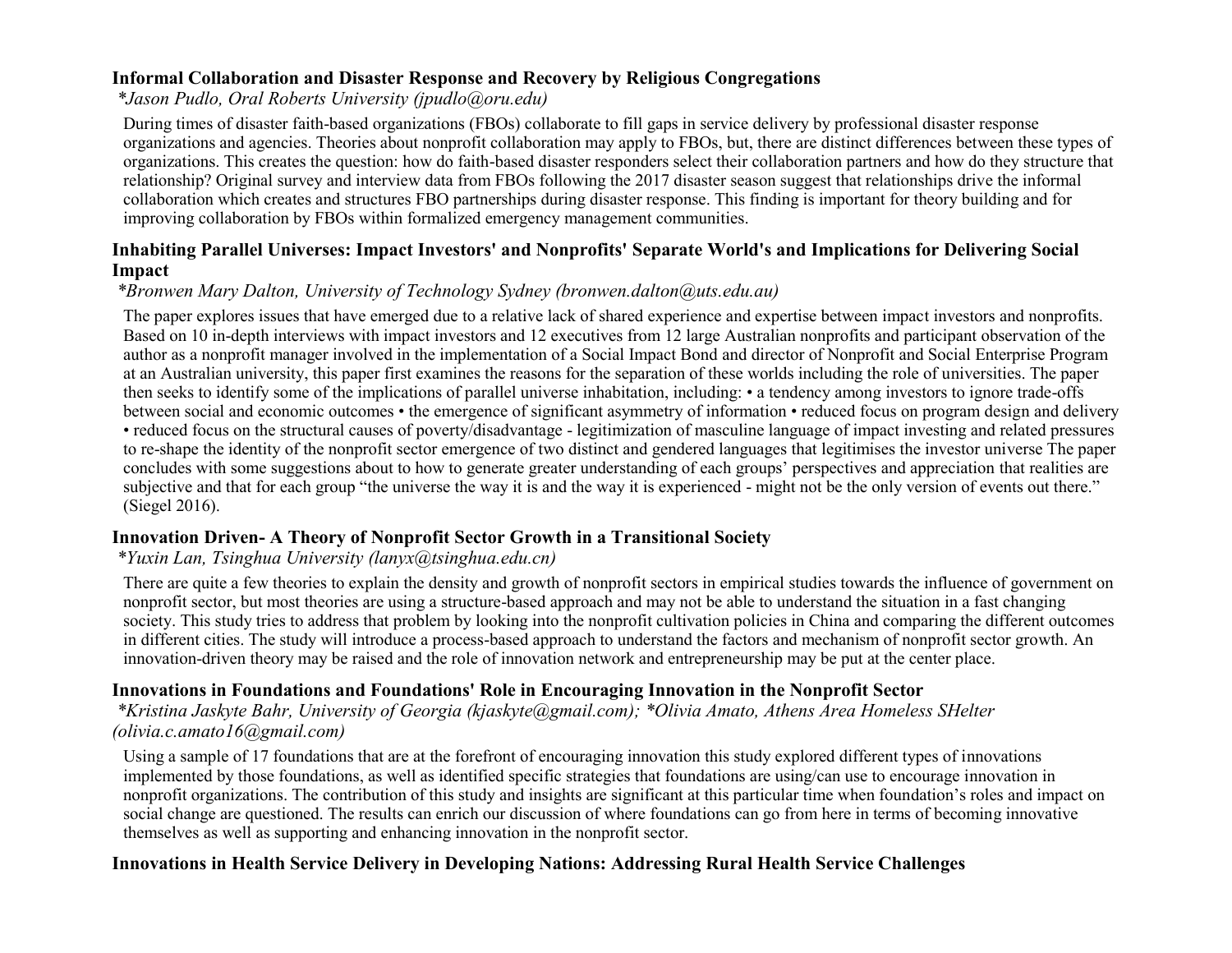### Informal Collaboration and Disaster Response and Recovery by Religious Congregations

*\*Jason Pudlo, Oral Roberts University (jpudlo@oru.edu)*

During times of disaster faith-based organizations (FBOs) collaborate to fill gaps in service delivery by professional disaster response organizations and agencies. Theories about nonprofit collaboration may apply to FBOs, but, there are distinct differences between these types of organizations. This creates the question: how do faith-based disaster responders select their collaboration partners and how do they structure that relationship? Original survey and interview data from FBOs following the 2017 disaster season suggest that relationships drive the informal collaboration which creates and structures FBO partnerships during disaster response. This finding is important for theory building and for improving collaboration by FBOs within formalized emergency management communities.

### Inhabiting Parallel Universes: Impact Investors' and Nonprofits' Separate World's and Implications for Delivering Social Impact

*\*Bronwen Mary Dalton, University of Technology Sydney (bronwen.dalton@uts.edu.au)*

The paper explores issues that have emerged due to a relative lack of shared experience and expertise between impact investors and nonprofits. Based on 10 in-depth interviews with impact investors and 12 executives from 12 large Australian nonprofits and participant observation of the author as a nonprofit manager involved in the implementation of a Social Impact Bond and director of Nonprofit and Social Enterprise Program at an Australian university, this paper first examines the reasons for the separation of these worlds including the role of universities. The paper then seeks to identify some of the implications of parallel universe inhabitation, including: • a tendency among investors to ignore trade-offs between social and economic outcomes • the emergence of significant asymmetry of information • reduced focus on program design and delivery • reduced focus on the structural causes of poverty/disadvantage - legitimization of masculine language of impact investing and related pressures to re-shape the identity of the nonprofit sector emergence of two distinct and gendered languages that legitimises the investor universe The paper concludes with some suggestions about to how to generate greater understanding of each groups' perspectives and appreciation that realities are subjective and that for each group "the universe the way it is and the way it is experienced - might not be the only version of events out there." (Siegel 2016).

### Innovation Driven- A Theory of Nonprofit Sector Growth in a Transitional Society

*\*Yuxin Lan, Tsinghua University (lanyx@tsinghua.edu.cn)*

There are quite a few theories to explain the density and growth of nonprofit sectors in empirical studies towards the influence of government on nonprofit sector, but most theories are using a structure-based approach and may not be able to understand the situation in a fast changing society. This study tries to address that problem by looking into the nonprofit cultivation policies in China and comparing the different outcomes in different cities. The study will introduce a process-based approach to understand the factors and mechanism of nonprofit sector growth. An innovation-driven theory may be raised and the role of innovation network and entrepreneurship may be put at the center place.

### Innovations in Foundations and Foundations' Role in Encouraging Innovation in the Nonprofit Sector

*\*Kristina Jaskyte Bahr, University of Georgia (kjaskyte@gmail.com); \*Olivia Amato, Athens Area Homeless SHelter (olivia.c.amato16@gmail.com)*

Using a sample of 17 foundations that are at the forefront of encouraging innovation this study explored different types of innovations implemented by those foundations, as well as identified specific strategies that foundations are using/can use to encourage innovation in nonprofit organizations. The contribution of this study and insights are significant at this particular time when foundation's roles and impact on social change are questioned. The results can enrich our discussion of where foundations can go from here in terms of becoming innovative themselves as well as supporting and enhancing innovation in the nonprofit sector.

### Innovations in Health Service Delivery in Developing Nations: Addressing Rural Health Service Challenges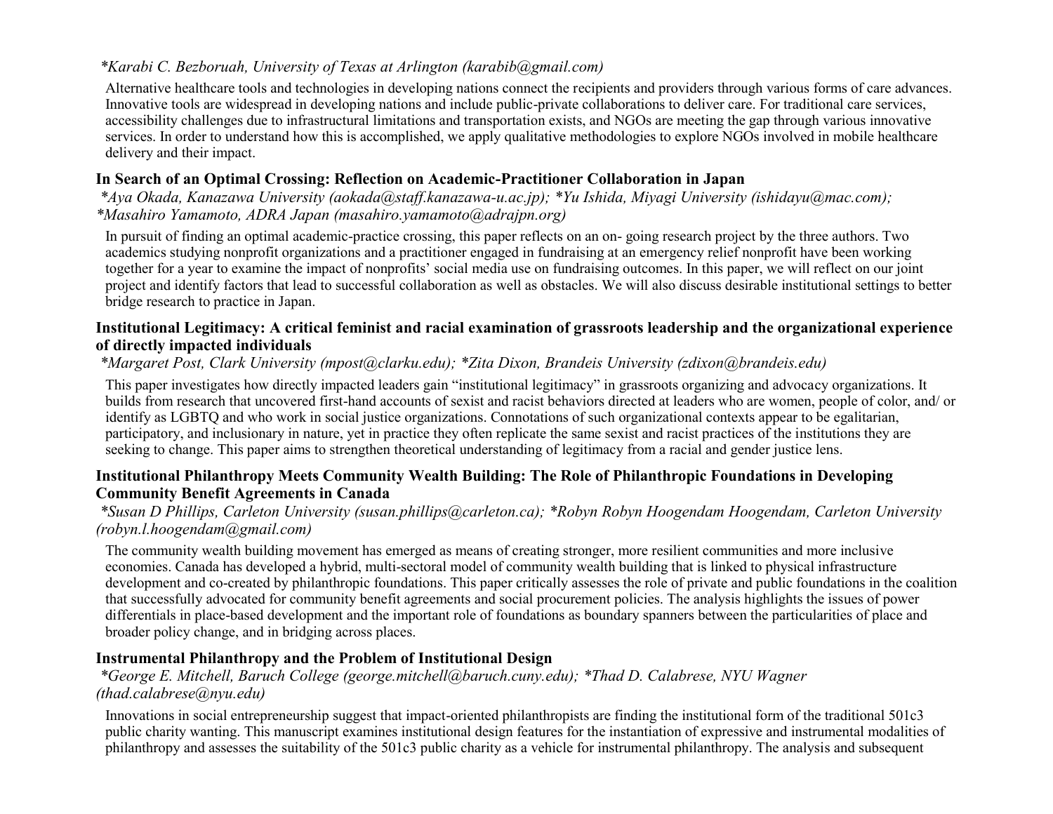*Karabi C. Bezboruah, University of Texas at Arlington (karabib@gmail.com)*

Alternative healthcare tools and technologies in developing nations connect the recipients and providers through various forms of care advances. Innovative tools are widespread in developing nations and include public-private collaborations to deliver care. For traditional care services, accessibility challenges due to infrastructural limitations and transportation exists, and NGOs are meeting the gap through various innovative services. In order to understand how this is accomplished, we apply qualitative methodologies to explore NGOs involved in mobile healthcare delivery and their impact.

### In Search of an Optimal Crossing: Reflection on Academic-Practitioner Collaboration in Japan

*\*Aya Okada, Kanazawa University (aokada@staff.kanazawa-u.ac.jp); \*Yu Ishida, Miyagi University (ishidayu@mac.com); \*Masahiro Yamamoto, ADRA Japan (masahiro.yamamoto@adrajpn.org)*

In pursuit of finding an optimal academic-practice crossing, this paper reflects on an on- going research project by the three authors. Two academics studying nonprofit organizations and a practitioner engaged in fundraising at an emergency relief nonprofit have been working together for a year to examine the impact of nonprofits' social media use on fundraising outcomes. In this paper, we will reflect on our joint project and identify factors that lead to successful collaboration as well as obstacles. We will also discuss desirable institutional settings to better bridge research to practice in Japan.

### Institutional Legitimacy: A critical feminist and racial examination of grassroots leadership and the organizational experience of directly impacted individuals

*\*Margaret Post, Clark University (mpost@clarku.edu); \*Zita Dixon, Brandeis University (zdixon@brandeis.edu)*

This paper investigates how directly impacted leaders gain "institutional legitimacy" in grassroots organizing and advocacy organizations. It builds from research that uncovered first-hand accounts of sexist and racist behaviors directed at leaders who are women, people of color, and/ or identify as LGBTQ and who work in social justice organizations. Connotations of such organizational contexts appear to be egalitarian, participatory, and inclusionary in nature, yet in practice they often replicate the same sexist and racist practices of the institutions they are seeking to change. This paper aims to strengthen theoretical understanding of legitimacy from a racial and gender justice lens.

### Institutional Philanthropy Meets Community Wealth Building: The Role of Philanthropic Foundations in Developing Community Benefit Agreements in Canada

*\*Susan D Phillips, Carleton University (susan.phillips@carleton.ca); \*Robyn Robyn Hoogendam Hoogendam, Carleton University (robyn.l.hoogendam@gmail.com)*

The community wealth building movement has emerged as means of creating stronger, more resilient communities and more inclusive economies. Canada has developed a hybrid, multi-sectoral model of community wealth building that is linked to physical infrastructure development and co-created by philanthropic foundations. This paper critically assesses the role of private and public foundations in the coalition that successfully advocated for community benefit agreements and social procurement policies. The analysis highlights the issues of power differentials in place-based development and the important role of foundations as boundary spanners between the particularities of place and broader policy change, and in bridging across places.

### Instrumental Philanthropy and the Problem of Institutional Design

*\*George E. Mitchell, Baruch College (george.mitchell@baruch.cuny.edu); \*Thad D. Calabrese, NYU Wagner (thad.calabrese@nyu.edu)*

Innovations in social entrepreneurship suggest that impact-oriented philanthropists are finding the institutional form of the traditional 501c3 public charity wanting. This manuscript examines institutional design features for the instantiation of expressive and instrumental modalities of philanthropy and assesses the suitability of the 501c3 public charity as a vehicle for instrumental philanthropy. The analysis and subsequent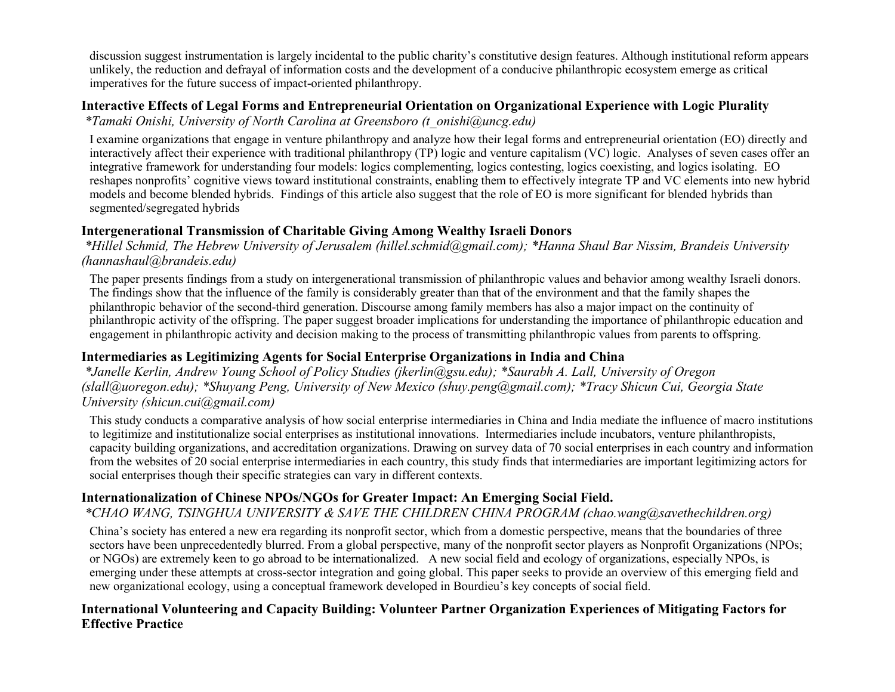discussion suggest instrumentation is largely incidental to the public charity's constitutive design features. Although institutional reform appears unlikely, the reduction and defrayal of information costs and the development of a conducive philanthropic ecosystem emerge as critical imperatives for the future success of impact-oriented philanthropy.

**Interactive Effects of Legal Forms and Entrepreneurial Orientation on Organizational Experience with Logic Plurality**

*\*Tamaki Onishi, University of North Carolina at Greensboro (t_onishi@uncg.edu)*

I examine organizations that engage in venture philanthropy and analyze how their legal forms and entrepreneurial orientation (EO) directly and interactively affect their experience with traditional philanthropy (TP) logic and venture capitalism (VC) logic. Analyses of seven cases offer an integrative framework for understanding four models: logics complementing, logics contesting, logics coexisting, and logics isolating. EO reshapes nonprofits' cognitive views toward institutional constraints, enabling them to effectively integrate TP and VC elements into new hybrid models and become blended hybrids. Findings of this article also suggest that the role of EO is more significant for blended hybrids than segmented/segregated hybrids

**Intergenerational Transmission of Charitable Giving Among Wealthy Israeli Donors**

*\*Hillel Schmid, The Hebrew University of Jerusalem (hillel.schmid@gmail.com); \*Hanna Shaul Bar Nissim, Brandeis University (hannashaul@brandeis.edu)*

The paper presents findings from a study on intergenerational transmission of philanthropic values and behavior among wealthy Israeli donors. The findings show that the influence of the family is considerably greater than that of the environment and that the family shapes the philanthropic behavior of the second-third generation. Discourse among family members has also a major impact on the continuity of philanthropic activity of the offspring. The paper suggest broader implications for understanding the importance of philanthropic education and engagement in philanthropic activity and decision making to the process of transmitting philanthropic values from parents to offspring.

**Intermediaries as Legitimizing Agents for Social Enterprise Organizations in India and China**

*\*Janelle Kerlin, Andrew Young School of Policy Studies (jkerlin@gsu.edu); \*Saurabh A. Lall, University of Oregon (slall@uoregon.edu); \*Shuyang Peng, University of New Mexico (shuy.peng@gmail.com); \*Tracy Shicun Cui, Georgia State University (shicun.cui@gmail.com)*

This study conducts a comparative analysis of how social enterprise intermediaries in China and India mediate the influence of macro institutions to legitimize and institutionalize social enterprises as institutional innovations. Intermediaries include incubators, venture philanthropists, capacity building organizations, and accreditation organizations. Drawing on survey data of 70 social enterprises in each country and information from the websites of 20 social enterprise intermediaries in each country, this study finds that intermediaries are important legitimizing actors for social enterprises though their specific strategies can vary in different contexts.

**Internationalization of Chinese NPOs/NGOs for Greater Impact: An Emerging Social Field.**

*\*CHAO WANG, TSINGHUA UNIVERSITY & SAVE THE CHILDREN CHINA PROGRAM (chao.wang@savethechildren.org)*

China's society has entered a new era regarding its nonprofit sector, which from a domestic perspective, means that the boundaries of three sectors have been unprecedentedly blurred. From a global perspective, many of the nonprofit sector players as Nonprofit Organizations (NPOs; or NGOs) are extremely keen to go abroad to be internationalized. A new social field and ecology of organizations, especially NPOs, is emerging under these attempts at cross-sector integration and going global. This paper seeks to provide an overview of this emerging field and new organizational ecology, using a conceptual framework developed in Bourdieu's key concepts of social field.

**International Volunteering and Capacity Building: Volunteer Partner Organization Experiences of Mitigating Factors for Effective Practice**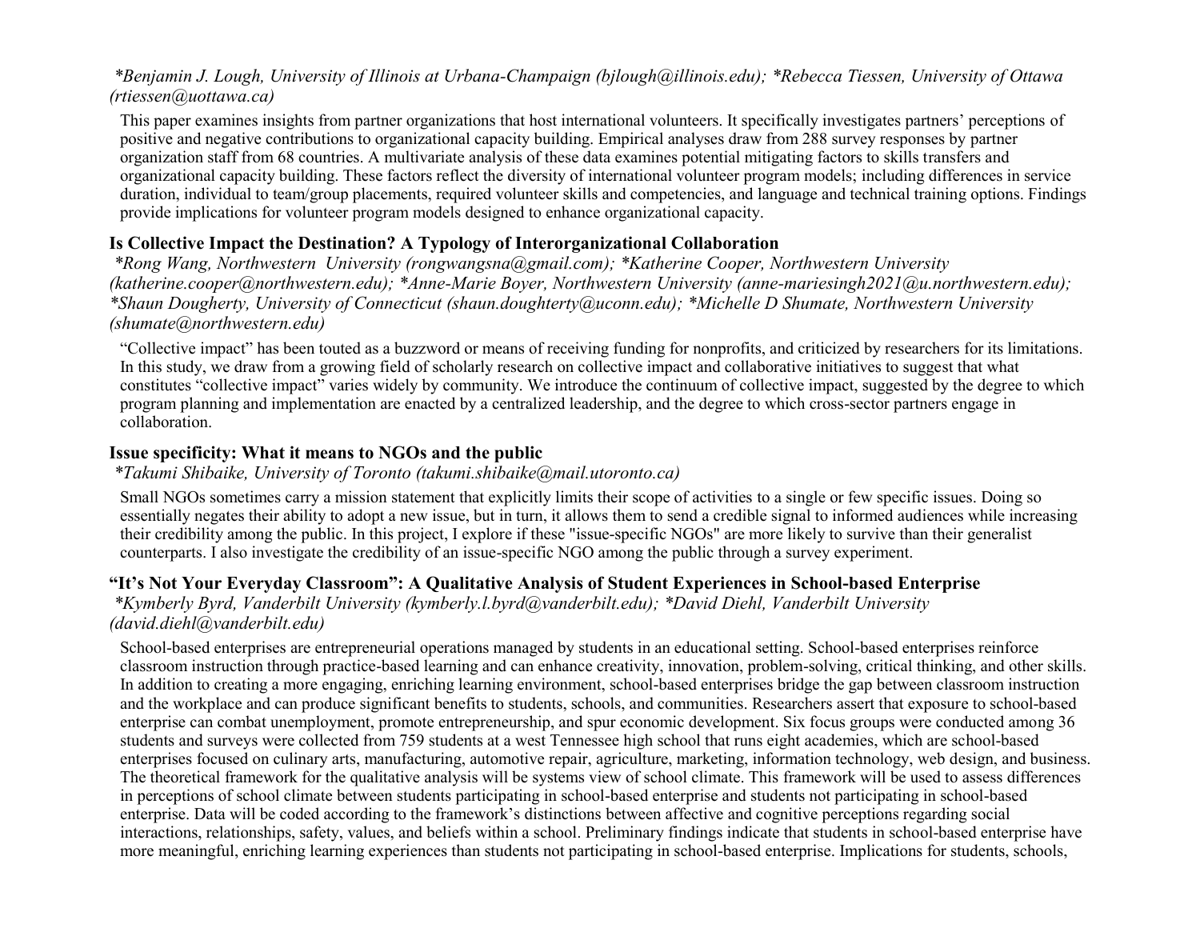*\*Benjamin J. Lough, University of Illinois at Urbana-Champaign (bjlough@illinois.edu); \*Rebecca Tiessen, University of Ottawa (rtiessen@uottawa.ca)*

This paper examines insights from partner organizations that host international volunteers. It specifically investigates partners' perceptions of positive and negative contributions to organizational capacity building. Empirical analyses draw from 288 survey responses by partner organization staff from 68 countries. A multivariate analysis of these data examines potential mitigating factors to skills transfers and organizational capacity building. These factors reflect the diversity of international volunteer program models; including differences in service duration, individual to team/group placements, required volunteer skills and competencies, and language and technical training options. Findings provide implications for volunteer program models designed to enhance organizational capacity.

### Is Collective Impact the Destination? A Typology of Interorganizational Collaboration

*\*Rong Wang, Northwestern University (rongwangsna@gmail.com); \*Katherine Cooper, Northwestern University (katherine.cooper@northwestern.edu); \*Anne-Marie Boyer, Northwestern University (anne-mariesingh2021@u.northwestern.edu); \*Shaun Dougherty, University of Connecticut (shaun.doughterty@uconn.edu); \*Michelle D Shumate, Northwestern University (shumate@northwestern.edu)*

"Collective impact" has been touted as a buzzword or means of receiving funding for nonprofits, and criticized by researchers for its limitations. In this study, we draw from a growing field of scholarly research on collective impact and collaborative initiatives to suggest that what constitutes "collective impact" varies widely by community. We introduce the continuum of collective impact, suggested by the degree to which program planning and implementation are enacted by a centralized leadership, and the degree to which cross-sector partners engage in collaboration.

### Issue specificity: What it means to NGOs and the public

*\*Takumi Shibaike, University of Toronto (takumi.shibaike@mail.utoronto.ca)*

Small NGOs sometimes carry a mission statement that explicitly limits their scope of activities to a single or few specific issues. Doing so essentially negates their ability to adopt a new issue, but in turn, it allows them to send a credible signal to informed audiences while increasing their credibility among the public. In this project, I explore if these "issue-specific NGOs" are more likely to survive than their generalist counterparts. I also investigate the credibility of an issue-specific NGO among the public through a survey experiment.

### "It's Not Your Everyday Classroom": A Qualitative Analysis of Student Experiences in School-based Enterprise

*\*Kymberly Byrd, Vanderbilt University (kymberly.l.byrd@vanderbilt.edu); \*David Diehl, Vanderbilt University (david.diehl@vanderbilt.edu)*

School-based enterprises are entrepreneurial operations managed by students in an educational setting. School-based enterprises reinforce classroom instruction through practice-based learning and can enhance creativity, innovation, problem-solving, critical thinking, and other skills. In addition to creating a more engaging, enriching learning environment, school-based enterprises bridge the gap between classroom instruction and the workplace and can produce significant benefits to students, schools, and communities. Researchers assert that exposure to school-based enterprise can combat unemployment, promote entrepreneurship, and spur economic development. Six focus groups were conducted among 36 students and surveys were collected from 759 students at a west Tennessee high school that runs eight academies, which are school-based enterprises focused on culinary arts, manufacturing, automotive repair, agriculture, marketing, information technology, web design, and business. The theoretical framework for the qualitative analysis will be systems view of school climate. This framework will be used to assess differences in perceptions of school climate between students participating in school-based enterprise and students not participating in school-based enterprise. Data will be coded according to the framework's distinctions between affective and cognitive perceptions regarding social interactions, relationships, safety, values, and beliefs within a school. Preliminary findings indicate that students in school-based enterprise have more meaningful, enriching learning experiences than students not participating in school-based enterprise. Implications for students, schools,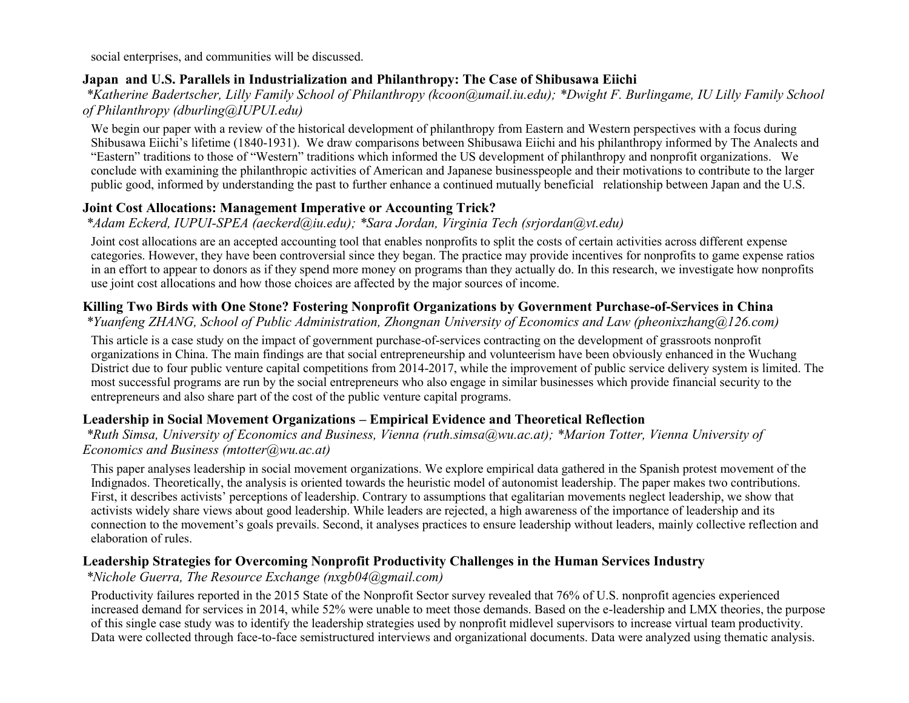social enterprises, and communities will be discussed.

### Japan and U.S. Parallels in Industrialization and Philanthropy: The Case of Shibusawa Eiichi

*\*Katherine Badertscher, Lilly Family School of Philanthropy (kcoon@umail.iu.edu); \*Dwight F. Burlingame, IU Lilly Family School of Philanthropy (dburling@IUPUI.edu)*

We begin our paper with a review of the historical development of philanthropy from Eastern and Western perspectives with a focus during Shibusawa Eiichi's lifetime (1840-1931). We draw comparisons between Shibusawa Eiichi and his philanthropy informed by The Analects and "Eastern" traditions to those of "Western" traditions which informed the US development of philanthropy and nonprofit organizations. We conclude with examining the philanthropic activities of American and Japanese businesspeople and their motivations to contribute to the larger public good, informed by understanding the past to further enhance a continued mutually beneficial relationship between Japan and the U.S.

### Joint Cost Allocations: Management Imperative or Accounting Trick?

*\*Adam Eckerd, IUPUI-SPEA (aeckerd@iu.edu); \*Sara Jordan, Virginia Tech (srjordan@vt.edu)*

Joint cost allocations are an accepted accounting tool that enables nonprofits to split the costs of certain activities across different expense categories. However, they have been controversial since they began. The practice may provide incentives for nonprofits to game expense ratios in an effort to appear to donors as if they spend more money on programs than they actually do. In this research, we investigate how nonprofits use joint cost allocations and how those choices are affected by the major sources of income.

### Killing Two Birds with One Stone? Fostering Nonprofit Organizations by Government Purchase-of-Services in China

*\*Yuanfeng ZHANG, School of Public Administration, Zhongnan University of Economics and Law (pheonixzhang@126.com)*

This article is a case study on the impact of government purchase-of-services contracting on the development of grassroots nonprofit organizations in China. The main findings are that social entrepreneurship and volunteerism have been obviously enhanced in the Wuchang District due to four public venture capital competitions from 2014-2017, while the improvement of public service delivery system is limited. The most successful programs are run by the social entrepreneurs who also engage in similar businesses which provide financial security to the entrepreneurs and also share part of the cost of the public venture capital programs.

### Leadership in Social Movement Organizations – Empirical Evidence and Theoretical Reflection

*\*Ruth Simsa, University of Economics and Business, Vienna (ruth.simsa@wu.ac.at); \*Marion Totter, Vienna University of Economics and Business (mtotter@wu.ac.at)*

This paper analyses leadership in social movement organizations. We explore empirical data gathered in the Spanish protest movement of the Indignados. Theoretically, the analysis is oriented towards the heuristic model of autonomist leadership. The paper makes two contributions. First, it describes activists' perceptions of leadership. Contrary to assumptions that egalitarian movements neglect leadership, we show that activists widely share views about good leadership. While leaders are rejected, a high awareness of the importance of leadership and its connection to the movement's goals prevails. Second, it analyses practices to ensure leadership without leaders, mainly collective reflection and elaboration of rules.

### Leadership Strategies for Overcoming Nonprofit Productivity Challenges in the Human Services Industry

*\*Nichole Guerra, The Resource Exchange (nxgb04@gmail.com)*

Productivity failures reported in the 2015 State of the Nonprofit Sector survey revealed that 76% of U.S. nonprofit agencies experienced increased demand for services in 2014, while 52% were unable to meet those demands. Based on the e-leadership and LMX theories, the purpose of this single case study was to identify the leadership strategies used by nonprofit midlevel supervisors to increase virtual team productivity. Data were collected through face-to-face semistructured interviews and organizational documents. Data were analyzed using thematic analysis.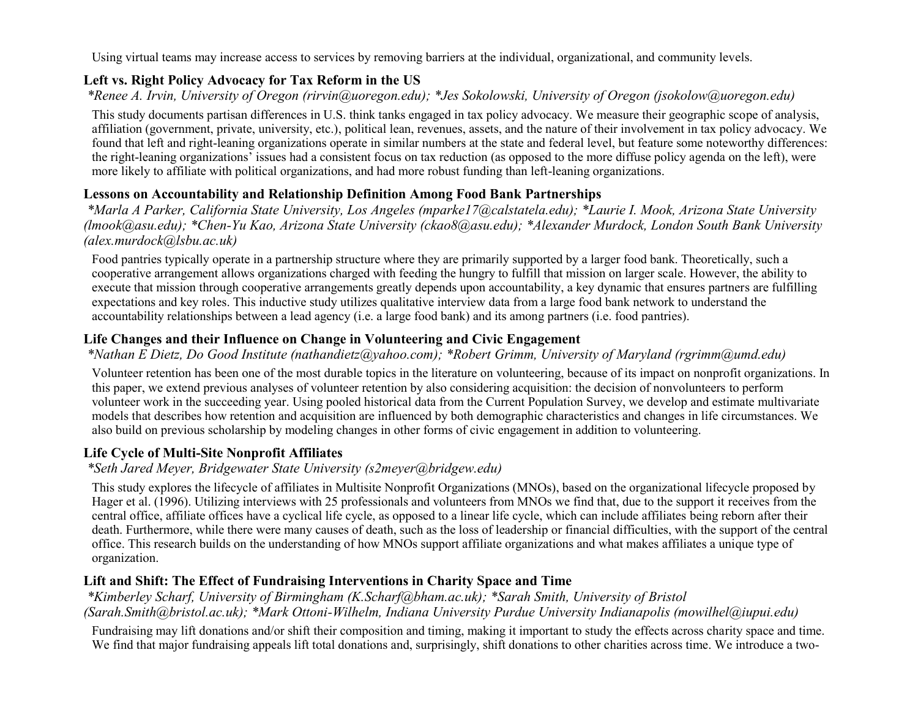Using virtual teams may increase access to services by removing barriers at the individual, organizational, and community levels.

### Left vs. Right Policy Advocacy for Tax Reform in the US

*\*Renee A. Irvin, University of Oregon (rirvin@uoregon.edu); \*Jes Sokolowski, University of Oregon (jsokolow@uoregon.edu)*

This study documents partisan differences in U.S. think tanks engaged in tax policy advocacy. We measure their geographic scope of analysis, affiliation (government, private, university, etc.), political lean, revenues, assets, and the nature of their involvement in tax policy advocacy. We found that left and right-leaning organizations operate in similar numbers at the state and federal level, but feature some noteworthy differences: the right-leaning organizations' issues had a consistent focus on tax reduction (as opposed to the more diffuse policy agenda on the left), were more likely to affiliate with political organizations, and had more robust funding than left-leaning organizations.

### Lessons on Accountability and Relationship Definition Among Food Bank Partnerships

*\*Marla A Parker, California State University, Los Angeles (mparke17@calstatela.edu); \*Laurie I. Mook, Arizona State University (lmook@asu.edu); \*Chen-Yu Kao, Arizona State University (ckao8@asu.edu); \*Alexander Murdock, London South Bank University (alex.murdock@lsbu.ac.uk)*

Food pantries typically operate in a partnership structure where they are primarily supported by a larger food bank. Theoretically, such a cooperative arrangement allows organizations charged with feeding the hungry to fulfill that mission on larger scale. However, the ability to execute that mission through cooperative arrangements greatly depends upon accountability, a key dynamic that ensures partners are fulfilling expectations and key roles. This inductive study utilizes qualitative interview data from a large food bank network to understand the accountability relationships between a lead agency (i.e. a large food bank) and its among partners (i.e. food pantries).

### Life Changes and their Influence on Change in Volunteering and Civic Engagement

*\*Nathan E Dietz, Do Good Institute (nathandietz@yahoo.com); \*Robert Grimm, University of Maryland (rgrimm@umd.edu)*

Volunteer retention has been one of the most durable topics in the literature on volunteering, because of its impact on nonprofit organizations. In this paper, we extend previous analyses of volunteer retention by also considering acquisition: the decision of nonvolunteers to perform volunteer work in the succeeding year. Using pooled historical data from the Current Population Survey, we develop and estimate multivariate models that describes how retention and acquisition are influenced by both demographic characteristics and changes in life circumstances. We also build on previous scholarship by modeling changes in other forms of civic engagement in addition to volunteering.

### Life Cycle of Multi-Site Nonprofit Affiliates

*\*Seth Jared Meyer, Bridgewater State University (s2meyer@bridgew.edu)*

This study explores the lifecycle of affiliates in Multisite Nonprofit Organizations (MNOs), based on the organizational lifecycle proposed by Hager et al. (1996). Utilizing interviews with 25 professionals and volunteers from MNOs we find that, due to the support it receives from the central office, affiliate offices have a cyclical life cycle, as opposed to a linear life cycle, which can include affiliates being reborn after their death. Furthermore, while there were many causes of death, such as the loss of leadership or financial difficulties, with the support of the central office. This research builds on the understanding of how MNOs support affiliate organizations and what makes affiliates a unique type of organization.

### Lift and Shift: The Effect of Fundraising Interventions in Charity Space and Time

*\*Kimberley Scharf, University of Birmingham (K.Scharf@bham.ac.uk); \*Sarah Smith, University of Bristol (Sarah.Smith@bristol.ac.uk); \*Mark Ottoni-Wilhelm, Indiana University Purdue University Indianapolis (mowilhel@iupui.edu)*

Fundraising may lift donations and/or shift their composition and timing, making it important to study the effects across charity space and time. We find that major fundraising appeals lift total donations and, surprisingly, shift donations to other charities across time. We introduce a two-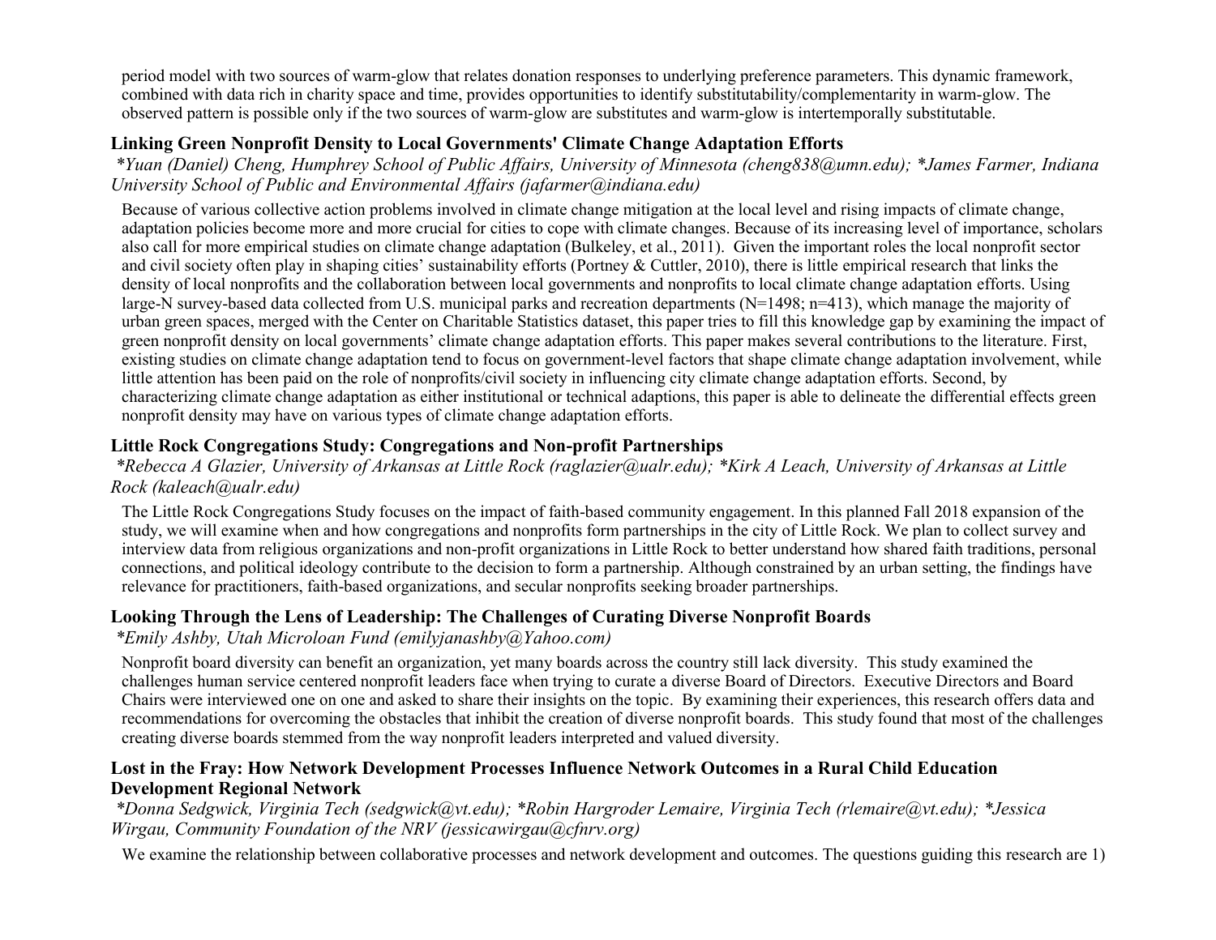period model with two sources of warm-glow that relates donation responses to underlying preference parameters. This dynamic framework, combined with data rich in charity space and time, provides opportunities to identify substitutability/complementarity in warm-glow. The observed pattern is possible only if the two sources of warm-glow are substitutes and warm-glow is intertemporally substitutable.

### Linking Green Nonprofit Density to Local Governments' Climate Change Adaptation Efforts

*\*Yuan (Daniel) Cheng, Humphrey School of Public Affairs, University of Minnesota (cheng838@umn.edu); \*James Farmer, Indiana University School of Public and Environmental Affairs (jafarmer@indiana.edu)*

Because of various collective action problems involved in climate change mitigation at the local level and rising impacts of climate change, adaptation policies become more and more crucial for cities to cope with climate changes. Because of its increasing level of importance, scholars also call for more empirical studies on climate change adaptation (Bulkeley, et al., 2011). Given the important roles the local nonprofit sector and civil society often play in shaping cities' sustainability efforts (Portney & Cuttler, 2010), there is little empirical research that links the density of local nonprofits and the collaboration between local governments and nonprofits to local climate change adaptation efforts. Using large-N survey-based data collected from U.S. municipal parks and recreation departments (N=1498; n=413), which manage the majority of urban green spaces, merged with the Center on Charitable Statistics dataset, this paper tries to fill this knowledge gap by examining the impact of green nonprofit density on local governments' climate change adaptation efforts. This paper makes several contributions to the literature. First, existing studies on climate change adaptation tend to focus on government-level factors that shape climate change adaptation involvement, while little attention has been paid on the role of nonprofits/civil society in influencing city climate change adaptation efforts. Second, by characterizing climate change adaptation as either institutional or technical adaptions, this paper is able to delineate the differential effects green nonprofit density may have on various types of climate change adaptation efforts.

### Little Rock Congregations Study: Congregations and Non-profit Partnerships

*\*Rebecca A Glazier, University of Arkansas at Little Rock (raglazier@ualr.edu); \*Kirk A Leach, University of Arkansas at Little Rock (kaleach@ualr.edu)*

The Little Rock Congregations Study focuses on the impact of faith-based community engagement. In this planned Fall 2018 expansion of the study, we will examine when and how congregations and nonprofits form partnerships in the city of Little Rock. We plan to collect survey and interview data from religious organizations and non-profit organizations in Little Rock to better understand how shared faith traditions, personal connections, and political ideology contribute to the decision to form a partnership. Although constrained by an urban setting, the findings have relevance for practitioners, faith-based organizations, and secular nonprofits seeking broader partnerships.

### Looking Through the Lens of Leadership: The Challenges of Curating Diverse Nonprofit Boards

*\*Emily Ashby, Utah Microloan Fund (emilyjanashby@Yahoo.com)*

Nonprofit board diversity can benefit an organization, yet many boards across the country still lack diversity. This study examined the challenges human service centered nonprofit leaders face when trying to curate a diverse Board of Directors. Executive Directors and Board Chairs were interviewed one on one and asked to share their insights on the topic. By examining their experiences, this research offers data and recommendations for overcoming the obstacles that inhibit the creation of diverse nonprofit boards. This study found that most of the challenges creating diverse boards stemmed from the way nonprofit leaders interpreted and valued diversity.

### Lost in the Fray: How Network Development Processes Influence Network Outcomes in a Rural Child Education Development Regional Network

*\*Donna Sedgwick, Virginia Tech (sedgwick@vt.edu); \*Robin Hargroder Lemaire, Virginia Tech (rlemaire@vt.edu); \*Jessica Wirgau, Community Foundation of the NRV (jessicawirgau@cfnrv.org)*

We examine the relationship between collaborative processes and network development and outcomes. The questions guiding this research are 1)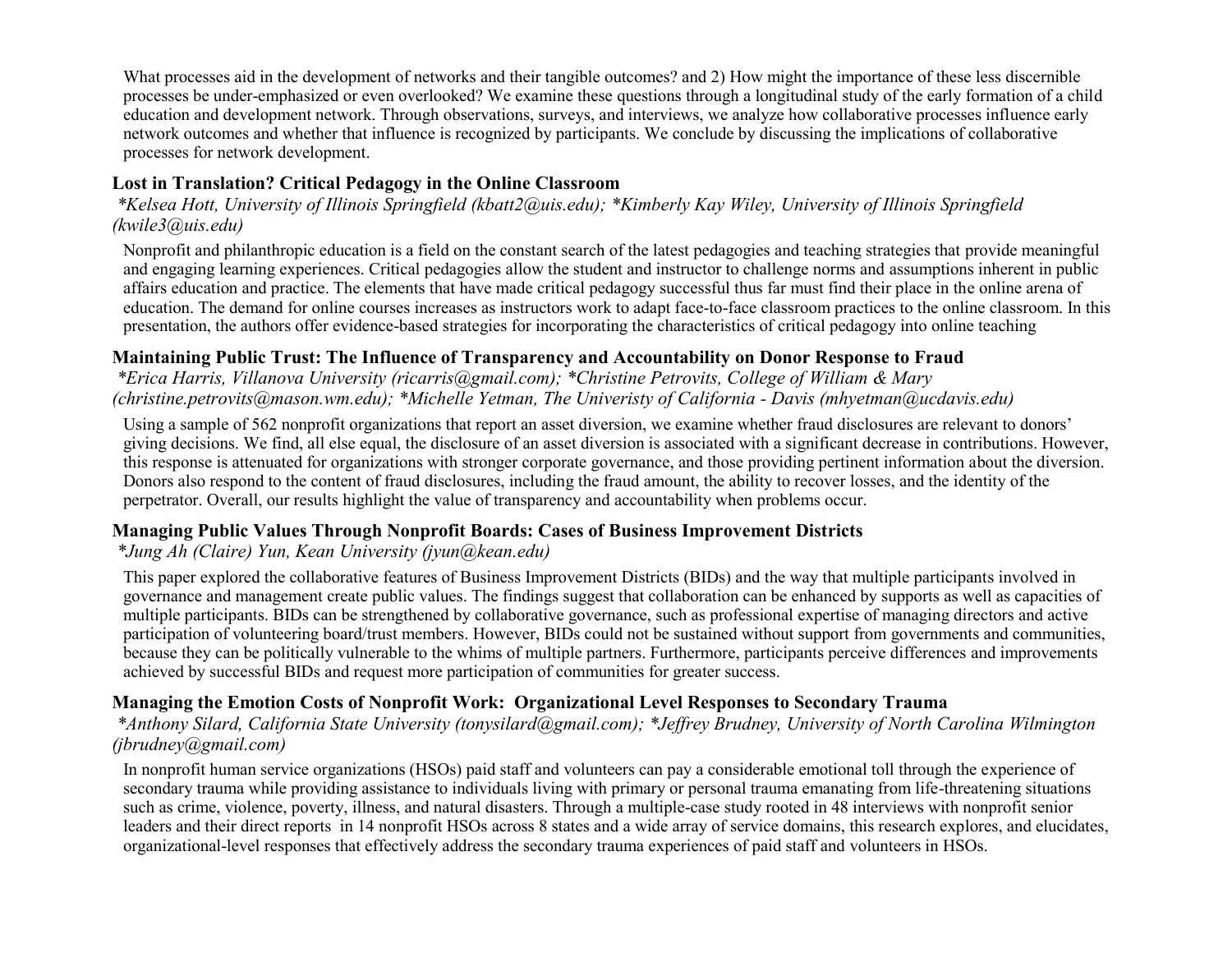What processes aid in the development of networks and their tangible outcomes? and 2) How might the importance of these less discernible processes be under-emphasized or even overlooked? We examine these questions through a longitudinal study of the early formation of a child education and development network. Through observations, surveys, and interviews, we analyze how collaborative processes influence early network outcomes and whether that influence is recognized by participants. We conclude by discussing the implications of collaborative processes for network development.

### Lost in Translation? Critical Pedagogy in the Online Classroom

*\*Kelsea Hott, University of Illinois Springfield (kbatt2@uis.edu); \*Kimberly Kay Wiley, University of Illinois Springfield (kwile3@uis.edu)*

Nonprofit and philanthropic education is a field on the constant search of the latest pedagogies and teaching strategies that provide meaningful and engaging learning experiences. Critical pedagogies allow the student and instructor to challenge norms and assumptions inherent in public affairs education and practice. The elements that have made critical pedagogy successful thus far must find their place in the online arena of education. The demand for online courses increases as instructors work to adapt face-to-face classroom practices to the online classroom. In this presentation, the authors offer evidence-based strategies for incorporating the characteristics of critical pedagogy into online teaching

### Maintaining Public Trust: The Influence of Transparency and Accountability on Donor Response to Fraud

*\*Erica Harris, Villanova University (ricarris@gmail.com); \*Christine Petrovits, College of William & Mary (christine.petrovits@mason.wm.edu); \*Michelle Yetman, The Univeristy of California - Davis (mhyetman@ucdavis.edu)*

Using a sample of 562 nonprofit organizations that report an asset diversion, we examine whether fraud disclosures are relevant to donors' giving decisions. We find, all else equal, the disclosure of an asset diversion is associated with a significant decrease in contributions. However, this response is attenuated for organizations with stronger corporate governance, and those providing pertinent information about the diversion. Donors also respond to the content of fraud disclosures, including the fraud amount, the ability to recover losses, and the identity of the perpetrator. Overall, our results highlight the value of transparency and accountability when problems occur.

### Managing Public Values Through Nonprofit Boards: Cases of Business Improvement Districts

*\*Jung Ah (Claire) Yun, Kean University (jyun@kean.edu)*

This paper explored the collaborative features of Business Improvement Districts (BIDs) and the way that multiple participants involved in governance and management create public values. The findings suggest that collaboration can be enhanced by supports as well as capacities of multiple participants. BIDs can be strengthened by collaborative governance, such as professional expertise of managing directors and active participation of volunteering board/trust members. However, BIDs could not be sustained without support from governments and communities, because they can be politically vulnerable to the whims of multiple partners. Furthermore, participants perceive differences and improvements achieved by successful BIDs and request more participation of communities for greater success.

### Managing the Emotion Costs of Nonprofit Work: Organizational Level Responses to Secondary Trauma

*\*Anthony Silard, California State University (tonysilard@gmail.com); \*Jeffrey Brudney, University of North Carolina Wilmington (jbrudney@gmail.com)*

In nonprofit human service organizations (HSOs) paid staff and volunteers can pay a considerable emotional toll through the experience of secondary trauma while providing assistance to individuals living with primary or personal trauma emanating from life-threatening situations such as crime, violence, poverty, illness, and natural disasters. Through a multiple-case study rooted in 48 interviews with nonprofit senior leaders and their direct reports in 14 nonprofit HSOs across 8 states and a wide array of service domains, this research explores, and elucidates, organizational-level responses that effectively address the secondary trauma experiences of paid staff and volunteers in HSOs.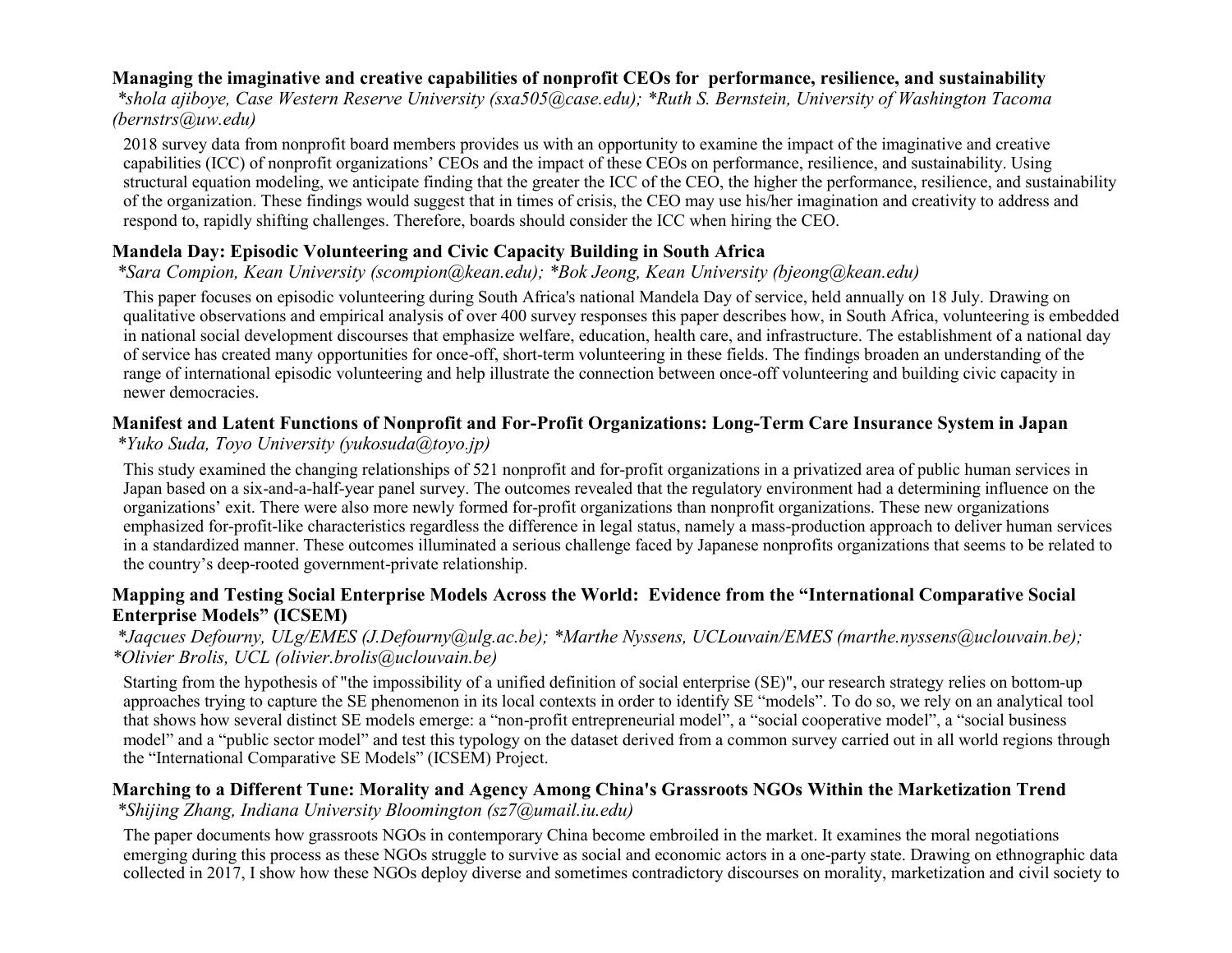### Managing the imaginative and creative capabilities of nonprofit CEOs for performance, resilience, and sustainability

*\*shola ajiboye, Case Western Reserve University (sxa505@case.edu); \*Ruth S. Bernstein, University of Washington Tacoma (bernstrs@uw.edu)*

2018 survey data from nonprofit board members provides us with an opportunity to examine the impact of the imaginative and creative capabilities (ICC) of nonprofit organizations' CEOs and the impact of these CEOs on performance, resilience, and sustainability. Using structural equation modeling, we anticipate finding that the greater the ICC of the CEO, the higher the performance, resilience, and sustainability of the organization. These findings would suggest that in times of crisis, the CEO may use his/her imagination and creativity to address and respond to, rapidly shifting challenges. Therefore, boards should consider the ICC when hiring the CEO.

### Mandela Day: Episodic Volunteering and Civic Capacity Building in South Africa

*\*Sara Compion, Kean University (scompion@kean.edu); \*Bok Jeong, Kean University (bjeong@kean.edu)*

This paper focuses on episodic volunteering during South Africa's national Mandela Day of service, held annually on 18 July. Drawing on qualitative observations and empirical analysis of over 400 survey responses this paper describes how, in South Africa, volunteering is embedded in national social development discourses that emphasize welfare, education, health care, and infrastructure. The establishment of a national day of service has created many opportunities for once-off, short-term volunteering in these fields. The findings broaden an understanding of the range of international episodic volunteering and help illustrate the connection between once-off volunteering and building civic capacity in newer democracies.

### Manifest and Latent Functions of Nonprofit and For-Profit Organizations: Long-Term Care Insurance System in Japan

*\*Yuko Suda, Toyo University (yukosuda@toyo.jp)*

This study examined the changing relationships of 521 nonprofit and for-profit organizations in a privatized area of public human services in Japan based on a six-and-a-half-year panel survey. The outcomes revealed that the regulatory environment had a determining influence on the organizations' exit. There were also more newly formed for-profit organizations than nonprofit organizations. These new organizations emphasized for-profit-like characteristics regardless the difference in legal status, namely a mass-production approach to deliver human services in a standardized manner. These outcomes illuminated a serious challenge faced by Japanese nonprofits organizations that seems to be related to the country's deep-rooted government-private relationship.

### Mapping and Testing Social Enterprise Models Across the World: Evidence from the "International Comparative Social Enterprise Models" (ICSEM)

*\*Jaqcues Defourny, ULg/EMES (J.Defourny@ulg.ac.be); \*Marthe Nyssens, UCLouvain/EMES (marthe.nyssens@uclouvain.be); \*Olivier Brolis, UCL (olivier.brolis@uclouvain.be)*

Starting from the hypothesis of "the impossibility of a unified definition of social enterprise (SE)", our research strategy relies on bottom-up approaches trying to capture the SE phenomenon in its local contexts in order to identify SE "models". To do so, we rely on an analytical tool that shows how several distinct SE models emerge: a "non-profit entrepreneurial model", a "social cooperative model", a "social business model" and a "public sector model" and test this typology on the dataset derived from a common survey carried out in all world regions through the "International Comparative SE Models" (ICSEM) Project.

### Marching to a Different Tune: Morality and Agency Among China's Grassroots NGOs Within the Marketization Trend

*\*Shijing Zhang, Indiana University Bloomington (sz7@umail.iu.edu)*

The paper documents how grassroots NGOs in contemporary China become embroiled in the market. It examines the moral negotiations emerging during this process as these NGOs struggle to survive as social and economic actors in a one-party state. Drawing on ethnographic data collected in 2017, I show how these NGOs deploy diverse and sometimes contradictory discourses on morality, marketization and civil society to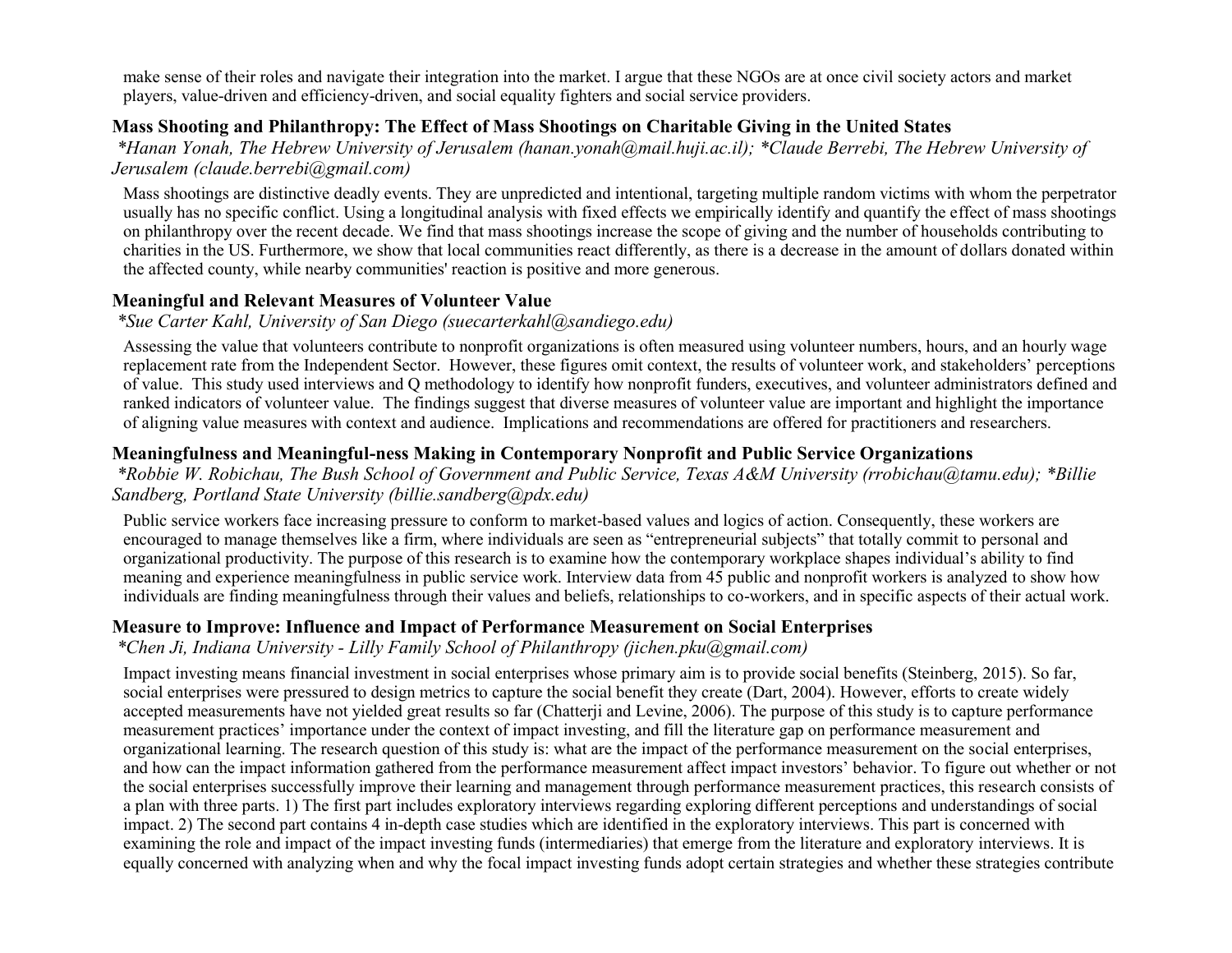make sense of their roles and navigate their integration into the market. I argue that these NGOs are at once civil society actors and market players, value-driven and efficiency-driven, and social equality fighters and social service providers.

### Mass Shooting and Philanthropy: The Effect of Mass Shootings on Charitable Giving in the United States

*\*Hanan Yonah, The Hebrew University of Jerusalem (hanan.yonah@mail.huji.ac.il); \*Claude Berrebi, The Hebrew University of Jerusalem (claude.berrebi@gmail.com)*

Mass shootings are distinctive deadly events. They are unpredicted and intentional, targeting multiple random victims with whom the perpetrator usually has no specific conflict. Using a longitudinal analysis with fixed effects we empirically identify and quantify the effect of mass shootings on philanthropy over the recent decade. We find that mass shootings increase the scope of giving and the number of households contributing to charities in the US. Furthermore, we show that local communities react differently, as there is a decrease in the amount of dollars donated within the affected county, while nearby communities' reaction is positive and more generous.

### Meaningful and Relevant Measures of Volunteer Value

*\*Sue Carter Kahl, University of San Diego (suecarterkahl@sandiego.edu)*

Assessing the value that volunteers contribute to nonprofit organizations is often measured using volunteer numbers, hours, and an hourly wage replacement rate from the Independent Sector. However, these figures omit context, the results of volunteer work, and stakeholders' perceptions of value. This study used interviews and Q methodology to identify how nonprofit funders, executives, and volunteer administrators defined and ranked indicators of volunteer value. The findings suggest that diverse measures of volunteer value are important and highlight the importance of aligning value measures with context and audience. Implications and recommendations are offered for practitioners and researchers.

### Meaningfulness and Meaningful-ness Making in Contemporary Nonprofit and Public Service Organizations

*\*Robbie W. Robichau, The Bush School of Government and Public Service, Texas A&M University (rrobichau@tamu.edu); \*Billie Sandberg, Portland State University (billie.sandberg@pdx.edu)*

Public service workers face increasing pressure to conform to market-based values and logics of action. Consequently, these workers are encouraged to manage themselves like a firm, where individuals are seen as "entrepreneurial subjects" that totally commit to personal and organizational productivity. The purpose of this research is to examine how the contemporary workplace shapes individual's ability to find meaning and experience meaningfulness in public service work. Interview data from 45 public and nonprofit workers is analyzed to show how individuals are finding meaningfulness through their values and beliefs, relationships to co-workers, and in specific aspects of their actual work.

### Measure to Improve: Influence and Impact of Performance Measurement on Social Enterprises

*\*Chen Ji, Indiana University - Lilly Family School of Philanthropy (jichen.pku@gmail.com)*

Impact investing means financial investment in social enterprises whose primary aim is to provide social benefits (Steinberg, 2015). So far, social enterprises were pressured to design metrics to capture the social benefit they create (Dart, 2004). However, efforts to create widely accepted measurements have not yielded great results so far (Chatterji and Levine, 2006). The purpose of this study is to capture performance measurement practices' importance under the context of impact investing, and fill the literature gap on performance measurement and organizational learning. The research question of this study is: what are the impact of the performance measurement on the social enterprises, and how can the impact information gathered from the performance measurement affect impact investors' behavior. To figure out whether or not the social enterprises successfully improve their learning and management through performance measurement practices, this research consists of a plan with three parts. 1) The first part includes exploratory interviews regarding exploring different perceptions and understandings of social impact. 2) The second part contains 4 in-depth case studies which are identified in the exploratory interviews. This part is concerned with examining the role and impact of the impact investing funds (intermediaries) that emerge from the literature and exploratory interviews. It is equally concerned with analyzing when and why the focal impact investing funds adopt certain strategies and whether these strategies contribute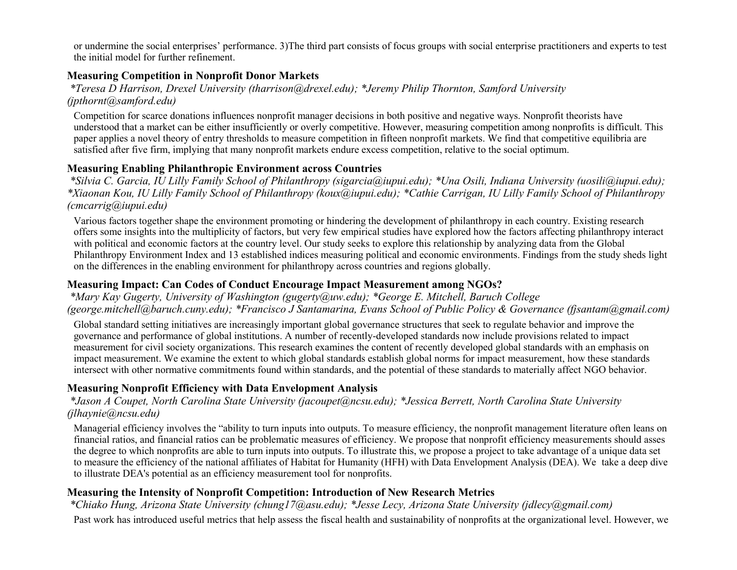or undermine the social enterprises' performance. 3)The third part consists of focus groups with social enterprise practitioners and experts to test the initial model for further refinement.

### Measuring Competition in Nonprofit Donor Markets

*\*Teresa D Harrison, Drexel University (tharrison@drexel.edu); \*Jeremy Philip Thornton, Samford University (jpthornt@samford.edu)*

Competition for scarce donations influences nonprofit manager decisions in both positive and negative ways. Nonprofit theorists have understood that a market can be either insufficiently or overly competitive. However, measuring competition among nonprofits is difficult. This paper applies a novel theory of entry thresholds to measure competition in fifteen nonprofit markets. We find that competitive equilibria are satisfied after five firm, implying that many nonprofit markets endure excess competition, relative to the social optimum.

### Measuring Enabling Philanthropic Environment across Countries

*\*Silvia C. Garcia, IU Lilly Family School of Philanthropy (sigarcia@iupui.edu); \*Una Osili, Indiana University (uosili@iupui.edu); \*Xiaonan Kou, IU Lilly Family School of Philanthropy (koux@iupui.edu); \*Cathie Carrigan, IU Lilly Family School of Philanthropy (cmcarrig@iupui.edu)*

Various factors together shape the environment promoting or hindering the development of philanthropy in each country. Existing research offers some insights into the multiplicity of factors, but very few empirical studies have explored how the factors affecting philanthropy interact with political and economic factors at the country level. Our study seeks to explore this relationship by analyzing data from the Global Philanthropy Environment Index and 13 established indices measuring political and economic environments. Findings from the study sheds light on the differences in the enabling environment for philanthropy across countries and regions globally.

### Measuring Impact: Can Codes of Conduct Encourage Impact Measurement among NGOs?

*\*Mary Kay Gugerty, University of Washington (gugerty@uw.edu); \*George E. Mitchell, Baruch College (george.mitchell@baruch.cuny.edu); \*Francisco J Santamarina, Evans School of Public Policy & Governance (fjsantam@gmail.com)*

Global standard setting initiatives are increasingly important global governance structures that seek to regulate behavior and improve the governance and performance of global institutions. A number of recently-developed standards now include provisions related to impact measurement for civil society organizations. This research examines the content of recently developed global standards with an emphasis on impact measurement. We examine the extent to which global standards establish global norms for impact measurement, how these standards intersect with other normative commitments found within standards, and the potential of these standards to materially affect NGO behavior.

### Measuring Nonprofit Efficiency with Data Envelopment Analysis

*\*Jason A Coupet, North Carolina State University (jacoupet@ncsu.edu); \*Jessica Berrett, North Carolina State University (jlhaynie@ncsu.edu)*

Managerial efficiency involves the "ability to turn inputs into outputs. To measure efficiency, the nonprofit management literature often leans on financial ratios, and financial ratios can be problematic measures of efficiency. We propose that nonprofit efficiency measurements should asses the degree to which nonprofits are able to turn inputs into outputs. To illustrate this, we propose a project to take advantage of a unique data set to measure the efficiency of the national affiliates of Habitat for Humanity (HFH) with Data Envelopment Analysis (DEA). We take a deep dive to illustrate DEA's potential as an efficiency measurement tool for nonprofits.

### Measuring the Intensity of Nonprofit Competition: Introduction of New Research Metrics

*\*Chiako Hung, Arizona State University (chung17@asu.edu); \*Jesse Lecy, Arizona State University (jdlecy@gmail.com)*

Past work has introduced useful metrics that help assess the fiscal health and sustainability of nonprofits at the organizational level. However, we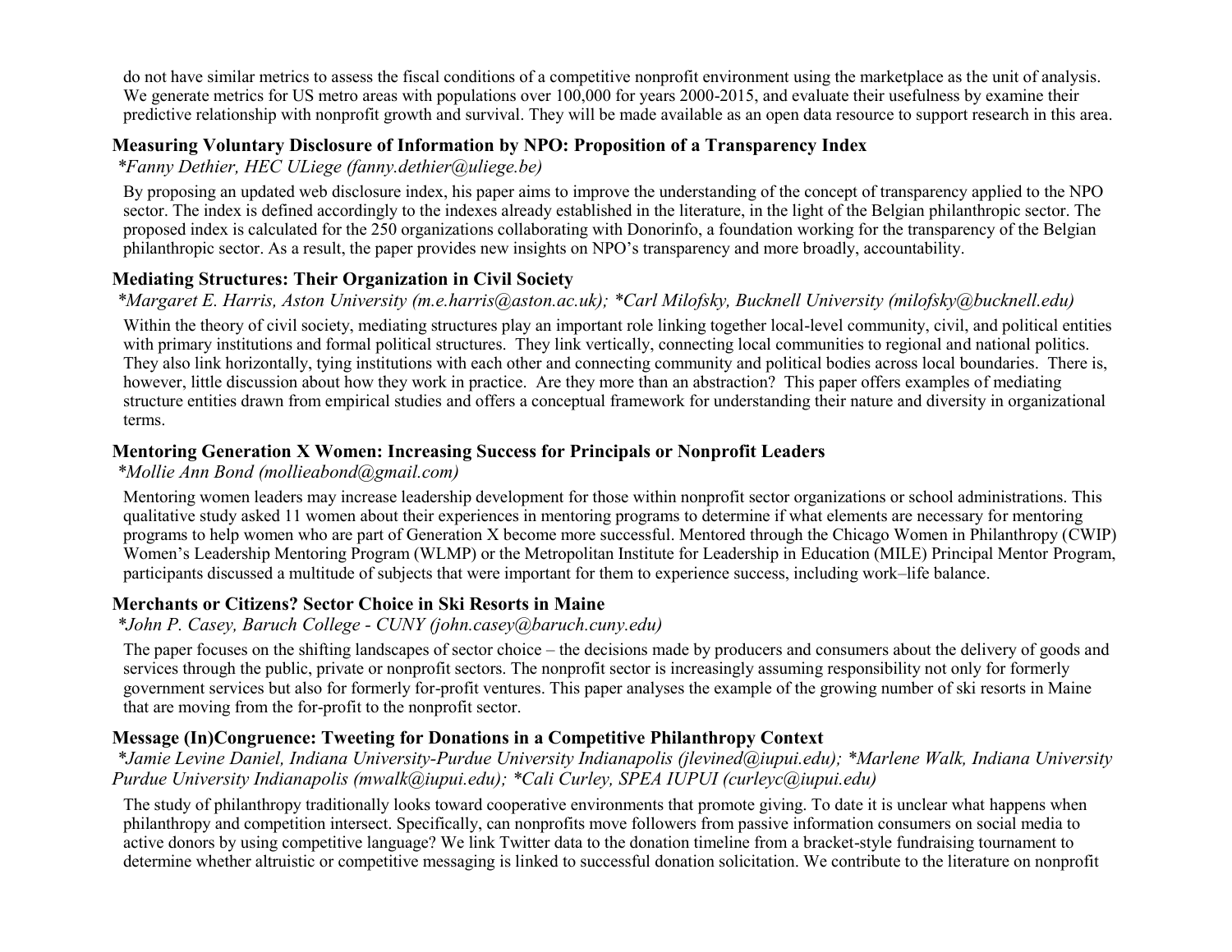do not have similar metrics to assess the fiscal conditions of a competitive nonprofit environment using the marketplace as the unit of analysis. We generate metrics for US metro areas with populations over 100,000 for years 2000-2015, and evaluate their usefulness by examine their predictive relationship with nonprofit growth and survival. They will be made available as an open data resource to support research in this area.

### Measuring Voluntary Disclosure of Information by NPO: Proposition of a Transparency Index

*\*Fanny Dethier, HEC ULiege (fanny.dethier@uliege.be)*

By proposing an updated web disclosure index, his paper aims to improve the understanding of the concept of transparency applied to the NPO sector. The index is defined accordingly to the indexes already established in the literature, in the light of the Belgian philanthropic sector. The proposed index is calculated for the 250 organizations collaborating with Donorinfo, a foundation working for the transparency of the Belgian philanthropic sector. As a result, the paper provides new insights on NPO's transparency and more broadly, accountability.

### Mediating Structures: Their Organization in Civil Society

*\*Margaret E. Harris, Aston University (m.e.harris@aston.ac.uk); \*Carl Milofsky, Bucknell University (milofsky@bucknell.edu)*

Within the theory of civil society, mediating structures play an important role linking together local-level community, civil, and political entities with primary institutions and formal political structures. They link vertically, connecting local communities to regional and national politics. They also link horizontally, tying institutions with each other and connecting community and political bodies across local boundaries. There is, however, little discussion about how they work in practice. Are they more than an abstraction? This paper offers examples of mediating structure entities drawn from empirical studies and offers a conceptual framework for understanding their nature and diversity in organizational terms.

### Mentoring Generation X Women: Increasing Success for Principals or Nonprofit Leaders

*\*Mollie Ann Bond (mollieabond@gmail.com)*

Mentoring women leaders may increase leadership development for those within nonprofit sector organizations or school administrations. This qualitative study asked 11 women about their experiences in mentoring programs to determine if what elements are necessary for mentoring programs to help women who are part of Generation X become more successful. Mentored through the Chicago Women in Philanthropy (CWIP) Women's Leadership Mentoring Program (WLMP) or the Metropolitan Institute for Leadership in Education (MILE) Principal Mentor Program, participants discussed a multitude of subjects that were important for them to experience success, including work–life balance.

### Merchants or Citizens? Sector Choice in Ski Resorts in Maine

*\*John P. Casey, Baruch College - CUNY (john.casey@baruch.cuny.edu)*

The paper focuses on the shifting landscapes of sector choice – the decisions made by producers and consumers about the delivery of goods and services through the public, private or nonprofit sectors. The nonprofit sector is increasingly assuming responsibility not only for formerly government services but also for formerly for-profit ventures. This paper analyses the example of the growing number of ski resorts in Maine that are moving from the for-profit to the nonprofit sector.

### Message (In)Congruence: Tweeting for Donations in a Competitive Philanthropy Context

*\*Jamie Levine Daniel, Indiana University-Purdue University Indianapolis (jlevined@iupui.edu); \*Marlene Walk, Indiana University Purdue University Indianapolis (mwalk@iupui.edu); \*Cali Curley, SPEA IUPUI (curleyc@iupui.edu)*

The study of philanthropy traditionally looks toward cooperative environments that promote giving. To date it is unclear what happens when philanthropy and competition intersect. Specifically, can nonprofits move followers from passive information consumers on social media to active donors by using competitive language? We link Twitter data to the donation timeline from a bracket-style fundraising tournament to determine whether altruistic or competitive messaging is linked to successful donation solicitation. We contribute to the literature on nonprofit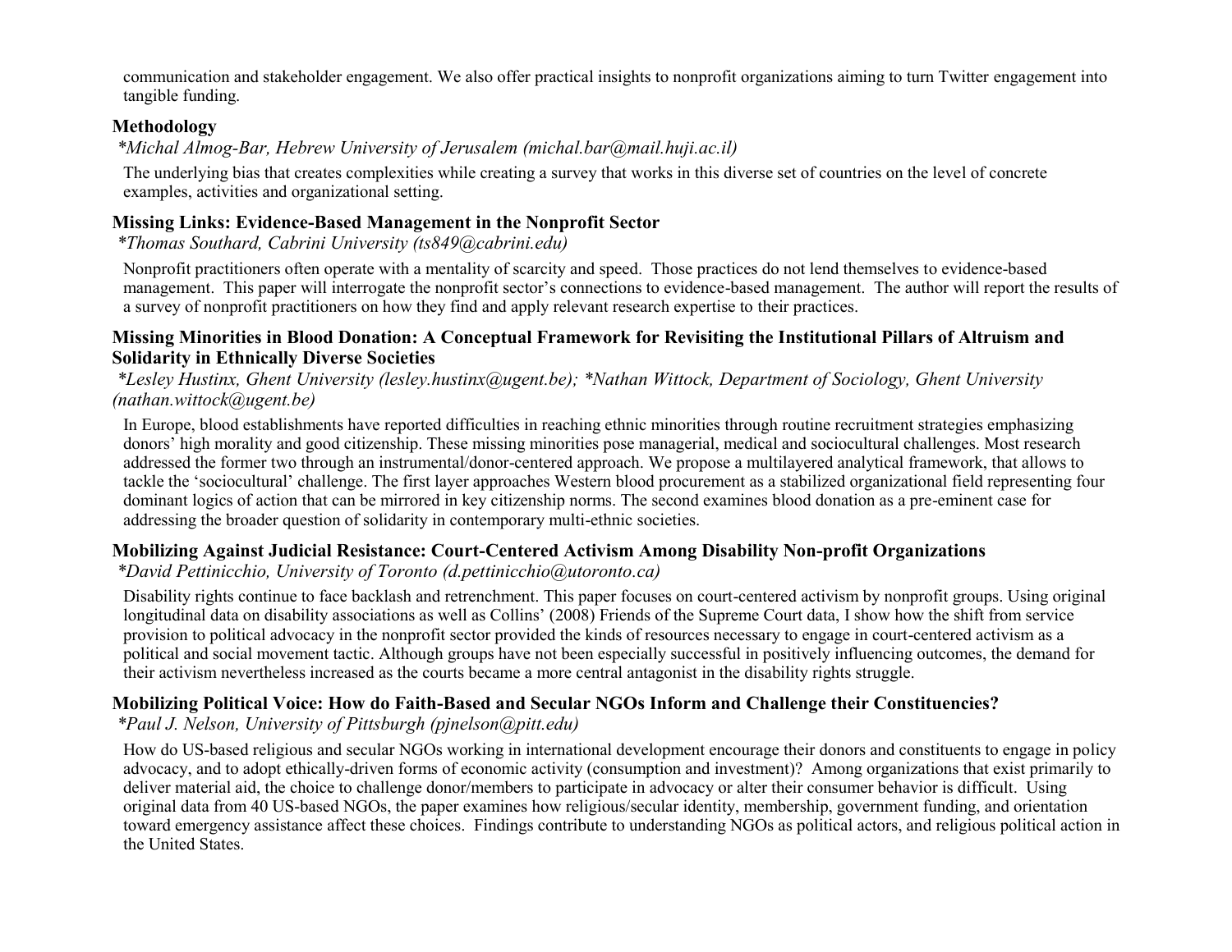communication and stakeholder engagement. We also offer practical insights to nonprofit organizations aiming to turn Twitter engagement into tangible funding.

### Methodology

*\*Michal Almog-Bar, Hebrew University of Jerusalem (michal.bar@mail.huji.ac.il)*

The underlying bias that creates complexities while creating a survey that works in this diverse set of countries on the level of concrete examples, activities and organizational setting.

### Missing Links: Evidence-Based Management in the Nonprofit Sector

*\*Thomas Southard, Cabrini University (ts849@cabrini.edu)*

Nonprofit practitioners often operate with a mentality of scarcity and speed. Those practices do not lend themselves to evidence-based management. This paper will interrogate the nonprofit sector's connections to evidence-based management. The author will report the results of a survey of nonprofit practitioners on how they find and apply relevant research expertise to their practices.

### Missing Minorities in Blood Donation: A Conceptual Framework for Revisiting the Institutional Pillars of Altruism and Solidarity in Ethnically Diverse Societies

*\*Lesley Hustinx, Ghent University (lesley.hustinx@ugent.be); \*Nathan Wittock, Department of Sociology, Ghent University (nathan.wittock@ugent.be)*

In Europe, blood establishments have reported difficulties in reaching ethnic minorities through routine recruitment strategies emphasizing donors' high morality and good citizenship. These missing minorities pose managerial, medical and sociocultural challenges. Most research addressed the former two through an instrumental/donor-centered approach. We propose a multilayered analytical framework, that allows to tackle the 'sociocultural' challenge. The first layer approaches Western blood procurement as a stabilized organizational field representing four dominant logics of action that can be mirrored in key citizenship norms. The second examines blood donation as a pre-eminent case for addressing the broader question of solidarity in contemporary multi-ethnic societies.

### Mobilizing Against Judicial Resistance: Court-Centered Activism Among Disability Non-profit Organizations

*\*David Pettinicchio, University of Toronto (d.pettinicchio@utoronto.ca)*

Disability rights continue to face backlash and retrenchment. This paper focuses on court-centered activism by nonprofit groups. Using original longitudinal data on disability associations as well as Collins' (2008) Friends of the Supreme Court data, I show how the shift from service provision to political advocacy in the nonprofit sector provided the kinds of resources necessary to engage in court-centered activism as a political and social movement tactic. Although groups have not been especially successful in positively influencing outcomes, the demand for their activism nevertheless increased as the courts became a more central antagonist in the disability rights struggle.

### Mobilizing Political Voice: How do Faith-Based and Secular NGOs Inform and Challenge their Constituencies?

*\*Paul J. Nelson, University of Pittsburgh (pjnelson@pitt.edu)*

How do US-based religious and secular NGOs working in international development encourage their donors and constituents to engage in policy advocacy, and to adopt ethically-driven forms of economic activity (consumption and investment)? Among organizations that exist primarily to deliver material aid, the choice to challenge donor/members to participate in advocacy or alter their consumer behavior is difficult. Using original data from 40 US-based NGOs, the paper examines how religious/secular identity, membership, government funding, and orientation toward emergency assistance affect these choices. Findings contribute to understanding NGOs as political actors, and religious political action in the United States.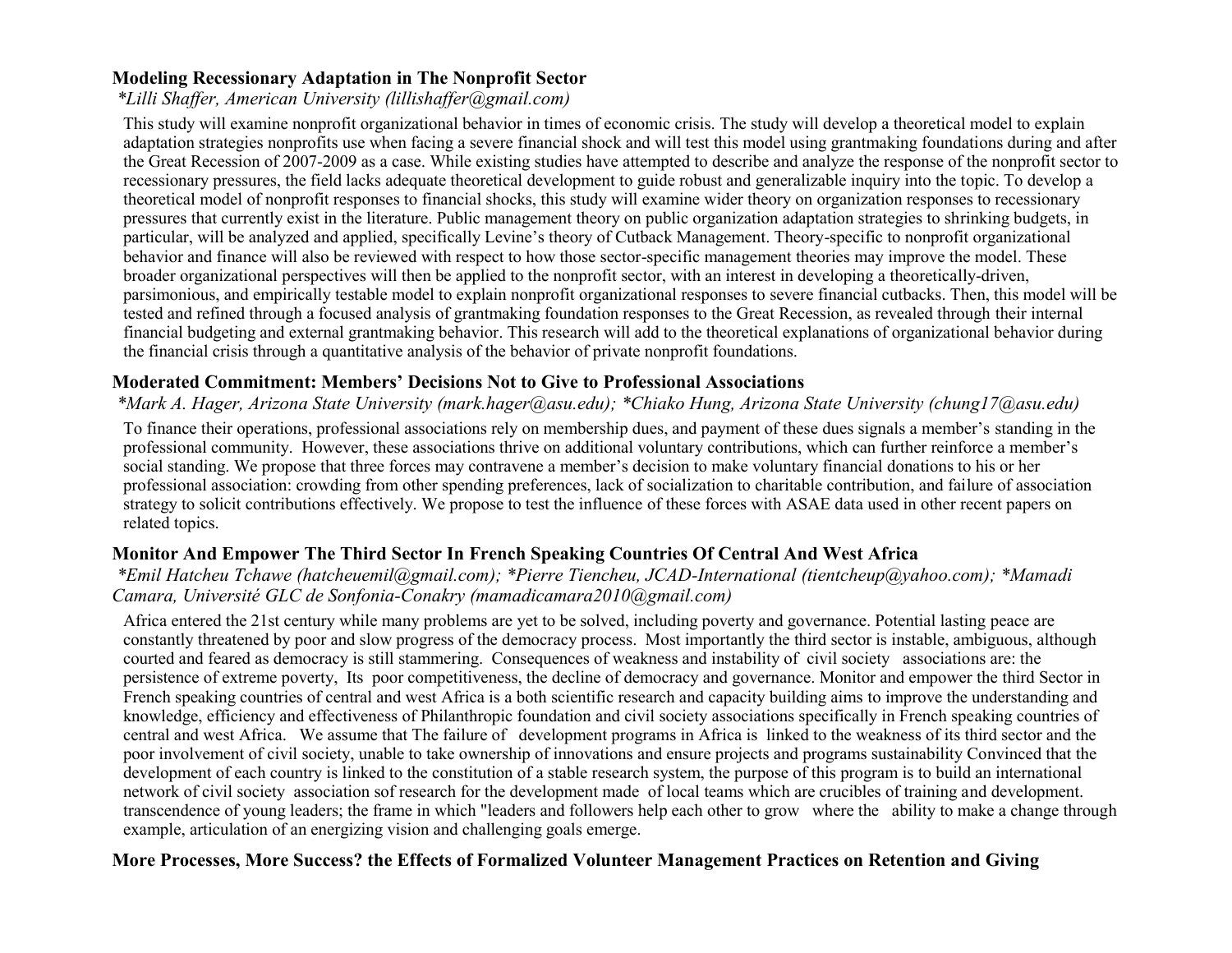### Modeling Recessionary Adaptation in The Nonprofit Sector

*\*Lilli Shaffer, American University (lillishaffer@gmail.com)*

This study will examine nonprofit organizational behavior in times of economic crisis. The study will develop a theoretical model to explain adaptation strategies nonprofits use when facing a severe financial shock and will test this model using grantmaking foundations during and after the Great Recession of 2007-2009 as a case. While existing studies have attempted to describe and analyze the response of the nonprofit sector to recessionary pressures, the field lacks adequate theoretical development to guide robust and generalizable inquiry into the topic. To develop a theoretical model of nonprofit responses to financial shocks, this study will examine wider theory on organization responses to recessionary pressures that currently exist in the literature. Public management theory on public organization adaptation strategies to shrinking budgets, in particular, will be analyzed and applied, specifically Levine's theory of Cutback Management. Theory-specific to nonprofit organizational behavior and finance will also be reviewed with respect to how those sector-specific management theories may improve the model. These broader organizational perspectives will then be applied to the nonprofit sector, with an interest in developing a theoretically-driven, parsimonious, and empirically testable model to explain nonprofit organizational responses to severe financial cutbacks. Then, this model will be tested and refined through a focused analysis of grantmaking foundation responses to the Great Recession, as revealed through their internal financial budgeting and external grantmaking behavior. This research will add to the theoretical explanations of organizational behavior during the financial crisis through a quantitative analysis of the behavior of private nonprofit foundations.

### Moderated Commitment: Members' Decisions Not to Give to Professional Associations

*\*Mark A. Hager, Arizona State University (mark.hager@asu.edu); \*Chiako Hung, Arizona State University (chung17@asu.edu)*

To finance their operations, professional associations rely on membership dues, and payment of these dues signals a member's standing in the professional community. However, these associations thrive on additional voluntary contributions, which can further reinforce a member's social standing. We propose that three forces may contravene a member's decision to make voluntary financial donations to his or her professional association: crowding from other spending preferences, lack of socialization to charitable contribution, and failure of association strategy to solicit contributions effectively. We propose to test the influence of these forces with ASAE data used in other recent papers on related topics.

### Monitor And Empower The Third Sector In French Speaking Countries Of Central And West Africa

*\*Emil Hatcheu Tchawe (hatcheuemil@gmail.com); \*Pierre Tiencheu, JCAD-International (tientcheup@yahoo.com); \*Mamadi Camara, Université GLC de Sonfonia-Conakry (mamadicamara2010@gmail.com)*

Africa entered the 21st century while many problems are yet to be solved, including poverty and governance. Potential lasting peace are constantly threatened by poor and slow progress of the democracy process. Most importantly the third sector is instable, ambiguous, although courted and feared as democracy is still stammering. Consequences of weakness and instability of civil society associations are: the persistence of extreme poverty, Its poor competitiveness, the decline of democracy and governance. Monitor and empower the third Sector in French speaking countries of central and west Africa is a both scientific research and capacity building aims to improve the understanding and knowledge, efficiency and effectiveness of Philanthropic foundation and civil society associations specifically in French speaking countries of central and west Africa. We assume that The failure of development programs in Africa is linked to the weakness of its third sector and the poor involvement of civil society, unable to take ownership of innovations and ensure projects and programs sustainability Convinced that the development of each country is linked to the constitution of a stable research system, the purpose of this program is to build an international network of civil society association sof research for the development made of local teams which are crucibles of training and development. transcendence of young leaders; the frame in which "leaders and followers help each other to grow where the ability to make a change through example, articulation of an energizing vision and challenging goals emerge.

### More Processes, More Success? the Effects of Formalized Volunteer Management Practices on Retention and Giving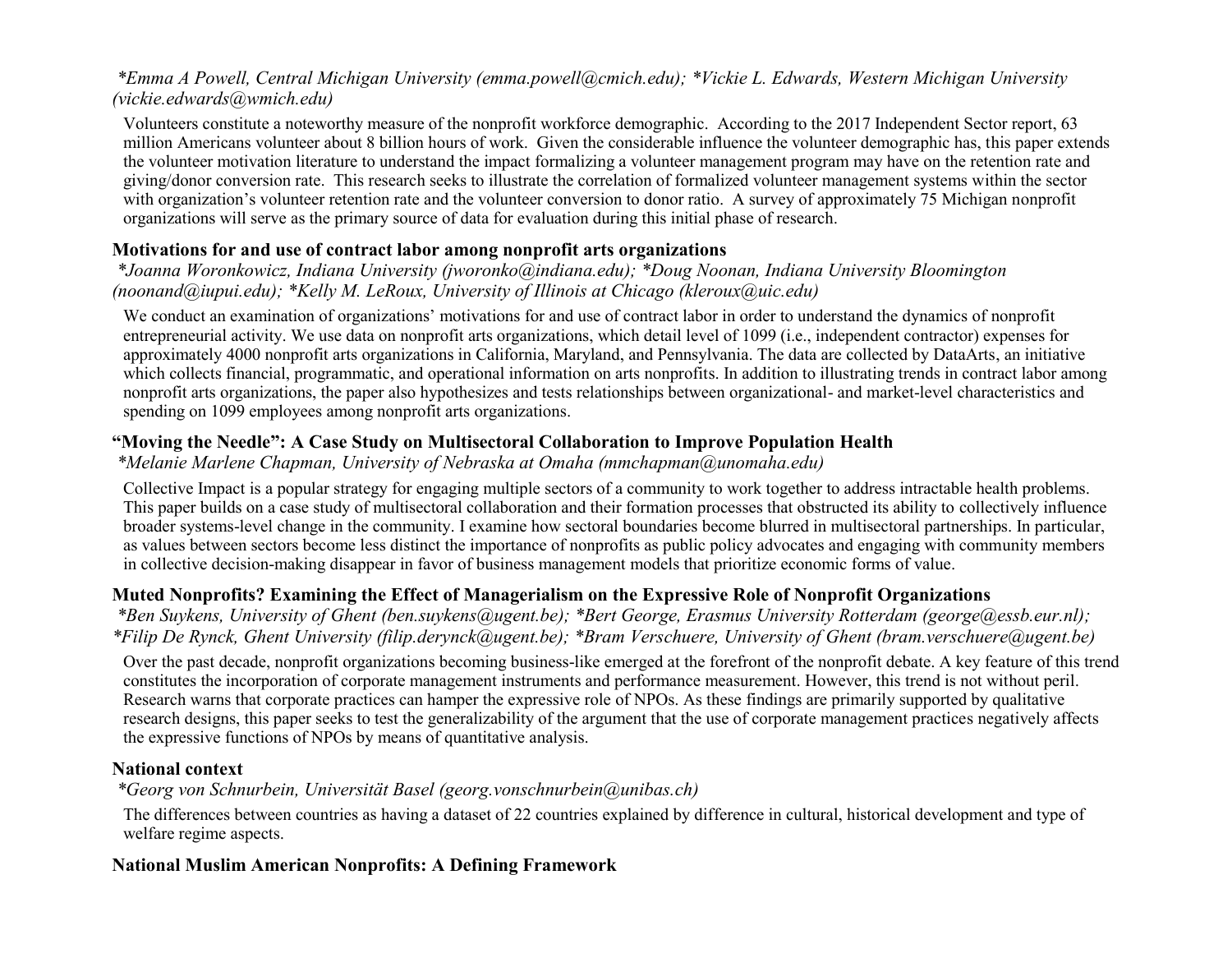*\*Emma A Powell, Central Michigan University (emma.powell@cmich.edu); \*Vickie L. Edwards, Western Michigan University (vickie.edwards@wmich.edu)*

Volunteers constitute a noteworthy measure of the nonprofit workforce demographic. According to the 2017 Independent Sector report, 63 million Americans volunteer about 8 billion hours of work. Given the considerable influence the volunteer demographic has, this paper extends the volunteer motivation literature to understand the impact formalizing a volunteer management program may have on the retention rate and giving/donor conversion rate. This research seeks to illustrate the correlation of formalized volunteer management systems within the sector with organization's volunteer retention rate and the volunteer conversion to donor ratio. A survey of approximately 75 Michigan nonprofit organizations will serve as the primary source of data for evaluation during this initial phase of research.

### Motivations for and use of contract labor among nonprofit arts organizations

*\*Joanna Woronkowicz, Indiana University (jworonko@indiana.edu); \*Doug Noonan, Indiana University Bloomington (noonand@iupui.edu); \*Kelly M. LeRoux, University of Illinois at Chicago (kleroux@uic.edu)*

We conduct an examination of organizations' motivations for and use of contract labor in order to understand the dynamics of nonprofit entrepreneurial activity. We use data on nonprofit arts organizations, which detail level of 1099 (i.e., independent contractor) expenses for approximately 4000 nonprofit arts organizations in California, Maryland, and Pennsylvania. The data are collected by DataArts, an initiative which collects financial, programmatic, and operational information on arts nonprofits. In addition to illustrating trends in contract labor among nonprofit arts organizations, the paper also hypothesizes and tests relationships between organizational- and market-level characteristics and spending on 1099 employees among nonprofit arts organizations.

### "Moving the Needle": A Case Study on Multisectoral Collaboration to Improve Population Health

*\*Melanie Marlene Chapman, University of Nebraska at Omaha (mmchapman@unomaha.edu)*

Collective Impact is a popular strategy for engaging multiple sectors of a community to work together to address intractable health problems. This paper builds on a case study of multisectoral collaboration and their formation processes that obstructed its ability to collectively influence broader systems-level change in the community. I examine how sectoral boundaries become blurred in multisectoral partnerships. In particular, as values between sectors become less distinct the importance of nonprofits as public policy advocates and engaging with community members in collective decision-making disappear in favor of business management models that prioritize economic forms of value.

### Muted Nonprofits? Examining the Effect of Managerialism on the Expressive Role of Nonprofit Organizations

*\*Ben Suykens, University of Ghent (ben.suykens@ugent.be); \*Bert George, Erasmus University Rotterdam (george@essb.eur.nl); \*Filip De Rynck, Ghent University (filip.derynck@ugent.be); \*Bram Verschuere, University of Ghent (bram.verschuere@ugent.be)*

Over the past decade, nonprofit organizations becoming business-like emerged at the forefront of the nonprofit debate. A key feature of this trend constitutes the incorporation of corporate management instruments and performance measurement. However, this trend is not without peril. Research warns that corporate practices can hamper the expressive role of NPOs. As these findings are primarily supported by qualitative research designs, this paper seeks to test the generalizability of the argument that the use of corporate management practices negatively affects the expressive functions of NPOs by means of quantitative analysis.

### National context

*\*Georg von Schnurbein, Universität Basel (georg.vonschnurbein@unibas.ch)*

The differences between countries as having a dataset of 22 countries explained by difference in cultural, historical development and type of welfare regime aspects.

### National Muslim American Nonprofits: A Defining Framework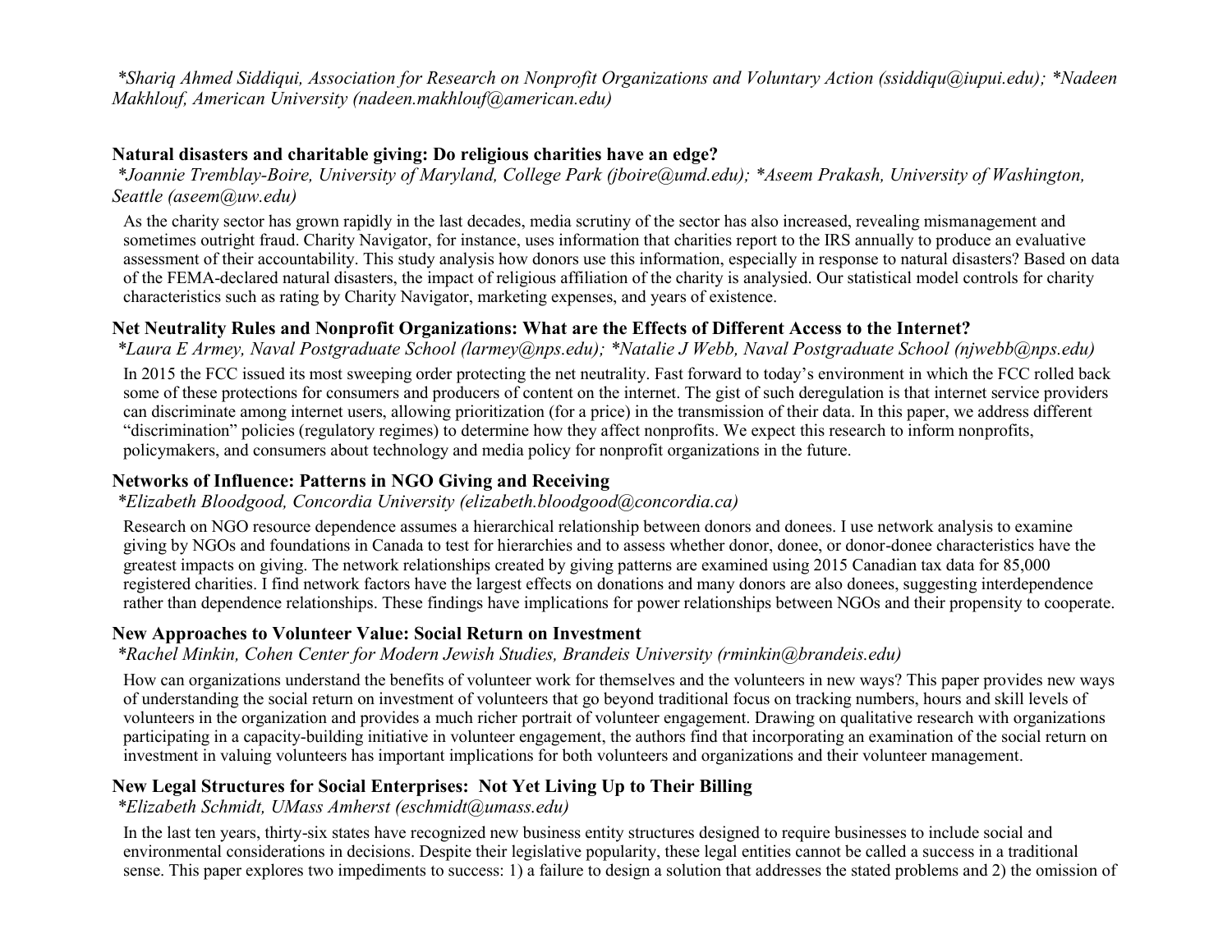*Shariq Ahmed Siddiqui, Association for Research on Nonprofit Organizations and Voluntary Action (ssiddiqu@iupui.edu); *Nadeen Makhlouf, American University (nadeen.makhlouf@american.edu)*

**Natural disasters and charitable giving: Do religious charities have an edge?**

*\*Joannie Tremblay-Boire, University of Maryland, College Park (jboire@umd.edu); \*Aseem Prakash, University of Washington, Seattle (aseem@uw.edu)*

As the charity sector has grown rapidly in the last decades, media scrutiny of the sector has also increased, revealing mismanagement and sometimes outright fraud. Charity Navigator, for instance, uses information that charities report to the IRS annually to produce an evaluative assessment of their accountability. This study analysis how donors use this information, especially in response to natural disasters? Based on data of the FEMA-declared natural disasters, the impact of religious affiliation of the charity is analysied. Our statistical model controls for charity characteristics such as rating by Charity Navigator, marketing expenses, and years of existence.

**Net Neutrality Rules and Nonprofit Organizations: What are the Effects of Different Access to the Internet?**

*\*Laura E Armey, Naval Postgraduate School (larmey@nps.edu); \*Natalie J Webb, Naval Postgraduate School (njwebb@nps.edu)*

In 2015 the FCC issued its most sweeping order protecting the net neutrality. Fast forward to today's environment in which the FCC rolled back some of these protections for consumers and producers of content on the internet. The gist of such deregulation is that internet service providers can discriminate among internet users, allowing prioritization (for a price) in the transmission of their data. In this paper, we address different "discrimination" policies (regulatory regimes) to determine how they affect nonprofits. We expect this research to inform nonprofits, policymakers, and consumers about technology and media policy for nonprofit organizations in the future.

**Networks of Influence: Patterns in NGO Giving and Receiving**

*\*Elizabeth Bloodgood, Concordia University (elizabeth.bloodgood@concordia.ca)*

Research on NGO resource dependence assumes a hierarchical relationship between donors and donees. I use network analysis to examine giving by NGOs and foundations in Canada to test for hierarchies and to assess whether donor, donee, or donor-donee characteristics have the greatest impacts on giving. The network relationships created by giving patterns are examined using 2015 Canadian tax data for 85,000 registered charities. I find network factors have the largest effects on donations and many donors are also donees, suggesting interdependence rather than dependence relationships. These findings have implications for power relationships between NGOs and their propensity to cooperate.

**New Approaches to Volunteer Value: Social Return on Investment**

*\*Rachel Minkin, Cohen Center for Modern Jewish Studies, Brandeis University (rminkin@brandeis.edu)*

How can organizations understand the benefits of volunteer work for themselves and the volunteers in new ways? This paper provides new ways of understanding the social return on investment of volunteers that go beyond traditional focus on tracking numbers, hours and skill levels of volunteers in the organization and provides a much richer portrait of volunteer engagement. Drawing on qualitative research with organizations participating in a capacity-building initiative in volunteer engagement, the authors find that incorporating an examination of the social return on investment in valuing volunteers has important implications for both volunteers and organizations and their volunteer management.

**New Legal Structures for Social Enterprises: Not Yet Living Up to Their Billing**

*\*Elizabeth Schmidt, UMass Amherst (eschmidt@umass.edu)*

In the last ten years, thirty-six states have recognized new business entity structures designed to require businesses to include social and environmental considerations in decisions. Despite their legislative popularity, these legal entities cannot be called a success in a traditional sense. This paper explores two impediments to success: 1) a failure to design a solution that addresses the stated problems and 2) the omission of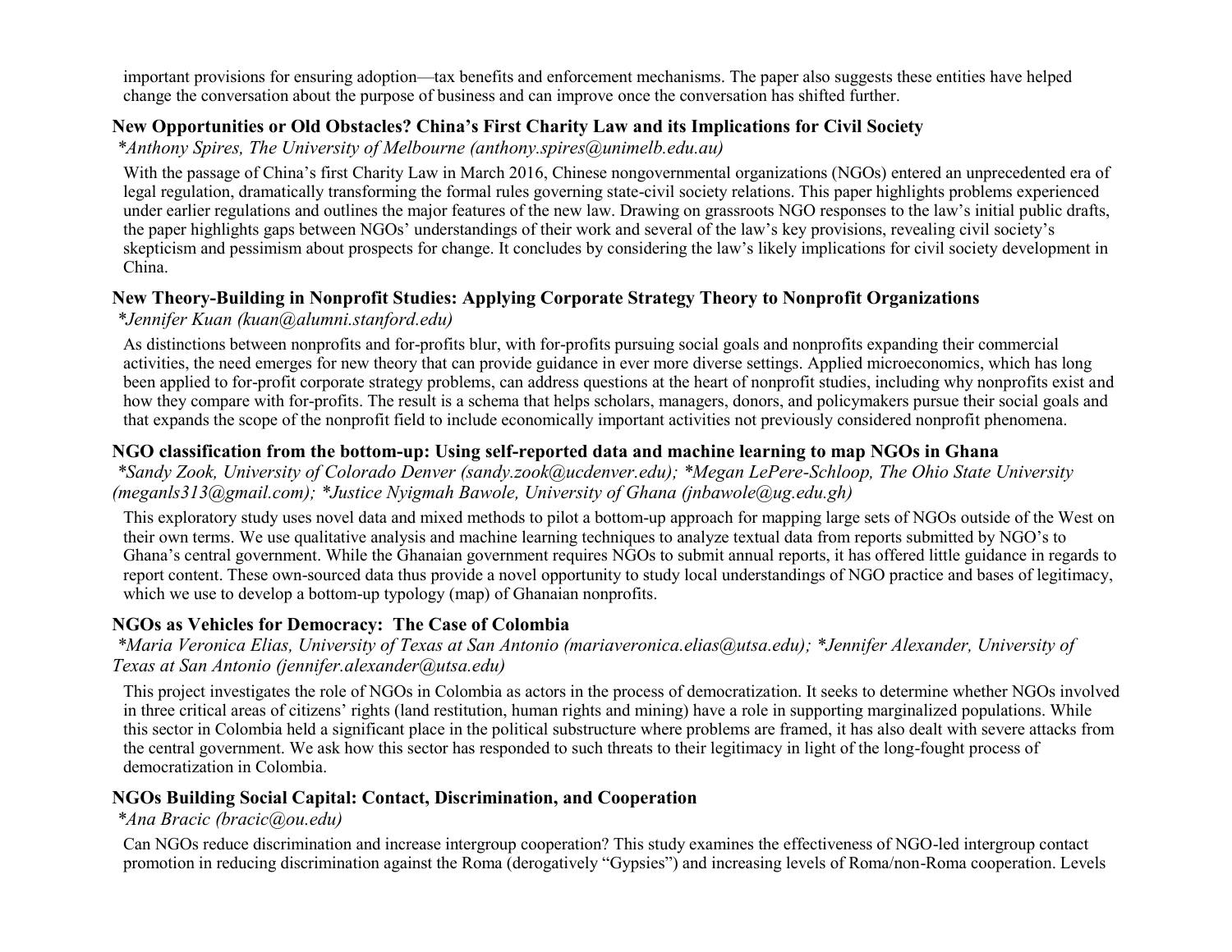important provisions for ensuring adoption—tax benefits and enforcement mechanisms. The paper also suggests these entities have helped change the conversation about the purpose of business and can improve once the conversation has shifted further.

### New Opportunities or Old Obstacles? China's First Charity Law and its Implications for Civil Society

*\*Anthony Spires, The University of Melbourne (anthony.spires@unimelb.edu.au)*

With the passage of China's first Charity Law in March 2016, Chinese nongovernmental organizations (NGOs) entered an unprecedented era of legal regulation, dramatically transforming the formal rules governing state-civil society relations. This paper highlights problems experienced under earlier regulations and outlines the major features of the new law. Drawing on grassroots NGO responses to the law's initial public drafts, the paper highlights gaps between NGOs' understandings of their work and several of the law's key provisions, revealing civil society's skepticism and pessimism about prospects for change. It concludes by considering the law's likely implications for civil society development in China.

### New Theory-Building in Nonprofit Studies: Applying Corporate Strategy Theory to Nonprofit Organizations

*\*Jennifer Kuan (kuan@alumni.stanford.edu)*

As distinctions between nonprofits and for-profits blur, with for-profits pursuing social goals and nonprofits expanding their commercial activities, the need emerges for new theory that can provide guidance in ever more diverse settings. Applied microeconomics, which has long been applied to for-profit corporate strategy problems, can address questions at the heart of nonprofit studies, including why nonprofits exist and how they compare with for-profits. The result is a schema that helps scholars, managers, donors, and policymakers pursue their social goals and that expands the scope of the nonprofit field to include economically important activities not previously considered nonprofit phenomena.

### NGO classification from the bottom-up: Using self-reported data and machine learning to map NGOs in Ghana

*\*Sandy Zook, University of Colorado Denver (sandy.zook@ucdenver.edu); \*Megan LePere-Schloop, The Ohio State University (meganls313@gmail.com); \*Justice Nyigmah Bawole, University of Ghana (jnbawole@ug.edu.gh)*

This exploratory study uses novel data and mixed methods to pilot a bottom-up approach for mapping large sets of NGOs outside of the West on their own terms. We use qualitative analysis and machine learning techniques to analyze textual data from reports submitted by NGO's to Ghana's central government. While the Ghanaian government requires NGOs to submit annual reports, it has offered little guidance in regards to report content. These own-sourced data thus provide a novel opportunity to study local understandings of NGO practice and bases of legitimacy, which we use to develop a bottom-up typology (map) of Ghanaian nonprofits.

### NGOs as Vehicles for Democracy: The Case of Colombia

*\*Maria Veronica Elias, University of Texas at San Antonio (mariaveronica.elias@utsa.edu); \*Jennifer Alexander, University of Texas at San Antonio (jennifer.alexander@utsa.edu)*

This project investigates the role of NGOs in Colombia as actors in the process of democratization. It seeks to determine whether NGOs involved in three critical areas of citizens' rights (land restitution, human rights and mining) have a role in supporting marginalized populations. While this sector in Colombia held a significant place in the political substructure where problems are framed, it has also dealt with severe attacks from the central government. We ask how this sector has responded to such threats to their legitimacy in light of the long-fought process of democratization in Colombia.

### NGOs Building Social Capital: Contact, Discrimination, and Cooperation

*\*Ana Bracic (bracic@ou.edu)*

Can NGOs reduce discrimination and increase intergroup cooperation? This study examines the effectiveness of NGO-led intergroup contact promotion in reducing discrimination against the Roma (derogatively "Gypsies") and increasing levels of Roma/non-Roma cooperation. Levels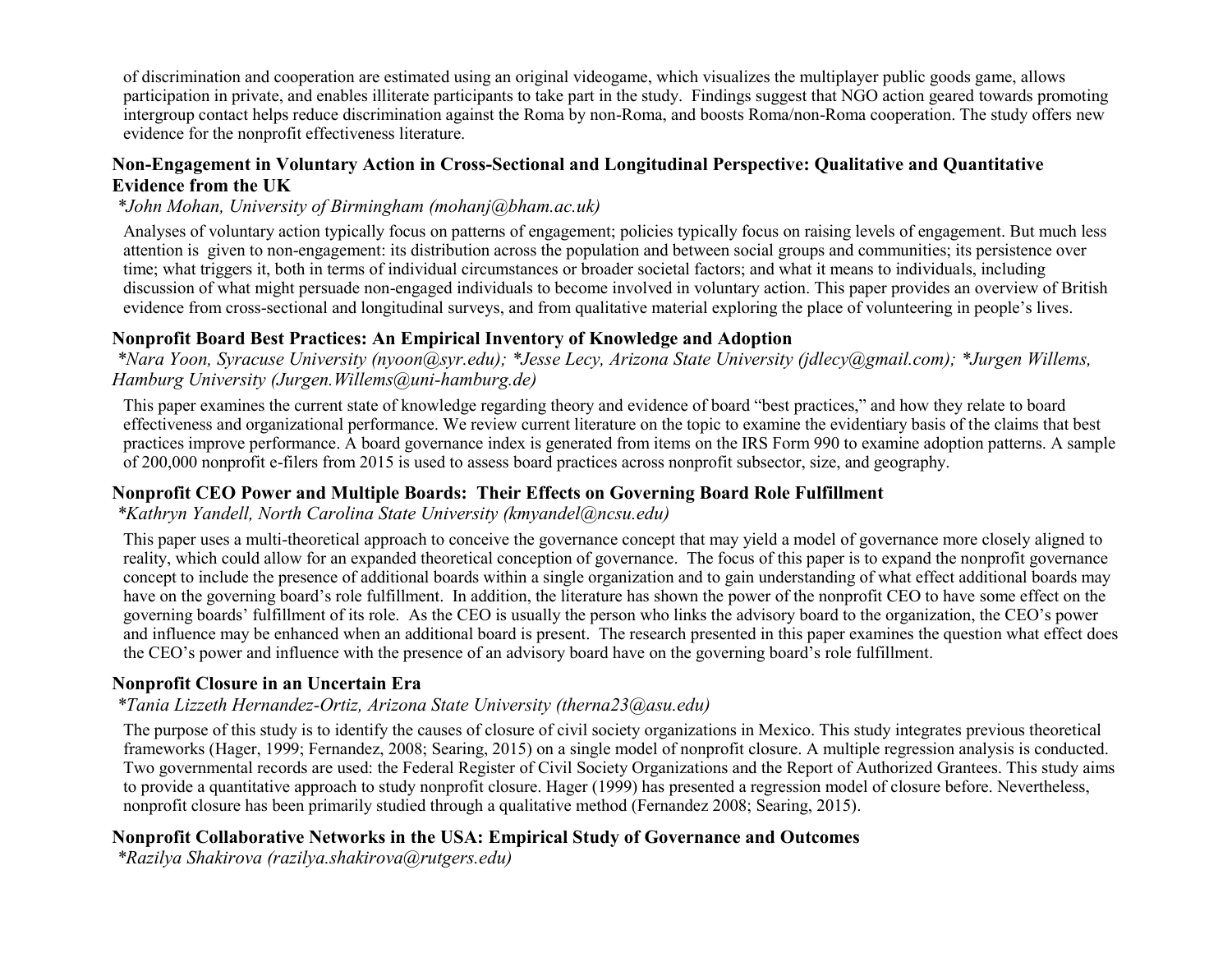of discrimination and cooperation are estimated using an original videogame, which visualizes the multiplayer public goods game, allows participation in private, and enables illiterate participants to take part in the study. Findings suggest that NGO action geared towards promoting intergroup contact helps reduce discrimination against the Roma by non-Roma, and boosts Roma/non-Roma cooperation. The study offers new evidence for the nonprofit effectiveness literature.

### Non-Engagement in Voluntary Action in Cross-Sectional and Longitudinal Perspective: Qualitative and Quantitative Evidence from the UK

*\*John Mohan, University of Birmingham (mohanj@bham.ac.uk)*

Analyses of voluntary action typically focus on patterns of engagement; policies typically focus on raising levels of engagement. But much less attention is given to non-engagement: its distribution across the population and between social groups and communities; its persistence over time; what triggers it, both in terms of individual circumstances or broader societal factors; and what it means to individuals, including discussion of what might persuade non-engaged individuals to become involved in voluntary action. This paper provides an overview of British evidence from cross-sectional and longitudinal surveys, and from qualitative material exploring the place of volunteering in people's lives.

### Nonprofit Board Best Practices: An Empirical Inventory of Knowledge and Adoption

*\*Nara Yoon, Syracuse University (nyoon@syr.edu); \*Jesse Lecy, Arizona State University (jdlecy@gmail.com); \*Jurgen Willems, Hamburg University (Jurgen.Willems@uni-hamburg.de)*

This paper examines the current state of knowledge regarding theory and evidence of board "best practices," and how they relate to board effectiveness and organizational performance. We review current literature on the topic to examine the evidentiary basis of the claims that best practices improve performance. A board governance index is generated from items on the IRS Form 990 to examine adoption patterns. A sample of 200,000 nonprofit e-filers from 2015 is used to assess board practices across nonprofit subsector, size, and geography.

### Nonprofit CEO Power and Multiple Boards: Their Effects on Governing Board Role Fulfillment

*\*Kathryn Yandell, North Carolina State University (kmyandel@ncsu.edu)*

This paper uses a multi-theoretical approach to conceive the governance concept that may yield a model of governance more closely aligned to reality, which could allow for an expanded theoretical conception of governance. The focus of this paper is to expand the nonprofit governance concept to include the presence of additional boards within a single organization and to gain understanding of what effect additional boards may have on the governing board's role fulfillment. In addition, the literature has shown the power of the nonprofit CEO to have some effect on the governing boards' fulfillment of its role. As the CEO is usually the person who links the advisory board to the organization, the CEO's power and influence may be enhanced when an additional board is present. The research presented in this paper examines the question what effect does the CEO's power and influence with the presence of an advisory board have on the governing board's role fulfillment.

### Nonprofit Closure in an Uncertain Era

*\*Tania Lizzeth Hernandez-Ortiz, Arizona State University (therna23@asu.edu)*

The purpose of this study is to identify the causes of closure of civil society organizations in Mexico. This study integrates previous theoretical frameworks (Hager, 1999; Fernandez, 2008; Searing, 2015) on a single model of nonprofit closure. A multiple regression analysis is conducted. Two governmental records are used: the Federal Register of Civil Society Organizations and the Report of Authorized Grantees. This study aims to provide a quantitative approach to study nonprofit closure. Hager (1999) has presented a regression model of closure before. Nevertheless, nonprofit closure has been primarily studied through a qualitative method (Fernandez 2008; Searing, 2015).

### Nonprofit Collaborative Networks in the USA: Empirical Study of Governance and Outcomes

*\*Razilya Shakirova (razilya.shakirova@rutgers.edu)*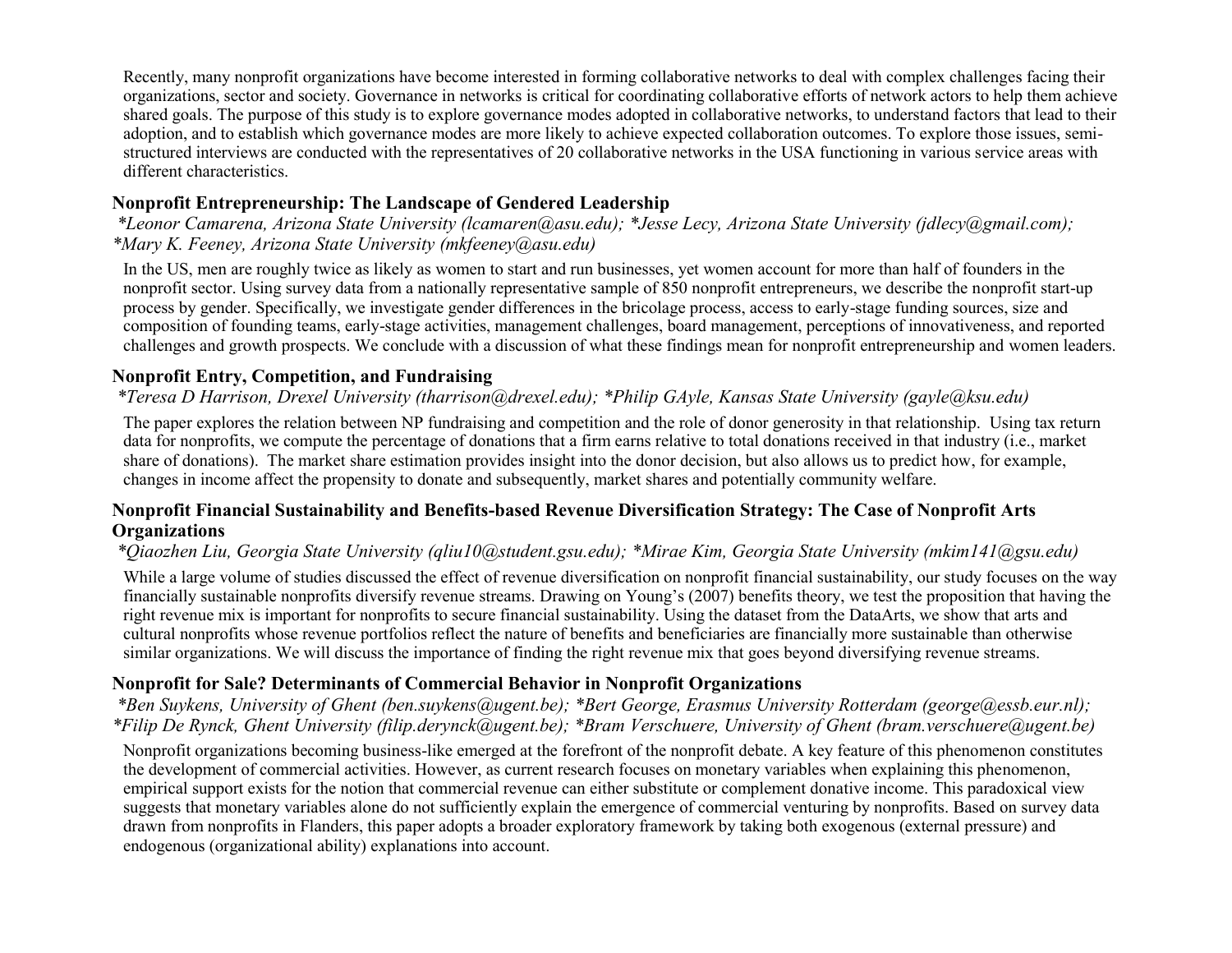Recently, many nonprofit organizations have become interested in forming collaborative networks to deal with complex challenges facing their organizations, sector and society. Governance in networks is critical for coordinating collaborative efforts of network actors to help them achieve shared goals. The purpose of this study is to explore governance modes adopted in collaborative networks, to understand factors that lead to their adoption, and to establish which governance modes are more likely to achieve expected collaboration outcomes. To explore those issues, semi-structured interviews are conducted with the representatives of 20 collaborative networks in the USA functioning in various service areas with different characteristics.

### Nonprofit Entrepreneurship: The Landscape of Gendered Leadership

*\*Leonor Camarena, Arizona State University (lcamaren@asu.edu); \*Jesse Lecy, Arizona State University (jdlecy@gmail.com); \*Mary K. Feeney, Arizona State University (mkfeeney@asu.edu)*

In the US, men are roughly twice as likely as women to start and run businesses, yet women account for more than half of founders in the nonprofit sector. Using survey data from a nationally representative sample of 850 nonprofit entrepreneurs, we describe the nonprofit start-up process by gender. Specifically, we investigate gender differences in the bricolage process, access to early-stage funding sources, size and composition of founding teams, early-stage activities, management challenges, board management, perceptions of innovativeness, and reported challenges and growth prospects. We conclude with a discussion of what these findings mean for nonprofit entrepreneurship and women leaders.

### Nonprofit Entry, Competition, and Fundraising

*\*Teresa D Harrison, Drexel University (tharrison@drexel.edu); \*Philip GAyle, Kansas State University (gayle@ksu.edu)*

The paper explores the relation between NP fundraising and competition and the role of donor generosity in that relationship. Using tax return data for nonprofits, we compute the percentage of donations that a firm earns relative to total donations received in that industry (i.e., market share of donations). The market share estimation provides insight into the donor decision, but also allows us to predict how, for example, changes in income affect the propensity to donate and subsequently, market shares and potentially community welfare.

### Nonprofit Financial Sustainability and Benefits-based Revenue Diversification Strategy: The Case of Nonprofit Arts Organizations

*\*Qiaozhen Liu, Georgia State University (qliu10@student.gsu.edu); \*Mirae Kim, Georgia State University (mkim141@gsu.edu)*

While a large volume of studies discussed the effect of revenue diversification on nonprofit financial sustainability, our study focuses on the way financially sustainable nonprofits diversify revenue streams. Drawing on Young's (2007) benefits theory, we test the proposition that having the right revenue mix is important for nonprofits to secure financial sustainability. Using the dataset from the DataArts, we show that arts and cultural nonprofits whose revenue portfolios reflect the nature of benefits and beneficiaries are financially more sustainable than otherwise similar organizations. We will discuss the importance of finding the right revenue mix that goes beyond diversifying revenue streams.

### Nonprofit for Sale? Determinants of Commercial Behavior in Nonprofit Organizations

*\*Ben Suykens, University of Ghent (ben.suykens@ugent.be); \*Bert George, Erasmus University Rotterdam (george@essb.eur.nl); \*Filip De Rynck, Ghent University (filip.derynck@ugent.be); \*Bram Verschuere, University of Ghent (bram.verschuere@ugent.be)*

Nonprofit organizations becoming business-like emerged at the forefront of the nonprofit debate. A key feature of this phenomenon constitutes the development of commercial activities. However, as current research focuses on monetary variables when explaining this phenomenon, empirical support exists for the notion that commercial revenue can either substitute or complement donative income. This paradoxical view suggests that monetary variables alone do not sufficiently explain the emergence of commercial venturing by nonprofits. Based on survey data drawn from nonprofits in Flanders, this paper adopts a broader exploratory framework by taking both exogenous (external pressure) and endogenous (organizational ability) explanations into account.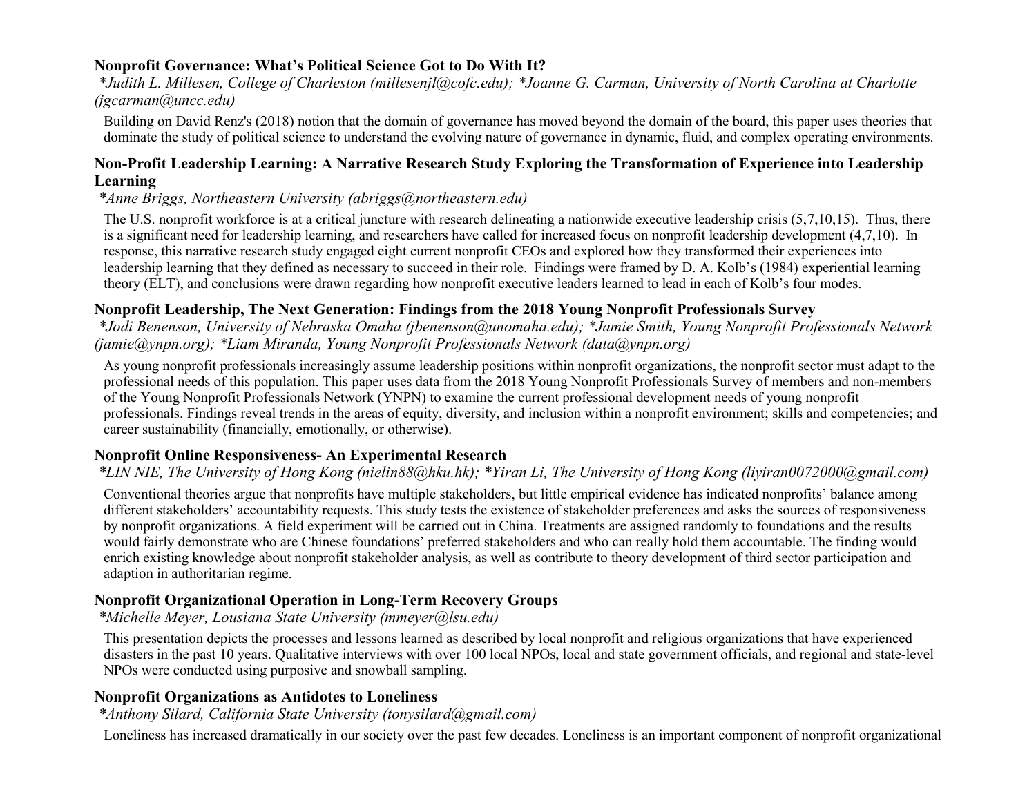**Nonprofit Governance: What's Political Science Got to Do With It?**

*\*Judith L. Millesen, College of Charleston (millesenjl@cofc.edu); \*Joanne G. Carman, University of North Carolina at Charlotte (jgcarman@uncc.edu)*

Building on David Renz's (2018) notion that the domain of governance has moved beyond the domain of the board, this paper uses theories that dominate the study of political science to understand the evolving nature of governance in dynamic, fluid, and complex operating environments.

**Non-Profit Leadership Learning: A Narrative Research Study Exploring the Transformation of Experience into Leadership Learning**

*\*Anne Briggs, Northeastern University (abriggs@northeastern.edu)*

The U.S. nonprofit workforce is at a critical juncture with research delineating a nationwide executive leadership crisis (5,7,10,15). Thus, there is a significant need for leadership learning, and researchers have called for increased focus on nonprofit leadership development (4,7,10). In response, this narrative research study engaged eight current nonprofit CEOs and explored how they transformed their experiences into leadership learning that they defined as necessary to succeed in their role. Findings were framed by D. A. Kolb's (1984) experiential learning theory (ELT), and conclusions were drawn regarding how nonprofit executive leaders learned to lead in each of Kolb's four modes.

**Nonprofit Leadership, The Next Generation: Findings from the 2018 Young Nonprofit Professionals Survey**

*\*Jodi Benenson, University of Nebraska Omaha (jbenenson@unomaha.edu); \*Jamie Smith, Young Nonprofit Professionals Network (jamie@ynpn.org); \*Liam Miranda, Young Nonprofit Professionals Network (data@ynpn.org)*

As young nonprofit professionals increasingly assume leadership positions within nonprofit organizations, the nonprofit sector must adapt to the professional needs of this population. This paper uses data from the 2018 Young Nonprofit Professionals Survey of members and non-members of the Young Nonprofit Professionals Network (YNPN) to examine the current professional development needs of young nonprofit professionals. Findings reveal trends in the areas of equity, diversity, and inclusion within a nonprofit environment; skills and competencies; and career sustainability (financially, emotionally, or otherwise).

**Nonprofit Online Responsiveness- An Experimental Research**

*\*LIN NIE, The University of Hong Kong (nielin88@hku.hk); \*Yiran Li, The University of Hong Kong (liyiran0072000@gmail.com)*

Conventional theories argue that nonprofits have multiple stakeholders, but little empirical evidence has indicated nonprofits' balance among different stakeholders' accountability requests. This study tests the existence of stakeholder preferences and asks the sources of responsiveness by nonprofit organizations. A field experiment will be carried out in China. Treatments are assigned randomly to foundations and the results would fairly demonstrate who are Chinese foundations' preferred stakeholders and who can really hold them accountable. The finding would enrich existing knowledge about nonprofit stakeholder analysis, as well as contribute to theory development of third sector participation and adaption in authoritarian regime.

**Nonprofit Organizational Operation in Long-Term Recovery Groups**

*\*Michelle Meyer, Lousiana State University (mmeyer@lsu.edu)*

This presentation depicts the processes and lessons learned as described by local nonprofit and religious organizations that have experienced disasters in the past 10 years. Qualitative interviews with over 100 local NPOs, local and state government officials, and regional and state-level NPOs were conducted using purposive and snowball sampling.

**Nonprofit Organizations as Antidotes to Loneliness**

*\*Anthony Silard, California State University (tonysilard@gmail.com)*

Loneliness has increased dramatically in our society over the past few decades. Loneliness is an important component of nonprofit organizational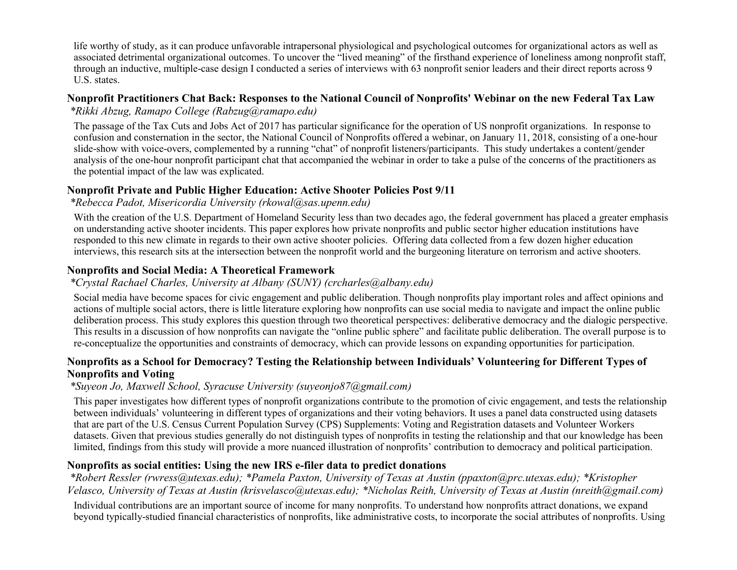life worthy of study, as it can produce unfavorable intrapersonal physiological and psychological outcomes for organizational actors as well as associated detrimental organizational outcomes. To uncover the "lived meaning" of the firsthand experience of loneliness among nonprofit staff, through an inductive, multiple-case design I conducted a series of interviews with 63 nonprofit senior leaders and their direct reports across 9 U.S. states.

### Nonprofit Practitioners Chat Back: Responses to the National Council of Nonprofits' Webinar on the new Federal Tax Law

*\*Rikki Abzug, Ramapo College (Rabzug@ramapo.edu)*

The passage of the Tax Cuts and Jobs Act of 2017 has particular significance for the operation of US nonprofit organizations. In response to confusion and consternation in the sector, the National Council of Nonprofits offered a webinar, on January 11, 2018, consisting of a one-hour slide-show with voice-overs, complemented by a running "chat" of nonprofit listeners/participants. This study undertakes a content/gender analysis of the one-hour nonprofit participant chat that accompanied the webinar in order to take a pulse of the concerns of the practitioners as the potential impact of the law was explicated.

### Nonprofit Private and Public Higher Education: Active Shooter Policies Post 9/11

*\*Rebecca Padot, Misericordia University (rkowal@sas.upenn.edu)*

With the creation of the U.S. Department of Homeland Security less than two decades ago, the federal government has placed a greater emphasis on understanding active shooter incidents. This paper explores how private nonprofits and public sector higher education institutions have responded to this new climate in regards to their own active shooter policies. Offering data collected from a few dozen higher education interviews, this research sits at the intersection between the nonprofit world and the burgeoning literature on terrorism and active shooters.

### Nonprofits and Social Media: A Theoretical Framework

*\*Crystal Rachael Charles, University at Albany (SUNY) (crcharles@albany.edu)*

Social media have become spaces for civic engagement and public deliberation. Though nonprofits play important roles and affect opinions and actions of multiple social actors, there is little literature exploring how nonprofits can use social media to navigate and impact the online public deliberation process. This study explores this question through two theoretical perspectives: deliberative democracy and the dialogic perspective. This results in a discussion of how nonprofits can navigate the "online public sphere" and facilitate public deliberation. The overall purpose is to re-conceptualize the opportunities and constraints of democracy, which can provide lessons on expanding opportunities for participation.

### Nonprofits as a School for Democracy? Testing the Relationship between Individuals' Volunteering for Different Types of Nonprofits and Voting

*\*Suyeon Jo, Maxwell School, Syracuse University (suyeonjo87@gmail.com)*

This paper investigates how different types of nonprofit organizations contribute to the promotion of civic engagement, and tests the relationship between individuals' volunteering in different types of organizations and their voting behaviors. It uses a panel data constructed using datasets that are part of the U.S. Census Current Population Survey (CPS) Supplements: Voting and Registration datasets and Volunteer Workers datasets. Given that previous studies generally do not distinguish types of nonprofits in testing the relationship and that our knowledge has been limited, findings from this study will provide a more nuanced illustration of nonprofits' contribution to democracy and political participation.

### Nonprofits as social entities: Using the new IRS e-filer data to predict donations

*\*Robert Ressler (rwress@utexas.edu); \*Pamela Paxton, University of Texas at Austin (ppaxton@prc.utexas.edu); \*Kristopher Velasco, University of Texas at Austin (krisvelasco@utexas.edu); \*Nicholas Reith, University of Texas at Austin (nreith@gmail.com)*

Individual contributions are an important source of income for many nonprofits. To understand how nonprofits attract donations, we expand beyond typically-studied financial characteristics of nonprofits, like administrative costs, to incorporate the social attributes of nonprofits. Using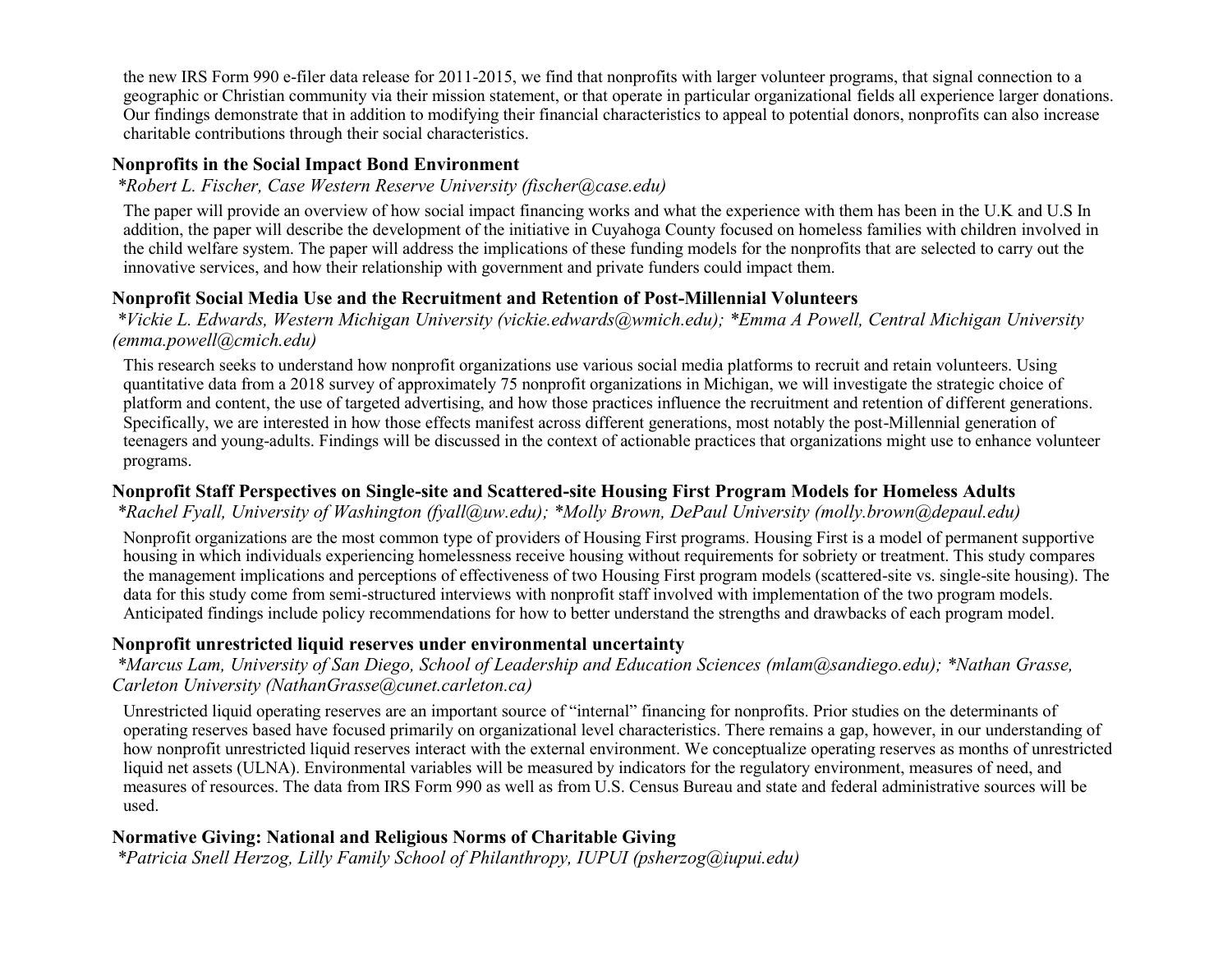the new IRS Form 990 e-filer data release for 2011-2015, we find that nonprofits with larger volunteer programs, that signal connection to a geographic or Christian community via their mission statement, or that operate in particular organizational fields all experience larger donations. Our findings demonstrate that in addition to modifying their financial characteristics to appeal to potential donors, nonprofits can also increase charitable contributions through their social characteristics.

### Nonprofits in the Social Impact Bond Environment

*\*Robert L. Fischer, Case Western Reserve University (fischer@case.edu)*

The paper will provide an overview of how social impact financing works and what the experience with them has been in the U.K and U.S In addition, the paper will describe the development of the initiative in Cuyahoga County focused on homeless families with children involved in the child welfare system. The paper will address the implications of these funding models for the nonprofits that are selected to carry out the innovative services, and how their relationship with government and private funders could impact them.

### Nonprofit Social Media Use and the Recruitment and Retention of Post-Millennial Volunteers

*\*Vickie L. Edwards, Western Michigan University (vickie.edwards@wmich.edu); \*Emma A Powell, Central Michigan University (emma.powell@cmich.edu)*

This research seeks to understand how nonprofit organizations use various social media platforms to recruit and retain volunteers. Using quantitative data from a 2018 survey of approximately 75 nonprofit organizations in Michigan, we will investigate the strategic choice of platform and content, the use of targeted advertising, and how those practices influence the recruitment and retention of different generations. Specifically, we are interested in how those effects manifest across different generations, most notably the post-Millennial generation of teenagers and young-adults. Findings will be discussed in the context of actionable practices that organizations might use to enhance volunteer programs.

### Nonprofit Staff Perspectives on Single-site and Scattered-site Housing First Program Models for Homeless Adults

*\*Rachel Fyall, University of Washington (fyall@uw.edu); \*Molly Brown, DePaul University (molly.brown@depaul.edu)*

Nonprofit organizations are the most common type of providers of Housing First programs. Housing First is a model of permanent supportive housing in which individuals experiencing homelessness receive housing without requirements for sobriety or treatment. This study compares the management implications and perceptions of effectiveness of two Housing First program models (scattered-site vs. single-site housing). The data for this study come from semi-structured interviews with nonprofit staff involved with implementation of the two program models. Anticipated findings include policy recommendations for how to better understand the strengths and drawbacks of each program model.

### Nonprofit unrestricted liquid reserves under environmental uncertainty

*\*Marcus Lam, University of San Diego, School of Leadership and Education Sciences (mlam@sandiego.edu); \*Nathan Grasse, Carleton University (NathanGrasse@cunet.carleton.ca)*

Unrestricted liquid operating reserves are an important source of "internal" financing for nonprofits. Prior studies on the determinants of operating reserves based have focused primarily on organizational level characteristics. There remains a gap, however, in our understanding of how nonprofit unrestricted liquid reserves interact with the external environment. We conceptualize operating reserves as months of unrestricted liquid net assets (ULNA). Environmental variables will be measured by indicators for the regulatory environment, measures of need, and measures of resources. The data from IRS Form 990 as well as from U.S. Census Bureau and state and federal administrative sources will be used.

### Normative Giving: National and Religious Norms of Charitable Giving

*\*Patricia Snell Herzog, Lilly Family School of Philanthropy, IUPUI (psherzog@iupui.edu)*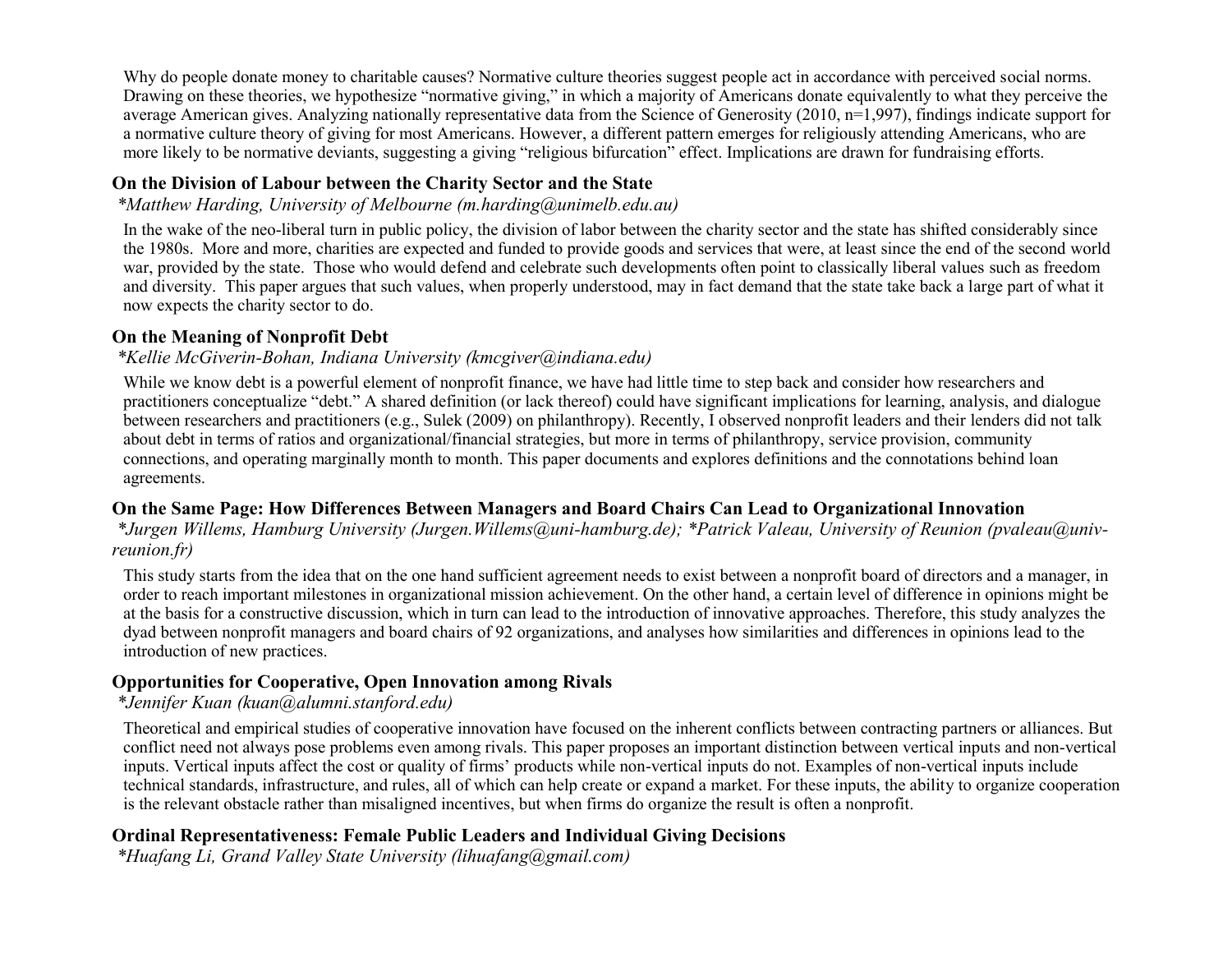Why do people donate money to charitable causes? Normative culture theories suggest people act in accordance with perceived social norms. Drawing on these theories, we hypothesize “normative giving,” in which a majority of Americans donate equivalently to what they perceive the average American gives. Analyzing nationally representative data from the Science of Generosity (2010, n=1,997), findings indicate support for a normative culture theory of giving for most Americans. However, a different pattern emerges for religiously attending Americans, who are more likely to be normative deviants, suggesting a giving “religious bifurcation” effect. Implications are drawn for fundraising efforts.

### On the Division of Labour between the Charity Sector and the State

*\*Matthew Harding, University of Melbourne (m.harding@unimelb.edu.au)*

In the wake of the neo-liberal turn in public policy, the division of labor between the charity sector and the state has shifted considerably since the 1980s. More and more, charities are expected and funded to provide goods and services that were, at least since the end of the second world war, provided by the state. Those who would defend and celebrate such developments often point to classically liberal values such as freedom and diversity. This paper argues that such values, when properly understood, may in fact demand that the state take back a large part of what it now expects the charity sector to do.

### On the Meaning of Nonprofit Debt

*\*Kellie McGiverin-Bohan, Indiana University (kmcgiver@indiana.edu)*

While we know debt is a powerful element of nonprofit finance, we have had little time to step back and consider how researchers and practitioners conceptualize “debt.” A shared definition (or lack thereof) could have significant implications for learning, analysis, and dialogue between researchers and practitioners (e.g., Sulek (2009) on philanthropy). Recently, I observed nonprofit leaders and their lenders did not talk about debt in terms of ratios and organizational/financial strategies, but more in terms of philanthropy, service provision, community connections, and operating marginally month to month. This paper documents and explores definitions and the connotations behind loan agreements.

### On the Same Page: How Differences Between Managers and Board Chairs Can Lead to Organizational Innovation

*\*Jurgen Willems, Hamburg University (Jurgen.Willems@uni-hamburg.de); \*Patrick Valeau, University of Reunion (pvaleau@univ-reunion.fr)*

This study starts from the idea that on the one hand sufficient agreement needs to exist between a nonprofit board of directors and a manager, in order to reach important milestones in organizational mission achievement. On the other hand, a certain level of difference in opinions might be at the basis for a constructive discussion, which in turn can lead to the introduction of innovative approaches. Therefore, this study analyzes the dyad between nonprofit managers and board chairs of 92 organizations, and analyses how similarities and differences in opinions lead to the introduction of new practices.

### Opportunities for Cooperative, Open Innovation among Rivals

*\*Jennifer Kuan (kuan@alumni.stanford.edu)*

Theoretical and empirical studies of cooperative innovation have focused on the inherent conflicts between contracting partners or alliances. But conflict need not always pose problems even among rivals. This paper proposes an important distinction between vertical inputs and non-vertical inputs. Vertical inputs affect the cost or quality of firms’ products while non-vertical inputs do not. Examples of non-vertical inputs include technical standards, infrastructure, and rules, all of which can help create or expand a market. For these inputs, the ability to organize cooperation is the relevant obstacle rather than misaligned incentives, but when firms do organize the result is often a nonprofit.

### Ordinal Representativeness: Female Public Leaders and Individual Giving Decisions

*\*Huafang Li, Grand Valley State University (lihuafang@gmail.com)*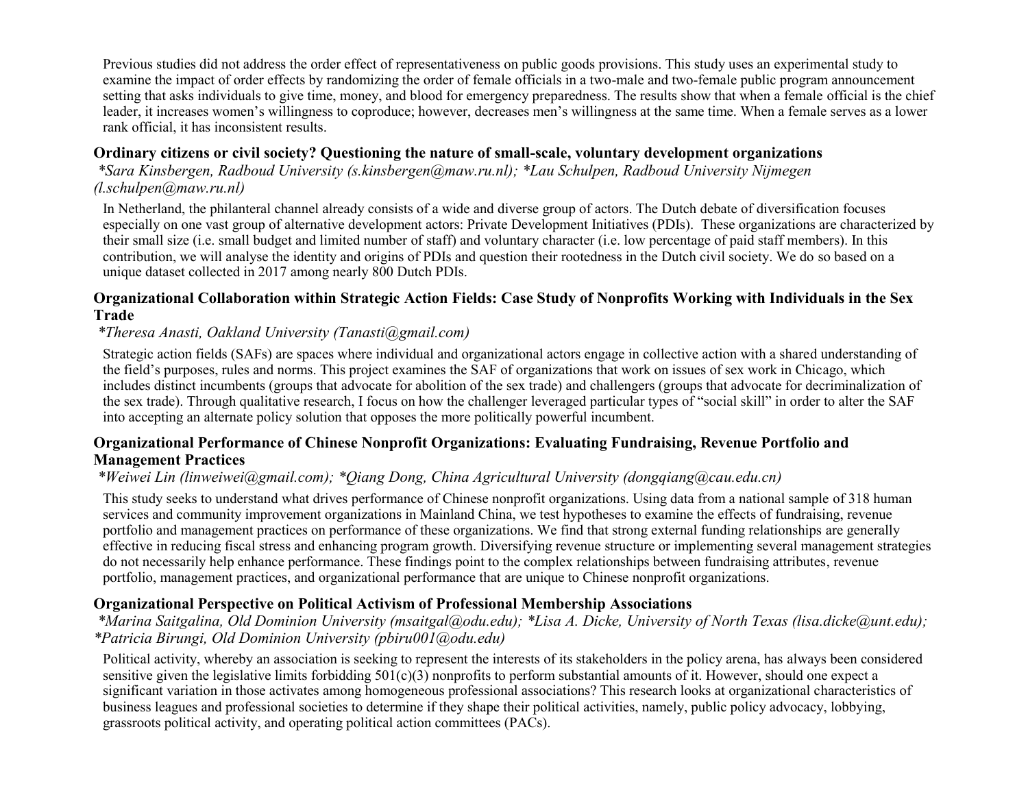Previous studies did not address the order effect of representativeness on public goods provisions. This study uses an experimental study to examine the impact of order effects by randomizing the order of female officials in a two-male and two-female public program announcement setting that asks individuals to give time, money, and blood for emergency preparedness. The results show that when a female official is the chief leader, it increases women's willingness to coproduce; however, decreases men's willingness at the same time. When a female serves as a lower rank official, it has inconsistent results.

### Ordinary citizens or civil society? Questioning the nature of small-scale, voluntary development organizations

*\*Sara Kinsbergen, Radboud University (s.kinsbergen@maw.ru.nl); \*Lau Schulpen, Radboud University Nijmegen (l.schulpen@maw.ru.nl)*

In Netherland, the philanteral channel already consists of a wide and diverse group of actors. The Dutch debate of diversification focuses especially on one vast group of alternative development actors: Private Development Initiatives (PDIs). These organizations are characterized by their small size (i.e. small budget and limited number of staff) and voluntary character (i.e. low percentage of paid staff members). In this contribution, we will analyse the identity and origins of PDIs and question their rootedness in the Dutch civil society. We do so based on a unique dataset collected in 2017 among nearly 800 Dutch PDIs.

### Organizational Collaboration within Strategic Action Fields: Case Study of Nonprofits Working with Individuals in the Sex Trade

*\*Theresa Anasti, Oakland University (Tanasti@gmail.com)*

Strategic action fields (SAFs) are spaces where individual and organizational actors engage in collective action with a shared understanding of the field's purposes, rules and norms. This project examines the SAF of organizations that work on issues of sex work in Chicago, which includes distinct incumbents (groups that advocate for abolition of the sex trade) and challengers (groups that advocate for decriminalization of the sex trade). Through qualitative research, I focus on how the challenger leveraged particular types of "social skill" in order to alter the SAF into accepting an alternate policy solution that opposes the more politically powerful incumbent.

### Organizational Performance of Chinese Nonprofit Organizations: Evaluating Fundraising, Revenue Portfolio and Management Practices

*\*Weiwei Lin (linweiwei@gmail.com); \*Qiang Dong, China Agricultural University (dongqiang@cau.edu.cn)*

This study seeks to understand what drives performance of Chinese nonprofit organizations. Using data from a national sample of 318 human services and community improvement organizations in Mainland China, we test hypotheses to examine the effects of fundraising, revenue portfolio and management practices on performance of these organizations. We find that strong external funding relationships are generally effective in reducing fiscal stress and enhancing program growth. Diversifying revenue structure or implementing several management strategies do not necessarily help enhance performance. These findings point to the complex relationships between fundraising attributes, revenue portfolio, management practices, and organizational performance that are unique to Chinese nonprofit organizations.

### Organizational Perspective on Political Activism of Professional Membership Associations

*\*Marina Saitgalina, Old Dominion University (msaitgal@odu.edu); \*Lisa A. Dicke, University of North Texas (lisa.dicke@unt.edu); \*Patricia Birungi, Old Dominion University (pbiru001@odu.edu)*

Political activity, whereby an association is seeking to represent the interests of its stakeholders in the policy arena, has always been considered sensitive given the legislative limits forbidding 501(c)(3) nonprofits to perform substantial amounts of it. However, should one expect a significant variation in those activates among homogeneous professional associations? This research looks at organizational characteristics of business leagues and professional societies to determine if they shape their political activities, namely, public policy advocacy, lobbying, grassroots political activity, and operating political action committees (PACs).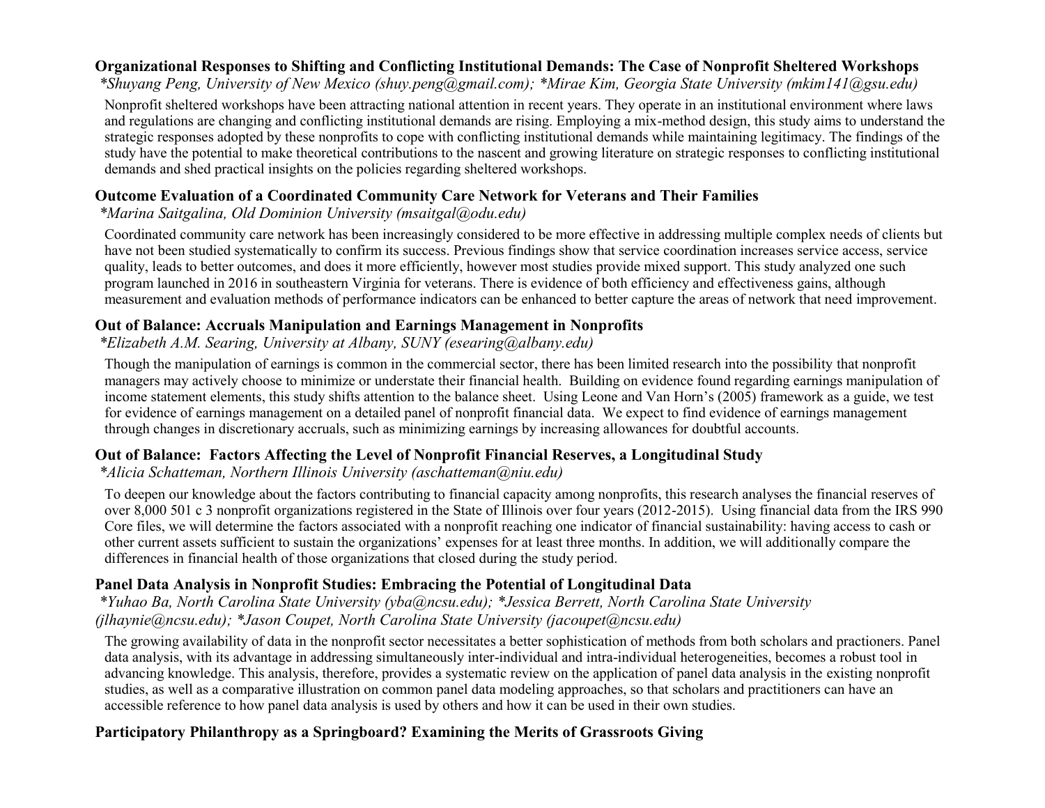**Organizational Responses to Shifting and Conflicting Institutional Demands: The Case of Nonprofit Sheltered Workshops**

*\*Shuyang Peng, University of New Mexico (shuy.peng@gmail.com); \*Mirae Kim, Georgia State University (mkim141@gsu.edu)*

Nonprofit sheltered workshops have been attracting national attention in recent years. They operate in an institutional environment where laws and regulations are changing and conflicting institutional demands are rising. Employing a mix-method design, this study aims to understand the strategic responses adopted by these nonprofits to cope with conflicting institutional demands while maintaining legitimacy. The findings of the study have the potential to make theoretical contributions to the nascent and growing literature on strategic responses to conflicting institutional demands and shed practical insights on the policies regarding sheltered workshops.

**Outcome Evaluation of a Coordinated Community Care Network for Veterans and Their Families**

*\*Marina Saitgalina, Old Dominion University (msaitgal@odu.edu)*

Coordinated community care network has been increasingly considered to be more effective in addressing multiple complex needs of clients but have not been studied systematically to confirm its success. Previous findings show that service coordination increases service access, service quality, leads to better outcomes, and does it more efficiently, however most studies provide mixed support. This study analyzed one such program launched in 2016 in southeastern Virginia for veterans. There is evidence of both efficiency and effectiveness gains, although measurement and evaluation methods of performance indicators can be enhanced to better capture the areas of network that need improvement.

**Out of Balance: Accruals Manipulation and Earnings Management in Nonprofits**

*\*Elizabeth A.M. Searing, University at Albany, SUNY (esearing@albany.edu)*

Though the manipulation of earnings is common in the commercial sector, there has been limited research into the possibility that nonprofit managers may actively choose to minimize or understate their financial health. Building on evidence found regarding earnings manipulation of income statement elements, this study shifts attention to the balance sheet. Using Leone and Van Horn's (2005) framework as a guide, we test for evidence of earnings management on a detailed panel of nonprofit financial data. We expect to find evidence of earnings management through changes in discretionary accruals, such as minimizing earnings by increasing allowances for doubtful accounts.

**Out of Balance: Factors Affecting the Level of Nonprofit Financial Reserves, a Longitudinal Study**

*\*Alicia Schatteman, Northern Illinois University (aschatteman@niu.edu)*

To deepen our knowledge about the factors contributing to financial capacity among nonprofits, this research analyses the financial reserves of over 8,000 501 c 3 nonprofit organizations registered in the State of Illinois over four years (2012-2015). Using financial data from the IRS 990 Core files, we will determine the factors associated with a nonprofit reaching one indicator of financial sustainability: having access to cash or other current assets sufficient to sustain the organizations' expenses for at least three months. In addition, we will additionally compare the differences in financial health of those organizations that closed during the study period.

**Panel Data Analysis in Nonprofit Studies: Embracing the Potential of Longitudinal Data**

*\*Yuhao Ba, North Carolina State University (yba@ncsu.edu); \*Jessica Berrett, North Carolina State University (jlhaynie@ncsu.edu); \*Jason Coupet, North Carolina State University (jacoupet@ncsu.edu)*

The growing availability of data in the nonprofit sector necessitates a better sophistication of methods from both scholars and practioners. Panel data analysis, with its advantage in addressing simultaneously inter-individual and intra-individual heterogeneities, becomes a robust tool in advancing knowledge. This analysis, therefore, provides a systematic review on the application of panel data analysis in the existing nonprofit studies, as well as a comparative illustration on common panel data modeling approaches, so that scholars and practitioners can have an accessible reference to how panel data analysis is used by others and how it can be used in their own studies.

**Participatory Philanthropy as a Springboard? Examining the Merits of Grassroots Giving**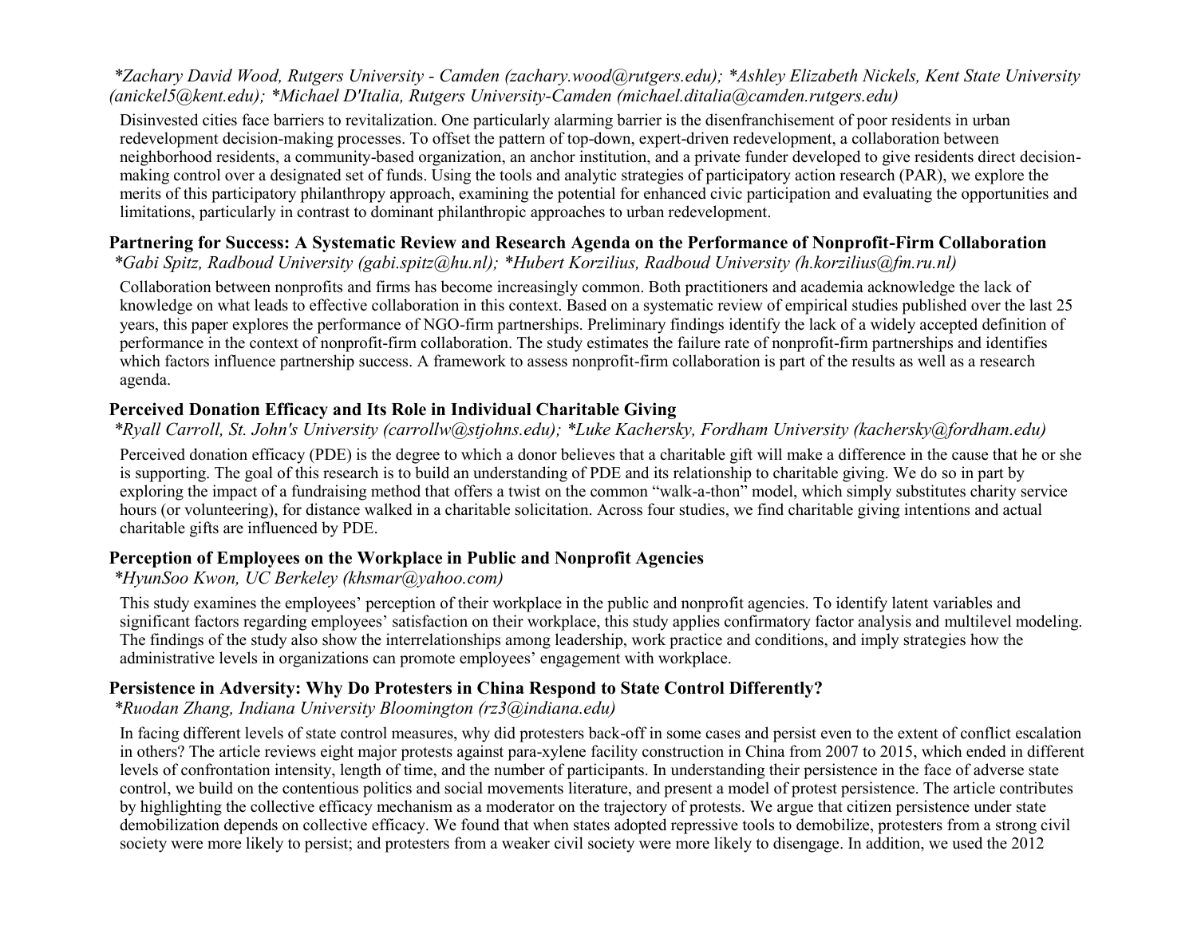*\*Zachary David Wood, Rutgers University - Camden (zachary.wood@rutgers.edu); \*Ashley Elizabeth Nickels, Kent State University (anickel5@kent.edu); \*Michael D'Italia, Rutgers University-Camden (michael.ditalia@camden.rutgers.edu)*

Disinvested cities face barriers to revitalization. One particularly alarming barrier is the disenfranchisement of poor residents in urban redevelopment decision-making processes. To offset the pattern of top-down, expert-driven redevelopment, a collaboration between neighborhood residents, a community-based organization, an anchor institution, and a private funder developed to give residents direct decision-making control over a designated set of funds. Using the tools and analytic strategies of participatory action research (PAR), we explore the merits of this participatory philanthropy approach, examining the potential for enhanced civic participation and evaluating the opportunities and limitations, particularly in contrast to dominant philanthropic approaches to urban redevelopment.

### Partnering for Success: A Systematic Review and Research Agenda on the Performance of Nonprofit-Firm Collaboration

*\*Gabi Spitz, Radboud University (gabi.spitz@hu.nl); \*Hubert Korzilius, Radboud University (h.korzilius@fm.ru.nl)*

Collaboration between nonprofits and firms has become increasingly common. Both practitioners and academia acknowledge the lack of knowledge on what leads to effective collaboration in this context. Based on a systematic review of empirical studies published over the last 25 years, this paper explores the performance of NGO-firm partnerships. Preliminary findings identify the lack of a widely accepted definition of performance in the context of nonprofit-firm collaboration. The study estimates the failure rate of nonprofit-firm partnerships and identifies which factors influence partnership success. A framework to assess nonprofit-firm collaboration is part of the results as well as a research agenda.

### Perceived Donation Efficacy and Its Role in Individual Charitable Giving

*\*Ryall Carroll, St. John's University (carrollw@stjohns.edu); \*Luke Kachersky, Fordham University (kachersky@fordham.edu)*

Perceived donation efficacy (PDE) is the degree to which a donor believes that a charitable gift will make a difference in the cause that he or she is supporting. The goal of this research is to build an understanding of PDE and its relationship to charitable giving. We do so in part by exploring the impact of a fundraising method that offers a twist on the common "walk-a-thon" model, which simply substitutes charity service hours (or volunteering), for distance walked in a charitable solicitation. Across four studies, we find charitable giving intentions and actual charitable gifts are influenced by PDE.

### Perception of Employees on the Workplace in Public and Nonprofit Agencies

*\*HyunSoo Kwon, UC Berkeley (khsmar@yahoo.com)*

This study examines the employees' perception of their workplace in the public and nonprofit agencies. To identify latent variables and significant factors regarding employees' satisfaction on their workplace, this study applies confirmatory factor analysis and multilevel modeling. The findings of the study also show the interrelationships among leadership, work practice and conditions, and imply strategies how the administrative levels in organizations can promote employees' engagement with workplace.

### Persistence in Adversity: Why Do Protesters in China Respond to State Control Differently?

*\*Ruodan Zhang, Indiana University Bloomington (rz3@indiana.edu)*

In facing different levels of state control measures, why did protesters back-off in some cases and persist even to the extent of conflict escalation in others? The article reviews eight major protests against para-xylene facility construction in China from 2007 to 2015, which ended in different levels of confrontation intensity, length of time, and the number of participants. In understanding their persistence in the face of adverse state control, we build on the contentious politics and social movements literature, and present a model of protest persistence. The article contributes by highlighting the collective efficacy mechanism as a moderator on the trajectory of protests. We argue that citizen persistence under state demobilization depends on collective efficacy. We found that when states adopted repressive tools to demobilize, protesters from a strong civil society were more likely to persist; and protesters from a weaker civil society were more likely to disengage. In addition, we used the 2012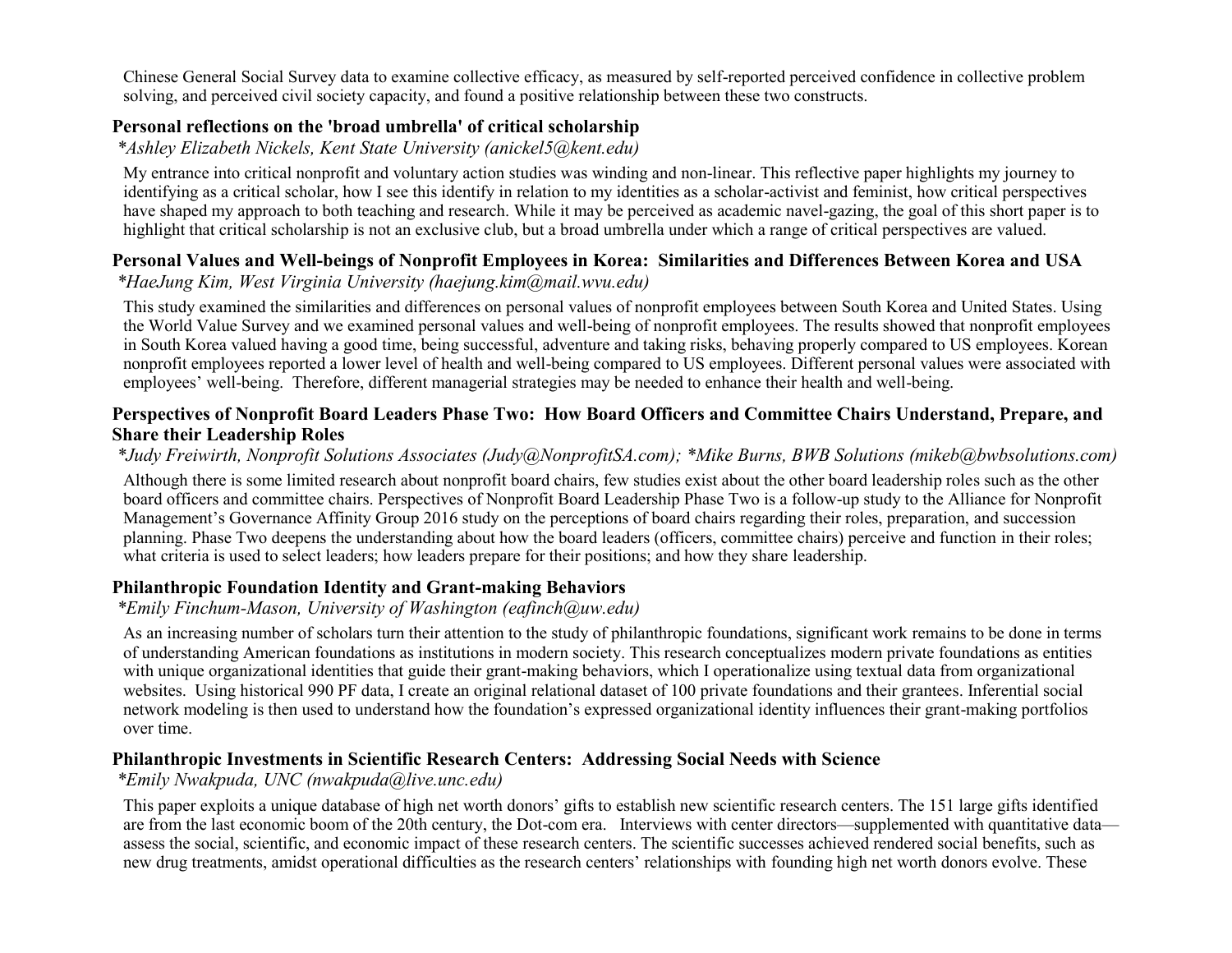Chinese General Social Survey data to examine collective efficacy, as measured by self-reported perceived confidence in collective problem solving, and perceived civil society capacity, and found a positive relationship between these two constructs.

### Personal reflections on the 'broad umbrella' of critical scholarship

*\*Ashley Elizabeth Nickels, Kent State University (anickel5@kent.edu)*

My entrance into critical nonprofit and voluntary action studies was winding and non-linear. This reflective paper highlights my journey to identifying as a critical scholar, how I see this identify in relation to my identities as a scholar-activist and feminist, how critical perspectives have shaped my approach to both teaching and research. While it may be perceived as academic navel-gazing, the goal of this short paper is to highlight that critical scholarship is not an exclusive club, but a broad umbrella under which a range of critical perspectives are valued.

### Personal Values and Well-beings of Nonprofit Employees in Korea: Similarities and Differences Between Korea and USA

*\*HaeJung Kim, West Virginia University (haejung.kim@mail.wvu.edu)*

This study examined the similarities and differences on personal values of nonprofit employees between South Korea and United States. Using the World Value Survey and we examined personal values and well-being of nonprofit employees. The results showed that nonprofit employees in South Korea valued having a good time, being successful, adventure and taking risks, behaving properly compared to US employees. Korean nonprofit employees reported a lower level of health and well-being compared to US employees. Different personal values were associated with employees' well-being. Therefore, different managerial strategies may be needed to enhance their health and well-being.

### Perspectives of Nonprofit Board Leaders Phase Two: How Board Officers and Committee Chairs Understand, Prepare, and Share their Leadership Roles

*\*Judy Freiwirth, Nonprofit Solutions Associates (Judy@NonprofitSA.com); \*Mike Burns, BWB Solutions (mikeb@bwbsolutions.com)*

Although there is some limited research about nonprofit board chairs, few studies exist about the other board leadership roles such as the other board officers and committee chairs. Perspectives of Nonprofit Board Leadership Phase Two is a follow-up study to the Alliance for Nonprofit Management's Governance Affinity Group 2016 study on the perceptions of board chairs regarding their roles, preparation, and succession planning. Phase Two deepens the understanding about how the board leaders (officers, committee chairs) perceive and function in their roles; what criteria is used to select leaders; how leaders prepare for their positions; and how they share leadership.

### Philanthropic Foundation Identity and Grant-making Behaviors

*\*Emily Finchum-Mason, University of Washington (eafinch@uw.edu)*

As an increasing number of scholars turn their attention to the study of philanthropic foundations, significant work remains to be done in terms of understanding American foundations as institutions in modern society. This research conceptualizes modern private foundations as entities with unique organizational identities that guide their grant-making behaviors, which I operationalize using textual data from organizational websites. Using historical 990 PF data, I create an original relational dataset of 100 private foundations and their grantees. Inferential social network modeling is then used to understand how the foundation's expressed organizational identity influences their grant-making portfolios over time.

### Philanthropic Investments in Scientific Research Centers: Addressing Social Needs with Science

*\*Emily Nwakpuda, UNC (nwakpuda@live.unc.edu)*

This paper exploits a unique database of high net worth donors' gifts to establish new scientific research centers. The 151 large gifts identified are from the last economic boom of the 20th century, the Dot-com era. Interviews with center directors—supplemented with quantitative data—assess the social, scientific, and economic impact of these research centers. The scientific successes achieved rendered social benefits, such as new drug treatments, amidst operational difficulties as the research centers' relationships with founding high net worth donors evolve. These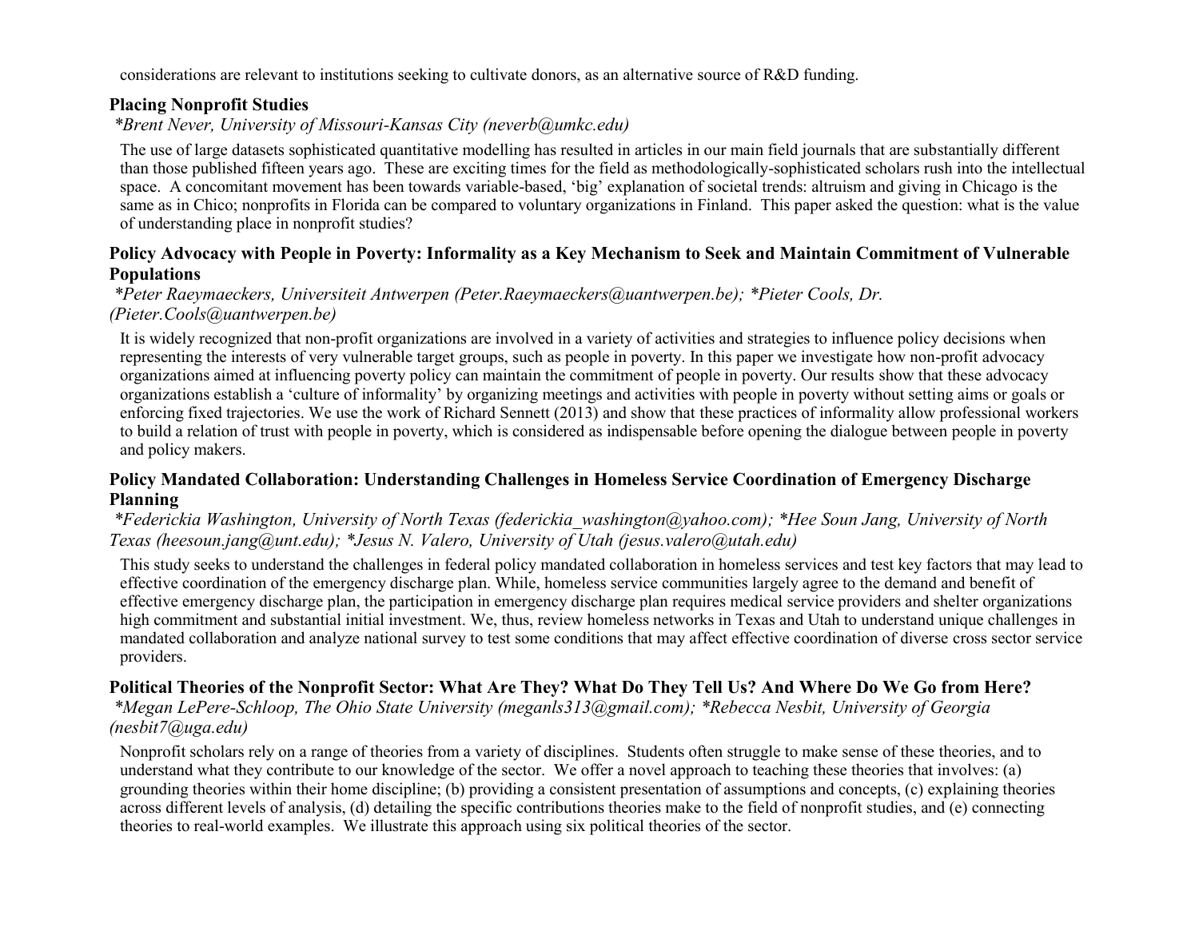considerations are relevant to institutions seeking to cultivate donors, as an alternative source of R&D funding.

### Placing Nonprofit Studies

*\*Brent Never, University of Missouri-Kansas City (neverb@umkc.edu)*

The use of large datasets sophisticated quantitative modelling has resulted in articles in our main field journals that are substantially different than those published fifteen years ago. These are exciting times for the field as methodologically-sophisticated scholars rush into the intellectual space. A concomitant movement has been towards variable-based, 'big' explanation of societal trends: altruism and giving in Chicago is the same as in Chico; nonprofits in Florida can be compared to voluntary organizations in Finland. This paper asked the question: what is the value of understanding place in nonprofit studies?

### Policy Advocacy with People in Poverty: Informality as a Key Mechanism to Seek and Maintain Commitment of Vulnerable Populations

*\*Peter Raeymaeckers, Universiteit Antwerpen (Peter.Raeymaeckers@uantwerpen.be); \*Pieter Cools, Dr. (Pieter.Cools@uantwerpen.be)*

It is widely recognized that non-profit organizations are involved in a variety of activities and strategies to influence policy decisions when representing the interests of very vulnerable target groups, such as people in poverty. In this paper we investigate how non-profit advocacy organizations aimed at influencing poverty policy can maintain the commitment of people in poverty. Our results show that these advocacy organizations establish a 'culture of informality' by organizing meetings and activities with people in poverty without setting aims or goals or enforcing fixed trajectories. We use the work of Richard Sennett (2013) and show that these practices of informality allow professional workers to build a relation of trust with people in poverty, which is considered as indispensable before opening the dialogue between people in poverty and policy makers.

### Policy Mandated Collaboration: Understanding Challenges in Homeless Service Coordination of Emergency Discharge Planning

*\*Federickia Washington, University of North Texas (federickia_washington@yahoo.com); \*Hee Soun Jang, University of North Texas (heesoun.jang@unt.edu); \*Jesus N. Valero, University of Utah (jesus.valero@utah.edu)*

This study seeks to understand the challenges in federal policy mandated collaboration in homeless services and test key factors that may lead to effective coordination of the emergency discharge plan. While, homeless service communities largely agree to the demand and benefit of effective emergency discharge plan, the participation in emergency discharge plan requires medical service providers and shelter organizations high commitment and substantial initial investment. We, thus, review homeless networks in Texas and Utah to understand unique challenges in mandated collaboration and analyze national survey to test some conditions that may affect effective coordination of diverse cross sector service providers.

### Political Theories of the Nonprofit Sector: What Are They? What Do They Tell Us? And Where Do We Go from Here?

*\*Megan LePere-Schloop, The Ohio State University (meganls313@gmail.com); \*Rebecca Nesbit, University of Georgia (nesbit7@uga.edu)*

Nonprofit scholars rely on a range of theories from a variety of disciplines. Students often struggle to make sense of these theories, and to understand what they contribute to our knowledge of the sector. We offer a novel approach to teaching these theories that involves: (a) grounding theories within their home discipline; (b) providing a consistent presentation of assumptions and concepts, (c) explaining theories across different levels of analysis, (d) detailing the specific contributions theories make to the field of nonprofit studies, and (e) connecting theories to real-world examples. We illustrate this approach using six political theories of the sector.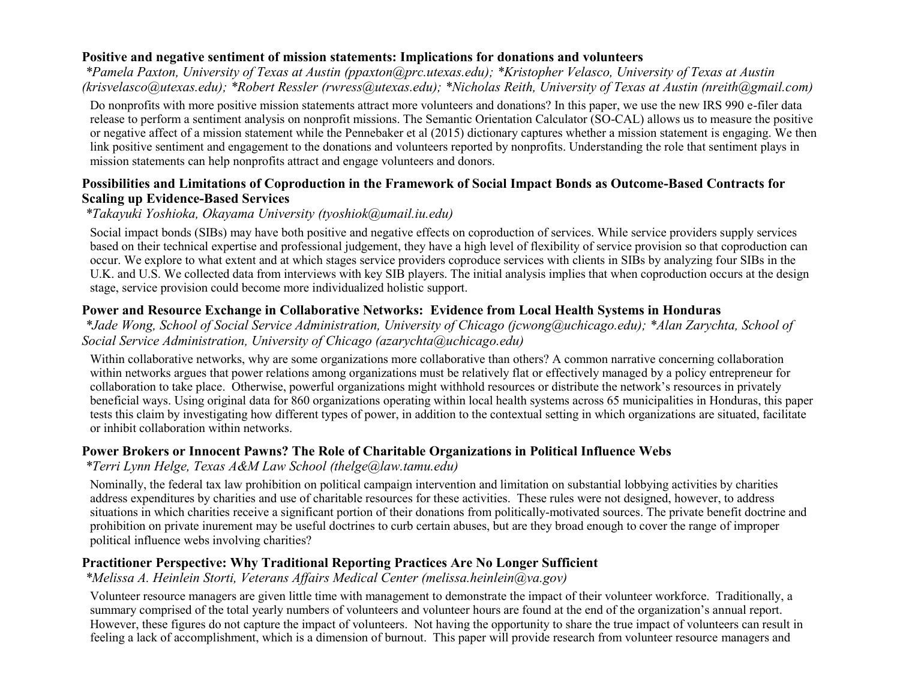**Positive and negative sentiment of mission statements: Implications for donations and volunteers**

*\*Pamela Paxton, University of Texas at Austin (ppaxton@prc.utexas.edu); \*Kristopher Velasco, University of Texas at Austin (krisvelasco@utexas.edu); \*Robert Ressler (rwress@utexas.edu); \*Nicholas Reith, University of Texas at Austin (nreith@gmail.com)*

Do nonprofits with more positive mission statements attract more volunteers and donations? In this paper, we use the new IRS 990 e-filer data release to perform a sentiment analysis on nonprofit missions. The Semantic Orientation Calculator (SO-CAL) allows us to measure the positive or negative affect of a mission statement while the Pennebaker et al (2015) dictionary captures whether a mission statement is engaging. We then link positive sentiment and engagement to the donations and volunteers reported by nonprofits. Understanding the role that sentiment plays in mission statements can help nonprofits attract and engage volunteers and donors.

**Possibilities and Limitations of Coproduction in the Framework of Social Impact Bonds as Outcome-Based Contracts for Scaling up Evidence-Based Services**

*\*Takayuki Yoshioka, Okayama University (tyoshiok@umail.iu.edu)*

Social impact bonds (SIBs) may have both positive and negative effects on coproduction of services. While service providers supply services based on their technical expertise and professional judgement, they have a high level of flexibility of service provision so that coproduction can occur. We explore to what extent and at which stages service providers coproduce services with clients in SIBs by analyzing four SIBs in the U.K. and U.S. We collected data from interviews with key SIB players. The initial analysis implies that when coproduction occurs at the design stage, service provision could become more individualized holistic support.

**Power and Resource Exchange in Collaborative Networks: Evidence from Local Health Systems in Honduras**

*\*Jade Wong, School of Social Service Administration, University of Chicago (jcwong@uchicago.edu); \*Alan Zarychta, School of Social Service Administration, University of Chicago (azarychta@uchicago.edu)*

Within collaborative networks, why are some organizations more collaborative than others? A common narrative concerning collaboration within networks argues that power relations among organizations must be relatively flat or effectively managed by a policy entrepreneur for collaboration to take place. Otherwise, powerful organizations might withhold resources or distribute the network's resources in privately beneficial ways. Using original data for 860 organizations operating within local health systems across 65 municipalities in Honduras, this paper tests this claim by investigating how different types of power, in addition to the contextual setting in which organizations are situated, facilitate or inhibit collaboration within networks.

**Power Brokers or Innocent Pawns? The Role of Charitable Organizations in Political Influence Webs**

*\*Terri Lynn Helge, Texas A&M Law School (thelge@law.tamu.edu)*

Nominally, the federal tax law prohibition on political campaign intervention and limitation on substantial lobbying activities by charities address expenditures by charities and use of charitable resources for these activities. These rules were not designed, however, to address situations in which charities receive a significant portion of their donations from politically-motivated sources. The private benefit doctrine and prohibition on private inurement may be useful doctrines to curb certain abuses, but are they broad enough to cover the range of improper political influence webs involving charities?

**Practitioner Perspective: Why Traditional Reporting Practices Are No Longer Sufficient**

*\*Melissa A. Heinlein Storti, Veterans Affairs Medical Center (melissa.heinlein@va.gov)*

Volunteer resource managers are given little time with management to demonstrate the impact of their volunteer workforce. Traditionally, a summary comprised of the total yearly numbers of volunteers and volunteer hours are found at the end of the organization's annual report. However, these figures do not capture the impact of volunteers. Not having the opportunity to share the true impact of volunteers can result in feeling a lack of accomplishment, which is a dimension of burnout. This paper will provide research from volunteer resource managers and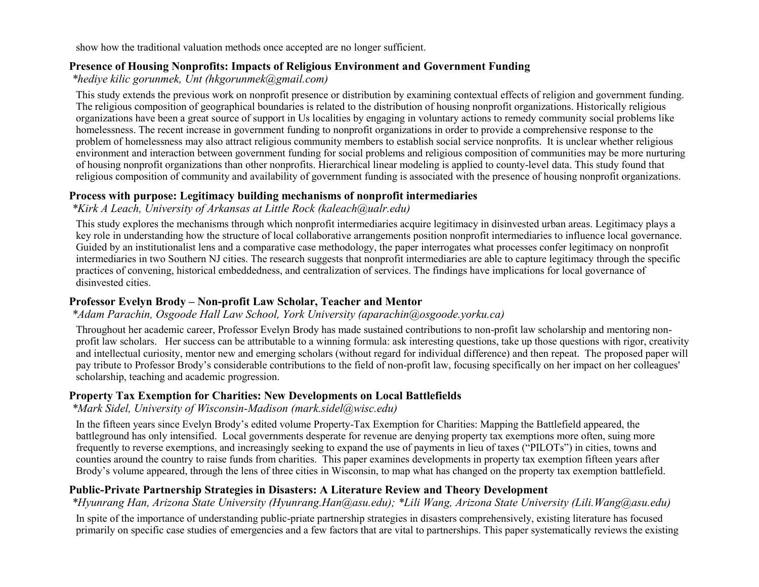show how the traditional valuation methods once accepted are no longer sufficient.

**Presence of Housing Nonprofits: Impacts of Religious Environment and Government Funding**

*\*hediye kilic gorunmek, Unt (hkgorunmek@gmail.com)*

This study extends the previous work on nonprofit presence or distribution by examining contextual effects of religion and government funding. The religious composition of geographical boundaries is related to the distribution of housing nonprofit organizations. Historically religious organizations have been a great source of support in Us localities by engaging in voluntary actions to remedy community social problems like homelessness. The recent increase in government funding to nonprofit organizations in order to provide a comprehensive response to the problem of homelessness may also attract religious community members to establish social service nonprofits. It is unclear whether religious environment and interaction between government funding for social problems and religious composition of communities may be more nurturing of housing nonprofit organizations than other nonprofits. Hierarchical linear modeling is applied to county-level data. This study found that religious composition of community and availability of government funding is associated with the presence of housing nonprofit organizations.

**Process with purpose: Legitimacy building mechanisms of nonprofit intermediaries**

*\*Kirk A Leach, University of Arkansas at Little Rock (kaleach@ualr.edu)*

This study explores the mechanisms through which nonprofit intermediaries acquire legitimacy in disinvested urban areas. Legitimacy plays a key role in understanding how the structure of local collaborative arrangements position nonprofit intermediaries to influence local governance. Guided by an institutionalist lens and a comparative case methodology, the paper interrogates what processes confer legitimacy on nonprofit intermediaries in two Southern NJ cities. The research suggests that nonprofit intermediaries are able to capture legitimacy through the specific practices of convening, historical embeddedness, and centralization of services. The findings have implications for local governance of disinvested cities.

**Professor Evelyn Brody – Non-profit Law Scholar, Teacher and Mentor**

*\*Adam Parachin, Osgoode Hall Law School, York University (aparachin@osgoode.yorku.ca)*

Throughout her academic career, Professor Evelyn Brody has made sustained contributions to non-profit law scholarship and mentoring non-profit law scholars. Her success can be attributable to a winning formula: ask interesting questions, take up those questions with rigor, creativity and intellectual curiosity, mentor new and emerging scholars (without regard for individual difference) and then repeat. The proposed paper will pay tribute to Professor Brody's considerable contributions to the field of non-profit law, focusing specifically on her impact on her colleagues' scholarship, teaching and academic progression.

**Property Tax Exemption for Charities: New Developments on Local Battlefields**

*\*Mark Sidel, University of Wisconsin-Madison (mark.sidel@wisc.edu)*

In the fifteen years since Evelyn Brody's edited volume Property-Tax Exemption for Charities: Mapping the Battlefield appeared, the battleground has only intensified. Local governments desperate for revenue are denying property tax exemptions more often, suing more frequently to reverse exemptions, and increasingly seeking to expand the use of payments in lieu of taxes ("PILOTs") in cities, towns and counties around the country to raise funds from charities. This paper examines developments in property tax exemption fifteen years after Brody's volume appeared, through the lens of three cities in Wisconsin, to map what has changed on the property tax exemption battlefield.

**Public-Private Partnership Strategies in Disasters: A Literature Review and Theory Development**

*\*Hyunrang Han, Arizona State University (Hyunrang.Han@asu.edu); \*Lili Wang, Arizona State University (Lili.Wang@asu.edu)*

In spite of the importance of understanding public-priate partnership strategies in disasters comprehensively, existing literature has focused primarily on specific case studies of emergencies and a few factors that are vital to partnerships. This paper systematically reviews the existing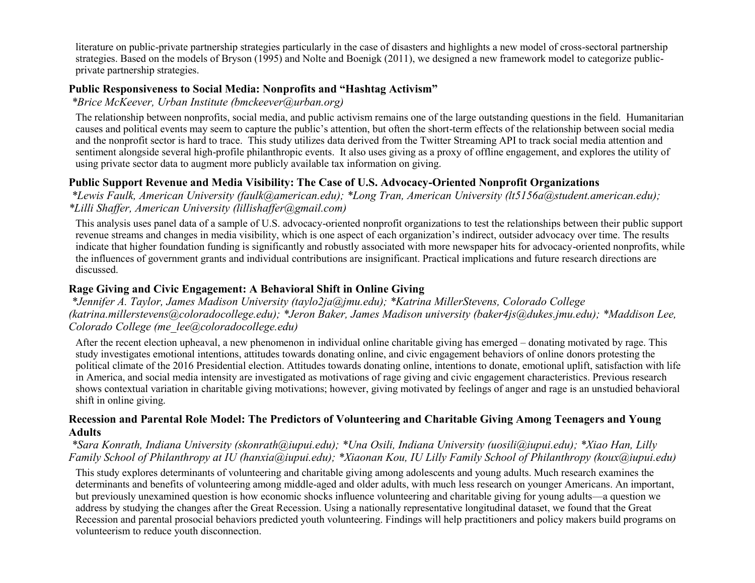literature on public-private partnership strategies particularly in the case of disasters and highlights a new model of cross-sectoral partnership strategies. Based on the models of Bryson (1995) and Nolte and Boenigk (2011), we designed a new framework model to categorize public-private partnership strategies.

### Public Responsiveness to Social Media: Nonprofits and "Hashtag Activism"

*\*Brice McKeever, Urban Institute (bmckeever@urban.org)*

The relationship between nonprofits, social media, and public activism remains one of the large outstanding questions in the field. Humanitarian causes and political events may seem to capture the public's attention, but often the short-term effects of the relationship between social media and the nonprofit sector is hard to trace. This study utilizes data derived from the Twitter Streaming API to track social media attention and sentiment alongside several high-profile philanthropic events. It also uses giving as a proxy of offline engagement, and explores the utility of using private sector data to augment more publicly available tax information on giving.

### Public Support Revenue and Media Visibility: The Case of U.S. Advocacy-Oriented Nonprofit Organizations

*\*Lewis Faulk, American University (faulk@american.edu); \*Long Tran, American University (lt5156a@student.american.edu); \*Lilli Shaffer, American University (lillishaffer@gmail.com)*

This analysis uses panel data of a sample of U.S. advocacy-oriented nonprofit organizations to test the relationships between their public support revenue streams and changes in media visibility, which is one aspect of each organization's indirect, outsider advocacy over time. The results indicate that higher foundation funding is significantly and robustly associated with more newspaper hits for advocacy-oriented nonprofits, while the influences of government grants and individual contributions are insignificant. Practical implications and future research directions are discussed.

### Rage Giving and Civic Engagement: A Behavioral Shift in Online Giving

*\*Jennifer A. Taylor, James Madison University (taylo2ja@jmu.edu); \*Katrina MillerStevens, Colorado College (katrina.millerstevens@coloradocollege.edu); \*Jeron Baker, James Madison university (baker4js@dukes.jmu.edu); \*Maddison Lee, Colorado College (me_lee@coloradocollege.edu)*

After the recent election upheaval, a new phenomenon in individual online charitable giving has emerged – donating motivated by rage. This study investigates emotional intentions, attitudes towards donating online, and civic engagement behaviors of online donors protesting the political climate of the 2016 Presidential election. Attitudes towards donating online, intentions to donate, emotional uplift, satisfaction with life in America, and social media intensity are investigated as motivations of rage giving and civic engagement characteristics. Previous research shows contextual variation in charitable giving motivations; however, giving motivated by feelings of anger and rage is an unstudied behavioral shift in online giving.

### Recession and Parental Role Model: The Predictors of Volunteering and Charitable Giving Among Teenagers and Young Adults

*\*Sara Konrath, Indiana University (skonrath@iupui.edu); \*Una Osili, Indiana University (uosili@iupui.edu); \*Xiao Han, Lilly Family School of Philanthropy at IU (hanxia@iupui.edu); \*Xiaonan Kou, IU Lilly Family School of Philanthropy (koux@iupui.edu)*

This study explores determinants of volunteering and charitable giving among adolescents and young adults. Much research examines the determinants and benefits of volunteering among middle-aged and older adults, with much less research on younger Americans. An important, but previously unexamined question is how economic shocks influence volunteering and charitable giving for young adults—a question we address by studying the changes after the Great Recession. Using a nationally representative longitudinal dataset, we found that the Great Recession and parental prosocial behaviors predicted youth volunteering. Findings will help practitioners and policy makers build programs on volunteerism to reduce youth disconnection.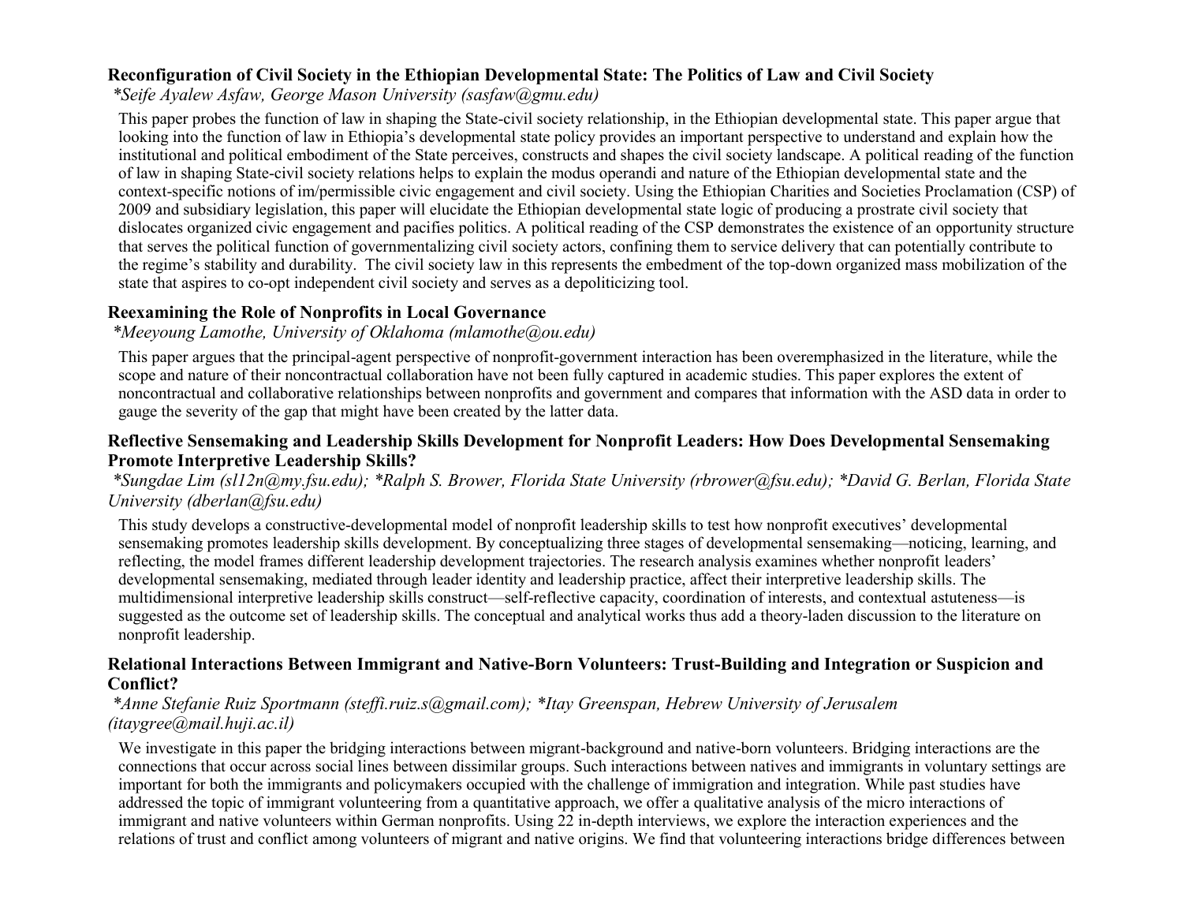### Reconfiguration of Civil Society in the Ethiopian Developmental State: The Politics of Law and Civil Society

*\*Seife Ayalew Asfaw, George Mason University (sasfaw@gmu.edu)*

This paper probes the function of law in shaping the State-civil society relationship, in the Ethiopian developmental state. This paper argue that looking into the function of law in Ethiopia's developmental state policy provides an important perspective to understand and explain how the institutional and political embodiment of the State perceives, constructs and shapes the civil society landscape. A political reading of the function of law in shaping State-civil society relations helps to explain the modus operandi and nature of the Ethiopian developmental state and the context-specific notions of im/permissible civic engagement and civil society. Using the Ethiopian Charities and Societies Proclamation (CSP) of 2009 and subsidiary legislation, this paper will elucidate the Ethiopian developmental state logic of producing a prostrate civil society that dislocates organized civic engagement and pacifies politics. A political reading of the CSP demonstrates the existence of an opportunity structure that serves the political function of governmentalizing civil society actors, confining them to service delivery that can potentially contribute to the regime's stability and durability. The civil society law in this represents the embedment of the top-down organized mass mobilization of the state that aspires to co-opt independent civil society and serves as a depoliticizing tool.

### Reexamining the Role of Nonprofits in Local Governance

*\*Meeyoung Lamothe, University of Oklahoma (mlamothe@ou.edu)*

This paper argues that the principal-agent perspective of nonprofit-government interaction has been overemphasized in the literature, while the scope and nature of their noncontractual collaboration have not been fully captured in academic studies. This paper explores the extent of noncontractual and collaborative relationships between nonprofits and government and compares that information with the ASD data in order to gauge the severity of the gap that might have been created by the latter data.

### Reflective Sensemaking and Leadership Skills Development for Nonprofit Leaders: How Does Developmental Sensemaking Promote Interpretive Leadership Skills?

*\*Sungdae Lim (sl12n@my.fsu.edu); \*Ralph S. Brower, Florida State University (rbrower@fsu.edu); \*David G. Berlan, Florida State University (dberlan@fsu.edu)*

This study develops a constructive-developmental model of nonprofit leadership skills to test how nonprofit executives' developmental sensemaking promotes leadership skills development. By conceptualizing three stages of developmental sensemaking—noticing, learning, and reflecting, the model frames different leadership development trajectories. The research analysis examines whether nonprofit leaders' developmental sensemaking, mediated through leader identity and leadership practice, affect their interpretive leadership skills. The multidimensional interpretive leadership skills construct—self-reflective capacity, coordination of interests, and contextual astuteness—is suggested as the outcome set of leadership skills. The conceptual and analytical works thus add a theory-laden discussion to the literature on nonprofit leadership.

### Relational Interactions Between Immigrant and Native-Born Volunteers: Trust-Building and Integration or Suspicion and Conflict?

*\*Anne Stefanie Ruiz Sportmann (steffi.ruiz.s@gmail.com); \*Itay Greenspan, Hebrew University of Jerusalem (itaygree@mail.huji.ac.il)*

We investigate in this paper the bridging interactions between migrant-background and native-born volunteers. Bridging interactions are the connections that occur across social lines between dissimilar groups. Such interactions between natives and immigrants in voluntary settings are important for both the immigrants and policymakers occupied with the challenge of immigration and integration. While past studies have addressed the topic of immigrant volunteering from a quantitative approach, we offer a qualitative analysis of the micro interactions of immigrant and native volunteers within German nonprofits. Using 22 in-depth interviews, we explore the interaction experiences and the relations of trust and conflict among volunteers of migrant and native origins. We find that volunteering interactions bridge differences between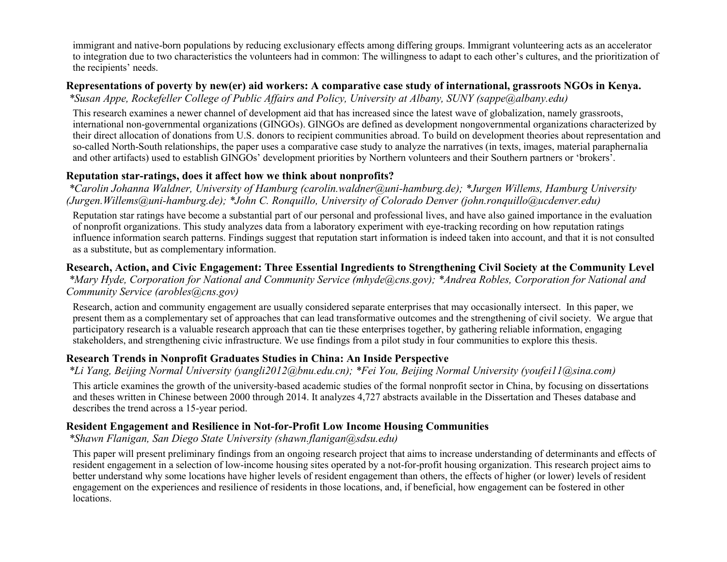immigrant and native-born populations by reducing exclusionary effects among differing groups. Immigrant volunteering acts as an accelerator to integration due to two characteristics the volunteers had in common: The willingness to adapt to each other's cultures, and the prioritization of the recipients' needs.

### Representations of poverty by new(er) aid workers: A comparative case study of international, grassroots NGOs in Kenya.

*\*Susan Appe, Rockefeller College of Public Affairs and Policy, University at Albany, SUNY (sappe@albany.edu)*

This research examines a newer channel of development aid that has increased since the latest wave of globalization, namely grassroots, international non-governmental organizations (GINGOs). GINGOs are defined as development nongovernmental organizations characterized by their direct allocation of donations from U.S. donors to recipient communities abroad. To build on development theories about representation and so-called North-South relationships, the paper uses a comparative case study to analyze the narratives (in texts, images, material paraphernalia and other artifacts) used to establish GINGOs' development priorities by Northern volunteers and their Southern partners or 'brokers'.

### Reputation star-ratings, does it affect how we think about nonprofits?

*\*Carolin Johanna Waldner, University of Hamburg (carolin.waldner@uni-hamburg.de); \*Jurgen Willems, Hamburg University (Jurgen.Willems@uni-hamburg.de); \*John C. Ronquillo, University of Colorado Denver (john.ronquillo@ucdenver.edu)*

Reputation star ratings have become a substantial part of our personal and professional lives, and have also gained importance in the evaluation of nonprofit organizations. This study analyzes data from a laboratory experiment with eye-tracking recording on how reputation ratings influence information search patterns. Findings suggest that reputation start information is indeed taken into account, and that it is not consulted as a substitute, but as complementary information.

### Research, Action, and Civic Engagement: Three Essential Ingredients to Strengthening Civil Society at the Community Level

*\*Mary Hyde, Corporation for National and Community Service (mhyde@cns.gov); \*Andrea Robles, Corporation for National and Community Service (arobles@cns.gov)*

Research, action and community engagement are usually considered separate enterprises that may occasionally intersect. In this paper, we present them as a complementary set of approaches that can lead transformative outcomes and the strengthening of civil society. We argue that participatory research is a valuable research approach that can tie these enterprises together, by gathering reliable information, engaging stakeholders, and strengthening civic infrastructure. We use findings from a pilot study in four communities to explore this thesis.

### Research Trends in Nonprofit Graduates Studies in China: An Inside Perspective

*\*Li Yang, Beijing Normal University (yangli2012@bnu.edu.cn); \*Fei You, Beijing Normal University (youfei11@sina.com)*

This article examines the growth of the university-based academic studies of the formal nonprofit sector in China, by focusing on dissertations and theses written in Chinese between 2000 through 2014. It analyzes 4,727 abstracts available in the Dissertation and Theses database and describes the trend across a 15-year period.

### Resident Engagement and Resilience in Not-for-Profit Low Income Housing Communities

*\*Shawn Flanigan, San Diego State University (shawn.flanigan@sdsu.edu)*

This paper will present preliminary findings from an ongoing research project that aims to increase understanding of determinants and effects of resident engagement in a selection of low-income housing sites operated by a not-for-profit housing organization. This research project aims to better understand why some locations have higher levels of resident engagement than others, the effects of higher (or lower) levels of resident engagement on the experiences and resilience of residents in those locations, and, if beneficial, how engagement can be fostered in other locations.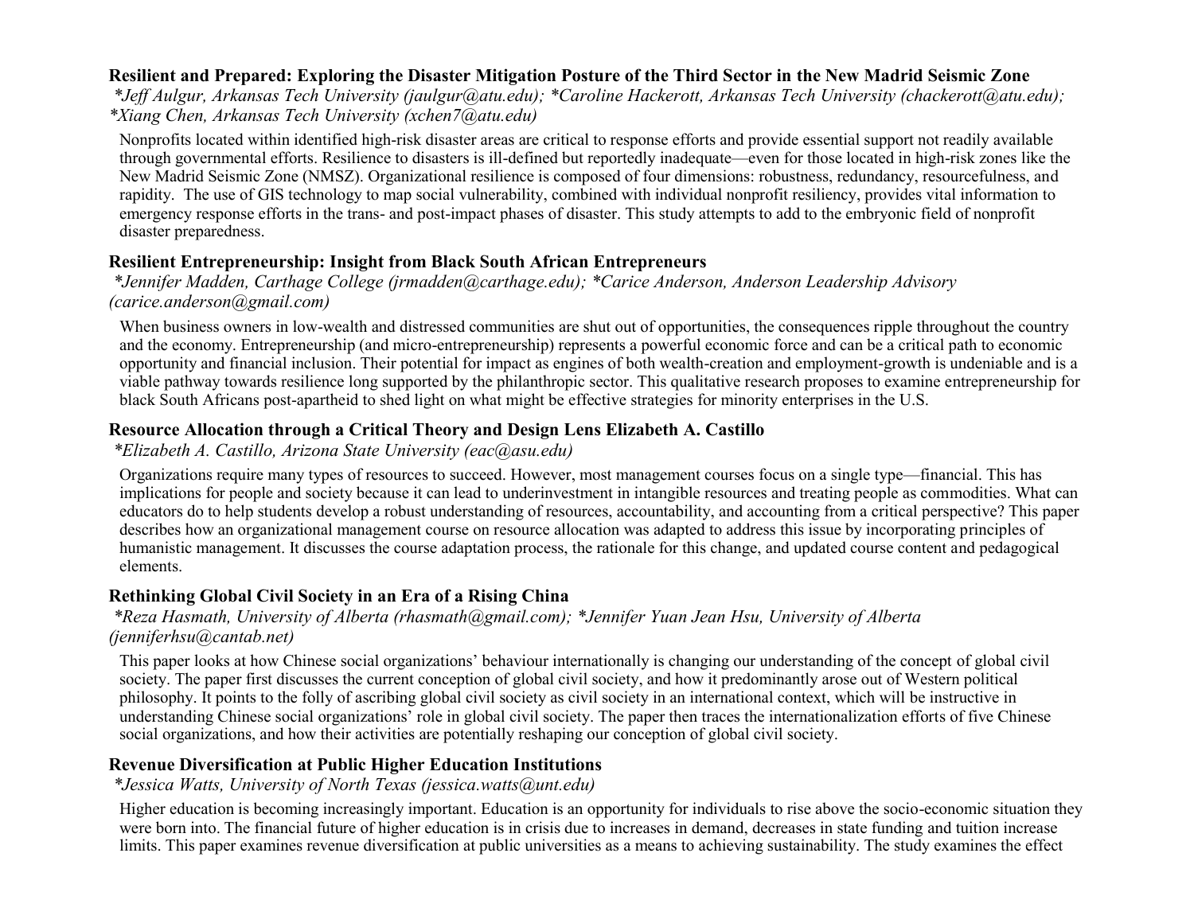**Resilient and Prepared: Exploring the Disaster Mitigation Posture of the Third Sector in the New Madrid Seismic Zone**

*\*Jeff Aulgur, Arkansas Tech University (jaulgur@atu.edu); \*Caroline Hackerott, Arkansas Tech University (chackerott@atu.edu); \*Xiang Chen, Arkansas Tech University (xchen7@atu.edu)*

Nonprofits located within identified high-risk disaster areas are critical to response efforts and provide essential support not readily available through governmental efforts. Resilience to disasters is ill-defined but reportedly inadequate—even for those located in high-risk zones like the New Madrid Seismic Zone (NMSZ). Organizational resilience is composed of four dimensions: robustness, redundancy, resourcefulness, and rapidity. The use of GIS technology to map social vulnerability, combined with individual nonprofit resiliency, provides vital information to emergency response efforts in the trans- and post-impact phases of disaster. This study attempts to add to the embryonic field of nonprofit disaster preparedness.

**Resilient Entrepreneurship: Insight from Black South African Entrepreneurs**

*\*Jennifer Madden, Carthage College (jrmadden@carthage.edu); \*Carice Anderson, Anderson Leadership Advisory (carice.anderson@gmail.com)*

When business owners in low-wealth and distressed communities are shut out of opportunities, the consequences ripple throughout the country and the economy. Entrepreneurship (and micro-entrepreneurship) represents a powerful economic force and can be a critical path to economic opportunity and financial inclusion. Their potential for impact as engines of both wealth-creation and employment-growth is undeniable and is a viable pathway towards resilience long supported by the philanthropic sector. This qualitative research proposes to examine entrepreneurship for black South Africans post-apartheid to shed light on what might be effective strategies for minority enterprises in the U.S.

**Resource Allocation through a Critical Theory and Design Lens Elizabeth A. Castillo**

*\*Elizabeth A. Castillo, Arizona State University (eac@asu.edu)*

Organizations require many types of resources to succeed. However, most management courses focus on a single type—financial. This has implications for people and society because it can lead to underinvestment in intangible resources and treating people as commodities. What can educators do to help students develop a robust understanding of resources, accountability, and accounting from a critical perspective? This paper describes how an organizational management course on resource allocation was adapted to address this issue by incorporating principles of humanistic management. It discusses the course adaptation process, the rationale for this change, and updated course content and pedagogical elements.

**Rethinking Global Civil Society in an Era of a Rising China**

*\*Reza Hasmath, University of Alberta (rhasmath@gmail.com); \*Jennifer Yuan Jean Hsu, University of Alberta (jenniferhsu@cantab.net)*

This paper looks at how Chinese social organizations' behaviour internationally is changing our understanding of the concept of global civil society. The paper first discusses the current conception of global civil society, and how it predominantly arose out of Western political philosophy. It points to the folly of ascribing global civil society as civil society in an international context, which will be instructive in understanding Chinese social organizations' role in global civil society. The paper then traces the internationalization efforts of five Chinese social organizations, and how their activities are potentially reshaping our conception of global civil society.

**Revenue Diversification at Public Higher Education Institutions**

*\*Jessica Watts, University of North Texas (jessica.watts@unt.edu)*

Higher education is becoming increasingly important. Education is an opportunity for individuals to rise above the socio-economic situation they were born into. The financial future of higher education is in crisis due to increases in demand, decreases in state funding and tuition increase limits. This paper examines revenue diversification at public universities as a means to achieving sustainability. The study examines the effect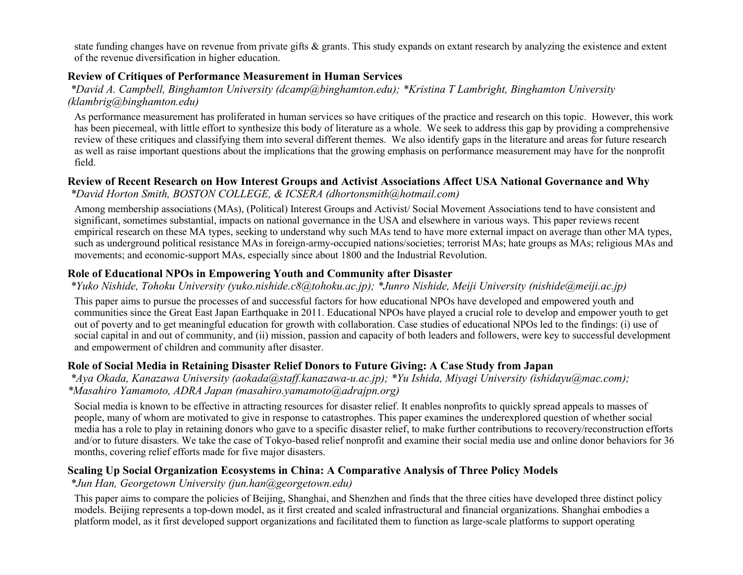state funding changes have on revenue from private gifts & grants. This study expands on extant research by analyzing the existence and extent of the revenue diversification in higher education.

### Review of Critiques of Performance Measurement in Human Services

*\*David A. Campbell, Binghamton University (dcamp@binghamton.edu); \*Kristina T Lambright, Binghamton University (klambrig@binghamton.edu)*

As performance measurement has proliferated in human services so have critiques of the practice and research on this topic. However, this work has been piecemeal, with little effort to synthesize this body of literature as a whole. We seek to address this gap by providing a comprehensive review of these critiques and classifying them into several different themes. We also identify gaps in the literature and areas for future research as well as raise important questions about the implications that the growing emphasis on performance measurement may have for the nonprofit field.

### Review of Recent Research on How Interest Groups and Activist Associations Affect USA National Governance and Why

*\*David Horton Smith, BOSTON COLLEGE, & ICSERA (dhortonsmith@hotmail.com)*

Among membership associations (MAs), (Political) Interest Groups and Activist/ Social Movement Associations tend to have consistent and significant, sometimes substantial, impacts on national governance in the USA and elsewhere in various ways. This paper reviews recent empirical research on these MA types, seeking to understand why such MAs tend to have more external impact on average than other MA types, such as underground political resistance MAs in foreign-army-occupied nations/societies; terrorist MAs; hate groups as MAs; religious MAs and movements; and economic-support MAs, especially since about 1800 and the Industrial Revolution.

### Role of Educational NPOs in Empowering Youth and Community after Disaster

*\*Yuko Nishide, Tohoku University (yuko.nishide.c8@tohoku.ac.jp); \*Junro Nishide, Meiji University (nishide@meiji.ac.jp)*

This paper aims to pursue the processes of and successful factors for how educational NPOs have developed and empowered youth and communities since the Great East Japan Earthquake in 2011. Educational NPOs have played a crucial role to develop and empower youth to get out of poverty and to get meaningful education for growth with collaboration. Case studies of educational NPOs led to the findings: (i) use of social capital in and out of community, and (ii) mission, passion and capacity of both leaders and followers, were key to successful development and empowerment of children and community after disaster.

### Role of Social Media in Retaining Disaster Relief Donors to Future Giving: A Case Study from Japan

*\*Aya Okada, Kanazawa University (aokada@staff.kanazawa-u.ac.jp); \*Yu Ishida, Miyagi University (ishidayu@mac.com); \*Masahiro Yamamoto, ADRA Japan (masahiro.yamamoto@adrajpn.org)*

Social media is known to be effective in attracting resources for disaster relief. It enables nonprofits to quickly spread appeals to masses of people, many of whom are motivated to give in response to catastrophes. This paper examines the underexplored question of whether social media has a role to play in retaining donors who gave to a specific disaster relief, to make further contributions to recovery/reconstruction efforts and/or to future disasters. We take the case of Tokyo-based relief nonprofit and examine their social media use and online donor behaviors for 36 months, covering relief efforts made for five major disasters.

### Scaling Up Social Organization Ecosystems in China: A Comparative Analysis of Three Policy Models

*\*Jun Han, Georgetown University (jun.han@georgetown.edu)*

This paper aims to compare the policies of Beijing, Shanghai, and Shenzhen and finds that the three cities have developed three distinct policy models. Beijing represents a top-down model, as it first created and scaled infrastructural and financial organizations. Shanghai embodies a platform model, as it first developed support organizations and facilitated them to function as large-scale platforms to support operating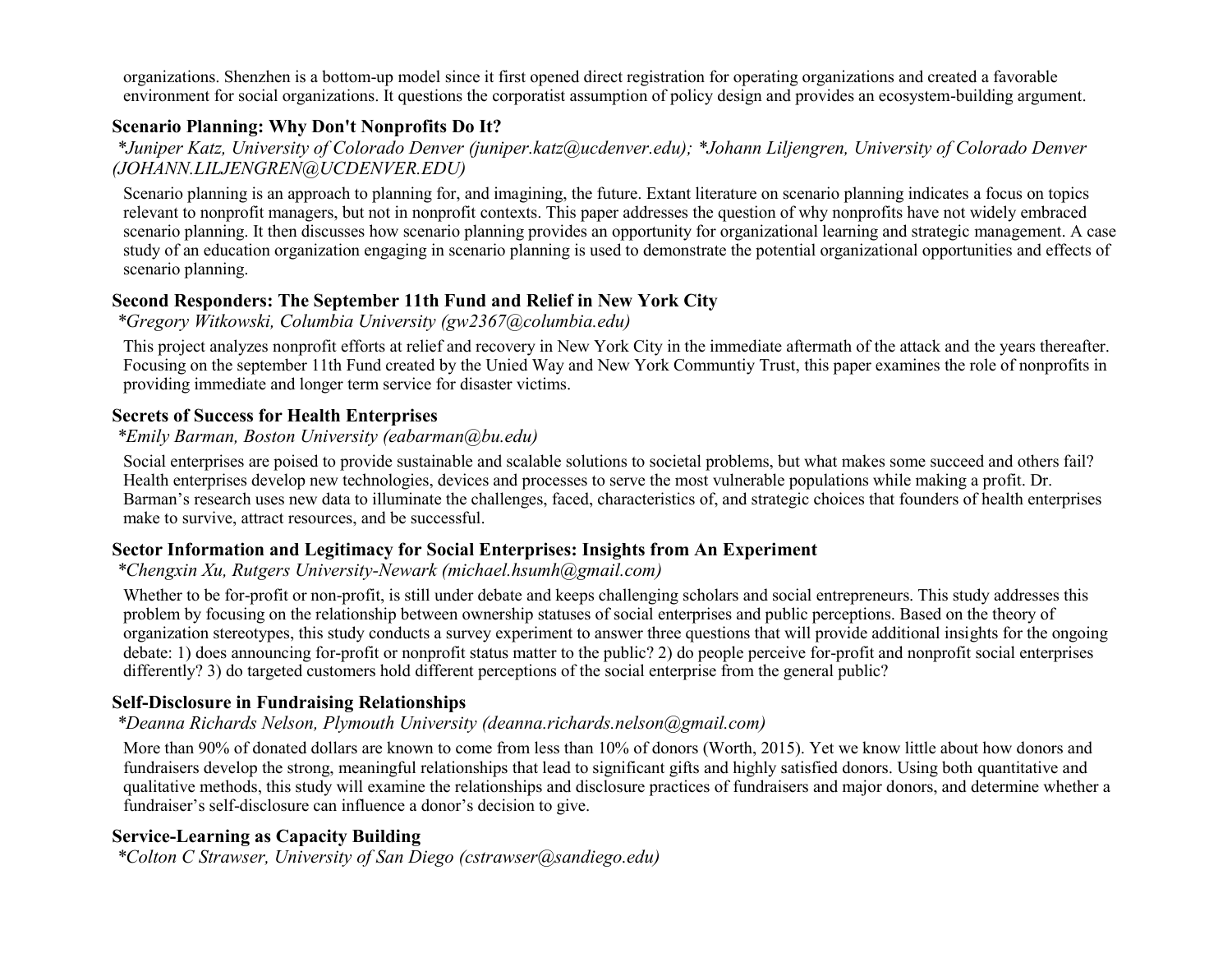organizations. Shenzhen is a bottom-up model since it first opened direct registration for operating organizations and created a favorable environment for social organizations. It questions the corporatist assumption of policy design and provides an ecosystem-building argument.

### Scenario Planning: Why Don't Nonprofits Do It?

*\*Juniper Katz, University of Colorado Denver (juniper.katz@ucdenver.edu); \*Johann Liljengren, University of Colorado Denver (JOHANN.LILJENGREN@UCDENVER.EDU)*

Scenario planning is an approach to planning for, and imagining, the future. Extant literature on scenario planning indicates a focus on topics relevant to nonprofit managers, but not in nonprofit contexts. This paper addresses the question of why nonprofits have not widely embraced scenario planning. It then discusses how scenario planning provides an opportunity for organizational learning and strategic management. A case study of an education organization engaging in scenario planning is used to demonstrate the potential organizational opportunities and effects of scenario planning.

### Second Responders: The September 11th Fund and Relief in New York City

*\*Gregory Witkowski, Columbia University (gw2367@columbia.edu)*

This project analyzes nonprofit efforts at relief and recovery in New York City in the immediate aftermath of the attack and the years thereafter. Focusing on the september 11th Fund created by the Unied Way and New York Communtiy Trust, this paper examines the role of nonprofits in providing immediate and longer term service for disaster victims.

### Secrets of Success for Health Enterprises

*\*Emily Barman, Boston University (eabarman@bu.edu)*

Social enterprises are poised to provide sustainable and scalable solutions to societal problems, but what makes some succeed and others fail? Health enterprises develop new technologies, devices and processes to serve the most vulnerable populations while making a profit. Dr. Barman's research uses new data to illuminate the challenges, faced, characteristics of, and strategic choices that founders of health enterprises make to survive, attract resources, and be successful.

### Sector Information and Legitimacy for Social Enterprises: Insights from An Experiment

*\*Chengxin Xu, Rutgers University-Newark (michael.hsumh@gmail.com)*

Whether to be for-profit or non-profit, is still under debate and keeps challenging scholars and social entrepreneurs. This study addresses this problem by focusing on the relationship between ownership statuses of social enterprises and public perceptions. Based on the theory of organization stereotypes, this study conducts a survey experiment to answer three questions that will provide additional insights for the ongoing debate: 1) does announcing for-profit or nonprofit status matter to the public? 2) do people perceive for-profit and nonprofit social enterprises differently? 3) do targeted customers hold different perceptions of the social enterprise from the general public?

### Self-Disclosure in Fundraising Relationships

*\*Deanna Richards Nelson, Plymouth University (deanna.richards.nelson@gmail.com)*

More than 90% of donated dollars are known to come from less than 10% of donors (Worth, 2015). Yet we know little about how donors and fundraisers develop the strong, meaningful relationships that lead to significant gifts and highly satisfied donors. Using both quantitative and qualitative methods, this study will examine the relationships and disclosure practices of fundraisers and major donors, and determine whether a fundraiser's self-disclosure can influence a donor's decision to give.

### Service-Learning as Capacity Building

*\*Colton C Strawser, University of San Diego (cstrawser@sandiego.edu)*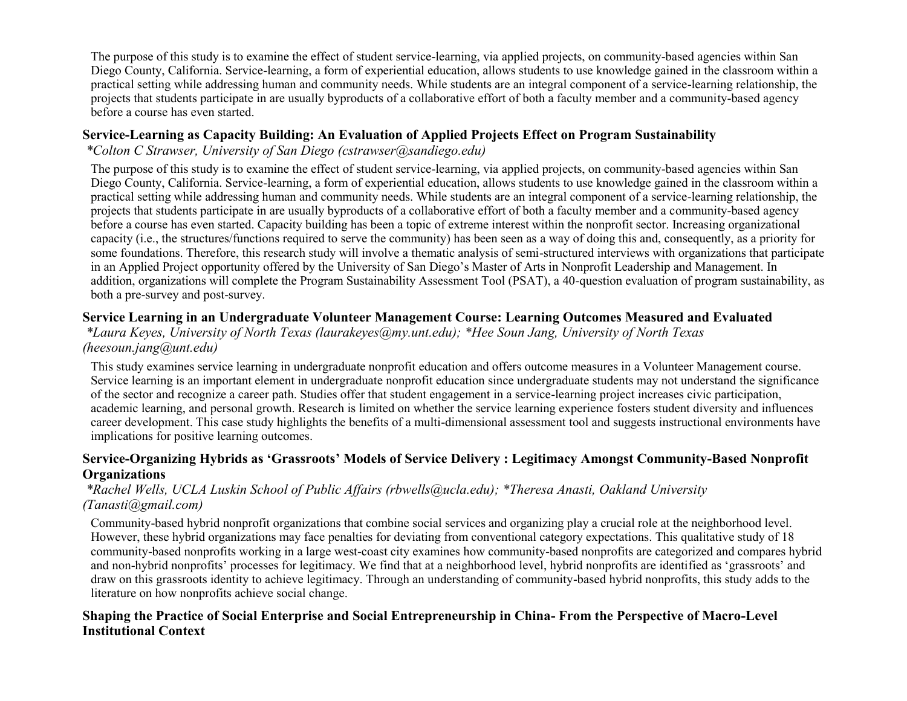The purpose of this study is to examine the effect of student service-learning, via applied projects, on community-based agencies within San Diego County, California. Service-learning, a form of experiential education, allows students to use knowledge gained in the classroom within a practical setting while addressing human and community needs. While students are an integral component of a service-learning relationship, the projects that students participate in are usually byproducts of a collaborative effort of both a faculty member and a community-based agency before a course has even started.

### Service-Learning as Capacity Building: An Evaluation of Applied Projects Effect on Program Sustainability

*\*Colton C Strawser, University of San Diego (cstrawser@sandiego.edu)*

The purpose of this study is to examine the effect of student service-learning, via applied projects, on community-based agencies within San Diego County, California. Service-learning, a form of experiential education, allows students to use knowledge gained in the classroom within a practical setting while addressing human and community needs. While students are an integral component of a service-learning relationship, the projects that students participate in are usually byproducts of a collaborative effort of both a faculty member and a community-based agency before a course has even started. Capacity building has been a topic of extreme interest within the nonprofit sector. Increasing organizational capacity (i.e., the structures/functions required to serve the community) has been seen as a way of doing this and, consequently, as a priority for some foundations. Therefore, this research study will involve a thematic analysis of semi-structured interviews with organizations that participate in an Applied Project opportunity offered by the University of San Diego's Master of Arts in Nonprofit Leadership and Management. In addition, organizations will complete the Program Sustainability Assessment Tool (PSAT), a 40-question evaluation of program sustainability, as both a pre-survey and post-survey.

### Service Learning in an Undergraduate Volunteer Management Course: Learning Outcomes Measured and Evaluated

*\*Laura Keyes, University of North Texas (laurakeyes@my.unt.edu); \*Hee Soun Jang, University of North Texas (heesoun.jang@unt.edu)*

This study examines service learning in undergraduate nonprofit education and offers outcome measures in a Volunteer Management course. Service learning is an important element in undergraduate nonprofit education since undergraduate students may not understand the significance of the sector and recognize a career path. Studies offer that student engagement in a service-learning project increases civic participation, academic learning, and personal growth. Research is limited on whether the service learning experience fosters student diversity and influences career development. This case study highlights the benefits of a multi-dimensional assessment tool and suggests instructional environments have implications for positive learning outcomes.

### Service-Organizing Hybrids as 'Grassroots' Models of Service Delivery : Legitimacy Amongst Community-Based Nonprofit Organizations

*\*Rachel Wells, UCLA Luskin School of Public Affairs (rbwells@ucla.edu); \*Theresa Anasti, Oakland University (Tanasti@gmail.com)*

Community-based hybrid nonprofit organizations that combine social services and organizing play a crucial role at the neighborhood level. However, these hybrid organizations may face penalties for deviating from conventional category expectations. This qualitative study of 18 community-based nonprofits working in a large west-coast city examines how community-based nonprofits are categorized and compares hybrid and non-hybrid nonprofits' processes for legitimacy. We find that at a neighborhood level, hybrid nonprofits are identified as 'grassroots' and draw on this grassroots identity to achieve legitimacy. Through an understanding of community-based hybrid nonprofits, this study adds to the literature on how nonprofits achieve social change.

### Shaping the Practice of Social Enterprise and Social Entrepreneurship in China- From the Perspective of Macro-Level Institutional Context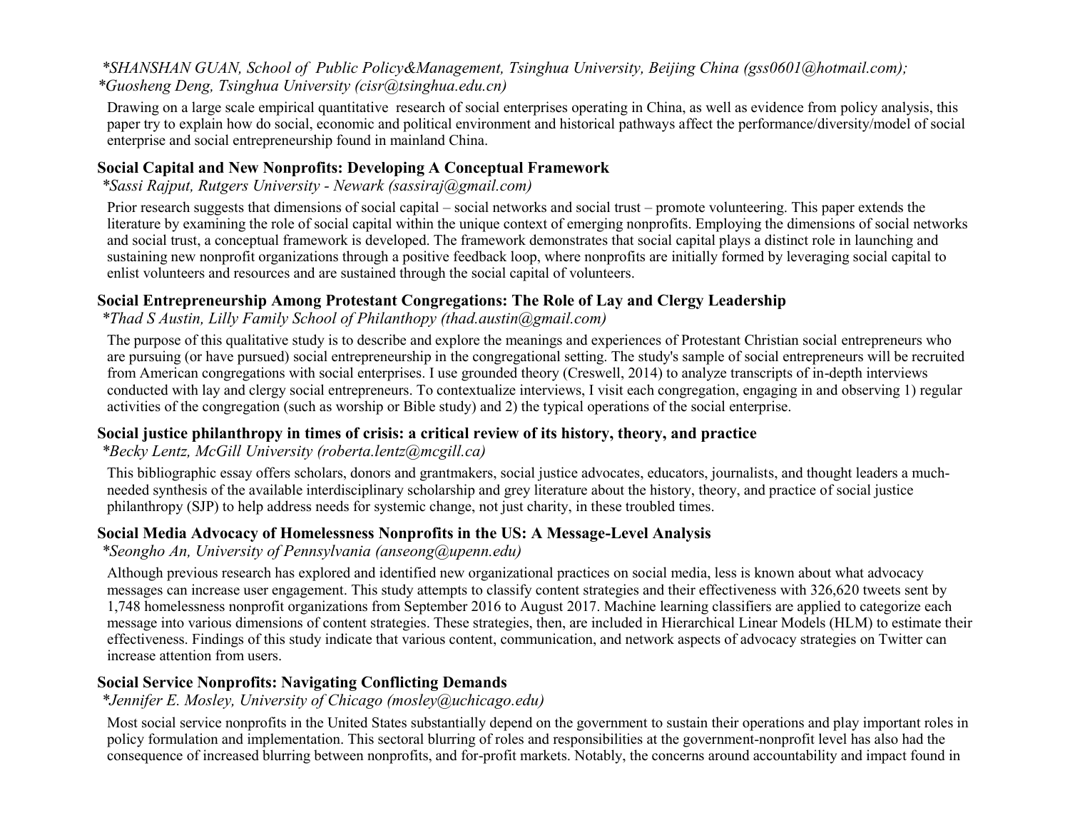*SHANSHAN GUAN, School of Public Policy&Management, Tsinghua University, Beijing China (gss0601@hotmail.com); *Guosheng Deng, Tsinghua University (cisr@tsinghua.edu.cn)

Drawing on a large scale empirical quantitative research of social enterprises operating in China, as well as evidence from policy analysis, this paper try to explain how do social, economic and political environment and historical pathways affect the performance/diversity/model of social enterprise and social entrepreneurship found in mainland China.

### Social Capital and New Nonprofits: Developing A Conceptual Framework

*Sassi Rajput, Rutgers University - Newark (sassiraj@gmail.com)*

Prior research suggests that dimensions of social capital – social networks and social trust – promote volunteering. This paper extends the literature by examining the role of social capital within the unique context of emerging nonprofits. Employing the dimensions of social networks and social trust, a conceptual framework is developed. The framework demonstrates that social capital plays a distinct role in launching and sustaining new nonprofit organizations through a positive feedback loop, where nonprofits are initially formed by leveraging social capital to enlist volunteers and resources and are sustained through the social capital of volunteers.

### Social Entrepreneurship Among Protestant Congregations: The Role of Lay and Clergy Leadership

*Thad S Austin, Lilly Family School of Philanthopy (thad.austin@gmail.com)*

The purpose of this qualitative study is to describe and explore the meanings and experiences of Protestant Christian social entrepreneurs who are pursuing (or have pursued) social entrepreneurship in the congregational setting. The study's sample of social entrepreneurs will be recruited from American congregations with social enterprises. I use grounded theory (Creswell, 2014) to analyze transcripts of in-depth interviews conducted with lay and clergy social entrepreneurs. To contextualize interviews, I visit each congregation, engaging in and observing 1) regular activities of the congregation (such as worship or Bible study) and 2) the typical operations of the social enterprise.

### Social justice philanthropy in times of crisis: a critical review of its history, theory, and practice

*Becky Lentz, McGill University (roberta.lentz@mcgill.ca)*

This bibliographic essay offers scholars, donors and grantmakers, social justice advocates, educators, journalists, and thought leaders a much-needed synthesis of the available interdisciplinary scholarship and grey literature about the history, theory, and practice of social justice philanthropy (SJP) to help address needs for systemic change, not just charity, in these troubled times.

### Social Media Advocacy of Homelessness Nonprofits in the US: A Message-Level Analysis

*Seongho An, University of Pennsylvania (anseong@upenn.edu)*

Although previous research has explored and identified new organizational practices on social media, less is known about what advocacy messages can increase user engagement. This study attempts to classify content strategies and their effectiveness with 326,620 tweets sent by 1,748 homelessness nonprofit organizations from September 2016 to August 2017. Machine learning classifiers are applied to categorize each message into various dimensions of content strategies. These strategies, then, are included in Hierarchical Linear Models (HLM) to estimate their effectiveness. Findings of this study indicate that various content, communication, and network aspects of advocacy strategies on Twitter can increase attention from users.

### Social Service Nonprofits: Navigating Conflicting Demands

*Jennifer E. Mosley, University of Chicago (mosley@uchicago.edu)*

Most social service nonprofits in the United States substantially depend on the government to sustain their operations and play important roles in policy formulation and implementation. This sectoral blurring of roles and responsibilities at the government-nonprofit level has also had the consequence of increased blurring between nonprofits, and for-profit markets. Notably, the concerns around accountability and impact found in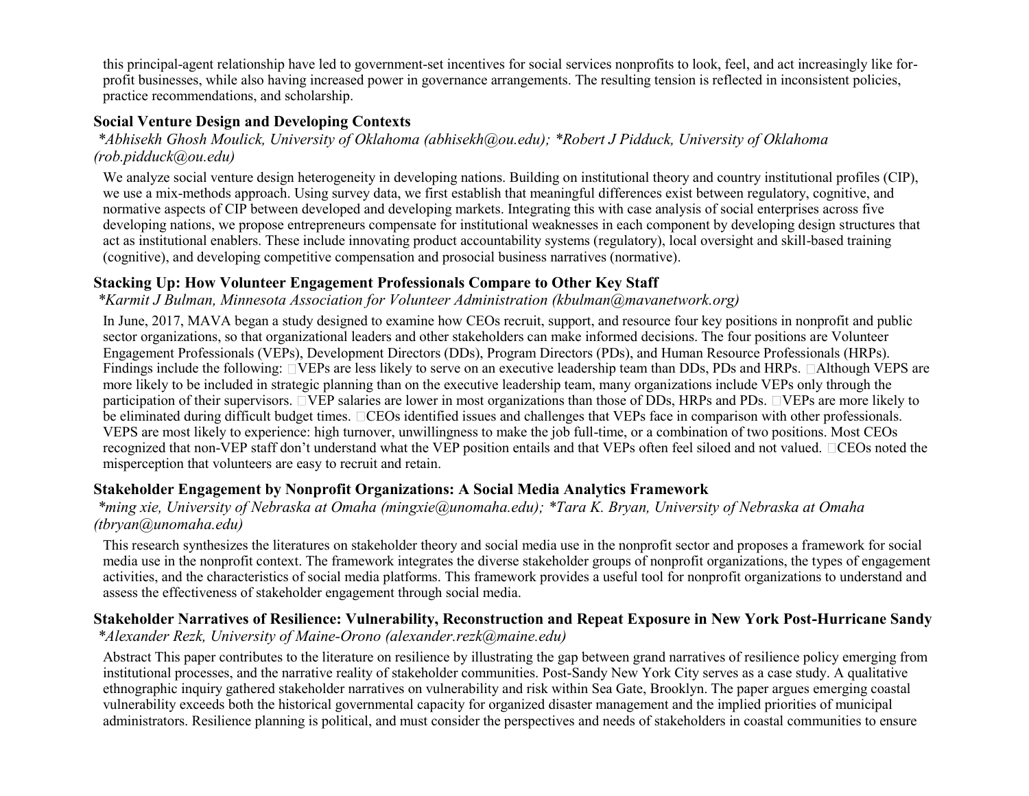this principal-agent relationship have led to government-set incentives for social services nonprofits to look, feel, and act increasingly like for-profit businesses, while also having increased power in governance arrangements. The resulting tension is reflected in inconsistent policies, practice recommendations, and scholarship.

### Social Venture Design and Developing Contexts

*\*Abhisekh Ghosh Moulick, University of Oklahoma (abhisekh@ou.edu); \*Robert J Pidduck, University of Oklahoma (rob.pidduck@ou.edu)*

We analyze social venture design heterogeneity in developing nations. Building on institutional theory and country institutional profiles (CIP), we use a mix-methods approach. Using survey data, we first establish that meaningful differences exist between regulatory, cognitive, and normative aspects of CIP between developed and developing markets. Integrating this with case analysis of social enterprises across five developing nations, we propose entrepreneurs compensate for institutional weaknesses in each component by developing design structures that act as institutional enablers. These include innovating product accountability systems (regulatory), local oversight and skill-based training (cognitive), and developing competitive compensation and prosocial business narratives (normative).

### Stacking Up: How Volunteer Engagement Professionals Compare to Other Key Staff

*\*Karmit J Bulman, Minnesota Association for Volunteer Administration (kbulman@mavanetwork.org)*

In June, 2017, MAVA began a study designed to examine how CEOs recruit, support, and resource four key positions in nonprofit and public sector organizations, so that organizational leaders and other stakeholders can make informed decisions. The four positions are Volunteer Engagement Professionals (VEPs), Development Directors (DDs), Program Directors (PDs), and Human Resource Professionals (HRPs). Findings include the following:  VEPs are less likely to serve on an executive leadership team than DDs, PDs and HRPs.  Although VEPS are more likely to be included in strategic planning than on the executive leadership team, many organizations include VEPs only through the participation of their supervisors.  VEP salaries are lower in most organizations than those of DDs, HRPs and PDs.  VEPs are more likely to be eliminated during difficult budget times.  CEOs identified issues and challenges that VEPs face in comparison with other professionals. VEPS are most likely to experience: high turnover, unwillingness to make the job full-time, or a combination of two positions. Most CEOs recognized that non-VEP staff don't understand what the VEP position entails and that VEPs often feel siloed and not valued.  CEOs noted the misperception that volunteers are easy to recruit and retain.

### Stakeholder Engagement by Nonprofit Organizations: A Social Media Analytics Framework

*\*ming xie, University of Nebraska at Omaha (mingxie@unomaha.edu); \*Tara K. Bryan, University of Nebraska at Omaha (tbryan@unomaha.edu)*

This research synthesizes the literatures on stakeholder theory and social media use in the nonprofit sector and proposes a framework for social media use in the nonprofit context. The framework integrates the diverse stakeholder groups of nonprofit organizations, the types of engagement activities, and the characteristics of social media platforms. This framework provides a useful tool for nonprofit organizations to understand and assess the effectiveness of stakeholder engagement through social media.

### Stakeholder Narratives of Resilience: Vulnerability, Reconstruction and Repeat Exposure in New York Post-Hurricane Sandy

*\*Alexander Rezk, University of Maine-Orono (alexander.rezk@maine.edu)*

Abstract This paper contributes to the literature on resilience by illustrating the gap between grand narratives of resilience policy emerging from institutional processes, and the narrative reality of stakeholder communities. Post-Sandy New York City serves as a case study. A qualitative ethnographic inquiry gathered stakeholder narratives on vulnerability and risk within Sea Gate, Brooklyn. The paper argues emerging coastal vulnerability exceeds both the historical governmental capacity for organized disaster management and the implied priorities of municipal administrators. Resilience planning is political, and must consider the perspectives and needs of stakeholders in coastal communities to ensure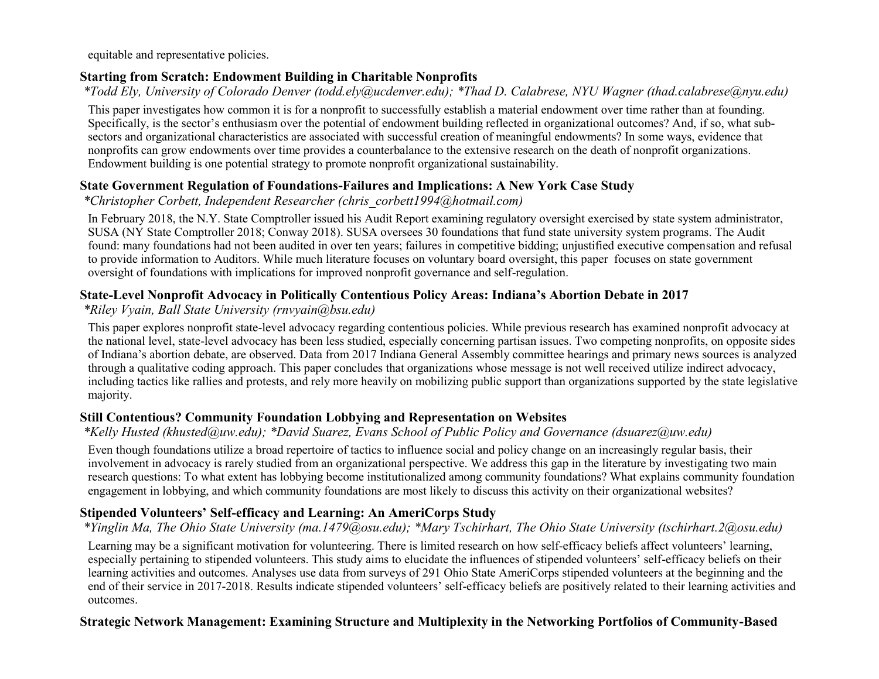equitable and representative policies.

### Starting from Scratch: Endowment Building in Charitable Nonprofits

*\*Todd Ely, University of Colorado Denver (todd.ely@ucdenver.edu); \*Thad D. Calabrese, NYU Wagner (thad.calabrese@nyu.edu)*

This paper investigates how common it is for a nonprofit to successfully establish a material endowment over time rather than at founding. Specifically, is the sector's enthusiasm over the potential of endowment building reflected in organizational outcomes? And, if so, what sub-sectors and organizational characteristics are associated with successful creation of meaningful endowments? In some ways, evidence that nonprofits can grow endowments over time provides a counterbalance to the extensive research on the death of nonprofit organizations. Endowment building is one potential strategy to promote nonprofit organizational sustainability.

### State Government Regulation of Foundations-Failures and Implications: A New York Case Study

*\*Christopher Corbett, Independent Researcher (chris_corbett1994@hotmail.com)*

In February 2018, the N.Y. State Comptroller issued his Audit Report examining regulatory oversight exercised by state system administrator, SUSA (NY State Comptroller 2018; Conway 2018). SUSA oversees 30 foundations that fund state university system programs. The Audit found: many foundations had not been audited in over ten years; failures in competitive bidding; unjustified executive compensation and refusal to provide information to Auditors. While much literature focuses on voluntary board oversight, this paper focuses on state government oversight of foundations with implications for improved nonprofit governance and self-regulation.

### State-Level Nonprofit Advocacy in Politically Contentious Policy Areas: Indiana's Abortion Debate in 2017

*\*Riley Vyain, Ball State University (rnvyain@bsu.edu)*

This paper explores nonprofit state-level advocacy regarding contentious policies. While previous research has examined nonprofit advocacy at the national level, state-level advocacy has been less studied, especially concerning partisan issues. Two competing nonprofits, on opposite sides of Indiana's abortion debate, are observed. Data from 2017 Indiana General Assembly committee hearings and primary news sources is analyzed through a qualitative coding approach. This paper concludes that organizations whose message is not well received utilize indirect advocacy, including tactics like rallies and protests, and rely more heavily on mobilizing public support than organizations supported by the state legislative majority.

### Still Contentious? Community Foundation Lobbying and Representation on Websites

*\*Kelly Husted (khusted@uw.edu); \*David Suarez, Evans School of Public Policy and Governance (dsuarez@uw.edu)*

Even though foundations utilize a broad repertoire of tactics to influence social and policy change on an increasingly regular basis, their involvement in advocacy is rarely studied from an organizational perspective. We address this gap in the literature by investigating two main research questions: To what extent has lobbying become institutionalized among community foundations? What explains community foundation engagement in lobbying, and which community foundations are most likely to discuss this activity on their organizational websites?

### Stipended Volunteers' Self-efficacy and Learning: An AmeriCorps Study

*\*Yinglin Ma, The Ohio State University (ma.1479@osu.edu); \*Mary Tschirhart, The Ohio State University (tschirhart.2@osu.edu)*

Learning may be a significant motivation for volunteering. There is limited research on how self-efficacy beliefs affect volunteers' learning, especially pertaining to stipended volunteers. This study aims to elucidate the influences of stipended volunteers' self-efficacy beliefs on their learning activities and outcomes. Analyses use data from surveys of 291 Ohio State AmeriCorps stipended volunteers at the beginning and the end of their service in 2017-2018. Results indicate stipended volunteers' self-efficacy beliefs are positively related to their learning activities and outcomes.

### Strategic Network Management: Examining Structure and Multiplexity in the Networking Portfolios of Community-Based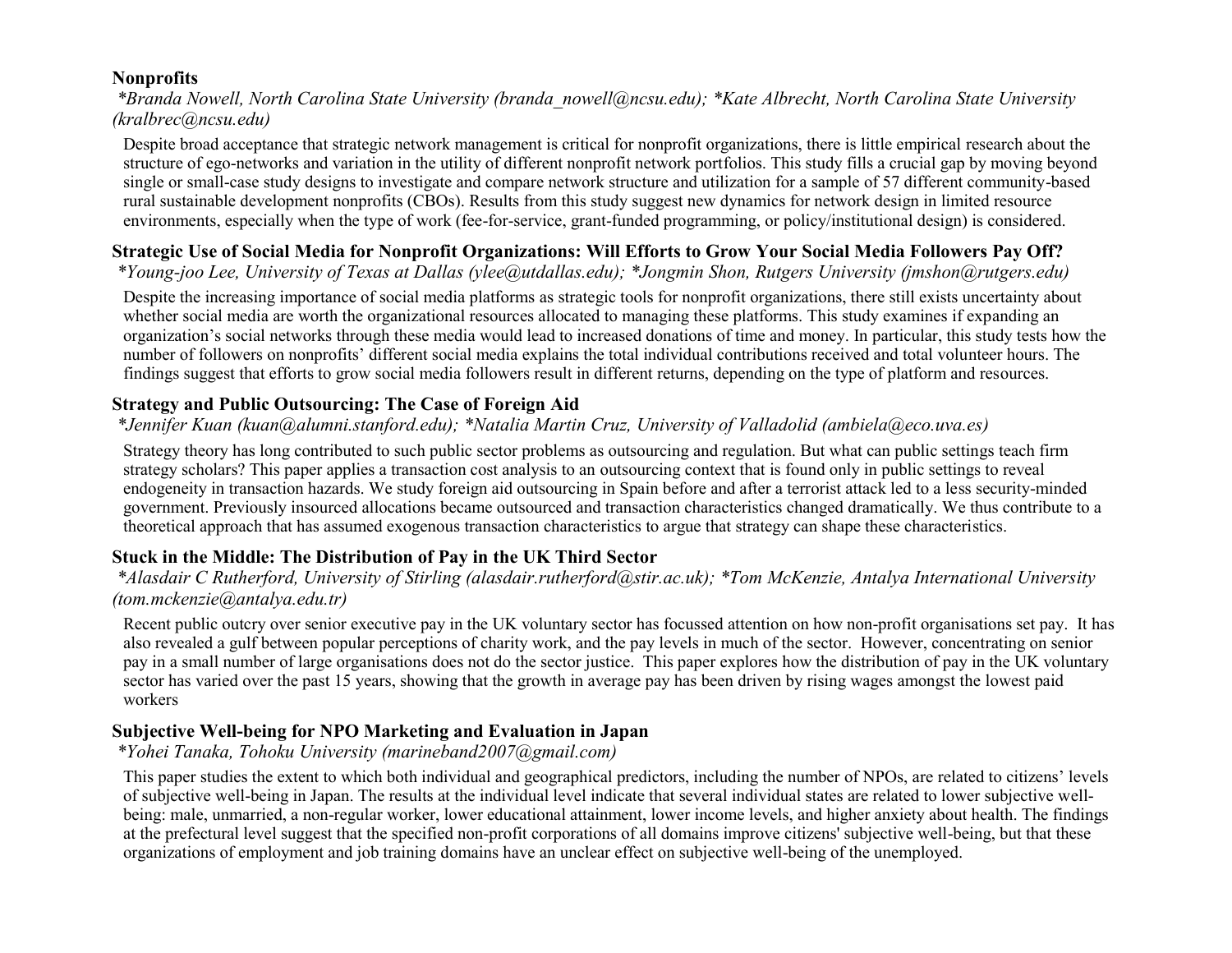### Nonprofits

*\*Branda Nowell, North Carolina State University (branda_nowell@ncsu.edu); \*Kate Albrecht, North Carolina State University (kralbrec@ncsu.edu)*

Despite broad acceptance that strategic network management is critical for nonprofit organizations, there is little empirical research about the structure of ego-networks and variation in the utility of different nonprofit network portfolios. This study fills a crucial gap by moving beyond single or small-case study designs to investigate and compare network structure and utilization for a sample of 57 different community-based rural sustainable development nonprofits (CBOs). Results from this study suggest new dynamics for network design in limited resource environments, especially when the type of work (fee-for-service, grant-funded programming, or policy/institutional design) is considered.

### Strategic Use of Social Media for Nonprofit Organizations: Will Efforts to Grow Your Social Media Followers Pay Off?

*\*Young-joo Lee, University of Texas at Dallas (ylee@utdallas.edu); \*Jongmin Shon, Rutgers University (jmshon@rutgers.edu)*

Despite the increasing importance of social media platforms as strategic tools for nonprofit organizations, there still exists uncertainty about whether social media are worth the organizational resources allocated to managing these platforms. This study examines if expanding an organization's social networks through these media would lead to increased donations of time and money. In particular, this study tests how the number of followers on nonprofits' different social media explains the total individual contributions received and total volunteer hours. The findings suggest that efforts to grow social media followers result in different returns, depending on the type of platform and resources.

### Strategy and Public Outsourcing: The Case of Foreign Aid

*\*Jennifer Kuan (kuan@alumni.stanford.edu); \*Natalia Martin Cruz, University of Valladolid (ambiela@eco.uva.es)*

Strategy theory has long contributed to such public sector problems as outsourcing and regulation. But what can public settings teach firm strategy scholars? This paper applies a transaction cost analysis to an outsourcing context that is found only in public settings to reveal endogeneity in transaction hazards. We study foreign aid outsourcing in Spain before and after a terrorist attack led to a less security-minded government. Previously insourced allocations became outsourced and transaction characteristics changed dramatically. We thus contribute to a theoretical approach that has assumed exogenous transaction characteristics to argue that strategy can shape these characteristics.

### Stuck in the Middle: The Distribution of Pay in the UK Third Sector

*\*Alasdair C Rutherford, University of Stirling (alasdair.rutherford@stir.ac.uk); \*Tom McKenzie, Antalya International University (tom.mckenzie@antalya.edu.tr)*

Recent public outcry over senior executive pay in the UK voluntary sector has focussed attention on how non-profit organisations set pay. It has also revealed a gulf between popular perceptions of charity work, and the pay levels in much of the sector. However, concentrating on senior pay in a small number of large organisations does not do the sector justice. This paper explores how the distribution of pay in the UK voluntary sector has varied over the past 15 years, showing that the growth in average pay has been driven by rising wages amongst the lowest paid workers

### Subjective Well-being for NPO Marketing and Evaluation in Japan

*\*Yohei Tanaka, Tohoku University (marineband2007@gmail.com)*

This paper studies the extent to which both individual and geographical predictors, including the number of NPOs, are related to citizens' levels of subjective well-being in Japan. The results at the individual level indicate that several individual states are related to lower subjective well-being: male, unmarried, a non-regular worker, lower educational attainment, lower income levels, and higher anxiety about health. The findings at the prefectural level suggest that the specified non-profit corporations of all domains improve citizens' subjective well-being, but that these organizations of employment and job training domains have an unclear effect on subjective well-being of the unemployed.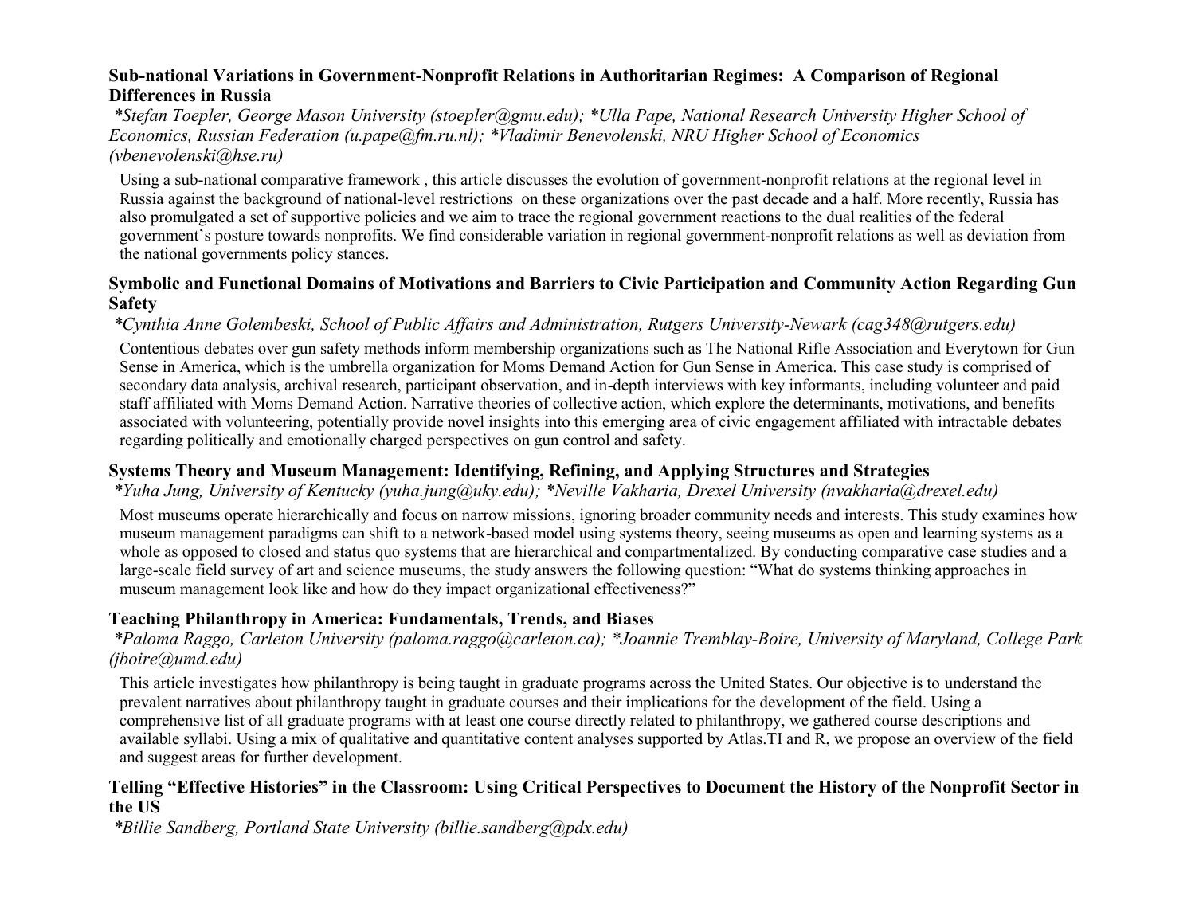### Sub-national Variations in Government-Nonprofit Relations in Authoritarian Regimes: A Comparison of Regional Differences in Russia

*\*Stefan Toepler, George Mason University (stoepler@gmu.edu); \*Ulla Pape, National Research University Higher School of Economics, Russian Federation (u.pape@fm.ru.nl); \*Vladimir Benevolenski, NRU Higher School of Economics (vbenevolenski@hse.ru)*

Using a sub-national comparative framework , this article discusses the evolution of government-nonprofit relations at the regional level in Russia against the background of national-level restrictions on these organizations over the past decade and a half. More recently, Russia has also promulgated a set of supportive policies and we aim to trace the regional government reactions to the dual realities of the federal government's posture towards nonprofits. We find considerable variation in regional government-nonprofit relations as well as deviation from the national governments policy stances.

### Symbolic and Functional Domains of Motivations and Barriers to Civic Participation and Community Action Regarding Gun Safety

*\*Cynthia Anne Golembeski, School of Public Affairs and Administration, Rutgers University-Newark (cag348@rutgers.edu)*

Contentious debates over gun safety methods inform membership organizations such as The National Rifle Association and Everytown for Gun Sense in America, which is the umbrella organization for Moms Demand Action for Gun Sense in America. This case study is comprised of secondary data analysis, archival research, participant observation, and in-depth interviews with key informants, including volunteer and paid staff affiliated with Moms Demand Action. Narrative theories of collective action, which explore the determinants, motivations, and benefits associated with volunteering, potentially provide novel insights into this emerging area of civic engagement affiliated with intractable debates regarding politically and emotionally charged perspectives on gun control and safety.

### Systems Theory and Museum Management: Identifying, Refining, and Applying Structures and Strategies

*\*Yuha Jung, University of Kentucky (yuha.jung@uky.edu); \*Neville Vakharia, Drexel University (nvakharia@drexel.edu)*

Most museums operate hierarchically and focus on narrow missions, ignoring broader community needs and interests. This study examines how museum management paradigms can shift to a network-based model using systems theory, seeing museums as open and learning systems as a whole as opposed to closed and status quo systems that are hierarchical and compartmentalized. By conducting comparative case studies and a large-scale field survey of art and science museums, the study answers the following question: "What do systems thinking approaches in museum management look like and how do they impact organizational effectiveness?"

### Teaching Philanthropy in America: Fundamentals, Trends, and Biases

*\*Paloma Raggo, Carleton University (paloma.raggo@carleton.ca); \*Joannie Tremblay-Boire, University of Maryland, College Park (jboire@umd.edu)*

This article investigates how philanthropy is being taught in graduate programs across the United States. Our objective is to understand the prevalent narratives about philanthropy taught in graduate courses and their implications for the development of the field. Using a comprehensive list of all graduate programs with at least one course directly related to philanthropy, we gathered course descriptions and available syllabi. Using a mix of qualitative and quantitative content analyses supported by Atlas.TI and R, we propose an overview of the field and suggest areas for further development.

### Telling "Effective Histories" in the Classroom: Using Critical Perspectives to Document the History of the Nonprofit Sector in the US

*\*Billie Sandberg, Portland State University (billie.sandberg@pdx.edu)*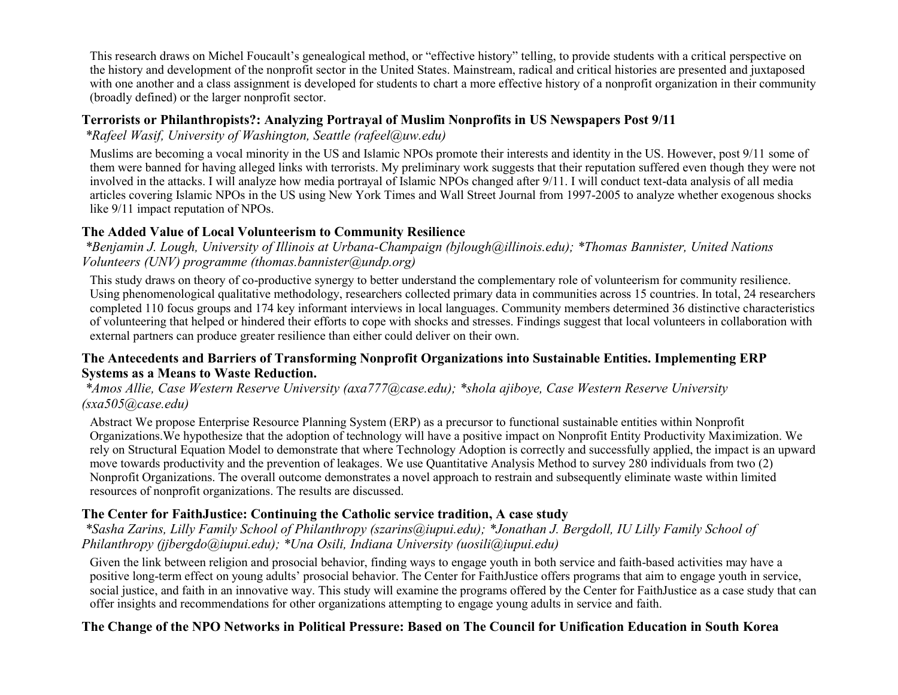This research draws on Michel Foucault's genealogical method, or "effective history" telling, to provide students with a critical perspective on the history and development of the nonprofit sector in the United States. Mainstream, radical and critical histories are presented and juxtaposed with one another and a class assignment is developed for students to chart a more effective history of a nonprofit organization in their community (broadly defined) or the larger nonprofit sector.

### Terrorists or Philanthropists?: Analyzing Portrayal of Muslim Nonprofits in US Newspapers Post 9/11

*\*Rafeel Wasif, University of Washington, Seattle (rafeel@uw.edu)*

Muslims are becoming a vocal minority in the US and Islamic NPOs promote their interests and identity in the US. However, post 9/11 some of them were banned for having alleged links with terrorists. My preliminary work suggests that their reputation suffered even though they were not involved in the attacks. I will analyze how media portrayal of Islamic NPOs changed after 9/11. I will conduct text-data analysis of all media articles covering Islamic NPOs in the US using New York Times and Wall Street Journal from 1997-2005 to analyze whether exogenous shocks like 9/11 impact reputation of NPOs.

### The Added Value of Local Volunteerism to Community Resilience

*\*Benjamin J. Lough, University of Illinois at Urbana-Champaign (bjlough@illinois.edu); \*Thomas Bannister, United Nations Volunteers (UNV) programme (thomas.bannister@undp.org)*

This study draws on theory of co-productive synergy to better understand the complementary role of volunteerism for community resilience. Using phenomenological qualitative methodology, researchers collected primary data in communities across 15 countries. In total, 24 researchers completed 110 focus groups and 174 key informant interviews in local languages. Community members determined 36 distinctive characteristics of volunteering that helped or hindered their efforts to cope with shocks and stresses. Findings suggest that local volunteers in collaboration with external partners can produce greater resilience than either could deliver on their own.

### The Antecedents and Barriers of Transforming Nonprofit Organizations into Sustainable Entities. Implementing ERP Systems as a Means to Waste Reduction.

*\*Amos Allie, Case Western Reserve University (axa777@case.edu); \*shola ajiboye, Case Western Reserve University (sxa505@case.edu)*

Abstract We propose Enterprise Resource Planning System (ERP) as a precursor to functional sustainable entities within Nonprofit Organizations.We hypothesize that the adoption of technology will have a positive impact on Nonprofit Entity Productivity Maximization. We rely on Structural Equation Model to demonstrate that where Technology Adoption is correctly and successfully applied, the impact is an upward move towards productivity and the prevention of leakages. We use Quantitative Analysis Method to survey 280 individuals from two (2) Nonprofit Organizations. The overall outcome demonstrates a novel approach to restrain and subsequently eliminate waste within limited resources of nonprofit organizations. The results are discussed.

### The Center for FaithJustice: Continuing the Catholic service tradition, A case study

*\*Sasha Zarins, Lilly Family School of Philanthropy (szarins@iupui.edu); \*Jonathan J. Bergdoll, IU Lilly Family School of Philanthropy (jjbergdo@iupui.edu); \*Una Osili, Indiana University (uosili@iupui.edu)*

Given the link between religion and prosocial behavior, finding ways to engage youth in both service and faith-based activities may have a positive long-term effect on young adults' prosocial behavior. The Center for FaithJustice offers programs that aim to engage youth in service, social justice, and faith in an innovative way. This study will examine the programs offered by the Center for FaithJustice as a case study that can offer insights and recommendations for other organizations attempting to engage young adults in service and faith.

### The Change of the NPO Networks in Political Pressure: Based on The Council for Unification Education in South Korea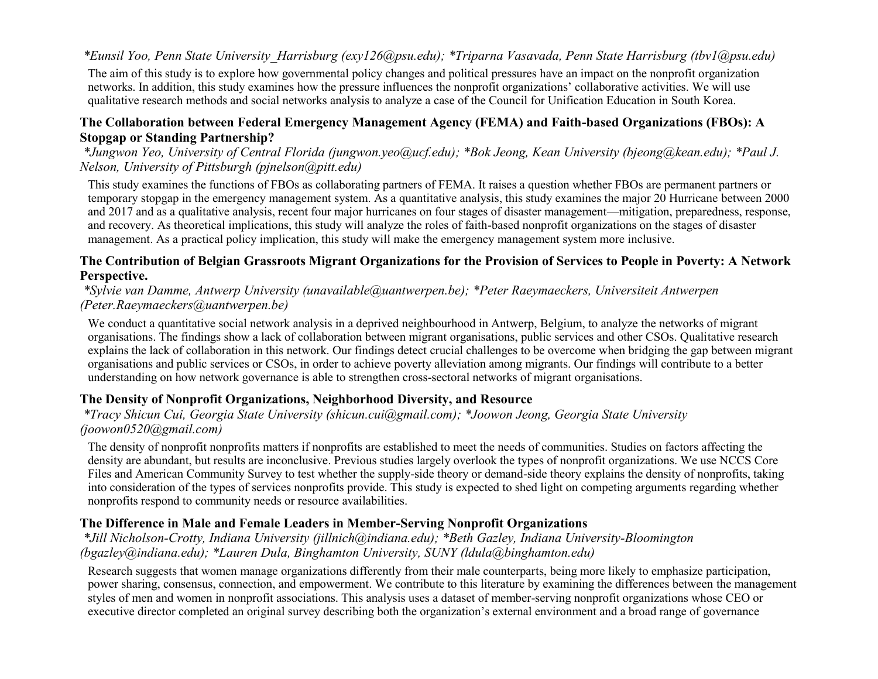*\*Eunsil Yoo, Penn State University_Harrisburg (exy126@psu.edu); \*Triparna Vasavada, Penn State Harrisburg (tbv1@psu.edu)*

The aim of this study is to explore how governmental policy changes and political pressures have an impact on the nonprofit organization networks. In addition, this study examines how the pressure influences the nonprofit organizations' collaborative activities. We will use qualitative research methods and social networks analysis to analyze a case of the Council for Unification Education in South Korea.

### The Collaboration between Federal Emergency Management Agency (FEMA) and Faith-based Organizations (FBOs): A Stopgap or Standing Partnership?

*\*Jungwon Yeo, University of Central Florida (jungwon.yeo@ucf.edu); \*Bok Jeong, Kean University (bjeong@kean.edu); \*Paul J. Nelson, University of Pittsburgh (pjnelson@pitt.edu)*

This study examines the functions of FBOs as collaborating partners of FEMA. It raises a question whether FBOs are permanent partners or temporary stopgap in the emergency management system. As a quantitative analysis, this study examines the major 20 Hurricane between 2000 and 2017 and as a qualitative analysis, recent four major hurricanes on four stages of disaster management—mitigation, preparedness, response, and recovery. As theoretical implications, this study will analyze the roles of faith-based nonprofit organizations on the stages of disaster management. As a practical policy implication, this study will make the emergency management system more inclusive.

### The Contribution of Belgian Grassroots Migrant Organizations for the Provision of Services to People in Poverty: A Network Perspective.

*\*Sylvie van Damme, Antwerp University (unavailable@uantwerpen.be); \*Peter Raeymaeckers, Universiteit Antwerpen (Peter.Raeymaeckers@uantwerpen.be)*

We conduct a quantitative social network analysis in a deprived neighbourhood in Antwerp, Belgium, to analyze the networks of migrant organisations. The findings show a lack of collaboration between migrant organisations, public services and other CSOs. Qualitative research explains the lack of collaboration in this network. Our findings detect crucial challenges to be overcome when bridging the gap between migrant organisations and public services or CSOs, in order to achieve poverty alleviation among migrants. Our findings will contribute to a better understanding on how network governance is able to strengthen cross-sectoral networks of migrant organisations.

### The Density of Nonprofit Organizations, Neighborhood Diversity, and Resource

*\*Tracy Shicun Cui, Georgia State University (shicun.cui@gmail.com); \*Joowon Jeong, Georgia State University (joowon0520@gmail.com)*

The density of nonprofit nonprofits matters if nonprofits are established to meet the needs of communities. Studies on factors affecting the density are abundant, but results are inconclusive. Previous studies largely overlook the types of nonprofit organizations. We use NCCS Core Files and American Community Survey to test whether the supply-side theory or demand-side theory explains the density of nonprofits, taking into consideration of the types of services nonprofits provide. This study is expected to shed light on competing arguments regarding whether nonprofits respond to community needs or resource availabilities.

### The Difference in Male and Female Leaders in Member-Serving Nonprofit Organizations

*\*Jill Nicholson-Crotty, Indiana University (jillnich@indiana.edu); \*Beth Gazley, Indiana University-Bloomington (bgazley@indiana.edu); \*Lauren Dula, Binghamton University, SUNY (ldula@binghamton.edu)*

Research suggests that women manage organizations differently from their male counterparts, being more likely to emphasize participation, power sharing, consensus, connection, and empowerment. We contribute to this literature by examining the differences between the management styles of men and women in nonprofit associations. This analysis uses a dataset of member-serving nonprofit organizations whose CEO or executive director completed an original survey describing both the organization's external environment and a broad range of governance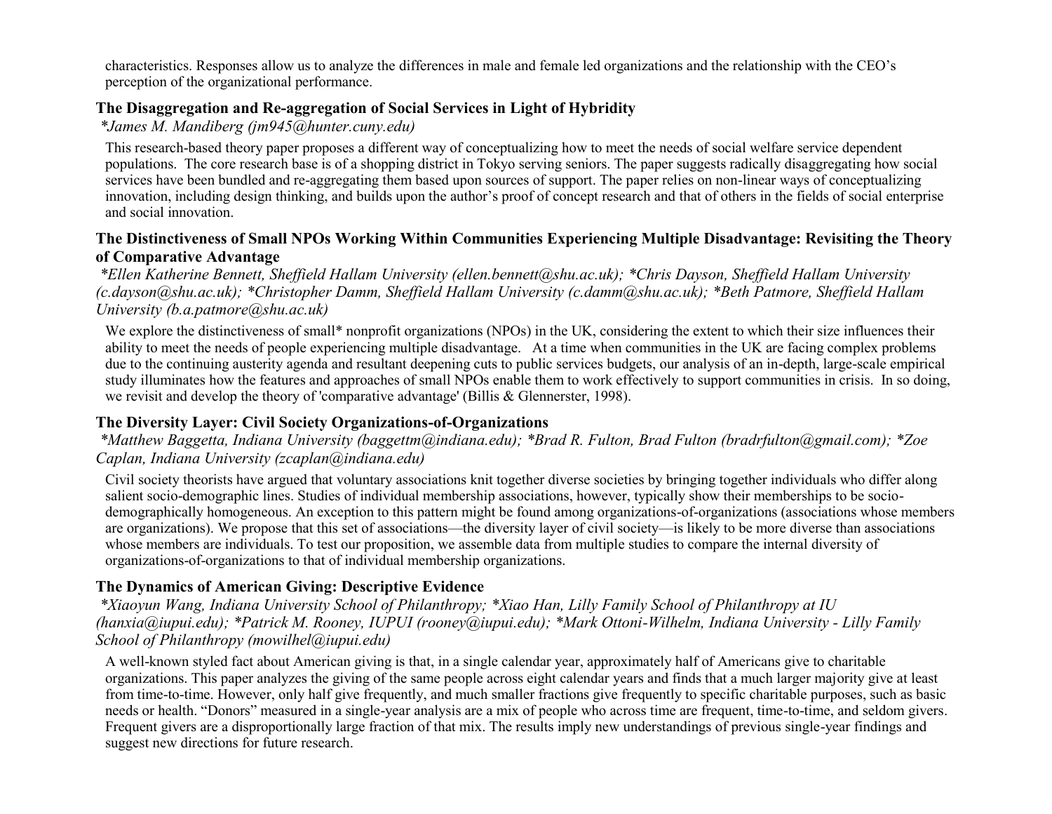characteristics. Responses allow us to analyze the differences in male and female led organizations and the relationship with the CEO's perception of the organizational performance.

### The Disaggregation and Re-aggregation of Social Services in Light of Hybridity

*\*James M. Mandiberg (jm945@hunter.cuny.edu)*

This research-based theory paper proposes a different way of conceptualizing how to meet the needs of social welfare service dependent populations. The core research base is of a shopping district in Tokyo serving seniors. The paper suggests radically disaggregating how social services have been bundled and re-aggregating them based upon sources of support. The paper relies on non-linear ways of conceptualizing innovation, including design thinking, and builds upon the author's proof of concept research and that of others in the fields of social enterprise and social innovation.

### The Distinctiveness of Small NPOs Working Within Communities Experiencing Multiple Disadvantage: Revisiting the Theory of Comparative Advantage

*\*Ellen Katherine Bennett, Sheffield Hallam University (ellen.bennett@shu.ac.uk); \*Chris Dayson, Sheffield Hallam University (c.dayson@shu.ac.uk); \*Christopher Damm, Sheffield Hallam University (c.damm@shu.ac.uk); \*Beth Patmore, Sheffield Hallam University (b.a.patmore@shu.ac.uk)*

We explore the distinctiveness of small* nonprofit organizations (NPOs) in the UK, considering the extent to which their size influences their ability to meet the needs of people experiencing multiple disadvantage. At a time when communities in the UK are facing complex problems due to the continuing austerity agenda and resultant deepening cuts to public services budgets, our analysis of an in-depth, large-scale empirical study illuminates how the features and approaches of small NPOs enable them to work effectively to support communities in crisis. In so doing, we revisit and develop the theory of 'comparative advantage' (Billis & Glennerster, 1998).

### The Diversity Layer: Civil Society Organizations-of-Organizations

*\*Matthew Baggetta, Indiana University (baggettm@indiana.edu); \*Brad R. Fulton, Brad Fulton (bradrfulton@gmail.com); \*Zoe Caplan, Indiana University (zcaplan@indiana.edu)*

Civil society theorists have argued that voluntary associations knit together diverse societies by bringing together individuals who differ along salient socio-demographic lines. Studies of individual membership associations, however, typically show their memberships to be socio-demographically homogeneous. An exception to this pattern might be found among organizations-of-organizations (associations whose members are organizations). We propose that this set of associations—the diversity layer of civil society—is likely to be more diverse than associations whose members are individuals. To test our proposition, we assemble data from multiple studies to compare the internal diversity of organizations-of-organizations to that of individual membership organizations.

### The Dynamics of American Giving: Descriptive Evidence

*\*Xiaoyun Wang, Indiana University School of Philanthropy; \*Xiao Han, Lilly Family School of Philanthropy at IU (hanxia@iupui.edu); \*Patrick M. Rooney, IUPUI (rooney@iupui.edu); \*Mark Ottoni-Wilhelm, Indiana University - Lilly Family School of Philanthropy (mowilhel@iupui.edu)*

A well-known styled fact about American giving is that, in a single calendar year, approximately half of Americans give to charitable organizations. This paper analyzes the giving of the same people across eight calendar years and finds that a much larger majority give at least from time-to-time. However, only half give frequently, and much smaller fractions give frequently to specific charitable purposes, such as basic needs or health. "Donors" measured in a single-year analysis are a mix of people who across time are frequent, time-to-time, and seldom givers. Frequent givers are a disproportionally large fraction of that mix. The results imply new understandings of previous single-year findings and suggest new directions for future research.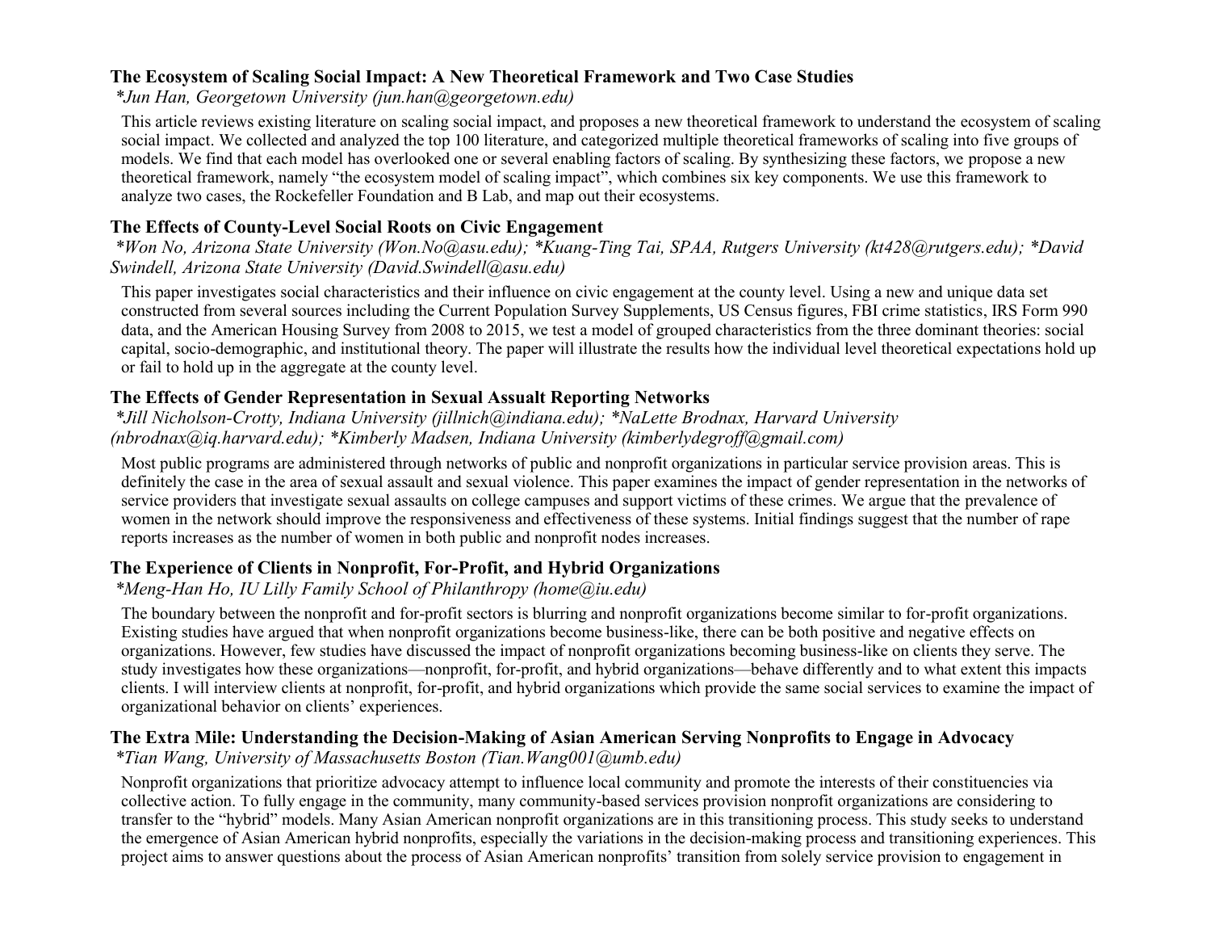### The Ecosystem of Scaling Social Impact: A New Theoretical Framework and Two Case Studies

*\*Jun Han, Georgetown University (jun.han@georgetown.edu)*

This article reviews existing literature on scaling social impact, and proposes a new theoretical framework to understand the ecosystem of scaling social impact. We collected and analyzed the top 100 literature, and categorized multiple theoretical frameworks of scaling into five groups of models. We find that each model has overlooked one or several enabling factors of scaling. By synthesizing these factors, we propose a new theoretical framework, namely "the ecosystem model of scaling impact", which combines six key components. We use this framework to analyze two cases, the Rockefeller Foundation and B Lab, and map out their ecosystems.

### The Effects of County-Level Social Roots on Civic Engagement

*\*Won No, Arizona State University (Won.No@asu.edu); \*Kuang-Ting Tai, SPAA, Rutgers University (kt428@rutgers.edu); \*David Swindell, Arizona State University (David.Swindell@asu.edu)*

This paper investigates social characteristics and their influence on civic engagement at the county level. Using a new and unique data set constructed from several sources including the Current Population Survey Supplements, US Census figures, FBI crime statistics, IRS Form 990 data, and the American Housing Survey from 2008 to 2015, we test a model of grouped characteristics from the three dominant theories: social capital, socio-demographic, and institutional theory. The paper will illustrate the results how the individual level theoretical expectations hold up or fail to hold up in the aggregate at the county level.

### The Effects of Gender Representation in Sexual Assualt Reporting Networks

*\*Jill Nicholson-Crotty, Indiana University (jillnich@indiana.edu); \*NaLette Brodnax, Harvard University (nbrodnax@iq.harvard.edu); \*Kimberly Madsen, Indiana University (kimberlydegroff@gmail.com)*

Most public programs are administered through networks of public and nonprofit organizations in particular service provision areas. This is definitely the case in the area of sexual assault and sexual violence. This paper examines the impact of gender representation in the networks of service providers that investigate sexual assaults on college campuses and support victims of these crimes. We argue that the prevalence of women in the network should improve the responsiveness and effectiveness of these systems. Initial findings suggest that the number of rape reports increases as the number of women in both public and nonprofit nodes increases.

### The Experience of Clients in Nonprofit, For-Profit, and Hybrid Organizations

*\*Meng-Han Ho, IU Lilly Family School of Philanthropy (home@iu.edu)*

The boundary between the nonprofit and for-profit sectors is blurring and nonprofit organizations become similar to for-profit organizations. Existing studies have argued that when nonprofit organizations become business-like, there can be both positive and negative effects on organizations. However, few studies have discussed the impact of nonprofit organizations becoming business-like on clients they serve. The study investigates how these organizations—nonprofit, for-profit, and hybrid organizations—behave differently and to what extent this impacts clients. I will interview clients at nonprofit, for-profit, and hybrid organizations which provide the same social services to examine the impact of organizational behavior on clients' experiences.

### The Extra Mile: Understanding the Decision-Making of Asian American Serving Nonprofits to Engage in Advocacy

*\*Tian Wang, University of Massachusetts Boston (Tian.Wang001@umb.edu)*

Nonprofit organizations that prioritize advocacy attempt to influence local community and promote the interests of their constituencies via collective action. To fully engage in the community, many community-based services provision nonprofit organizations are considering to transfer to the "hybrid" models. Many Asian American nonprofit organizations are in this transitioning process. This study seeks to understand the emergence of Asian American hybrid nonprofits, especially the variations in the decision-making process and transitioning experiences. This project aims to answer questions about the process of Asian American nonprofits' transition from solely service provision to engagement in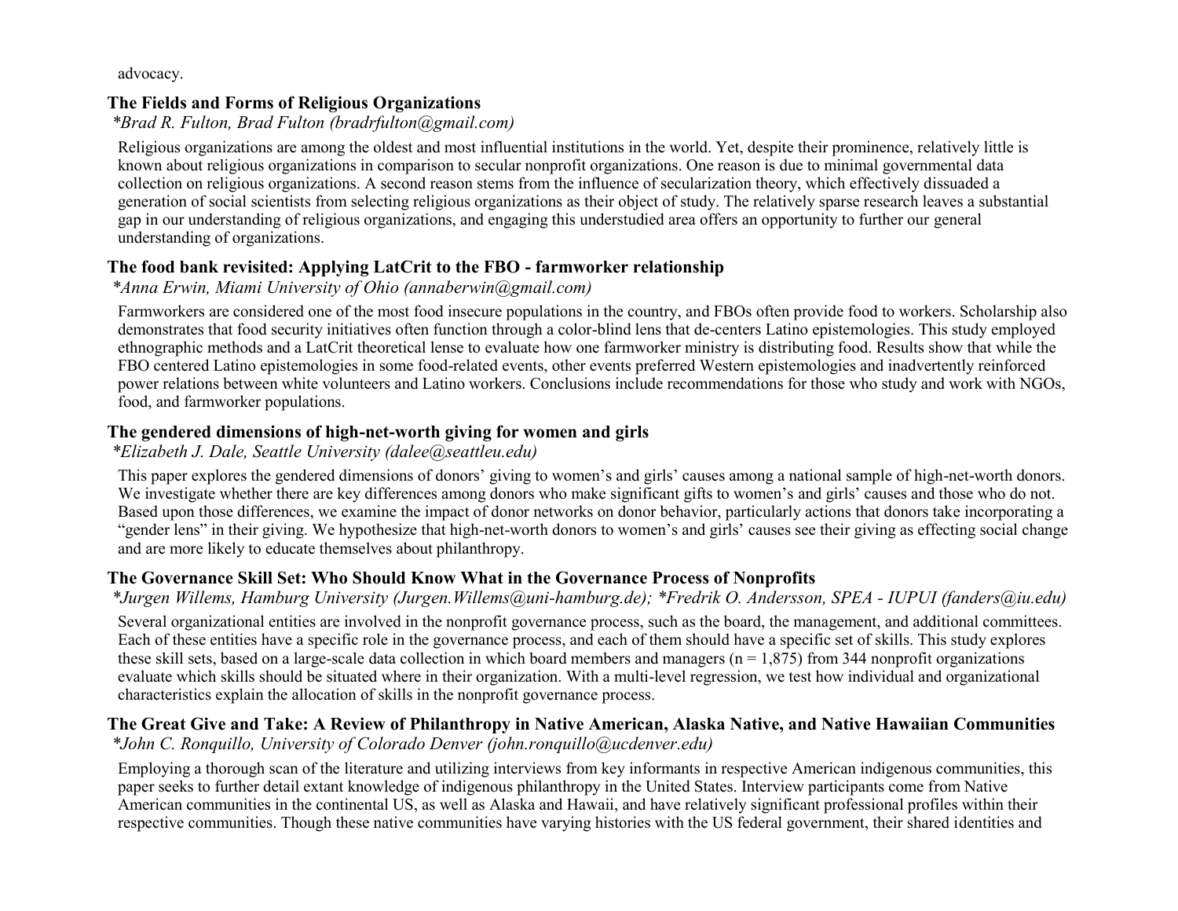advocacy.

### The Fields and Forms of Religious Organizations

*\*Brad R. Fulton, Brad Fulton (bradrfulton@gmail.com)*

Religious organizations are among the oldest and most influential institutions in the world. Yet, despite their prominence, relatively little is known about religious organizations in comparison to secular nonprofit organizations. One reason is due to minimal governmental data collection on religious organizations. A second reason stems from the influence of secularization theory, which effectively dissuaded a generation of social scientists from selecting religious organizations as their object of study. The relatively sparse research leaves a substantial gap in our understanding of religious organizations, and engaging this understudied area offers an opportunity to further our general understanding of organizations.

### The food bank revisited: Applying LatCrit to the FBO - farmworker relationship

*\*Anna Erwin, Miami University of Ohio (annaberwin@gmail.com)*

Farmworkers are considered one of the most food insecure populations in the country, and FBOs often provide food to workers. Scholarship also demonstrates that food security initiatives often function through a color-blind lens that de-centers Latino epistemologies. This study employed ethnographic methods and a LatCrit theoretical lense to evaluate how one farmworker ministry is distributing food. Results show that while the FBO centered Latino epistemologies in some food-related events, other events preferred Western epistemologies and inadvertently reinforced power relations between white volunteers and Latino workers. Conclusions include recommendations for those who study and work with NGOs, food, and farmworker populations.

### The gendered dimensions of high-net-worth giving for women and girls

*\*Elizabeth J. Dale, Seattle University (dalee@seattleu.edu)*

This paper explores the gendered dimensions of donors' giving to women's and girls' causes among a national sample of high-net-worth donors. We investigate whether there are key differences among donors who make significant gifts to women's and girls' causes and those who do not. Based upon those differences, we examine the impact of donor networks on donor behavior, particularly actions that donors take incorporating a "gender lens" in their giving. We hypothesize that high-net-worth donors to women's and girls' causes see their giving as effecting social change and are more likely to educate themselves about philanthropy.

### The Governance Skill Set: Who Should Know What in the Governance Process of Nonprofits

*\*Jurgen Willems, Hamburg University (Jurgen.Willems@uni-hamburg.de); \*Fredrik O. Andersson, SPEA - IUPUI (fanders@iu.edu)*

Several organizational entities are involved in the nonprofit governance process, such as the board, the management, and additional committees. Each of these entities have a specific role in the governance process, and each of them should have a specific set of skills. This study explores these skill sets, based on a large-scale data collection in which board members and managers (n = 1,875) from 344 nonprofit organizations evaluate which skills should be situated where in their organization. With a multi-level regression, we test how individual and organizational characteristics explain the allocation of skills in the nonprofit governance process.

### The Great Give and Take: A Review of Philanthropy in Native American, Alaska Native, and Native Hawaiian Communities

*\*John C. Ronquillo, University of Colorado Denver (john.ronquillo@ucdenver.edu)*

Employing a thorough scan of the literature and utilizing interviews from key informants in respective American indigenous communities, this paper seeks to further detail extant knowledge of indigenous philanthropy in the United States. Interview participants come from Native American communities in the continental US, as well as Alaska and Hawaii, and have relatively significant professional profiles within their respective communities. Though these native communities have varying histories with the US federal government, their shared identities and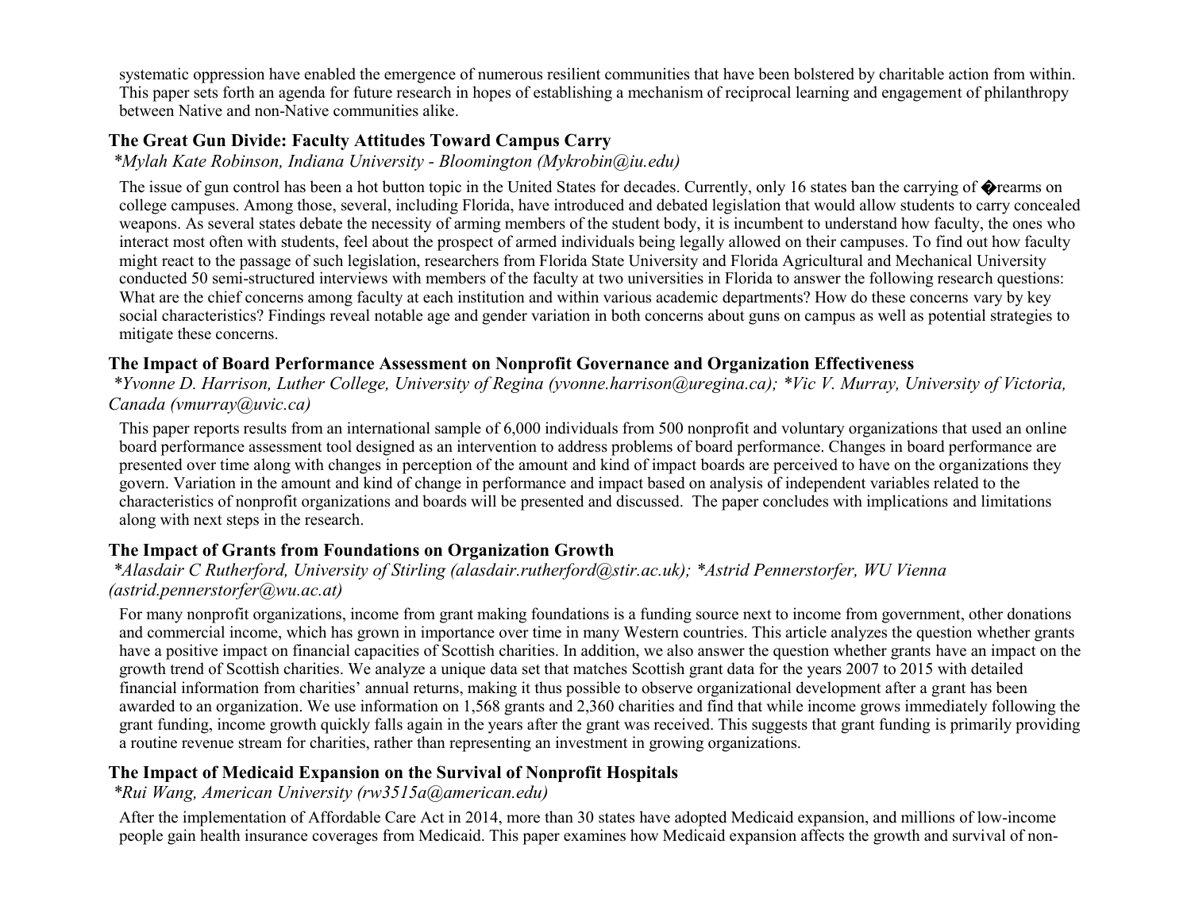systematic oppression have enabled the emergence of numerous resilient communities that have been bolstered by charitable action from within. This paper sets forth an agenda for future research in hopes of establishing a mechanism of reciprocal learning and engagement of philanthropy between Native and non-Native communities alike.

### The Great Gun Divide: Faculty Attitudes Toward Campus Carry

*\*Mylah Kate Robinson, Indiana University - Bloomington (Mykrobin@iu.edu)*

The issue of gun control has been a hot button topic in the United States for decades. Currently, only 16 states ban the carrying of �rearms on college campuses. Among those, several, including Florida, have introduced and debated legislation that would allow students to carry concealed weapons. As several states debate the necessity of arming members of the student body, it is incumbent to understand how faculty, the ones who interact most often with students, feel about the prospect of armed individuals being legally allowed on their campuses. To find out how faculty might react to the passage of such legislation, researchers from Florida State University and Florida Agricultural and Mechanical University conducted 50 semi-structured interviews with members of the faculty at two universities in Florida to answer the following research questions: What are the chief concerns among faculty at each institution and within various academic departments? How do these concerns vary by key social characteristics? Findings reveal notable age and gender variation in both concerns about guns on campus as well as potential strategies to mitigate these concerns.

### The Impact of Board Performance Assessment on Nonprofit Governance and Organization Effectiveness

*\*Yvonne D. Harrison, Luther College, University of Regina (yvonne.harrison@uregina.ca); \*Vic V. Murray, University of Victoria, Canada (vmurray@uvic.ca)*

This paper reports results from an international sample of 6,000 individuals from 500 nonprofit and voluntary organizations that used an online board performance assessment tool designed as an intervention to address problems of board performance. Changes in board performance are presented over time along with changes in perception of the amount and kind of impact boards are perceived to have on the organizations they govern. Variation in the amount and kind of change in performance and impact based on analysis of independent variables related to the characteristics of nonprofit organizations and boards will be presented and discussed. The paper concludes with implications and limitations along with next steps in the research.

### The Impact of Grants from Foundations on Organization Growth

*\*Alasdair C Rutherford, University of Stirling (alasdair.rutherford@stir.ac.uk); \*Astrid Pennerstorfer, WU Vienna (astrid.pennerstorfer@wu.ac.at)*

For many nonprofit organizations, income from grant making foundations is a funding source next to income from government, other donations and commercial income, which has grown in importance over time in many Western countries. This article analyzes the question whether grants have a positive impact on financial capacities of Scottish charities. In addition, we also answer the question whether grants have an impact on the growth trend of Scottish charities. We analyze a unique data set that matches Scottish grant data for the years 2007 to 2015 with detailed financial information from charities' annual returns, making it thus possible to observe organizational development after a grant has been awarded to an organization. We use information on 1,568 grants and 2,360 charities and find that while income grows immediately following the grant funding, income growth quickly falls again in the years after the grant was received. This suggests that grant funding is primarily providing a routine revenue stream for charities, rather than representing an investment in growing organizations.

### The Impact of Medicaid Expansion on the Survival of Nonprofit Hospitals

*\*Rui Wang, American University (rw3515a@american.edu)*

After the implementation of Affordable Care Act in 2014, more than 30 states have adopted Medicaid expansion, and millions of low-income people gain health insurance coverages from Medicaid. This paper examines how Medicaid expansion affects the growth and survival of non-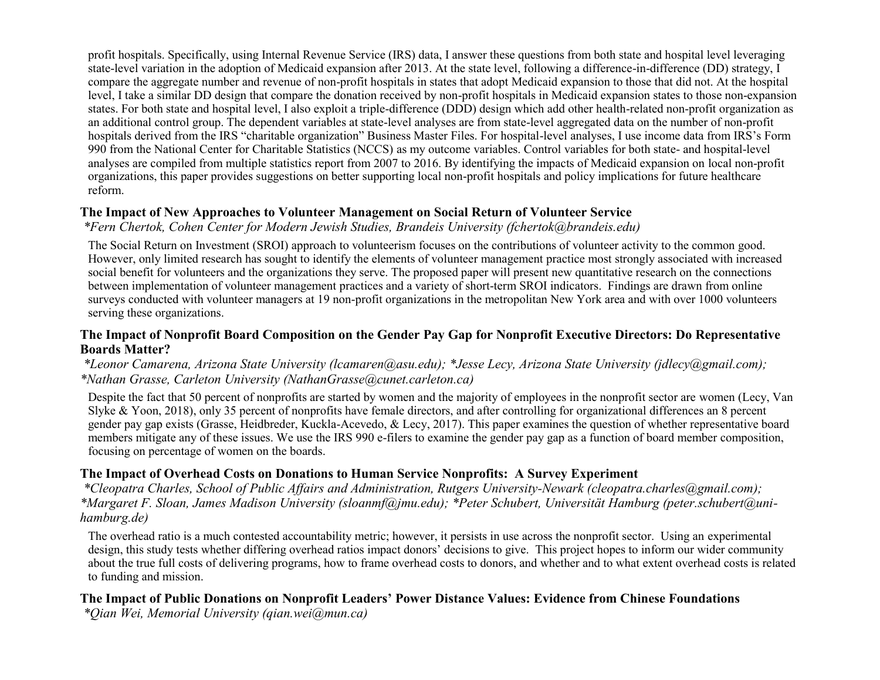profit hospitals. Specifically, using Internal Revenue Service (IRS) data, I answer these questions from both state and hospital level leveraging state-level variation in the adoption of Medicaid expansion after 2013. At the state level, following a difference-in-difference (DD) strategy, I compare the aggregate number and revenue of non-profit hospitals in states that adopt Medicaid expansion to those that did not. At the hospital level, I take a similar DD design that compare the donation received by non-profit hospitals in Medicaid expansion states to those non-expansion states. For both state and hospital level, I also exploit a triple-difference (DDD) design which add other health-related non-profit organization as an additional control group. The dependent variables at state-level analyses are from state-level aggregated data on the number of non-profit hospitals derived from the IRS "charitable organization" Business Master Files. For hospital-level analyses, I use income data from IRS's Form 990 from the National Center for Charitable Statistics (NCCS) as my outcome variables. Control variables for both state- and hospital-level analyses are compiled from multiple statistics report from 2007 to 2016. By identifying the impacts of Medicaid expansion on local non-profit organizations, this paper provides suggestions on better supporting local non-profit hospitals and policy implications for future healthcare reform.

### The Impact of New Approaches to Volunteer Management on Social Return of Volunteer Service

*\*Fern Chertok, Cohen Center for Modern Jewish Studies, Brandeis University (fchertok@brandeis.edu)*

The Social Return on Investment (SROI) approach to volunteerism focuses on the contributions of volunteer activity to the common good. However, only limited research has sought to identify the elements of volunteer management practice most strongly associated with increased social benefit for volunteers and the organizations they serve. The proposed paper will present new quantitative research on the connections between implementation of volunteer management practices and a variety of short-term SROI indicators. Findings are drawn from online surveys conducted with volunteer managers at 19 non-profit organizations in the metropolitan New York area and with over 1000 volunteers serving these organizations.

### The Impact of Nonprofit Board Composition on the Gender Pay Gap for Nonprofit Executive Directors: Do Representative Boards Matter?

*\*Leonor Camarena, Arizona State University (lcamaren@asu.edu); \*Jesse Lecy, Arizona State University (jdlecy@gmail.com); \*Nathan Grasse, Carleton University (NathanGrasse@cunet.carleton.ca)*

Despite the fact that 50 percent of nonprofits are started by women and the majority of employees in the nonprofit sector are women (Lecy, Van Slyke & Yoon, 2018), only 35 percent of nonprofits have female directors, and after controlling for organizational differences an 8 percent gender pay gap exists (Grasse, Heidbreder, Kuckla-Acevedo, & Lecy, 2017). This paper examines the question of whether representative board members mitigate any of these issues. We use the IRS 990 e-filers to examine the gender pay gap as a function of board member composition, focusing on percentage of women on the boards.

### The Impact of Overhead Costs on Donations to Human Service Nonprofits: A Survey Experiment

*\*Cleopatra Charles, School of Public Affairs and Administration, Rutgers University-Newark (cleopatra.charles@gmail.com); \*Margaret F. Sloan, James Madison University (sloanmf@jmu.edu); \*Peter Schubert, Universität Hamburg (peter.schubert@uni-hamburg.de)*

The overhead ratio is a much contested accountability metric; however, it persists in use across the nonprofit sector. Using an experimental design, this study tests whether differing overhead ratios impact donors' decisions to give. This project hopes to inform our wider community about the true full costs of delivering programs, how to frame overhead costs to donors, and whether and to what extent overhead costs is related to funding and mission.

### The Impact of Public Donations on Nonprofit Leaders' Power Distance Values: Evidence from Chinese Foundations

*\*Qian Wei, Memorial University (qian.wei@mun.ca)*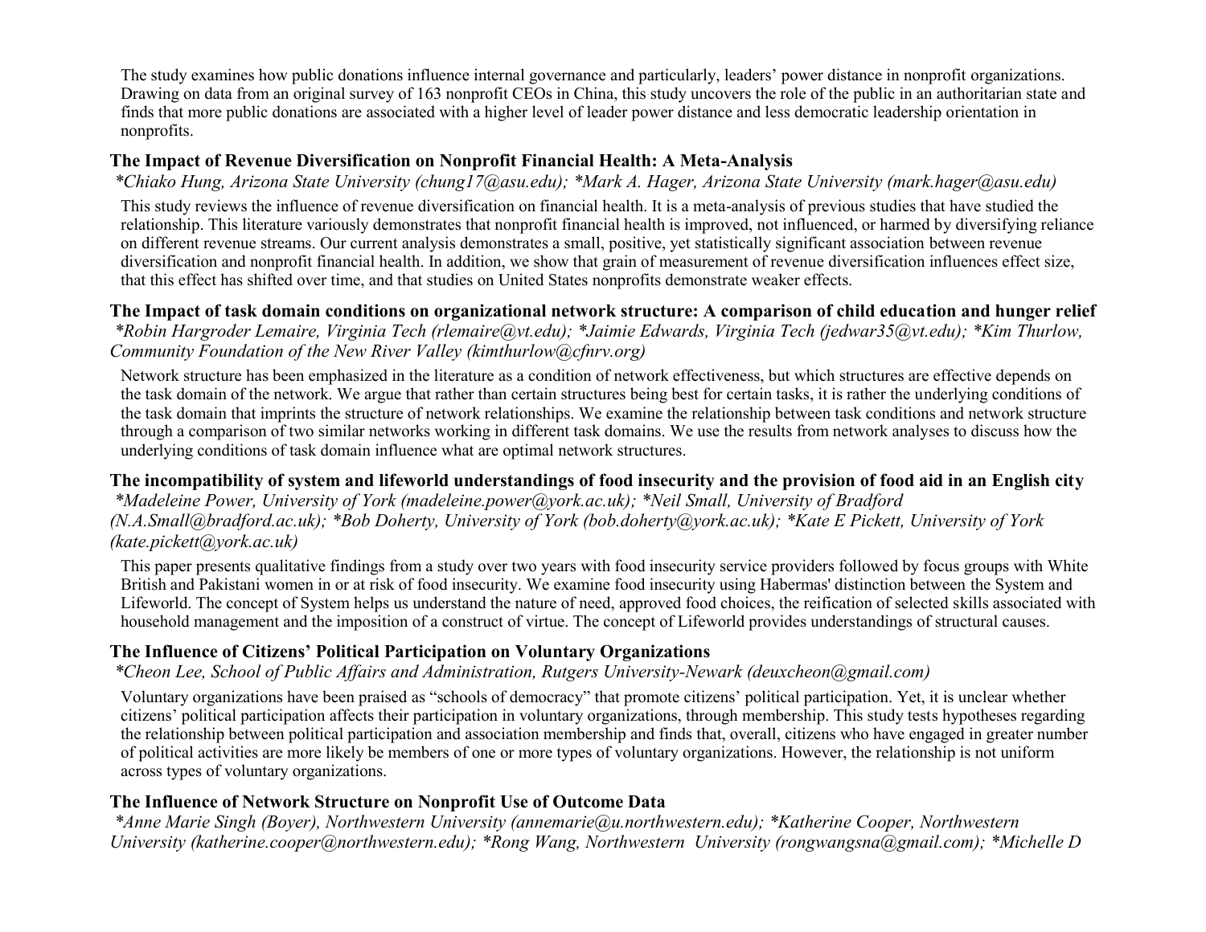The study examines how public donations influence internal governance and particularly, leaders' power distance in nonprofit organizations. Drawing on data from an original survey of 163 nonprofit CEOs in China, this study uncovers the role of the public in an authoritarian state and finds that more public donations are associated with a higher level of leader power distance and less democratic leadership orientation in nonprofits.

### The Impact of Revenue Diversification on Nonprofit Financial Health: A Meta-Analysis

*\*Chiako Hung, Arizona State University (chung17@asu.edu); \*Mark A. Hager, Arizona State University (mark.hager@asu.edu)*

This study reviews the influence of revenue diversification on financial health. It is a meta-analysis of previous studies that have studied the relationship. This literature variously demonstrates that nonprofit financial health is improved, not influenced, or harmed by diversifying reliance on different revenue streams. Our current analysis demonstrates a small, positive, yet statistically significant association between revenue diversification and nonprofit financial health. In addition, we show that grain of measurement of revenue diversification influences effect size, that this effect has shifted over time, and that studies on United States nonprofits demonstrate weaker effects.

### The Impact of task domain conditions on organizational network structure: A comparison of child education and hunger relief

*\*Robin Hargroder Lemaire, Virginia Tech (rlemaire@vt.edu); \*Jaimie Edwards, Virginia Tech (jedwar35@vt.edu); \*Kim Thurlow, Community Foundation of the New River Valley (kimthurlow@cfnrv.org)*

Network structure has been emphasized in the literature as a condition of network effectiveness, but which structures are effective depends on the task domain of the network. We argue that rather than certain structures being best for certain tasks, it is rather the underlying conditions of the task domain that imprints the structure of network relationships. We examine the relationship between task conditions and network structure through a comparison of two similar networks working in different task domains. We use the results from network analyses to discuss how the underlying conditions of task domain influence what are optimal network structures.

### The incompatibility of system and lifeworld understandings of food insecurity and the provision of food aid in an English city

*\*Madeleine Power, University of York (madeleine.power@york.ac.uk); \*Neil Small, University of Bradford (N.A.Small@bradford.ac.uk); \*Bob Doherty, University of York (bob.doherty@york.ac.uk); \*Kate E Pickett, University of York (kate.pickett@york.ac.uk)*

This paper presents qualitative findings from a study over two years with food insecurity service providers followed by focus groups with White British and Pakistani women in or at risk of food insecurity. We examine food insecurity using Habermas' distinction between the System and Lifeworld. The concept of System helps us understand the nature of need, approved food choices, the reification of selected skills associated with household management and the imposition of a construct of virtue. The concept of Lifeworld provides understandings of structural causes.

### The Influence of Citizens' Political Participation on Voluntary Organizations

*\*Cheon Lee, School of Public Affairs and Administration, Rutgers University-Newark (deuxcheon@gmail.com)*

Voluntary organizations have been praised as "schools of democracy" that promote citizens' political participation. Yet, it is unclear whether citizens' political participation affects their participation in voluntary organizations, through membership. This study tests hypotheses regarding the relationship between political participation and association membership and finds that, overall, citizens who have engaged in greater number of political activities are more likely be members of one or more types of voluntary organizations. However, the relationship is not uniform across types of voluntary organizations.

### The Influence of Network Structure on Nonprofit Use of Outcome Data

*\*Anne Marie Singh (Boyer), Northwestern University (annemarie@u.northwestern.edu); \*Katherine Cooper, Northwestern University (katherine.cooper@northwestern.edu); \*Rong Wang, Northwestern University (rongwangsna@gmail.com); \*Michelle D*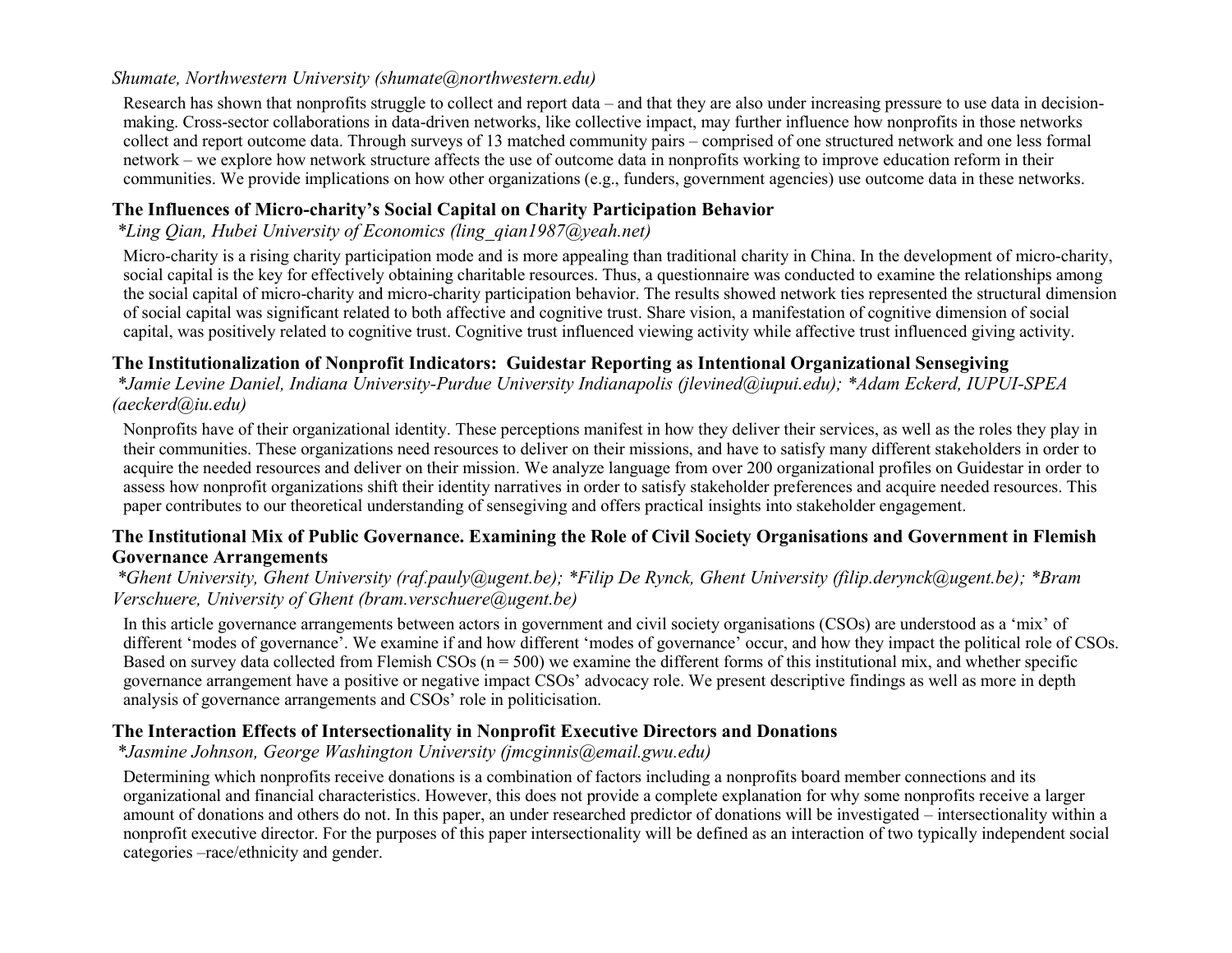*Shumate, Northwestern University (shumate@northwestern.edu)*

Research has shown that nonprofits struggle to collect and report data – and that they are also under increasing pressure to use data in decision-making. Cross-sector collaborations in data-driven networks, like collective impact, may further influence how nonprofits in those networks collect and report outcome data. Through surveys of 13 matched community pairs – comprised of one structured network and one less formal network – we explore how network structure affects the use of outcome data in nonprofits working to improve education reform in their communities. We provide implications on how other organizations (e.g., funders, government agencies) use outcome data in these networks.

### The Influences of Micro-charity's Social Capital on Charity Participation Behavior

*\*Ling Qian, Hubei University of Economics (ling_qian1987@yeah.net)*

Micro-charity is a rising charity participation mode and is more appealing than traditional charity in China. In the development of micro-charity, social capital is the key for effectively obtaining charitable resources. Thus, a questionnaire was conducted to examine the relationships among the social capital of micro-charity and micro-charity participation behavior. The results showed network ties represented the structural dimension of social capital was significant related to both affective and cognitive trust. Share vision, a manifestation of cognitive dimension of social capital, was positively related to cognitive trust. Cognitive trust influenced viewing activity while affective trust influenced giving activity.

### The Institutionalization of Nonprofit Indicators: Guidestar Reporting as Intentional Organizational Sensegiving

*\*Jamie Levine Daniel, Indiana University-Purdue University Indianapolis (jlevined@iupui.edu); \*Adam Eckerd, IUPUI-SPEA (aeckerd@iu.edu)*

Nonprofits have of their organizational identity. These perceptions manifest in how they deliver their services, as well as the roles they play in their communities. These organizations need resources to deliver on their missions, and have to satisfy many different stakeholders in order to acquire the needed resources and deliver on their mission. We analyze language from over 200 organizational profiles on Guidestar in order to assess how nonprofit organizations shift their identity narratives in order to satisfy stakeholder preferences and acquire needed resources. This paper contributes to our theoretical understanding of sensegiving and offers practical insights into stakeholder engagement.

### The Institutional Mix of Public Governance. Examining the Role of Civil Society Organisations and Government in Flemish Governance Arrangements

*\*Ghent University, Ghent University (raf.pauly@ugent.be); \*Filip De Rynck, Ghent University (filip.derynck@ugent.be); \*Bram Verschuere, University of Ghent (bram.verschuere@ugent.be)*

In this article governance arrangements between actors in government and civil society organisations (CSOs) are understood as a 'mix' of different 'modes of governance'. We examine if and how different 'modes of governance' occur, and how they impact the political role of CSOs. Based on survey data collected from Flemish CSOs (n = 500) we examine the different forms of this institutional mix, and whether specific governance arrangement have a positive or negative impact CSOs' advocacy role. We present descriptive findings as well as more in depth analysis of governance arrangements and CSOs' role in politicisation.

### The Interaction Effects of Intersectionality in Nonprofit Executive Directors and Donations

*\*Jasmine Johnson, George Washington University (jmcginnis@email.gwu.edu)*

Determining which nonprofits receive donations is a combination of factors including a nonprofits board member connections and its organizational and financial characteristics. However, this does not provide a complete explanation for why some nonprofits receive a larger amount of donations and others do not. In this paper, an under researched predictor of donations will be investigated – intersectionality within a nonprofit executive director. For the purposes of this paper intersectionality will be defined as an interaction of two typically independent social categories –race/ethnicity and gender.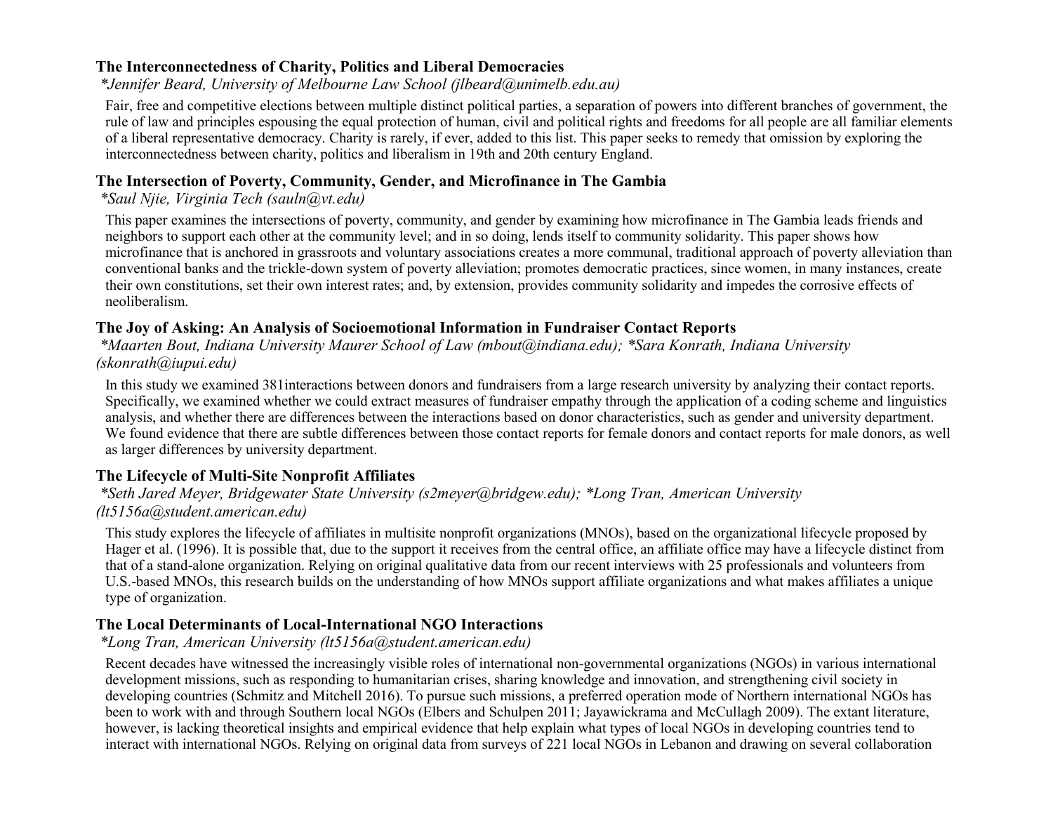### The Interconnectedness of Charity, Politics and Liberal Democracies

*\*Jennifer Beard, University of Melbourne Law School (jlbeard@unimelb.edu.au)*

Fair, free and competitive elections between multiple distinct political parties, a separation of powers into different branches of government, the rule of law and principles espousing the equal protection of human, civil and political rights and freedoms for all people are all familiar elements of a liberal representative democracy. Charity is rarely, if ever, added to this list. This paper seeks to remedy that omission by exploring the interconnectedness between charity, politics and liberalism in 19th and 20th century England.

### The Intersection of Poverty, Community, Gender, and Microfinance in The Gambia

*\*Saul Njie, Virginia Tech (sauln@vt.edu)*

This paper examines the intersections of poverty, community, and gender by examining how microfinance in The Gambia leads friends and neighbors to support each other at the community level; and in so doing, lends itself to community solidarity. This paper shows how microfinance that is anchored in grassroots and voluntary associations creates a more communal, traditional approach of poverty alleviation than conventional banks and the trickle-down system of poverty alleviation; promotes democratic practices, since women, in many instances, create their own constitutions, set their own interest rates; and, by extension, provides community solidarity and impedes the corrosive effects of neoliberalism.

### The Joy of Asking: An Analysis of Socioemotional Information in Fundraiser Contact Reports

*\*Maarten Bout, Indiana University Maurer School of Law (mbout@indiana.edu); \*Sara Konrath, Indiana University (skonrath@iupui.edu)*

In this study we examined 381interactions between donors and fundraisers from a large research university by analyzing their contact reports. Specifically, we examined whether we could extract measures of fundraiser empathy through the application of a coding scheme and linguistics analysis, and whether there are differences between the interactions based on donor characteristics, such as gender and university department. We found evidence that there are subtle differences between those contact reports for female donors and contact reports for male donors, as well as larger differences by university department.

### The Lifecycle of Multi-Site Nonprofit Affiliates

*\*Seth Jared Meyer, Bridgewater State University (s2meyer@bridgew.edu); \*Long Tran, American University (lt5156a@student.american.edu)*

This study explores the lifecycle of affiliates in multisite nonprofit organizations (MNOs), based on the organizational lifecycle proposed by Hager et al. (1996). It is possible that, due to the support it receives from the central office, an affiliate office may have a lifecycle distinct from that of a stand-alone organization. Relying on original qualitative data from our recent interviews with 25 professionals and volunteers from U.S.-based MNOs, this research builds on the understanding of how MNOs support affiliate organizations and what makes affiliates a unique type of organization.

### The Local Determinants of Local-International NGO Interactions

*\*Long Tran, American University (lt5156a@student.american.edu)*

Recent decades have witnessed the increasingly visible roles of international non-governmental organizations (NGOs) in various international development missions, such as responding to humanitarian crises, sharing knowledge and innovation, and strengthening civil society in developing countries (Schmitz and Mitchell 2016). To pursue such missions, a preferred operation mode of Northern international NGOs has been to work with and through Southern local NGOs (Elbers and Schulpen 2011; Jayawickrama and McCullagh 2009). The extant literature, however, is lacking theoretical insights and empirical evidence that help explain what types of local NGOs in developing countries tend to interact with international NGOs. Relying on original data from surveys of 221 local NGOs in Lebanon and drawing on several collaboration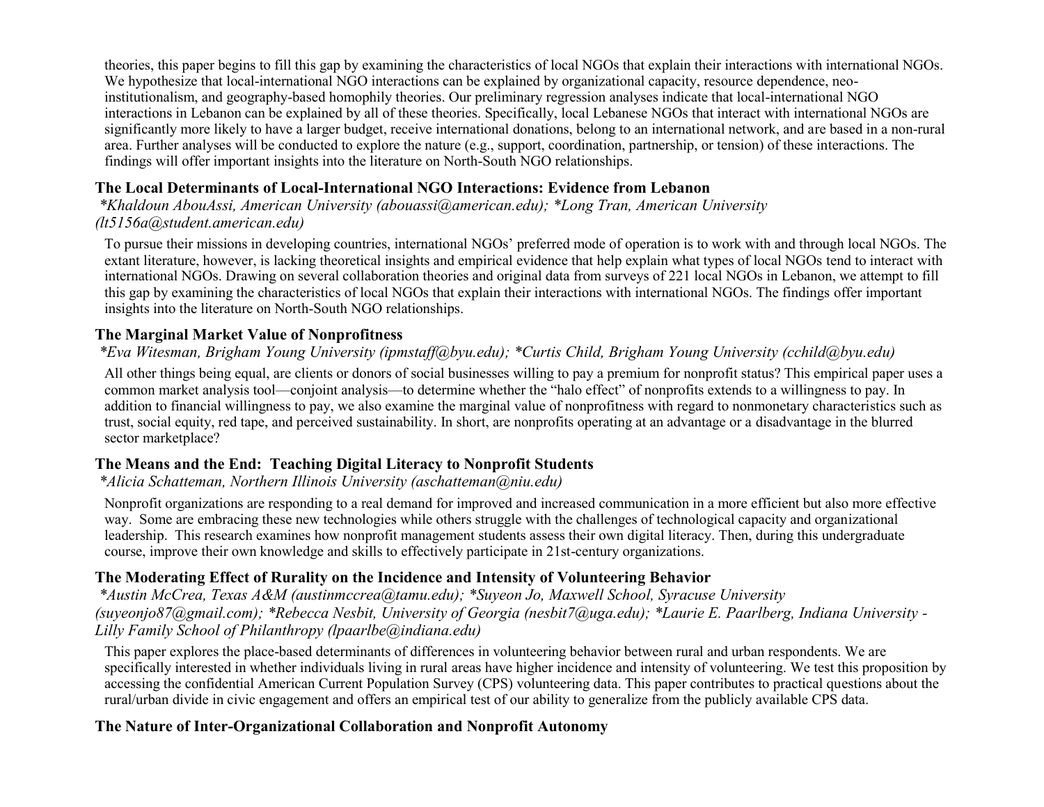theories, this paper begins to fill this gap by examining the characteristics of local NGOs that explain their interactions with international NGOs. We hypothesize that local-international NGO interactions can be explained by organizational capacity, resource dependence, neo-institutionalism, and geography-based homophily theories. Our preliminary regression analyses indicate that local-international NGO interactions in Lebanon can be explained by all of these theories. Specifically, local Lebanese NGOs that interact with international NGOs are significantly more likely to have a larger budget, receive international donations, belong to an international network, and are based in a non-rural area. Further analyses will be conducted to explore the nature (e.g., support, coordination, partnership, or tension) of these interactions. The findings will offer important insights into the literature on North-South NGO relationships.

### The Local Determinants of Local-International NGO Interactions: Evidence from Lebanon

*\*Khaldoun AbouAssi, American University (abouassi@american.edu); \*Long Tran, American University (lt5156a@student.american.edu)*

To pursue their missions in developing countries, international NGOs' preferred mode of operation is to work with and through local NGOs. The extant literature, however, is lacking theoretical insights and empirical evidence that help explain what types of local NGOs tend to interact with international NGOs. Drawing on several collaboration theories and original data from surveys of 221 local NGOs in Lebanon, we attempt to fill this gap by examining the characteristics of local NGOs that explain their interactions with international NGOs. The findings offer important insights into the literature on North-South NGO relationships.

### The Marginal Market Value of Nonprofitness

*\*Eva Witesman, Brigham Young University (ipmstaff@byu.edu); \*Curtis Child, Brigham Young University (cchild@byu.edu)*

All other things being equal, are clients or donors of social businesses willing to pay a premium for nonprofit status? This empirical paper uses a common market analysis tool—conjoint analysis—to determine whether the "halo effect" of nonprofits extends to a willingness to pay. In addition to financial willingness to pay, we also examine the marginal value of nonprofitness with regard to nonmonetary characteristics such as trust, social equity, red tape, and perceived sustainability. In short, are nonprofits operating at an advantage or a disadvantage in the blurred sector marketplace?

### The Means and the End: Teaching Digital Literacy to Nonprofit Students

*\*Alicia Schatteman, Northern Illinois University (aschatteman@niu.edu)*

Nonprofit organizations are responding to a real demand for improved and increased communication in a more efficient but also more effective way. Some are embracing these new technologies while others struggle with the challenges of technological capacity and organizational leadership. This research examines how nonprofit management students assess their own digital literacy. Then, during this undergraduate course, improve their own knowledge and skills to effectively participate in 21st-century organizations.

### The Moderating Effect of Rurality on the Incidence and Intensity of Volunteering Behavior

*\*Austin McCrea, Texas A&M (austinmccrea@tamu.edu); \*Suyeon Jo, Maxwell School, Syracuse University (suyeonjo87@gmail.com); \*Rebecca Nesbit, University of Georgia (nesbit7@uga.edu); \*Laurie E. Paarlberg, Indiana University - Lilly Family School of Philanthropy (lpaarlbe@indiana.edu)*

This paper explores the place-based determinants of differences in volunteering behavior between rural and urban respondents. We are specifically interested in whether individuals living in rural areas have higher incidence and intensity of volunteering. We test this proposition by accessing the confidential American Current Population Survey (CPS) volunteering data. This paper contributes to practical questions about the rural/urban divide in civic engagement and offers an empirical test of our ability to generalize from the publicly available CPS data.

### The Nature of Inter-Organizational Collaboration and Nonprofit Autonomy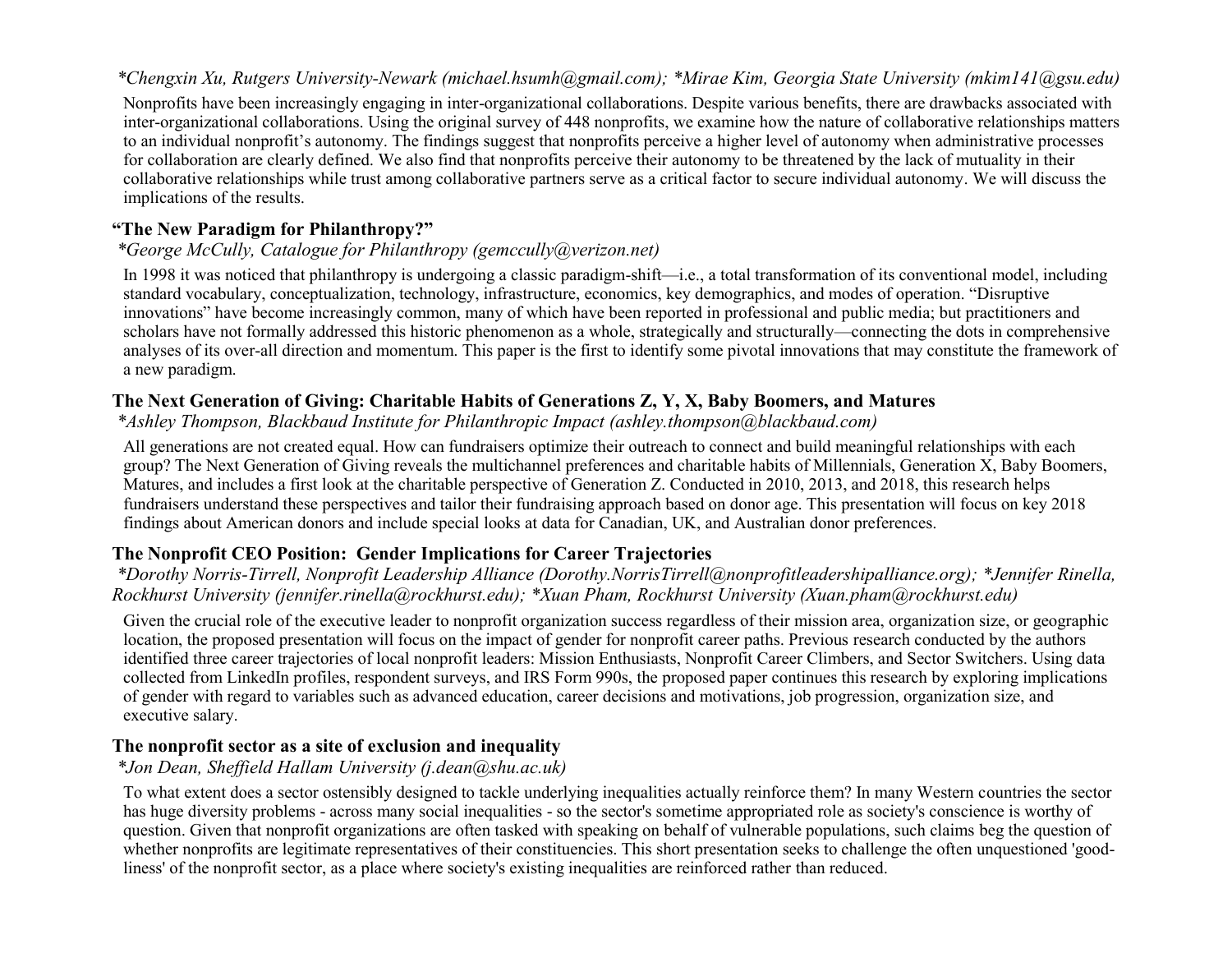*\*Chengxin Xu, Rutgers University-Newark (michael.hsumh@gmail.com); \*Mirae Kim, Georgia State University (mkim141@gsu.edu)*

Nonprofits have been increasingly engaging in inter-organizational collaborations. Despite various benefits, there are drawbacks associated with inter-organizational collaborations. Using the original survey of 448 nonprofits, we examine how the nature of collaborative relationships matters to an individual nonprofit's autonomy. The findings suggest that nonprofits perceive a higher level of autonomy when administrative processes for collaboration are clearly defined. We also find that nonprofits perceive their autonomy to be threatened by the lack of mutuality in their collaborative relationships while trust among collaborative partners serve as a critical factor to secure individual autonomy. We will discuss the implications of the results.

### "The New Paradigm for Philanthropy?"

*\*George McCully, Catalogue for Philanthropy (gemccully@verizon.net)*

In 1998 it was noticed that philanthropy is undergoing a classic paradigm-shift—i.e., a total transformation of its conventional model, including standard vocabulary, conceptualization, technology, infrastructure, economics, key demographics, and modes of operation. "Disruptive innovations" have become increasingly common, many of which have been reported in professional and public media; but practitioners and scholars have not formally addressed this historic phenomenon as a whole, strategically and structurally—connecting the dots in comprehensive analyses of its over-all direction and momentum. This paper is the first to identify some pivotal innovations that may constitute the framework of a new paradigm.

### The Next Generation of Giving: Charitable Habits of Generations Z, Y, X, Baby Boomers, and Matures

*\*Ashley Thompson, Blackbaud Institute for Philanthropic Impact (ashley.thompson@blackbaud.com)*

All generations are not created equal. How can fundraisers optimize their outreach to connect and build meaningful relationships with each group? The Next Generation of Giving reveals the multichannel preferences and charitable habits of Millennials, Generation X, Baby Boomers, Matures, and includes a first look at the charitable perspective of Generation Z. Conducted in 2010, 2013, and 2018, this research helps fundraisers understand these perspectives and tailor their fundraising approach based on donor age. This presentation will focus on key 2018 findings about American donors and include special looks at data for Canadian, UK, and Australian donor preferences.

### The Nonprofit CEO Position: Gender Implications for Career Trajectories

*\*Dorothy Norris-Tirrell, Nonprofit Leadership Alliance (Dorothy.NorrisTirrell@nonprofitleadershipalliance.org); \*Jennifer Rinella, Rockhurst University (jennifer.rinella@rockhurst.edu); \*Xuan Pham, Rockhurst University (Xuan.pham@rockhurst.edu)*

Given the crucial role of the executive leader to nonprofit organization success regardless of their mission area, organization size, or geographic location, the proposed presentation will focus on the impact of gender for nonprofit career paths. Previous research conducted by the authors identified three career trajectories of local nonprofit leaders: Mission Enthusiasts, Nonprofit Career Climbers, and Sector Switchers. Using data collected from LinkedIn profiles, respondent surveys, and IRS Form 990s, the proposed paper continues this research by exploring implications of gender with regard to variables such as advanced education, career decisions and motivations, job progression, organization size, and executive salary.

### The nonprofit sector as a site of exclusion and inequality

*\*Jon Dean, Sheffield Hallam University (j.dean@shu.ac.uk)*

To what extent does a sector ostensibly designed to tackle underlying inequalities actually reinforce them? In many Western countries the sector has huge diversity problems - across many social inequalities - so the sector's sometime appropriated role as society's conscience is worthy of question. Given that nonprofit organizations are often tasked with speaking on behalf of vulnerable populations, such claims beg the question of whether nonprofits are legitimate representatives of their constituencies. This short presentation seeks to challenge the often unquestioned 'good-liness' of the nonprofit sector, as a place where society's existing inequalities are reinforced rather than reduced.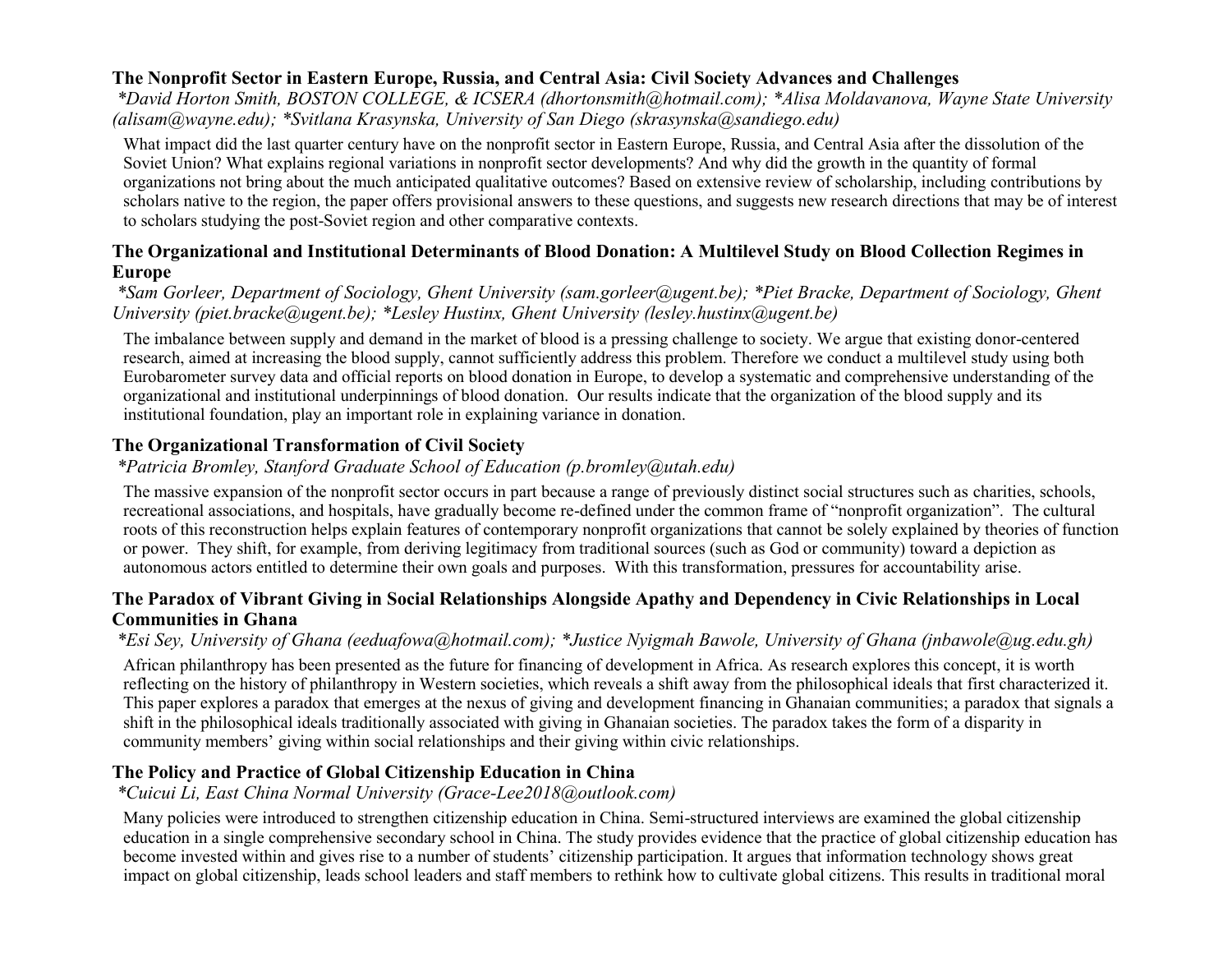**The Nonprofit Sector in Eastern Europe, Russia, and Central Asia: Civil Society Advances and Challenges**

*\*David Horton Smith, BOSTON COLLEGE, & ICSERA (dhortonsmith@hotmail.com); \*Alisa Moldavanova, Wayne State University (alisam@wayne.edu); \*Svitlana Krasynska, University of San Diego (skrasynska@sandiego.edu)*

What impact did the last quarter century have on the nonprofit sector in Eastern Europe, Russia, and Central Asia after the dissolution of the Soviet Union? What explains regional variations in nonprofit sector developments? And why did the growth in the quantity of formal organizations not bring about the much anticipated qualitative outcomes? Based on extensive review of scholarship, including contributions by scholars native to the region, the paper offers provisional answers to these questions, and suggests new research directions that may be of interest to scholars studying the post-Soviet region and other comparative contexts.

**The Organizational and Institutional Determinants of Blood Donation: A Multilevel Study on Blood Collection Regimes in Europe**

*\*Sam Gorleer, Department of Sociology, Ghent University (sam.gorleer@ugent.be); \*Piet Bracke, Department of Sociology, Ghent University (piet.bracke@ugent.be); \*Lesley Hustinx, Ghent University (lesley.hustinx@ugent.be)*

The imbalance between supply and demand in the market of blood is a pressing challenge to society. We argue that existing donor-centered research, aimed at increasing the blood supply, cannot sufficiently address this problem. Therefore we conduct a multilevel study using both Eurobarometer survey data and official reports on blood donation in Europe, to develop a systematic and comprehensive understanding of the organizational and institutional underpinnings of blood donation. Our results indicate that the organization of the blood supply and its institutional foundation, play an important role in explaining variance in donation.

**The Organizational Transformation of Civil Society**

*\*Patricia Bromley, Stanford Graduate School of Education (p.bromley@utah.edu)*

The massive expansion of the nonprofit sector occurs in part because a range of previously distinct social structures such as charities, schools, recreational associations, and hospitals, have gradually become re-defined under the common frame of "nonprofit organization". The cultural roots of this reconstruction helps explain features of contemporary nonprofit organizations that cannot be solely explained by theories of function or power. They shift, for example, from deriving legitimacy from traditional sources (such as God or community) toward a depiction as autonomous actors entitled to determine their own goals and purposes. With this transformation, pressures for accountability arise.

**The Paradox of Vibrant Giving in Social Relationships Alongside Apathy and Dependency in Civic Relationships in Local Communities in Ghana**

*\*Esi Sey, University of Ghana (eeduafowa@hotmail.com); \*Justice Nyigmah Bawole, University of Ghana (jnbawole@ug.edu.gh)*

African philanthropy has been presented as the future for financing of development in Africa. As research explores this concept, it is worth reflecting on the history of philanthropy in Western societies, which reveals a shift away from the philosophical ideals that first characterized it. This paper explores a paradox that emerges at the nexus of giving and development financing in Ghanaian communities; a paradox that signals a shift in the philosophical ideals traditionally associated with giving in Ghanaian societies. The paradox takes the form of a disparity in community members' giving within social relationships and their giving within civic relationships.

**The Policy and Practice of Global Citizenship Education in China**

*\*Cuicui Li, East China Normal University (Grace-Lee2018@outlook.com)*

Many policies were introduced to strengthen citizenship education in China. Semi-structured interviews are examined the global citizenship education in a single comprehensive secondary school in China. The study provides evidence that the practice of global citizenship education has become invested within and gives rise to a number of students' citizenship participation. It argues that information technology shows great impact on global citizenship, leads school leaders and staff members to rethink how to cultivate global citizens. This results in traditional moral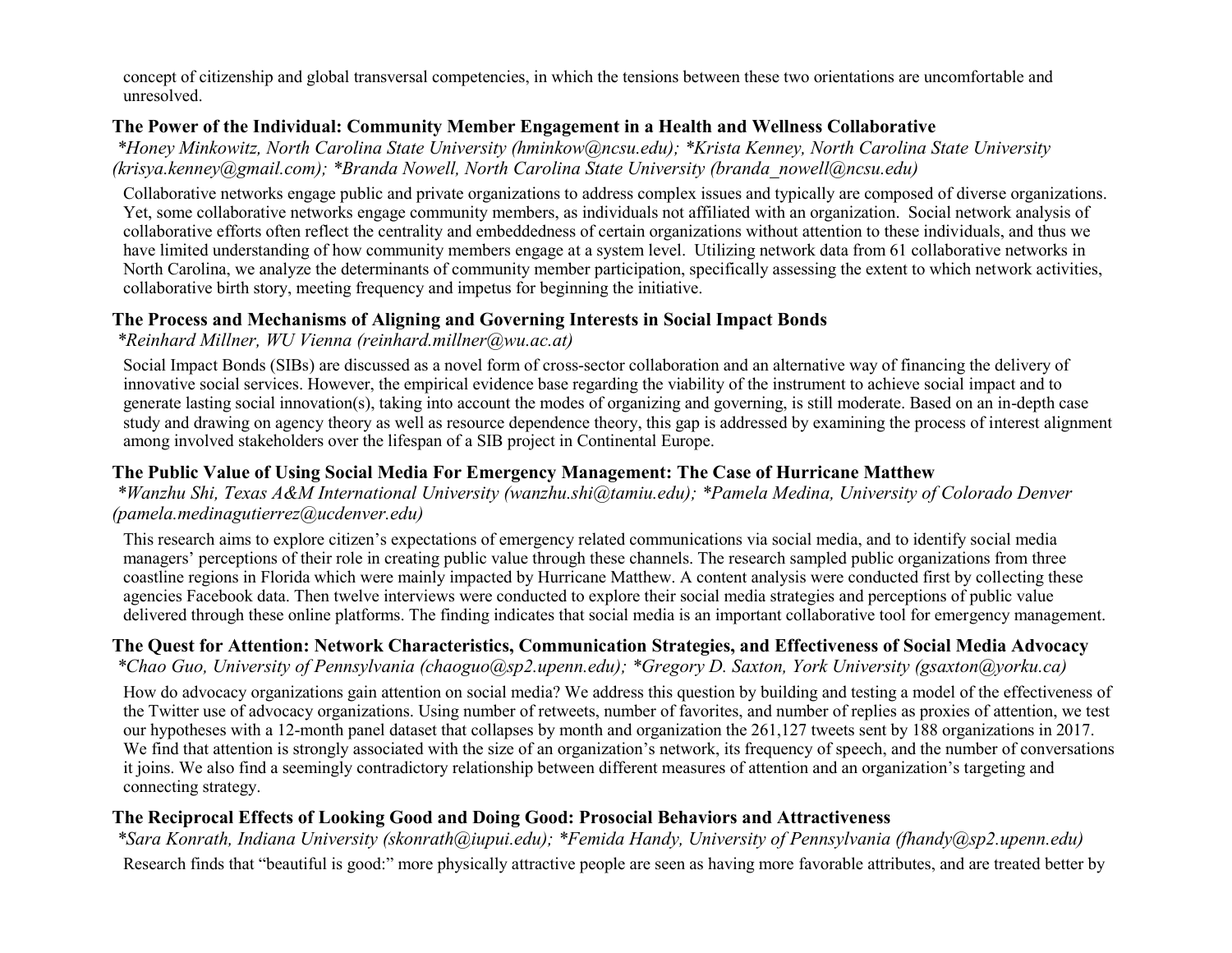concept of citizenship and global transversal competencies, in which the tensions between these two orientations are uncomfortable and unresolved.

### The Power of the Individual: Community Member Engagement in a Health and Wellness Collaborative

*\*Honey Minkowitz, North Carolina State University (hminkow@ncsu.edu); \*Krista Kenney, North Carolina State University (krisya.kenney@gmail.com); \*Branda Nowell, North Carolina State University (branda_nowell@ncsu.edu)*

Collaborative networks engage public and private organizations to address complex issues and typically are composed of diverse organizations. Yet, some collaborative networks engage community members, as individuals not affiliated with an organization. Social network analysis of collaborative efforts often reflect the centrality and embeddedness of certain organizations without attention to these individuals, and thus we have limited understanding of how community members engage at a system level. Utilizing network data from 61 collaborative networks in North Carolina, we analyze the determinants of community member participation, specifically assessing the extent to which network activities, collaborative birth story, meeting frequency and impetus for beginning the initiative.

### The Process and Mechanisms of Aligning and Governing Interests in Social Impact Bonds

*\*Reinhard Millner, WU Vienna (reinhard.millner@wu.ac.at)*

Social Impact Bonds (SIBs) are discussed as a novel form of cross-sector collaboration and an alternative way of financing the delivery of innovative social services. However, the empirical evidence base regarding the viability of the instrument to achieve social impact and to generate lasting social innovation(s), taking into account the modes of organizing and governing, is still moderate. Based on an in-depth case study and drawing on agency theory as well as resource dependence theory, this gap is addressed by examining the process of interest alignment among involved stakeholders over the lifespan of a SIB project in Continental Europe.

### The Public Value of Using Social Media For Emergency Management: The Case of Hurricane Matthew

*\*Wanzhu Shi, Texas A&M International University (wanzhu.shi@tamiu.edu); \*Pamela Medina, University of Colorado Denver (pamela.medinagutierrez@ucdenver.edu)*

This research aims to explore citizen's expectations of emergency related communications via social media, and to identify social media managers' perceptions of their role in creating public value through these channels. The research sampled public organizations from three coastline regions in Florida which were mainly impacted by Hurricane Matthew. A content analysis were conducted first by collecting these agencies Facebook data. Then twelve interviews were conducted to explore their social media strategies and perceptions of public value delivered through these online platforms. The finding indicates that social media is an important collaborative tool for emergency management.

### The Quest for Attention: Network Characteristics, Communication Strategies, and Effectiveness of Social Media Advocacy

*\*Chao Guo, University of Pennsylvania (chaoguo@sp2.upenn.edu); \*Gregory D. Saxton, York University (gsaxton@yorku.ca)*

How do advocacy organizations gain attention on social media? We address this question by building and testing a model of the effectiveness of the Twitter use of advocacy organizations. Using number of retweets, number of favorites, and number of replies as proxies of attention, we test our hypotheses with a 12-month panel dataset that collapses by month and organization the 261,127 tweets sent by 188 organizations in 2017. We find that attention is strongly associated with the size of an organization's network, its frequency of speech, and the number of conversations it joins. We also find a seemingly contradictory relationship between different measures of attention and an organization's targeting and connecting strategy.

### The Reciprocal Effects of Looking Good and Doing Good: Prosocial Behaviors and Attractiveness

*\*Sara Konrath, Indiana University (skonrath@iupui.edu); \*Femida Handy, University of Pennsylvania (fhandy@sp2.upenn.edu)*

Research finds that "beautiful is good:" more physically attractive people are seen as having more favorable attributes, and are treated better by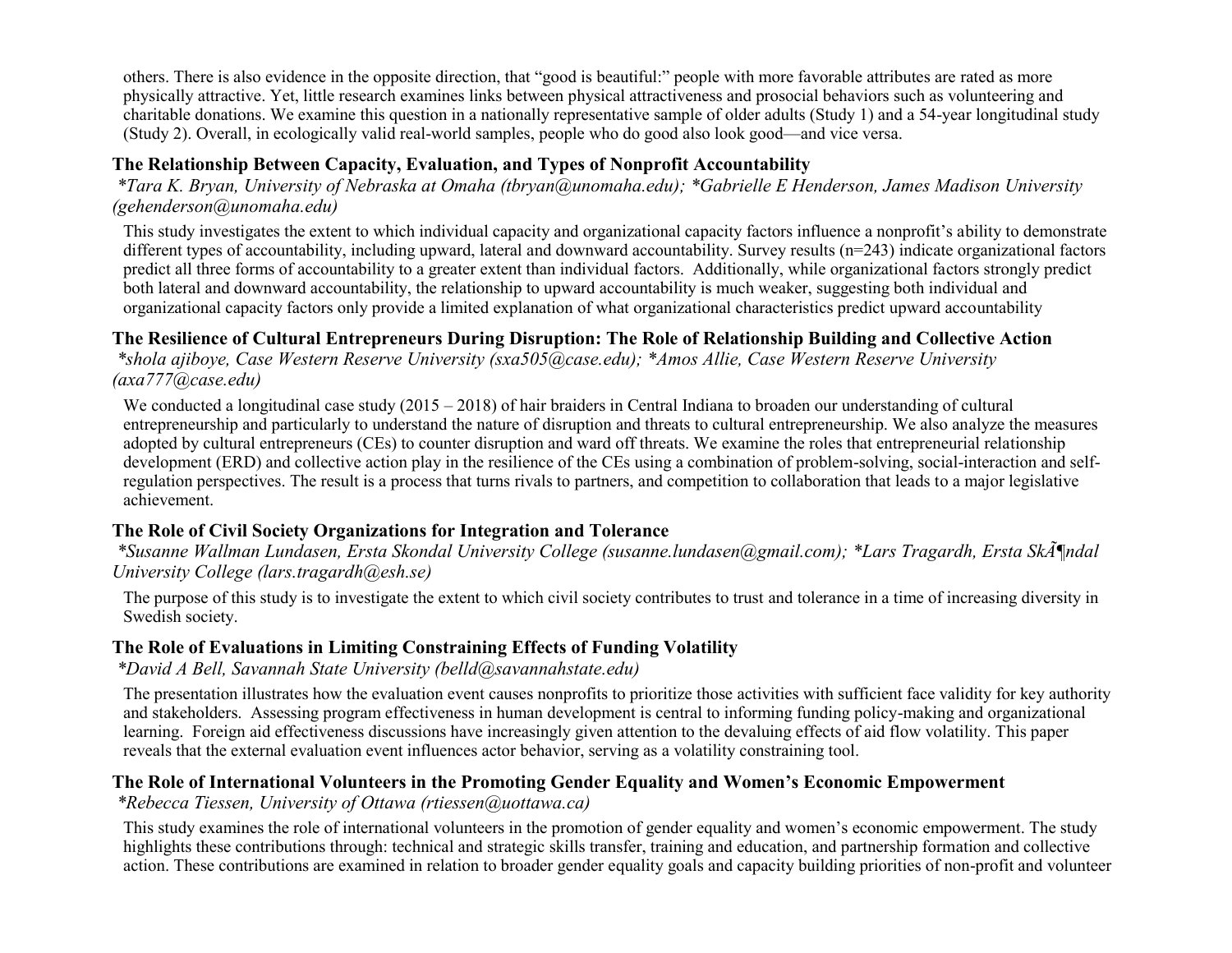others. There is also evidence in the opposite direction, that "good is beautiful:" people with more favorable attributes are rated as more physically attractive. Yet, little research examines links between physical attractiveness and prosocial behaviors such as volunteering and charitable donations. We examine this question in a nationally representative sample of older adults (Study 1) and a 54-year longitudinal study (Study 2). Overall, in ecologically valid real-world samples, people who do good also look good—and vice versa.

### The Relationship Between Capacity, Evaluation, and Types of Nonprofit Accountability

*\*Tara K. Bryan, University of Nebraska at Omaha (tbryan@unomaha.edu); \*Gabrielle E Henderson, James Madison University (gehenderson@unomaha.edu)*

This study investigates the extent to which individual capacity and organizational capacity factors influence a nonprofit's ability to demonstrate different types of accountability, including upward, lateral and downward accountability. Survey results (n=243) indicate organizational factors predict all three forms of accountability to a greater extent than individual factors. Additionally, while organizational factors strongly predict both lateral and downward accountability, the relationship to upward accountability is much weaker, suggesting both individual and organizational capacity factors only provide a limited explanation of what organizational characteristics predict upward accountability

### The Resilience of Cultural Entrepreneurs During Disruption: The Role of Relationship Building and Collective Action

*\*shola ajiboye, Case Western Reserve University (sxa505@case.edu); \*Amos Allie, Case Western Reserve University (axa777@case.edu)*

We conducted a longitudinal case study (2015 – 2018) of hair braiders in Central Indiana to broaden our understanding of cultural entrepreneurship and particularly to understand the nature of disruption and threats to cultural entrepreneurship. We also analyze the measures adopted by cultural entrepreneurs (CEs) to counter disruption and ward off threats. We examine the roles that entrepreneurial relationship development (ERD) and collective action play in the resilience of the CEs using a combination of problem-solving, social-interaction and self-regulation perspectives. The result is a process that turns rivals to partners, and competition to collaboration that leads to a major legislative achievement.

### The Role of Civil Society Organizations for Integration and Tolerance

*\*Susanne Wallman Lundasen, Ersta Skondal University College (susanne.lundasen@gmail.com); \*Lars Tragardh, Ersta SkÃ¶ndal University College (lars.tragardh@esh.se)*

The purpose of this study is to investigate the extent to which civil society contributes to trust and tolerance in a time of increasing diversity in Swedish society.

### The Role of Evaluations in Limiting Constraining Effects of Funding Volatility

*\*David A Bell, Savannah State University (belld@savannahstate.edu)*

The presentation illustrates how the evaluation event causes nonprofits to prioritize those activities with sufficient face validity for key authority and stakeholders. Assessing program effectiveness in human development is central to informing funding policy-making and organizational learning. Foreign aid effectiveness discussions have increasingly given attention to the devaluing effects of aid flow volatility. This paper reveals that the external evaluation event influences actor behavior, serving as a volatility constraining tool.

### The Role of International Volunteers in the Promoting Gender Equality and Women's Economic Empowerment

*\*Rebecca Tiessen, University of Ottawa (rtiessen@uottawa.ca)*

This study examines the role of international volunteers in the promotion of gender equality and women's economic empowerment. The study highlights these contributions through: technical and strategic skills transfer, training and education, and partnership formation and collective action. These contributions are examined in relation to broader gender equality goals and capacity building priorities of non-profit and volunteer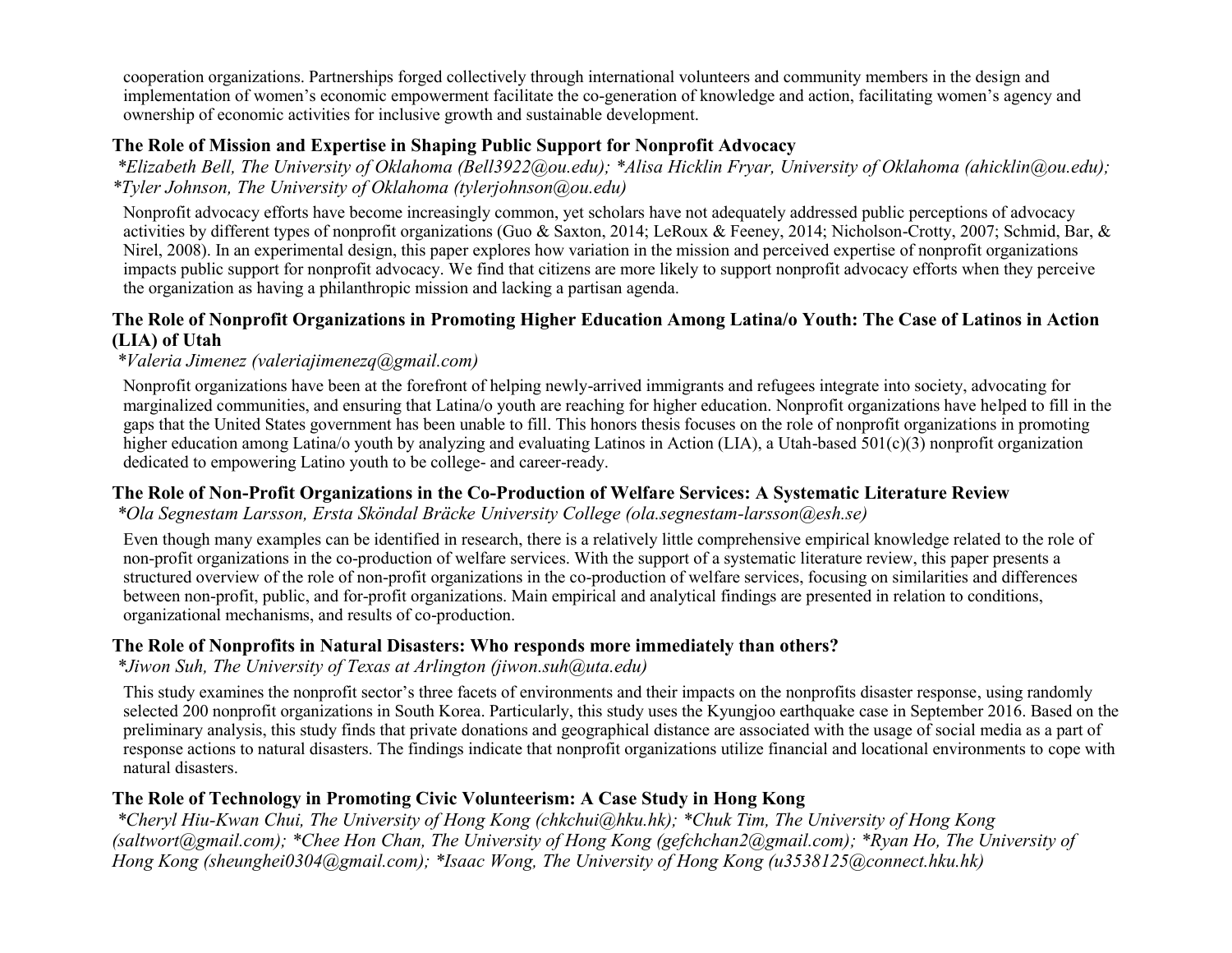cooperation organizations. Partnerships forged collectively through international volunteers and community members in the design and implementation of women's economic empowerment facilitate the co-generation of knowledge and action, facilitating women's agency and ownership of economic activities for inclusive growth and sustainable development.

### The Role of Mission and Expertise in Shaping Public Support for Nonprofit Advocacy

*\*Elizabeth Bell, The University of Oklahoma (Bell3922@ou.edu); \*Alisa Hicklin Fryar, University of Oklahoma (ahicklin@ou.edu); \*Tyler Johnson, The University of Oklahoma (tylerjohnson@ou.edu)*

Nonprofit advocacy efforts have become increasingly common, yet scholars have not adequately addressed public perceptions of advocacy activities by different types of nonprofit organizations (Guo & Saxton, 2014; LeRoux & Feeney, 2014; Nicholson-Crotty, 2007; Schmid, Bar, & Nirel, 2008). In an experimental design, this paper explores how variation in the mission and perceived expertise of nonprofit organizations impacts public support for nonprofit advocacy. We find that citizens are more likely to support nonprofit advocacy efforts when they perceive the organization as having a philanthropic mission and lacking a partisan agenda.

### The Role of Nonprofit Organizations in Promoting Higher Education Among Latina/o Youth: The Case of Latinos in Action (LIA) of Utah

*\*Valeria Jimenez (valeriajimenezq@gmail.com)*

Nonprofit organizations have been at the forefront of helping newly-arrived immigrants and refugees integrate into society, advocating for marginalized communities, and ensuring that Latina/o youth are reaching for higher education. Nonprofit organizations have helped to fill in the gaps that the United States government has been unable to fill. This honors thesis focuses on the role of nonprofit organizations in promoting higher education among Latina/o youth by analyzing and evaluating Latinos in Action (LIA), a Utah-based 501(c)(3) nonprofit organization dedicated to empowering Latino youth to be college- and career-ready.

### The Role of Non-Profit Organizations in the Co-Production of Welfare Services: A Systematic Literature Review

*\*Ola Segnestam Larsson, Ersta Sköndal Bräcke University College (ola.segnestam-larsson@esh.se)*

Even though many examples can be identified in research, there is a relatively little comprehensive empirical knowledge related to the role of non-profit organizations in the co-production of welfare services. With the support of a systematic literature review, this paper presents a structured overview of the role of non-profit organizations in the co-production of welfare services, focusing on similarities and differences between non-profit, public, and for-profit organizations. Main empirical and analytical findings are presented in relation to conditions, organizational mechanisms, and results of co-production.

### The Role of Nonprofits in Natural Disasters: Who responds more immediately than others?

*\*Jiwon Suh, The University of Texas at Arlington (jiwon.suh@uta.edu)*

This study examines the nonprofit sector's three facets of environments and their impacts on the nonprofits disaster response, using randomly selected 200 nonprofit organizations in South Korea. Particularly, this study uses the Kyungjoo earthquake case in September 2016. Based on the preliminary analysis, this study finds that private donations and geographical distance are associated with the usage of social media as a part of response actions to natural disasters. The findings indicate that nonprofit organizations utilize financial and locational environments to cope with natural disasters.

### The Role of Technology in Promoting Civic Volunteerism: A Case Study in Hong Kong

*\*Cheryl Hiu-Kwan Chui, The University of Hong Kong (chkchui@hku.hk); \*Chuk Tim, The University of Hong Kong (saltwort@gmail.com); \*Chee Hon Chan, The University of Hong Kong (gefchchan2@gmail.com); \*Ryan Ho, The University of Hong Kong (sheunghei0304@gmail.com); \*Isaac Wong, The University of Hong Kong (u3538125@connect.hku.hk)*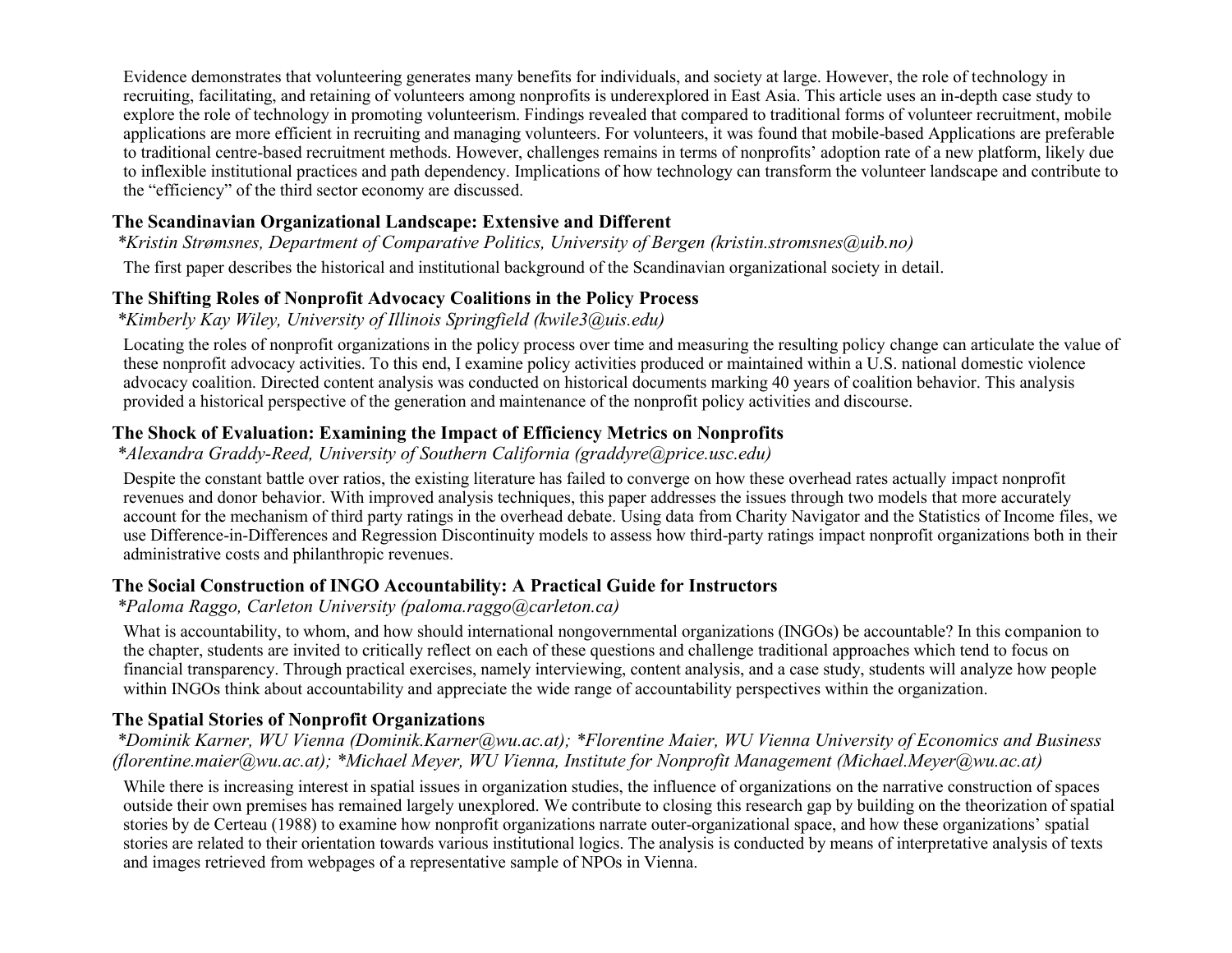Evidence demonstrates that volunteering generates many benefits for individuals, and society at large. However, the role of technology in recruiting, facilitating, and retaining of volunteers among nonprofits is underexplored in East Asia. This article uses an in-depth case study to explore the role of technology in promoting volunteerism. Findings revealed that compared to traditional forms of volunteer recruitment, mobile applications are more efficient in recruiting and managing volunteers. For volunteers, it was found that mobile-based Applications are preferable to traditional centre-based recruitment methods. However, challenges remains in terms of nonprofits' adoption rate of a new platform, likely due to inflexible institutional practices and path dependency. Implications of how technology can transform the volunteer landscape and contribute to the "efficiency" of the third sector economy are discussed.

### The Scandinavian Organizational Landscape: Extensive and Different

*\*Kristin Strømsnes, Department of Comparative Politics, University of Bergen (kristin.stromsnes@uib.no)*

The first paper describes the historical and institutional background of the Scandinavian organizational society in detail.

### The Shifting Roles of Nonprofit Advocacy Coalitions in the Policy Process

*\*Kimberly Kay Wiley, University of Illinois Springfield (kwile3@uis.edu)*

Locating the roles of nonprofit organizations in the policy process over time and measuring the resulting policy change can articulate the value of these nonprofit advocacy activities. To this end, I examine policy activities produced or maintained within a U.S. national domestic violence advocacy coalition. Directed content analysis was conducted on historical documents marking 40 years of coalition behavior. This analysis provided a historical perspective of the generation and maintenance of the nonprofit policy activities and discourse.

### The Shock of Evaluation: Examining the Impact of Efficiency Metrics on Nonprofits

*\*Alexandra Graddy-Reed, University of Southern California (graddyre@price.usc.edu)*

Despite the constant battle over ratios, the existing literature has failed to converge on how these overhead rates actually impact nonprofit revenues and donor behavior. With improved analysis techniques, this paper addresses the issues through two models that more accurately account for the mechanism of third party ratings in the overhead debate. Using data from Charity Navigator and the Statistics of Income files, we use Difference-in-Differences and Regression Discontinuity models to assess how third-party ratings impact nonprofit organizations both in their administrative costs and philanthropic revenues.

### The Social Construction of INGO Accountability: A Practical Guide for Instructors

*\*Paloma Raggo, Carleton University (paloma.raggo@carleton.ca)*

What is accountability, to whom, and how should international nongovernmental organizations (INGOs) be accountable? In this companion to the chapter, students are invited to critically reflect on each of these questions and challenge traditional approaches which tend to focus on financial transparency. Through practical exercises, namely interviewing, content analysis, and a case study, students will analyze how people within INGOs think about accountability and appreciate the wide range of accountability perspectives within the organization.

### The Spatial Stories of Nonprofit Organizations

*\*Dominik Karner, WU Vienna (Dominik.Karner@wu.ac.at); \*Florentine Maier, WU Vienna University of Economics and Business (florentine.maier@wu.ac.at); \*Michael Meyer, WU Vienna, Institute for Nonprofit Management (Michael.Meyer@wu.ac.at)*

While there is increasing interest in spatial issues in organization studies, the influence of organizations on the narrative construction of spaces outside their own premises has remained largely unexplored. We contribute to closing this research gap by building on the theorization of spatial stories by de Certeau (1988) to examine how nonprofit organizations narrate outer-organizational space, and how these organizations' spatial stories are related to their orientation towards various institutional logics. The analysis is conducted by means of interpretative analysis of texts and images retrieved from webpages of a representative sample of NPOs in Vienna.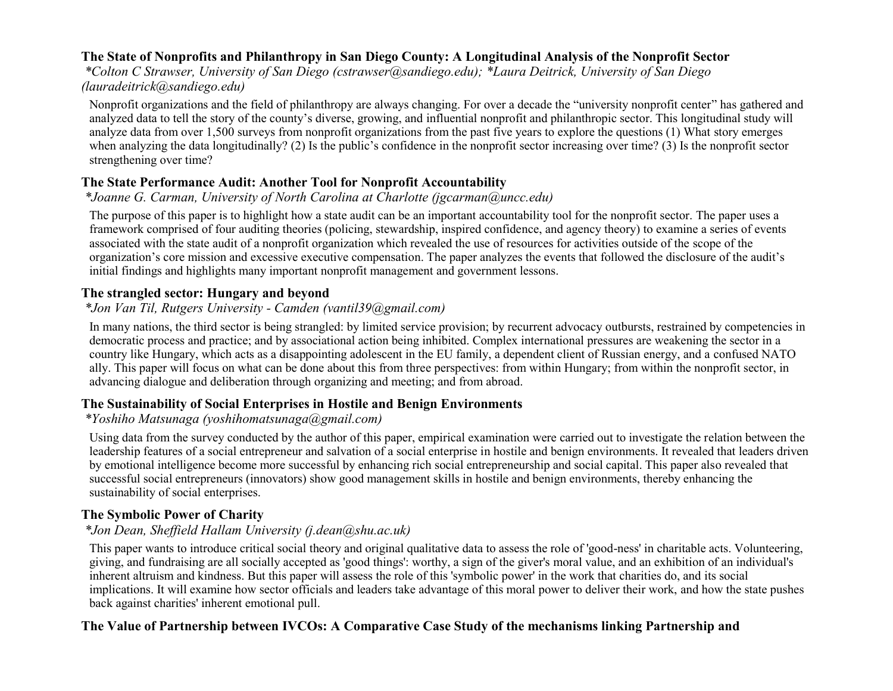### The State of Nonprofits and Philanthropy in San Diego County: A Longitudinal Analysis of the Nonprofit Sector

*\*Colton C Strawser, University of San Diego (cstrawser@sandiego.edu); \*Laura Deitrick, University of San Diego (lauradeitrick@sandiego.edu)*

Nonprofit organizations and the field of philanthropy are always changing. For over a decade the "university nonprofit center" has gathered and analyzed data to tell the story of the county's diverse, growing, and influential nonprofit and philanthropic sector. This longitudinal study will analyze data from over 1,500 surveys from nonprofit organizations from the past five years to explore the questions (1) What story emerges when analyzing the data longitudinally? (2) Is the public's confidence in the nonprofit sector increasing over time? (3) Is the nonprofit sector strengthening over time?

### The State Performance Audit: Another Tool for Nonprofit Accountability

*\*Joanne G. Carman, University of North Carolina at Charlotte (jgcarman@uncc.edu)*

The purpose of this paper is to highlight how a state audit can be an important accountability tool for the nonprofit sector. The paper uses a framework comprised of four auditing theories (policing, stewardship, inspired confidence, and agency theory) to examine a series of events associated with the state audit of a nonprofit organization which revealed the use of resources for activities outside of the scope of the organization's core mission and excessive executive compensation. The paper analyzes the events that followed the disclosure of the audit's initial findings and highlights many important nonprofit management and government lessons.

### The strangled sector: Hungary and beyond

*\*Jon Van Til, Rutgers University - Camden (vantil39@gmail.com)*

In many nations, the third sector is being strangled: by limited service provision; by recurrent advocacy outbursts, restrained by competencies in democratic process and practice; and by associational action being inhibited. Complex international pressures are weakening the sector in a country like Hungary, which acts as a disappointing adolescent in the EU family, a dependent client of Russian energy, and a confused NATO ally. This paper will focus on what can be done about this from three perspectives: from within Hungary; from within the nonprofit sector, in advancing dialogue and deliberation through organizing and meeting; and from abroad.

### The Sustainability of Social Enterprises in Hostile and Benign Environments

*\*Yoshiho Matsunaga (yoshihomatsunaga@gmail.com)*

Using data from the survey conducted by the author of this paper, empirical examination were carried out to investigate the relation between the leadership features of a social entrepreneur and salvation of a social enterprise in hostile and benign environments. It revealed that leaders driven by emotional intelligence become more successful by enhancing rich social entrepreneurship and social capital. This paper also revealed that successful social entrepreneurs (innovators) show good management skills in hostile and benign environments, thereby enhancing the sustainability of social enterprises.

### The Symbolic Power of Charity

*\*Jon Dean, Sheffield Hallam University (j.dean@shu.ac.uk)*

This paper wants to introduce critical social theory and original qualitative data to assess the role of 'good-ness' in charitable acts. Volunteering, giving, and fundraising are all socially accepted as 'good things': worthy, a sign of the giver's moral value, and an exhibition of an individual's inherent altruism and kindness. But this paper will assess the role of this 'symbolic power' in the work that charities do, and its social implications. It will examine how sector officials and leaders take advantage of this moral power to deliver their work, and how the state pushes back against charities' inherent emotional pull.

### The Value of Partnership between IVCOs: A Comparative Case Study of the mechanisms linking Partnership and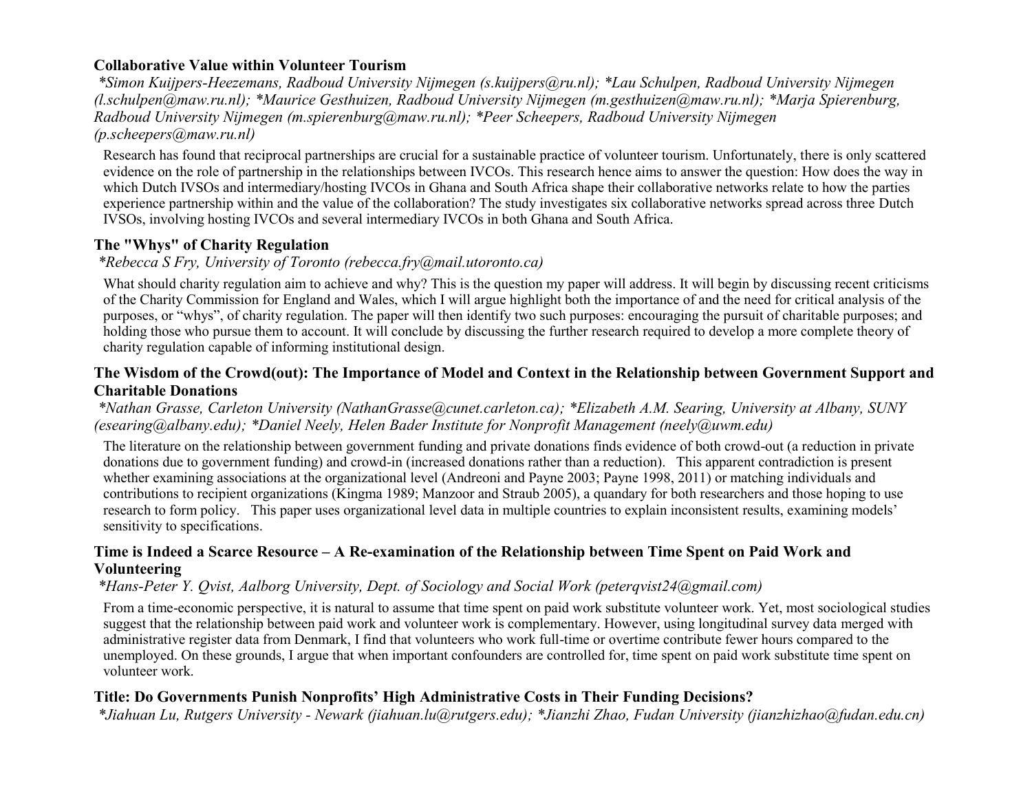### Collaborative Value within Volunteer Tourism

*\*Simon Kuijpers-Heezemans, Radboud University Nijmegen (s.kuijpers@ru.nl); \*Lau Schulpen, Radboud University Nijmegen (l.schulpen@maw.ru.nl); \*Maurice Gesthuizen, Radboud University Nijmegen (m.gesthuizen@maw.ru.nl); \*Marja Spierenburg, Radboud University Nijmegen (m.spierenburg@maw.ru.nl); \*Peer Scheepers, Radboud University Nijmegen (p.scheepers@maw.ru.nl)*

Research has found that reciprocal partnerships are crucial for a sustainable practice of volunteer tourism. Unfortunately, there is only scattered evidence on the role of partnership in the relationships between IVCOs. This research hence aims to answer the question: How does the way in which Dutch IVSOs and intermediary/hosting IVCOs in Ghana and South Africa shape their collaborative networks relate to how the parties experience partnership within and the value of the collaboration? The study investigates six collaborative networks spread across three Dutch IVSOs, involving hosting IVCOs and several intermediary IVCOs in both Ghana and South Africa.

### The "Whys" of Charity Regulation

*\*Rebecca S Fry, University of Toronto (rebecca.fry@mail.utoronto.ca)*

What should charity regulation aim to achieve and why? This is the question my paper will address. It will begin by discussing recent criticisms of the Charity Commission for England and Wales, which I will argue highlight both the importance of and the need for critical analysis of the purposes, or "whys", of charity regulation. The paper will then identify two such purposes: encouraging the pursuit of charitable purposes; and holding those who pursue them to account. It will conclude by discussing the further research required to develop a more complete theory of charity regulation capable of informing institutional design.

### The Wisdom of the Crowd(out): The Importance of Model and Context in the Relationship between Government Support and Charitable Donations

*\*Nathan Grasse, Carleton University (NathanGrasse@cunet.carleton.ca); \*Elizabeth A.M. Searing, University at Albany, SUNY (esearing@albany.edu); \*Daniel Neely, Helen Bader Institute for Nonprofit Management (neely@uwm.edu)*

The literature on the relationship between government funding and private donations finds evidence of both crowd-out (a reduction in private donations due to government funding) and crowd-in (increased donations rather than a reduction). This apparent contradiction is present whether examining associations at the organizational level (Andreoni and Payne 2003; Payne 1998, 2011) or matching individuals and contributions to recipient organizations (Kingma 1989; Manzoor and Straub 2005), a quandary for both researchers and those hoping to use research to form policy. This paper uses organizational level data in multiple countries to explain inconsistent results, examining models' sensitivity to specifications.

### Time is Indeed a Scarce Resource – A Re-examination of the Relationship between Time Spent on Paid Work and Volunteering

*\*Hans-Peter Y. Qvist, Aalborg University, Dept. of Sociology and Social Work (peterqvist24@gmail.com)*

From a time-economic perspective, it is natural to assume that time spent on paid work substitute volunteer work. Yet, most sociological studies suggest that the relationship between paid work and volunteer work is complementary. However, using longitudinal survey data merged with administrative register data from Denmark, I find that volunteers who work full-time or overtime contribute fewer hours compared to the unemployed. On these grounds, I argue that when important confounders are controlled for, time spent on paid work substitute time spent on volunteer work.

### Title: Do Governments Punish Nonprofits' High Administrative Costs in Their Funding Decisions?

*\*Jiahuan Lu, Rutgers University - Newark (jiahuan.lu@rutgers.edu); \*Jianzhi Zhao, Fudan University (jianzhizhao@fudan.edu.cn)*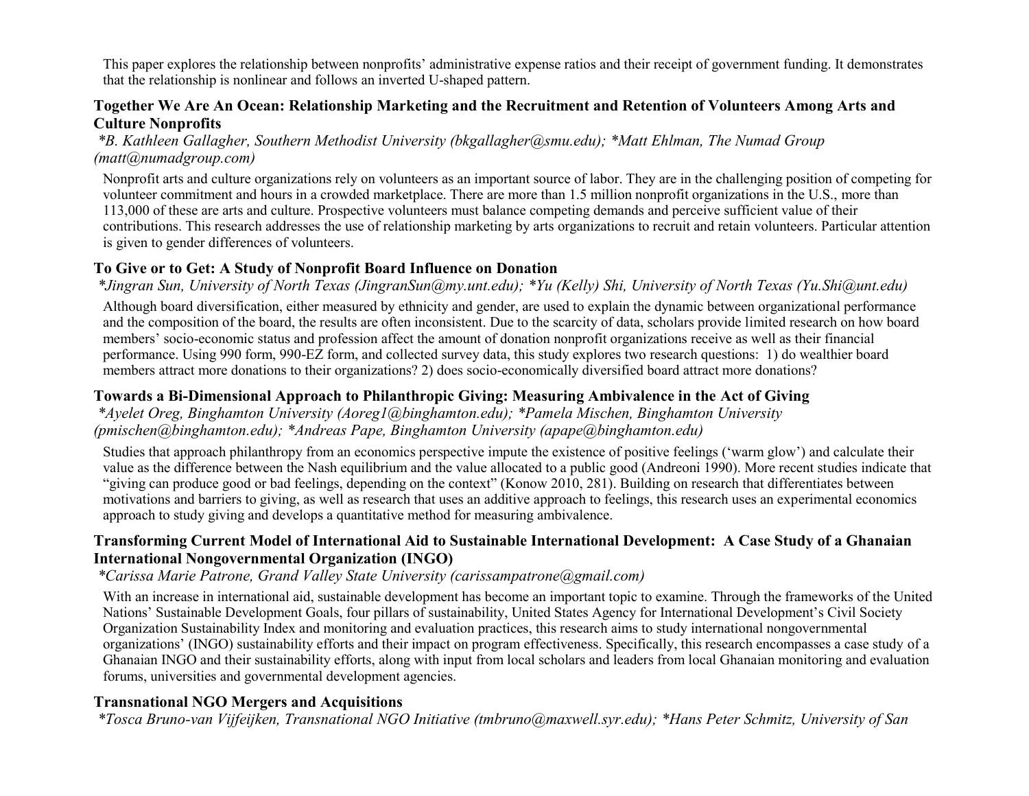This paper explores the relationship between nonprofits' administrative expense ratios and their receipt of government funding. It demonstrates that the relationship is nonlinear and follows an inverted U-shaped pattern.

### Together We Are An Ocean: Relationship Marketing and the Recruitment and Retention of Volunteers Among Arts and Culture Nonprofits

*\*B. Kathleen Gallagher, Southern Methodist University (bkgallagher@smu.edu); \*Matt Ehlman, The Numad Group (matt@numadgroup.com)*

Nonprofit arts and culture organizations rely on volunteers as an important source of labor. They are in the challenging position of competing for volunteer commitment and hours in a crowded marketplace. There are more than 1.5 million nonprofit organizations in the U.S., more than 113,000 of these are arts and culture. Prospective volunteers must balance competing demands and perceive sufficient value of their contributions. This research addresses the use of relationship marketing by arts organizations to recruit and retain volunteers. Particular attention is given to gender differences of volunteers.

### To Give or to Get: A Study of Nonprofit Board Influence on Donation

*\*Jingran Sun, University of North Texas (JingranSun@my.unt.edu); \*Yu (Kelly) Shi, University of North Texas (Yu.Shi@unt.edu)*

Although board diversification, either measured by ethnicity and gender, are used to explain the dynamic between organizational performance and the composition of the board, the results are often inconsistent. Due to the scarcity of data, scholars provide limited research on how board members' socio-economic status and profession affect the amount of donation nonprofit organizations receive as well as their financial performance. Using 990 form, 990-EZ form, and collected survey data, this study explores two research questions: 1) do wealthier board members attract more donations to their organizations? 2) does socio-economically diversified board attract more donations?

### Towards a Bi-Dimensional Approach to Philanthropic Giving: Measuring Ambivalence in the Act of Giving

*\*Ayelet Oreg, Binghamton University (Aoreg1@binghamton.edu); \*Pamela Mischen, Binghamton University (pmischen@binghamton.edu); \*Andreas Pape, Binghamton University (apape@binghamton.edu)*

Studies that approach philanthropy from an economics perspective impute the existence of positive feelings ('warm glow') and calculate their value as the difference between the Nash equilibrium and the value allocated to a public good (Andreoni 1990). More recent studies indicate that "giving can produce good or bad feelings, depending on the context" (Konow 2010, 281). Building on research that differentiates between motivations and barriers to giving, as well as research that uses an additive approach to feelings, this research uses an experimental economics approach to study giving and develops a quantitative method for measuring ambivalence.

### Transforming Current Model of International Aid to Sustainable International Development: A Case Study of a Ghanaian International Nongovernmental Organization (INGO)

*\*Carissa Marie Patrone, Grand Valley State University (carissampatrone@gmail.com)*

With an increase in international aid, sustainable development has become an important topic to examine. Through the frameworks of the United Nations' Sustainable Development Goals, four pillars of sustainability, United States Agency for International Development's Civil Society Organization Sustainability Index and monitoring and evaluation practices, this research aims to study international nongovernmental organizations' (INGO) sustainability efforts and their impact on program effectiveness. Specifically, this research encompasses a case study of a Ghanaian INGO and their sustainability efforts, along with input from local scholars and leaders from local Ghanaian monitoring and evaluation forums, universities and governmental development agencies.

### Transnational NGO Mergers and Acquisitions

*\*Tosca Bruno-van Vijfeijken, Transnational NGO Initiative (tmbruno@maxwell.syr.edu); \*Hans Peter Schmitz, University of San*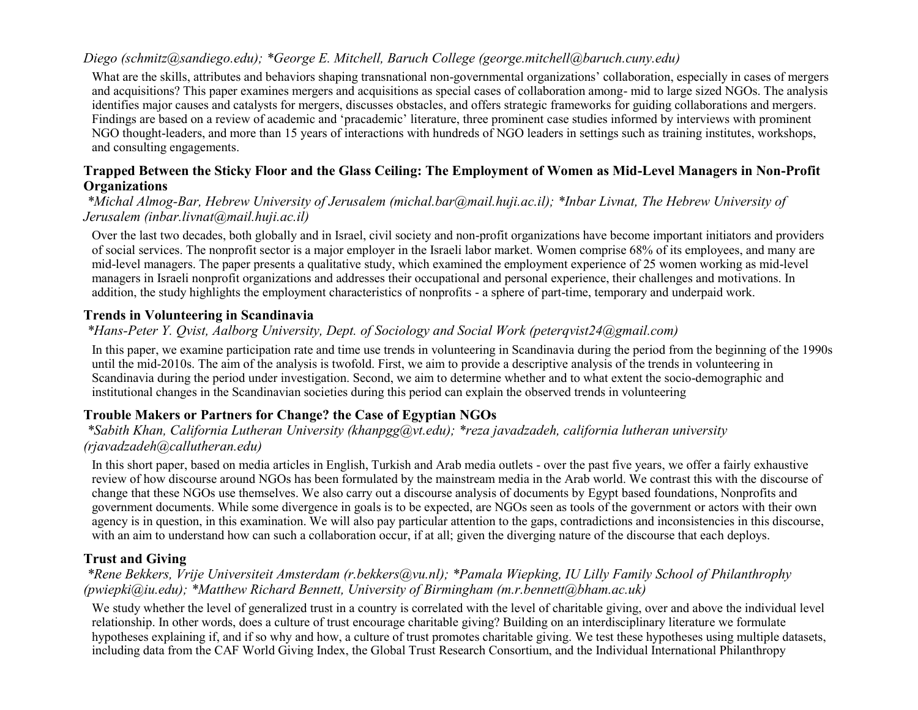*Diego (schmitz@sandiego.edu); *George E. Mitchell, Baruch College (george.mitchell@baruch.cuny.edu)*

What are the skills, attributes and behaviors shaping transnational non-governmental organizations' collaboration, especially in cases of mergers and acquisitions? This paper examines mergers and acquisitions as special cases of collaboration among- mid to large sized NGOs. The analysis identifies major causes and catalysts for mergers, discusses obstacles, and offers strategic frameworks for guiding collaborations and mergers. Findings are based on a review of academic and 'pracademic' literature, three prominent case studies informed by interviews with prominent NGO thought-leaders, and more than 15 years of interactions with hundreds of NGO leaders in settings such as training institutes, workshops, and consulting engagements.

### Trapped Between the Sticky Floor and the Glass Ceiling: The Employment of Women as Mid-Level Managers in Non-Profit Organizations

*\*Michal Almog-Bar, Hebrew University of Jerusalem (michal.bar@mail.huji.ac.il); *Inbar Livnat, The Hebrew University of Jerusalem (inbar.livnat@mail.huji.ac.il)*

Over the last two decades, both globally and in Israel, civil society and non-profit organizations have become important initiators and providers of social services. The nonprofit sector is a major employer in the Israeli labor market. Women comprise 68% of its employees, and many are mid-level managers. The paper presents a qualitative study, which examined the employment experience of 25 women working as mid-level managers in Israeli nonprofit organizations and addresses their occupational and personal experience, their challenges and motivations. In addition, the study highlights the employment characteristics of nonprofits - a sphere of part-time, temporary and underpaid work.

### Trends in Volunteering in Scandinavia

*\*Hans-Peter Y. Qvist, Aalborg University, Dept. of Sociology and Social Work (peterqvist24@gmail.com)*

In this paper, we examine participation rate and time use trends in volunteering in Scandinavia during the period from the beginning of the 1990s until the mid-2010s. The aim of the analysis is twofold. First, we aim to provide a descriptive analysis of the trends in volunteering in Scandinavia during the period under investigation. Second, we aim to determine whether and to what extent the socio-demographic and institutional changes in the Scandinavian societies during this period can explain the observed trends in volunteering

### Trouble Makers or Partners for Change? the Case of Egyptian NGOs

*\*Sabith Khan, California Lutheran University (khanpgg@vt.edu); *reza javadzadeh, california lutheran university (rjavadzadeh@callutheran.edu)*

In this short paper, based on media articles in English, Turkish and Arab media outlets - over the past five years, we offer a fairly exhaustive review of how discourse around NGOs has been formulated by the mainstream media in the Arab world. We contrast this with the discourse of change that these NGOs use themselves. We also carry out a discourse analysis of documents by Egypt based foundations, Nonprofits and government documents. While some divergence in goals is to be expected, are NGOs seen as tools of the government or actors with their own agency is in question, in this examination. We will also pay particular attention to the gaps, contradictions and inconsistencies in this discourse, with an aim to understand how can such a collaboration occur, if at all; given the diverging nature of the discourse that each deploys.

### Trust and Giving

*\*Rene Bekkers, Vrije Universiteit Amsterdam (r.bekkers@vu.nl); *Pamala Wiepking, IU Lilly Family School of Philanthropy (pwiepki@iu.edu); *Matthew Richard Bennett, University of Birmingham (m.r.bennett@bham.ac.uk)*

We study whether the level of generalized trust in a country is correlated with the level of charitable giving, over and above the individual level relationship. In other words, does a culture of trust encourage charitable giving? Building on an interdisciplinary literature we formulate hypotheses explaining if, and if so why and how, a culture of trust promotes charitable giving. We test these hypotheses using multiple datasets, including data from the CAF World Giving Index, the Global Trust Research Consortium, and the Individual International Philanthropy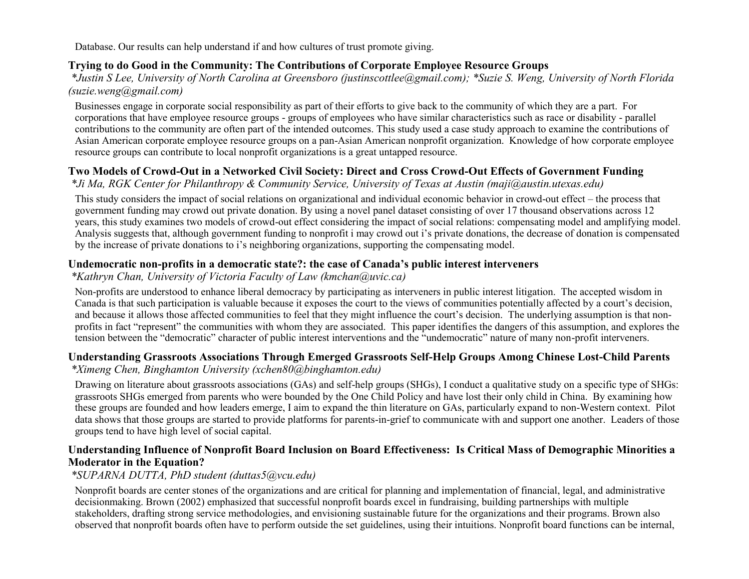Database. Our results can help understand if and how cultures of trust promote giving.

### Trying to do Good in the Community: The Contributions of Corporate Employee Resource Groups

*\*Justin S Lee, University of North Carolina at Greensboro (justinscottlee@gmail.com); \*Suzie S. Weng, University of North Florida (suzie.weng@gmail.com)*

Businesses engage in corporate social responsibility as part of their efforts to give back to the community of which they are a part. For corporations that have employee resource groups - groups of employees who have similar characteristics such as race or disability - parallel contributions to the community are often part of the intended outcomes. This study used a case study approach to examine the contributions of Asian American corporate employee resource groups on a pan-Asian American nonprofit organization. Knowledge of how corporate employee resource groups can contribute to local nonprofit organizations is a great untapped resource.

### Two Models of Crowd-Out in a Networked Civil Society: Direct and Cross Crowd-Out Effects of Government Funding

*\*Ji Ma, RGK Center for Philanthropy & Community Service, University of Texas at Austin (maji@austin.utexas.edu)*

This study considers the impact of social relations on organizational and individual economic behavior in crowd-out effect – the process that government funding may crowd out private donation. By using a novel panel dataset consisting of over 17 thousand observations across 12 years, this study examines two models of crowd-out effect considering the impact of social relations: compensating model and amplifying model. Analysis suggests that, although government funding to nonprofit i may crowd out i's private donations, the decrease of donation is compensated by the increase of private donations to i's neighboring organizations, supporting the compensating model.

### Undemocratic non-profits in a democratic state?: the case of Canada's public interest interveners

*\*Kathryn Chan, University of Victoria Faculty of Law (kmchan@uvic.ca)*

Non-profits are understood to enhance liberal democracy by participating as interveners in public interest litigation. The accepted wisdom in Canada is that such participation is valuable because it exposes the court to the views of communities potentially affected by a court's decision, and because it allows those affected communities to feel that they might influence the court's decision. The underlying assumption is that non-profits in fact "represent" the communities with whom they are associated. This paper identifies the dangers of this assumption, and explores the tension between the "democratic" character of public interest interventions and the "undemocratic" nature of many non-profit interveners.

### Understanding Grassroots Associations Through Emerged Grassroots Self-Help Groups Among Chinese Lost-Child Parents

*\*Ximeng Chen, Binghamton University (xchen80@binghamton.edu)*

Drawing on literature about grassroots associations (GAs) and self-help groups (SHGs), I conduct a qualitative study on a specific type of SHGs: grassroots SHGs emerged from parents who were bounded by the One Child Policy and have lost their only child in China. By examining how these groups are founded and how leaders emerge, I aim to expand the thin literature on GAs, particularly expand to non-Western context. Pilot data shows that those groups are started to provide platforms for parents-in-grief to communicate with and support one another. Leaders of those groups tend to have high level of social capital.

### Understanding Influence of Nonprofit Board Inclusion on Board Effectiveness: Is Critical Mass of Demographic Minorities a Moderator in the Equation?

*\*SUPARNA DUTTA, PhD student (duttas5@vcu.edu)*

Nonprofit boards are center stones of the organizations and are critical for planning and implementation of financial, legal, and administrative decisionmaking. Brown (2002) emphasized that successful nonprofit boards excel in fundraising, building partnerships with multiple stakeholders, drafting strong service methodologies, and envisioning sustainable future for the organizations and their programs. Brown also observed that nonprofit boards often have to perform outside the set guidelines, using their intuitions. Nonprofit board functions can be internal,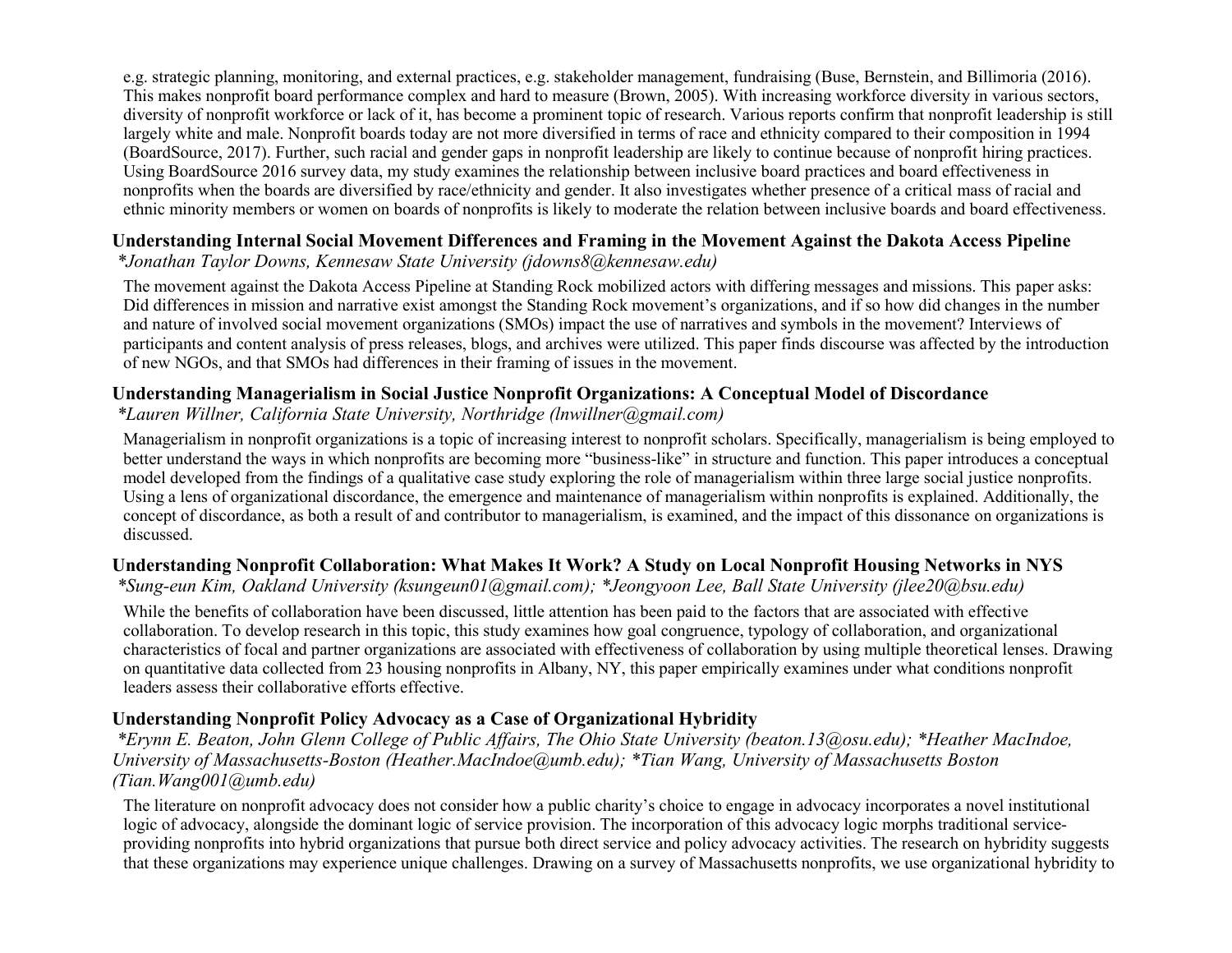e.g. strategic planning, monitoring, and external practices, e.g. stakeholder management, fundraising (Buse, Bernstein, and Billimoria (2016). This makes nonprofit board performance complex and hard to measure (Brown, 2005). With increasing workforce diversity in various sectors, diversity of nonprofit workforce or lack of it, has become a prominent topic of research. Various reports confirm that nonprofit leadership is still largely white and male. Nonprofit boards today are not more diversified in terms of race and ethnicity compared to their composition in 1994 (BoardSource, 2017). Further, such racial and gender gaps in nonprofit leadership are likely to continue because of nonprofit hiring practices. Using BoardSource 2016 survey data, my study examines the relationship between inclusive board practices and board effectiveness in nonprofits when the boards are diversified by race/ethnicity and gender. It also investigates whether presence of a critical mass of racial and ethnic minority members or women on boards of nonprofits is likely to moderate the relation between inclusive boards and board effectiveness.

**Understanding Internal Social Movement Differences and Framing in the Movement Against the Dakota Access Pipeline**
*\*Jonathan Taylor Downs, Kennesaw State University (jdowns8@kennesaw.edu)*

The movement against the Dakota Access Pipeline at Standing Rock mobilized actors with differing messages and missions. This paper asks: Did differences in mission and narrative exist amongst the Standing Rock movement's organizations, and if so how did changes in the number and nature of involved social movement organizations (SMOs) impact the use of narratives and symbols in the movement? Interviews of participants and content analysis of press releases, blogs, and archives were utilized. This paper finds discourse was affected by the introduction of new NGOs, and that SMOs had differences in their framing of issues in the movement.

**Understanding Managerialism in Social Justice Nonprofit Organizations: A Conceptual Model of Discordance**
*\*Lauren Willner, California State University, Northridge (lnwillner@gmail.com)*

Managerialism in nonprofit organizations is a topic of increasing interest to nonprofit scholars. Specifically, managerialism is being employed to better understand the ways in which nonprofits are becoming more "business-like" in structure and function. This paper introduces a conceptual model developed from the findings of a qualitative case study exploring the role of managerialism within three large social justice nonprofits. Using a lens of organizational discordance, the emergence and maintenance of managerialism within nonprofits is explained. Additionally, the concept of discordance, as both a result of and contributor to managerialism, is examined, and the impact of this dissonance on organizations is discussed.

**Understanding Nonprofit Collaboration: What Makes It Work? A Study on Local Nonprofit Housing Networks in NYS**
*\*Sung-eun Kim, Oakland University (ksungeun01@gmail.com); \*Jeongyoon Lee, Ball State University (jlee20@bsu.edu)*

While the benefits of collaboration have been discussed, little attention has been paid to the factors that are associated with effective collaboration. To develop research in this topic, this study examines how goal congruence, typology of collaboration, and organizational characteristics of focal and partner organizations are associated with effectiveness of collaboration by using multiple theoretical lenses. Drawing on quantitative data collected from 23 housing nonprofits in Albany, NY, this paper empirically examines under what conditions nonprofit leaders assess their collaborative efforts effective.

**Understanding Nonprofit Policy Advocacy as a Case of Organizational Hybridity**
*\*Erynn E. Beaton, John Glenn College of Public Affairs, The Ohio State University (beaton.13@osu.edu); \*Heather MacIndoe, University of Massachusetts-Boston (Heather.MacIndoe@umb.edu); \*Tian Wang, University of Massachusetts Boston (Tian.Wang001@umb.edu)*

The literature on nonprofit advocacy does not consider how a public charity's choice to engage in advocacy incorporates a novel institutional logic of advocacy, alongside the dominant logic of service provision. The incorporation of this advocacy logic morphs traditional service-providing nonprofits into hybrid organizations that pursue both direct service and policy advocacy activities. The research on hybridity suggests that these organizations may experience unique challenges. Drawing on a survey of Massachusetts nonprofits, we use organizational hybridity to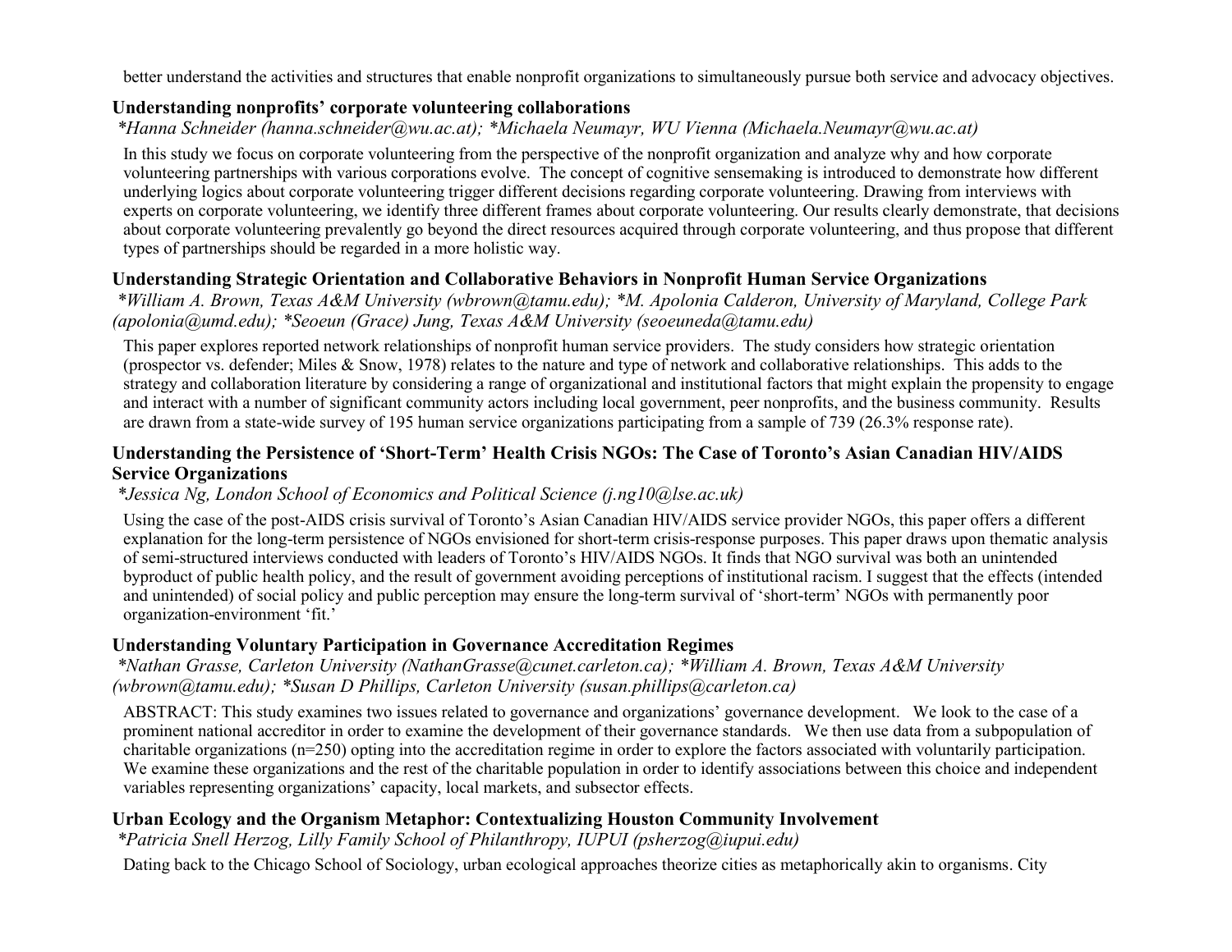better understand the activities and structures that enable nonprofit organizations to simultaneously pursue both service and advocacy objectives.

### Understanding nonprofits' corporate volunteering collaborations

*\*Hanna Schneider (hanna.schneider@wu.ac.at); \*Michaela Neumayr, WU Vienna (Michaela.Neumayr@wu.ac.at)*

In this study we focus on corporate volunteering from the perspective of the nonprofit organization and analyze why and how corporate volunteering partnerships with various corporations evolve. The concept of cognitive sensemaking is introduced to demonstrate how different underlying logics about corporate volunteering trigger different decisions regarding corporate volunteering. Drawing from interviews with experts on corporate volunteering, we identify three different frames about corporate volunteering. Our results clearly demonstrate, that decisions about corporate volunteering prevalently go beyond the direct resources acquired through corporate volunteering, and thus propose that different types of partnerships should be regarded in a more holistic way.

### Understanding Strategic Orientation and Collaborative Behaviors in Nonprofit Human Service Organizations

*\*William A. Brown, Texas A&M University (wbrown@tamu.edu); \*M. Apolonia Calderon, University of Maryland, College Park (apolonia@umd.edu); \*Seoeun (Grace) Jung, Texas A&M University (seoeuneda@tamu.edu)*

This paper explores reported network relationships of nonprofit human service providers. The study considers how strategic orientation (prospector vs. defender; Miles & Snow, 1978) relates to the nature and type of network and collaborative relationships. This adds to the strategy and collaboration literature by considering a range of organizational and institutional factors that might explain the propensity to engage and interact with a number of significant community actors including local government, peer nonprofits, and the business community. Results are drawn from a state-wide survey of 195 human service organizations participating from a sample of 739 (26.3% response rate).

### Understanding the Persistence of 'Short-Term' Health Crisis NGOs: The Case of Toronto's Asian Canadian HIV/AIDS Service Organizations

*\*Jessica Ng, London School of Economics and Political Science (j.ng10@lse.ac.uk)*

Using the case of the post-AIDS crisis survival of Toronto's Asian Canadian HIV/AIDS service provider NGOs, this paper offers a different explanation for the long-term persistence of NGOs envisioned for short-term crisis-response purposes. This paper draws upon thematic analysis of semi-structured interviews conducted with leaders of Toronto's HIV/AIDS NGOs. It finds that NGO survival was both an unintended byproduct of public health policy, and the result of government avoiding perceptions of institutional racism. I suggest that the effects (intended and unintended) of social policy and public perception may ensure the long-term survival of 'short-term' NGOs with permanently poor organization-environment 'fit.'

### Understanding Voluntary Participation in Governance Accreditation Regimes

*\*Nathan Grasse, Carleton University (NathanGrasse@cunet.carleton.ca); \*William A. Brown, Texas A&M University (wbrown@tamu.edu); \*Susan D Phillips, Carleton University (susan.phillips@carleton.ca)*

ABSTRACT: This study examines two issues related to governance and organizations' governance development. We look to the case of a prominent national accreditor in order to examine the development of their governance standards. We then use data from a subpopulation of charitable organizations (n=250) opting into the accreditation regime in order to explore the factors associated with voluntarily participation. We examine these organizations and the rest of the charitable population in order to identify associations between this choice and independent variables representing organizations' capacity, local markets, and subsector effects.

### Urban Ecology and the Organism Metaphor: Contextualizing Houston Community Involvement

*\*Patricia Snell Herzog, Lilly Family School of Philanthropy, IUPUI (psherzog@iupui.edu)*

Dating back to the Chicago School of Sociology, urban ecological approaches theorize cities as metaphorically akin to organisms. City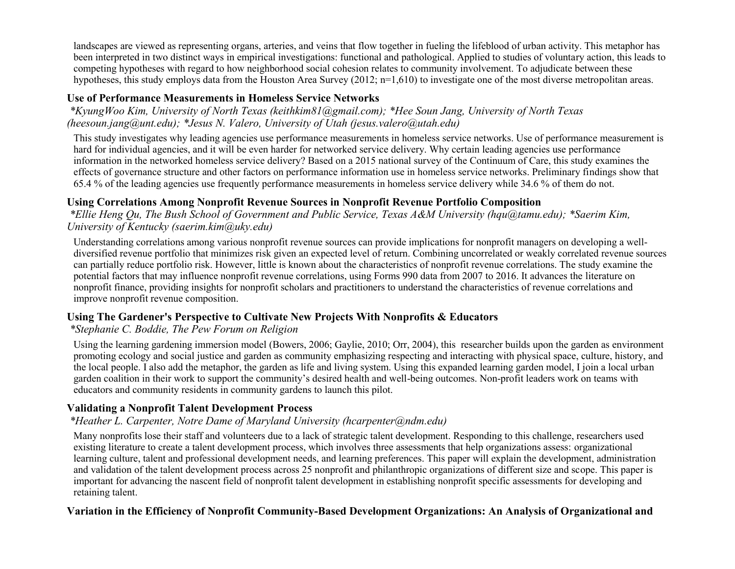landscapes are viewed as representing organs, arteries, and veins that flow together in fueling the lifeblood of urban activity. This metaphor has been interpreted in two distinct ways in empirical investigations: functional and pathological. Applied to studies of voluntary action, this leads to competing hypotheses with regard to how neighborhood social cohesion relates to community involvement. To adjudicate between these hypotheses, this study employs data from the Houston Area Survey (2012; n=1,610) to investigate one of the most diverse metropolitan areas.

### Use of Performance Measurements in Homeless Service Networks

*\*KyungWoo Kim, University of North Texas (keithkim81@gmail.com); \*Hee Soun Jang, University of North Texas (heesoun.jang@unt.edu); \*Jesus N. Valero, University of Utah (jesus.valero@utah.edu)*

This study investigates why leading agencies use performance measurements in homeless service networks. Use of performance measurement is hard for individual agencies, and it will be even harder for networked service delivery. Why certain leading agencies use performance information in the networked homeless service delivery? Based on a 2015 national survey of the Continuum of Care, this study examines the effects of governance structure and other factors on performance information use in homeless service networks. Preliminary findings show that 65.4 % of the leading agencies use frequently performance measurements in homeless service delivery while 34.6 % of them do not.

### Using Correlations Among Nonprofit Revenue Sources in Nonprofit Revenue Portfolio Composition

*\*Ellie Heng Qu, The Bush School of Government and Public Service, Texas A&M University (hqu@tamu.edu); \*Saerim Kim, University of Kentucky (saerim.kim@uky.edu)*

Understanding correlations among various nonprofit revenue sources can provide implications for nonprofit managers on developing a well-diversified revenue portfolio that minimizes risk given an expected level of return. Combining uncorrelated or weakly correlated revenue sources can partially reduce portfolio risk. However, little is known about the characteristics of nonprofit revenue correlations. The study examine the potential factors that may influence nonprofit revenue correlations, using Forms 990 data from 2007 to 2016. It advances the literature on nonprofit finance, providing insights for nonprofit scholars and practitioners to understand the characteristics of revenue correlations and improve nonprofit revenue composition.

### Using The Gardener's Perspective to Cultivate New Projects With Nonprofits & Educators

*\*Stephanie C. Boddie, The Pew Forum on Religion*

Using the learning gardening immersion model (Bowers, 2006; Gaylie, 2010; Orr, 2004), this researcher builds upon the garden as environment promoting ecology and social justice and garden as community emphasizing respecting and interacting with physical space, culture, history, and the local people. I also add the metaphor, the garden as life and living system. Using this expanded learning garden model, I join a local urban garden coalition in their work to support the community's desired health and well-being outcomes. Non-profit leaders work on teams with educators and community residents in community gardens to launch this pilot.

### Validating a Nonprofit Talent Development Process

*\*Heather L. Carpenter, Notre Dame of Maryland University (hcarpenter@ndm.edu)*

Many nonprofits lose their staff and volunteers due to a lack of strategic talent development. Responding to this challenge, researchers used existing literature to create a talent development process, which involves three assessments that help organizations assess: organizational learning culture, talent and professional development needs, and learning preferences. This paper will explain the development, administration and validation of the talent development process across 25 nonprofit and philanthropic organizations of different size and scope. This paper is important for advancing the nascent field of nonprofit talent development in establishing nonprofit specific assessments for developing and retaining talent.

### Variation in the Efficiency of Nonprofit Community-Based Development Organizations: An Analysis of Organizational and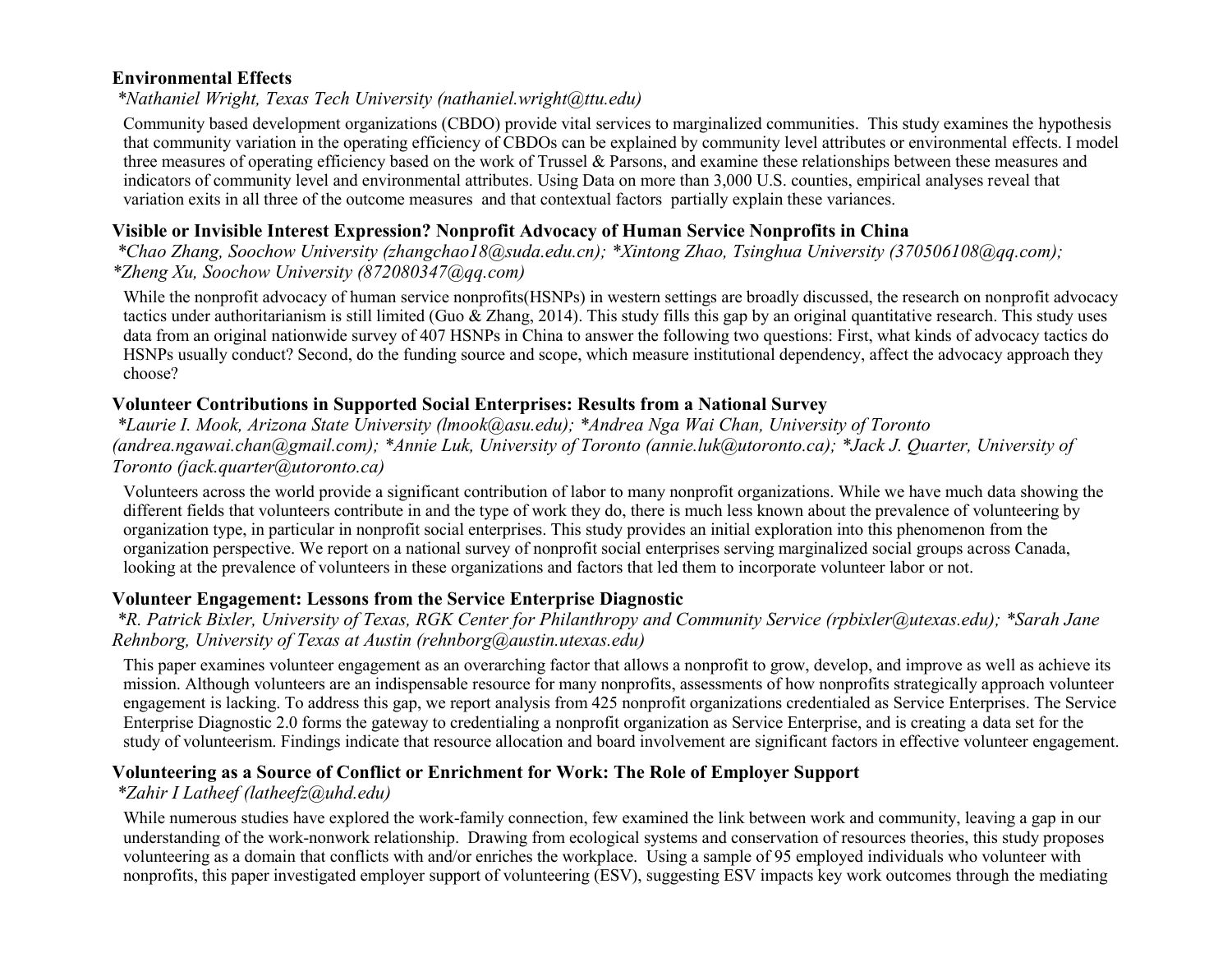### Environmental Effects

*\*Nathaniel Wright, Texas Tech University (nathaniel.wright@ttu.edu)*

Community based development organizations (CBDO) provide vital services to marginalized communities. This study examines the hypothesis that community variation in the operating efficiency of CBDOs can be explained by community level attributes or environmental effects. I model three measures of operating efficiency based on the work of Trussel & Parsons, and examine these relationships between these measures and indicators of community level and environmental attributes. Using Data on more than 3,000 U.S. counties, empirical analyses reveal that variation exits in all three of the outcome measures and that contextual factors partially explain these variances.

### Visible or Invisible Interest Expression? Nonprofit Advocacy of Human Service Nonprofits in China

*\*Chao Zhang, Soochow University (zhangchao18@suda.edu.cn); \*Xintong Zhao, Tsinghua University (370506108@qq.com); \*Zheng Xu, Soochow University (872080347@qq.com)*

While the nonprofit advocacy of human service nonprofits(HSNPs) in western settings are broadly discussed, the research on nonprofit advocacy tactics under authoritarianism is still limited (Guo & Zhang, 2014). This study fills this gap by an original quantitative research. This study uses data from an original nationwide survey of 407 HSNPs in China to answer the following two questions: First, what kinds of advocacy tactics do HSNPs usually conduct? Second, do the funding source and scope, which measure institutional dependency, affect the advocacy approach they choose?

### Volunteer Contributions in Supported Social Enterprises: Results from a National Survey

*\*Laurie I. Mook, Arizona State University (lmook@asu.edu); \*Andrea Nga Wai Chan, University of Toronto (andrea.ngawai.chan@gmail.com); \*Annie Luk, University of Toronto (annie.luk@utoronto.ca); \*Jack J. Quarter, University of Toronto (jack.quarter@utoronto.ca)*

Volunteers across the world provide a significant contribution of labor to many nonprofit organizations. While we have much data showing the different fields that volunteers contribute in and the type of work they do, there is much less known about the prevalence of volunteering by organization type, in particular in nonprofit social enterprises. This study provides an initial exploration into this phenomenon from the organization perspective. We report on a national survey of nonprofit social enterprises serving marginalized social groups across Canada, looking at the prevalence of volunteers in these organizations and factors that led them to incorporate volunteer labor or not.

### Volunteer Engagement: Lessons from the Service Enterprise Diagnostic

*\*R. Patrick Bixler, University of Texas, RGK Center for Philanthropy and Community Service (rpbixler@utexas.edu); \*Sarah Jane Rehnborg, University of Texas at Austin (rehnborg@austin.utexas.edu)*

This paper examines volunteer engagement as an overarching factor that allows a nonprofit to grow, develop, and improve as well as achieve its mission. Although volunteers are an indispensable resource for many nonprofits, assessments of how nonprofits strategically approach volunteer engagement is lacking. To address this gap, we report analysis from 425 nonprofit organizations credentialed as Service Enterprises. The Service Enterprise Diagnostic 2.0 forms the gateway to credentialing a nonprofit organization as Service Enterprise, and is creating a data set for the study of volunteerism. Findings indicate that resource allocation and board involvement are significant factors in effective volunteer engagement.

### Volunteering as a Source of Conflict or Enrichment for Work: The Role of Employer Support

*\*Zahir I Latheef (latheefz@uhd.edu)*

While numerous studies have explored the work-family connection, few examined the link between work and community, leaving a gap in our understanding of the work-nonwork relationship. Drawing from ecological systems and conservation of resources theories, this study proposes volunteering as a domain that conflicts with and/or enriches the workplace. Using a sample of 95 employed individuals who volunteer with nonprofits, this paper investigated employer support of volunteering (ESV), suggesting ESV impacts key work outcomes through the mediating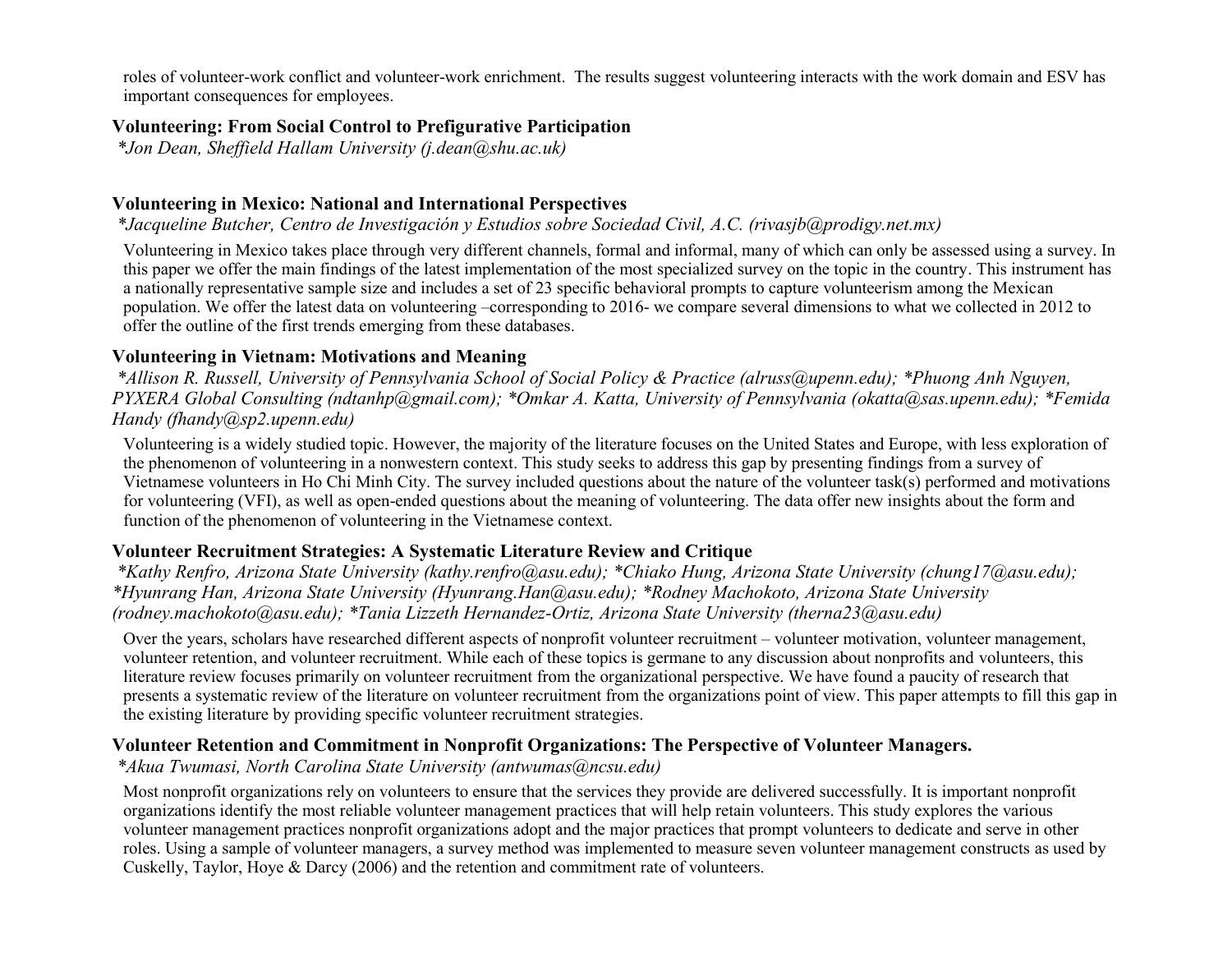roles of volunteer-work conflict and volunteer-work enrichment. The results suggest volunteering interacts with the work domain and ESV has important consequences for employees.

### Volunteering: From Social Control to Prefigurative Participation

*\*Jon Dean, Sheffield Hallam University (j.dean@shu.ac.uk)*

### Volunteering in Mexico: National and International Perspectives

*\*Jacqueline Butcher, Centro de Investigación y Estudios sobre Sociedad Civil, A.C. (rivasjb@prodigy.net.mx)*

Volunteering in Mexico takes place through very different channels, formal and informal, many of which can only be assessed using a survey. In this paper we offer the main findings of the latest implementation of the most specialized survey on the topic in the country. This instrument has a nationally representative sample size and includes a set of 23 specific behavioral prompts to capture volunteerism among the Mexican population. We offer the latest data on volunteering –corresponding to 2016- we compare several dimensions to what we collected in 2012 to offer the outline of the first trends emerging from these databases.

### Volunteering in Vietnam: Motivations and Meaning

*\*Allison R. Russell, University of Pennsylvania School of Social Policy & Practice (alruss@upenn.edu); \*Phuong Anh Nguyen, PYXERA Global Consulting (ndtanhp@gmail.com); \*Omkar A. Katta, University of Pennsylvania (okatta@sas.upenn.edu); \*Femida Handy (fhandy@sp2.upenn.edu)*

Volunteering is a widely studied topic. However, the majority of the literature focuses on the United States and Europe, with less exploration of the phenomenon of volunteering in a nonwestern context. This study seeks to address this gap by presenting findings from a survey of Vietnamese volunteers in Ho Chi Minh City. The survey included questions about the nature of the volunteer task(s) performed and motivations for volunteering (VFI), as well as open-ended questions about the meaning of volunteering. The data offer new insights about the form and function of the phenomenon of volunteering in the Vietnamese context.

### Volunteer Recruitment Strategies: A Systematic Literature Review and Critique

*\*Kathy Renfro, Arizona State University (kathy.renfro@asu.edu); \*Chiako Hung, Arizona State University (chung17@asu.edu); \*Hyunrang Han, Arizona State University (Hyunrang.Han@asu.edu); \*Rodney Machokoto, Arizona State University (rodney.machokoto@asu.edu); \*Tania Lizzeth Hernandez-Ortiz, Arizona State University (therna23@asu.edu)*

Over the years, scholars have researched different aspects of nonprofit volunteer recruitment – volunteer motivation, volunteer management, volunteer retention, and volunteer recruitment. While each of these topics is germane to any discussion about nonprofits and volunteers, this literature review focuses primarily on volunteer recruitment from the organizational perspective. We have found a paucity of research that presents a systematic review of the literature on volunteer recruitment from the organizations point of view. This paper attempts to fill this gap in the existing literature by providing specific volunteer recruitment strategies.

### Volunteer Retention and Commitment in Nonprofit Organizations: The Perspective of Volunteer Managers.

*\*Akua Twumasi, North Carolina State University (antwumas@ncsu.edu)*

Most nonprofit organizations rely on volunteers to ensure that the services they provide are delivered successfully. It is important nonprofit organizations identify the most reliable volunteer management practices that will help retain volunteers. This study explores the various volunteer management practices nonprofit organizations adopt and the major practices that prompt volunteers to dedicate and serve in other roles. Using a sample of volunteer managers, a survey method was implemented to measure seven volunteer management constructs as used by Cuskelly, Taylor, Hoye & Darcy (2006) and the retention and commitment rate of volunteers.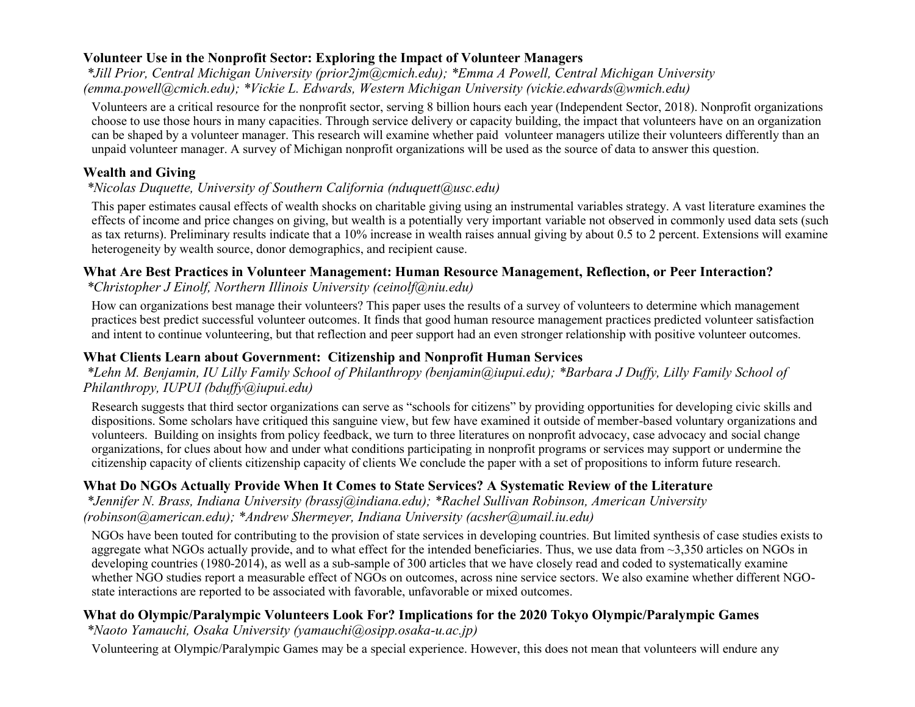### Volunteer Use in the Nonprofit Sector: Exploring the Impact of Volunteer Managers

*\*Jill Prior, Central Michigan University (prior2jm@cmich.edu); \*Emma A Powell, Central Michigan University (emma.powell@cmich.edu); \*Vickie L. Edwards, Western Michigan University (vickie.edwards@wmich.edu)*

Volunteers are a critical resource for the nonprofit sector, serving 8 billion hours each year (Independent Sector, 2018). Nonprofit organizations choose to use those hours in many capacities. Through service delivery or capacity building, the impact that volunteers have on an organization can be shaped by a volunteer manager. This research will examine whether paid volunteer managers utilize their volunteers differently than an unpaid volunteer manager. A survey of Michigan nonprofit organizations will be used as the source of data to answer this question.

### Wealth and Giving

*\*Nicolas Duquette, University of Southern California (nduquett@usc.edu)*

This paper estimates causal effects of wealth shocks on charitable giving using an instrumental variables strategy. A vast literature examines the effects of income and price changes on giving, but wealth is a potentially very important variable not observed in commonly used data sets (such as tax returns). Preliminary results indicate that a 10% increase in wealth raises annual giving by about 0.5 to 2 percent. Extensions will examine heterogeneity by wealth source, donor demographics, and recipient cause.

### What Are Best Practices in Volunteer Management: Human Resource Management, Reflection, or Peer Interaction?

*\*Christopher J Einolf, Northern Illinois University (ceinolf@niu.edu)*

How can organizations best manage their volunteers? This paper uses the results of a survey of volunteers to determine which management practices best predict successful volunteer outcomes. It finds that good human resource management practices predicted volunteer satisfaction and intent to continue volunteering, but that reflection and peer support had an even stronger relationship with positive volunteer outcomes.

### What Clients Learn about Government: Citizenship and Nonprofit Human Services

*\*Lehn M. Benjamin, IU Lilly Family School of Philanthropy (benjamin@iupui.edu); \*Barbara J Duffy, Lilly Family School of Philanthropy, IUPUI (bduffy@iupui.edu)*

Research suggests that third sector organizations can serve as "schools for citizens" by providing opportunities for developing civic skills and dispositions. Some scholars have critiqued this sanguine view, but few have examined it outside of member-based voluntary organizations and volunteers. Building on insights from policy feedback, we turn to three literatures on nonprofit advocacy, case advocacy and social change organizations, for clues about how and under what conditions participating in nonprofit programs or services may support or undermine the citizenship capacity of clients citizenship capacity of clients We conclude the paper with a set of propositions to inform future research.

### What Do NGOs Actually Provide When It Comes to State Services? A Systematic Review of the Literature

*\*Jennifer N. Brass, Indiana University (brassj@indiana.edu); \*Rachel Sullivan Robinson, American University (robinson@american.edu); \*Andrew Shermeyer, Indiana University (acsher@umail.iu.edu)*

NGOs have been touted for contributing to the provision of state services in developing countries. But limited synthesis of case studies exists to aggregate what NGOs actually provide, and to what effect for the intended beneficiaries. Thus, we use data from ~3,350 articles on NGOs in developing countries (1980-2014), as well as a sub-sample of 300 articles that we have closely read and coded to systematically examine whether NGO studies report a measurable effect of NGOs on outcomes, across nine service sectors. We also examine whether different NGO-state interactions are reported to be associated with favorable, unfavorable or mixed outcomes.

### What do Olympic/Paralympic Volunteers Look For? Implications for the 2020 Tokyo Olympic/Paralympic Games

*\*Naoto Yamauchi, Osaka University (yamauchi@osipp.osaka-u.ac.jp)*

Volunteering at Olympic/Paralympic Games may be a special experience. However, this does not mean that volunteers will endure any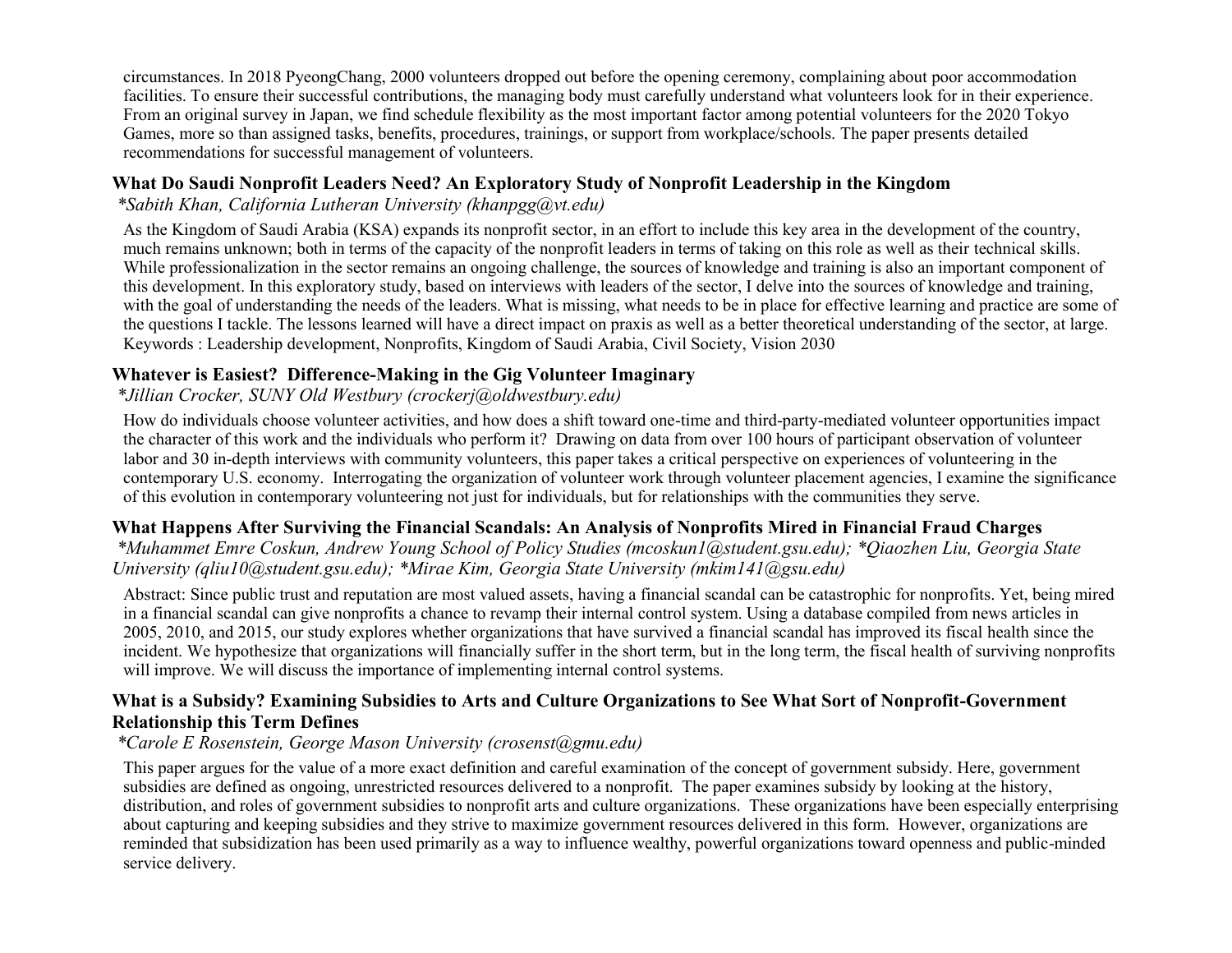circumstances. In 2018 PyeongChang, 2000 volunteers dropped out before the opening ceremony, complaining about poor accommodation facilities. To ensure their successful contributions, the managing body must carefully understand what volunteers look for in their experience. From an original survey in Japan, we find schedule flexibility as the most important factor among potential volunteers for the 2020 Tokyo Games, more so than assigned tasks, benefits, procedures, trainings, or support from workplace/schools. The paper presents detailed recommendations for successful management of volunteers.

### What Do Saudi Nonprofit Leaders Need? An Exploratory Study of Nonprofit Leadership in the Kingdom

*\*Sabith Khan, California Lutheran University (khanpgg@vt.edu)*

As the Kingdom of Saudi Arabia (KSA) expands its nonprofit sector, in an effort to include this key area in the development of the country, much remains unknown; both in terms of the capacity of the nonprofit leaders in terms of taking on this role as well as their technical skills. While professionalization in the sector remains an ongoing challenge, the sources of knowledge and training is also an important component of this development. In this exploratory study, based on interviews with leaders of the sector, I delve into the sources of knowledge and training, with the goal of understanding the needs of the leaders. What is missing, what needs to be in place for effective learning and practice are some of the questions I tackle. The lessons learned will have a direct impact on praxis as well as a better theoretical understanding of the sector, at large. Keywords : Leadership development, Nonprofits, Kingdom of Saudi Arabia, Civil Society, Vision 2030

### Whatever is Easiest? Difference-Making in the Gig Volunteer Imaginary

*\*Jillian Crocker, SUNY Old Westbury (crockerj@oldwestbury.edu)*

How do individuals choose volunteer activities, and how does a shift toward one-time and third-party-mediated volunteer opportunities impact the character of this work and the individuals who perform it? Drawing on data from over 100 hours of participant observation of volunteer labor and 30 in-depth interviews with community volunteers, this paper takes a critical perspective on experiences of volunteering in the contemporary U.S. economy. Interrogating the organization of volunteer work through volunteer placement agencies, I examine the significance of this evolution in contemporary volunteering not just for individuals, but for relationships with the communities they serve.

### What Happens After Surviving the Financial Scandals: An Analysis of Nonprofits Mired in Financial Fraud Charges

*\*Muhammet Emre Coskun, Andrew Young School of Policy Studies (mcoskun1@student.gsu.edu); \*Qiaozhen Liu, Georgia State University (qliu10@student.gsu.edu); \*Mirae Kim, Georgia State University (mkim141@gsu.edu)*

Abstract: Since public trust and reputation are most valued assets, having a financial scandal can be catastrophic for nonprofits. Yet, being mired in a financial scandal can give nonprofits a chance to revamp their internal control system. Using a database compiled from news articles in 2005, 2010, and 2015, our study explores whether organizations that have survived a financial scandal has improved its fiscal health since the incident. We hypothesize that organizations will financially suffer in the short term, but in the long term, the fiscal health of surviving nonprofits will improve. We will discuss the importance of implementing internal control systems.

### What is a Subsidy? Examining Subsidies to Arts and Culture Organizations to See What Sort of Nonprofit-Government Relationship this Term Defines

*\*Carole E Rosenstein, George Mason University (crosenst@gmu.edu)*

This paper argues for the value of a more exact definition and careful examination of the concept of government subsidy. Here, government subsidies are defined as ongoing, unrestricted resources delivered to a nonprofit. The paper examines subsidy by looking at the history, distribution, and roles of government subsidies to nonprofit arts and culture organizations. These organizations have been especially enterprising about capturing and keeping subsidies and they strive to maximize government resources delivered in this form. However, organizations are reminded that subsidization has been used primarily as a way to influence wealthy, powerful organizations toward openness and public-minded service delivery.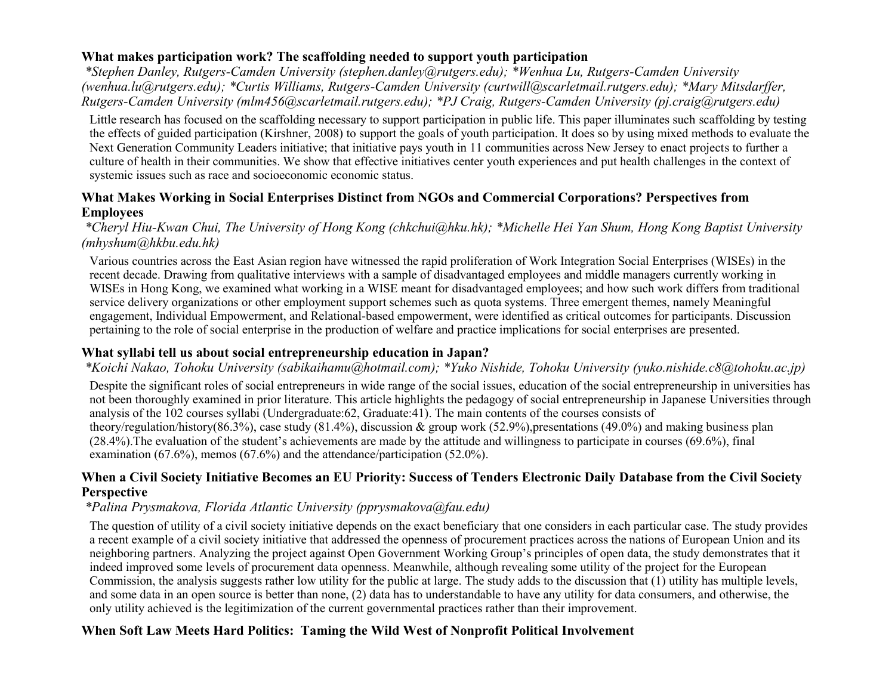### What makes participation work? The scaffolding needed to support youth participation

*\*Stephen Danley, Rutgers-Camden University (stephen.danley@rutgers.edu); \*Wenhua Lu, Rutgers-Camden University (wenhua.lu@rutgers.edu); \*Curtis Williams, Rutgers-Camden University (curtwill@scarletmail.rutgers.edu); \*Mary Mitsdarffer, Rutgers-Camden University (mlm456@scarletmail.rutgers.edu); \*PJ Craig, Rutgers-Camden University (pj.craig@rutgers.edu)*

Little research has focused on the scaffolding necessary to support participation in public life. This paper illuminates such scaffolding by testing the effects of guided participation (Kirshner, 2008) to support the goals of youth participation. It does so by using mixed methods to evaluate the Next Generation Community Leaders initiative; that initiative pays youth in 11 communities across New Jersey to enact projects to further a culture of health in their communities. We show that effective initiatives center youth experiences and put health challenges in the context of systemic issues such as race and socioeconomic economic status.

### What Makes Working in Social Enterprises Distinct from NGOs and Commercial Corporations? Perspectives from Employees

*\*Cheryl Hiu-Kwan Chui, The University of Hong Kong (chkchui@hku.hk); \*Michelle Hei Yan Shum, Hong Kong Baptist University (mhyshum@hkbu.edu.hk)*

Various countries across the East Asian region have witnessed the rapid proliferation of Work Integration Social Enterprises (WISEs) in the recent decade. Drawing from qualitative interviews with a sample of disadvantaged employees and middle managers currently working in WISEs in Hong Kong, we examined what working in a WISE meant for disadvantaged employees; and how such work differs from traditional service delivery organizations or other employment support schemes such as quota systems. Three emergent themes, namely Meaningful engagement, Individual Empowerment, and Relational-based empowerment, were identified as critical outcomes for participants. Discussion pertaining to the role of social enterprise in the production of welfare and practice implications for social enterprises are presented.

### What syllabi tell us about social entrepreneurship education in Japan?

*\*Koichi Nakao, Tohoku University (sabikaihamu@hotmail.com); \*Yuko Nishide, Tohoku University (yuko.nishide.c8@tohoku.ac.jp)*

Despite the significant roles of social entrepreneurs in wide range of the social issues, education of the social entrepreneurship in universities has not been thoroughly examined in prior literature. This article highlights the pedagogy of social entrepreneurship in Japanese Universities through analysis of the 102 courses syllabi (Undergraduate:62, Graduate:41). The main contents of the courses consists of theory/regulation/history(86.3%), case study (81.4%), discussion & group work (52.9%),presentations (49.0%) and making business plan (28.4%).The evaluation of the student's achievements are made by the attitude and willingness to participate in courses (69.6%), final examination (67.6%), memos (67.6%) and the attendance/participation (52.0%).

### When a Civil Society Initiative Becomes an EU Priority: Success of Tenders Electronic Daily Database from the Civil Society Perspective

*\*Palina Prysmakova, Florida Atlantic University (pprysmakova@fau.edu)*

The question of utility of a civil society initiative depends on the exact beneficiary that one considers in each particular case. The study provides a recent example of a civil society initiative that addressed the openness of procurement practices across the nations of European Union and its neighboring partners. Analyzing the project against Open Government Working Group's principles of open data, the study demonstrates that it indeed improved some levels of procurement data openness. Meanwhile, although revealing some utility of the project for the European Commission, the analysis suggests rather low utility for the public at large. The study adds to the discussion that (1) utility has multiple levels, and some data in an open source is better than none, (2) data has to understandable to have any utility for data consumers, and otherwise, the only utility achieved is the legitimization of the current governmental practices rather than their improvement.

### When Soft Law Meets Hard Politics: Taming the Wild West of Nonprofit Political Involvement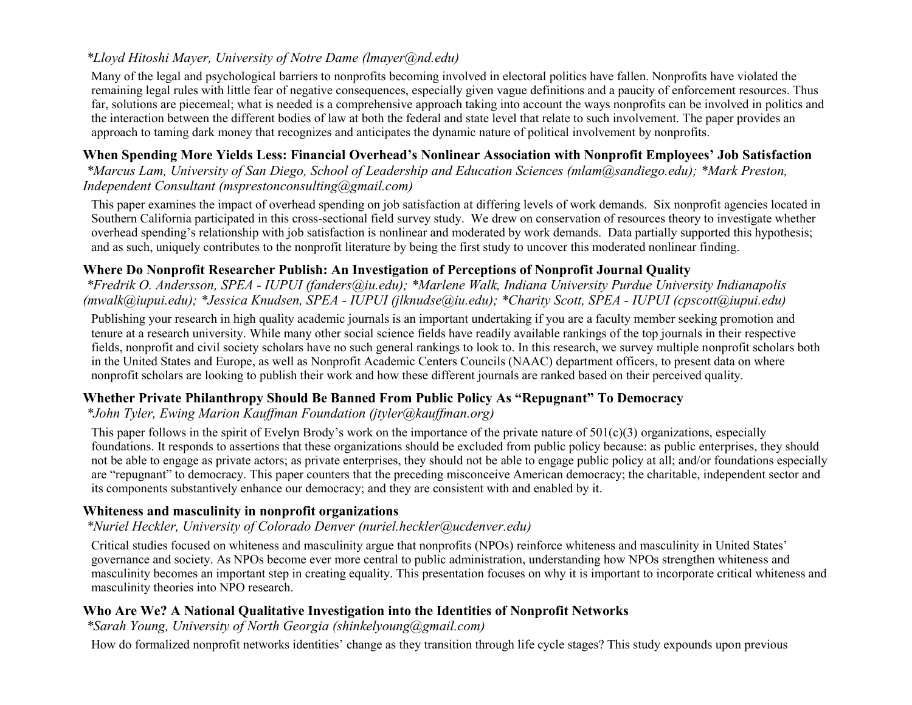*Lloyd Hitoshi Mayer, University of Notre Dame (lmayer@nd.edu)*

Many of the legal and psychological barriers to nonprofits becoming involved in electoral politics have fallen. Nonprofits have violated the remaining legal rules with little fear of negative consequences, especially given vague definitions and a paucity of enforcement resources. Thus far, solutions are piecemeal; what is needed is a comprehensive approach taking into account the ways nonprofits can be involved in politics and the interaction between the different bodies of law at both the federal and state level that relate to such involvement. The paper provides an approach to taming dark money that recognizes and anticipates the dynamic nature of political involvement by nonprofits.

### When Spending More Yields Less: Financial Overhead's Nonlinear Association with Nonprofit Employees' Job Satisfaction

*Marcus Lam, University of San Diego, School of Leadership and Education Sciences (mlam@sandiego.edu); *Mark Preston, Independent Consultant (msprestonconsulting@gmail.com)*

This paper examines the impact of overhead spending on job satisfaction at differing levels of work demands. Six nonprofit agencies located in Southern California participated in this cross-sectional field survey study. We drew on conservation of resources theory to investigate whether overhead spending's relationship with job satisfaction is nonlinear and moderated by work demands. Data partially supported this hypothesis; and as such, uniquely contributes to the nonprofit literature by being the first study to uncover this moderated nonlinear finding.

### Where Do Nonprofit Researcher Publish: An Investigation of Perceptions of Nonprofit Journal Quality

*Fredrik O. Andersson, SPEA - IUPUI (fanders@iu.edu); *Marlene Walk, Indiana University Purdue University Indianapolis (mwalk@iupui.edu); *Jessica Knudsen, SPEA - IUPUI (jlknudse@iu.edu); *Charity Scott, SPEA - IUPUI (cpscott@iupui.edu)*

Publishing your research in high quality academic journals is an important undertaking if you are a faculty member seeking promotion and tenure at a research university. While many other social science fields have readily available rankings of the top journals in their respective fields, nonprofit and civil society scholars have no such general rankings to look to. In this research, we survey multiple nonprofit scholars both in the United States and Europe, as well as Nonprofit Academic Centers Councils (NAAC) department officers, to present data on where nonprofit scholars are looking to publish their work and how these different journals are ranked based on their perceived quality.

### Whether Private Philanthropy Should Be Banned From Public Policy As "Repugnant" To Democracy

*John Tyler, Ewing Marion Kauffman Foundation (jtyler@kauffman.org)*

This paper follows in the spirit of Evelyn Brody's work on the importance of the private nature of 501(c)(3) organizations, especially foundations. It responds to assertions that these organizations should be excluded from public policy because: as public enterprises, they should not be able to engage as private actors; as private enterprises, they should not be able to engage public policy at all; and/or foundations especially are "repugnant" to democracy. This paper counters that the preceding misconceive American democracy; the charitable, independent sector and its components substantively enhance our democracy; and they are consistent with and enabled by it.

### Whiteness and masculinity in nonprofit organizations

*Nuriel Heckler, University of Colorado Denver (nuriel.heckler@ucdenver.edu)*

Critical studies focused on whiteness and masculinity argue that nonprofits (NPOs) reinforce whiteness and masculinity in United States' governance and society. As NPOs become ever more central to public administration, understanding how NPOs strengthen whiteness and masculinity becomes an important step in creating equality. This presentation focuses on why it is important to incorporate critical whiteness and masculinity theories into NPO research.

### Who Are We? A National Qualitative Investigation into the Identities of Nonprofit Networks

*Sarah Young, University of North Georgia (shinkelyoung@gmail.com)*

How do formalized nonprofit networks identities' change as they transition through life cycle stages? This study expounds upon previous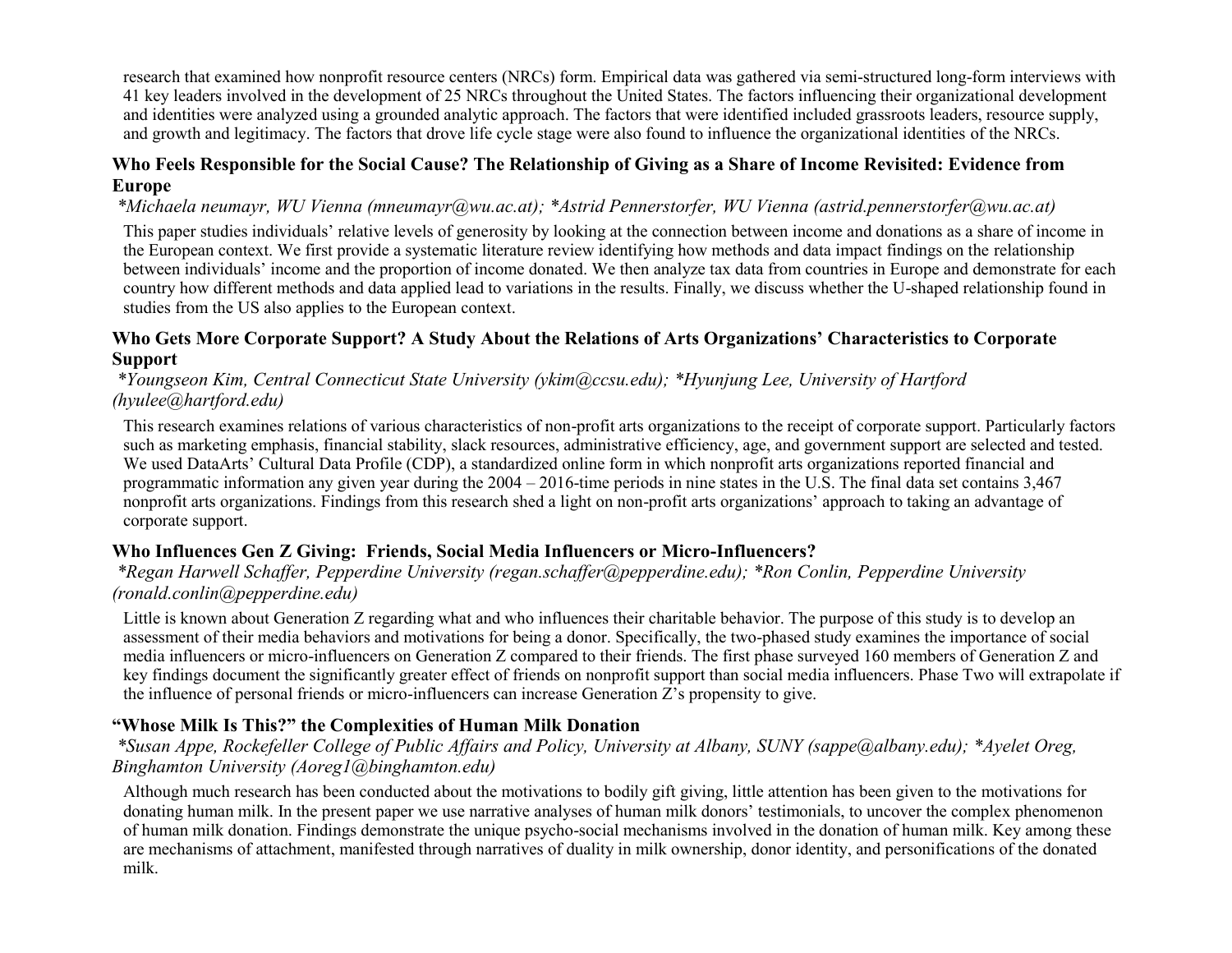research that examined how nonprofit resource centers (NRCs) form. Empirical data was gathered via semi-structured long-form interviews with 41 key leaders involved in the development of 25 NRCs throughout the United States. The factors influencing their organizational development and identities were analyzed using a grounded analytic approach. The factors that were identified included grassroots leaders, resource supply, and growth and legitimacy. The factors that drove life cycle stage were also found to influence the organizational identities of the NRCs.

### Who Feels Responsible for the Social Cause? The Relationship of Giving as a Share of Income Revisited: Evidence from Europe

*\*Michaela neumayr, WU Vienna (mneumayr@wu.ac.at); \*Astrid Pennerstorfer, WU Vienna (astrid.pennerstorfer@wu.ac.at)*

This paper studies individuals' relative levels of generosity by looking at the connection between income and donations as a share of income in the European context. We first provide a systematic literature review identifying how methods and data impact findings on the relationship between individuals' income and the proportion of income donated. We then analyze tax data from countries in Europe and demonstrate for each country how different methods and data applied lead to variations in the results. Finally, we discuss whether the U-shaped relationship found in studies from the US also applies to the European context.

### Who Gets More Corporate Support? A Study About the Relations of Arts Organizations' Characteristics to Corporate Support

*\*Youngseon Kim, Central Connecticut State University (ykim@ccsu.edu); \*Hyunjung Lee, University of Hartford (hyulee@hartford.edu)*

This research examines relations of various characteristics of non-profit arts organizations to the receipt of corporate support. Particularly factors such as marketing emphasis, financial stability, slack resources, administrative efficiency, age, and government support are selected and tested. We used DataArts' Cultural Data Profile (CDP), a standardized online form in which nonprofit arts organizations reported financial and programmatic information any given year during the 2004 – 2016-time periods in nine states in the U.S. The final data set contains 3,467 nonprofit arts organizations. Findings from this research shed a light on non-profit arts organizations' approach to taking an advantage of corporate support.

### Who Influences Gen Z Giving: Friends, Social Media Influencers or Micro-Influencers?

*\*Regan Harwell Schaffer, Pepperdine University (regan.schaffer@pepperdine.edu); \*Ron Conlin, Pepperdine University (ronald.conlin@pepperdine.edu)*

Little is known about Generation Z regarding what and who influences their charitable behavior. The purpose of this study is to develop an assessment of their media behaviors and motivations for being a donor. Specifically, the two-phased study examines the importance of social media influencers or micro-influencers on Generation Z compared to their friends. The first phase surveyed 160 members of Generation Z and key findings document the significantly greater effect of friends on nonprofit support than social media influencers. Phase Two will extrapolate if the influence of personal friends or micro-influencers can increase Generation Z's propensity to give.

### "Whose Milk Is This?" the Complexities of Human Milk Donation

*\*Susan Appe, Rockefeller College of Public Affairs and Policy, University at Albany, SUNY (sappe@albany.edu); \*Ayelet Oreg, Binghamton University (Aoreg1@binghamton.edu)*

Although much research has been conducted about the motivations to bodily gift giving, little attention has been given to the motivations for donating human milk. In the present paper we use narrative analyses of human milk donors' testimonials, to uncover the complex phenomenon of human milk donation. Findings demonstrate the unique psycho-social mechanisms involved in the donation of human milk. Key among these are mechanisms of attachment, manifested through narratives of duality in milk ownership, donor identity, and personifications of the donated milk.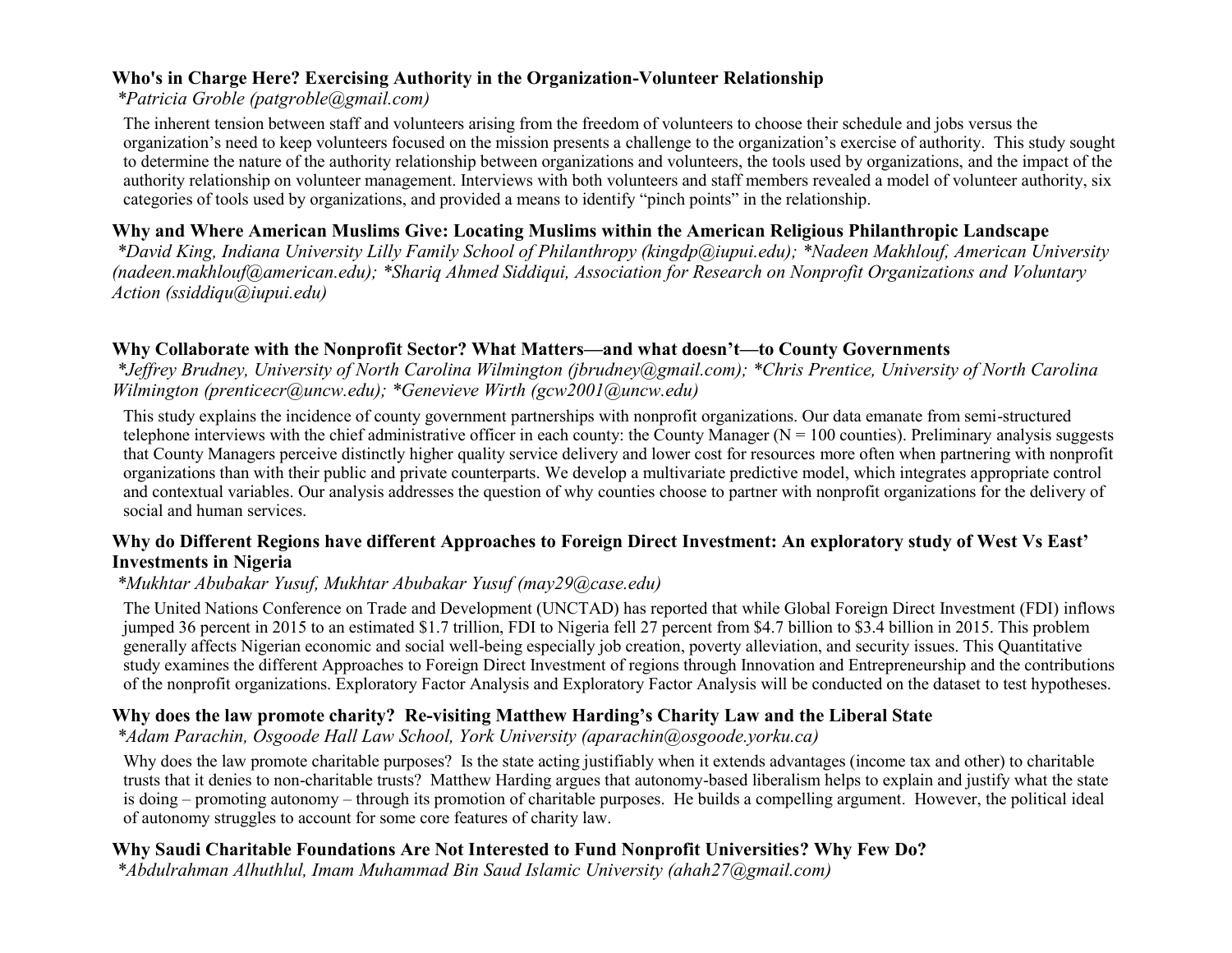### Who's in Charge Here? Exercising Authority in the Organization-Volunteer Relationship

*\*Patricia Groble (patgroble@gmail.com)*

The inherent tension between staff and volunteers arising from the freedom of volunteers to choose their schedule and jobs versus the organization's need to keep volunteers focused on the mission presents a challenge to the organization's exercise of authority. This study sought to determine the nature of the authority relationship between organizations and volunteers, the tools used by organizations, and the impact of the authority relationship on volunteer management. Interviews with both volunteers and staff members revealed a model of volunteer authority, six categories of tools used by organizations, and provided a means to identify "pinch points" in the relationship.

### Why and Where American Muslims Give: Locating Muslims within the American Religious Philanthropic Landscape

*\*David King, Indiana University Lilly Family School of Philanthropy (kingdp@iupui.edu); \*Nadeen Makhlouf, American University (nadeen.makhlouf@american.edu); \*Shariq Ahmed Siddiqui, Association for Research on Nonprofit Organizations and Voluntary Action (ssiddiqu@iupui.edu)*

### Why Collaborate with the Nonprofit Sector? What Matters—and what doesn't—to County Governments

*\*Jeffrey Brudney, University of North Carolina Wilmington (jbrudney@gmail.com); \*Chris Prentice, University of North Carolina Wilmington (prenticecr@uncw.edu); \*Genevieve Wirth (gcw2001@uncw.edu)*

This study explains the incidence of county government partnerships with nonprofit organizations. Our data emanate from semi-structured telephone interviews with the chief administrative officer in each county: the County Manager (N = 100 counties). Preliminary analysis suggests that County Managers perceive distinctly higher quality service delivery and lower cost for resources more often when partnering with nonprofit organizations than with their public and private counterparts. We develop a multivariate predictive model, which integrates appropriate control and contextual variables. Our analysis addresses the question of why counties choose to partner with nonprofit organizations for the delivery of social and human services.

### Why do Different Regions have different Approaches to Foreign Direct Investment: An exploratory study of West Vs East' Investments in Nigeria

*\*Mukhtar Abubakar Yusuf, Mukhtar Abubakar Yusuf (may29@case.edu)*

The United Nations Conference on Trade and Development (UNCTAD) has reported that while Global Foreign Direct Investment (FDI) inflows jumped 36 percent in 2015 to an estimated $1.7 trillion, FDI to Nigeria fell 27 percent from $4.7 billion to $3.4 billion in 2015. This problem generally affects Nigerian economic and social well-being especially job creation, poverty alleviation, and security issues. This Quantitative study examines the different Approaches to Foreign Direct Investment of regions through Innovation and Entrepreneurship and the contributions of the nonprofit organizations. Exploratory Factor Analysis and Exploratory Factor Analysis will be conducted on the dataset to test hypotheses.

### Why does the law promote charity? Re-visiting Matthew Harding's Charity Law and the Liberal State

*\*Adam Parachin, Osgoode Hall Law School, York University (aparachin@osgoode.yorku.ca)*

Why does the law promote charitable purposes? Is the state acting justifiably when it extends advantages (income tax and other) to charitable trusts that it denies to non-charitable trusts? Matthew Harding argues that autonomy-based liberalism helps to explain and justify what the state is doing – promoting autonomy – through its promotion of charitable purposes. He builds a compelling argument. However, the political ideal of autonomy struggles to account for some core features of charity law.

### Why Saudi Charitable Foundations Are Not Interested to Fund Nonprofit Universities? Why Few Do?

*\*Abdulrahman Alhuthlul, Imam Muhammad Bin Saud Islamic University (ahah27@gmail.com)*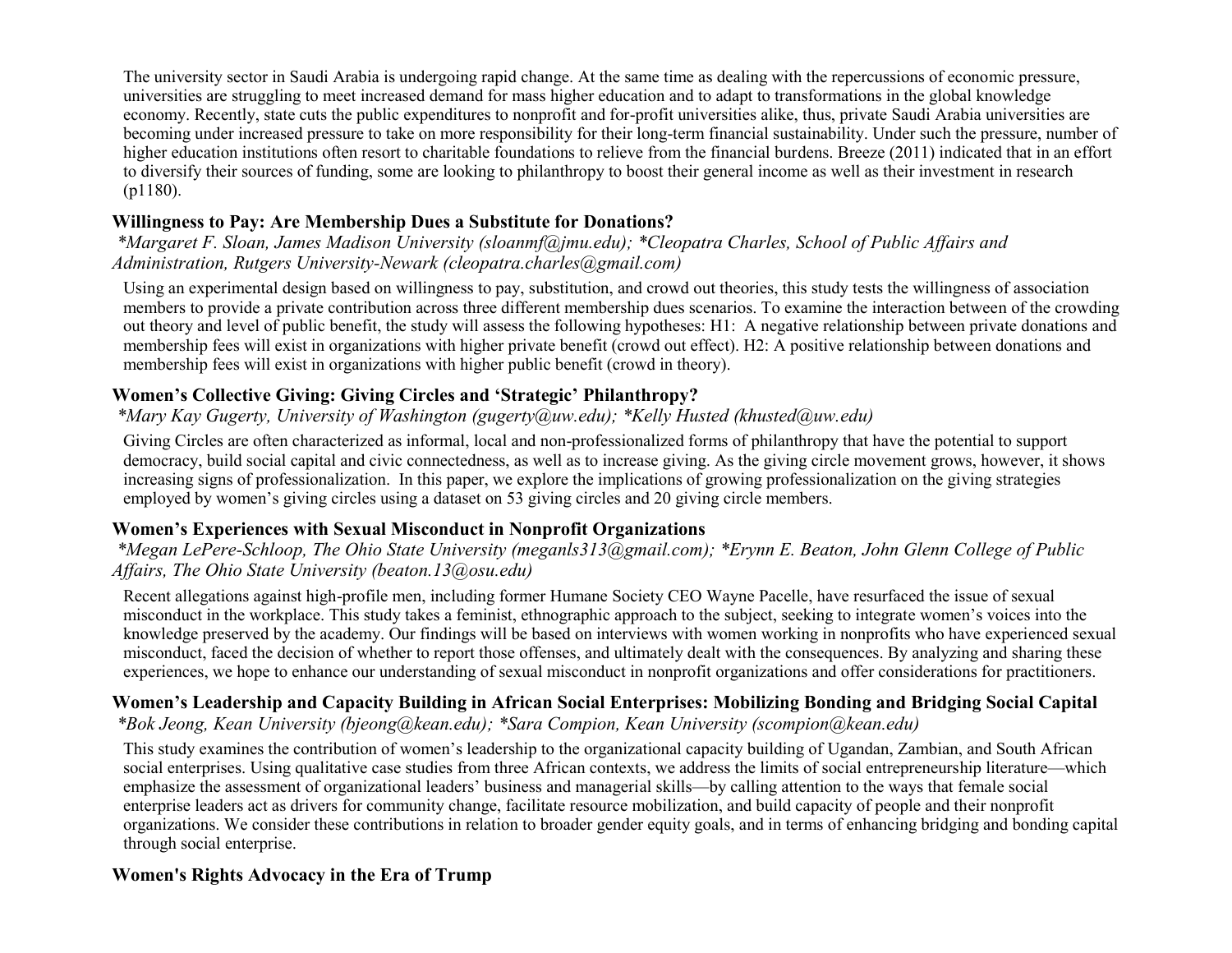The university sector in Saudi Arabia is undergoing rapid change. At the same time as dealing with the repercussions of economic pressure, universities are struggling to meet increased demand for mass higher education and to adapt to transformations in the global knowledge economy. Recently, state cuts the public expenditures to nonprofit and for-profit universities alike, thus, private Saudi Arabia universities are becoming under increased pressure to take on more responsibility for their long-term financial sustainability. Under such the pressure, number of higher education institutions often resort to charitable foundations to relieve from the financial burdens. Breeze (2011) indicated that in an effort to diversify their sources of funding, some are looking to philanthropy to boost their general income as well as their investment in research (p1180).

### Willingness to Pay: Are Membership Dues a Substitute for Donations?

*\*Margaret F. Sloan, James Madison University (sloanmf@jmu.edu); \*Cleopatra Charles, School of Public Affairs and Administration, Rutgers University-Newark (cleopatra.charles@gmail.com)*

Using an experimental design based on willingness to pay, substitution, and crowd out theories, this study tests the willingness of association members to provide a private contribution across three different membership dues scenarios. To examine the interaction between of the crowding out theory and level of public benefit, the study will assess the following hypotheses: H1: A negative relationship between private donations and membership fees will exist in organizations with higher private benefit (crowd out effect). H2: A positive relationship between donations and membership fees will exist in organizations with higher public benefit (crowd in theory).

### Women's Collective Giving: Giving Circles and 'Strategic' Philanthropy?

*\*Mary Kay Gugerty, University of Washington (gugerty@uw.edu); \*Kelly Husted (khusted@uw.edu)*

Giving Circles are often characterized as informal, local and non-professionalized forms of philanthropy that have the potential to support democracy, build social capital and civic connectedness, as well as to increase giving. As the giving circle movement grows, however, it shows increasing signs of professionalization. In this paper, we explore the implications of growing professionalization on the giving strategies employed by women's giving circles using a dataset on 53 giving circles and 20 giving circle members.

### Women's Experiences with Sexual Misconduct in Nonprofit Organizations

*\*Megan LePere-Schloop, The Ohio State University (meganls313@gmail.com); \*Erynn E. Beaton, John Glenn College of Public Affairs, The Ohio State University (beaton.13@osu.edu)*

Recent allegations against high-profile men, including former Humane Society CEO Wayne Pacelle, have resurfaced the issue of sexual misconduct in the workplace. This study takes a feminist, ethnographic approach to the subject, seeking to integrate women's voices into the knowledge preserved by the academy. Our findings will be based on interviews with women working in nonprofits who have experienced sexual misconduct, faced the decision of whether to report those offenses, and ultimately dealt with the consequences. By analyzing and sharing these experiences, we hope to enhance our understanding of sexual misconduct in nonprofit organizations and offer considerations for practitioners.

### Women's Leadership and Capacity Building in African Social Enterprises: Mobilizing Bonding and Bridging Social Capital

*\*Bok Jeong, Kean University (bjeong@kean.edu); \*Sara Compion, Kean University (scompion@kean.edu)*

This study examines the contribution of women's leadership to the organizational capacity building of Ugandan, Zambian, and South African social enterprises. Using qualitative case studies from three African contexts, we address the limits of social entrepreneurship literature—which emphasize the assessment of organizational leaders' business and managerial skills—by calling attention to the ways that female social enterprise leaders act as drivers for community change, facilitate resource mobilization, and build capacity of people and their nonprofit organizations. We consider these contributions in relation to broader gender equity goals, and in terms of enhancing bridging and bonding capital through social enterprise.

### Women's Rights Advocacy in the Era of Trump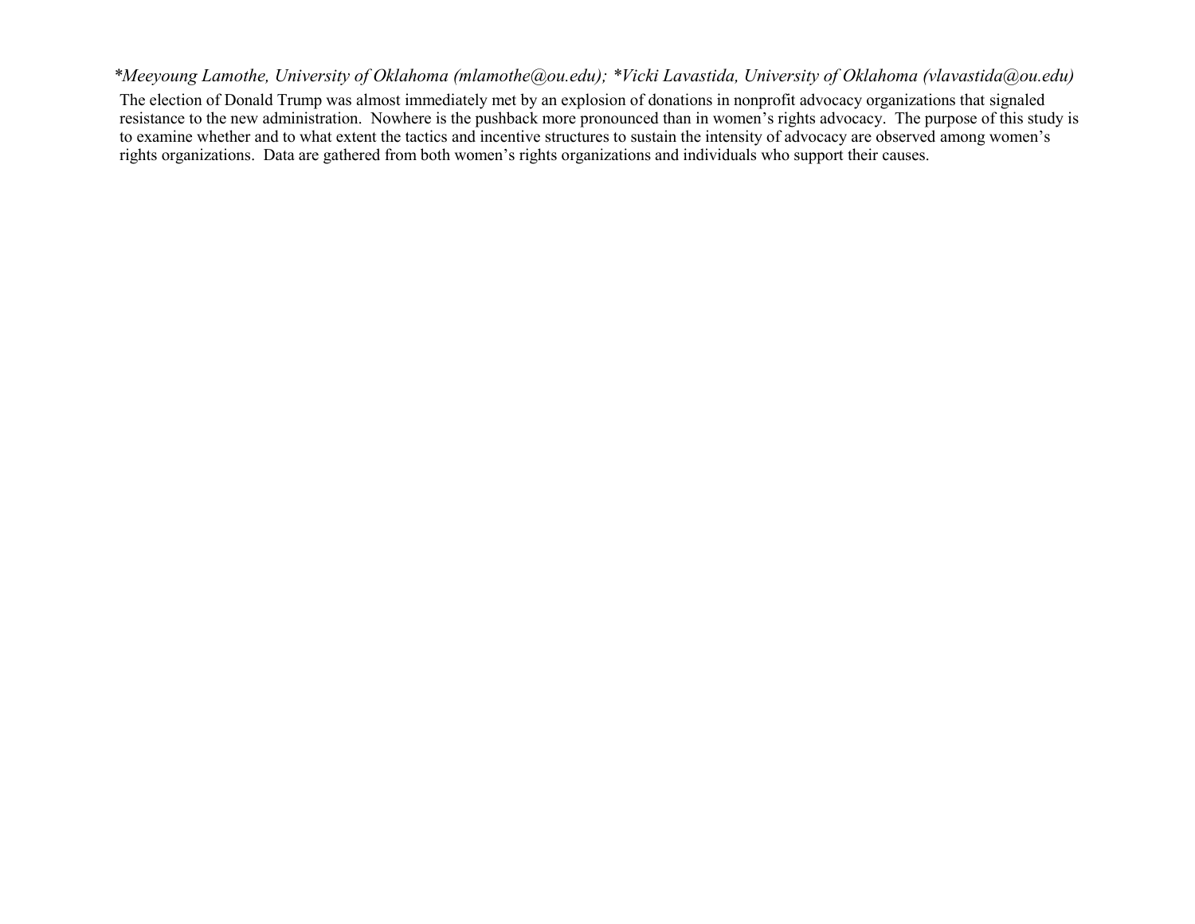*\*Meeyoung Lamothe, University of Oklahoma (mlamothe@ou.edu); \*Vicki Lavastida, University of Oklahoma (vlavastida@ou.edu)*

The election of Donald Trump was almost immediately met by an explosion of donations in nonprofit advocacy organizations that signaled resistance to the new administration. Nowhere is the pushback more pronounced than in women's rights advocacy. The purpose of this study is to examine whether and to what extent the tactics and incentive structures to sustain the intensity of advocacy are observed among women's rights organizations. Data are gathered from both women's rights organizations and individuals who support their causes.